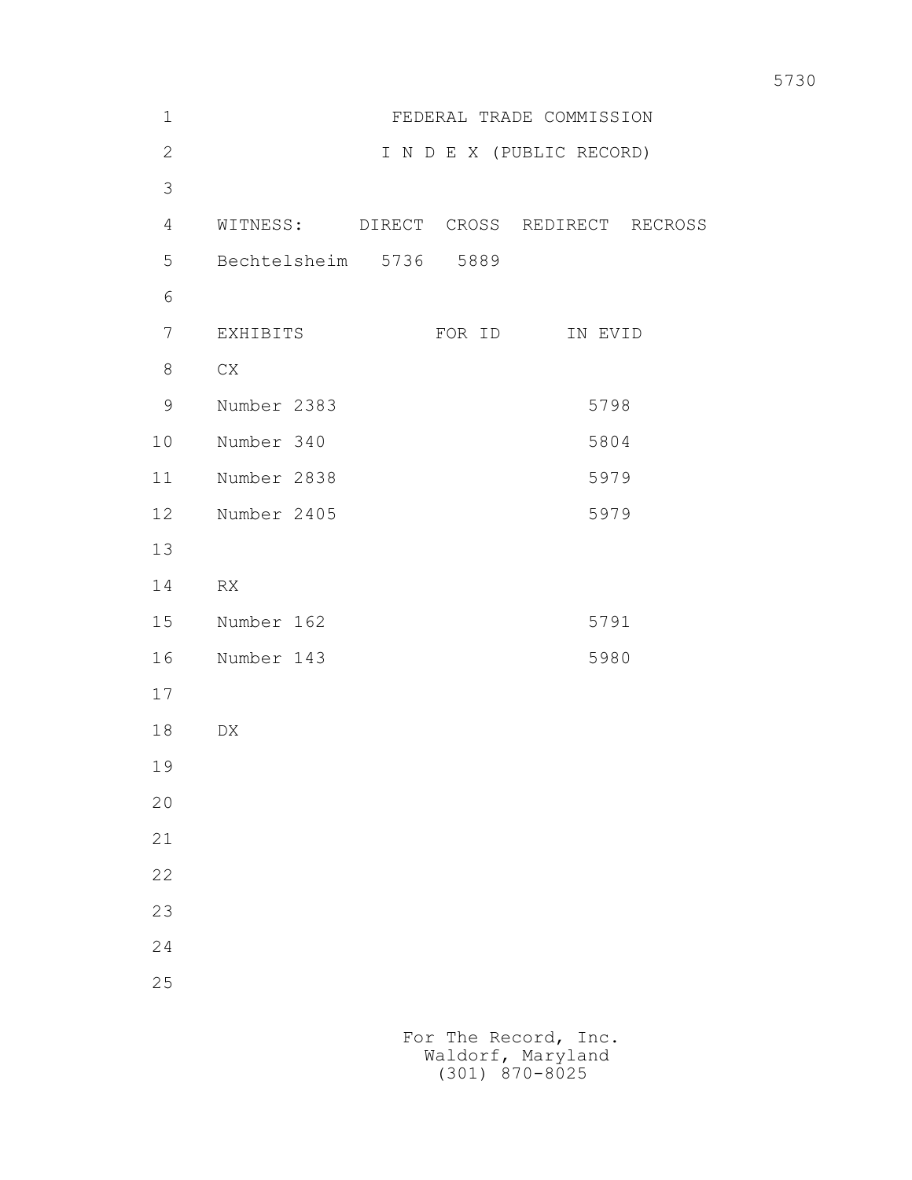# FEDERAL TRADE COMMISSION

## I N D E X (PUBLIC RECORD)

| WITNESS: | DIRECT | CROSS | REDIRECT | RECROSS |
|---|---|---|---|---|
| Bechtelsheim | 5736 | 5889 | | |

| EXHIBITS | FOR ID | IN EVID |
|---|---|---|
| CX | | |
| Number 2383 | | 5798 |
| Number 340 | | 5804 |
| Number 2838 | | 5979 |
| Number 2405 | | 5979 |
| | | |
| RX | | |
| Number 162 | | 5791 |
| Number 143 | | 5980 |
| | | |
| DX | | |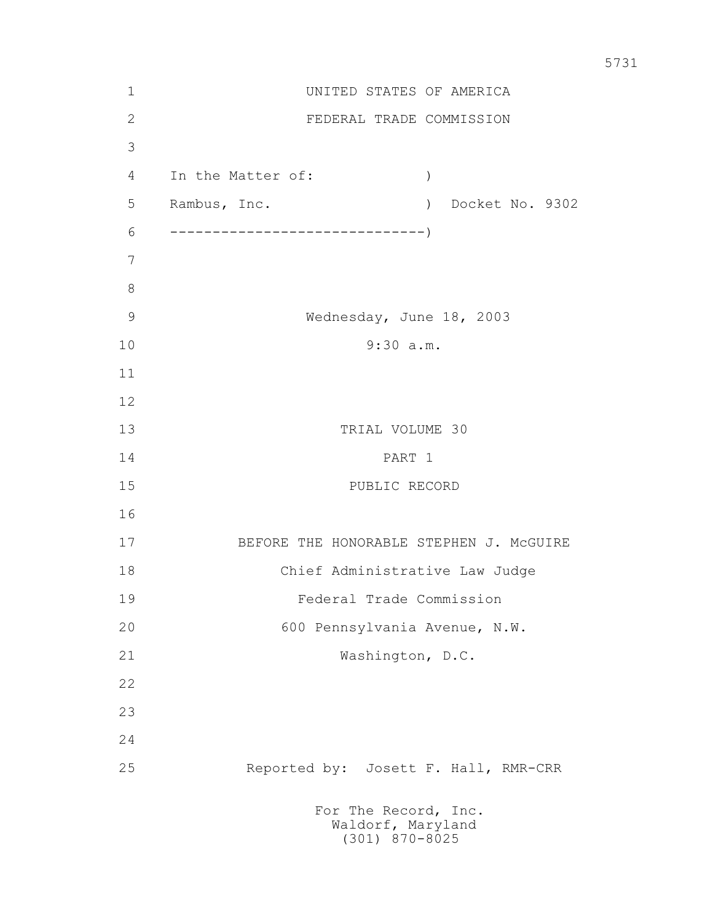UNITED STATES OF AMERICA

FEDERAL TRADE COMMISSION

In the Matter of: )

Rambus, Inc. ) Docket No. 9302

------------------------------)

Wednesday, June 18, 2003

9:30 a.m.

TRIAL VOLUME 30

PART 1

PUBLIC RECORD

BEFORE THE HONORABLE STEPHEN J. McGUIRE

Chief Administrative Law Judge

Federal Trade Commission

600 Pennsylvania Avenue, N.W.

Washington, D.C.

Reported by: Josett F. Hall, RMR-CRR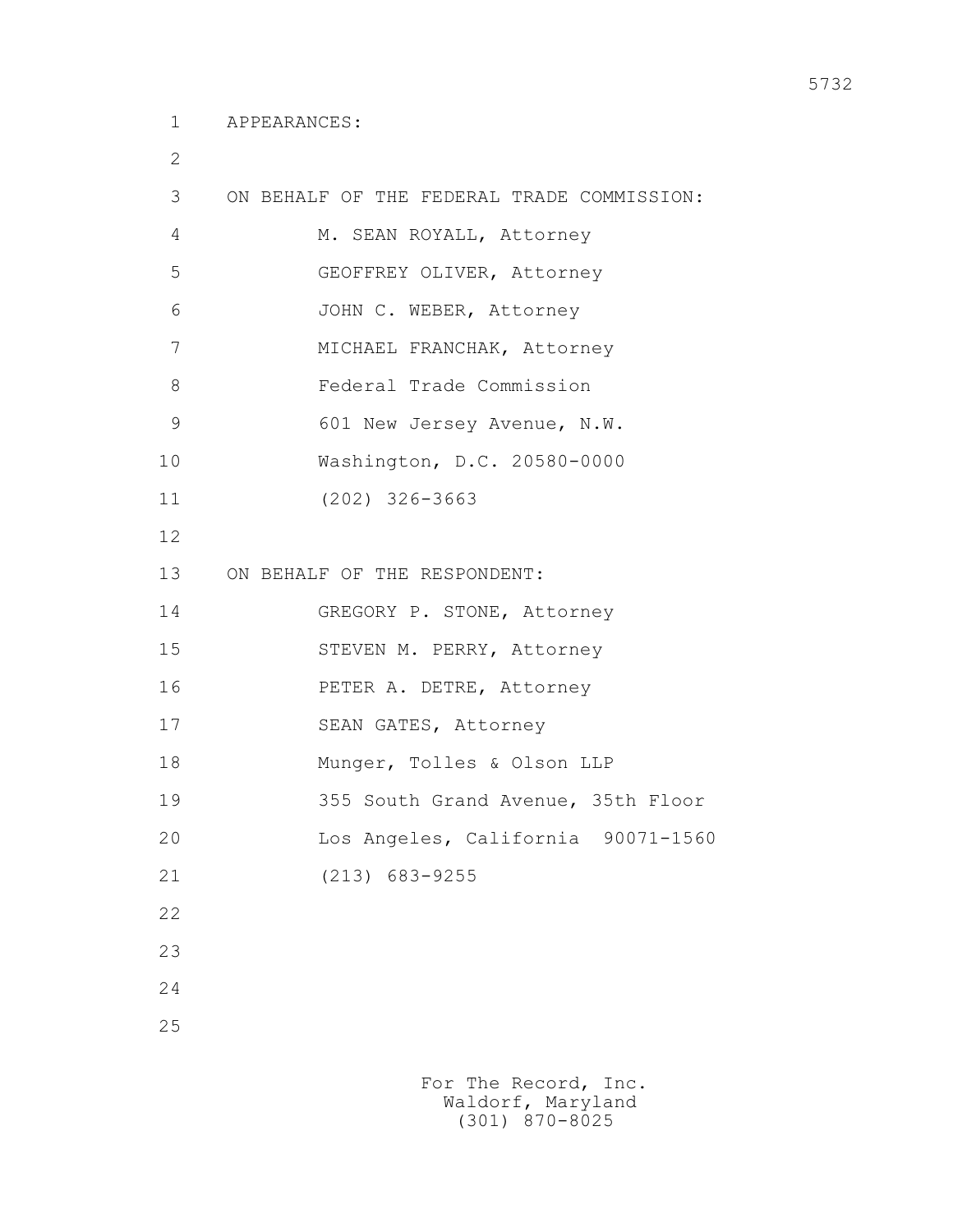APPEARANCES:

ON BEHALF OF THE FEDERAL TRADE COMMISSION:

M. SEAN ROYALL, Attorney
GEOFFREY OLIVER, Attorney
JOHN C. WEBER, Attorney
MICHAEL FRANCHAK, Attorney
Federal Trade Commission
601 New Jersey Avenue, N.W.
Washington, D.C. 20580-0000
(202) 326-3663

ON BEHALF OF THE RESPONDENT:

GREGORY P. STONE, Attorney
STEVEN M. PERRY, Attorney
PETER A. DETRE, Attorney
SEAN GATES, Attorney
Munger, Tolles & Olson LLP
355 South Grand Avenue, 35th Floor
Los Angeles, California 90071-1560
(213) 683-9255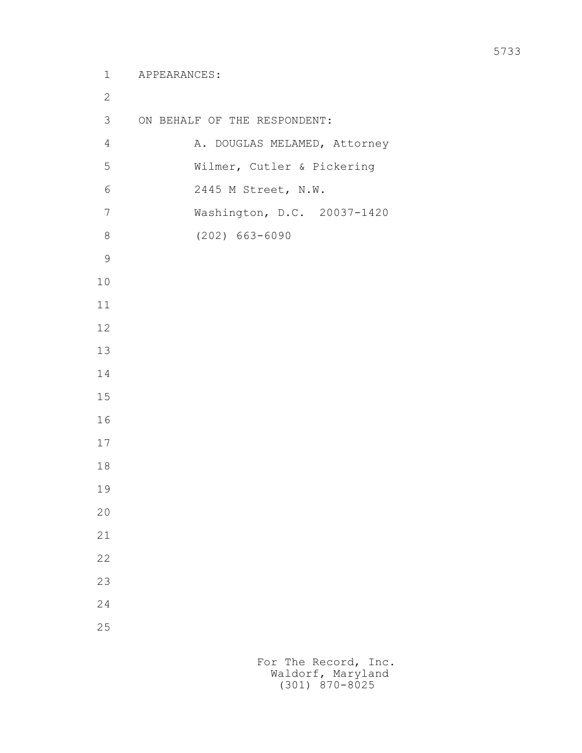APPEARANCES:

ON BEHALF OF THE RESPONDENT:

A. DOUGLAS MELAMED, Attorney
Wilmer, Cutler & Pickering
2445 M Street, N.W.
Washington, D.C. 20037-1420
(202) 663-6090

For The Record, Inc.
Waldorf, Maryland
(301) 870-8025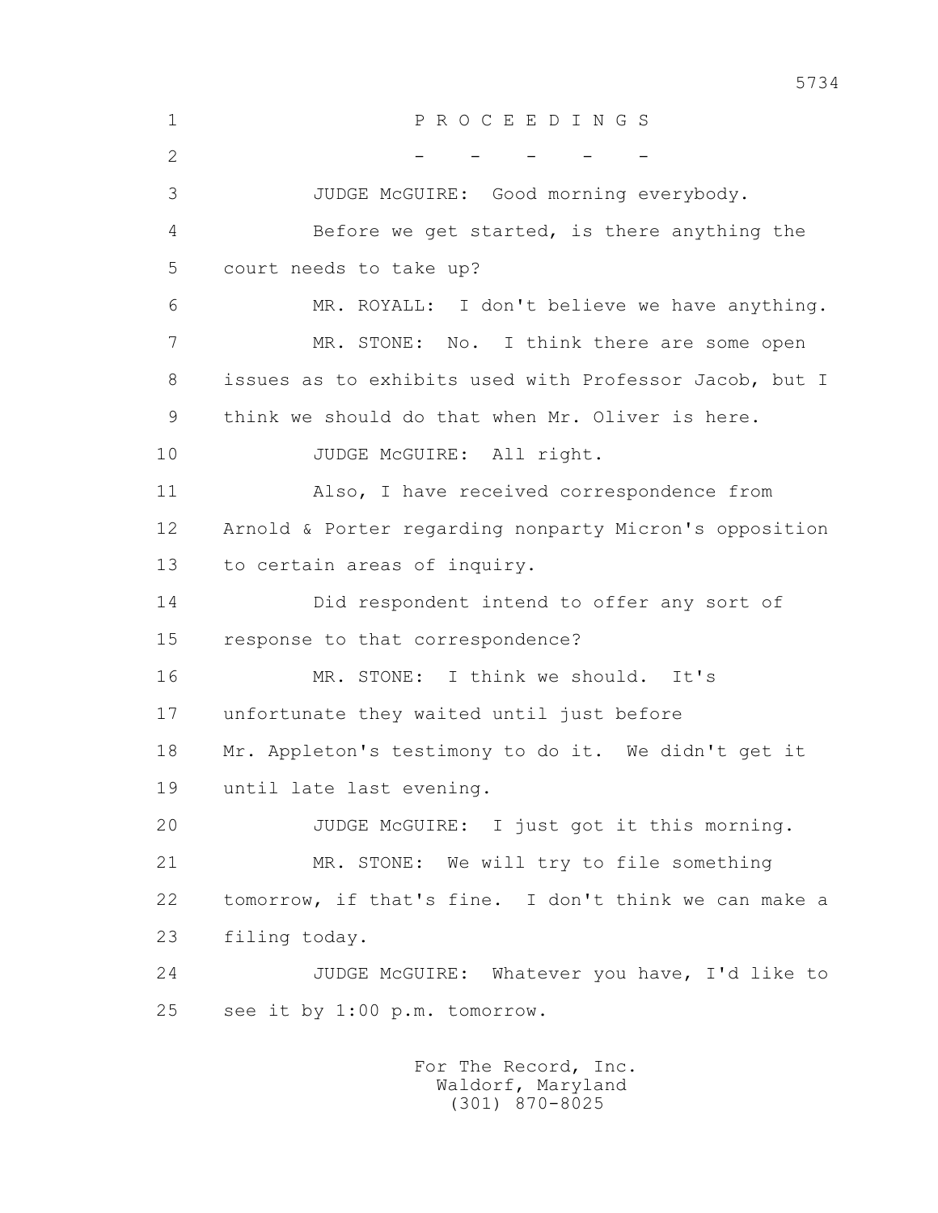P R O C E E D I N G S

\- - - - -

JUDGE McGUIRE: Good morning everybody.

Before we get started, is there anything the court needs to take up?

MR. ROYALL: I don't believe we have anything.

MR. STONE: No. I think there are some open issues as to exhibits used with Professor Jacob, but I think we should do that when Mr. Oliver is here.

JUDGE McGUIRE: All right.

Also, I have received correspondence from Arnold & Porter regarding nonparty Micron's opposition to certain areas of inquiry.

Did respondent intend to offer any sort of response to that correspondence?

MR. STONE: I think we should. It's unfortunate they waited until just before Mr. Appleton's testimony to do it. We didn't get it until late last evening.

JUDGE McGUIRE: I just got it this morning.

MR. STONE: We will try to file something tomorrow, if that's fine. I don't think we can make a filing today.

JUDGE McGUIRE: Whatever you have, I'd like to see it by 1:00 p.m. tomorrow.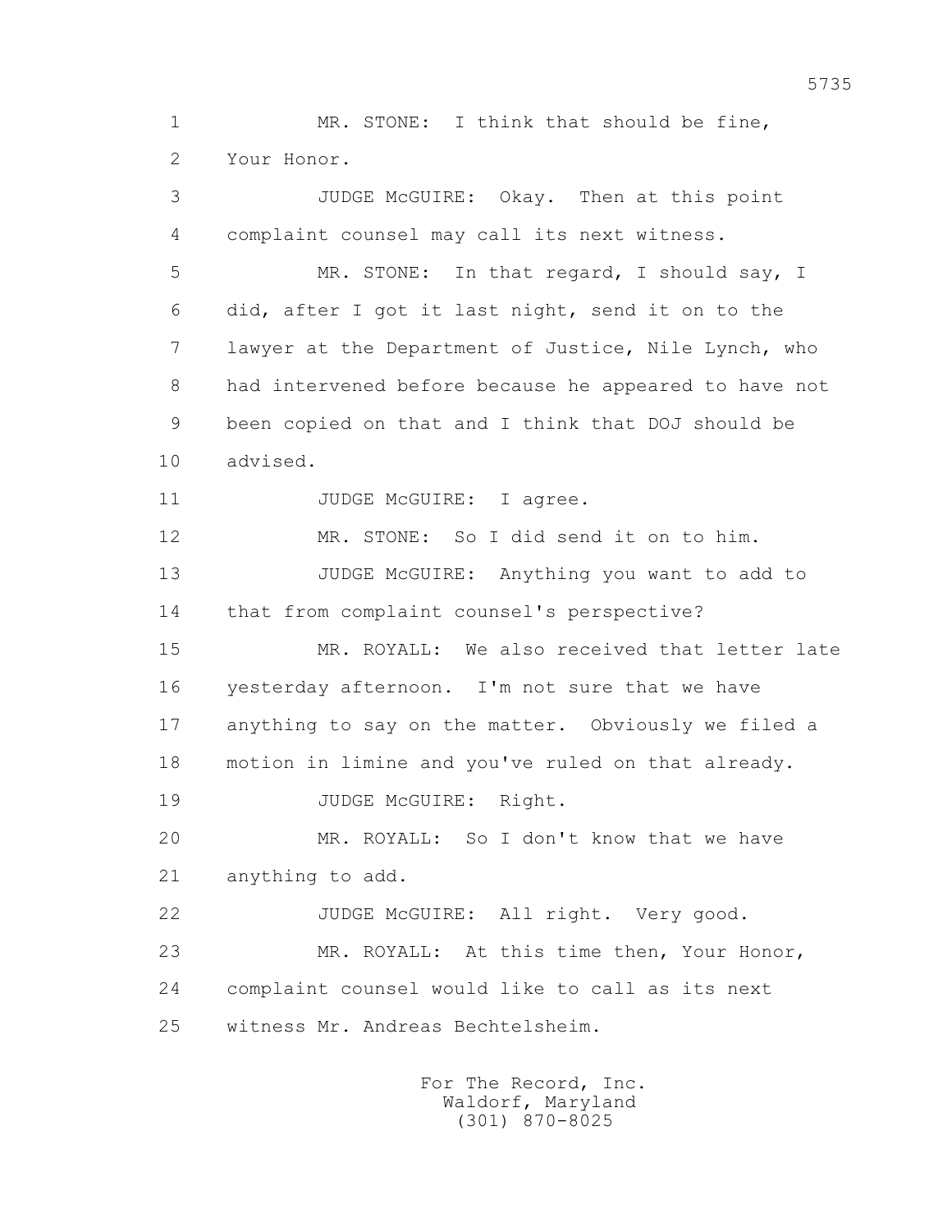1 MR. STONE: I think that should be fine,
2 Your Honor.
3 JUDGE McGUIRE: Okay. Then at this point
4 complaint counsel may call its next witness.
5 MR. STONE: In that regard, I should say, I
6 did, after I got it last night, send it on to the
7 lawyer at the Department of Justice, Nile Lynch, who
8 had intervened before because he appeared to have not
9 been copied on that and I think that DOJ should be
10 advised.
11 JUDGE McGUIRE: I agree.
12 MR. STONE: So I did send it on to him.
13 JUDGE McGUIRE: Anything you want to add to
14 that from complaint counsel's perspective?
15 MR. ROYALL: We also received that letter late
16 yesterday afternoon. I'm not sure that we have
17 anything to say on the matter. Obviously we filed a
18 motion in limine and you've ruled on that already.
19 JUDGE McGUIRE: Right.
20 MR. ROYALL: So I don't know that we have
21 anything to add.
22 JUDGE McGUIRE: All right. Very good.
23 MR. ROYALL: At this time then, Your Honor,
24 complaint counsel would like to call as its next
25 witness Mr. Andreas Bechtelsheim.

For The Record, Inc.
Waldorf, Maryland
(301) 870-8025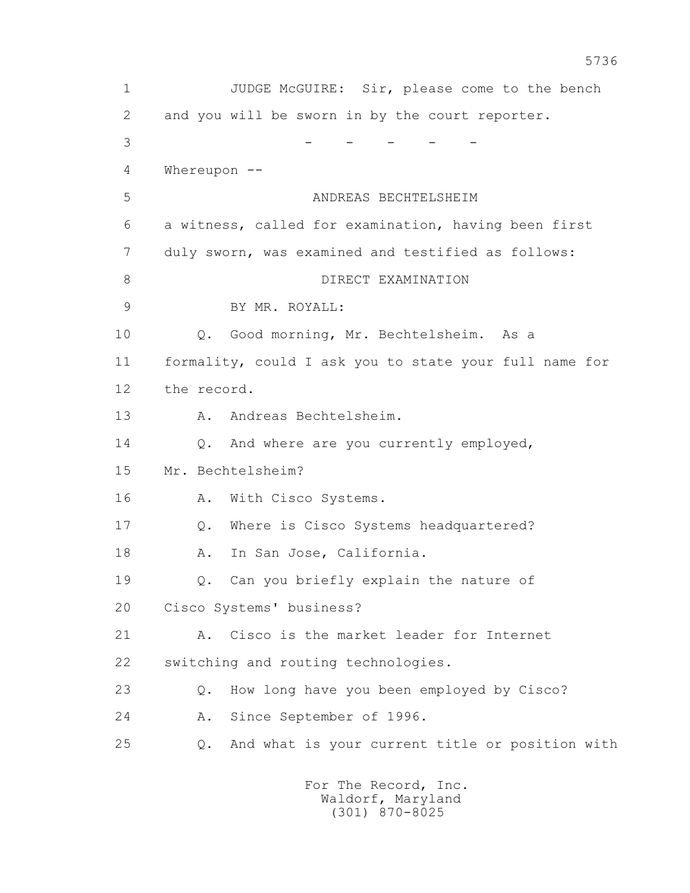JUDGE McGUIRE: Sir, please come to the bench and you will be sworn in by the court reporter.

- - - - -

Whereupon --

ANDREAS BECHTELSHEIM

a witness, called for examination, having been first duly sworn, was examined and testified as follows:

DIRECT EXAMINATION

BY MR. ROYALL:

Q. Good morning, Mr. Bechtelsheim. As a formality, could I ask you to state your full name for the record.

A. Andreas Bechtelsheim.

Q. And where are you currently employed, Mr. Bechtelsheim?

A. With Cisco Systems.

Q. Where is Cisco Systems headquartered?

A. In San Jose, California.

Q. Can you briefly explain the nature of Cisco Systems' business?

A. Cisco is the market leader for Internet switching and routing technologies.

Q. How long have you been employed by Cisco?

A. Since September of 1996.

Q. And what is your current title or position with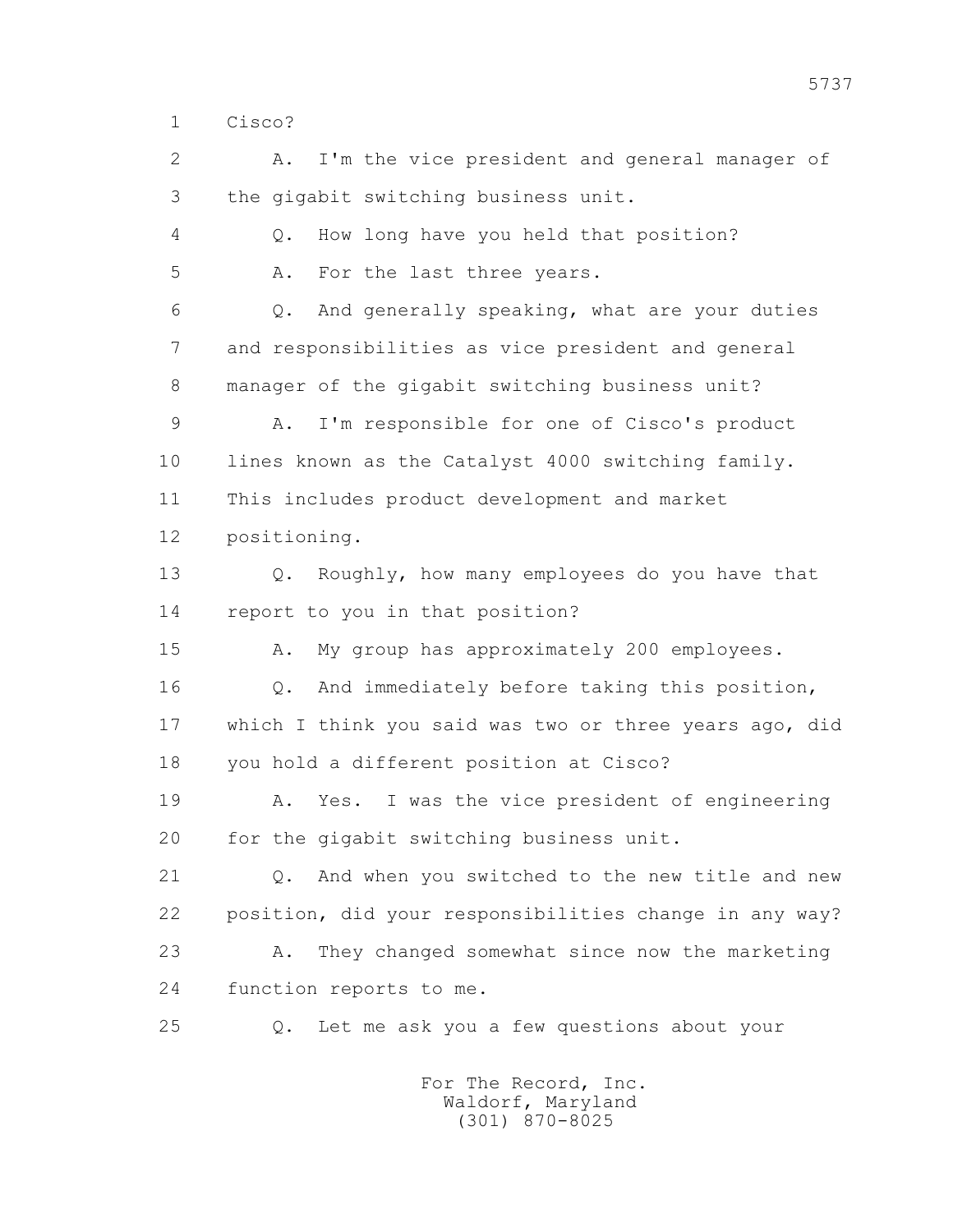1 Cisco?

2 A. I'm the vice president and general manager of
3 the gigabit switching business unit.

4 Q. How long have you held that position?

5 A. For the last three years.

6 Q. And generally speaking, what are your duties
7 and responsibilities as vice president and general
8 manager of the gigabit switching business unit?

9 A. I'm responsible for one of Cisco's product
10 lines known as the Catalyst 4000 switching family.
11 This includes product development and market
12 positioning.

13 Q. Roughly, how many employees do you have that
14 report to you in that position?

15 A. My group has approximately 200 employees.

16 Q. And immediately before taking this position,
17 which I think you said was two or three years ago, did
18 you hold a different position at Cisco?

19 A. Yes. I was the vice president of engineering
20 for the gigabit switching business unit.

21 Q. And when you switched to the new title and new
22 position, did your responsibilities change in any way?

23 A. They changed somewhat since now the marketing
24 function reports to me.

25 Q. Let me ask you a few questions about your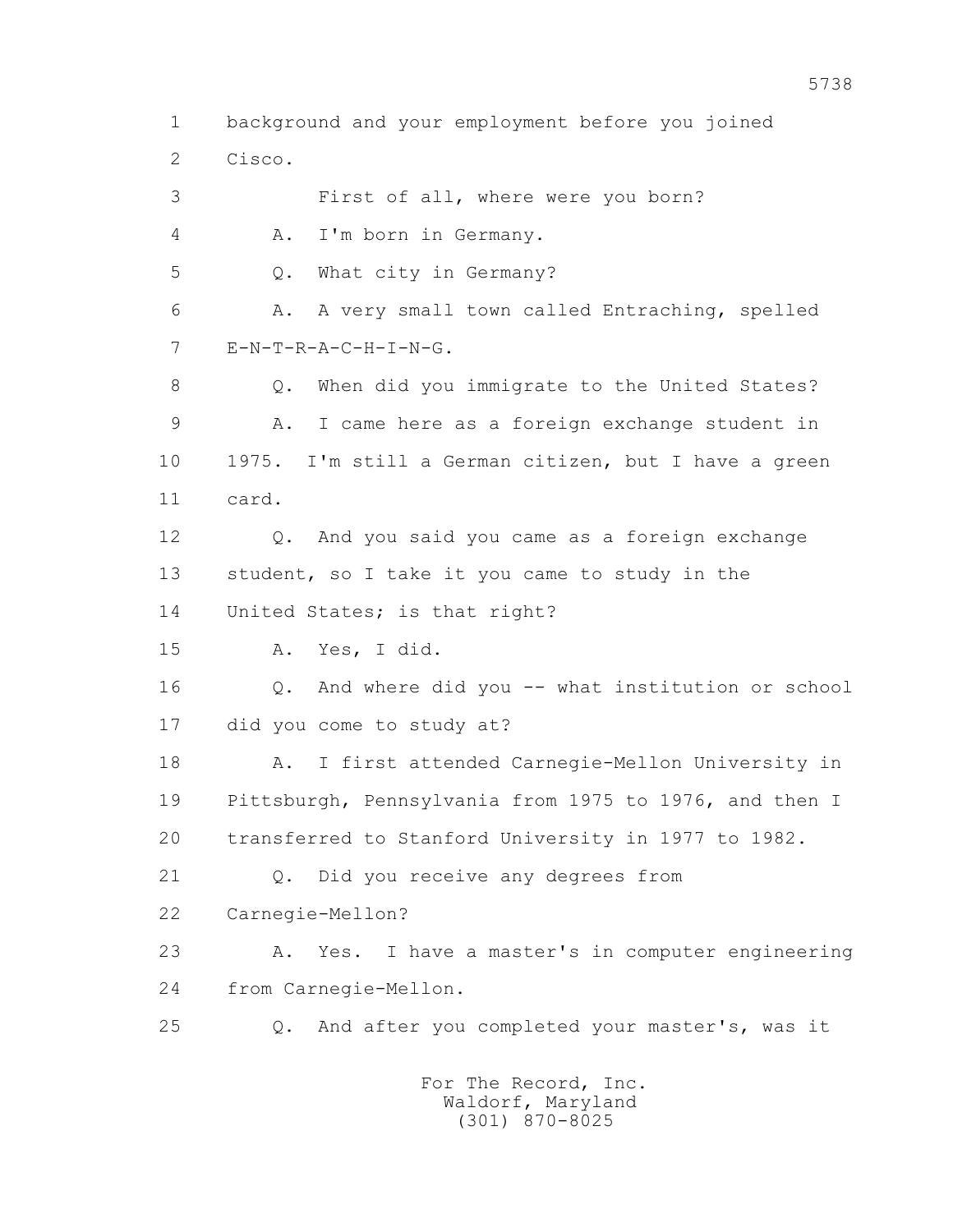1 background and your employment before you joined
2 Cisco.
3 First of all, where were you born?
4 A. I'm born in Germany.
5 Q. What city in Germany?
6 A. A very small town called Entraching, spelled
7 E-N-T-R-A-C-H-I-N-G.
8 Q. When did you immigrate to the United States?
9 A. I came here as a foreign exchange student in
10 1975. I'm still a German citizen, but I have a green
11 card.
12 Q. And you said you came as a foreign exchange
13 student, so I take it you came to study in the
14 United States; is that right?
15 A. Yes, I did.
16 Q. And where did you -- what institution or school
17 did you come to study at?
18 A. I first attended Carnegie-Mellon University in
19 Pittsburgh, Pennsylvania from 1975 to 1976, and then I
20 transferred to Stanford University in 1977 to 1982.
21 Q. Did you receive any degrees from
22 Carnegie-Mellon?
23 A. Yes. I have a master's in computer engineering
24 from Carnegie-Mellon.
25 Q. And after you completed your master's, was it

For The Record, Inc.
Waldorf, Maryland
(301) 870-8025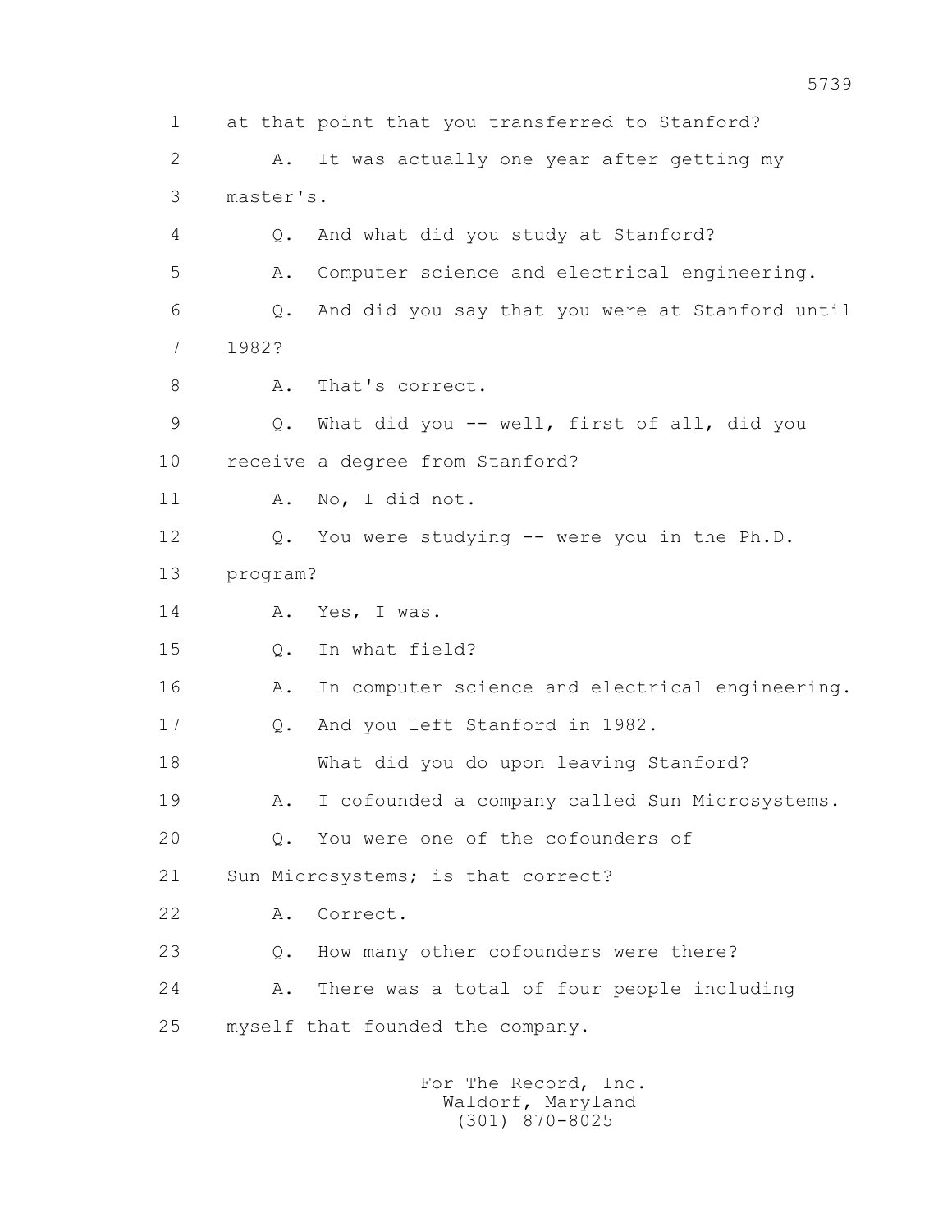1 at that point that you transferred to Stanford?

2 A. It was actually one year after getting my

3 master's.

4 Q. And what did you study at Stanford?

5 A. Computer science and electrical engineering.

6 Q. And did you say that you were at Stanford until

7 1982?

8 A. That's correct.

9 Q. What did you -- well, first of all, did you

10 receive a degree from Stanford?

11 A. No, I did not.

12 Q. You were studying -- were you in the Ph.D.

13 program?

14 A. Yes, I was.

15 Q. In what field?

16 A. In computer science and electrical engineering.

17 Q. And you left Stanford in 1982.

18 What did you do upon leaving Stanford?

19 A. I cofounded a company called Sun Microsystems.

20 Q. You were one of the cofounders of

21 Sun Microsystems; is that correct?

22 A. Correct.

23 Q. How many other cofounders were there?

24 A. There was a total of four people including

25 myself that founded the company.

For The Record, Inc.
Waldorf, Maryland
(301) 870-8025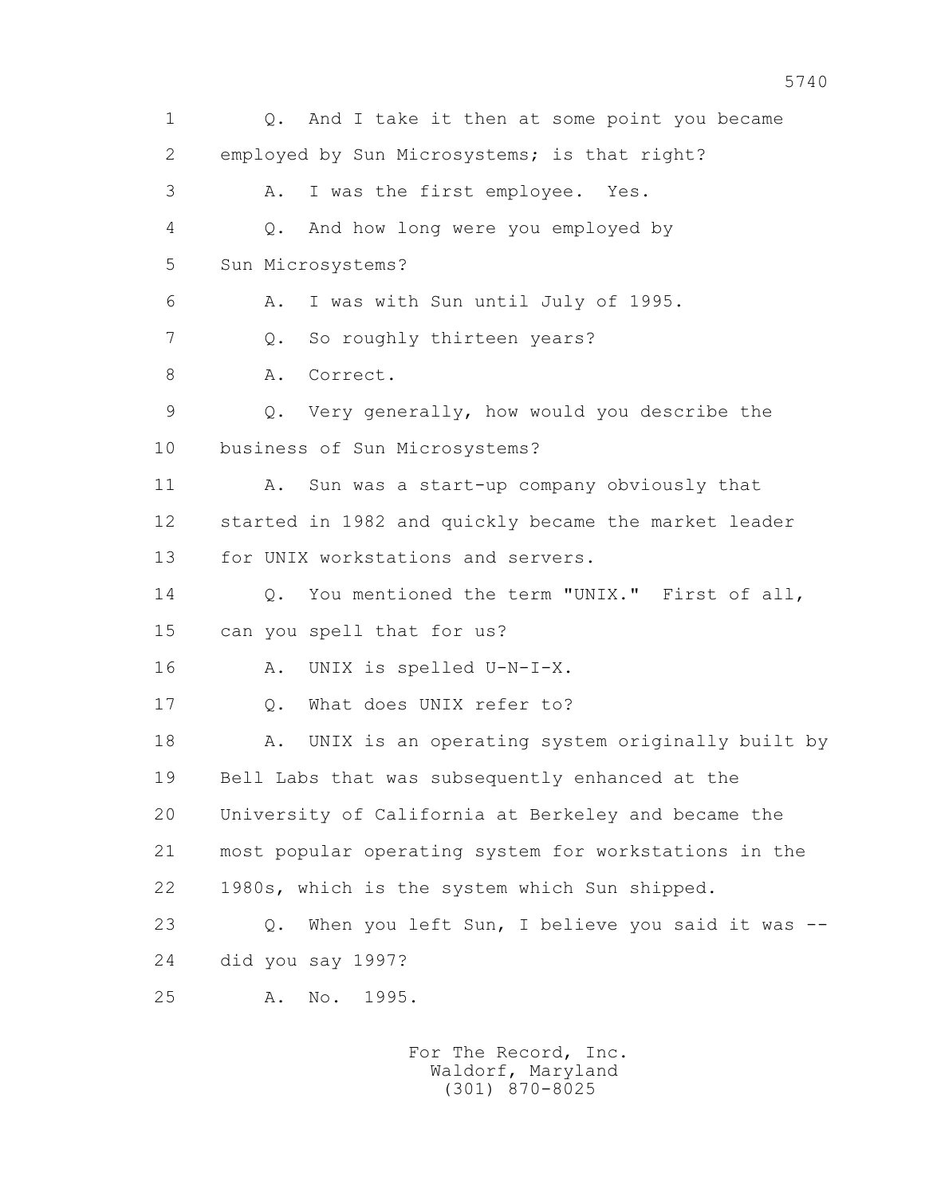1 Q. And I take it then at some point you became
2 employed by Sun Microsystems; is that right?
3 A. I was the first employee. Yes.
4 Q. And how long were you employed by
5 Sun Microsystems?
6 A. I was with Sun until July of 1995.
7 Q. So roughly thirteen years?
8 A. Correct.
9 Q. Very generally, how would you describe the
10 business of Sun Microsystems?
11 A. Sun was a start-up company obviously that
12 started in 1982 and quickly became the market leader
13 for UNIX workstations and servers.
14 Q. You mentioned the term "UNIX." First of all,
15 can you spell that for us?
16 A. UNIX is spelled U-N-I-X.
17 Q. What does UNIX refer to?
18 A. UNIX is an operating system originally built by
19 Bell Labs that was subsequently enhanced at the
20 University of California at Berkeley and became the
21 most popular operating system for workstations in the
22 1980s, which is the system which Sun shipped.
23 Q. When you left Sun, I believe you said it was --
24 did you say 1997?
25 A. No. 1995.

For The Record, Inc.
Waldorf, Maryland
(301) 870-8025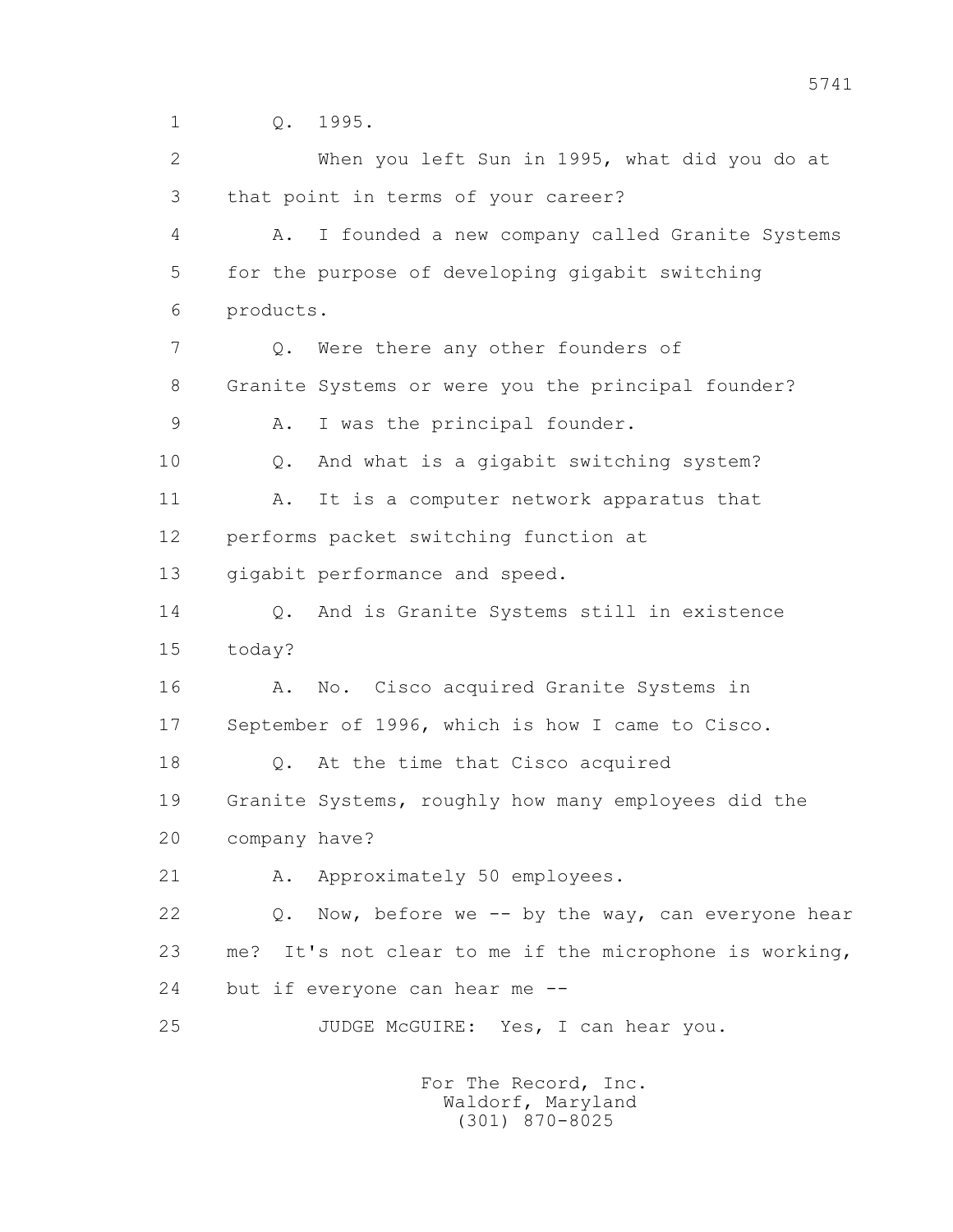Q. 1995.

When you left Sun in 1995, what did you do at that point in terms of your career?

A. I founded a new company called Granite Systems for the purpose of developing gigabit switching products.

Q. Were there any other founders of Granite Systems or were you the principal founder?

A. I was the principal founder.

Q. And what is a gigabit switching system?

A. It is a computer network apparatus that performs packet switching function at gigabit performance and speed.

Q. And is Granite Systems still in existence today?

A. No. Cisco acquired Granite Systems in September of 1996, which is how I came to Cisco.

Q. At the time that Cisco acquired Granite Systems, roughly how many employees did the company have?

A. Approximately 50 employees.

Q. Now, before we -- by the way, can everyone hear me? It's not clear to me if the microphone is working, but if everyone can hear me --

JUDGE McGUIRE: Yes, I can hear you.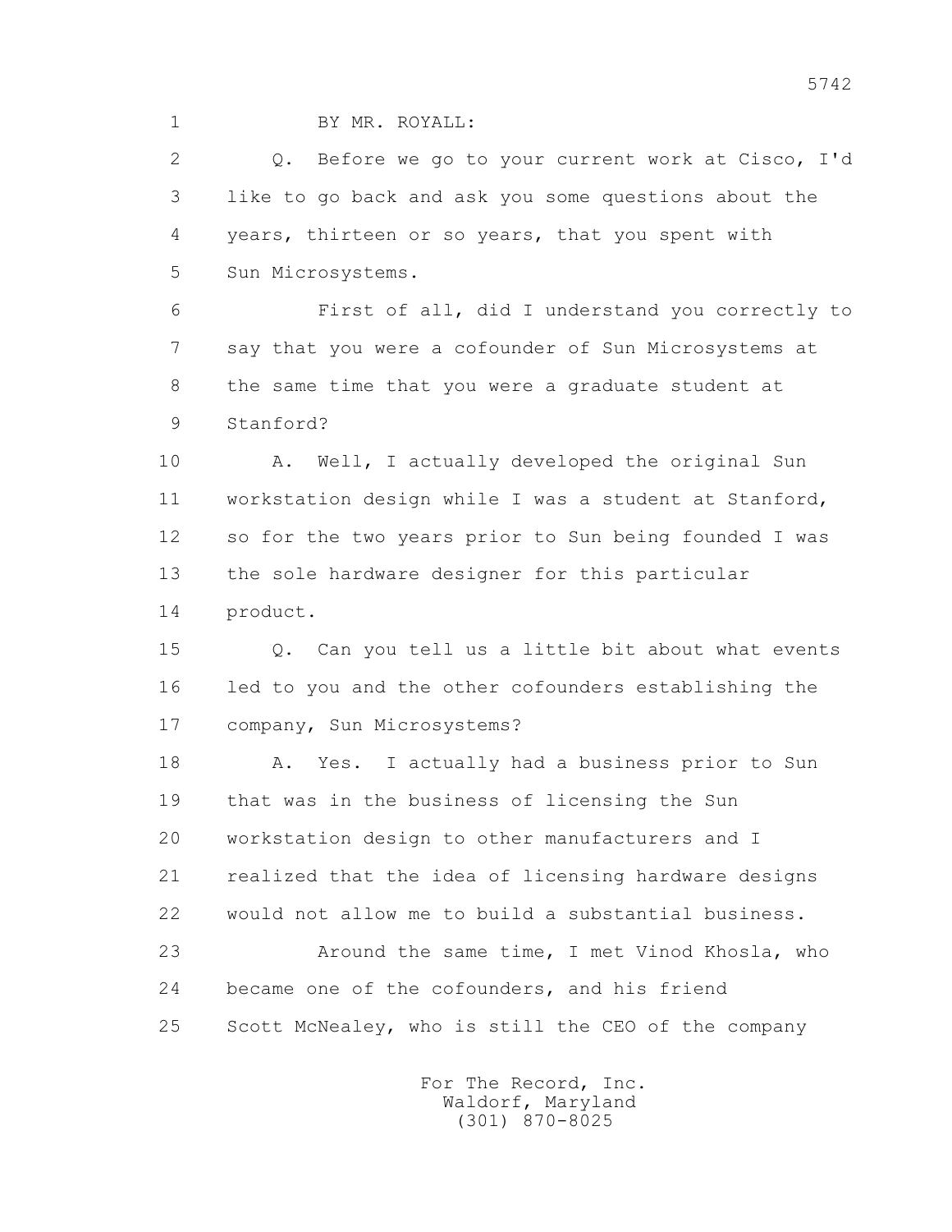BY MR. ROYALL:

Q. Before we go to your current work at Cisco, I'd like to go back and ask you some questions about the years, thirteen or so years, that you spent with Sun Microsystems.

First of all, did I understand you correctly to say that you were a cofounder of Sun Microsystems at the same time that you were a graduate student at Stanford?

A. Well, I actually developed the original Sun workstation design while I was a student at Stanford, so for the two years prior to Sun being founded I was the sole hardware designer for this particular product.

Q. Can you tell us a little bit about what events led to you and the other cofounders establishing the company, Sun Microsystems?

A. Yes. I actually had a business prior to Sun that was in the business of licensing the Sun workstation design to other manufacturers and I realized that the idea of licensing hardware designs would not allow me to build a substantial business.

Around the same time, I met Vinod Khosla, who became one of the cofounders, and his friend Scott McNealey, who is still the CEO of the company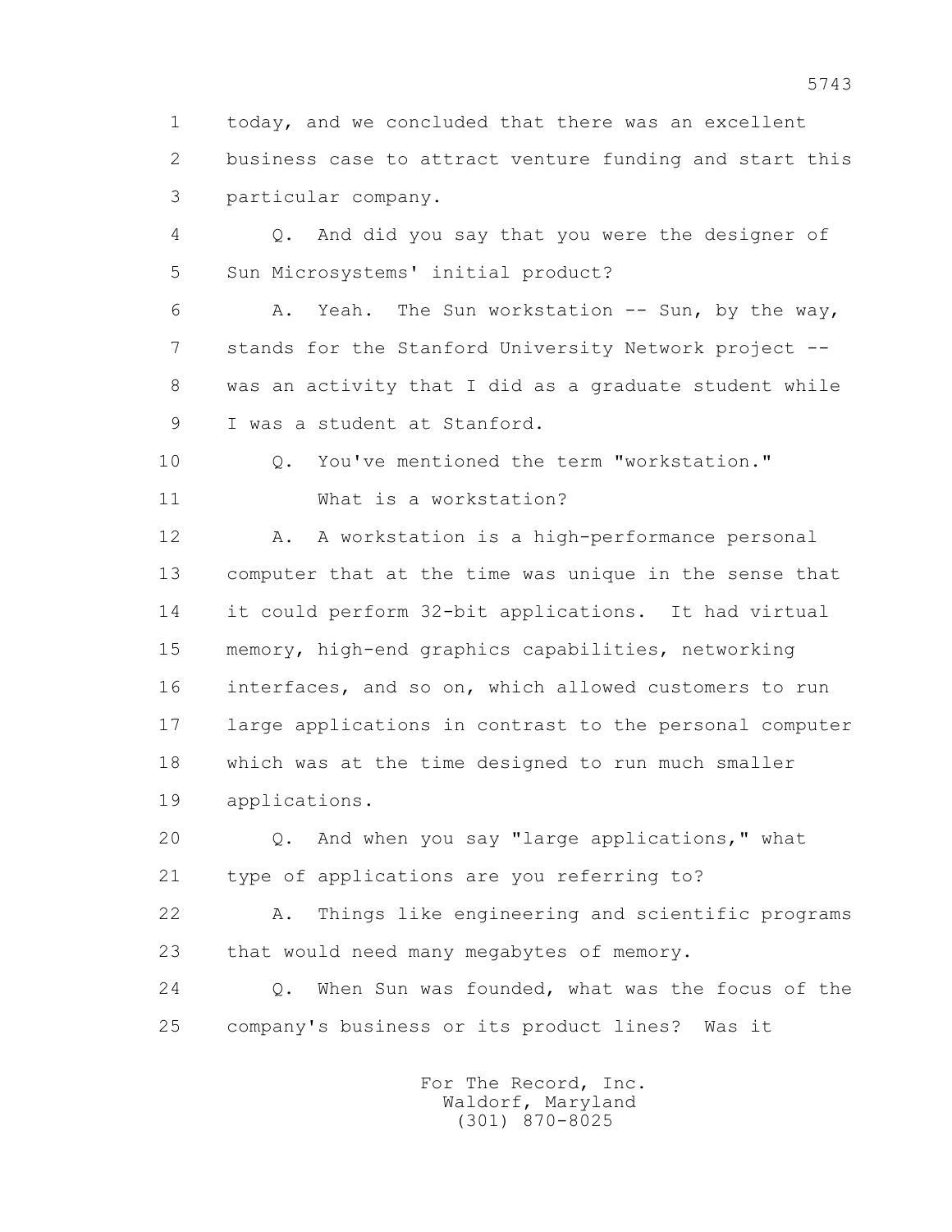today, and we concluded that there was an excellent business case to attract venture funding and start this particular company.

Q. And did you say that you were the designer of Sun Microsystems' initial product?

A. Yeah. The Sun workstation -- Sun, by the way, stands for the Stanford University Network project -- was an activity that I did as a graduate student while I was a student at Stanford.

Q. You've mentioned the term "workstation."

What is a workstation?

A. A workstation is a high-performance personal computer that at the time was unique in the sense that it could perform 32-bit applications. It had virtual memory, high-end graphics capabilities, networking interfaces, and so on, which allowed customers to run large applications in contrast to the personal computer which was at the time designed to run much smaller applications.

Q. And when you say "large applications," what type of applications are you referring to?

A. Things like engineering and scientific programs that would need many megabytes of memory.

Q. When Sun was founded, what was the focus of the company's business or its product lines? Was it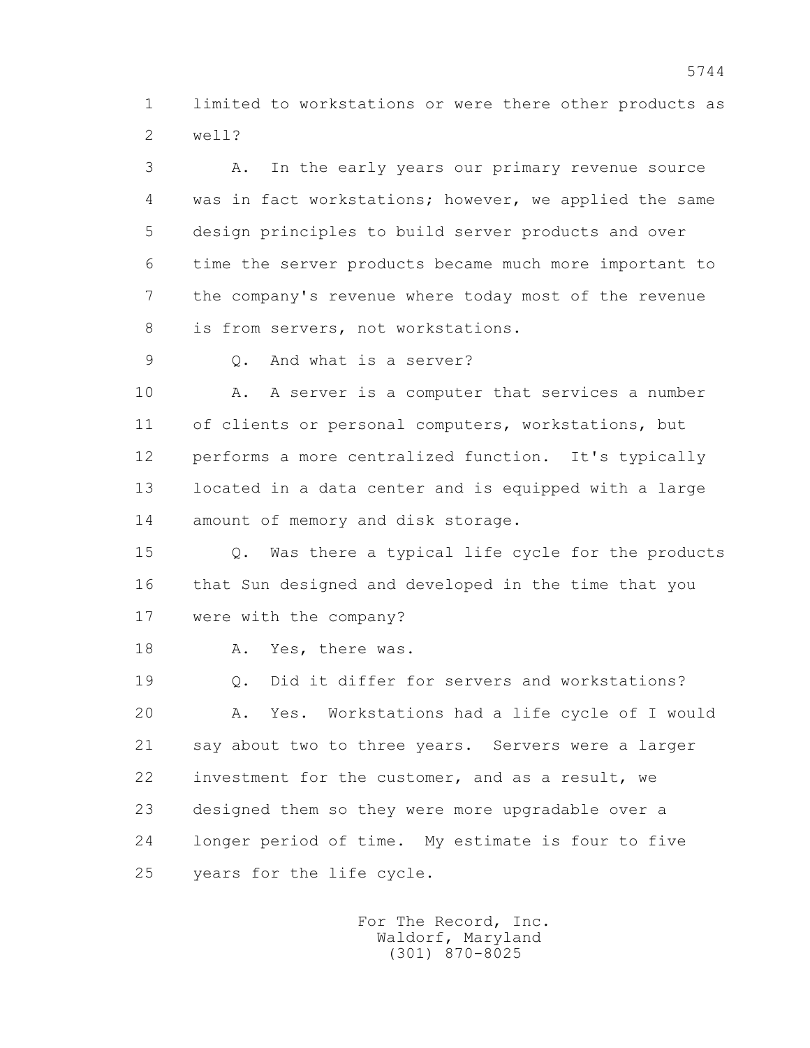limited to workstations or were there other products as well?

A. In the early years our primary revenue source was in fact workstations; however, we applied the same design principles to build server products and over time the server products became much more important to the company's revenue where today most of the revenue is from servers, not workstations.

Q. And what is a server?

A. A server is a computer that services a number of clients or personal computers, workstations, but performs a more centralized function. It's typically located in a data center and is equipped with a large amount of memory and disk storage.

Q. Was there a typical life cycle for the products that Sun designed and developed in the time that you were with the company?

A. Yes, there was.

Q. Did it differ for servers and workstations?

A. Yes. Workstations had a life cycle of I would say about two to three years. Servers were a larger investment for the customer, and as a result, we designed them so they were more upgradable over a longer period of time. My estimate is four to five years for the life cycle.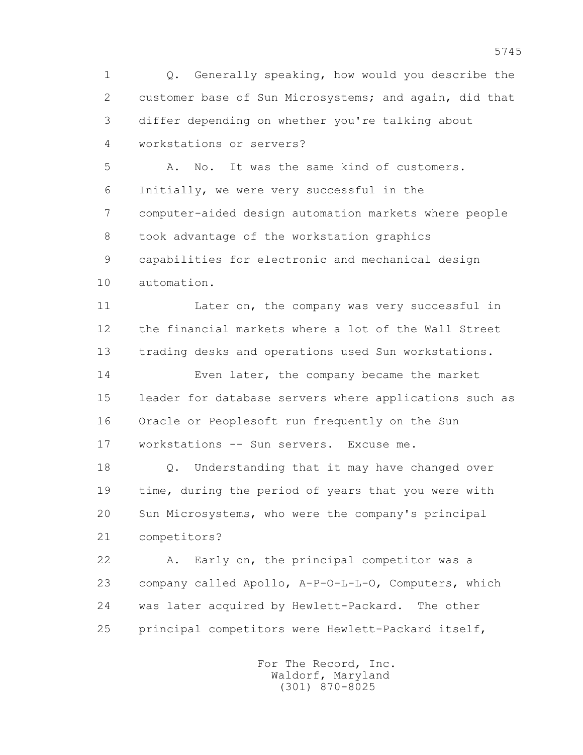Q. Generally speaking, how would you describe the customer base of Sun Microsystems; and again, did that differ depending on whether you're talking about workstations or servers?

A. No. It was the same kind of customers. Initially, we were very successful in the computer-aided design automation markets where people took advantage of the workstation graphics capabilities for electronic and mechanical design automation.

Later on, the company was very successful in the financial markets where a lot of the Wall Street trading desks and operations used Sun workstations.

Even later, the company became the market leader for database servers where applications such as Oracle or Peoplesoft run frequently on the Sun workstations -- Sun servers. Excuse me.

Q. Understanding that it may have changed over time, during the period of years that you were with Sun Microsystems, who were the company's principal competitors?

A. Early on, the principal competitor was a company called Apollo, A-P-O-L-L-O, Computers, which was later acquired by Hewlett-Packard. The other principal competitors were Hewlett-Packard itself,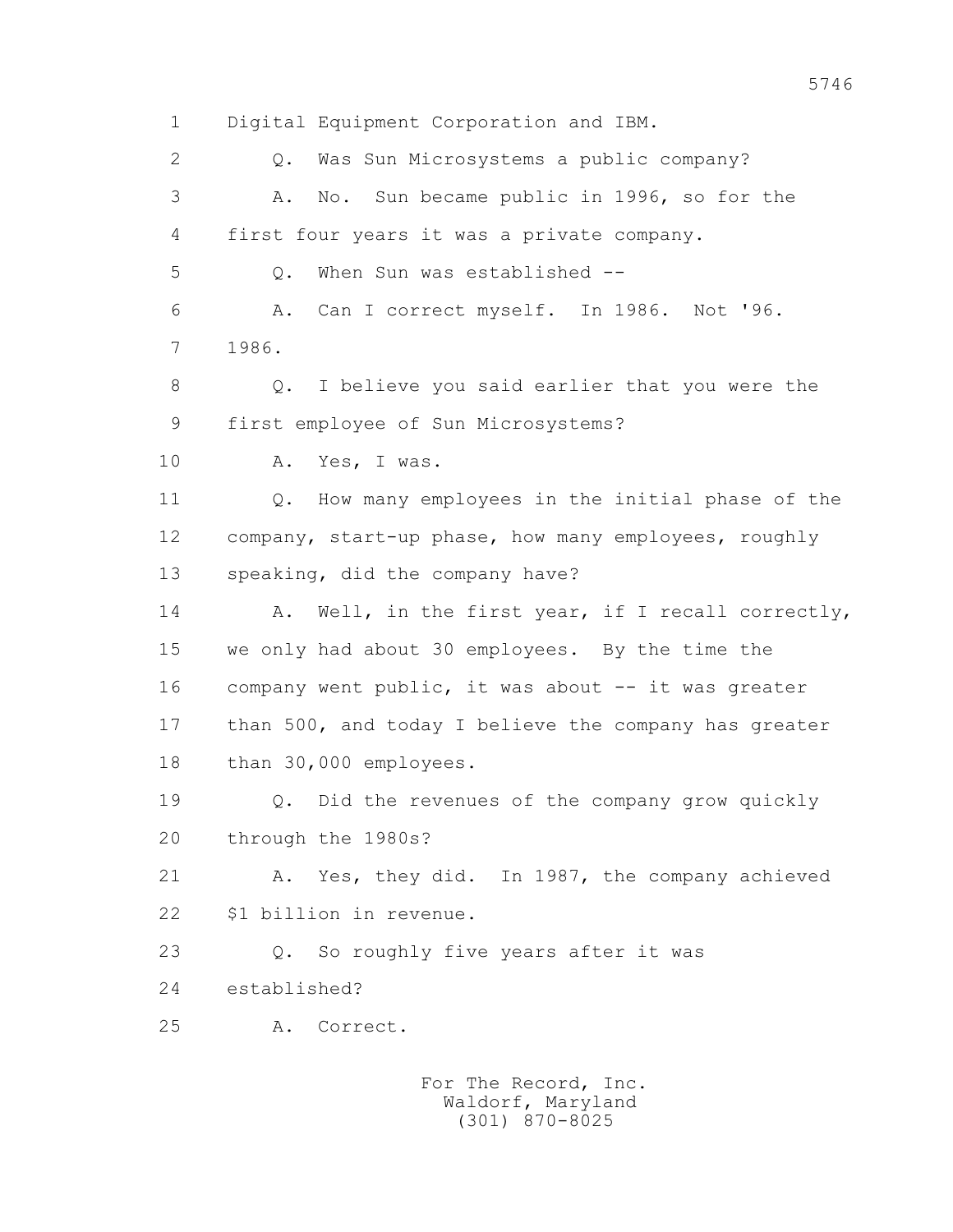1 Digital Equipment Corporation and IBM.

2 Q. Was Sun Microsystems a public company?

3 A. No. Sun became public in 1996, so for the

4 first four years it was a private company.

5 Q. When Sun was established --

6 A. Can I correct myself. In 1986. Not '96.

7 1986.

8 Q. I believe you said earlier that you were the

9 first employee of Sun Microsystems?

10 A. Yes, I was.

11 Q. How many employees in the initial phase of the

12 company, start-up phase, how many employees, roughly

13 speaking, did the company have?

14 A. Well, in the first year, if I recall correctly,

15 we only had about 30 employees. By the time the

16 company went public, it was about -- it was greater

17 than 500, and today I believe the company has greater

18 than 30,000 employees.

19 Q. Did the revenues of the company grow quickly

20 through the 1980s?

21 A. Yes, they did. In 1987, the company achieved

22 $1 billion in revenue.

23 Q. So roughly five years after it was

24 established?

25 A. Correct.

For The Record, Inc.
Waldorf, Maryland
(301) 870-8025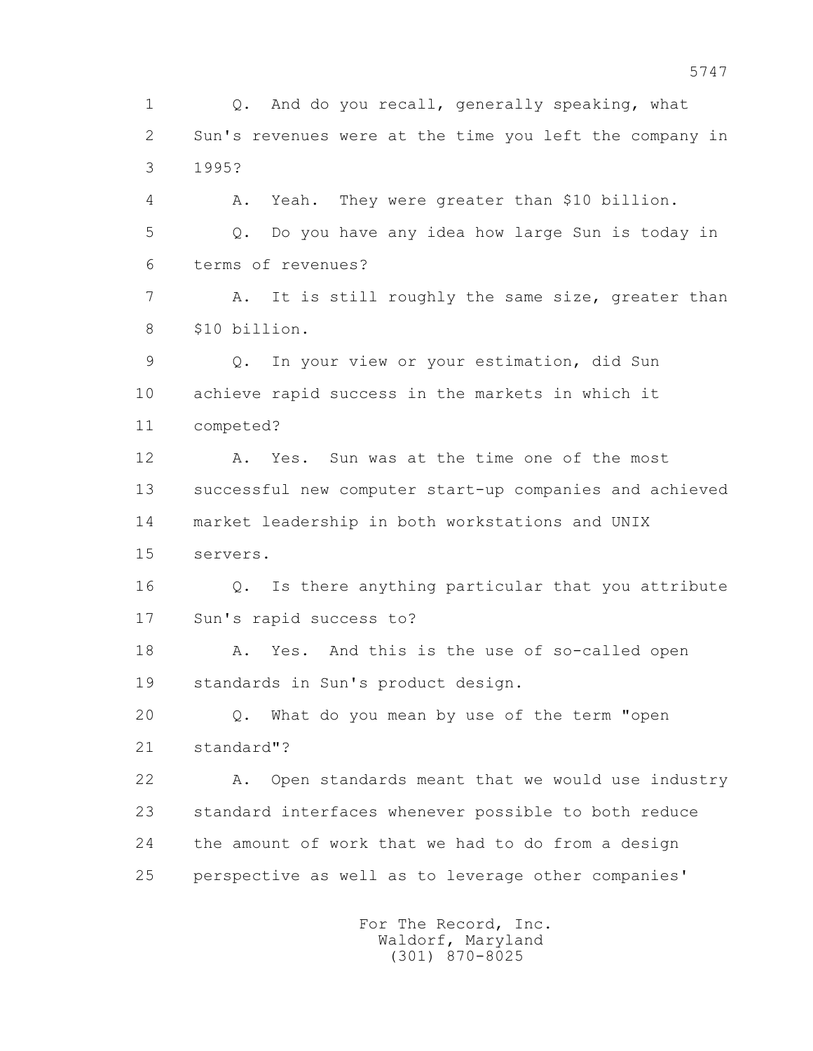Q. And do you recall, generally speaking, what Sun's revenues were at the time you left the company in 1995?

A. Yeah. They were greater than $10 billion.

Q. Do you have any idea how large Sun is today in terms of revenues?

A. It is still roughly the same size, greater than $10 billion.

Q. In your view or your estimation, did Sun achieve rapid success in the markets in which it competed?

A. Yes. Sun was at the time one of the most successful new computer start-up companies and achieved market leadership in both workstations and UNIX servers.

Q. Is there anything particular that you attribute Sun's rapid success to?

A. Yes. And this is the use of so-called open standards in Sun's product design.

Q. What do you mean by use of the term "open standard"?

A. Open standards meant that we would use industry standard interfaces whenever possible to both reduce the amount of work that we had to do from a design perspective as well as to leverage other companies'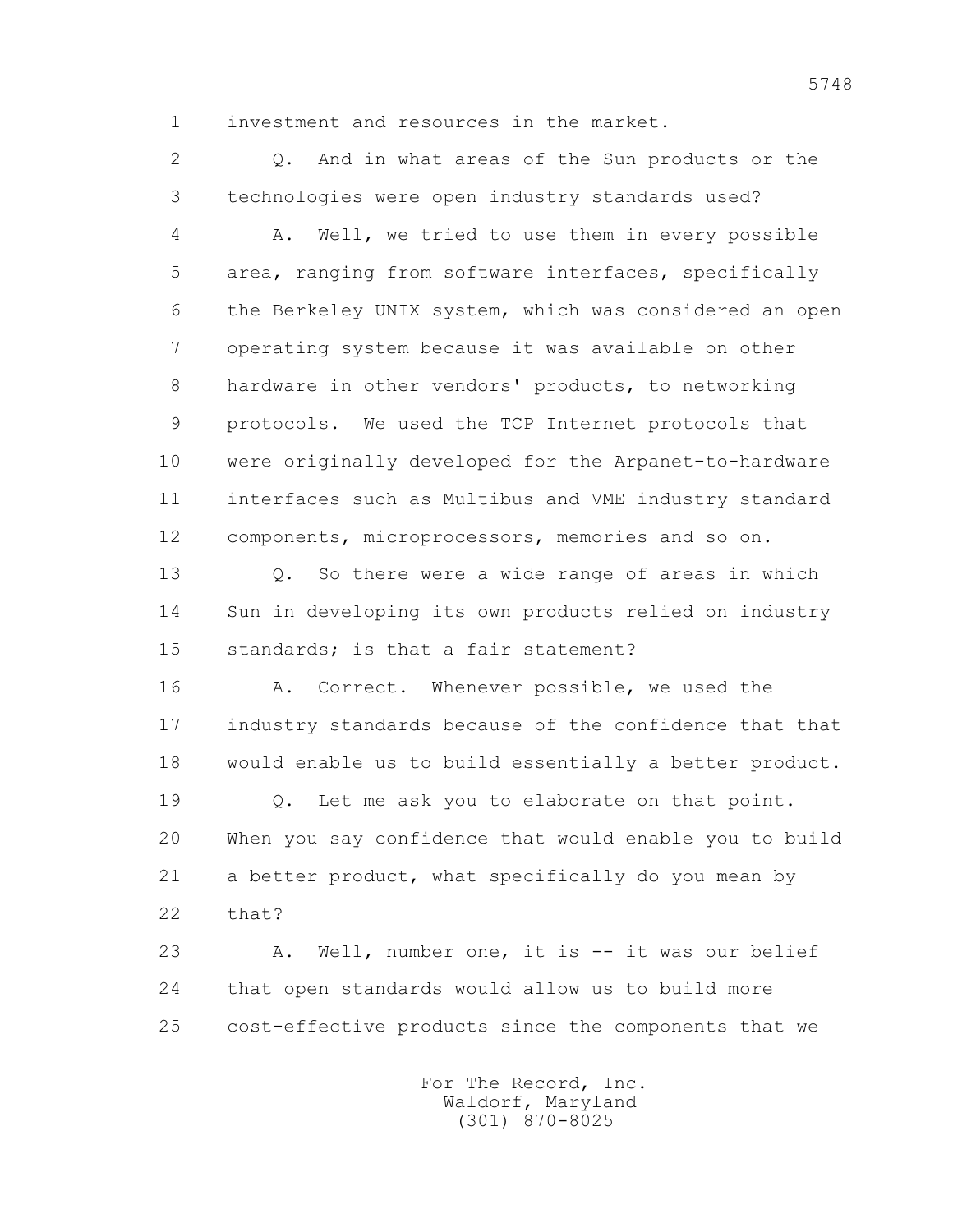investment and resources in the market.

Q. And in what areas of the Sun products or the technologies were open industry standards used?

A. Well, we tried to use them in every possible area, ranging from software interfaces, specifically the Berkeley UNIX system, which was considered an open operating system because it was available on other hardware in other vendors' products, to networking protocols. We used the TCP Internet protocols that were originally developed for the Arpanet-to-hardware interfaces such as Multibus and VME industry standard components, microprocessors, memories and so on.

Q. So there were a wide range of areas in which Sun in developing its own products relied on industry standards; is that a fair statement?

A. Correct. Whenever possible, we used the industry standards because of the confidence that that would enable us to build essentially a better product.

Q. Let me ask you to elaborate on that point. When you say confidence that would enable you to build a better product, what specifically do you mean by that?

A. Well, number one, it is -- it was our belief that open standards would allow us to build more cost-effective products since the components that we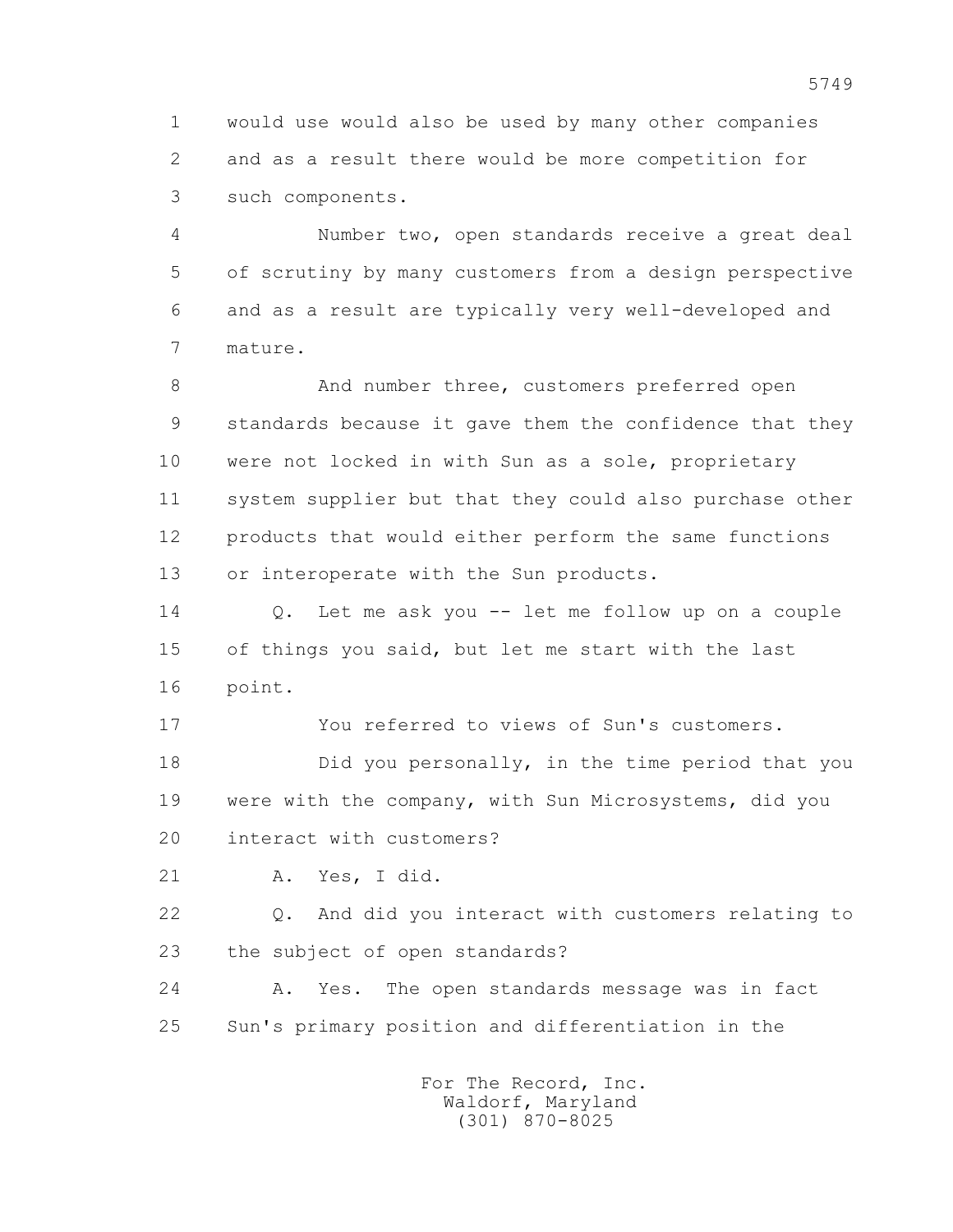1 would use would also be used by many other companies
2 and as a result there would be more competition for
3 such components.

4 Number two, open standards receive a great deal
5 of scrutiny by many customers from a design perspective
6 and as a result are typically very well-developed and
7 mature.

8 And number three, customers preferred open
9 standards because it gave them the confidence that they
10 were not locked in with Sun as a sole, proprietary
11 system supplier but that they could also purchase other
12 products that would either perform the same functions
13 or interoperate with the Sun products.

14 Q. Let me ask you -- let me follow up on a couple
15 of things you said, but let me start with the last
16 point.

17 You referred to views of Sun's customers.

18 Did you personally, in the time period that you
19 were with the company, with Sun Microsystems, did you
20 interact with customers?

21 A. Yes, I did.

22 Q. And did you interact with customers relating to
23 the subject of open standards?

24 A. Yes. The open standards message was in fact
25 Sun's primary position and differentiation in the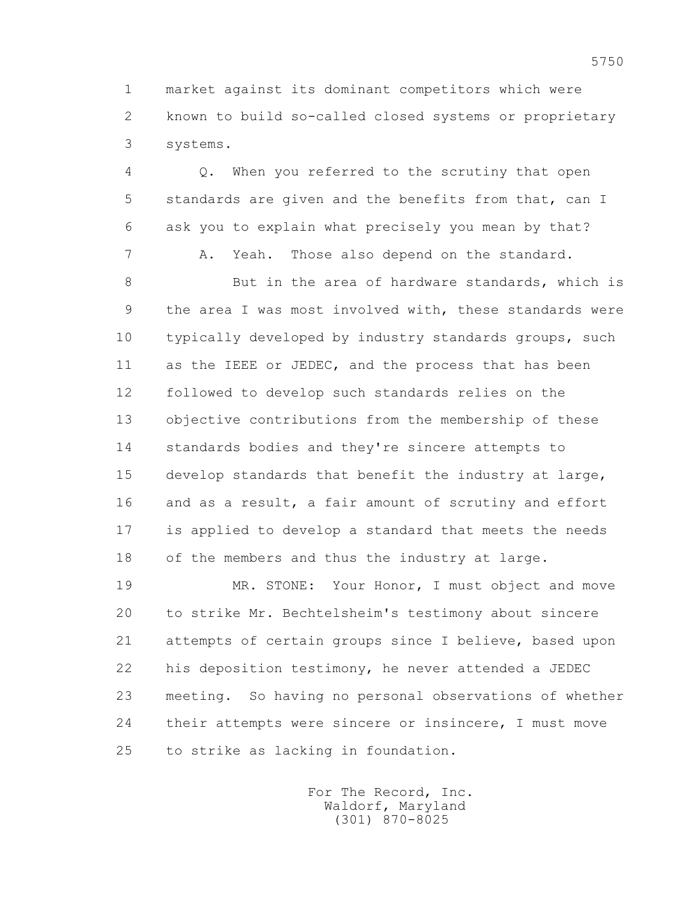1 market against its dominant competitors which were
2 known to build so-called closed systems or proprietary
3 systems.

4 Q. When you referred to the scrutiny that open
5 standards are given and the benefits from that, can I
6 ask you to explain what precisely you mean by that?

7 A. Yeah. Those also depend on the standard.

8 But in the area of hardware standards, which is
9 the area I was most involved with, these standards were
10 typically developed by industry standards groups, such
11 as the IEEE or JEDEC, and the process that has been
12 followed to develop such standards relies on the
13 objective contributions from the membership of these
14 standards bodies and they're sincere attempts to
15 develop standards that benefit the industry at large,
16 and as a result, a fair amount of scrutiny and effort
17 is applied to develop a standard that meets the needs
18 of the members and thus the industry at large.

19 MR. STONE: Your Honor, I must object and move
20 to strike Mr. Bechtelsheim's testimony about sincere
21 attempts of certain groups since I believe, based upon
22 his deposition testimony, he never attended a JEDEC
23 meeting. So having no personal observations of whether
24 their attempts were sincere or insincere, I must move
25 to strike as lacking in foundation.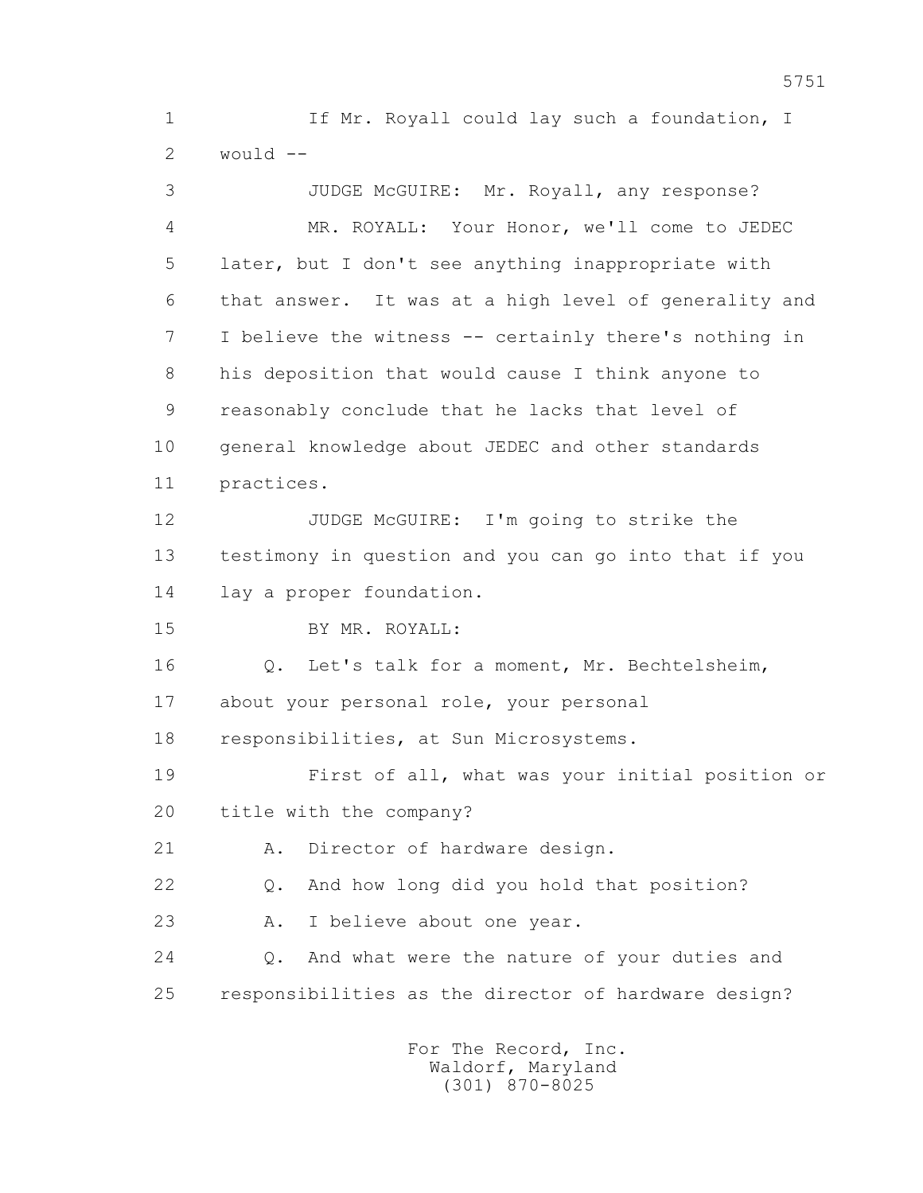1 If Mr. Royall could lay such a foundation, I
2 would --
3 JUDGE McGUIRE: Mr. Royall, any response?
4 MR. ROYALL: Your Honor, we'll come to JEDEC
5 later, but I don't see anything inappropriate with
6 that answer. It was at a high level of generality and
7 I believe the witness -- certainly there's nothing in
8 his deposition that would cause I think anyone to
9 reasonably conclude that he lacks that level of
10 general knowledge about JEDEC and other standards
11 practices.
12 JUDGE McGUIRE: I'm going to strike the
13 testimony in question and you can go into that if you
14 lay a proper foundation.
15 BY MR. ROYALL:
16 Q. Let's talk for a moment, Mr. Bechtelsheim,
17 about your personal role, your personal
18 responsibilities, at Sun Microsystems.
19 First of all, what was your initial position or
20 title with the company?
21 A. Director of hardware design.
22 Q. And how long did you hold that position?
23 A. I believe about one year.
24 Q. And what were the nature of your duties and
25 responsibilities as the director of hardware design?

For The Record, Inc.
Waldorf, Maryland
(301) 870-8025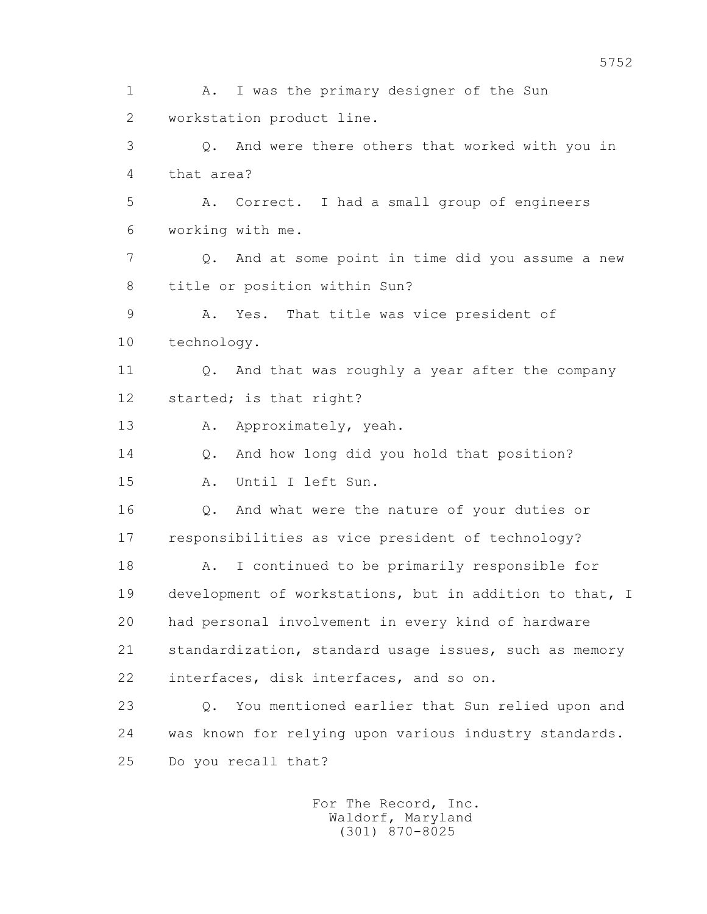1 A. I was the primary designer of the Sun
2 workstation product line.
3 Q. And were there others that worked with you in
4 that area?
5 A. Correct. I had a small group of engineers
6 working with me.
7 Q. And at some point in time did you assume a new
8 title or position within Sun?
9 A. Yes. That title was vice president of
10 technology.
11 Q. And that was roughly a year after the company
12 started; is that right?
13 A. Approximately, yeah.
14 Q. And how long did you hold that position?
15 A. Until I left Sun.
16 Q. And what were the nature of your duties or
17 responsibilities as vice president of technology?
18 A. I continued to be primarily responsible for
19 development of workstations, but in addition to that, I
20 had personal involvement in every kind of hardware
21 standardization, standard usage issues, such as memory
22 interfaces, disk interfaces, and so on.
23 Q. You mentioned earlier that Sun relied upon and
24 was known for relying upon various industry standards.
25 Do you recall that?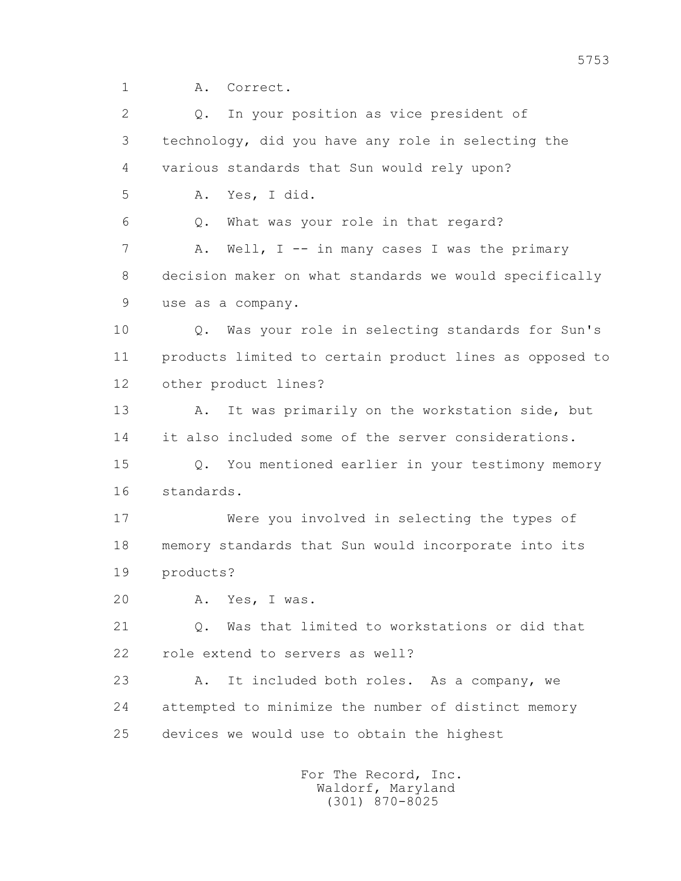1 A. Correct.

2 Q. In your position as vice president of

3 technology, did you have any role in selecting the

4 various standards that Sun would rely upon?

5 A. Yes, I did.

6 Q. What was your role in that regard?

7 A. Well, I -- in many cases I was the primary

8 decision maker on what standards we would specifically

9 use as a company.

10 Q. Was your role in selecting standards for Sun's

11 products limited to certain product lines as opposed to

12 other product lines?

13 A. It was primarily on the workstation side, but

14 it also included some of the server considerations.

15 Q. You mentioned earlier in your testimony memory

16 standards.

17 Were you involved in selecting the types of

18 memory standards that Sun would incorporate into its

19 products?

20 A. Yes, I was.

21 Q. Was that limited to workstations or did that

22 role extend to servers as well?

23 A. It included both roles. As a company, we

24 attempted to minimize the number of distinct memory

25 devices we would use to obtain the highest

For The Record, Inc.
Waldorf, Maryland
(301) 870-8025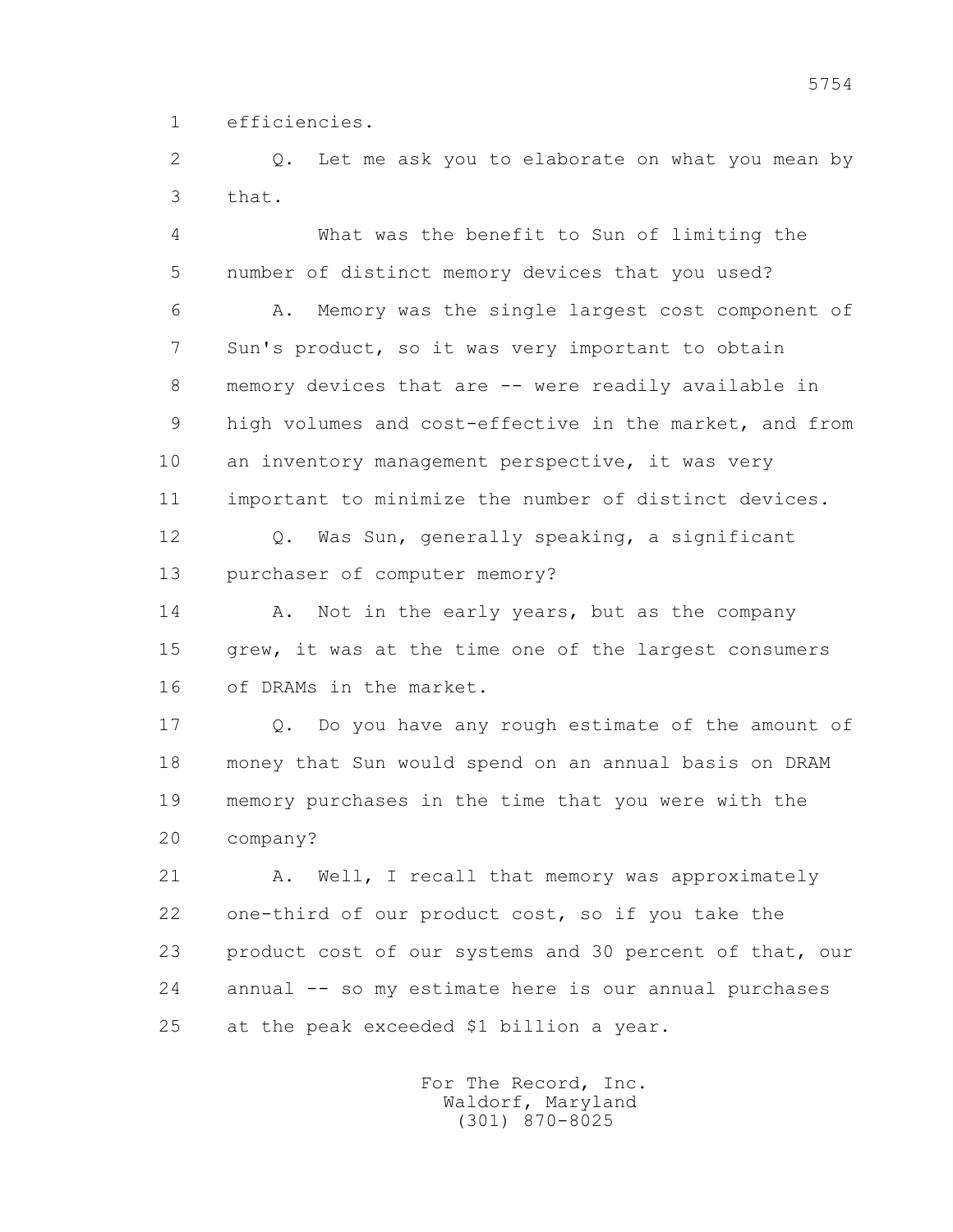1 efficiencies.

2 Q. Let me ask you to elaborate on what you mean by
3 that.

4 What was the benefit to Sun of limiting the
5 number of distinct memory devices that you used?

6 A. Memory was the single largest cost component of
7 Sun's product, so it was very important to obtain
8 memory devices that are -- were readily available in
9 high volumes and cost-effective in the market, and from
10 an inventory management perspective, it was very
11 important to minimize the number of distinct devices.

12 Q. Was Sun, generally speaking, a significant
13 purchaser of computer memory?

14 A. Not in the early years, but as the company
15 grew, it was at the time one of the largest consumers
16 of DRAMs in the market.

17 Q. Do you have any rough estimate of the amount of
18 money that Sun would spend on an annual basis on DRAM
19 memory purchases in the time that you were with the
20 company?

21 A. Well, I recall that memory was approximately
22 one-third of our product cost, so if you take the
23 product cost of our systems and 30 percent of that, our
24 annual -- so my estimate here is our annual purchases
25 at the peak exceeded $1 billion a year.

For The Record, Inc.
Waldorf, Maryland
(301) 870-8025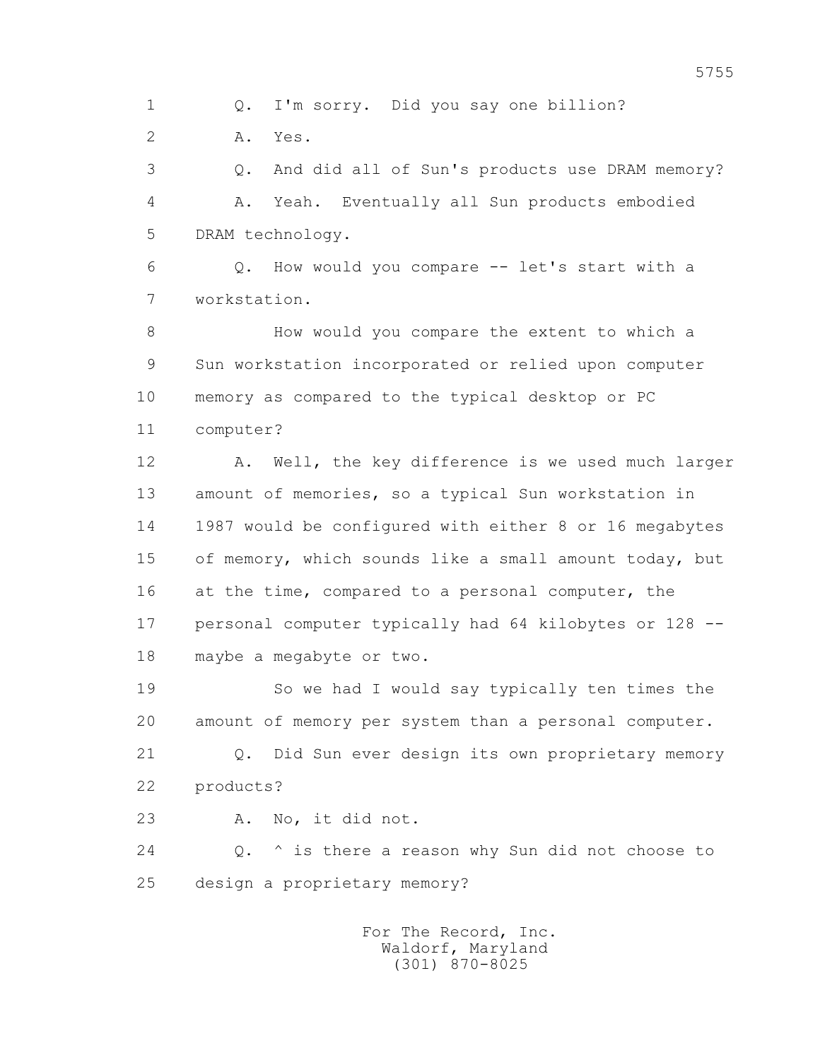1 Q. I'm sorry. Did you say one billion?

2 A. Yes.

3 Q. And did all of Sun's products use DRAM memory?

4 A. Yeah. Eventually all Sun products embodied

5 DRAM technology.

6 Q. How would you compare -- let's start with a

7 workstation.

8 How would you compare the extent to which a

9 Sun workstation incorporated or relied upon computer

10 memory as compared to the typical desktop or PC

11 computer?

12 A. Well, the key difference is we used much larger

13 amount of memories, so a typical Sun workstation in

14 1987 would be configured with either 8 or 16 megabytes

15 of memory, which sounds like a small amount today, but

16 at the time, compared to a personal computer, the

17 personal computer typically had 64 kilobytes or 128 --

18 maybe a megabyte or two.

19 So we had I would say typically ten times the

20 amount of memory per system than a personal computer.

21 Q. Did Sun ever design its own proprietary memory

22 products?

23 A. No, it did not.

24 Q. ^ is there a reason why Sun did not choose to

25 design a proprietary memory?

For The Record, Inc.
Waldorf, Maryland
(301) 870-8025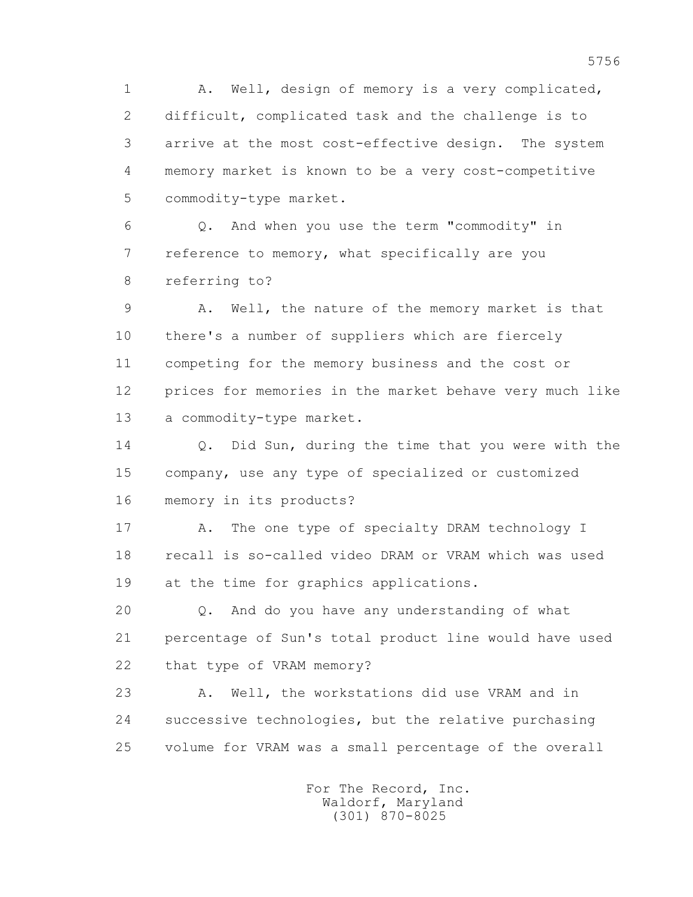A. Well, design of memory is a very complicated, difficult, complicated task and the challenge is to arrive at the most cost-effective design. The system memory market is known to be a very cost-competitive commodity-type market.

Q. And when you use the term "commodity" in reference to memory, what specifically are you referring to?

A. Well, the nature of the memory market is that there's a number of suppliers which are fiercely competing for the memory business and the cost or prices for memories in the market behave very much like a commodity-type market.

Q. Did Sun, during the time that you were with the company, use any type of specialized or customized memory in its products?

A. The one type of specialty DRAM technology I recall is so-called video DRAM or VRAM which was used at the time for graphics applications.

Q. And do you have any understanding of what percentage of Sun's total product line would have used that type of VRAM memory?

A. Well, the workstations did use VRAM and in successive technologies, but the relative purchasing volume for VRAM was a small percentage of the overall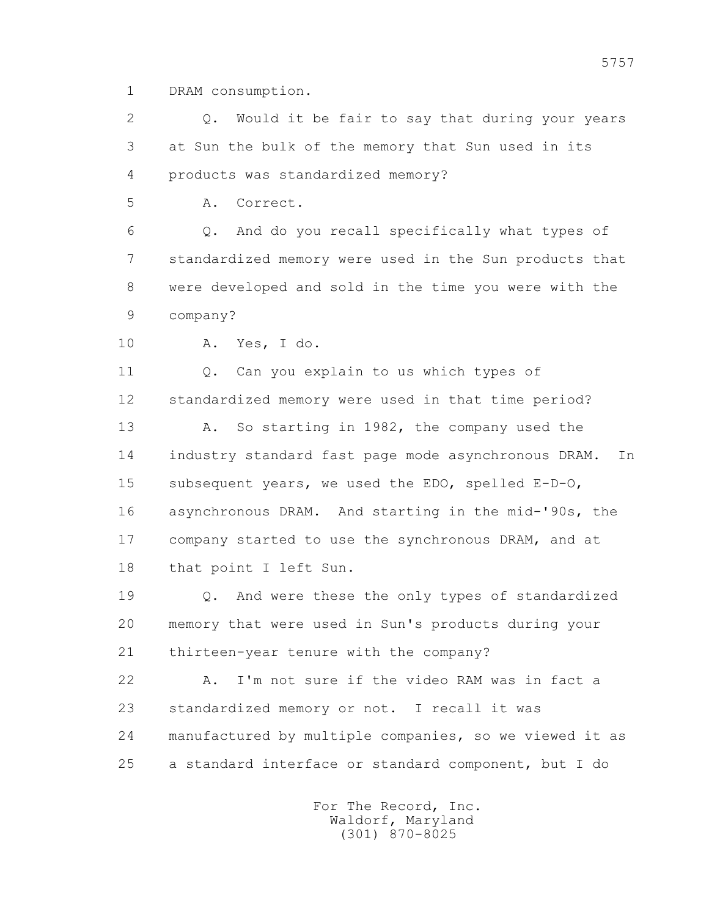1 DRAM consumption.

2 Q. Would it be fair to say that during your years

3 at Sun the bulk of the memory that Sun used in its

4 products was standardized memory?

5 A. Correct.

6 Q. And do you recall specifically what types of

7 standardized memory were used in the Sun products that

8 were developed and sold in the time you were with the

9 company?

10 A. Yes, I do.

11 Q. Can you explain to us which types of

12 standardized memory were used in that time period?

13 A. So starting in 1982, the company used the

14 industry standard fast page mode asynchronous DRAM. In

15 subsequent years, we used the EDO, spelled E-D-O,

16 asynchronous DRAM. And starting in the mid-'90s, the

17 company started to use the synchronous DRAM, and at

18 that point I left Sun.

19 Q. And were these the only types of standardized

20 memory that were used in Sun's products during your

21 thirteen-year tenure with the company?

22 A. I'm not sure if the video RAM was in fact a

23 standardized memory or not. I recall it was

24 manufactured by multiple companies, so we viewed it as

25 a standard interface or standard component, but I do

For The Record, Inc.
Waldorf, Maryland
(301) 870-8025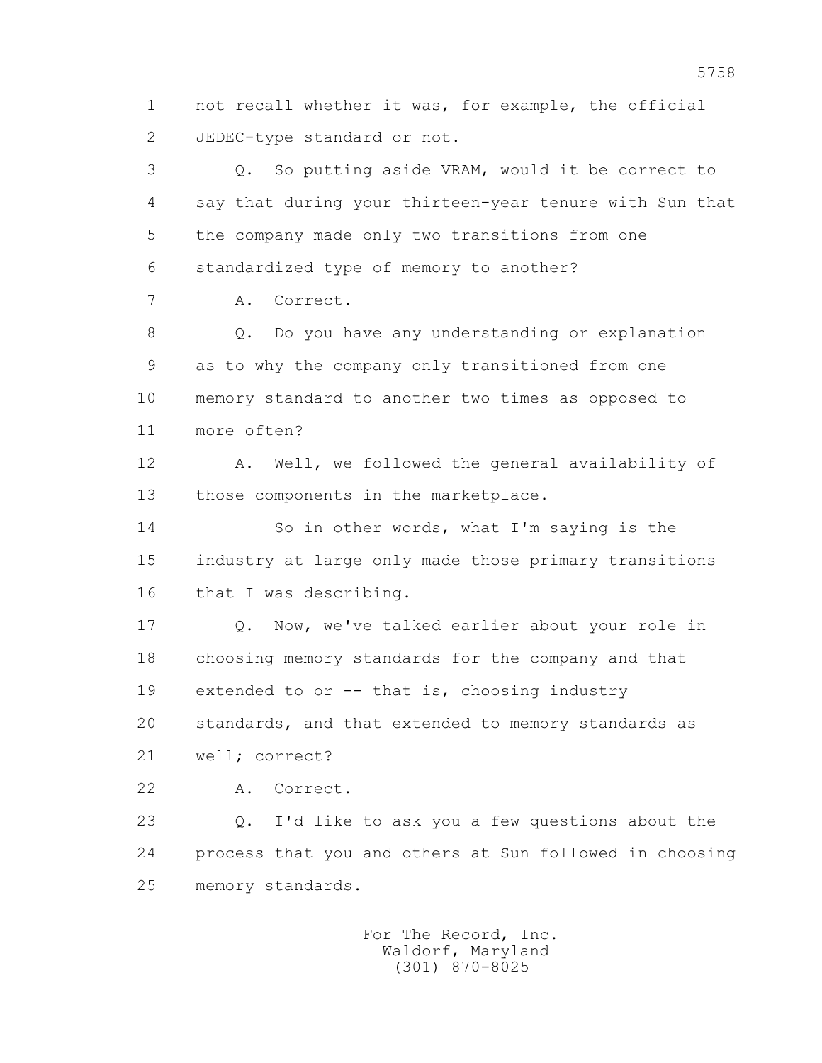not recall whether it was, for example, the official JEDEC-type standard or not.

Q. So putting aside VRAM, would it be correct to say that during your thirteen-year tenure with Sun that the company made only two transitions from one standardized type of memory to another?

A. Correct.

Q. Do you have any understanding or explanation as to why the company only transitioned from one memory standard to another two times as opposed to more often?

A. Well, we followed the general availability of those components in the marketplace.

So in other words, what I'm saying is the industry at large only made those primary transitions that I was describing.

Q. Now, we've talked earlier about your role in choosing memory standards for the company and that extended to or -- that is, choosing industry standards, and that extended to memory standards as well; correct?

A. Correct.

Q. I'd like to ask you a few questions about the process that you and others at Sun followed in choosing memory standards.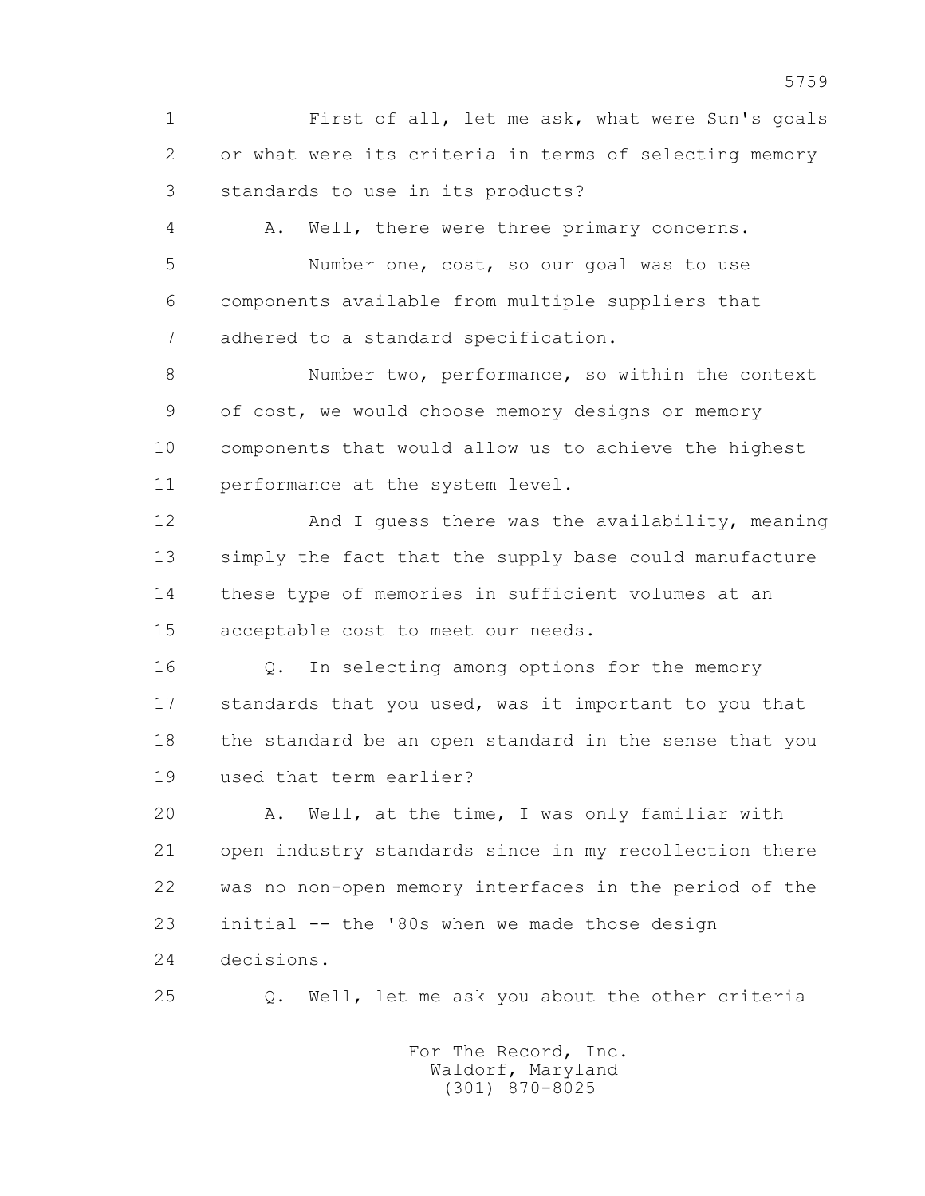1 First of all, let me ask, what were Sun's goals
2 or what were its criteria in terms of selecting memory
3 standards to use in its products?
4 A. Well, there were three primary concerns.
5 Number one, cost, so our goal was to use
6 components available from multiple suppliers that
7 adhered to a standard specification.
8 Number two, performance, so within the context
9 of cost, we would choose memory designs or memory
10 components that would allow us to achieve the highest
11 performance at the system level.
12 And I guess there was the availability, meaning
13 simply the fact that the supply base could manufacture
14 these type of memories in sufficient volumes at an
15 acceptable cost to meet our needs.
16 Q. In selecting among options for the memory
17 standards that you used, was it important to you that
18 the standard be an open standard in the sense that you
19 used that term earlier?
20 A. Well, at the time, I was only familiar with
21 open industry standards since in my recollection there
22 was no non-open memory interfaces in the period of the
23 initial -- the '80s when we made those design
24 decisions.
25 Q. Well, let me ask you about the other criteria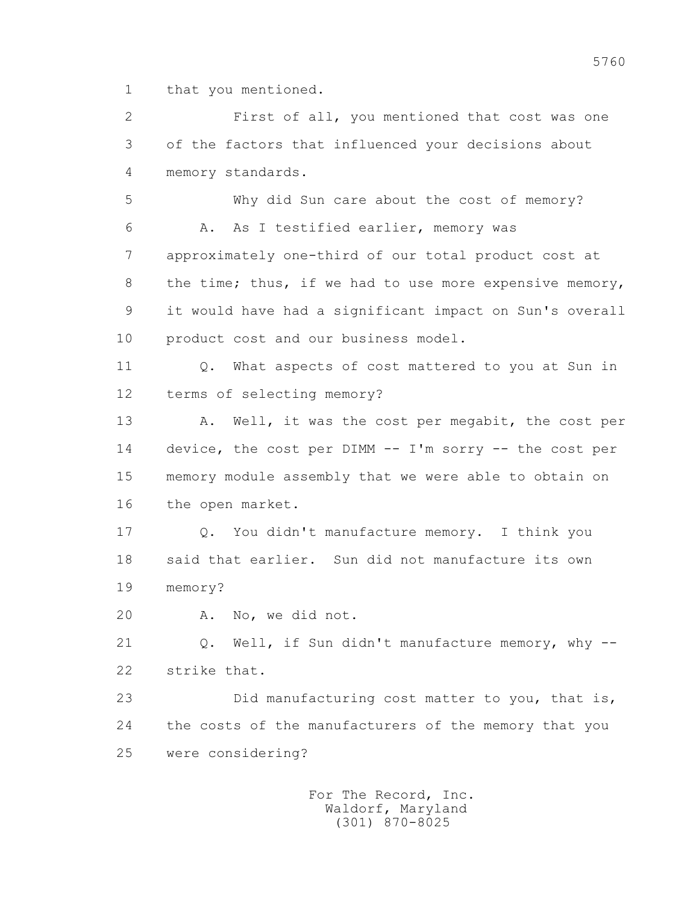1 that you mentioned.

2 First of all, you mentioned that cost was one

3 of the factors that influenced your decisions about

4 memory standards.

5 Why did Sun care about the cost of memory?

6 A. As I testified earlier, memory was

7 approximately one-third of our total product cost at

8 the time; thus, if we had to use more expensive memory,

9 it would have had a significant impact on Sun's overall

10 product cost and our business model.

11 Q. What aspects of cost mattered to you at Sun in

12 terms of selecting memory?

13 A. Well, it was the cost per megabit, the cost per

14 device, the cost per DIMM -- I'm sorry -- the cost per

15 memory module assembly that we were able to obtain on

16 the open market.

17 Q. You didn't manufacture memory. I think you

18 said that earlier. Sun did not manufacture its own

19 memory?

20 A. No, we did not.

21 Q. Well, if Sun didn't manufacture memory, why --

22 strike that.

23 Did manufacturing cost matter to you, that is,

24 the costs of the manufacturers of the memory that you

25 were considering?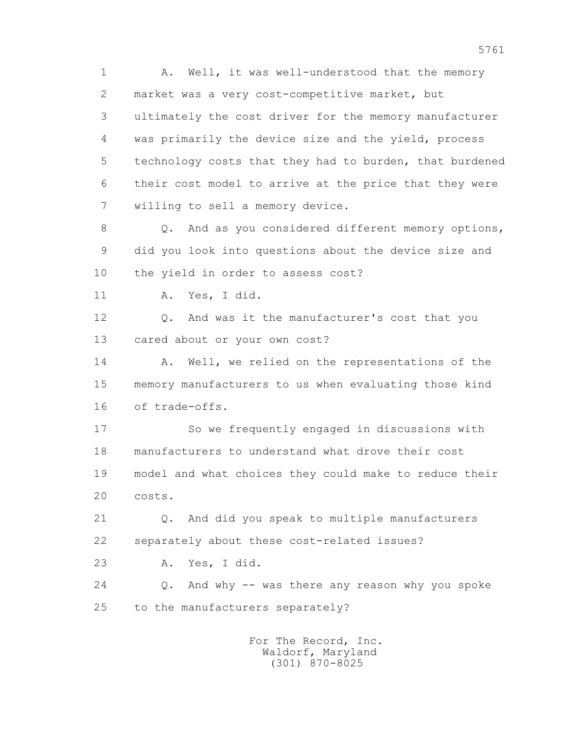A. Well, it was well-understood that the memory market was a very cost-competitive market, but ultimately the cost driver for the memory manufacturer was primarily the device size and the yield, process technology costs that they had to burden, that burdened their cost model to arrive at the price that they were willing to sell a memory device.

Q. And as you considered different memory options, did you look into questions about the device size and the yield in order to assess cost?

A. Yes, I did.

Q. And was it the manufacturer's cost that you cared about or your own cost?

A. Well, we relied on the representations of the memory manufacturers to us when evaluating those kind of trade-offs.

So we frequently engaged in discussions with manufacturers to understand what drove their cost model and what choices they could make to reduce their costs.

Q. And did you speak to multiple manufacturers separately about these cost-related issues?

A. Yes, I did.

Q. And why -- was there any reason why you spoke to the manufacturers separately?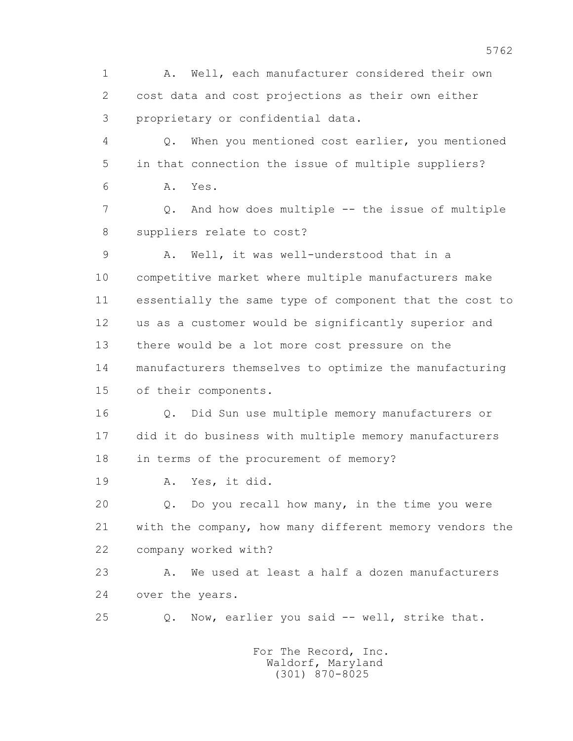1 A. Well, each manufacturer considered their own
2 cost data and cost projections as their own either
3 proprietary or confidential data.

4 Q. When you mentioned cost earlier, you mentioned
5 in that connection the issue of multiple suppliers?

6 A. Yes.

7 Q. And how does multiple -- the issue of multiple
8 suppliers relate to cost?

9 A. Well, it was well-understood that in a
10 competitive market where multiple manufacturers make
11 essentially the same type of component that the cost to
12 us as a customer would be significantly superior and
13 there would be a lot more cost pressure on the
14 manufacturers themselves to optimize the manufacturing
15 of their components.

16 Q. Did Sun use multiple memory manufacturers or
17 did it do business with multiple memory manufacturers
18 in terms of the procurement of memory?

19 A. Yes, it did.

20 Q. Do you recall how many, in the time you were
21 with the company, how many different memory vendors the
22 company worked with?

23 A. We used at least a half a dozen manufacturers
24 over the years.

25 Q. Now, earlier you said -- well, strike that.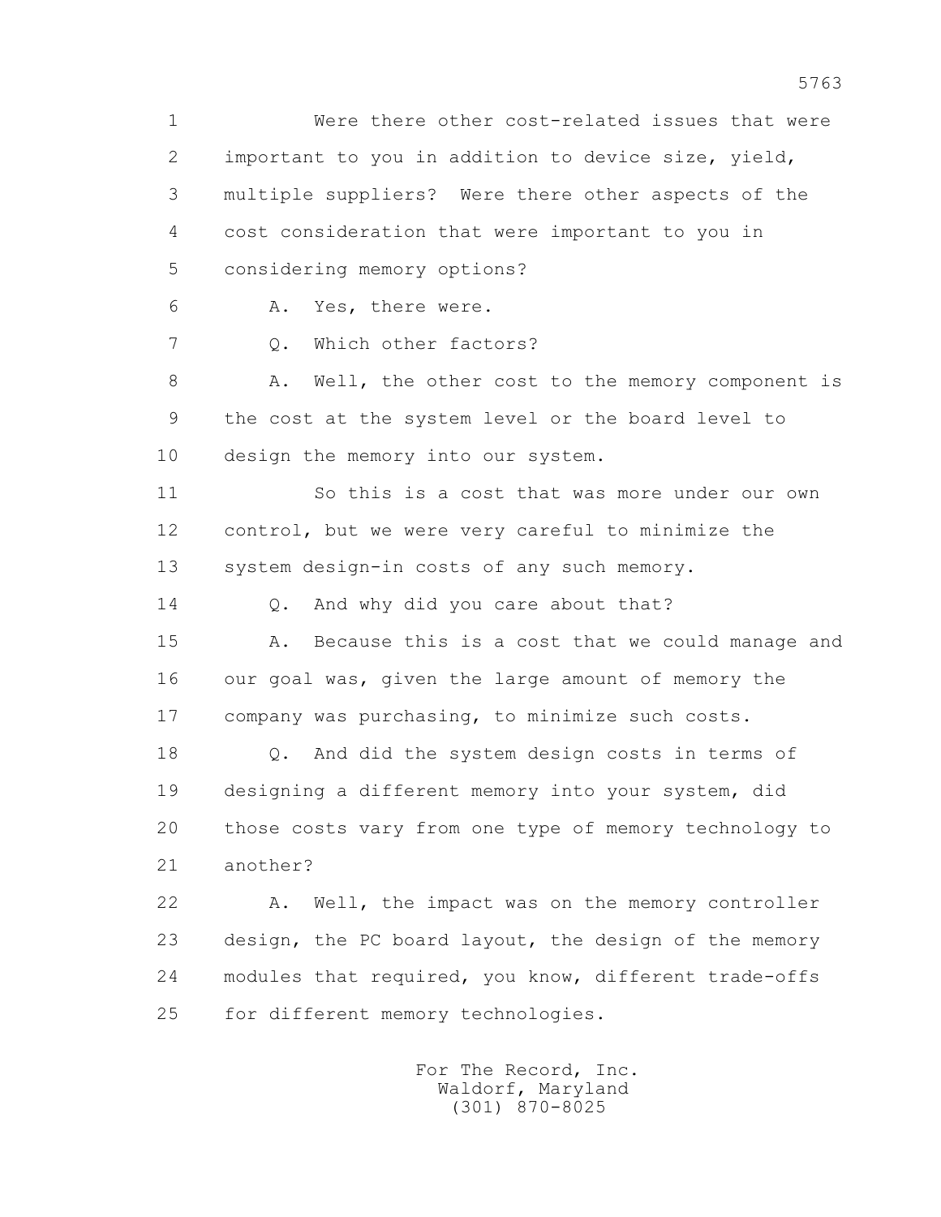Were there other cost-related issues that were important to you in addition to device size, yield, multiple suppliers? Were there other aspects of the cost consideration that were important to you in considering memory options?

A. Yes, there were.

Q. Which other factors?

A. Well, the other cost to the memory component is the cost at the system level or the board level to design the memory into our system.

So this is a cost that was more under our own control, but we were very careful to minimize the system design-in costs of any such memory.

Q. And why did you care about that?

A. Because this is a cost that we could manage and our goal was, given the large amount of memory the company was purchasing, to minimize such costs.

Q. And did the system design costs in terms of designing a different memory into your system, did those costs vary from one type of memory technology to another?

A. Well, the impact was on the memory controller design, the PC board layout, the design of the memory modules that required, you know, different trade-offs for different memory technologies.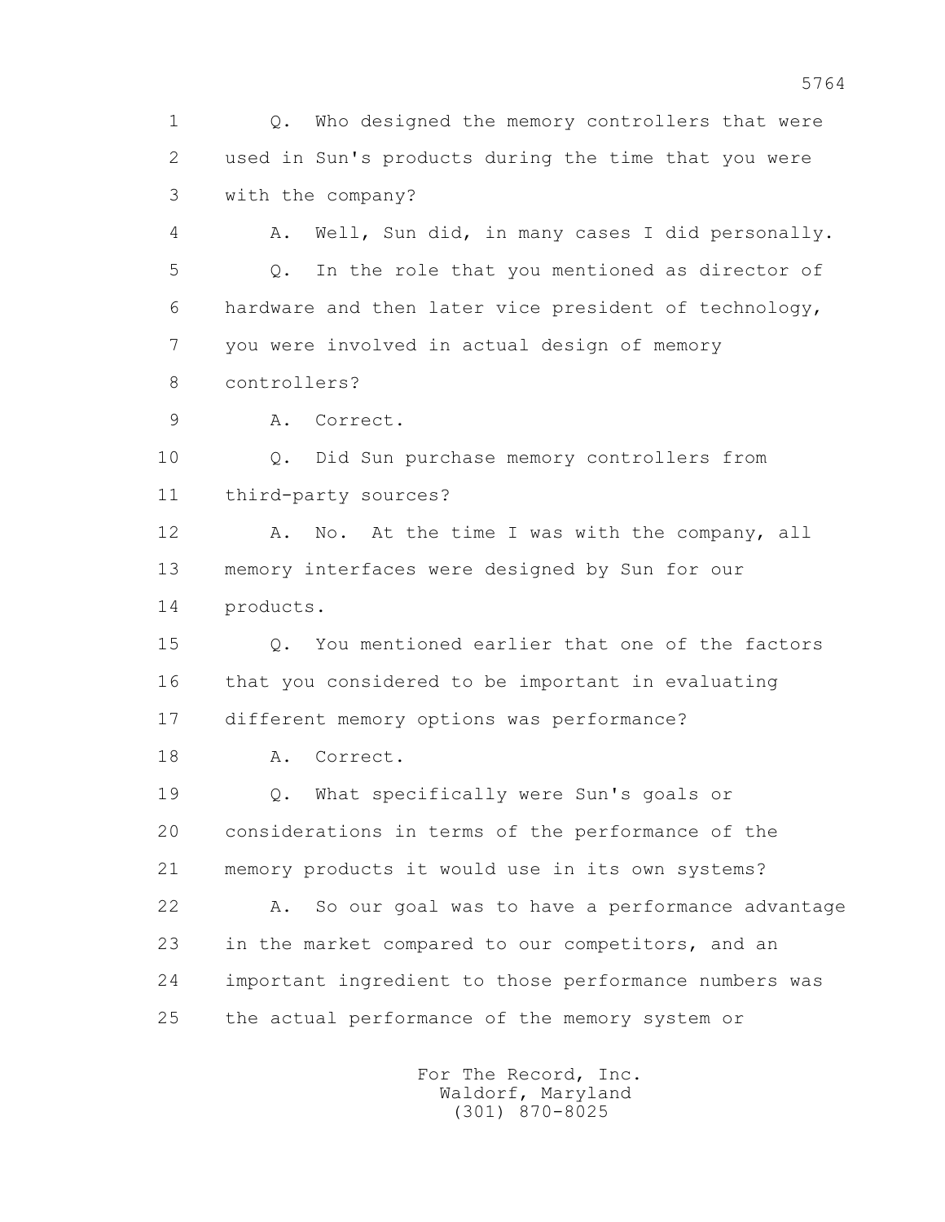Q. Who designed the memory controllers that were used in Sun's products during the time that you were with the company?

A. Well, Sun did, in many cases I did personally.

Q. In the role that you mentioned as director of hardware and then later vice president of technology, you were involved in actual design of memory controllers?

A. Correct.

Q. Did Sun purchase memory controllers from third-party sources?

A. No. At the time I was with the company, all memory interfaces were designed by Sun for our products.

Q. You mentioned earlier that one of the factors that you considered to be important in evaluating different memory options was performance?

A. Correct.

Q. What specifically were Sun's goals or considerations in terms of the performance of the memory products it would use in its own systems?

A. So our goal was to have a performance advantage in the market compared to our competitors, and an important ingredient to those performance numbers was the actual performance of the memory system or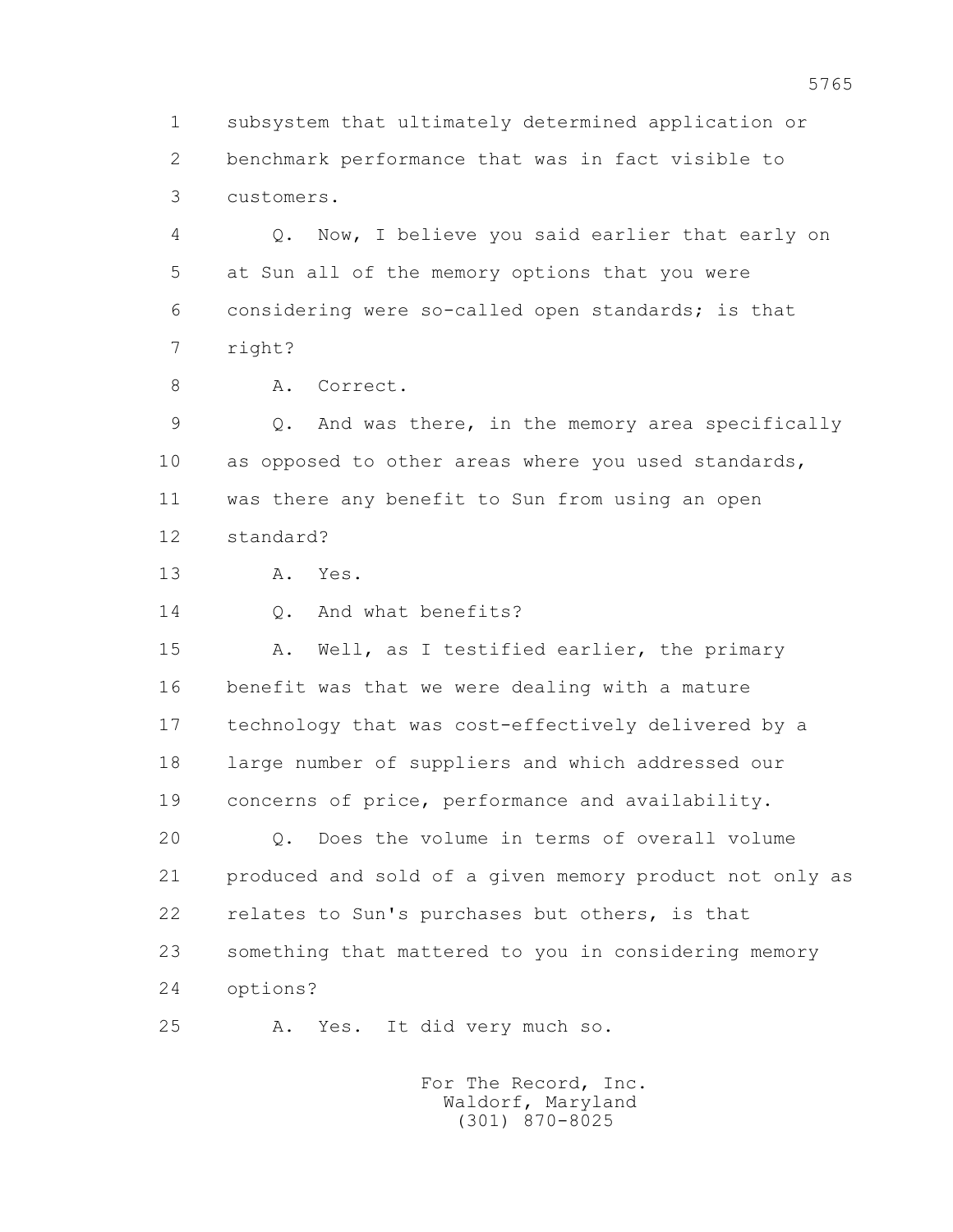subsystem that ultimately determined application or benchmark performance that was in fact visible to customers.

Q. Now, I believe you said earlier that early on at Sun all of the memory options that you were considering were so-called open standards; is that right?

A. Correct.

Q. And was there, in the memory area specifically as opposed to other areas where you used standards, was there any benefit to Sun from using an open standard?

A. Yes.

Q. And what benefits?

A. Well, as I testified earlier, the primary benefit was that we were dealing with a mature technology that was cost-effectively delivered by a large number of suppliers and which addressed our concerns of price, performance and availability.

Q. Does the volume in terms of overall volume produced and sold of a given memory product not only as relates to Sun's purchases but others, is that something that mattered to you in considering memory options?

A. Yes. It did very much so.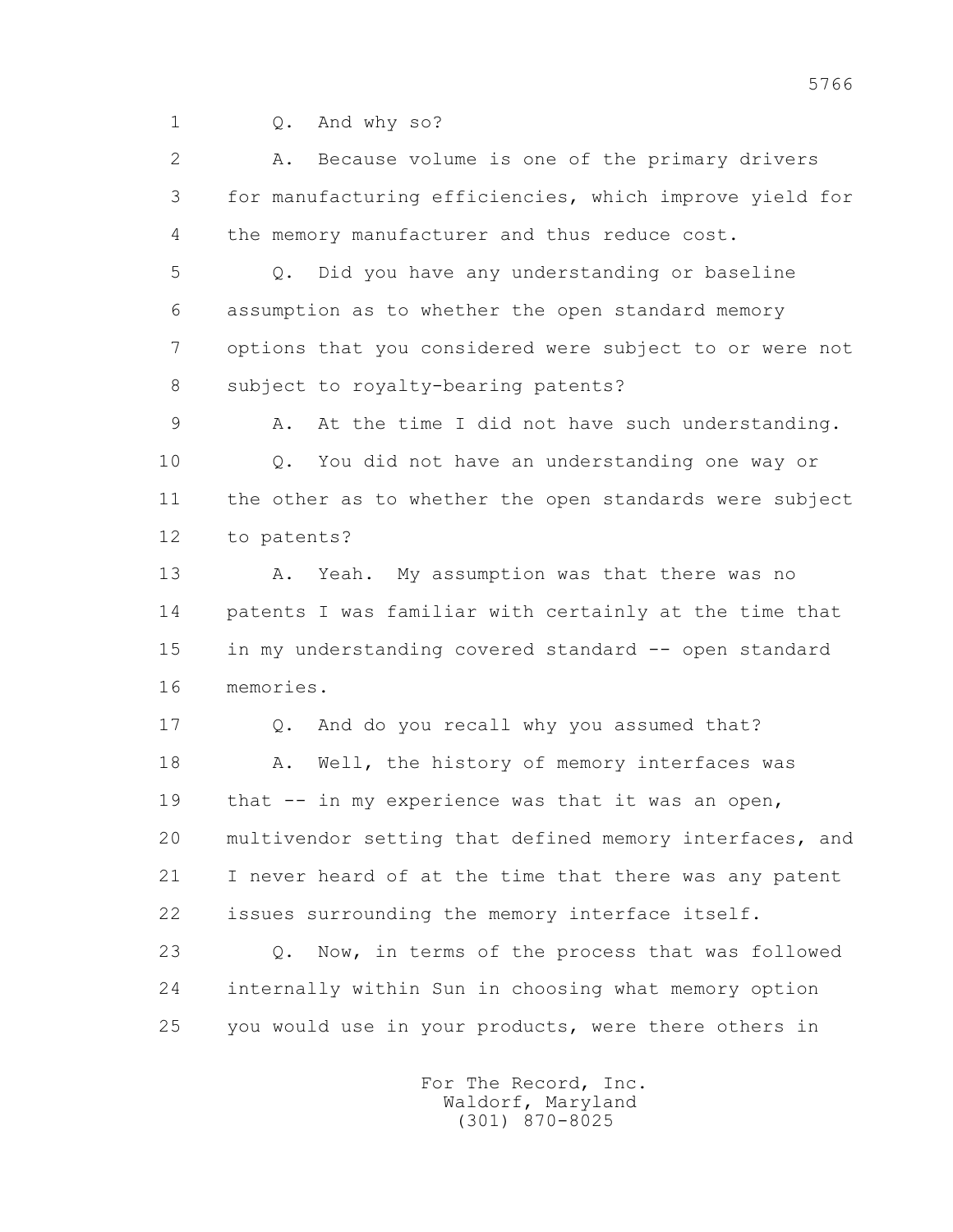Q. And why so?

A. Because volume is one of the primary drivers for manufacturing efficiencies, which improve yield for the memory manufacturer and thus reduce cost.

Q. Did you have any understanding or baseline assumption as to whether the open standard memory options that you considered were subject to or were not subject to royalty-bearing patents?

A. At the time I did not have such understanding.

Q. You did not have an understanding one way or the other as to whether the open standards were subject to patents?

A. Yeah. My assumption was that there was no patents I was familiar with certainly at the time that in my understanding covered standard -- open standard memories.

Q. And do you recall why you assumed that?

A. Well, the history of memory interfaces was that -- in my experience was that it was an open, multivendor setting that defined memory interfaces, and I never heard of at the time that there was any patent issues surrounding the memory interface itself.

Q. Now, in terms of the process that was followed internally within Sun in choosing what memory option you would use in your products, were there others in

For The Record, Inc.
Waldorf, Maryland
(301) 870-8025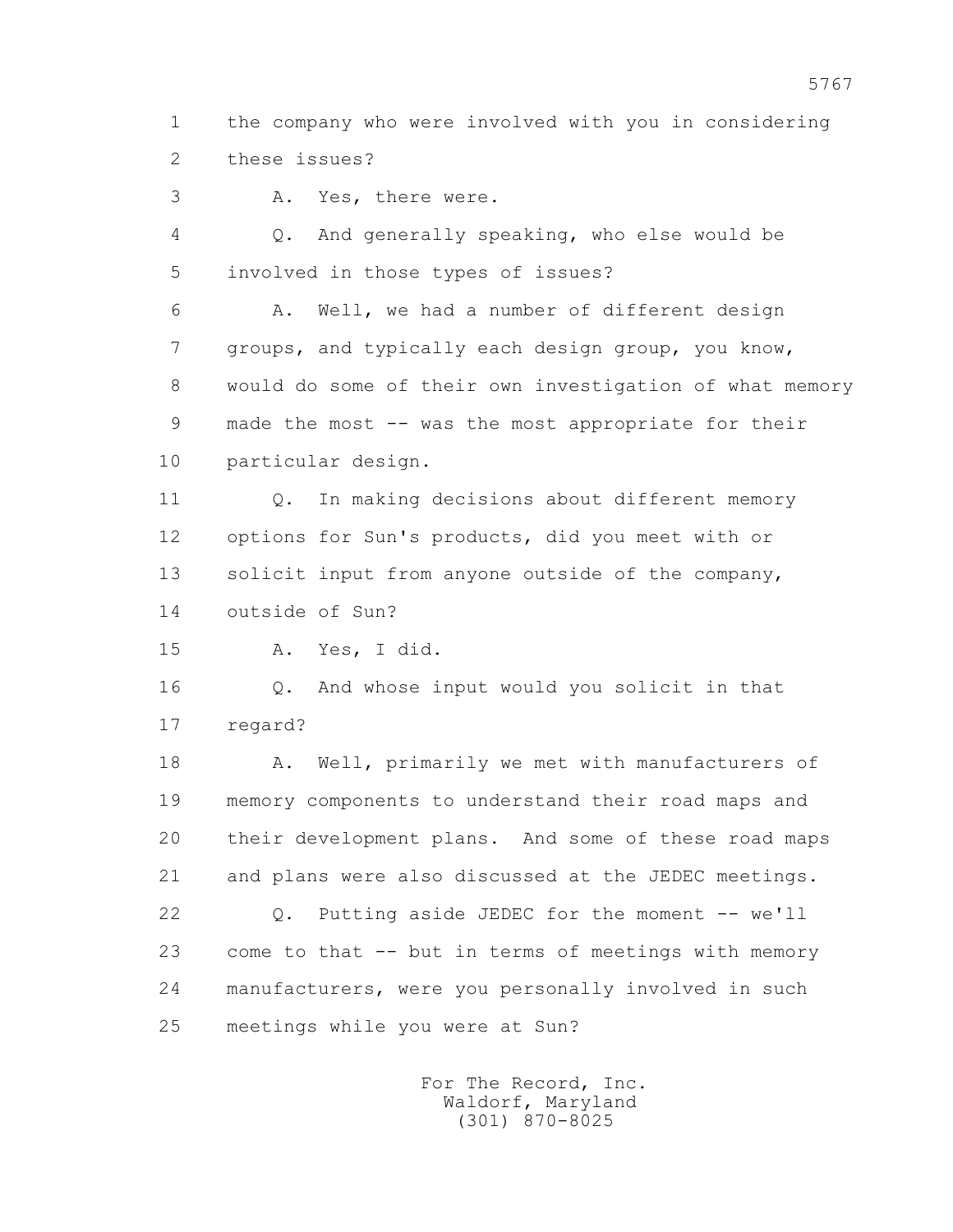1 the company who were involved with you in considering
2 these issues?

3 A. Yes, there were.

4 Q. And generally speaking, who else would be
5 involved in those types of issues?

6 A. Well, we had a number of different design
7 groups, and typically each design group, you know,
8 would do some of their own investigation of what memory
9 made the most -- was the most appropriate for their
10 particular design.

11 Q. In making decisions about different memory
12 options for Sun's products, did you meet with or
13 solicit input from anyone outside of the company,
14 outside of Sun?

15 A. Yes, I did.

16 Q. And whose input would you solicit in that
17 regard?

18 A. Well, primarily we met with manufacturers of
19 memory components to understand their road maps and
20 their development plans. And some of these road maps
21 and plans were also discussed at the JEDEC meetings.

22 Q. Putting aside JEDEC for the moment -- we'll
23 come to that -- but in terms of meetings with memory
24 manufacturers, were you personally involved in such
25 meetings while you were at Sun?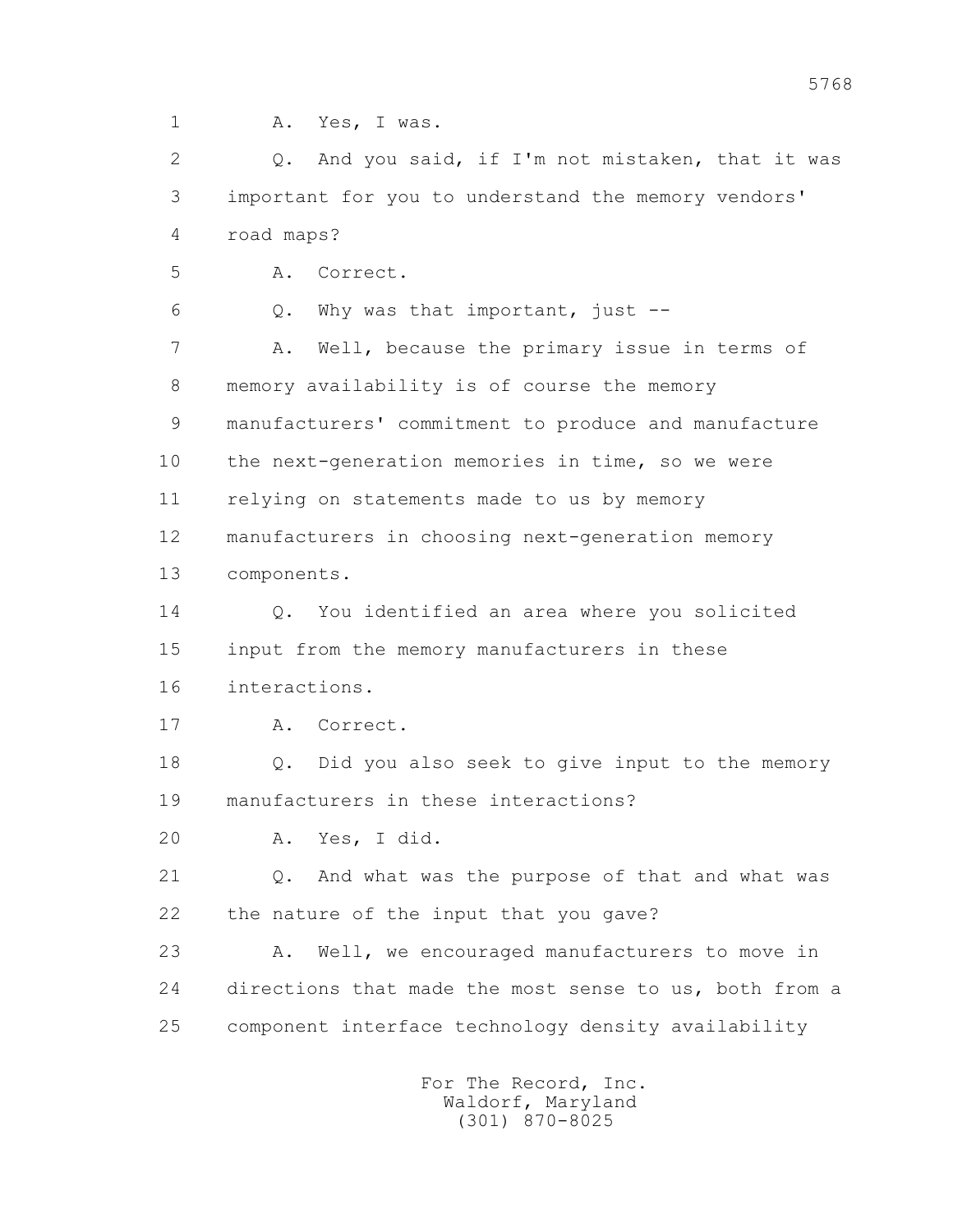1 A. Yes, I was.

2 Q. And you said, if I'm not mistaken, that it was

3 important for you to understand the memory vendors'

4 road maps?

5 A. Correct.

6 Q. Why was that important, just --

7 A. Well, because the primary issue in terms of

8 memory availability is of course the memory

9 manufacturers' commitment to produce and manufacture

10 the next-generation memories in time, so we were

11 relying on statements made to us by memory

12 manufacturers in choosing next-generation memory

13 components.

14 Q. You identified an area where you solicited

15 input from the memory manufacturers in these

16 interactions.

17 A. Correct.

18 Q. Did you also seek to give input to the memory

19 manufacturers in these interactions?

20 A. Yes, I did.

21 Q. And what was the purpose of that and what was

22 the nature of the input that you gave?

23 A. Well, we encouraged manufacturers to move in

24 directions that made the most sense to us, both from a

25 component interface technology density availability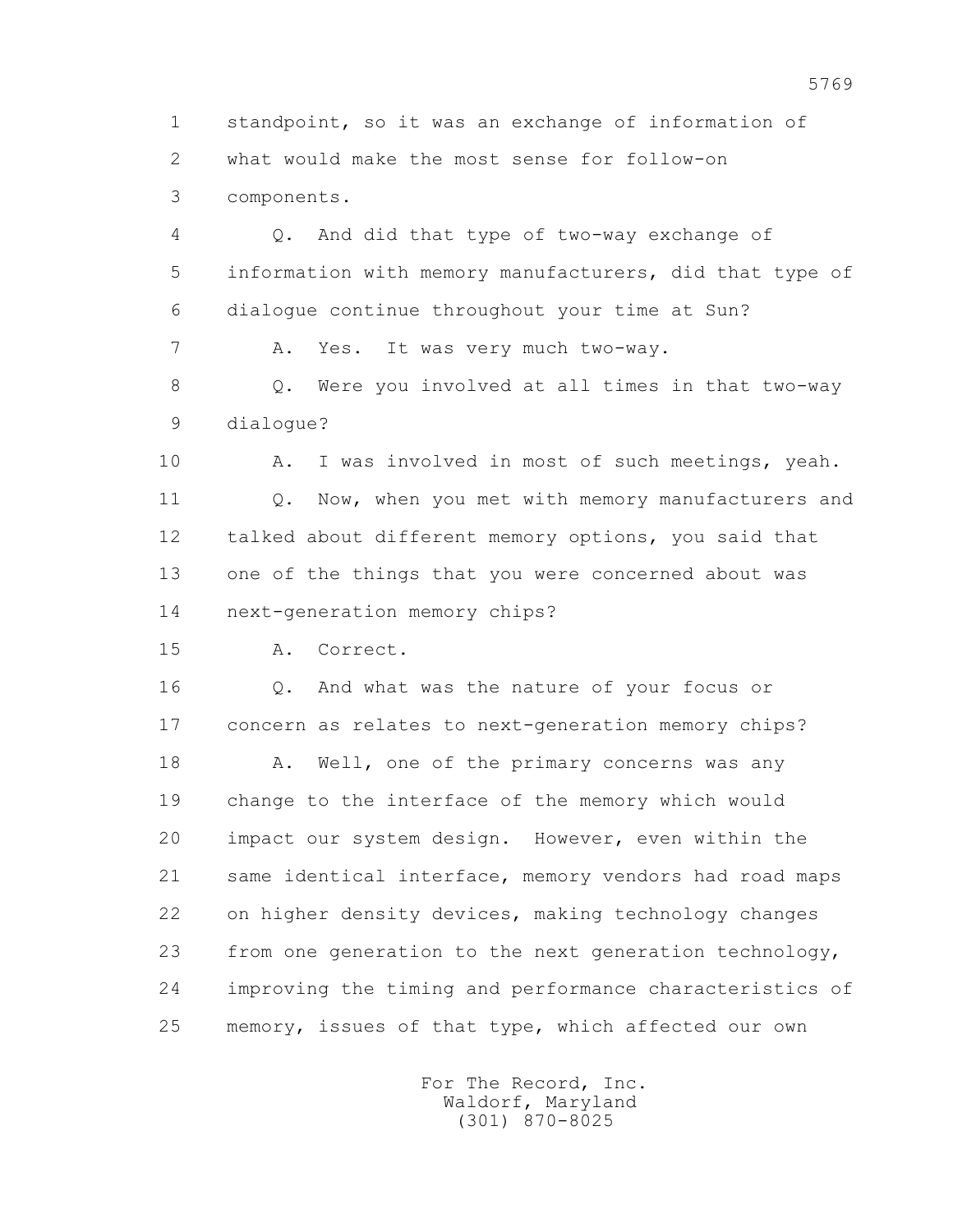standpoint, so it was an exchange of information of what would make the most sense for follow-on components.

Q. And did that type of two-way exchange of information with memory manufacturers, did that type of dialogue continue throughout your time at Sun?

A. Yes. It was very much two-way.

Q. Were you involved at all times in that two-way dialogue?

A. I was involved in most of such meetings, yeah.

Q. Now, when you met with memory manufacturers and talked about different memory options, you said that one of the things that you were concerned about was next-generation memory chips?

A. Correct.

Q. And what was the nature of your focus or concern as relates to next-generation memory chips?

A. Well, one of the primary concerns was any change to the interface of the memory which would impact our system design. However, even within the same identical interface, memory vendors had road maps on higher density devices, making technology changes from one generation to the next generation technology, improving the timing and performance characteristics of memory, issues of that type, which affected our own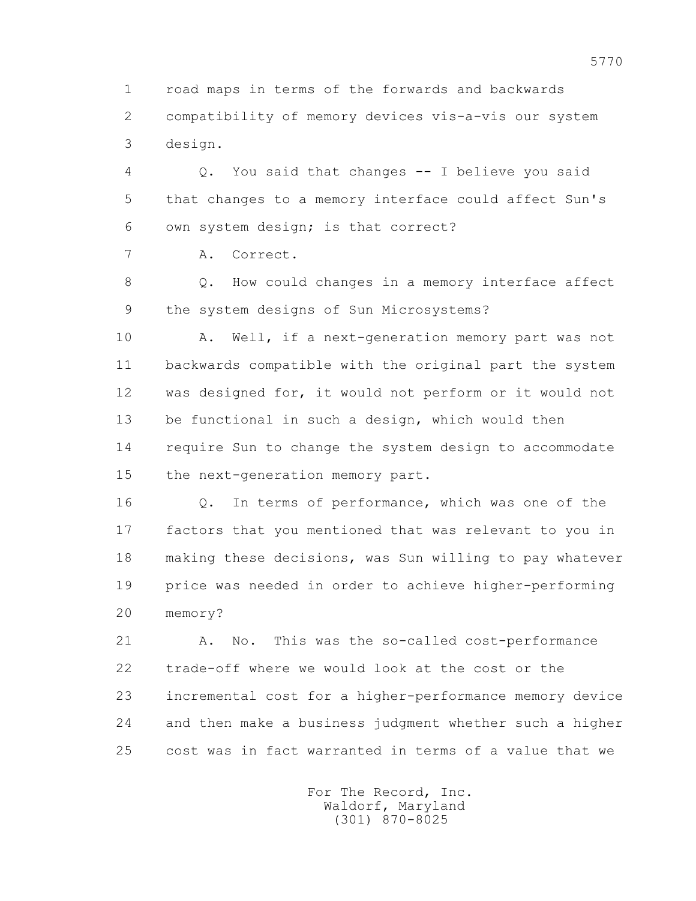road maps in terms of the forwards and backwards compatibility of memory devices vis-a-vis our system design.

Q. You said that changes -- I believe you said that changes to a memory interface could affect Sun's own system design; is that correct?

A. Correct.

Q. How could changes in a memory interface affect the system designs of Sun Microsystems?

A. Well, if a next-generation memory part was not backwards compatible with the original part the system was designed for, it would not perform or it would not be functional in such a design, which would then require Sun to change the system design to accommodate the next-generation memory part.

Q. In terms of performance, which was one of the factors that you mentioned that was relevant to you in making these decisions, was Sun willing to pay whatever price was needed in order to achieve higher-performing memory?

A. No. This was the so-called cost-performance trade-off where we would look at the cost or the incremental cost for a higher-performance memory device and then make a business judgment whether such a higher cost was in fact warranted in terms of a value that we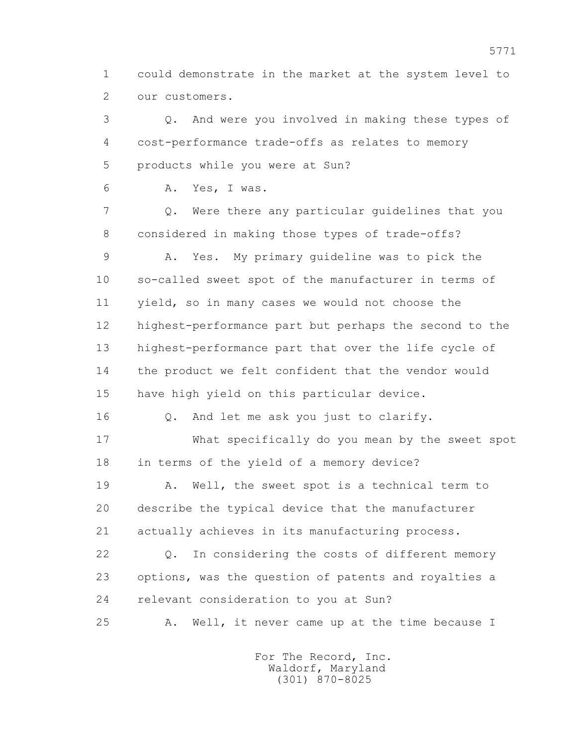1 could demonstrate in the market at the system level to
2 our customers.

3 Q. And were you involved in making these types of
4 cost-performance trade-offs as relates to memory
5 products while you were at Sun?

6 A. Yes, I was.

7 Q. Were there any particular guidelines that you
8 considered in making those types of trade-offs?

9 A. Yes. My primary guideline was to pick the
10 so-called sweet spot of the manufacturer in terms of
11 yield, so in many cases we would not choose the
12 highest-performance part but perhaps the second to the
13 highest-performance part that over the life cycle of
14 the product we felt confident that the vendor would
15 have high yield on this particular device.

16 Q. And let me ask you just to clarify.

17 What specifically do you mean by the sweet spot
18 in terms of the yield of a memory device?

19 A. Well, the sweet spot is a technical term to
20 describe the typical device that the manufacturer
21 actually achieves in its manufacturing process.

22 Q. In considering the costs of different memory
23 options, was the question of patents and royalties a
24 relevant consideration to you at Sun?

25 A. Well, it never came up at the time because I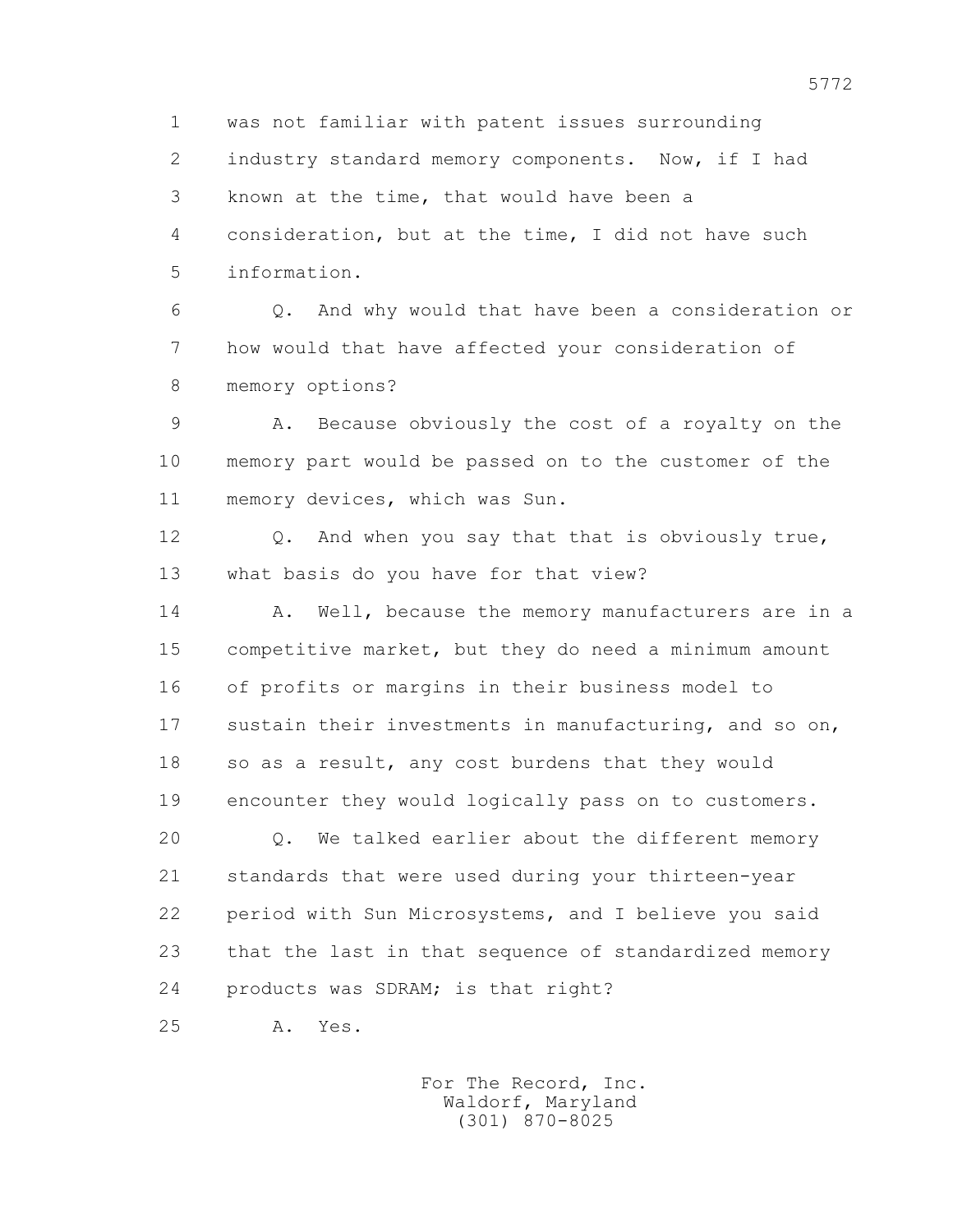1 was not familiar with patent issues surrounding
2 industry standard memory components. Now, if I had
3 known at the time, that would have been a
4 consideration, but at the time, I did not have such
5 information.

6 Q. And why would that have been a consideration or
7 how would that have affected your consideration of
8 memory options?

9 A. Because obviously the cost of a royalty on the
10 memory part would be passed on to the customer of the
11 memory devices, which was Sun.

12 Q. And when you say that that is obviously true,
13 what basis do you have for that view?

14 A. Well, because the memory manufacturers are in a
15 competitive market, but they do need a minimum amount
16 of profits or margins in their business model to
17 sustain their investments in manufacturing, and so on,
18 so as a result, any cost burdens that they would
19 encounter they would logically pass on to customers.

20 Q. We talked earlier about the different memory
21 standards that were used during your thirteen-year
22 period with Sun Microsystems, and I believe you said
23 that the last in that sequence of standardized memory
24 products was SDRAM; is that right?

25 A. Yes.

For The Record, Inc.
Waldorf, Maryland
(301) 870-8025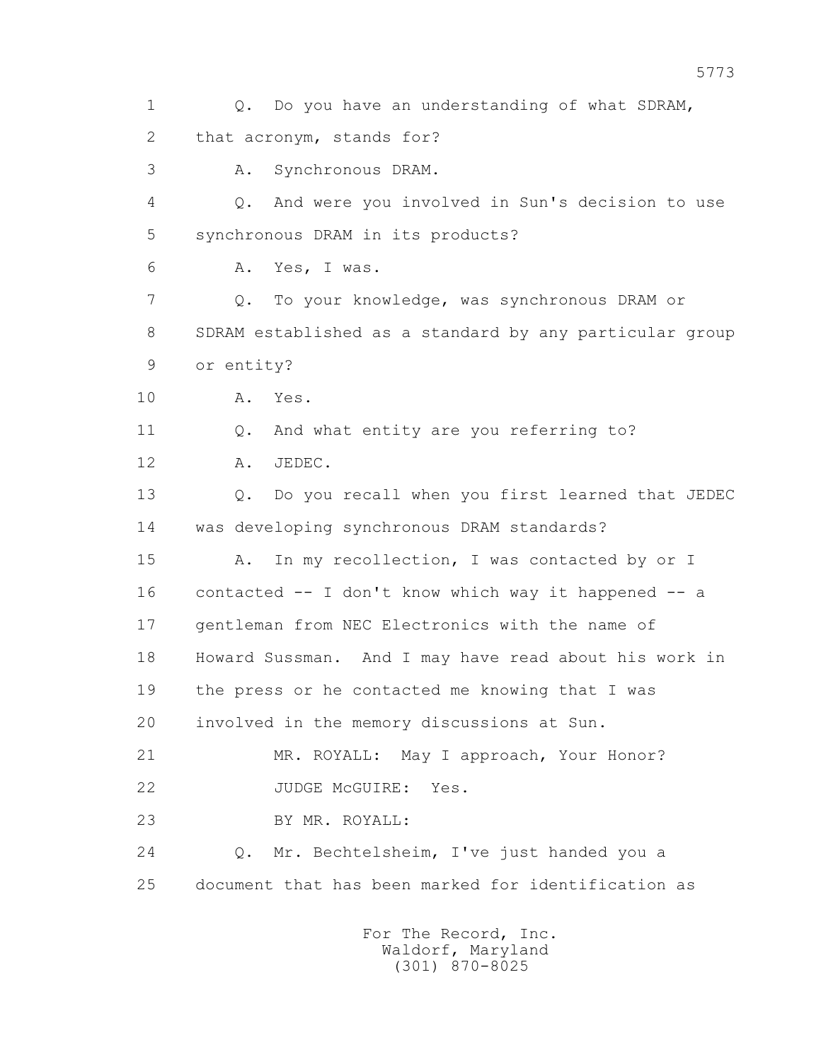1 Q. Do you have an understanding of what SDRAM,
2 that acronym, stands for?
3 A. Synchronous DRAM.
4 Q. And were you involved in Sun's decision to use
5 synchronous DRAM in its products?
6 A. Yes, I was.
7 Q. To your knowledge, was synchronous DRAM or
8 SDRAM established as a standard by any particular group
9 or entity?
10 A. Yes.
11 Q. And what entity are you referring to?
12 A. JEDEC.
13 Q. Do you recall when you first learned that JEDEC
14 was developing synchronous DRAM standards?
15 A. In my recollection, I was contacted by or I
16 contacted -- I don't know which way it happened -- a
17 gentleman from NEC Electronics with the name of
18 Howard Sussman. And I may have read about his work in
19 the press or he contacted me knowing that I was
20 involved in the memory discussions at Sun.
21 MR. ROYALL: May I approach, Your Honor?
22 JUDGE McGUIRE: Yes.
23 BY MR. ROYALL:
24 Q. Mr. Bechtelsheim, I've just handed you a
25 document that has been marked for identification as

For The Record, Inc.
Waldorf, Maryland
(301) 870-8025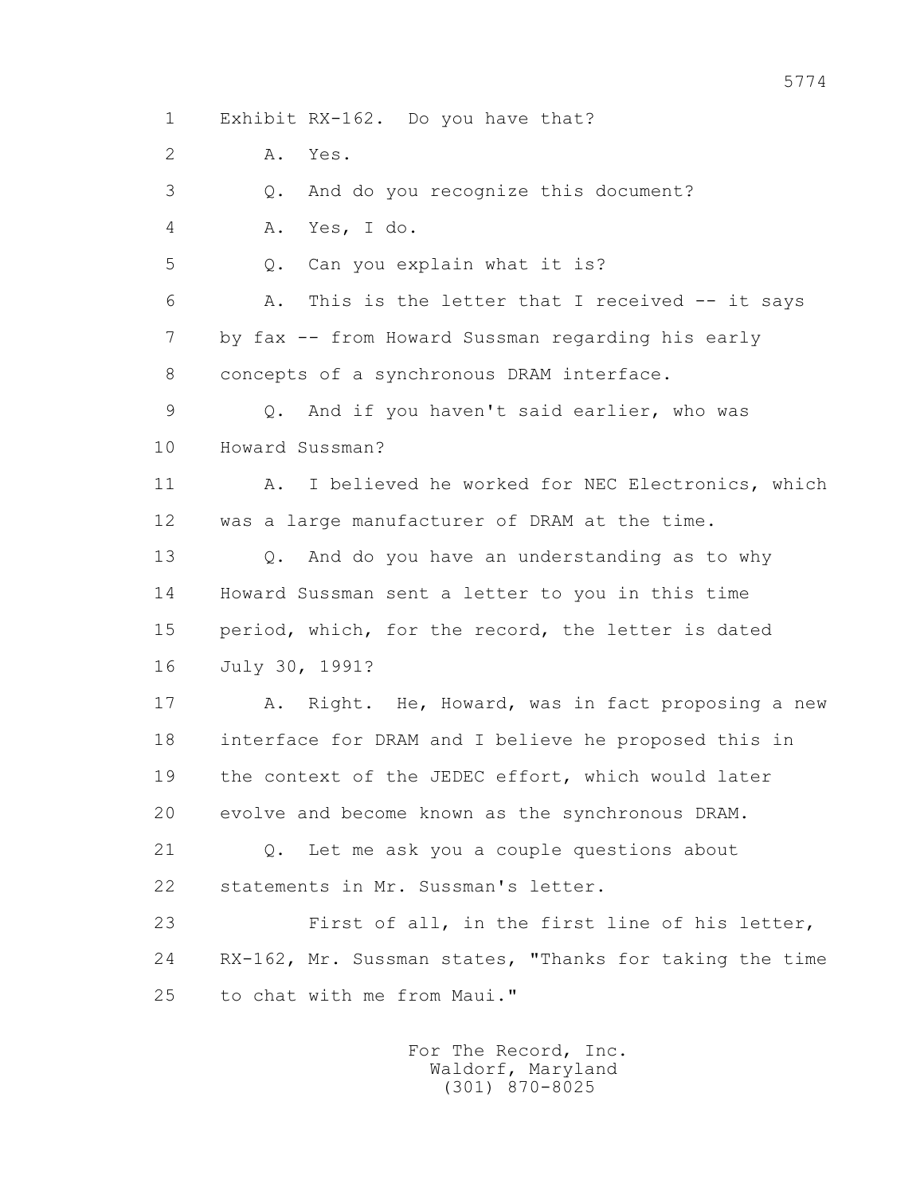1 Exhibit RX-162. Do you have that?

2 A. Yes.

3 Q. And do you recognize this document?

4 A. Yes, I do.

5 Q. Can you explain what it is?

6 A. This is the letter that I received -- it says

7 by fax -- from Howard Sussman regarding his early

8 concepts of a synchronous DRAM interface.

9 Q. And if you haven't said earlier, who was

10 Howard Sussman?

11 A. I believed he worked for NEC Electronics, which

12 was a large manufacturer of DRAM at the time.

13 Q. And do you have an understanding as to why

14 Howard Sussman sent a letter to you in this time

15 period, which, for the record, the letter is dated

16 July 30, 1991?

17 A. Right. He, Howard, was in fact proposing a new

18 interface for DRAM and I believe he proposed this in

19 the context of the JEDEC effort, which would later

20 evolve and become known as the synchronous DRAM.

21 Q. Let me ask you a couple questions about

22 statements in Mr. Sussman's letter.

23 First of all, in the first line of his letter,

24 RX-162, Mr. Sussman states, "Thanks for taking the time

25 to chat with me from Maui."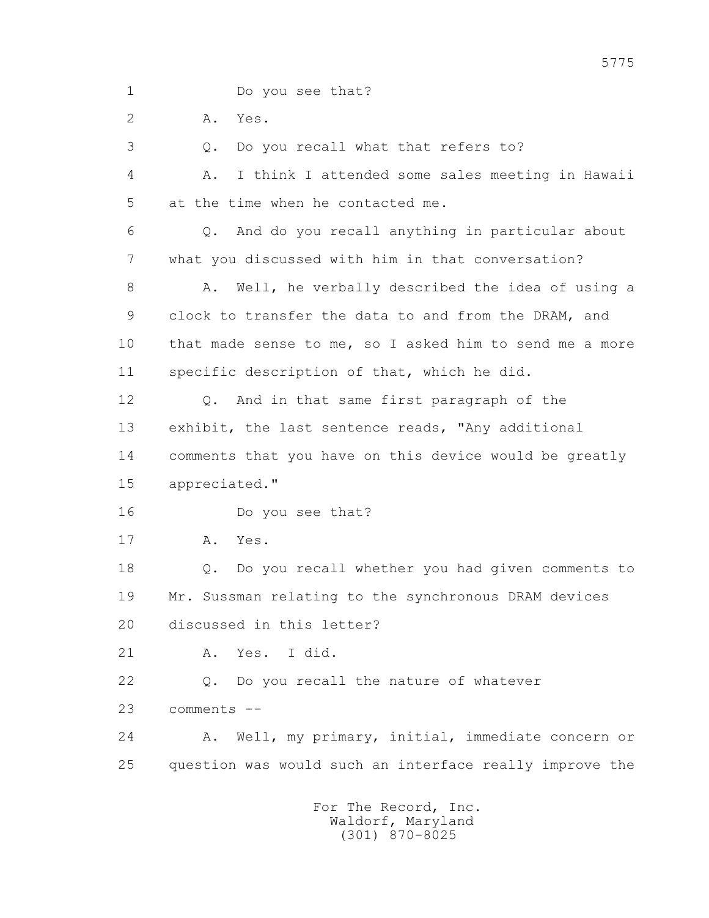1 Do you see that?

2 A. Yes.

3 Q. Do you recall what that refers to?

4 A. I think I attended some sales meeting in Hawaii

5 at the time when he contacted me.

6 Q. And do you recall anything in particular about

7 what you discussed with him in that conversation?

8 A. Well, he verbally described the idea of using a

9 clock to transfer the data to and from the DRAM, and

10 that made sense to me, so I asked him to send me a more

11 specific description of that, which he did.

12 Q. And in that same first paragraph of the

13 exhibit, the last sentence reads, "Any additional

14 comments that you have on this device would be greatly

15 appreciated."

16 Do you see that?

17 A. Yes.

18 Q. Do you recall whether you had given comments to

19 Mr. Sussman relating to the synchronous DRAM devices

20 discussed in this letter?

21 A. Yes. I did.

22 Q. Do you recall the nature of whatever

23 comments --

24 A. Well, my primary, initial, immediate concern or

25 question was would such an interface really improve the

For The Record, Inc.
Waldorf, Maryland
(301) 870-8025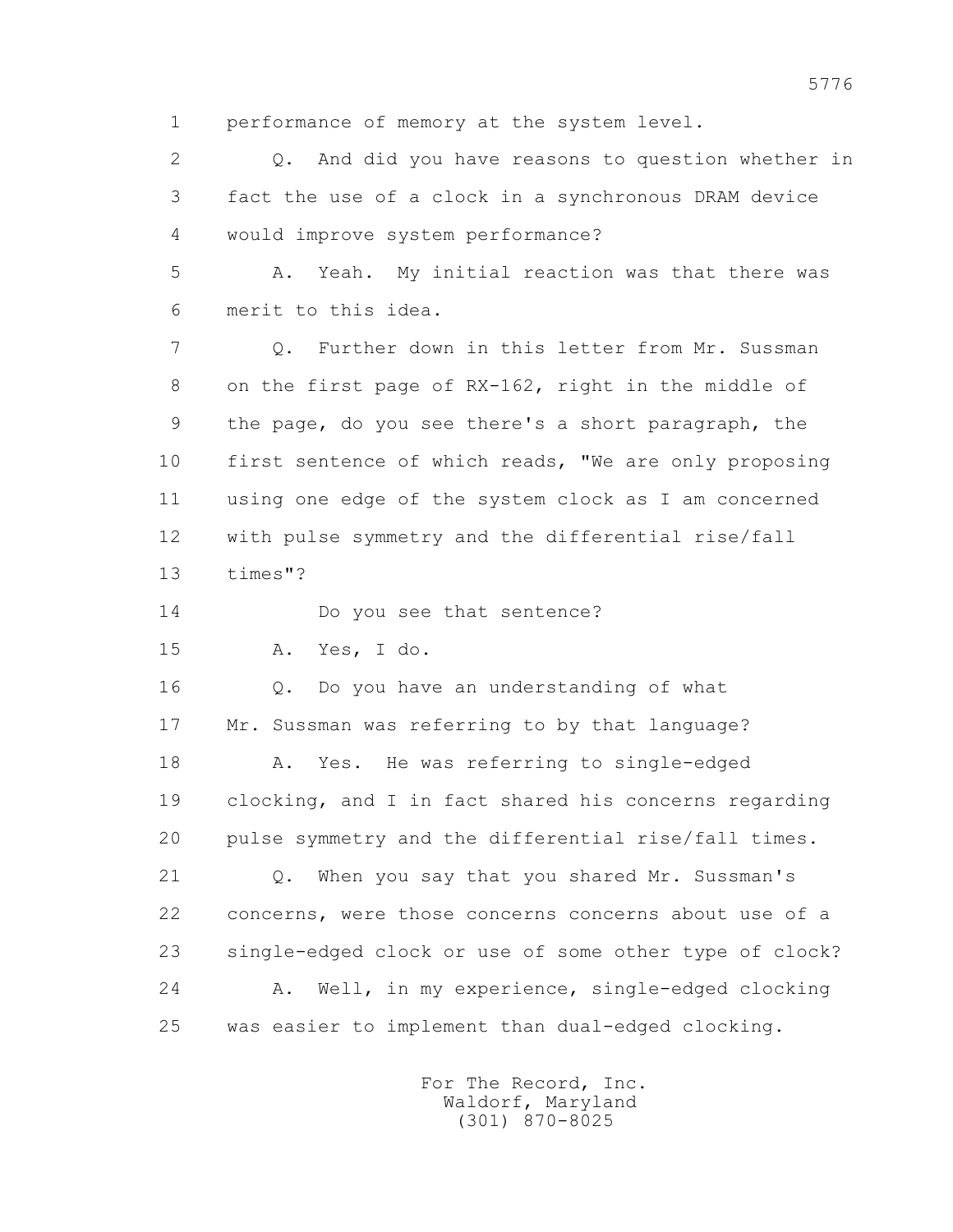1 performance of memory at the system level.

2 Q. And did you have reasons to question whether in

3 fact the use of a clock in a synchronous DRAM device

4 would improve system performance?

5 A. Yeah. My initial reaction was that there was

6 merit to this idea.

7 Q. Further down in this letter from Mr. Sussman

8 on the first page of RX-162, right in the middle of

9 the page, do you see there's a short paragraph, the

10 first sentence of which reads, "We are only proposing

11 using one edge of the system clock as I am concerned

12 with pulse symmetry and the differential rise/fall

13 times"?

14 Do you see that sentence?

15 A. Yes, I do.

16 Q. Do you have an understanding of what

17 Mr. Sussman was referring to by that language?

18 A. Yes. He was referring to single-edged

19 clocking, and I in fact shared his concerns regarding

20 pulse symmetry and the differential rise/fall times.

21 Q. When you say that you shared Mr. Sussman's

22 concerns, were those concerns concerns about use of a

23 single-edged clock or use of some other type of clock?

24 A. Well, in my experience, single-edged clocking

25 was easier to implement than dual-edged clocking.

For The Record, Inc.
Waldorf, Maryland
(301) 870-8025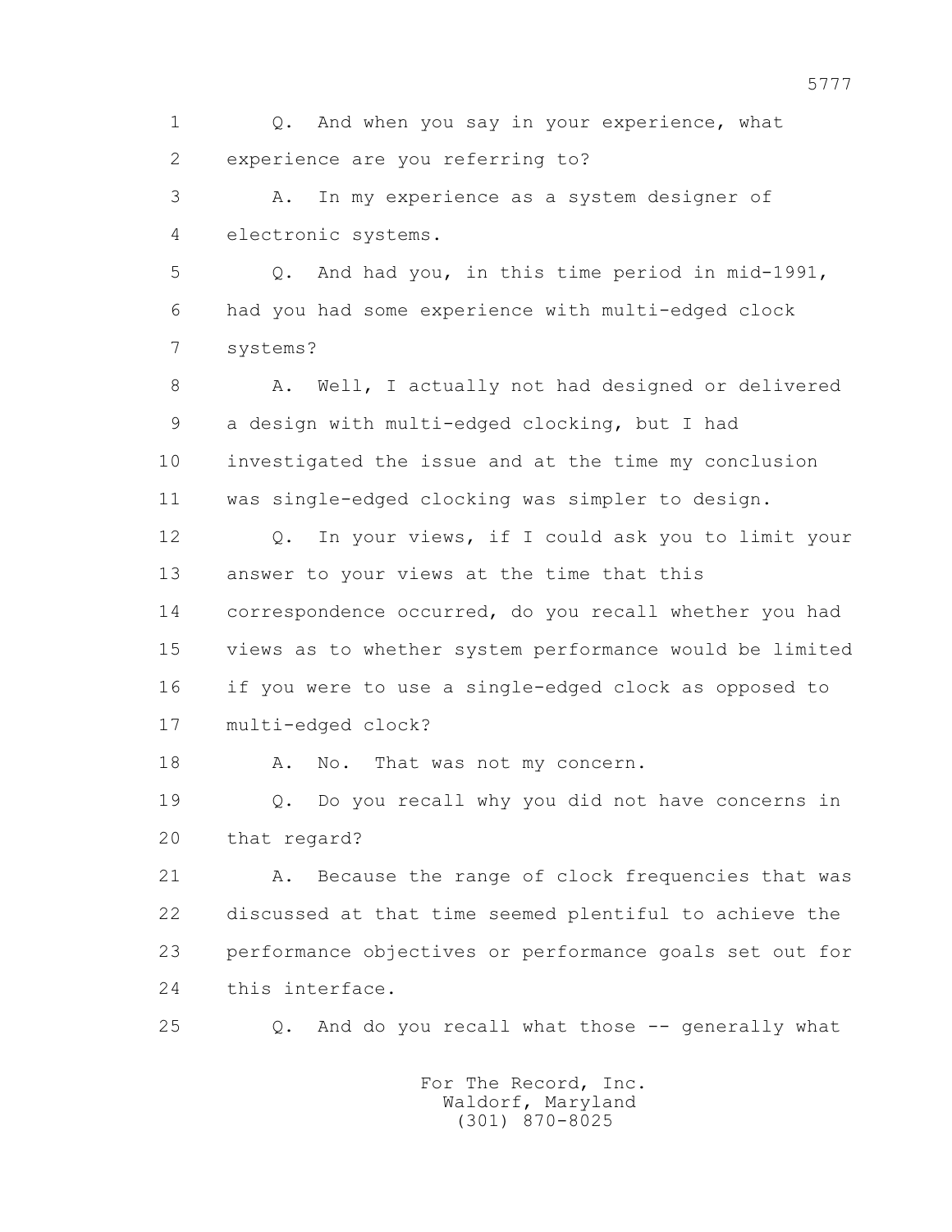1 Q. And when you say in your experience, what
2 experience are you referring to?
3 A. In my experience as a system designer of
4 electronic systems.
5 Q. And had you, in this time period in mid-1991,
6 had you had some experience with multi-edged clock
7 systems?
8 A. Well, I actually not had designed or delivered
9 a design with multi-edged clocking, but I had
10 investigated the issue and at the time my conclusion
11 was single-edged clocking was simpler to design.
12 Q. In your views, if I could ask you to limit your
13 answer to your views at the time that this
14 correspondence occurred, do you recall whether you had
15 views as to whether system performance would be limited
16 if you were to use a single-edged clock as opposed to
17 multi-edged clock?
18 A. No. That was not my concern.
19 Q. Do you recall why you did not have concerns in
20 that regard?
21 A. Because the range of clock frequencies that was
22 discussed at that time seemed plentiful to achieve the
23 performance objectives or performance goals set out for
24 this interface.
25 Q. And do you recall what those -- generally what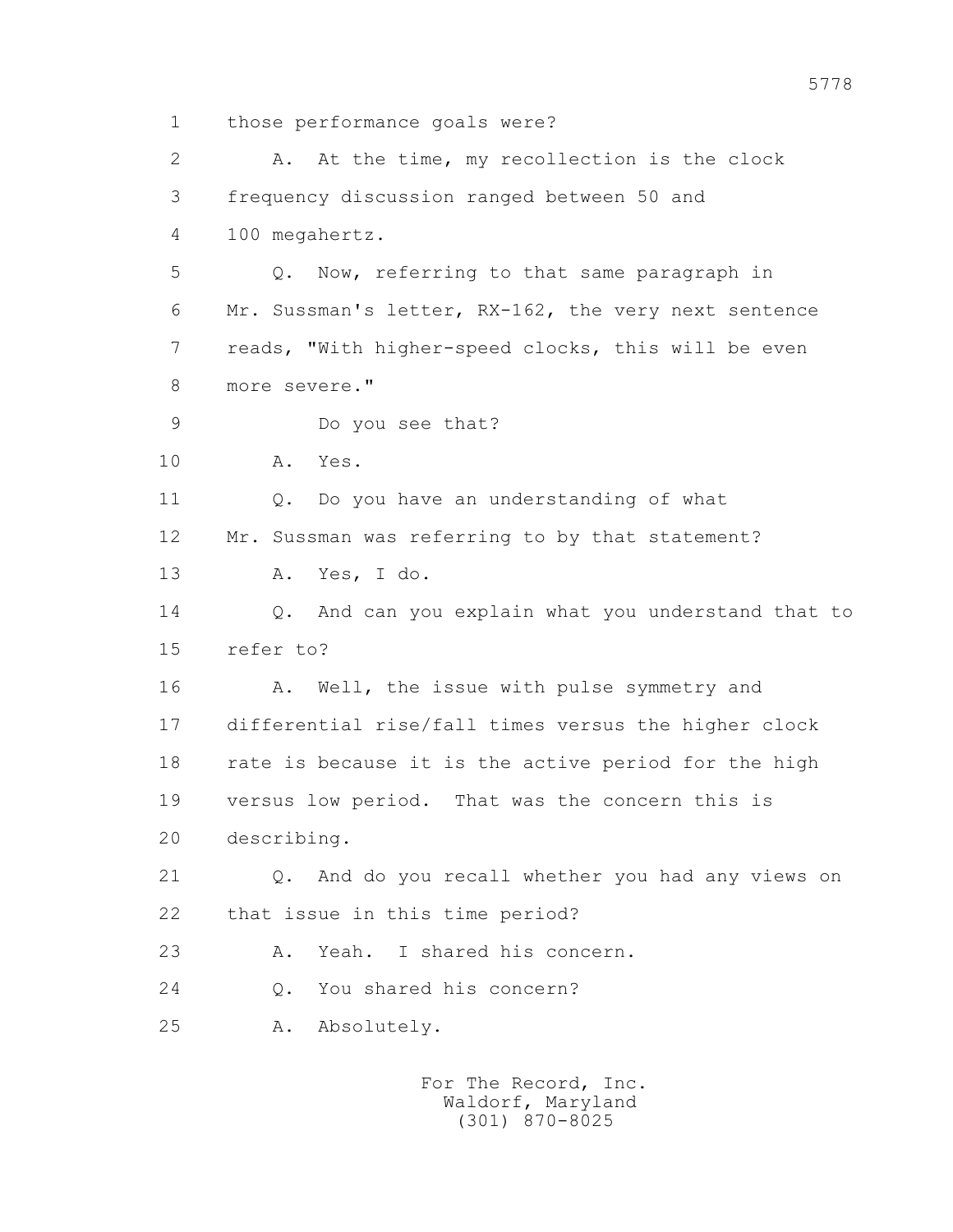1 those performance goals were?

2 A. At the time, my recollection is the clock

3 frequency discussion ranged between 50 and

4 100 megahertz.

5 Q. Now, referring to that same paragraph in

6 Mr. Sussman's letter, RX-162, the very next sentence

7 reads, "With higher-speed clocks, this will be even

8 more severe."

9 Do you see that?

10 A. Yes.

11 Q. Do you have an understanding of what

12 Mr. Sussman was referring to by that statement?

13 A. Yes, I do.

14 Q. And can you explain what you understand that to

15 refer to?

16 A. Well, the issue with pulse symmetry and

17 differential rise/fall times versus the higher clock

18 rate is because it is the active period for the high

19 versus low period. That was the concern this is

20 describing.

21 Q. And do you recall whether you had any views on

22 that issue in this time period?

23 A. Yeah. I shared his concern.

24 Q. You shared his concern?

25 A. Absolutely.

For The Record, Inc.
Waldorf, Maryland
(301) 870-8025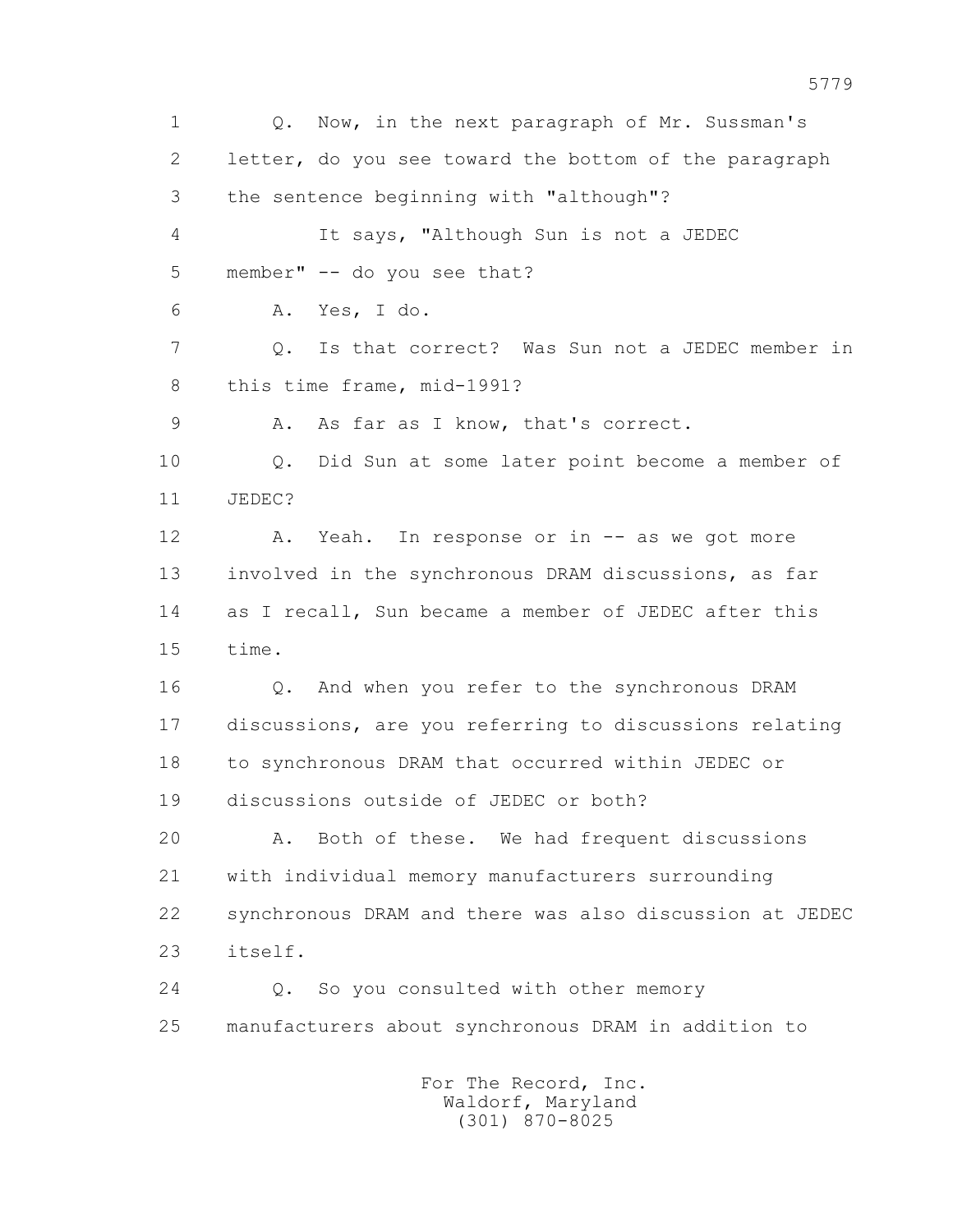1 Q. Now, in the next paragraph of Mr. Sussman's
2 letter, do you see toward the bottom of the paragraph
3 the sentence beginning with "although"?
4 It says, "Although Sun is not a JEDEC
5 member" -- do you see that?
6 A. Yes, I do.
7 Q. Is that correct? Was Sun not a JEDEC member in
8 this time frame, mid-1991?
9 A. As far as I know, that's correct.
10 Q. Did Sun at some later point become a member of
11 JEDEC?
12 A. Yeah. In response or in -- as we got more
13 involved in the synchronous DRAM discussions, as far
14 as I recall, Sun became a member of JEDEC after this
15 time.
16 Q. And when you refer to the synchronous DRAM
17 discussions, are you referring to discussions relating
18 to synchronous DRAM that occurred within JEDEC or
19 discussions outside of JEDEC or both?
20 A. Both of these. We had frequent discussions
21 with individual memory manufacturers surrounding
22 synchronous DRAM and there was also discussion at JEDEC
23 itself.
24 Q. So you consulted with other memory
25 manufacturers about synchronous DRAM in addition to

For The Record, Inc.
Waldorf, Maryland
(301) 870-8025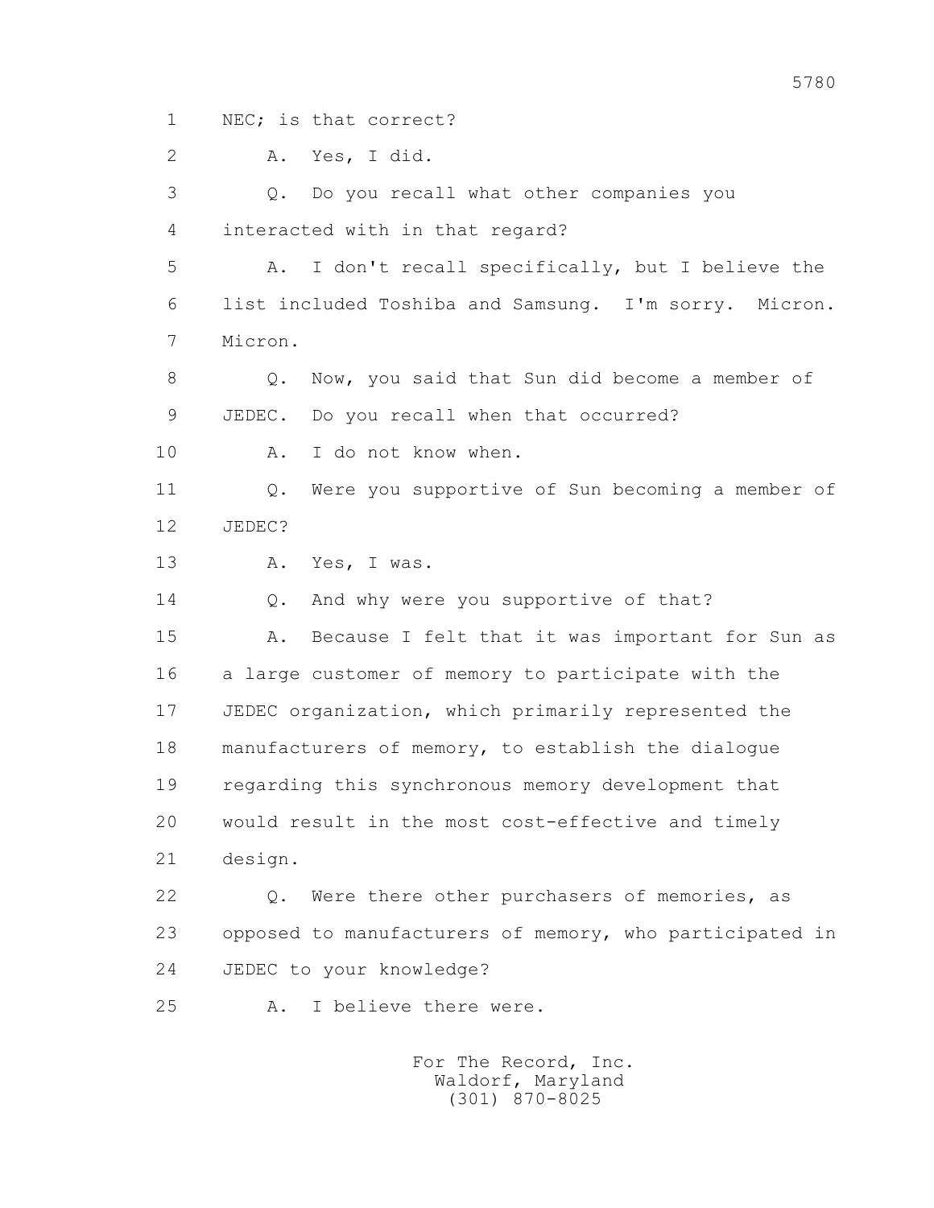1 NEC; is that correct?

2 A. Yes, I did.

3 Q. Do you recall what other companies you

4 interacted with in that regard?

5 A. I don't recall specifically, but I believe the

6 list included Toshiba and Samsung. I'm sorry. Micron.

7 Micron.

8 Q. Now, you said that Sun did become a member of

9 JEDEC. Do you recall when that occurred?

10 A. I do not know when.

11 Q. Were you supportive of Sun becoming a member of

12 JEDEC?

13 A. Yes, I was.

14 Q. And why were you supportive of that?

15 A. Because I felt that it was important for Sun as

16 a large customer of memory to participate with the

17 JEDEC organization, which primarily represented the

18 manufacturers of memory, to establish the dialogue

19 regarding this synchronous memory development that

20 would result in the most cost-effective and timely

21 design.

22 Q. Were there other purchasers of memories, as

23 opposed to manufacturers of memory, who participated in

24 JEDEC to your knowledge?

25 A. I believe there were.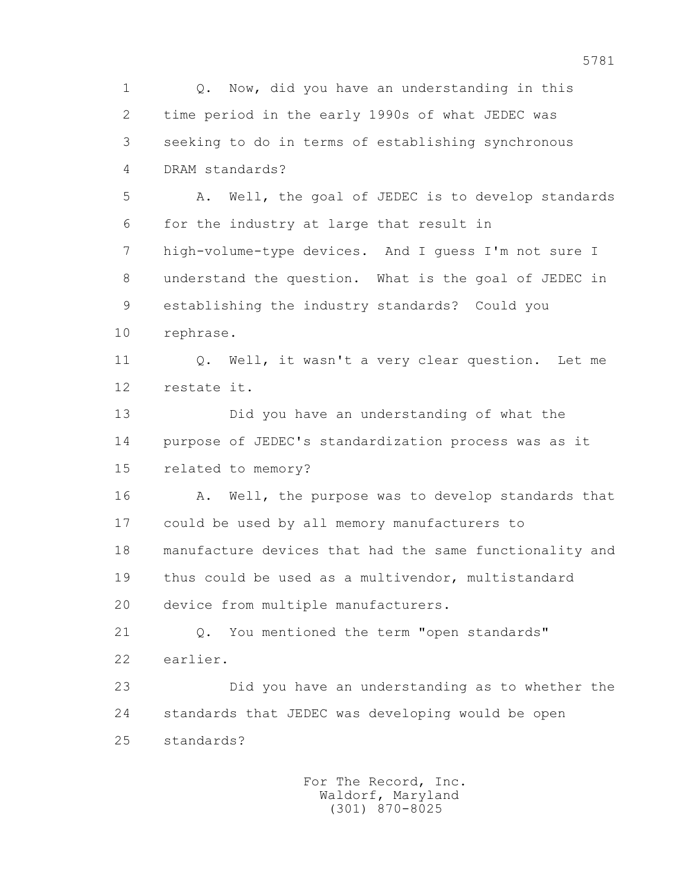1 Q. Now, did you have an understanding in this
2 time period in the early 1990s of what JEDEC was
3 seeking to do in terms of establishing synchronous
4 DRAM standards?

5 A. Well, the goal of JEDEC is to develop standards
6 for the industry at large that result in
7 high-volume-type devices. And I guess I'm not sure I
8 understand the question. What is the goal of JEDEC in
9 establishing the industry standards? Could you
10 rephrase.

11 Q. Well, it wasn't a very clear question. Let me
12 restate it.

13 Did you have an understanding of what the
14 purpose of JEDEC's standardization process was as it
15 related to memory?

16 A. Well, the purpose was to develop standards that
17 could be used by all memory manufacturers to
18 manufacture devices that had the same functionality and
19 thus could be used as a multivendor, multistandard
20 device from multiple manufacturers.

21 Q. You mentioned the term "open standards"
22 earlier.

23 Did you have an understanding as to whether the
24 standards that JEDEC was developing would be open
25 standards?

For The Record, Inc.
Waldorf, Maryland
(301) 870-8025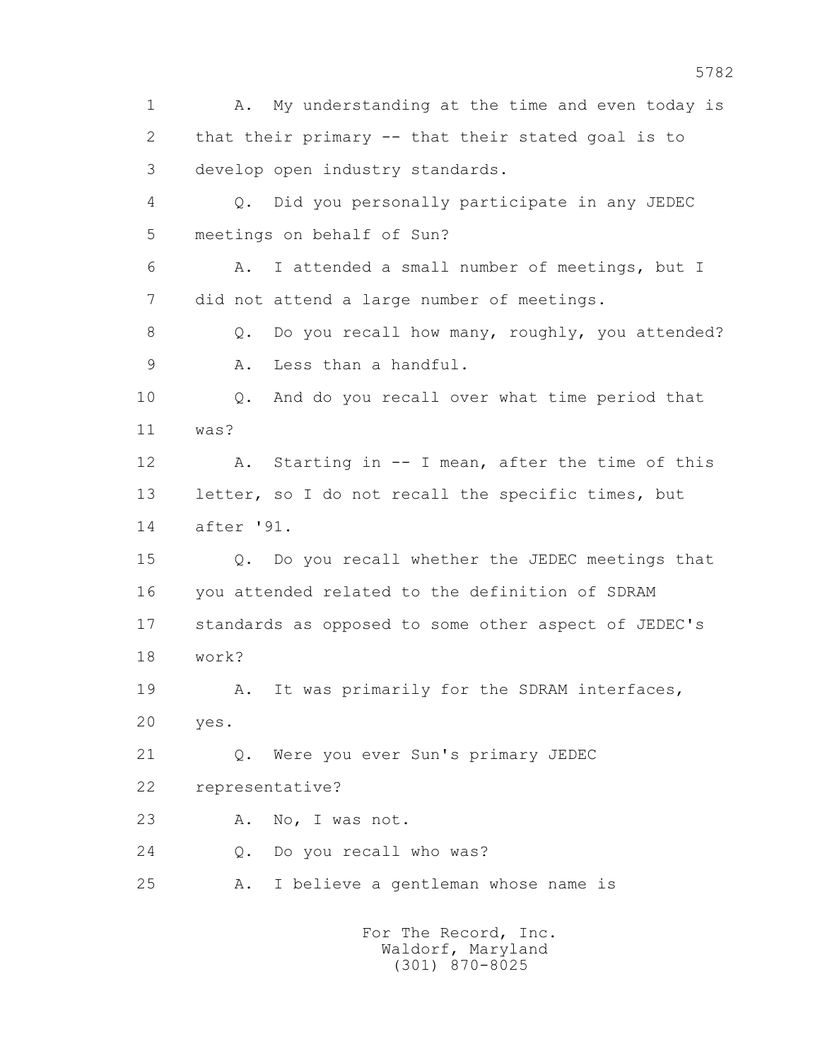1 A. My understanding at the time and even today is
2 that their primary -- that their stated goal is to
3 develop open industry standards.
4 Q. Did you personally participate in any JEDEC
5 meetings on behalf of Sun?
6 A. I attended a small number of meetings, but I
7 did not attend a large number of meetings.
8 Q. Do you recall how many, roughly, you attended?
9 A. Less than a handful.
10 Q. And do you recall over what time period that
11 was?
12 A. Starting in -- I mean, after the time of this
13 letter, so I do not recall the specific times, but
14 after '91.
15 Q. Do you recall whether the JEDEC meetings that
16 you attended related to the definition of SDRAM
17 standards as opposed to some other aspect of JEDEC's
18 work?
19 A. It was primarily for the SDRAM interfaces,
20 yes.
21 Q. Were you ever Sun's primary JEDEC
22 representative?
23 A. No, I was not.
24 Q. Do you recall who was?
25 A. I believe a gentleman whose name is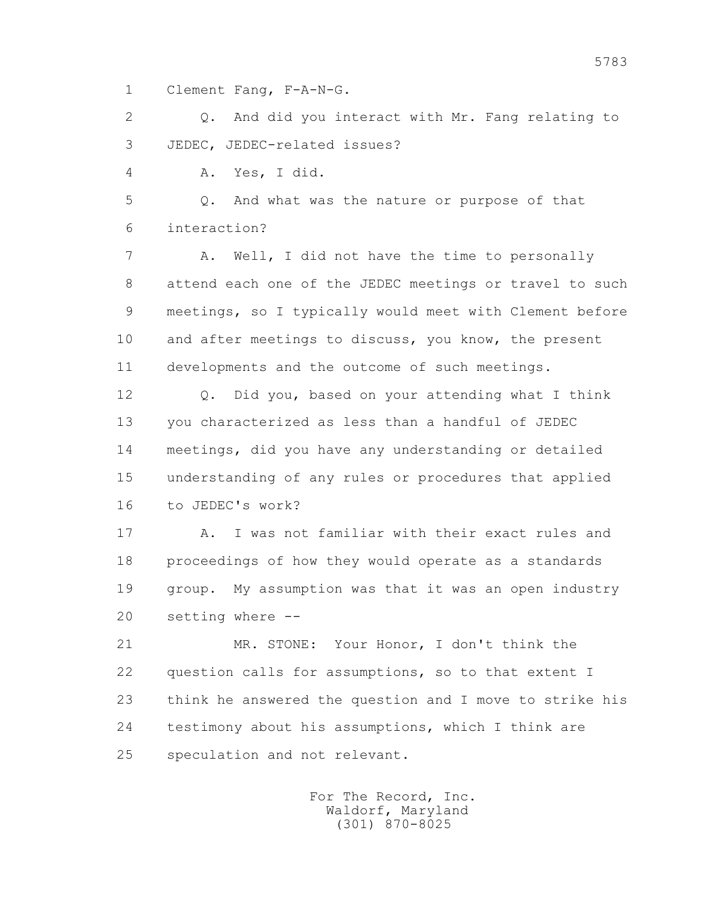Clement Fang, F-A-N-G.

Q. And did you interact with Mr. Fang relating to JEDEC, JEDEC-related issues?

A. Yes, I did.

Q. And what was the nature or purpose of that interaction?

A. Well, I did not have the time to personally attend each one of the JEDEC meetings or travel to such meetings, so I typically would meet with Clement before and after meetings to discuss, you know, the present developments and the outcome of such meetings.

Q. Did you, based on your attending what I think you characterized as less than a handful of JEDEC meetings, did you have any understanding or detailed understanding of any rules or procedures that applied to JEDEC's work?

A. I was not familiar with their exact rules and proceedings of how they would operate as a standards group. My assumption was that it was an open industry setting where --

MR. STONE: Your Honor, I don't think the question calls for assumptions, so to that extent I think he answered the question and I move to strike his testimony about his assumptions, which I think are speculation and not relevant.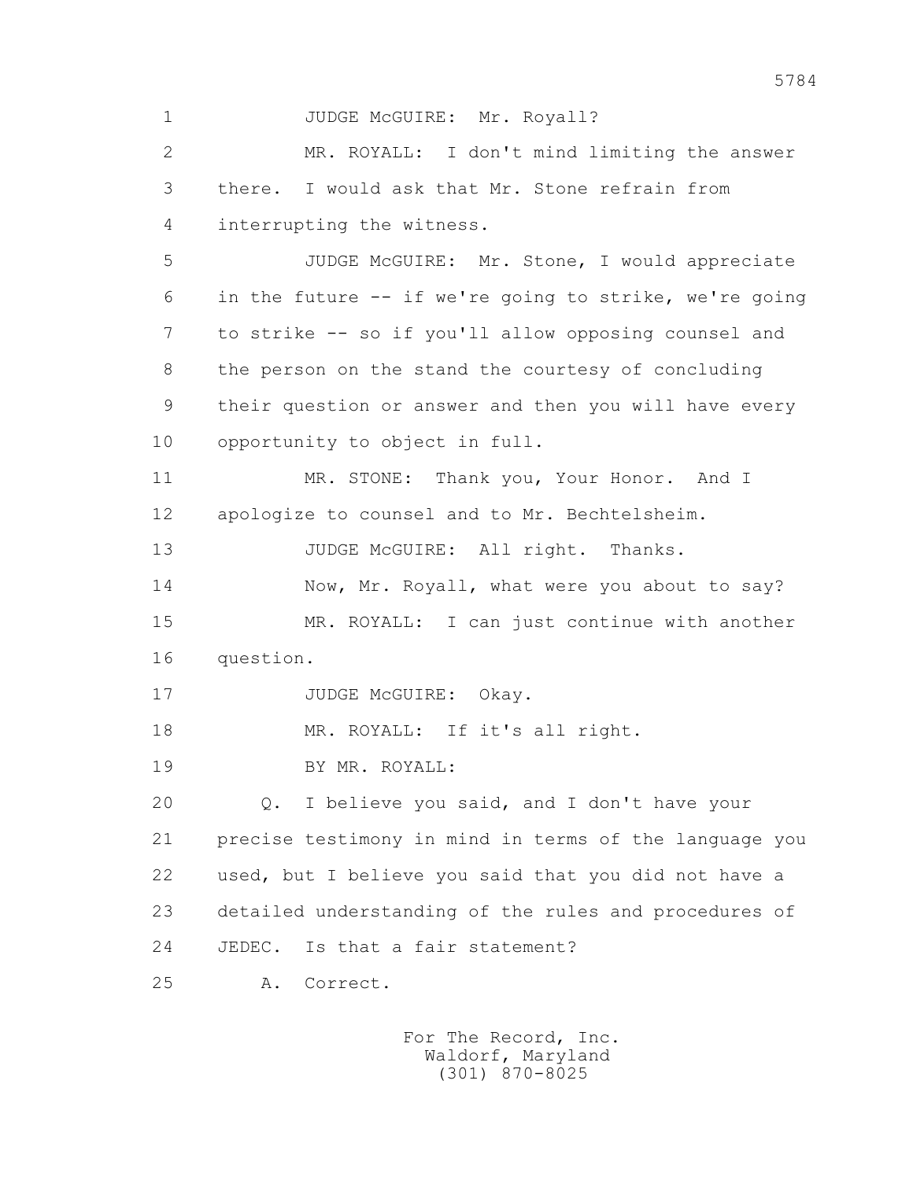JUDGE McGUIRE: Mr. Royall?

MR. ROYALL: I don't mind limiting the answer there. I would ask that Mr. Stone refrain from interrupting the witness.

JUDGE McGUIRE: Mr. Stone, I would appreciate in the future -- if we're going to strike, we're going to strike -- so if you'll allow opposing counsel and the person on the stand the courtesy of concluding their question or answer and then you will have every opportunity to object in full.

MR. STONE: Thank you, Your Honor. And I apologize to counsel and to Mr. Bechtelsheim.

JUDGE McGUIRE: All right. Thanks.

Now, Mr. Royall, what were you about to say?

MR. ROYALL: I can just continue with another question.

JUDGE McGUIRE: Okay.

MR. ROYALL: If it's all right.

BY MR. ROYALL:

Q. I believe you said, and I don't have your precise testimony in mind in terms of the language you used, but I believe you said that you did not have a detailed understanding of the rules and procedures of JEDEC. Is that a fair statement?

A. Correct.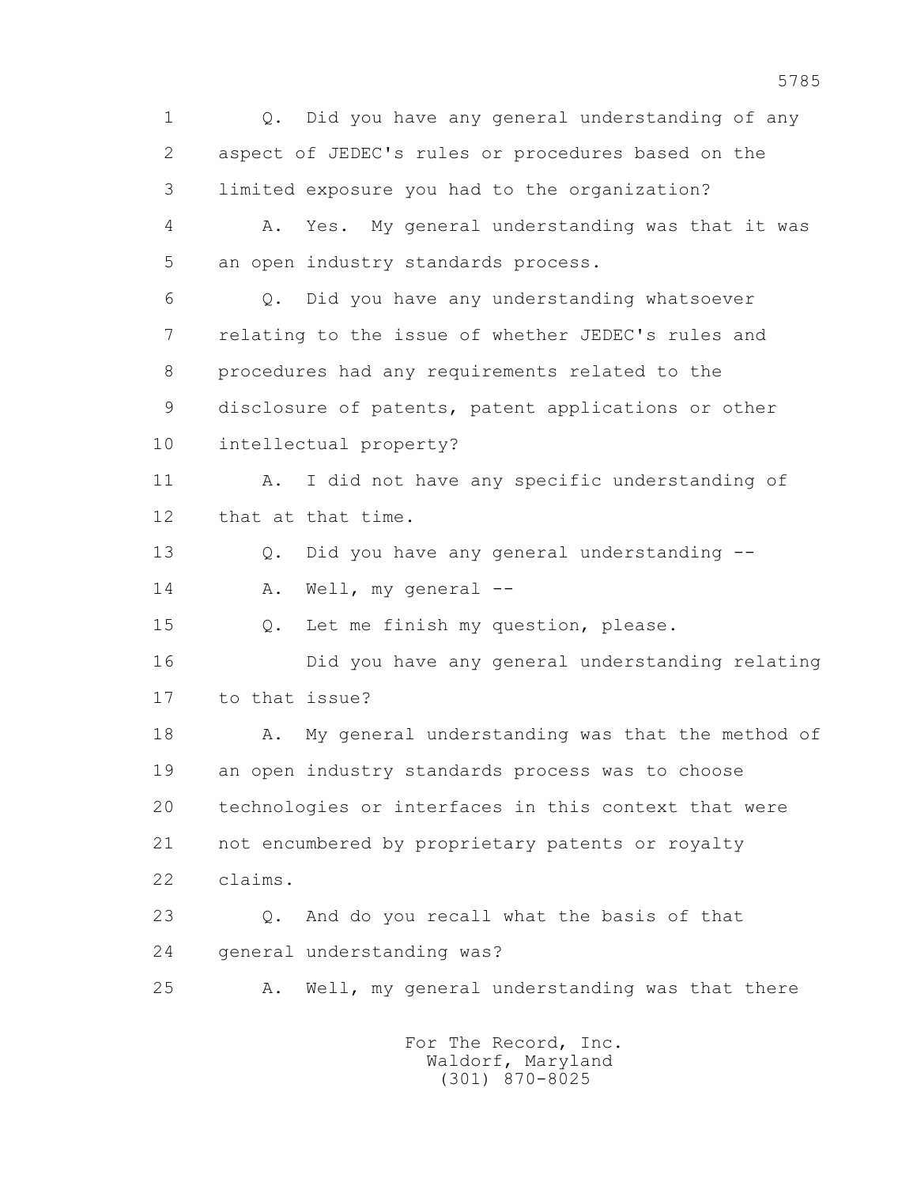1 Q. Did you have any general understanding of any
2 aspect of JEDEC's rules or procedures based on the
3 limited exposure you had to the organization?
4 A. Yes. My general understanding was that it was
5 an open industry standards process.
6 Q. Did you have any understanding whatsoever
7 relating to the issue of whether JEDEC's rules and
8 procedures had any requirements related to the
9 disclosure of patents, patent applications or other
10 intellectual property?
11 A. I did not have any specific understanding of
12 that at that time.
13 Q. Did you have any general understanding --
14 A. Well, my general --
15 Q. Let me finish my question, please.
16 Did you have any general understanding relating
17 to that issue?
18 A. My general understanding was that the method of
19 an open industry standards process was to choose
20 technologies or interfaces in this context that were
21 not encumbered by proprietary patents or royalty
22 claims.
23 Q. And do you recall what the basis of that
24 general understanding was?
25 A. Well, my general understanding was that there

For The Record, Inc.
Waldorf, Maryland
(301) 870-8025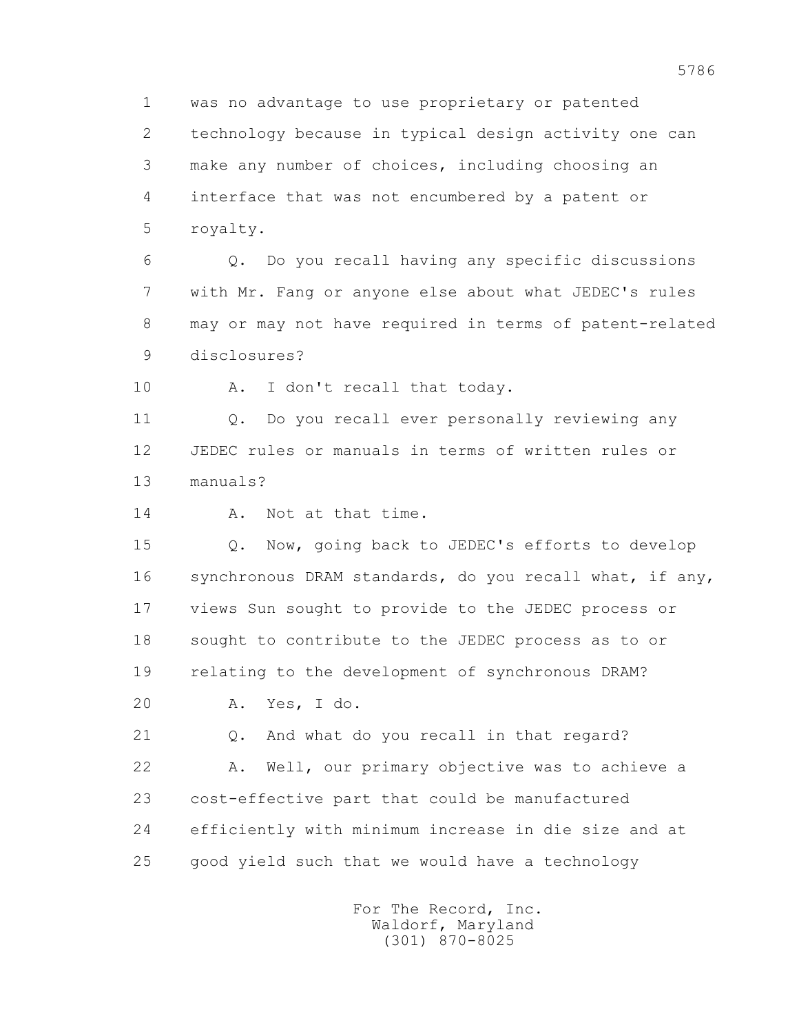was no advantage to use proprietary or patented technology because in typical design activity one can make any number of choices, including choosing an interface that was not encumbered by a patent or royalty.

Q. Do you recall having any specific discussions with Mr. Fang or anyone else about what JEDEC's rules may or may not have required in terms of patent-related disclosures?

A. I don't recall that today.

Q. Do you recall ever personally reviewing any JEDEC rules or manuals in terms of written rules or manuals?

A. Not at that time.

Q. Now, going back to JEDEC's efforts to develop synchronous DRAM standards, do you recall what, if any, views Sun sought to provide to the JEDEC process or sought to contribute to the JEDEC process as to or relating to the development of synchronous DRAM?

A. Yes, I do.

Q. And what do you recall in that regard?

A. Well, our primary objective was to achieve a cost-effective part that could be manufactured efficiently with minimum increase in die size and at good yield such that we would have a technology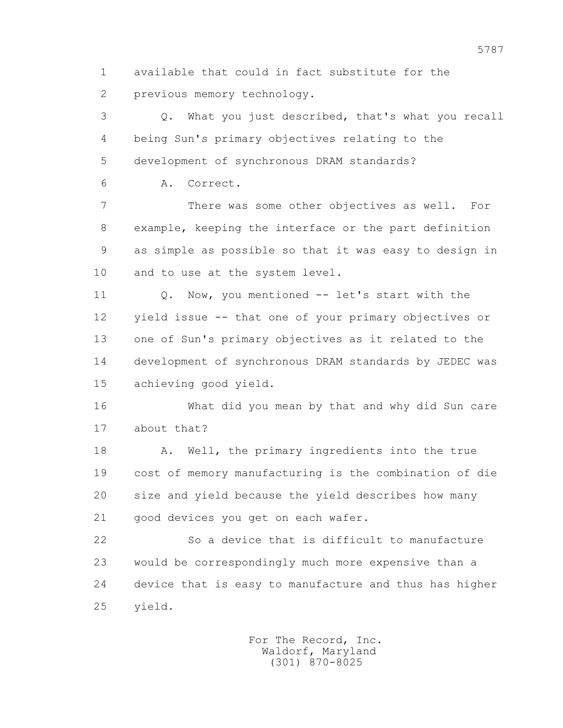1 available that could in fact substitute for the
2 previous memory technology.

3 Q. What you just described, that's what you recall
4 being Sun's primary objectives relating to the
5 development of synchronous DRAM standards?

6 A. Correct.

7 There was some other objectives as well. For
8 example, keeping the interface or the part definition
9 as simple as possible so that it was easy to design in
10 and to use at the system level.

11 Q. Now, you mentioned -- let's start with the
12 yield issue -- that one of your primary objectives or
13 one of Sun's primary objectives as it related to the
14 development of synchronous DRAM standards by JEDEC was
15 achieving good yield.

16 What did you mean by that and why did Sun care
17 about that?

18 A. Well, the primary ingredients into the true
19 cost of memory manufacturing is the combination of die
20 size and yield because the yield describes how many
21 good devices you get on each wafer.

22 So a device that is difficult to manufacture
23 would be correspondingly much more expensive than a
24 device that is easy to manufacture and thus has higher
25 yield.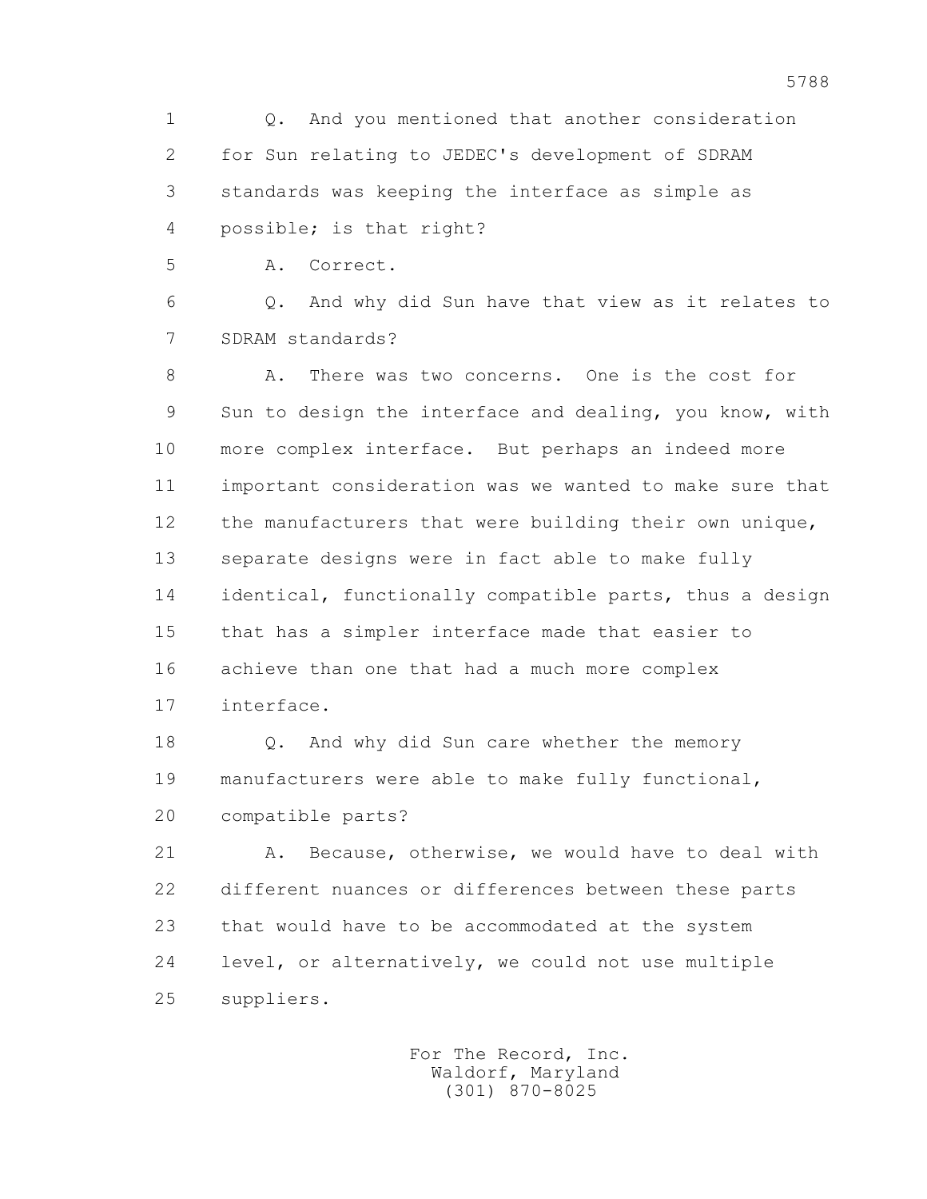Q. And you mentioned that another consideration for Sun relating to JEDEC's development of SDRAM standards was keeping the interface as simple as possible; is that right?

A. Correct.

Q. And why did Sun have that view as it relates to SDRAM standards?

A. There was two concerns. One is the cost for Sun to design the interface and dealing, you know, with more complex interface. But perhaps an indeed more important consideration was we wanted to make sure that the manufacturers that were building their own unique, separate designs were in fact able to make fully identical, functionally compatible parts, thus a design that has a simpler interface made that easier to achieve than one that had a much more complex interface.

Q. And why did Sun care whether the memory manufacturers were able to make fully functional, compatible parts?

A. Because, otherwise, we would have to deal with different nuances or differences between these parts that would have to be accommodated at the system level, or alternatively, we could not use multiple suppliers.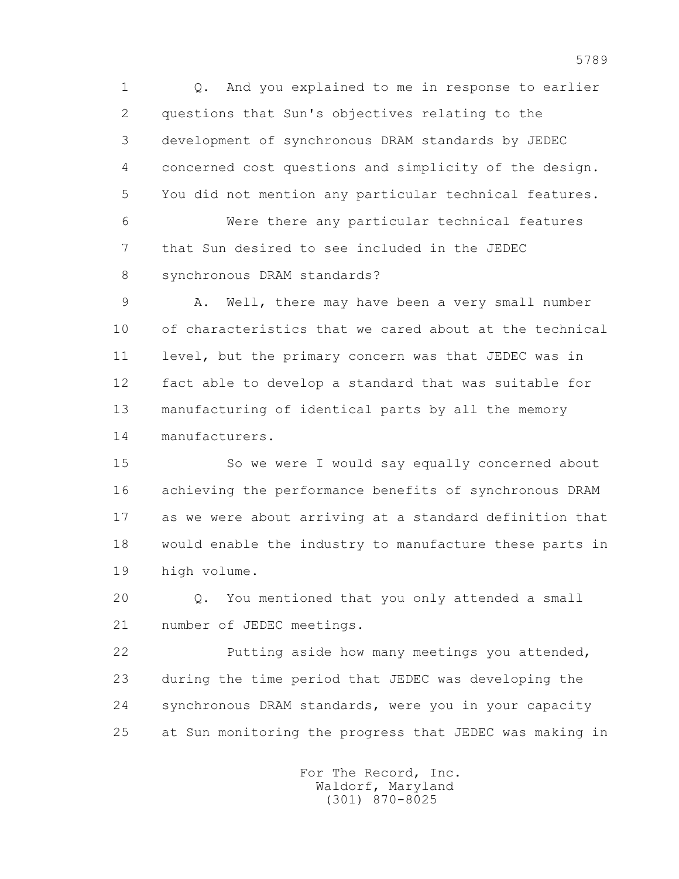Q. And you explained to me in response to earlier questions that Sun's objectives relating to the development of synchronous DRAM standards by JEDEC concerned cost questions and simplicity of the design. You did not mention any particular technical features.

Were there any particular technical features that Sun desired to see included in the JEDEC synchronous DRAM standards?

A. Well, there may have been a very small number of characteristics that we cared about at the technical level, but the primary concern was that JEDEC was in fact able to develop a standard that was suitable for manufacturing of identical parts by all the memory manufacturers.

So we were I would say equally concerned about achieving the performance benefits of synchronous DRAM as we were about arriving at a standard definition that would enable the industry to manufacture these parts in high volume.

Q. You mentioned that you only attended a small number of JEDEC meetings.

Putting aside how many meetings you attended, during the time period that JEDEC was developing the synchronous DRAM standards, were you in your capacity at Sun monitoring the progress that JEDEC was making in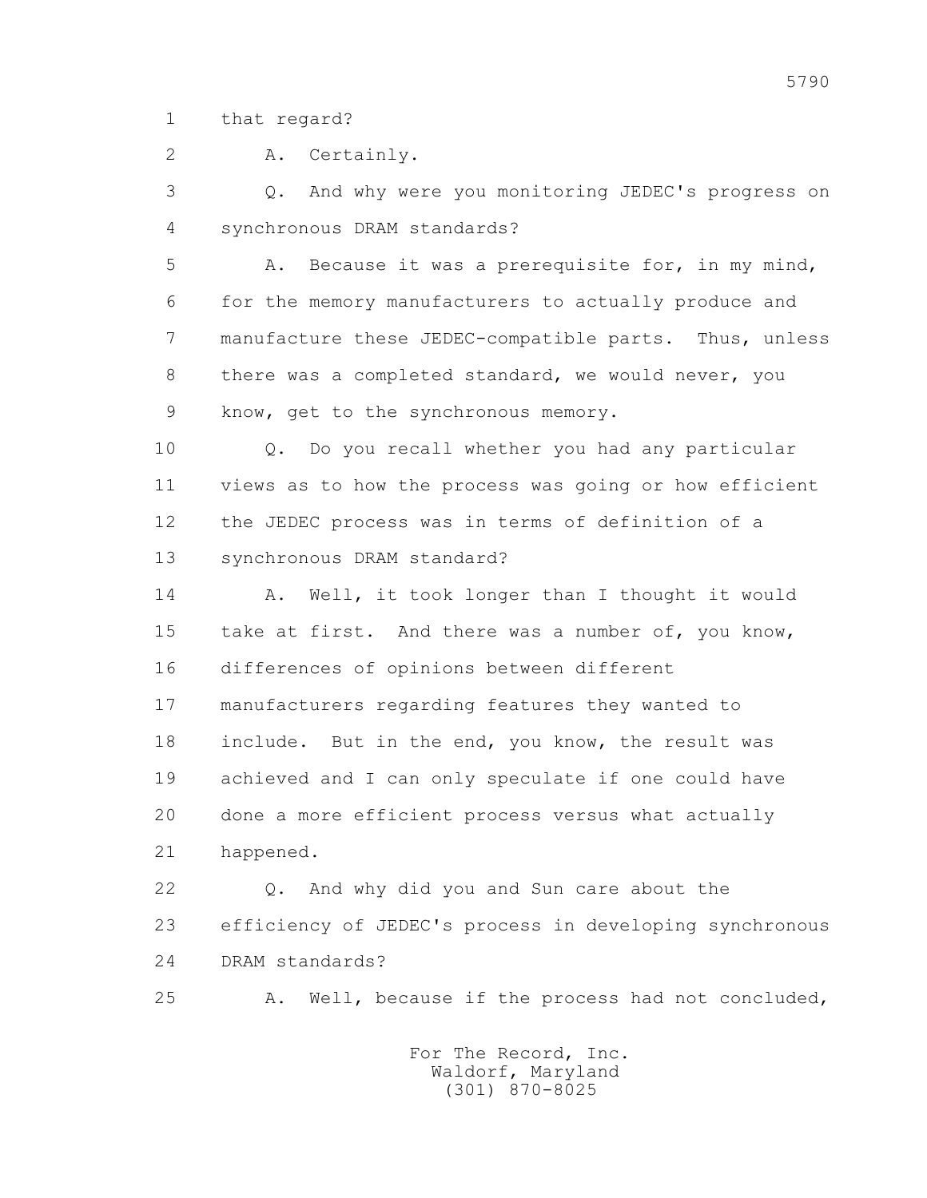that regard?

A. Certainly.

Q. And why were you monitoring JEDEC's progress on synchronous DRAM standards?

A. Because it was a prerequisite for, in my mind, for the memory manufacturers to actually produce and manufacture these JEDEC-compatible parts. Thus, unless there was a completed standard, we would never, you know, get to the synchronous memory.

Q. Do you recall whether you had any particular views as to how the process was going or how efficient the JEDEC process was in terms of definition of a synchronous DRAM standard?

A. Well, it took longer than I thought it would take at first. And there was a number of, you know, differences of opinions between different manufacturers regarding features they wanted to include. But in the end, you know, the result was achieved and I can only speculate if one could have done a more efficient process versus what actually happened.

Q. And why did you and Sun care about the efficiency of JEDEC's process in developing synchronous DRAM standards?

A. Well, because if the process had not concluded,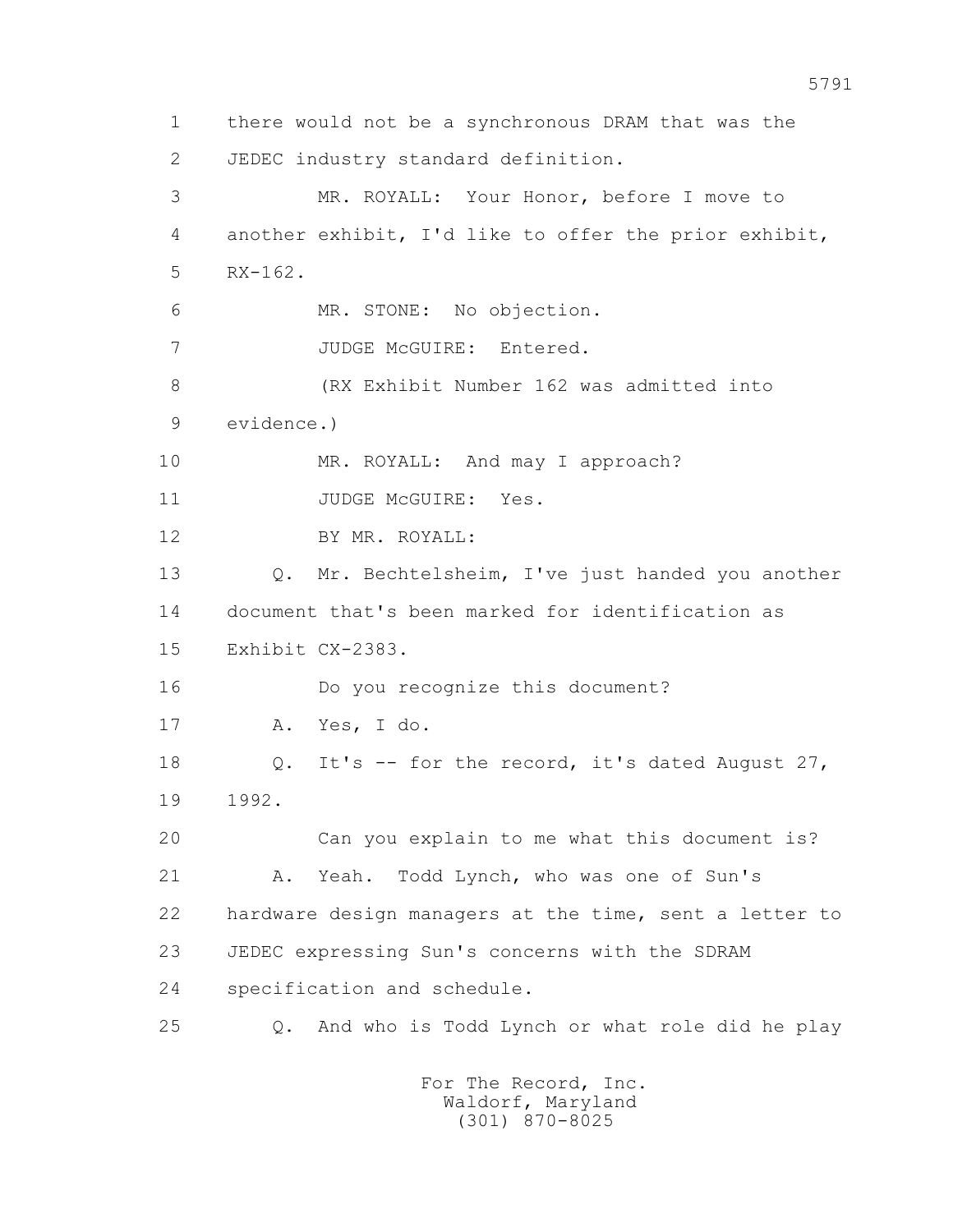1 there would not be a synchronous DRAM that was the
2 JEDEC industry standard definition.
3 MR. ROYALL: Your Honor, before I move to
4 another exhibit, I'd like to offer the prior exhibit,
5 RX-162.
6 MR. STONE: No objection.
7 JUDGE McGUIRE: Entered.
8 (RX Exhibit Number 162 was admitted into
9 evidence.)
10 MR. ROYALL: And may I approach?
11 JUDGE McGUIRE: Yes.
12 BY MR. ROYALL:
13 Q. Mr. Bechtelsheim, I've just handed you another
14 document that's been marked for identification as
15 Exhibit CX-2383.
16 Do you recognize this document?
17 A. Yes, I do.
18 Q. It's -- for the record, it's dated August 27,
19 1992.
20 Can you explain to me what this document is?
21 A. Yeah. Todd Lynch, who was one of Sun's
22 hardware design managers at the time, sent a letter to
23 JEDEC expressing Sun's concerns with the SDRAM
24 specification and schedule.
25 Q. And who is Todd Lynch or what role did he play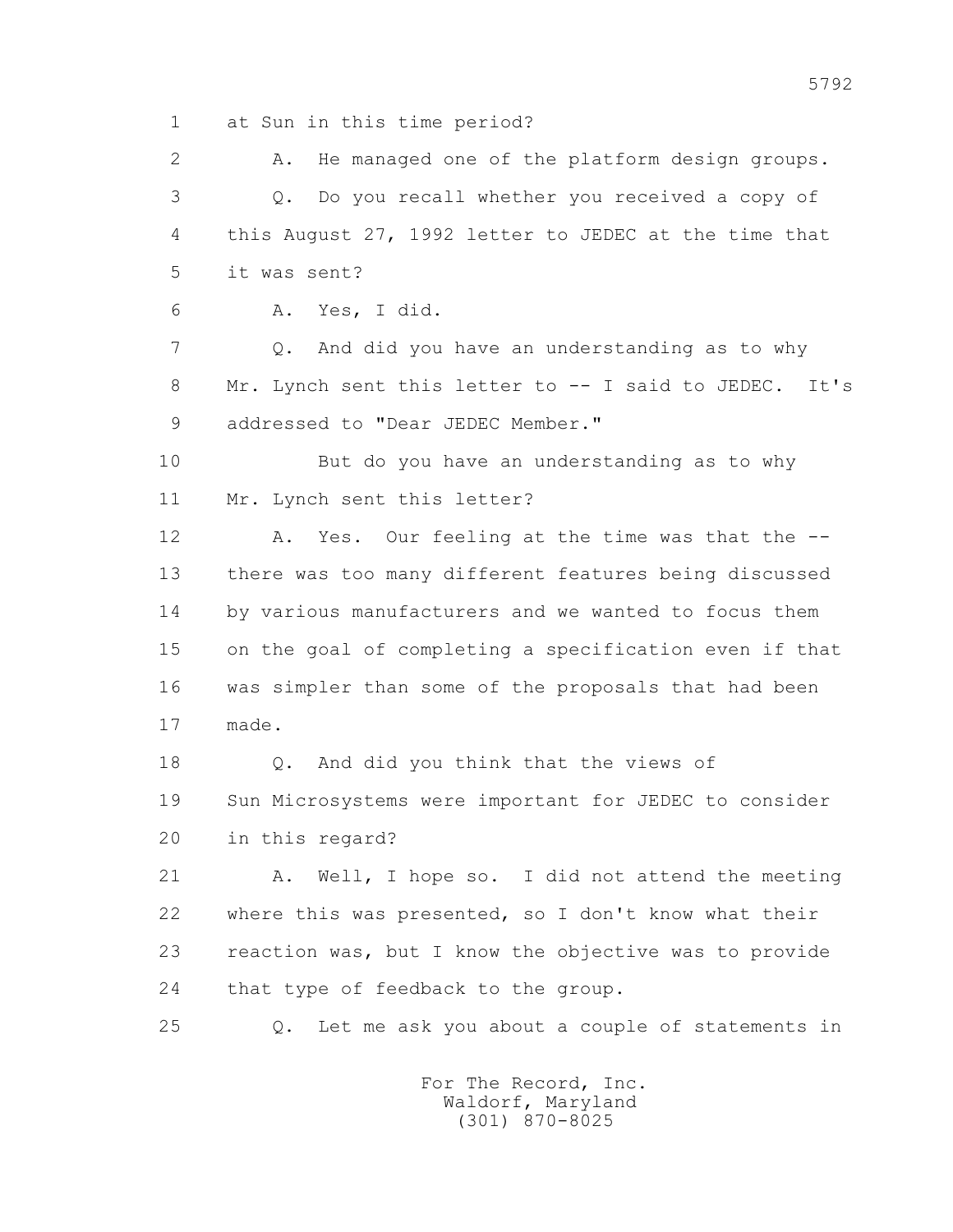at Sun in this time period?

A. He managed one of the platform design groups.

Q. Do you recall whether you received a copy of this August 27, 1992 letter to JEDEC at the time that it was sent?

A. Yes, I did.

Q. And did you have an understanding as to why Mr. Lynch sent this letter to -- I said to JEDEC. It's addressed to "Dear JEDEC Member."

But do you have an understanding as to why Mr. Lynch sent this letter?

A. Yes. Our feeling at the time was that the -- there was too many different features being discussed by various manufacturers and we wanted to focus them on the goal of completing a specification even if that was simpler than some of the proposals that had been made.

Q. And did you think that the views of Sun Microsystems were important for JEDEC to consider in this regard?

A. Well, I hope so. I did not attend the meeting where this was presented, so I don't know what their reaction was, but I know the objective was to provide that type of feedback to the group.

Q. Let me ask you about a couple of statements in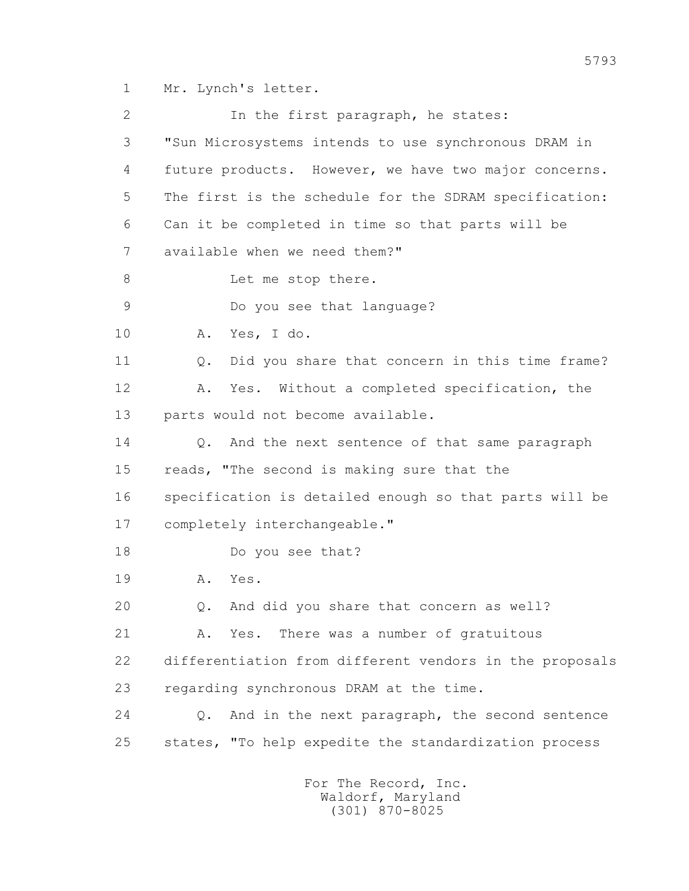Mr. Lynch's letter.

In the first paragraph, he states:

"Sun Microsystems intends to use synchronous DRAM in future products. However, we have two major concerns. The first is the schedule for the SDRAM specification: Can it be completed in time so that parts will be available when we need them?"

Let me stop there.

Do you see that language?

A. Yes, I do.

Q. Did you share that concern in this time frame?

A. Yes. Without a completed specification, the parts would not become available.

Q. And the next sentence of that same paragraph reads, "The second is making sure that the specification is detailed enough so that parts will be completely interchangeable."

Do you see that?

A. Yes.

Q. And did you share that concern as well?

A. Yes. There was a number of gratuitous differentiation from different vendors in the proposals regarding synchronous DRAM at the time.

Q. And in the next paragraph, the second sentence states, "To help expedite the standardization process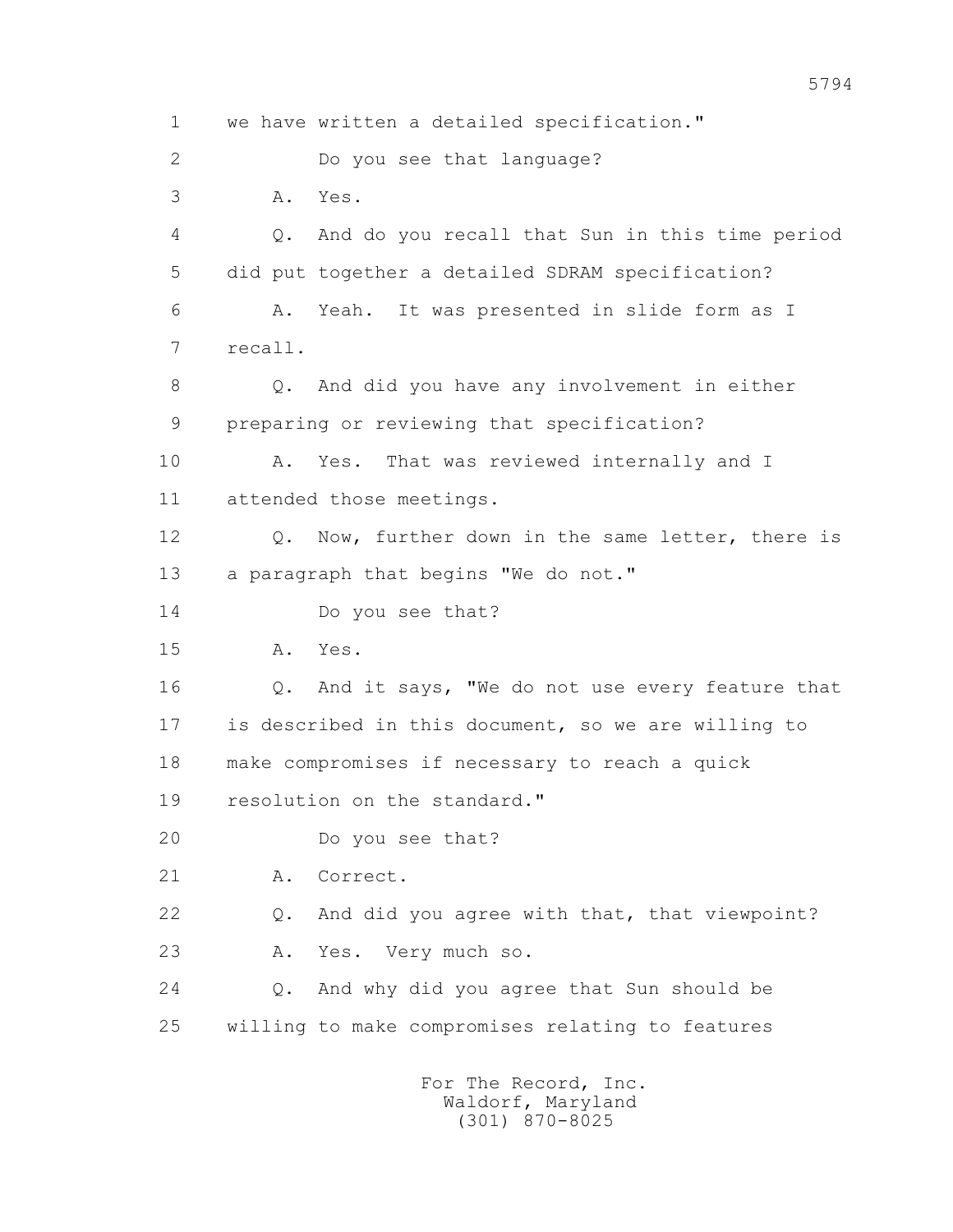1 we have written a detailed specification."

2 Do you see that language?

3 A. Yes.

4 Q. And do you recall that Sun in this time period

5 did put together a detailed SDRAM specification?

6 A. Yeah. It was presented in slide form as I

7 recall.

8 Q. And did you have any involvement in either

9 preparing or reviewing that specification?

10 A. Yes. That was reviewed internally and I

11 attended those meetings.

12 Q. Now, further down in the same letter, there is

13 a paragraph that begins "We do not."

14 Do you see that?

15 A. Yes.

16 Q. And it says, "We do not use every feature that

17 is described in this document, so we are willing to

18 make compromises if necessary to reach a quick

19 resolution on the standard."

20 Do you see that?

21 A. Correct.

22 Q. And did you agree with that, that viewpoint?

23 A. Yes. Very much so.

24 Q. And why did you agree that Sun should be

25 willing to make compromises relating to features

For The Record, Inc.
Waldorf, Maryland
(301) 870-8025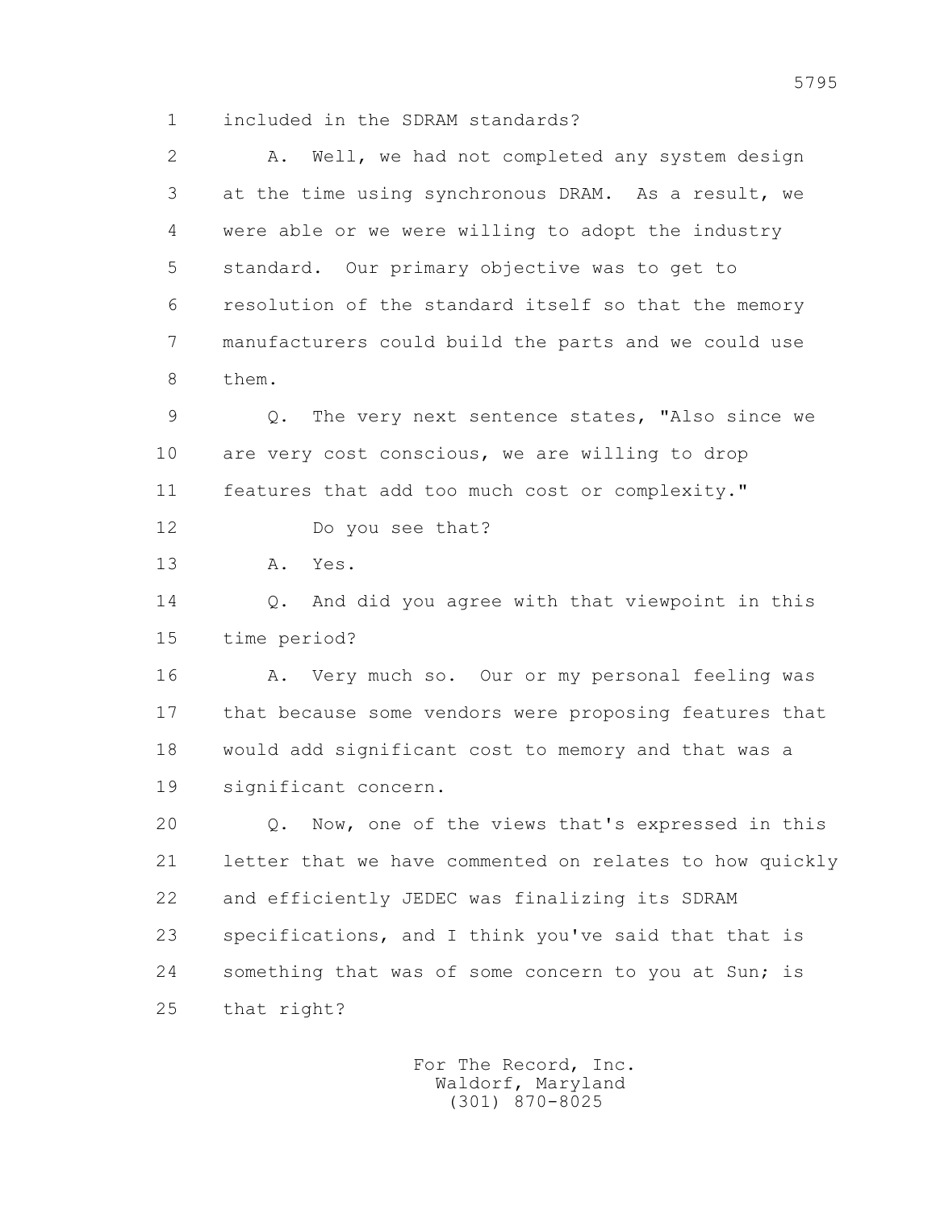included in the SDRAM standards?

A. Well, we had not completed any system design at the time using synchronous DRAM. As a result, we were able or we were willing to adopt the industry standard. Our primary objective was to get to resolution of the standard itself so that the memory manufacturers could build the parts and we could use them.

Q. The very next sentence states, "Also since we are very cost conscious, we are willing to drop features that add too much cost or complexity."

Do you see that?

A. Yes.

Q. And did you agree with that viewpoint in this time period?

A. Very much so. Our or my personal feeling was that because some vendors were proposing features that would add significant cost to memory and that was a significant concern.

Q. Now, one of the views that's expressed in this letter that we have commented on relates to how quickly and efficiently JEDEC was finalizing its SDRAM specifications, and I think you've said that that is something that was of some concern to you at Sun; is that right?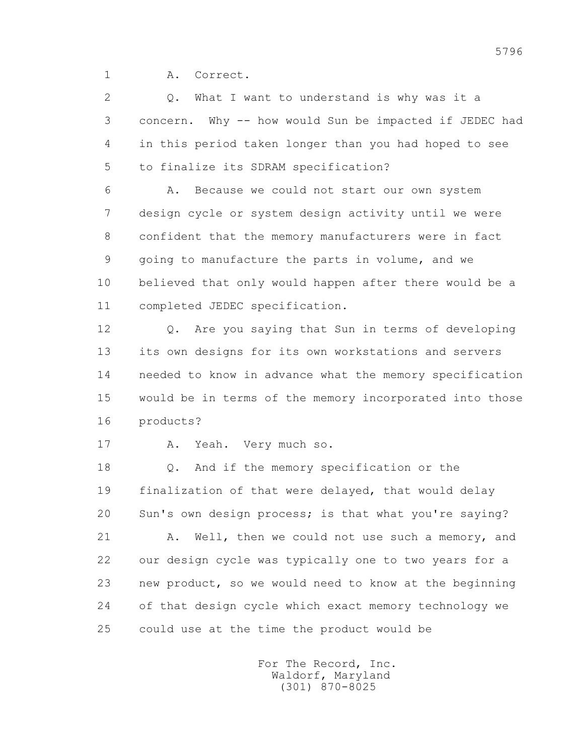1 A. Correct.

2 Q. What I want to understand is why was it a
3 concern. Why -- how would Sun be impacted if JEDEC had
4 in this period taken longer than you had hoped to see
5 to finalize its SDRAM specification?

6 A. Because we could not start our own system
7 design cycle or system design activity until we were
8 confident that the memory manufacturers were in fact
9 going to manufacture the parts in volume, and we
10 believed that only would happen after there would be a
11 completed JEDEC specification.

12 Q. Are you saying that Sun in terms of developing
13 its own designs for its own workstations and servers
14 needed to know in advance what the memory specification
15 would be in terms of the memory incorporated into those
16 products?

17 A. Yeah. Very much so.

18 Q. And if the memory specification or the
19 finalization of that were delayed, that would delay
20 Sun's own design process; is that what you're saying?

21 A. Well, then we could not use such a memory, and
22 our design cycle was typically one to two years for a
23 new product, so we would need to know at the beginning
24 of that design cycle which exact memory technology we
25 could use at the time the product would be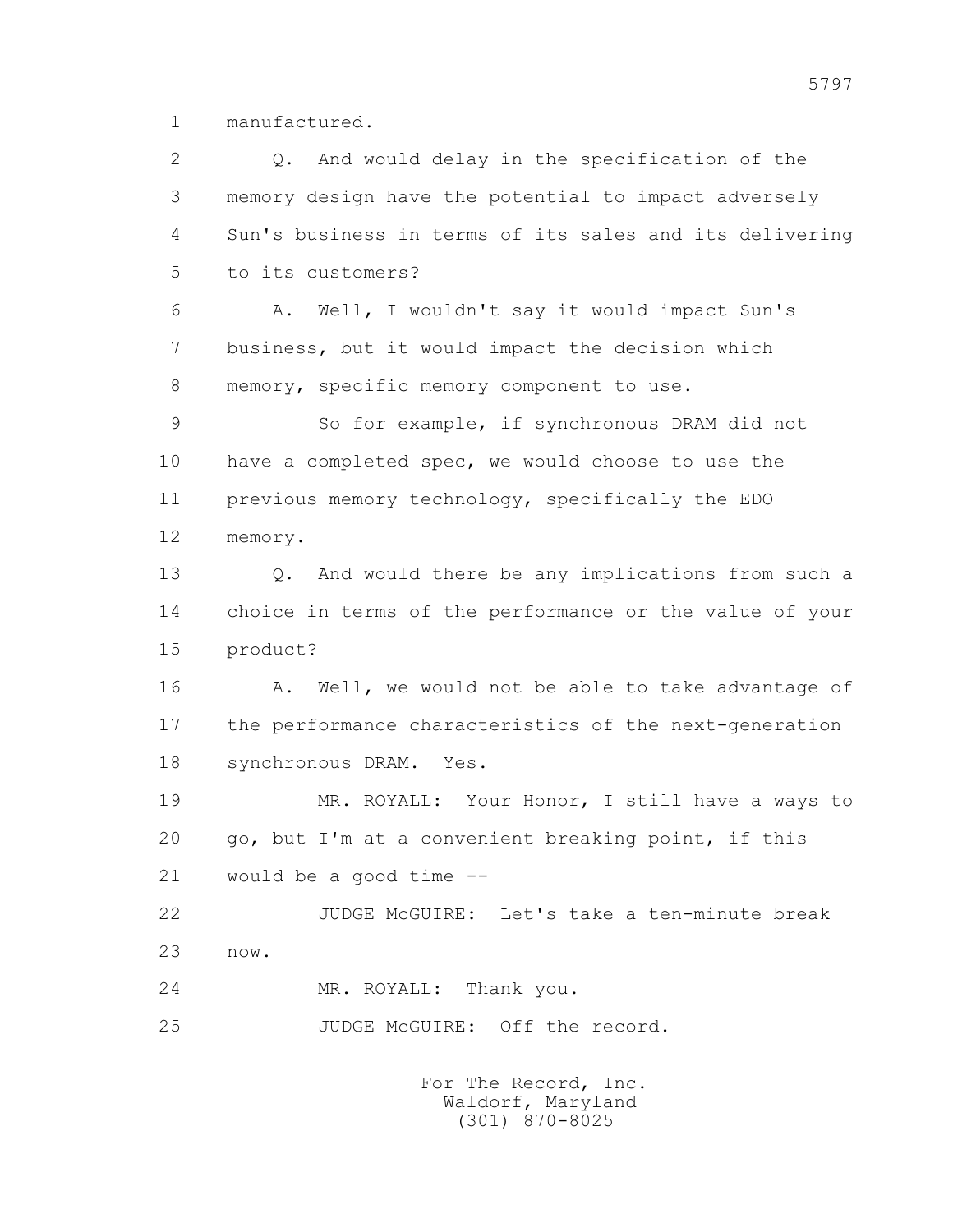manufactured.

Q. And would delay in the specification of the memory design have the potential to impact adversely Sun's business in terms of its sales and its delivering to its customers?

A. Well, I wouldn't say it would impact Sun's business, but it would impact the decision which memory, specific memory component to use.

So for example, if synchronous DRAM did not have a completed spec, we would choose to use the previous memory technology, specifically the EDO memory.

Q. And would there be any implications from such a choice in terms of the performance or the value of your product?

A. Well, we would not be able to take advantage of the performance characteristics of the next-generation synchronous DRAM. Yes.

MR. ROYALL: Your Honor, I still have a ways to go, but I'm at a convenient breaking point, if this would be a good time --

JUDGE McGUIRE: Let's take a ten-minute break now.

MR. ROYALL: Thank you.

JUDGE McGUIRE: Off the record.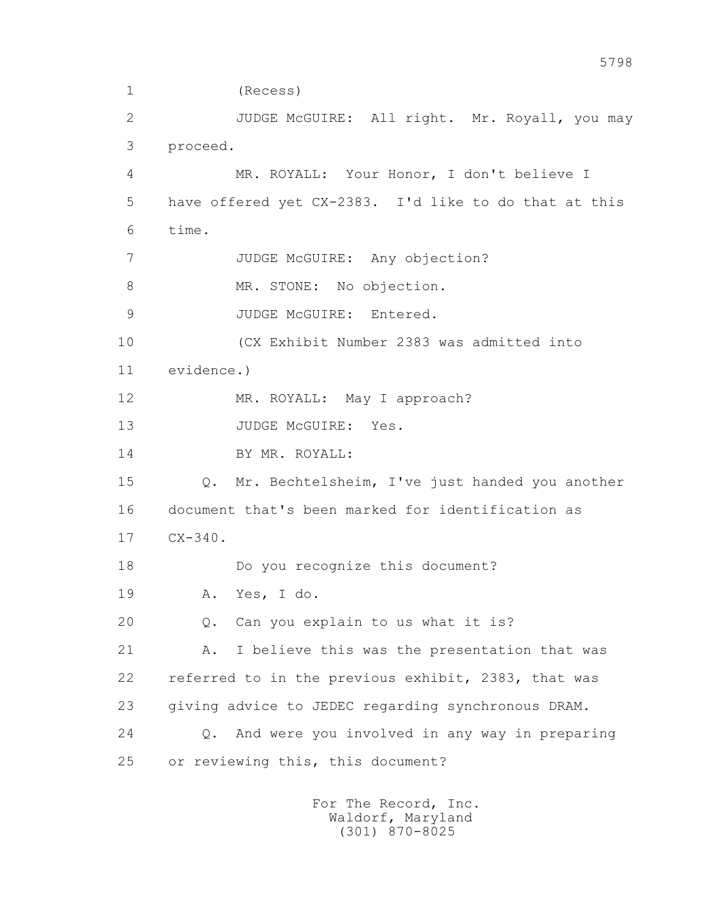(Recess)

JUDGE McGUIRE: All right. Mr. Royall, you may proceed.

MR. ROYALL: Your Honor, I don't believe I have offered yet CX-2383. I'd like to do that at this time.

JUDGE McGUIRE: Any objection?

MR. STONE: No objection.

JUDGE McGUIRE: Entered.

(CX Exhibit Number 2383 was admitted into evidence.)

MR. ROYALL: May I approach?

JUDGE McGUIRE: Yes.

BY MR. ROYALL:

Q. Mr. Bechtelsheim, I've just handed you another document that's been marked for identification as CX-340.

Do you recognize this document?

A. Yes, I do.

Q. Can you explain to us what it is?

A. I believe this was the presentation that was referred to in the previous exhibit, 2383, that was giving advice to JEDEC regarding synchronous DRAM.

Q. And were you involved in any way in preparing or reviewing this, this document?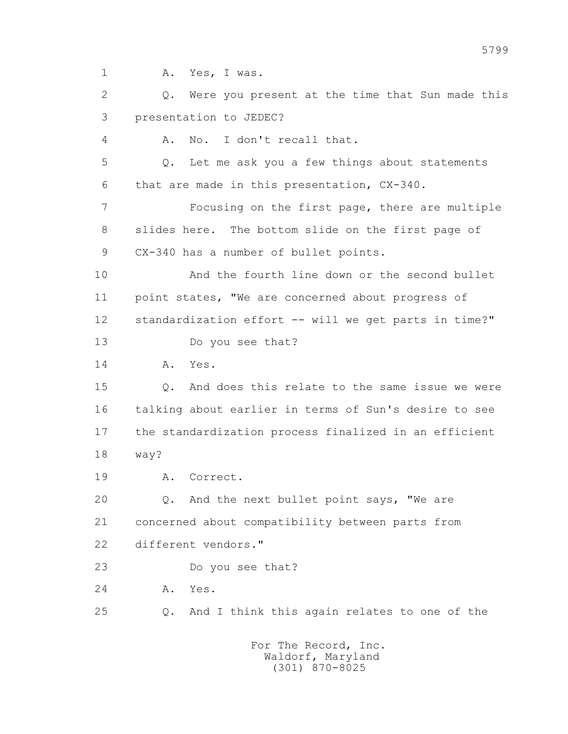1 A. Yes, I was.

2 Q. Were you present at the time that Sun made this

3 presentation to JEDEC?

4 A. No. I don't recall that.

5 Q. Let me ask you a few things about statements

6 that are made in this presentation, CX-340.

7 Focusing on the first page, there are multiple

8 slides here. The bottom slide on the first page of

9 CX-340 has a number of bullet points.

10 And the fourth line down or the second bullet

11 point states, "We are concerned about progress of

12 standardization effort -- will we get parts in time?"

13 Do you see that?

14 A. Yes.

15 Q. And does this relate to the same issue we were

16 talking about earlier in terms of Sun's desire to see

17 the standardization process finalized in an efficient

18 way?

19 A. Correct.

20 Q. And the next bullet point says, "We are

21 concerned about compatibility between parts from

22 different vendors."

23 Do you see that?

24 A. Yes.

25 Q. And I think this again relates to one of the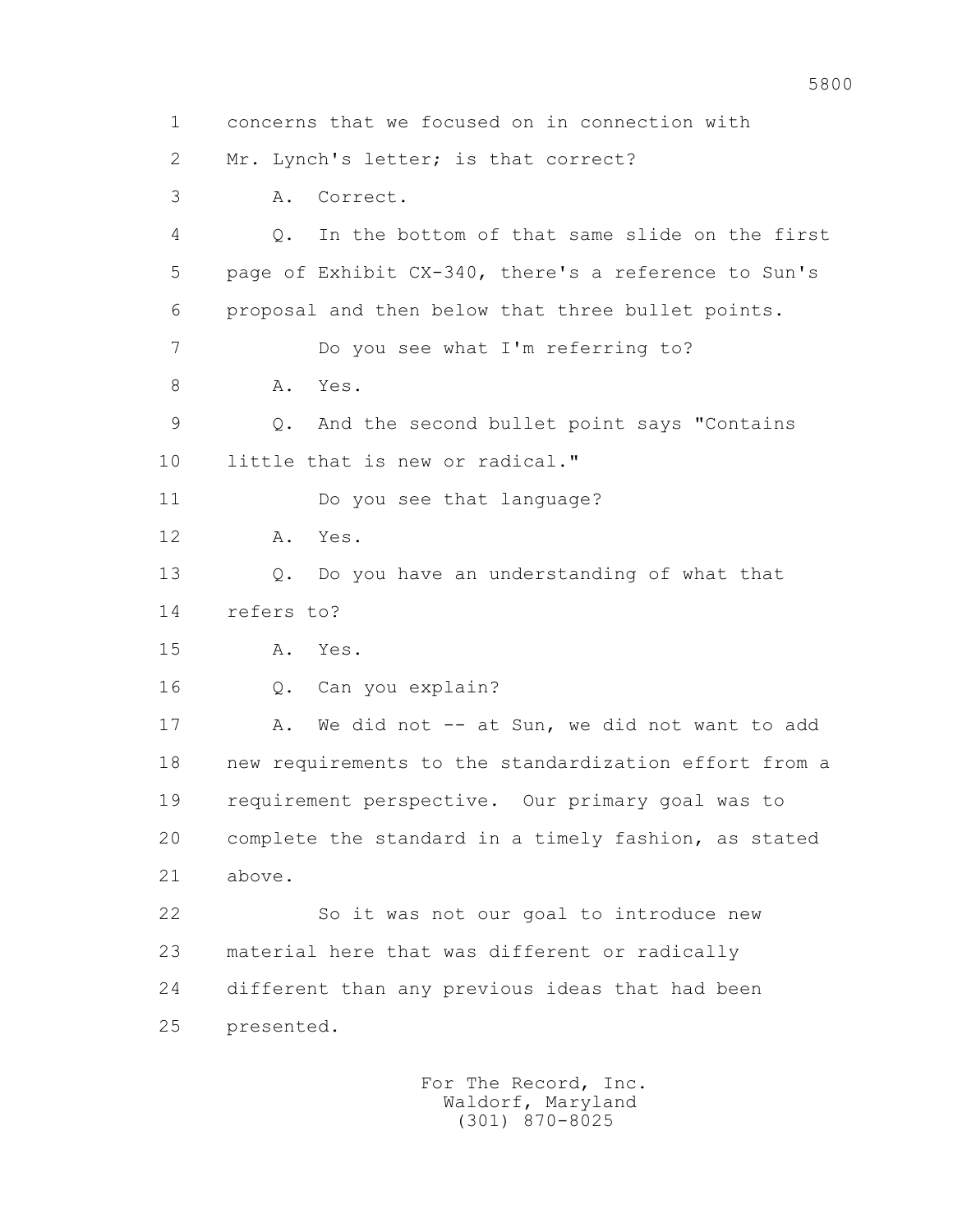1 concerns that we focused on in connection with
2 Mr. Lynch's letter; is that correct?
3 A. Correct.
4 Q. In the bottom of that same slide on the first
5 page of Exhibit CX-340, there's a reference to Sun's
6 proposal and then below that three bullet points.
7 Do you see what I'm referring to?
8 A. Yes.
9 Q. And the second bullet point says "Contains
10 little that is new or radical."
11 Do you see that language?
12 A. Yes.
13 Q. Do you have an understanding of what that
14 refers to?
15 A. Yes.
16 Q. Can you explain?
17 A. We did not -- at Sun, we did not want to add
18 new requirements to the standardization effort from a
19 requirement perspective. Our primary goal was to
20 complete the standard in a timely fashion, as stated
21 above.
22 So it was not our goal to introduce new
23 material here that was different or radically
24 different than any previous ideas that had been
25 presented.

For The Record, Inc.
Waldorf, Maryland
(301) 870-8025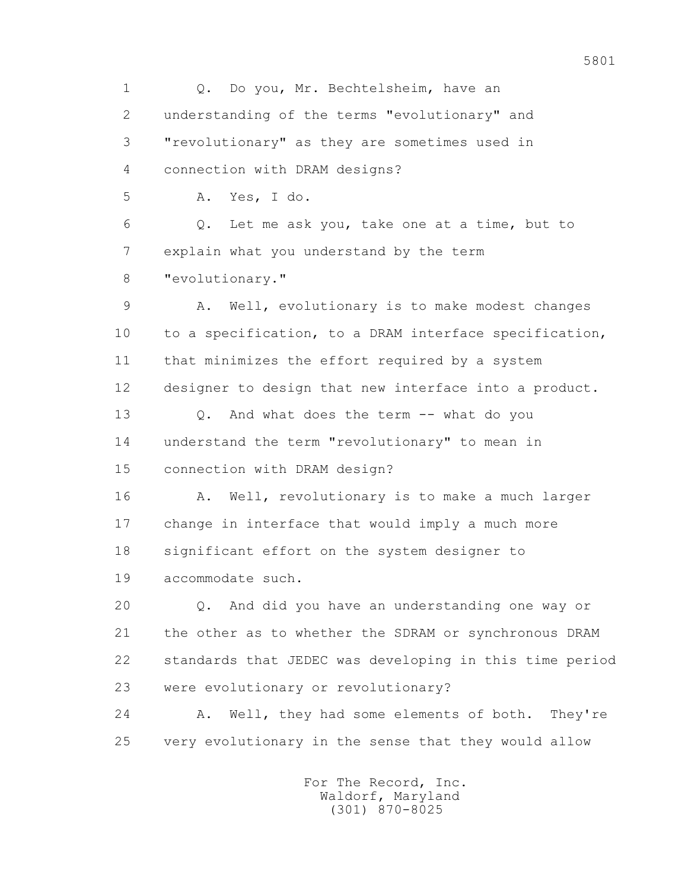Q. Do you, Mr. Bechtelsheim, have an understanding of the terms "evolutionary" and "revolutionary" as they are sometimes used in connection with DRAM designs?

A. Yes, I do.

Q. Let me ask you, take one at a time, but to explain what you understand by the term "evolutionary."

A. Well, evolutionary is to make modest changes to a specification, to a DRAM interface specification, that minimizes the effort required by a system designer to design that new interface into a product.

Q. And what does the term -- what do you understand the term "revolutionary" to mean in connection with DRAM design?

A. Well, revolutionary is to make a much larger change in interface that would imply a much more significant effort on the system designer to accommodate such.

Q. And did you have an understanding one way or the other as to whether the SDRAM or synchronous DRAM standards that JEDEC was developing in this time period were evolutionary or revolutionary?

A. Well, they had some elements of both. They're very evolutionary in the sense that they would allow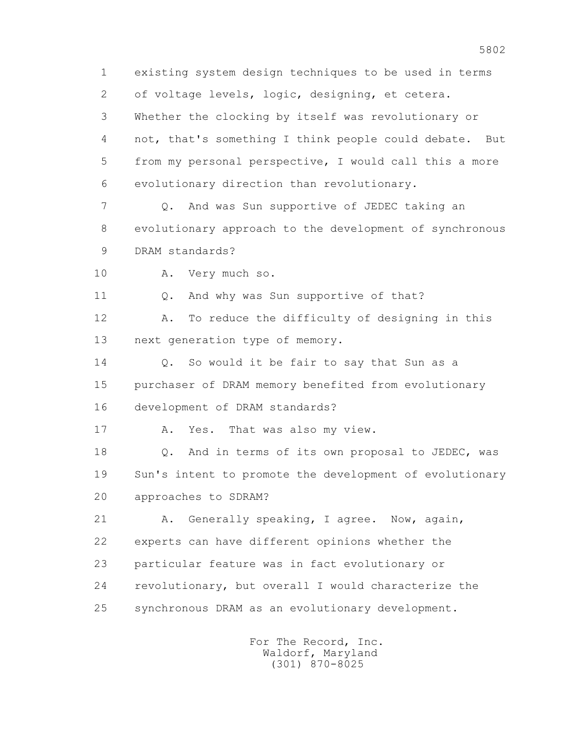1 existing system design techniques to be used in terms
2 of voltage levels, logic, designing, et cetera.
3 Whether the clocking by itself was revolutionary or
4 not, that's something I think people could debate. But
5 from my personal perspective, I would call this a more
6 evolutionary direction than revolutionary.
7 Q. And was Sun supportive of JEDEC taking an
8 evolutionary approach to the development of synchronous
9 DRAM standards?
10 A. Very much so.
11 Q. And why was Sun supportive of that?
12 A. To reduce the difficulty of designing in this
13 next generation type of memory.
14 Q. So would it be fair to say that Sun as a
15 purchaser of DRAM memory benefited from evolutionary
16 development of DRAM standards?
17 A. Yes. That was also my view.
18 Q. And in terms of its own proposal to JEDEC, was
19 Sun's intent to promote the development of evolutionary
20 approaches to SDRAM?
21 A. Generally speaking, I agree. Now, again,
22 experts can have different opinions whether the
23 particular feature was in fact evolutionary or
24 revolutionary, but overall I would characterize the
25 synchronous DRAM as an evolutionary development.

For The Record, Inc.
Waldorf, Maryland
(301) 870-8025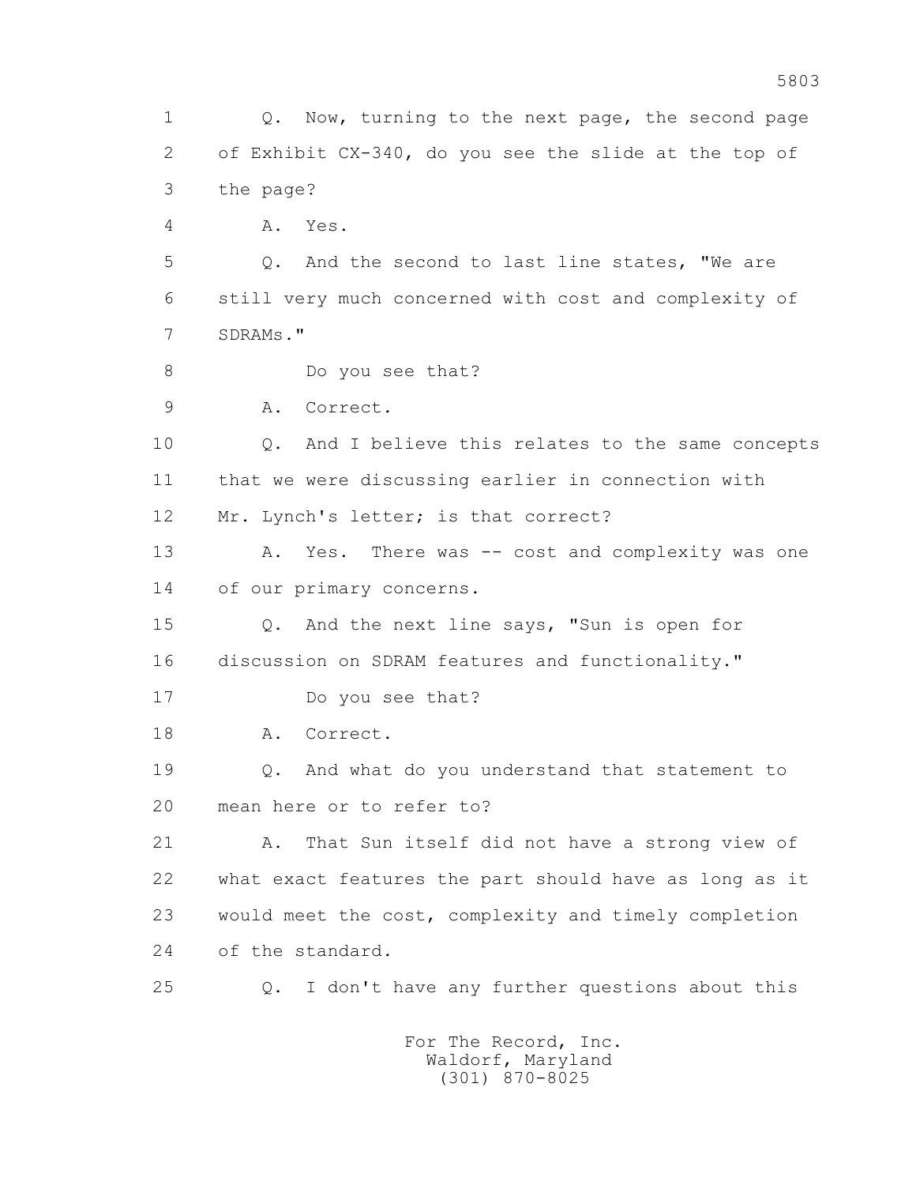1 Q. Now, turning to the next page, the second page
2 of Exhibit CX-340, do you see the slide at the top of
3 the page?
4 A. Yes.
5 Q. And the second to last line states, "We are
6 still very much concerned with cost and complexity of
7 SDRAMs."
8 Do you see that?
9 A. Correct.
10 Q. And I believe this relates to the same concepts
11 that we were discussing earlier in connection with
12 Mr. Lynch's letter; is that correct?
13 A. Yes. There was -- cost and complexity was one
14 of our primary concerns.
15 Q. And the next line says, "Sun is open for
16 discussion on SDRAM features and functionality."
17 Do you see that?
18 A. Correct.
19 Q. And what do you understand that statement to
20 mean here or to refer to?
21 A. That Sun itself did not have a strong view of
22 what exact features the part should have as long as it
23 would meet the cost, complexity and timely completion
24 of the standard.
25 Q. I don't have any further questions about this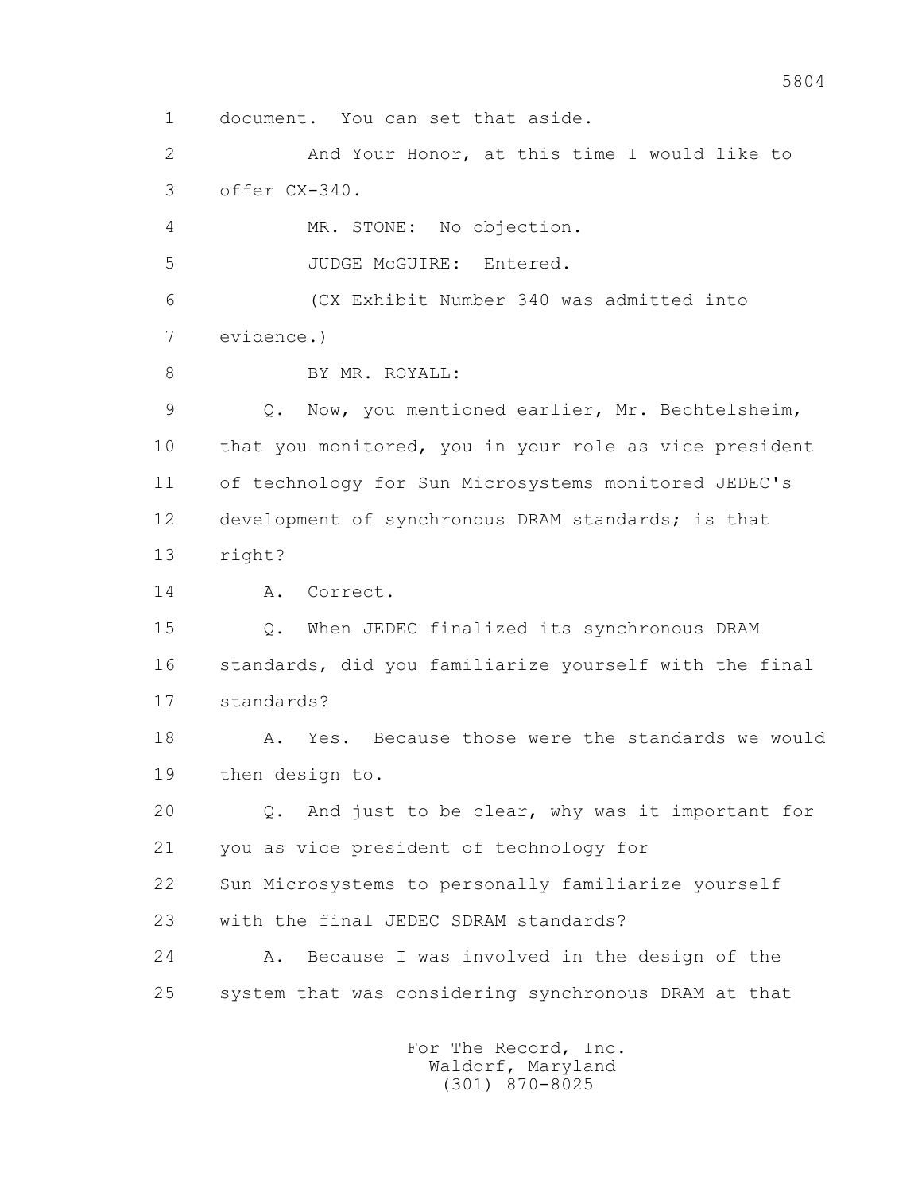document. You can set that aside.

And Your Honor, at this time I would like to offer CX-340.

MR. STONE: No objection.

JUDGE McGUIRE: Entered.

(CX Exhibit Number 340 was admitted into evidence.)

BY MR. ROYALL:

Q. Now, you mentioned earlier, Mr. Bechtelsheim, that you monitored, you in your role as vice president of technology for Sun Microsystems monitored JEDEC's development of synchronous DRAM standards; is that right?

A. Correct.

Q. When JEDEC finalized its synchronous DRAM standards, did you familiarize yourself with the final standards?

A. Yes. Because those were the standards we would then design to.

Q. And just to be clear, why was it important for you as vice president of technology for Sun Microsystems to personally familiarize yourself with the final JEDEC SDRAM standards?

A. Because I was involved in the design of the system that was considering synchronous DRAM at that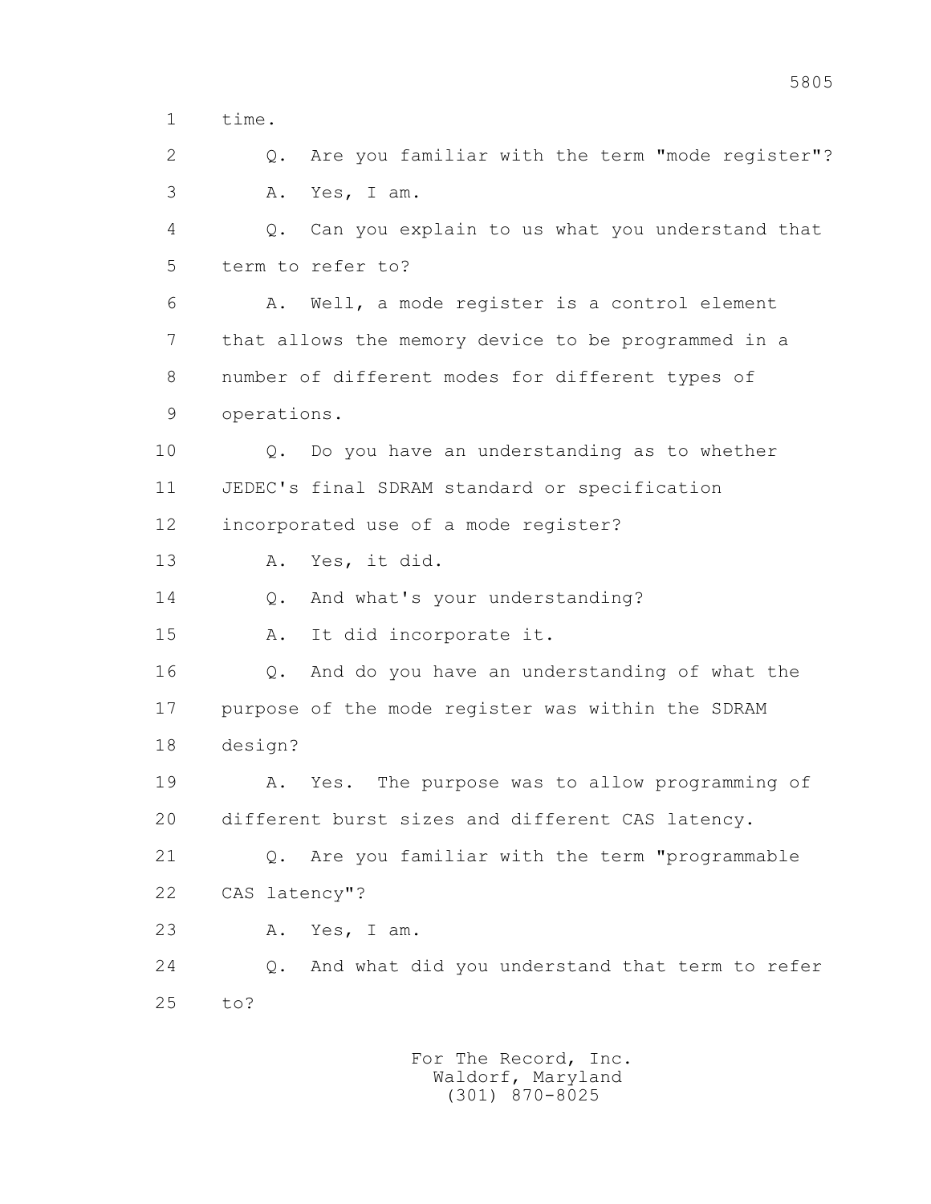time.

Q. Are you familiar with the term "mode register"?

A. Yes, I am.

Q. Can you explain to us what you understand that term to refer to?

A. Well, a mode register is a control element that allows the memory device to be programmed in a number of different modes for different types of operations.

Q. Do you have an understanding as to whether JEDEC's final SDRAM standard or specification incorporated use of a mode register?

A. Yes, it did.

Q. And what's your understanding?

A. It did incorporate it.

Q. And do you have an understanding of what the purpose of the mode register was within the SDRAM design?

A. Yes. The purpose was to allow programming of different burst sizes and different CAS latency.

Q. Are you familiar with the term "programmable CAS latency"?

A. Yes, I am.

Q. And what did you understand that term to refer to?

For The Record, Inc.
Waldorf, Maryland
(301) 870-8025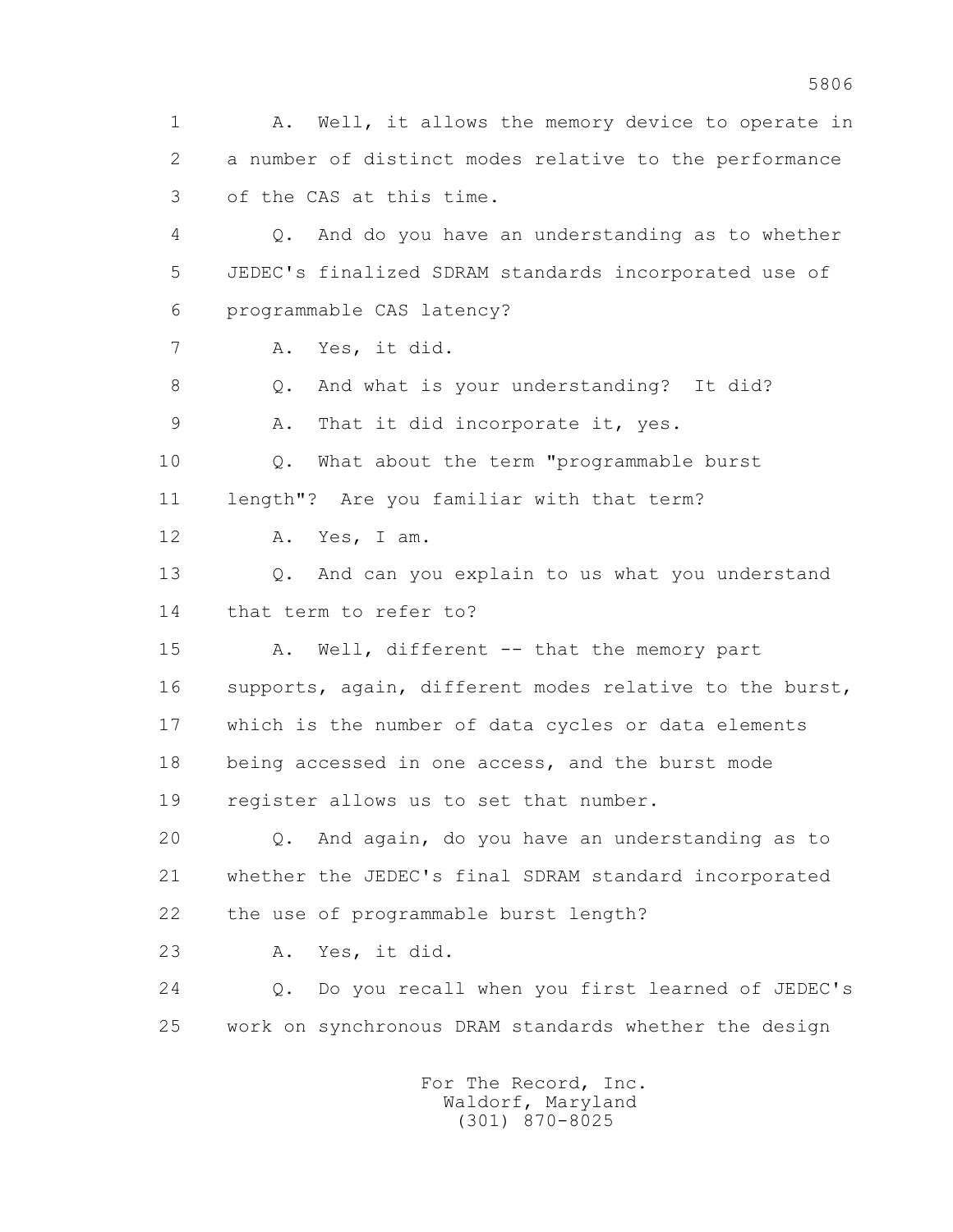1 A. Well, it allows the memory device to operate in
2 a number of distinct modes relative to the performance
3 of the CAS at this time.
4 Q. And do you have an understanding as to whether
5 JEDEC's finalized SDRAM standards incorporated use of
6 programmable CAS latency?
7 A. Yes, it did.
8 Q. And what is your understanding? It did?
9 A. That it did incorporate it, yes.
10 Q. What about the term "programmable burst
11 length"? Are you familiar with that term?
12 A. Yes, I am.
13 Q. And can you explain to us what you understand
14 that term to refer to?
15 A. Well, different -- that the memory part
16 supports, again, different modes relative to the burst,
17 which is the number of data cycles or data elements
18 being accessed in one access, and the burst mode
19 register allows us to set that number.
20 Q. And again, do you have an understanding as to
21 whether the JEDEC's final SDRAM standard incorporated
22 the use of programmable burst length?
23 A. Yes, it did.
24 Q. Do you recall when you first learned of JEDEC's
25 work on synchronous DRAM standards whether the design

For The Record, Inc.
Waldorf, Maryland
(301) 870-8025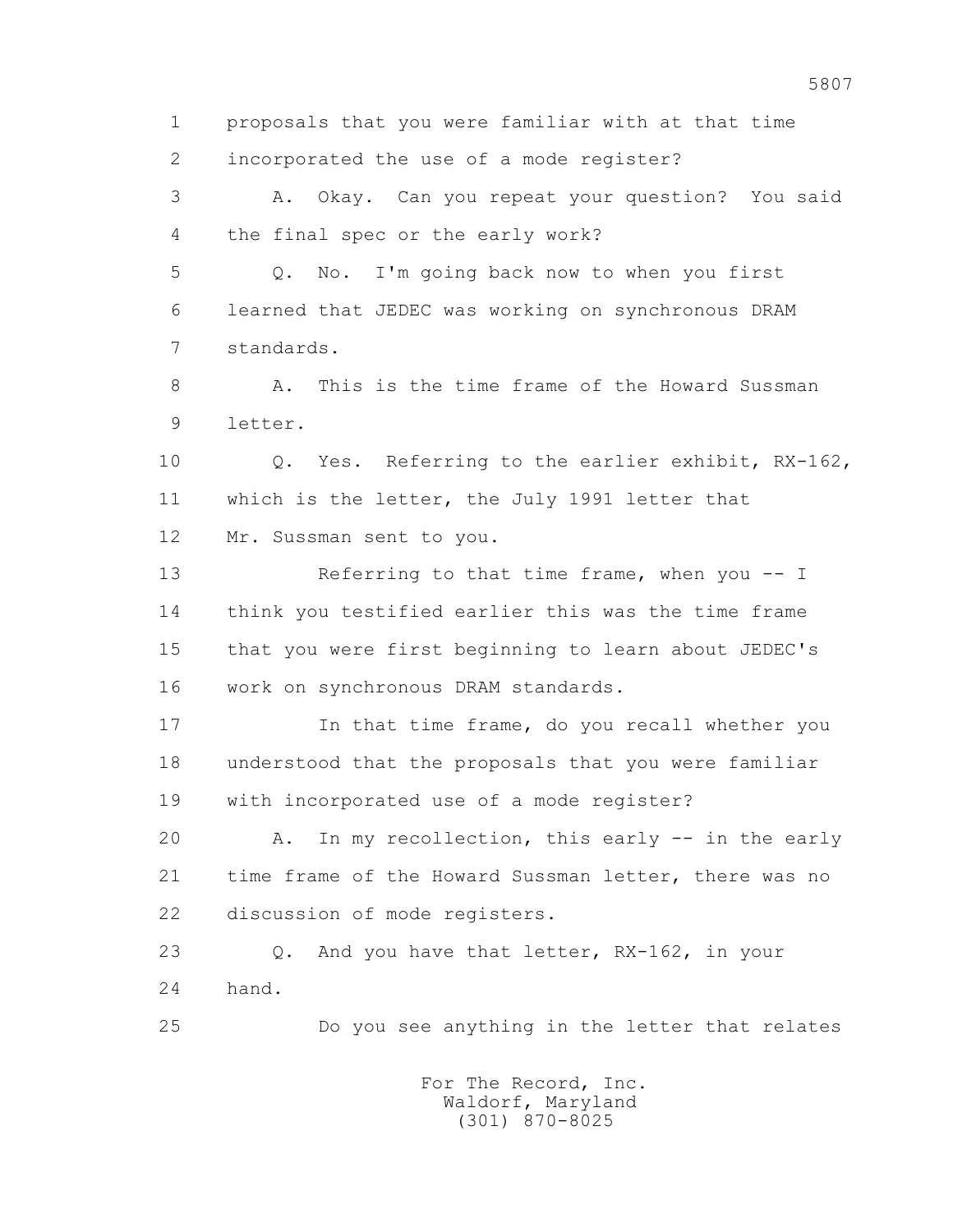1 proposals that you were familiar with at that time
2 incorporated the use of a mode register?

3 A. Okay. Can you repeat your question? You said
4 the final spec or the early work?

5 Q. No. I'm going back now to when you first
6 learned that JEDEC was working on synchronous DRAM
7 standards.

8 A. This is the time frame of the Howard Sussman
9 letter.

10 Q. Yes. Referring to the earlier exhibit, RX-162,
11 which is the letter, the July 1991 letter that
12 Mr. Sussman sent to you.

13 Referring to that time frame, when you -- I
14 think you testified earlier this was the time frame
15 that you were first beginning to learn about JEDEC's
16 work on synchronous DRAM standards.

17 In that time frame, do you recall whether you
18 understood that the proposals that you were familiar
19 with incorporated use of a mode register?

20 A. In my recollection, this early -- in the early
21 time frame of the Howard Sussman letter, there was no
22 discussion of mode registers.

23 Q. And you have that letter, RX-162, in your
24 hand.

25 Do you see anything in the letter that relates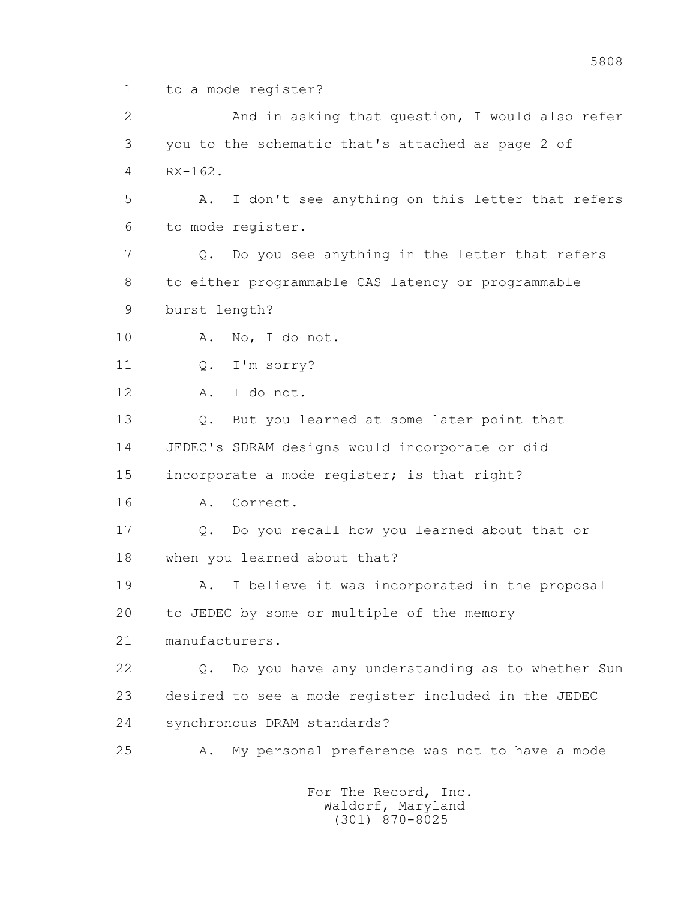1 to a mode register?

2 And in asking that question, I would also refer

3 you to the schematic that's attached as page 2 of

4 RX-162.

5 A. I don't see anything on this letter that refers

6 to mode register.

7 Q. Do you see anything in the letter that refers

8 to either programmable CAS latency or programmable

9 burst length?

10 A. No, I do not.

11 Q. I'm sorry?

12 A. I do not.

13 Q. But you learned at some later point that

14 JEDEC's SDRAM designs would incorporate or did

15 incorporate a mode register; is that right?

16 A. Correct.

17 Q. Do you recall how you learned about that or

18 when you learned about that?

19 A. I believe it was incorporated in the proposal

20 to JEDEC by some or multiple of the memory

21 manufacturers.

22 Q. Do you have any understanding as to whether Sun

23 desired to see a mode register included in the JEDEC

24 synchronous DRAM standards?

25 A. My personal preference was not to have a mode

For The Record, Inc.
Waldorf, Maryland
(301) 870-8025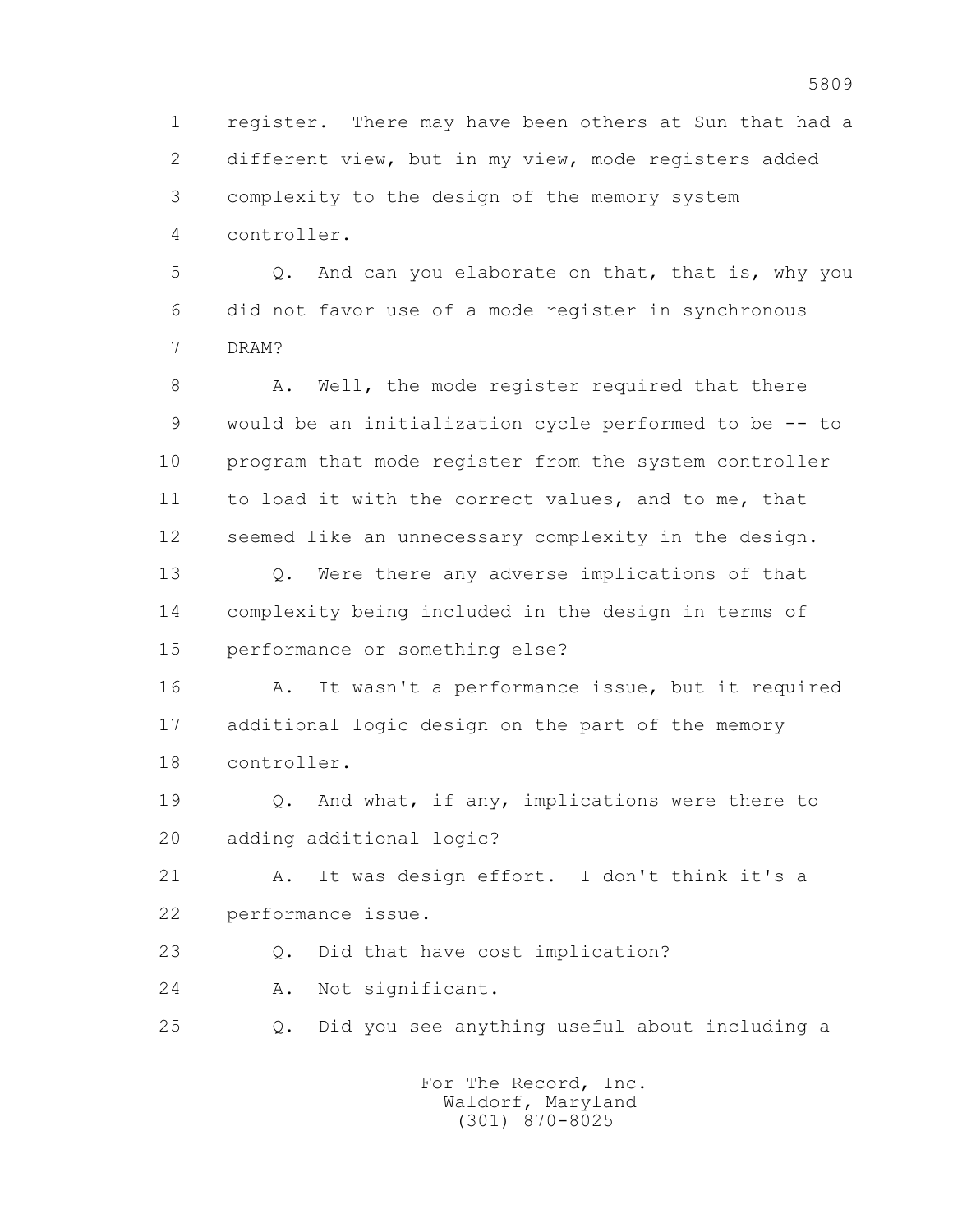register. There may have been others at Sun that had a different view, but in my view, mode registers added complexity to the design of the memory system controller.

Q. And can you elaborate on that, that is, why you did not favor use of a mode register in synchronous DRAM?

A. Well, the mode register required that there would be an initialization cycle performed to be -- to program that mode register from the system controller to load it with the correct values, and to me, that seemed like an unnecessary complexity in the design.

Q. Were there any adverse implications of that complexity being included in the design in terms of performance or something else?

A. It wasn't a performance issue, but it required additional logic design on the part of the memory controller.

Q. And what, if any, implications were there to adding additional logic?

A. It was design effort. I don't think it's a performance issue.

Q. Did that have cost implication?

A. Not significant.

Q. Did you see anything useful about including a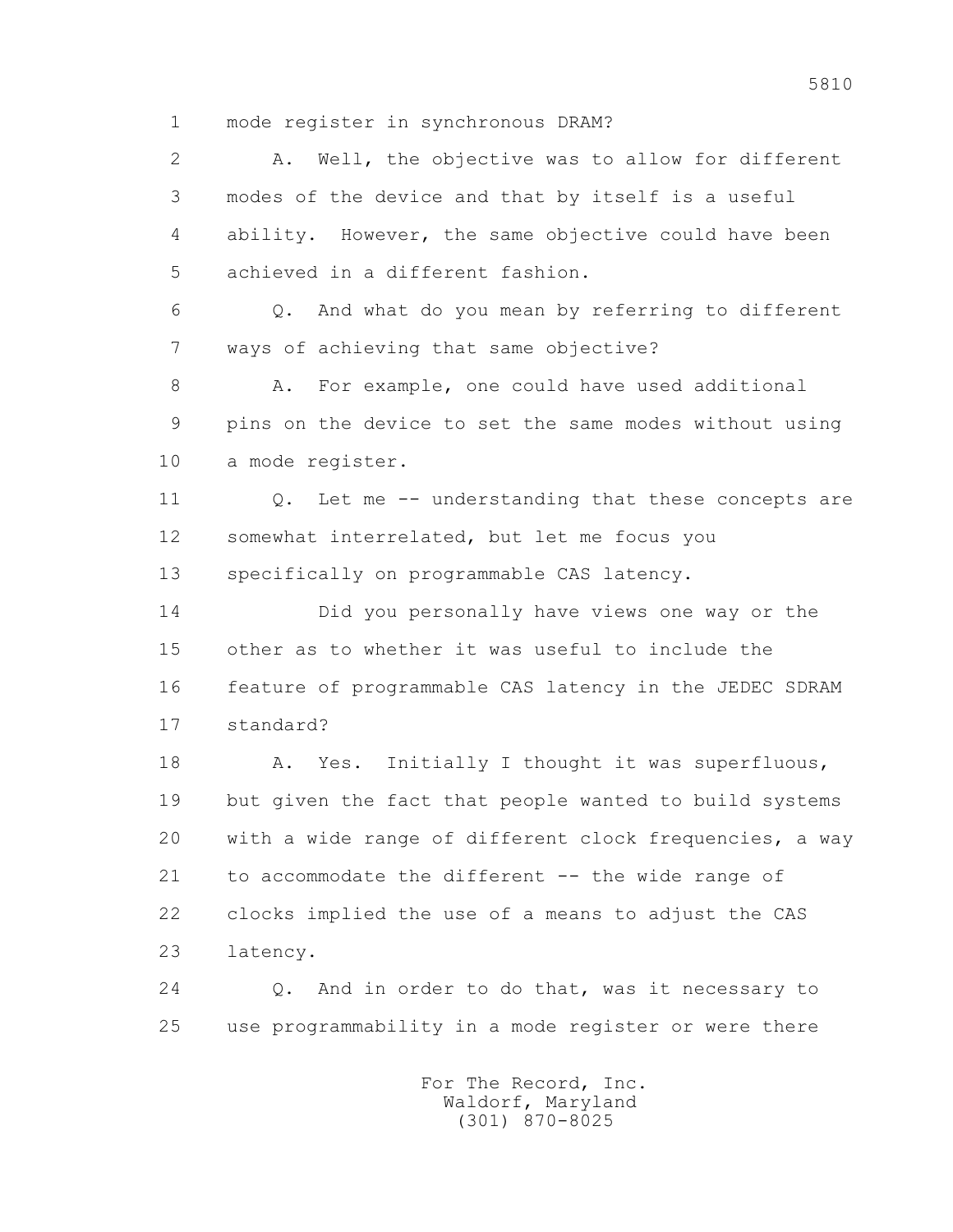mode register in synchronous DRAM?

A. Well, the objective was to allow for different modes of the device and that by itself is a useful ability. However, the same objective could have been achieved in a different fashion.

Q. And what do you mean by referring to different ways of achieving that same objective?

A. For example, one could have used additional pins on the device to set the same modes without using a mode register.

Q. Let me -- understanding that these concepts are somewhat interrelated, but let me focus you specifically on programmable CAS latency.

Did you personally have views one way or the other as to whether it was useful to include the feature of programmable CAS latency in the JEDEC SDRAM standard?

A. Yes. Initially I thought it was superfluous, but given the fact that people wanted to build systems with a wide range of different clock frequencies, a way to accommodate the different -- the wide range of clocks implied the use of a means to adjust the CAS latency.

Q. And in order to do that, was it necessary to use programmability in a mode register or were there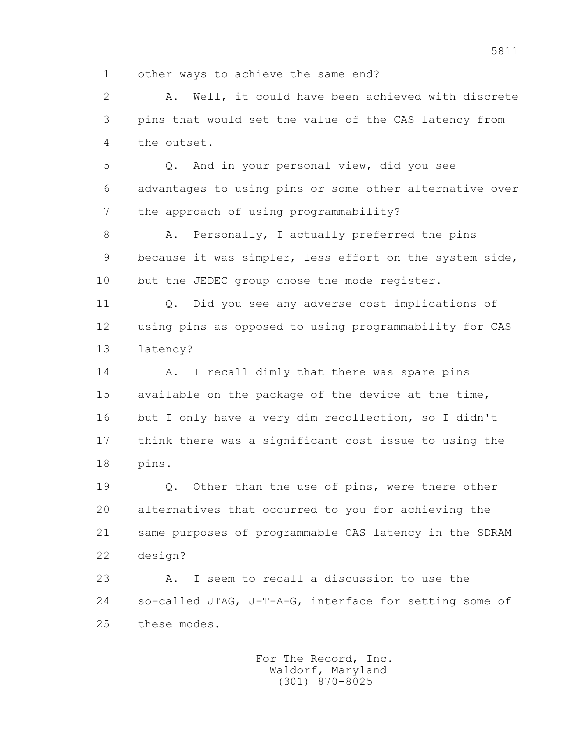other ways to achieve the same end?

A. Well, it could have been achieved with discrete pins that would set the value of the CAS latency from the outset.

Q. And in your personal view, did you see advantages to using pins or some other alternative over the approach of using programmability?

A. Personally, I actually preferred the pins because it was simpler, less effort on the system side, but the JEDEC group chose the mode register.

Q. Did you see any adverse cost implications of using pins as opposed to using programmability for CAS latency?

A. I recall dimly that there was spare pins available on the package of the device at the time, but I only have a very dim recollection, so I didn't think there was a significant cost issue to using the pins.

Q. Other than the use of pins, were there other alternatives that occurred to you for achieving the same purposes of programmable CAS latency in the SDRAM design?

A. I seem to recall a discussion to use the so-called JTAG, J-T-A-G, interface for setting some of these modes.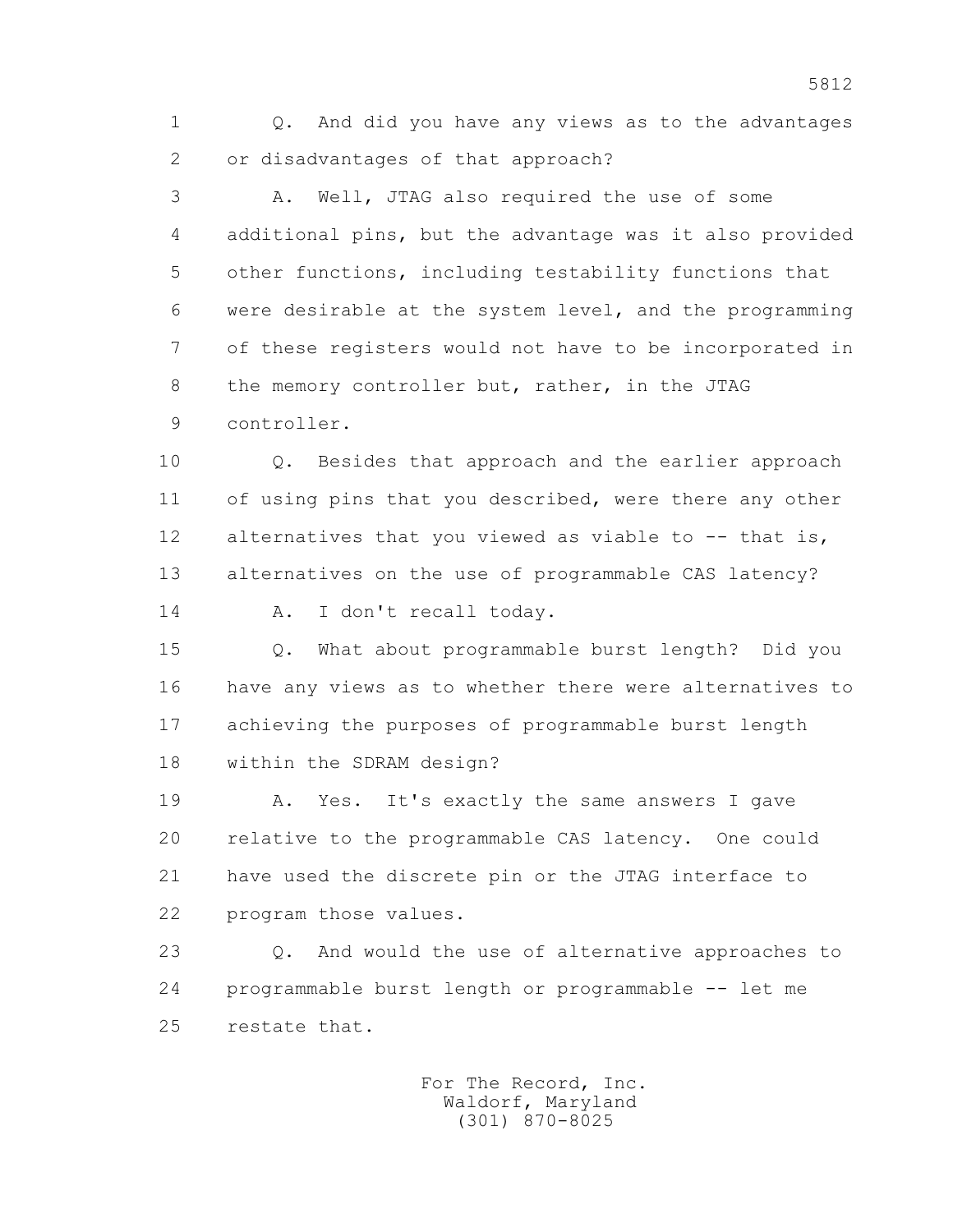1 Q. And did you have any views as to the advantages
2 or disadvantages of that approach?

3 A. Well, JTAG also required the use of some
4 additional pins, but the advantage was it also provided
5 other functions, including testability functions that
6 were desirable at the system level, and the programming
7 of these registers would not have to be incorporated in
8 the memory controller but, rather, in the JTAG
9 controller.

10 Q. Besides that approach and the earlier approach
11 of using pins that you described, were there any other
12 alternatives that you viewed as viable to -- that is,
13 alternatives on the use of programmable CAS latency?

14 A. I don't recall today.

15 Q. What about programmable burst length? Did you
16 have any views as to whether there were alternatives to
17 achieving the purposes of programmable burst length
18 within the SDRAM design?

19 A. Yes. It's exactly the same answers I gave
20 relative to the programmable CAS latency. One could
21 have used the discrete pin or the JTAG interface to
22 program those values.

23 Q. And would the use of alternative approaches to
24 programmable burst length or programmable -- let me
25 restate that.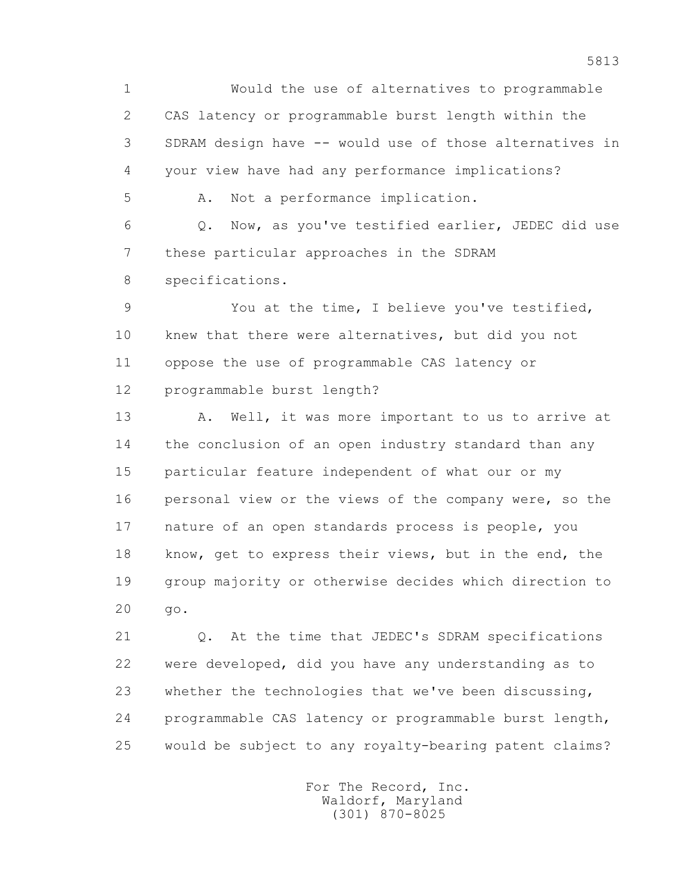Would the use of alternatives to programmable CAS latency or programmable burst length within the SDRAM design have -- would use of those alternatives in your view have had any performance implications?

A. Not a performance implication.

Q. Now, as you've testified earlier, JEDEC did use these particular approaches in the SDRAM specifications.

You at the time, I believe you've testified, knew that there were alternatives, but did you not oppose the use of programmable CAS latency or programmable burst length?

A. Well, it was more important to us to arrive at the conclusion of an open industry standard than any particular feature independent of what our or my personal view or the views of the company were, so the nature of an open standards process is people, you know, get to express their views, but in the end, the group majority or otherwise decides which direction to go.

Q. At the time that JEDEC's SDRAM specifications were developed, did you have any understanding as to whether the technologies that we've been discussing, programmable CAS latency or programmable burst length, would be subject to any royalty-bearing patent claims?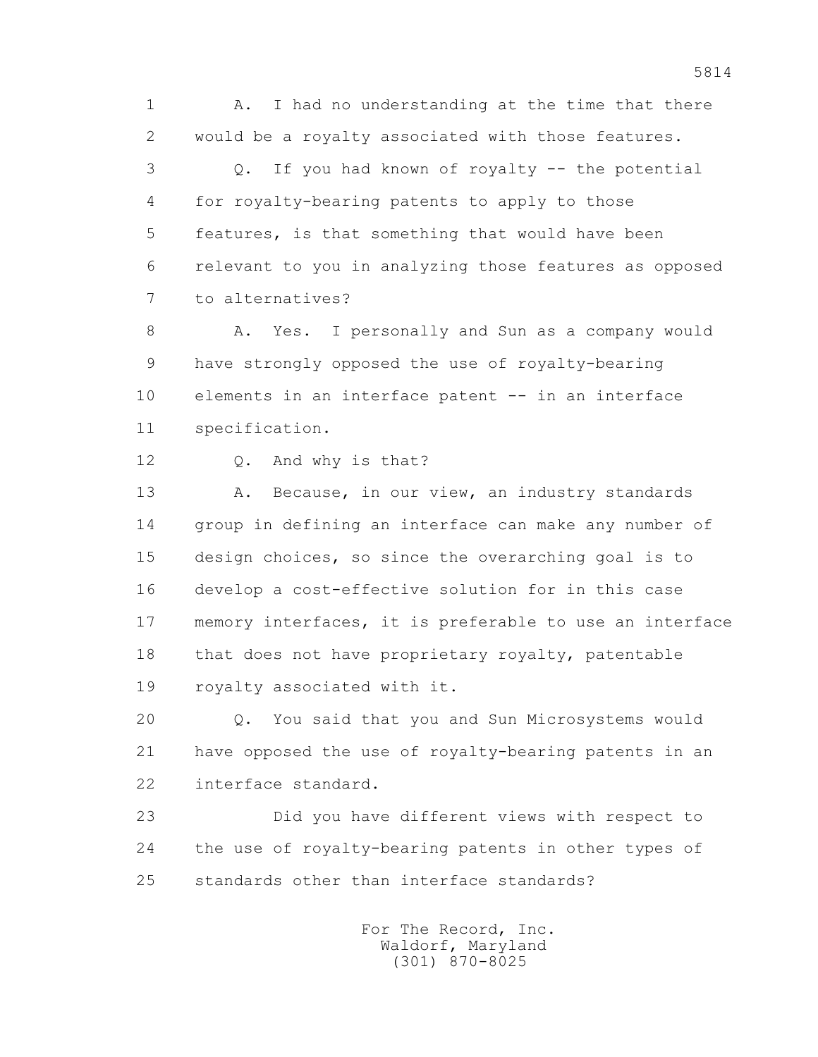1 A. I had no understanding at the time that there
2 would be a royalty associated with those features.

3 Q. If you had known of royalty -- the potential
4 for royalty-bearing patents to apply to those
5 features, is that something that would have been
6 relevant to you in analyzing those features as opposed
7 to alternatives?

8 A. Yes. I personally and Sun as a company would
9 have strongly opposed the use of royalty-bearing
10 elements in an interface patent -- in an interface
11 specification.

12 Q. And why is that?

13 A. Because, in our view, an industry standards
14 group in defining an interface can make any number of
15 design choices, so since the overarching goal is to
16 develop a cost-effective solution for in this case
17 memory interfaces, it is preferable to use an interface
18 that does not have proprietary royalty, patentable
19 royalty associated with it.

20 Q. You said that you and Sun Microsystems would
21 have opposed the use of royalty-bearing patents in an
22 interface standard.

23 Did you have different views with respect to
24 the use of royalty-bearing patents in other types of
25 standards other than interface standards?

For The Record, Inc.
Waldorf, Maryland
(301) 870-8025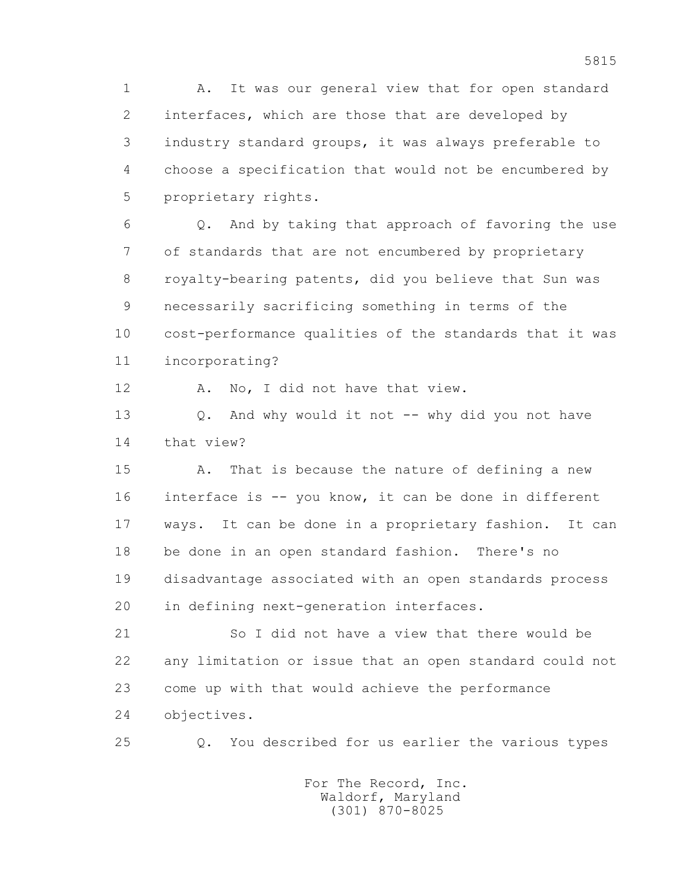A. It was our general view that for open standard interfaces, which are those that are developed by industry standard groups, it was always preferable to choose a specification that would not be encumbered by proprietary rights.

Q. And by taking that approach of favoring the use of standards that are not encumbered by proprietary royalty-bearing patents, did you believe that Sun was necessarily sacrificing something in terms of the cost-performance qualities of the standards that it was incorporating?

A. No, I did not have that view.

Q. And why would it not -- why did you not have that view?

A. That is because the nature of defining a new interface is -- you know, it can be done in different ways. It can be done in a proprietary fashion. It can be done in an open standard fashion. There's no disadvantage associated with an open standards process in defining next-generation interfaces.

So I did not have a view that there would be any limitation or issue that an open standard could not come up with that would achieve the performance objectives.

Q. You described for us earlier the various types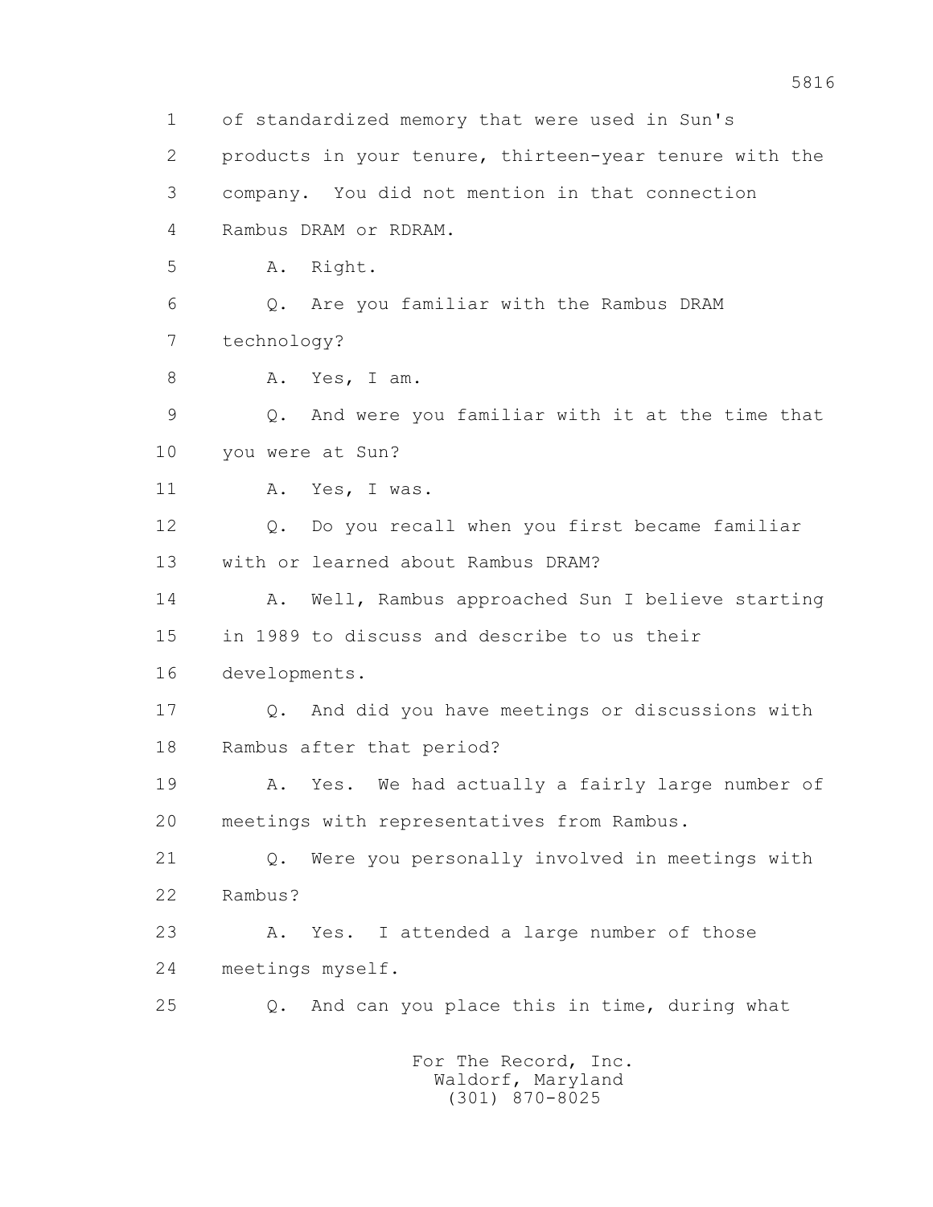1 of standardized memory that were used in Sun's
2 products in your tenure, thirteen-year tenure with the
3 company. You did not mention in that connection
4 Rambus DRAM or RDRAM.
5 A. Right.
6 Q. Are you familiar with the Rambus DRAM
7 technology?
8 A. Yes, I am.
9 Q. And were you familiar with it at the time that
10 you were at Sun?
11 A. Yes, I was.
12 Q. Do you recall when you first became familiar
13 with or learned about Rambus DRAM?
14 A. Well, Rambus approached Sun I believe starting
15 in 1989 to discuss and describe to us their
16 developments.
17 Q. And did you have meetings or discussions with
18 Rambus after that period?
19 A. Yes. We had actually a fairly large number of
20 meetings with representatives from Rambus.
21 Q. Were you personally involved in meetings with
22 Rambus?
23 A. Yes. I attended a large number of those
24 meetings myself.
25 Q. And can you place this in time, during what

For The Record, Inc.
Waldorf, Maryland
(301) 870-8025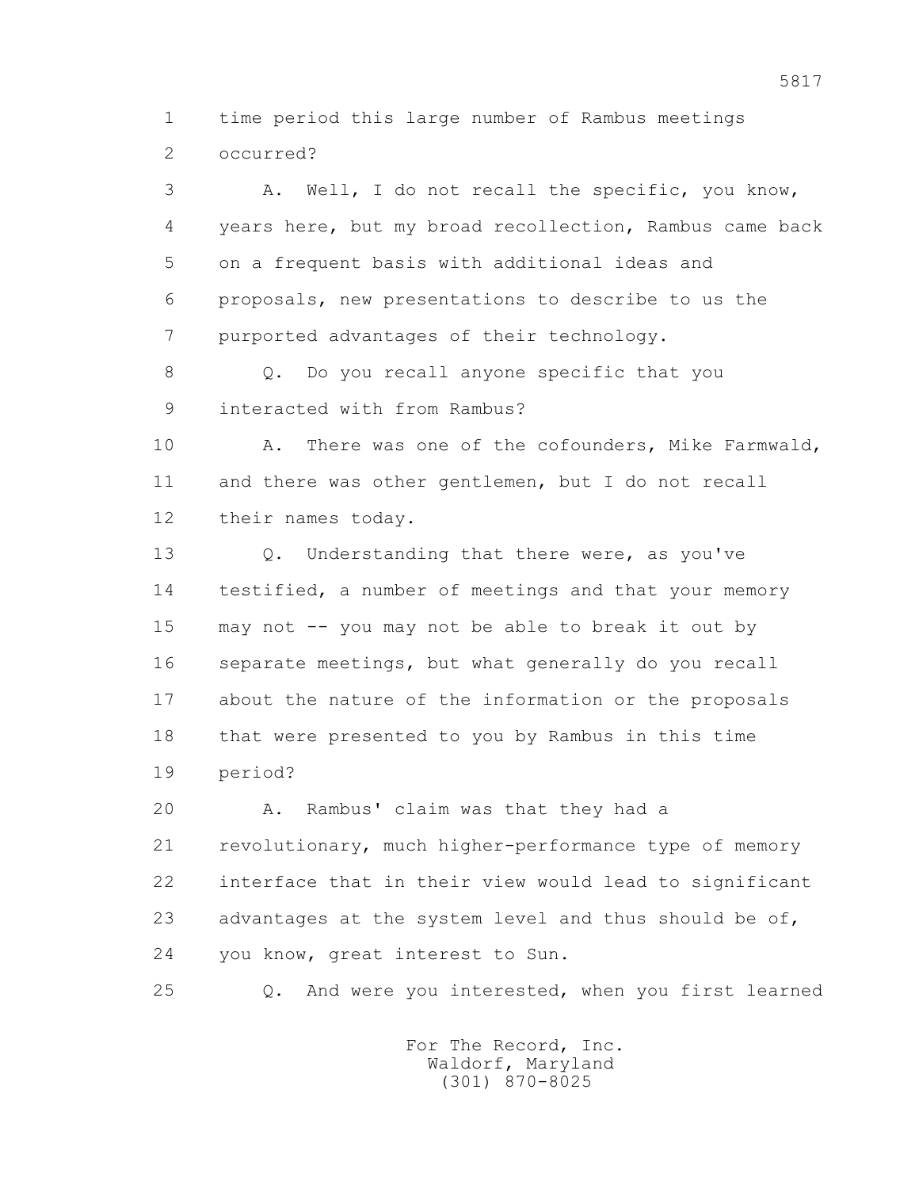1 time period this large number of Rambus meetings
2 occurred?

3 A. Well, I do not recall the specific, you know,
4 years here, but my broad recollection, Rambus came back
5 on a frequent basis with additional ideas and
6 proposals, new presentations to describe to us the
7 purported advantages of their technology.

8 Q. Do you recall anyone specific that you
9 interacted with from Rambus?

10 A. There was one of the cofounders, Mike Farmwald,
11 and there was other gentlemen, but I do not recall
12 their names today.

13 Q. Understanding that there were, as you've
14 testified, a number of meetings and that your memory
15 may not -- you may not be able to break it out by
16 separate meetings, but what generally do you recall
17 about the nature of the information or the proposals
18 that were presented to you by Rambus in this time
19 period?

20 A. Rambus' claim was that they had a
21 revolutionary, much higher-performance type of memory
22 interface that in their view would lead to significant
23 advantages at the system level and thus should be of,
24 you know, great interest to Sun.

25 Q. And were you interested, when you first learned

For The Record, Inc.
Waldorf, Maryland
(301) 870-8025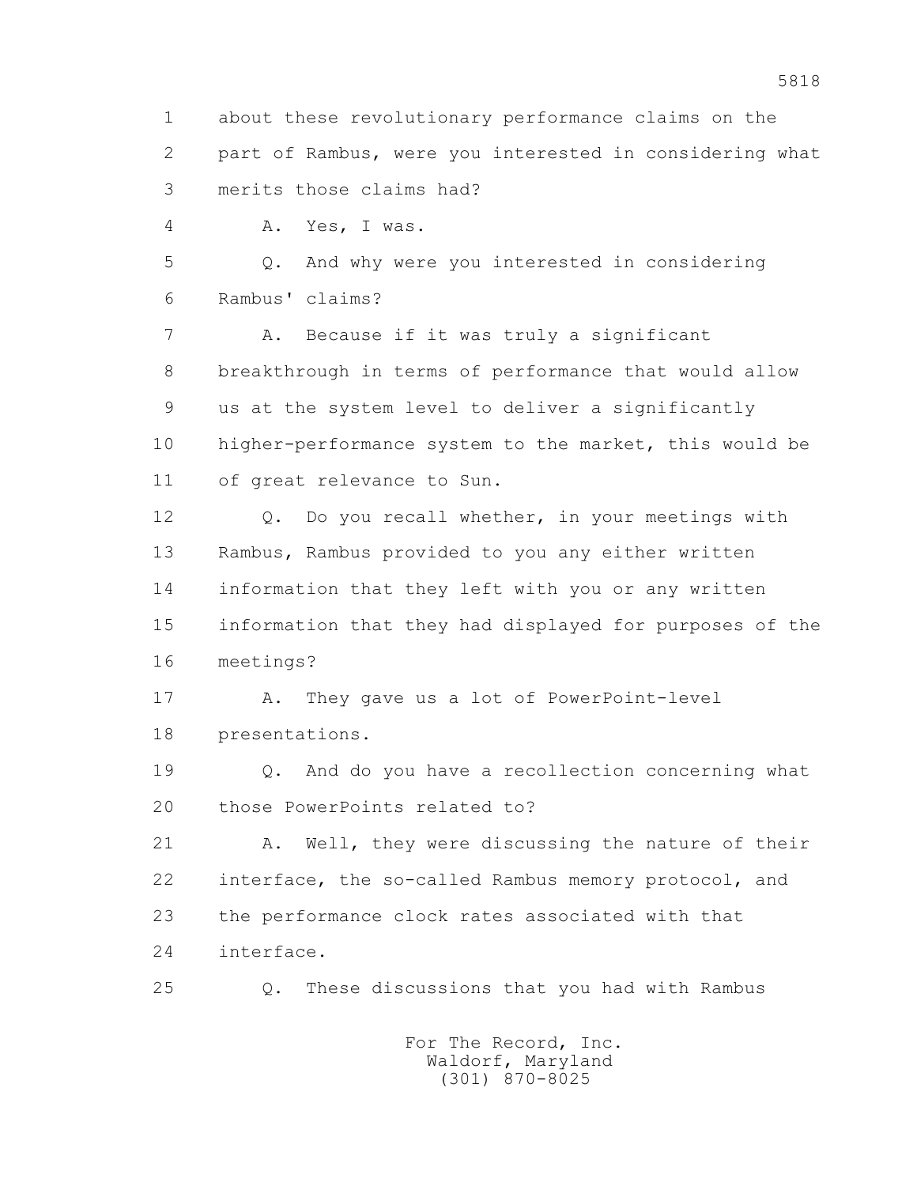1 about these revolutionary performance claims on the
2 part of Rambus, were you interested in considering what
3 merits those claims had?

4 A. Yes, I was.

5 Q. And why were you interested in considering
6 Rambus' claims?

7 A. Because if it was truly a significant
8 breakthrough in terms of performance that would allow
9 us at the system level to deliver a significantly
10 higher-performance system to the market, this would be
11 of great relevance to Sun.

12 Q. Do you recall whether, in your meetings with
13 Rambus, Rambus provided to you any either written
14 information that they left with you or any written
15 information that they had displayed for purposes of the
16 meetings?

17 A. They gave us a lot of PowerPoint-level
18 presentations.

19 Q. And do you have a recollection concerning what
20 those PowerPoints related to?

21 A. Well, they were discussing the nature of their
22 interface, the so-called Rambus memory protocol, and
23 the performance clock rates associated with that
24 interface.

25 Q. These discussions that you had with Rambus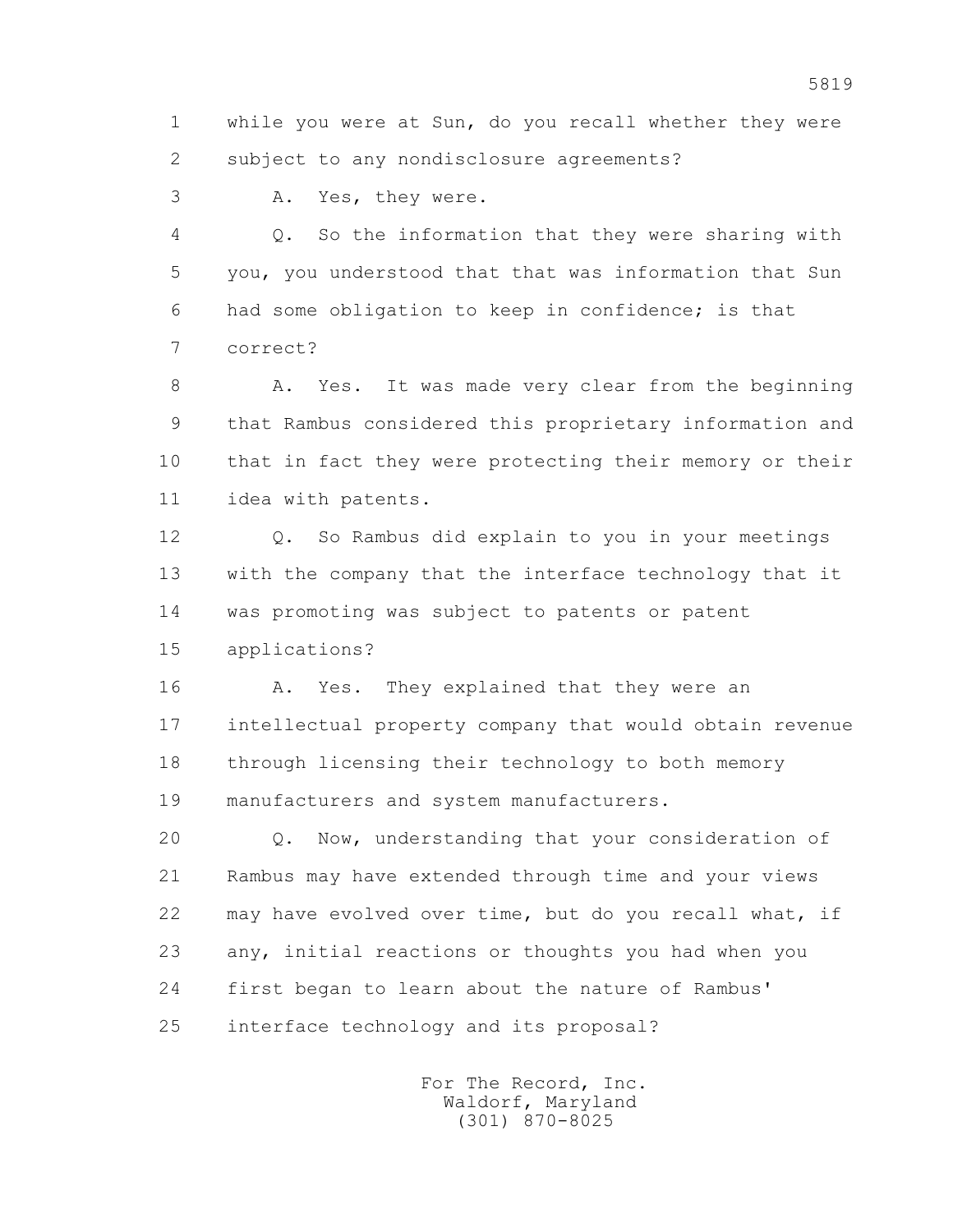1 while you were at Sun, do you recall whether they were
2 subject to any nondisclosure agreements?

3 A. Yes, they were.

4 Q. So the information that they were sharing with
5 you, you understood that that was information that Sun
6 had some obligation to keep in confidence; is that
7 correct?

8 A. Yes. It was made very clear from the beginning
9 that Rambus considered this proprietary information and
10 that in fact they were protecting their memory or their
11 idea with patents.

12 Q. So Rambus did explain to you in your meetings
13 with the company that the interface technology that it
14 was promoting was subject to patents or patent
15 applications?

16 A. Yes. They explained that they were an
17 intellectual property company that would obtain revenue
18 through licensing their technology to both memory
19 manufacturers and system manufacturers.

20 Q. Now, understanding that your consideration of
21 Rambus may have extended through time and your views
22 may have evolved over time, but do you recall what, if
23 any, initial reactions or thoughts you had when you
24 first began to learn about the nature of Rambus'
25 interface technology and its proposal?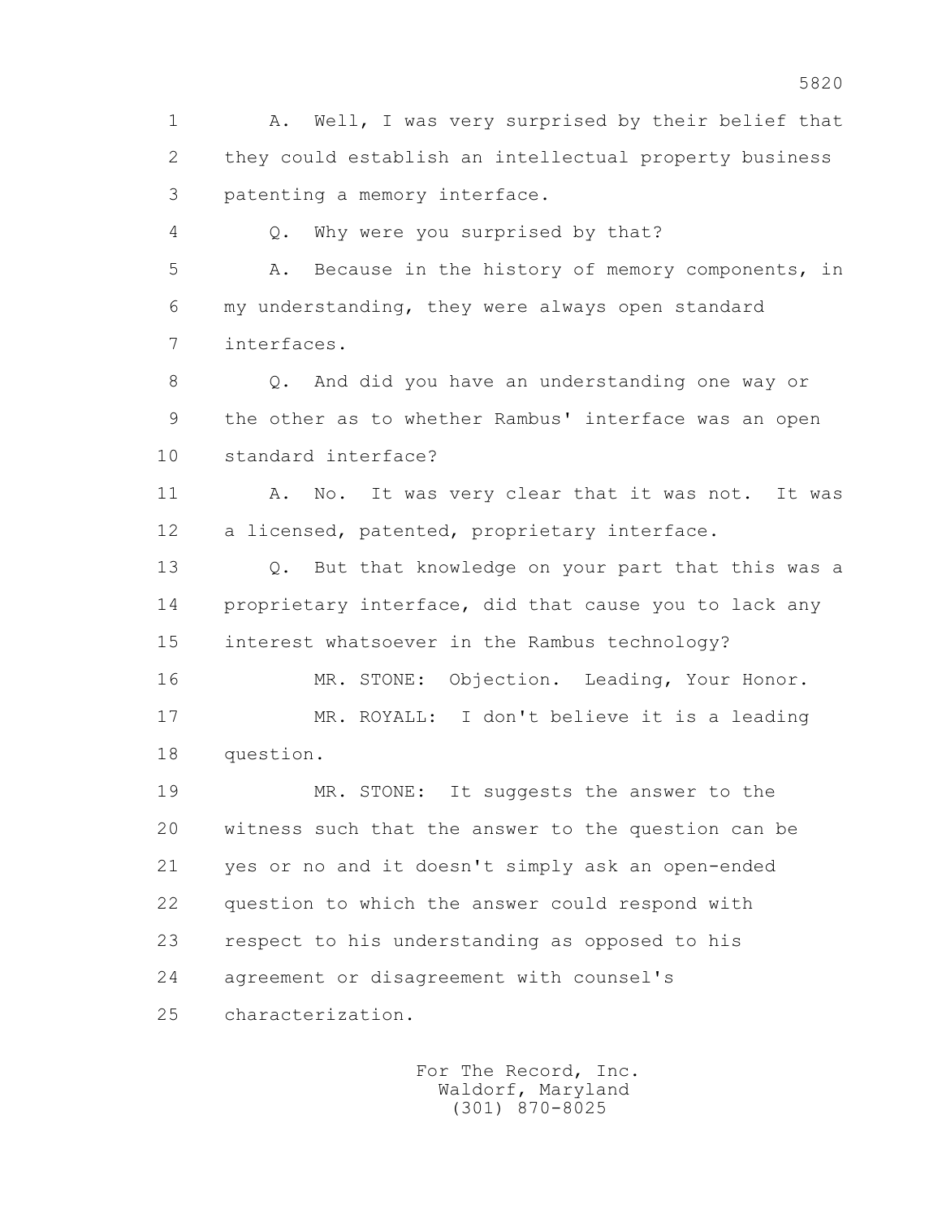1 A. Well, I was very surprised by their belief that
2 they could establish an intellectual property business
3 patenting a memory interface.

4 Q. Why were you surprised by that?

5 A. Because in the history of memory components, in
6 my understanding, they were always open standard
7 interfaces.

8 Q. And did you have an understanding one way or
9 the other as to whether Rambus' interface was an open
10 standard interface?

11 A. No. It was very clear that it was not. It was
12 a licensed, patented, proprietary interface.

13 Q. But that knowledge on your part that this was a
14 proprietary interface, did that cause you to lack any
15 interest whatsoever in the Rambus technology?

16 MR. STONE: Objection. Leading, Your Honor.

17 MR. ROYALL: I don't believe it is a leading
18 question.

19 MR. STONE: It suggests the answer to the
20 witness such that the answer to the question can be
21 yes or no and it doesn't simply ask an open-ended
22 question to which the answer could respond with
23 respect to his understanding as opposed to his
24 agreement or disagreement with counsel's
25 characterization.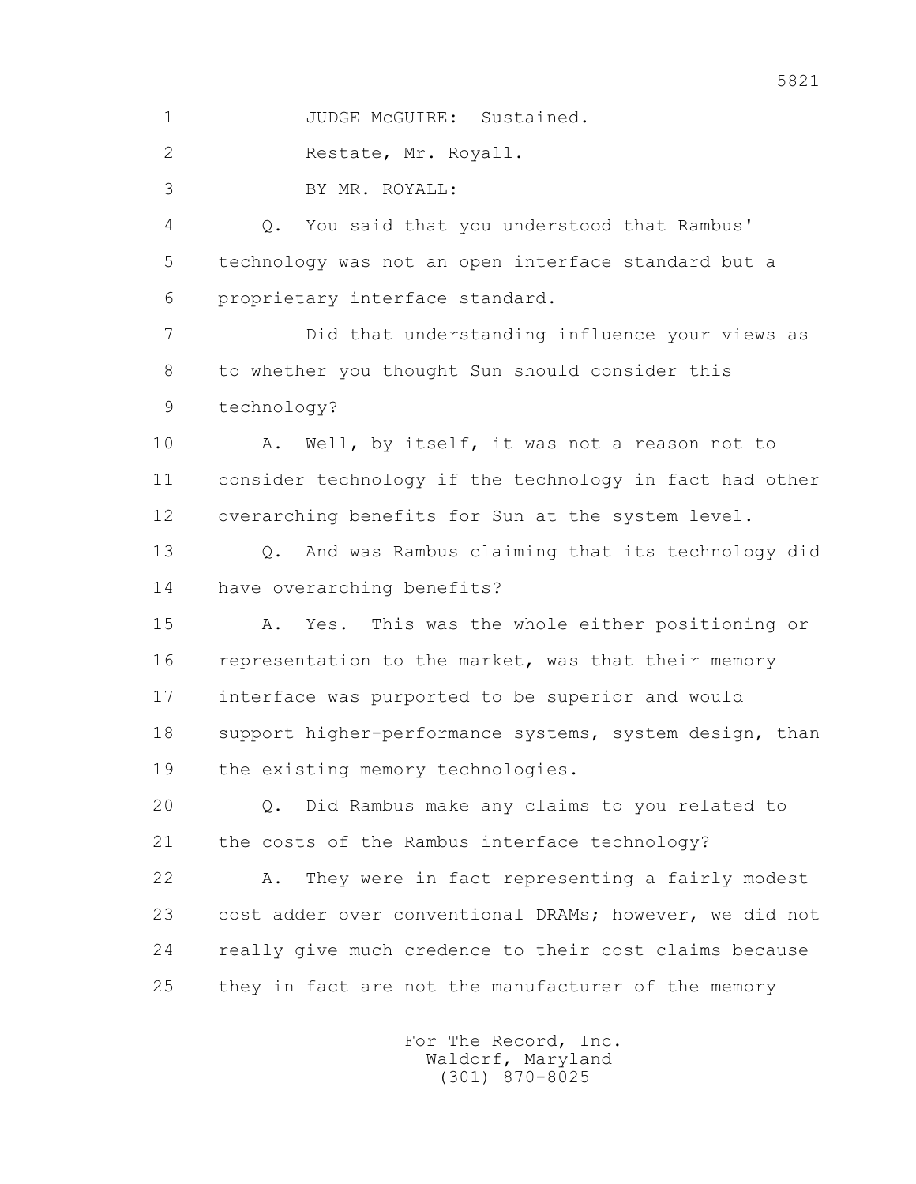1 JUDGE McGUIRE: Sustained.

2 Restate, Mr. Royall.

3 BY MR. ROYALL:

4 Q. You said that you understood that Rambus'

5 technology was not an open interface standard but a

6 proprietary interface standard.

7 Did that understanding influence your views as

8 to whether you thought Sun should consider this

9 technology?

10 A. Well, by itself, it was not a reason not to

11 consider technology if the technology in fact had other

12 overarching benefits for Sun at the system level.

13 Q. And was Rambus claiming that its technology did

14 have overarching benefits?

15 A. Yes. This was the whole either positioning or

16 representation to the market, was that their memory

17 interface was purported to be superior and would

18 support higher-performance systems, system design, than

19 the existing memory technologies.

20 Q. Did Rambus make any claims to you related to

21 the costs of the Rambus interface technology?

22 A. They were in fact representing a fairly modest

23 cost adder over conventional DRAMs; however, we did not

24 really give much credence to their cost claims because

25 they in fact are not the manufacturer of the memory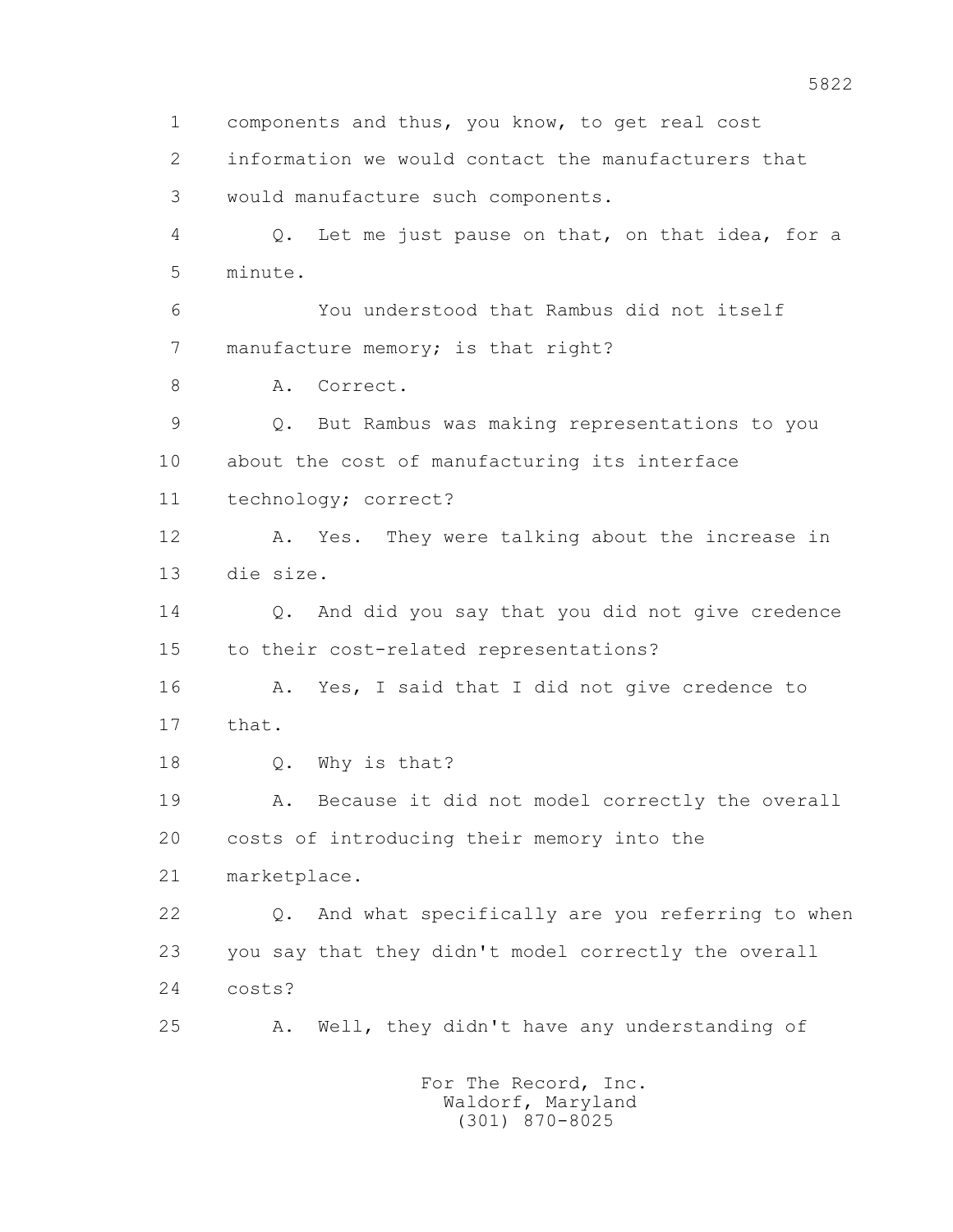1 components and thus, you know, to get real cost
2 information we would contact the manufacturers that
3 would manufacture such components.
4 Q. Let me just pause on that, on that idea, for a
5 minute.
6 You understood that Rambus did not itself
7 manufacture memory; is that right?
8 A. Correct.
9 Q. But Rambus was making representations to you
10 about the cost of manufacturing its interface
11 technology; correct?
12 A. Yes. They were talking about the increase in
13 die size.
14 Q. And did you say that you did not give credence
15 to their cost-related representations?
16 A. Yes, I said that I did not give credence to
17 that.
18 Q. Why is that?
19 A. Because it did not model correctly the overall
20 costs of introducing their memory into the
21 marketplace.
22 Q. And what specifically are you referring to when
23 you say that they didn't model correctly the overall
24 costs?
25 A. Well, they didn't have any understanding of

For The Record, Inc.
Waldorf, Maryland
(301) 870-8025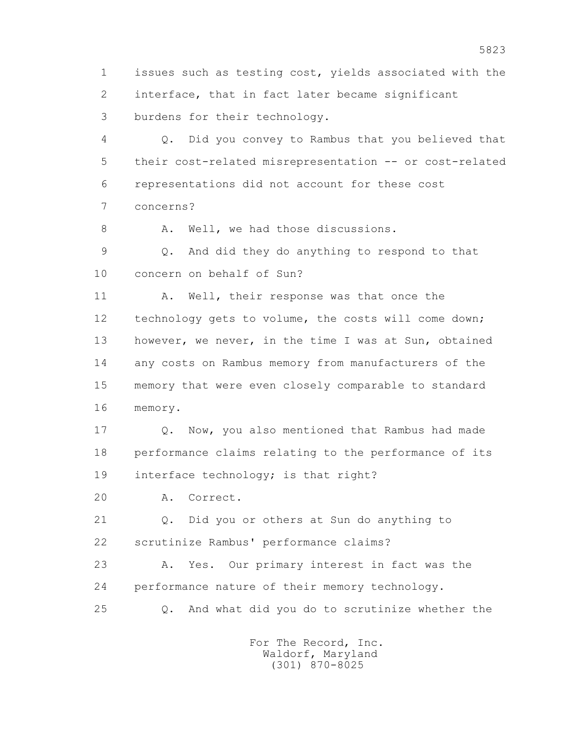1 issues such as testing cost, yields associated with the
2 interface, that in fact later became significant
3 burdens for their technology.

4 Q. Did you convey to Rambus that you believed that
5 their cost-related misrepresentation -- or cost-related
6 representations did not account for these cost
7 concerns?

8 A. Well, we had those discussions.

9 Q. And did they do anything to respond to that
10 concern on behalf of Sun?

11 A. Well, their response was that once the
12 technology gets to volume, the costs will come down;
13 however, we never, in the time I was at Sun, obtained
14 any costs on Rambus memory from manufacturers of the
15 memory that were even closely comparable to standard
16 memory.

17 Q. Now, you also mentioned that Rambus had made
18 performance claims relating to the performance of its
19 interface technology; is that right?

20 A. Correct.

21 Q. Did you or others at Sun do anything to
22 scrutinize Rambus' performance claims?

23 A. Yes. Our primary interest in fact was the
24 performance nature of their memory technology.

25 Q. And what did you do to scrutinize whether the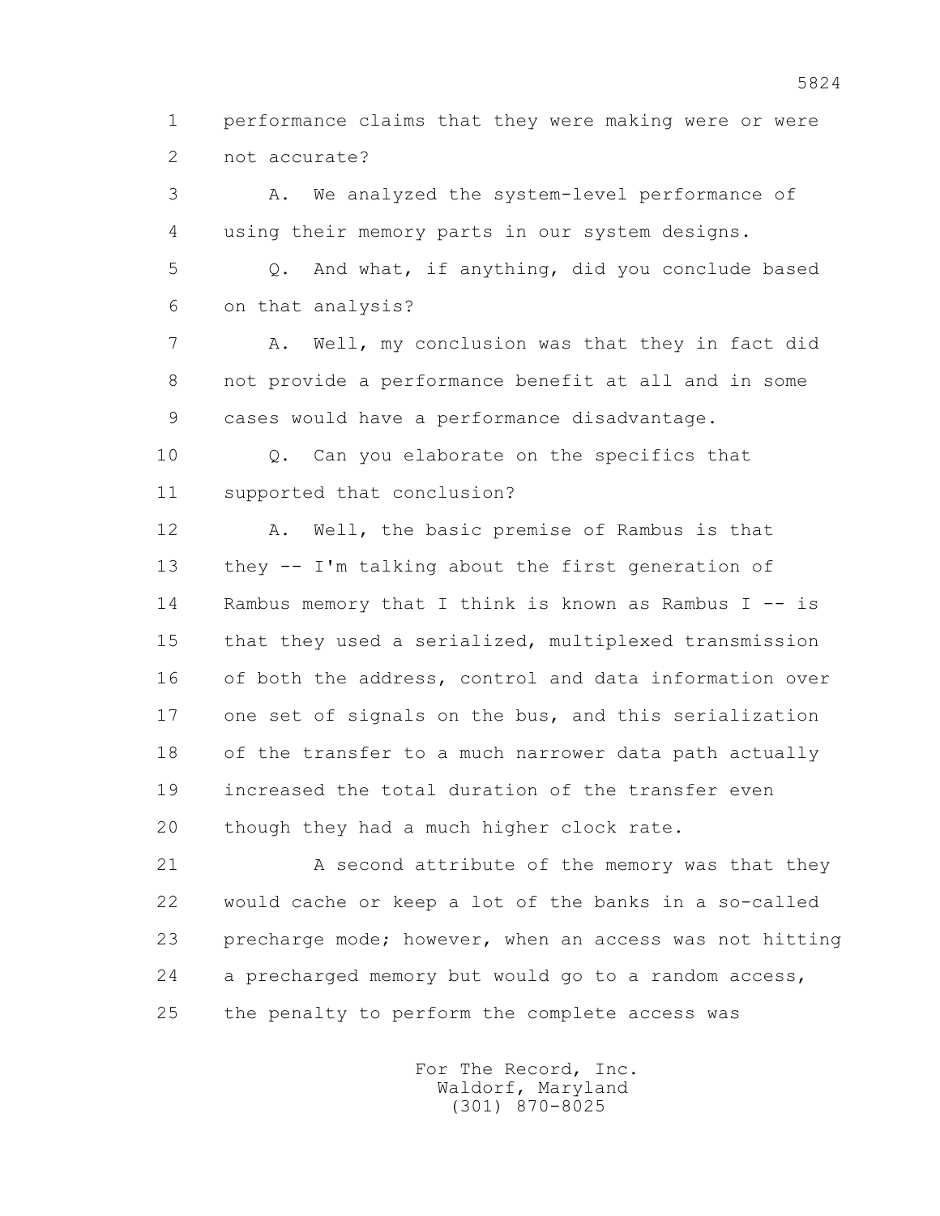performance claims that they were making were or were not accurate?

A. We analyzed the system-level performance of using their memory parts in our system designs.

Q. And what, if anything, did you conclude based on that analysis?

A. Well, my conclusion was that they in fact did not provide a performance benefit at all and in some cases would have a performance disadvantage.

Q. Can you elaborate on the specifics that supported that conclusion?

A. Well, the basic premise of Rambus is that they -- I'm talking about the first generation of Rambus memory that I think is known as Rambus I -- is that they used a serialized, multiplexed transmission of both the address, control and data information over one set of signals on the bus, and this serialization of the transfer to a much narrower data path actually increased the total duration of the transfer even though they had a much higher clock rate.

A second attribute of the memory was that they would cache or keep a lot of the banks in a so-called precharge mode; however, when an access was not hitting a precharged memory but would go to a random access, the penalty to perform the complete access was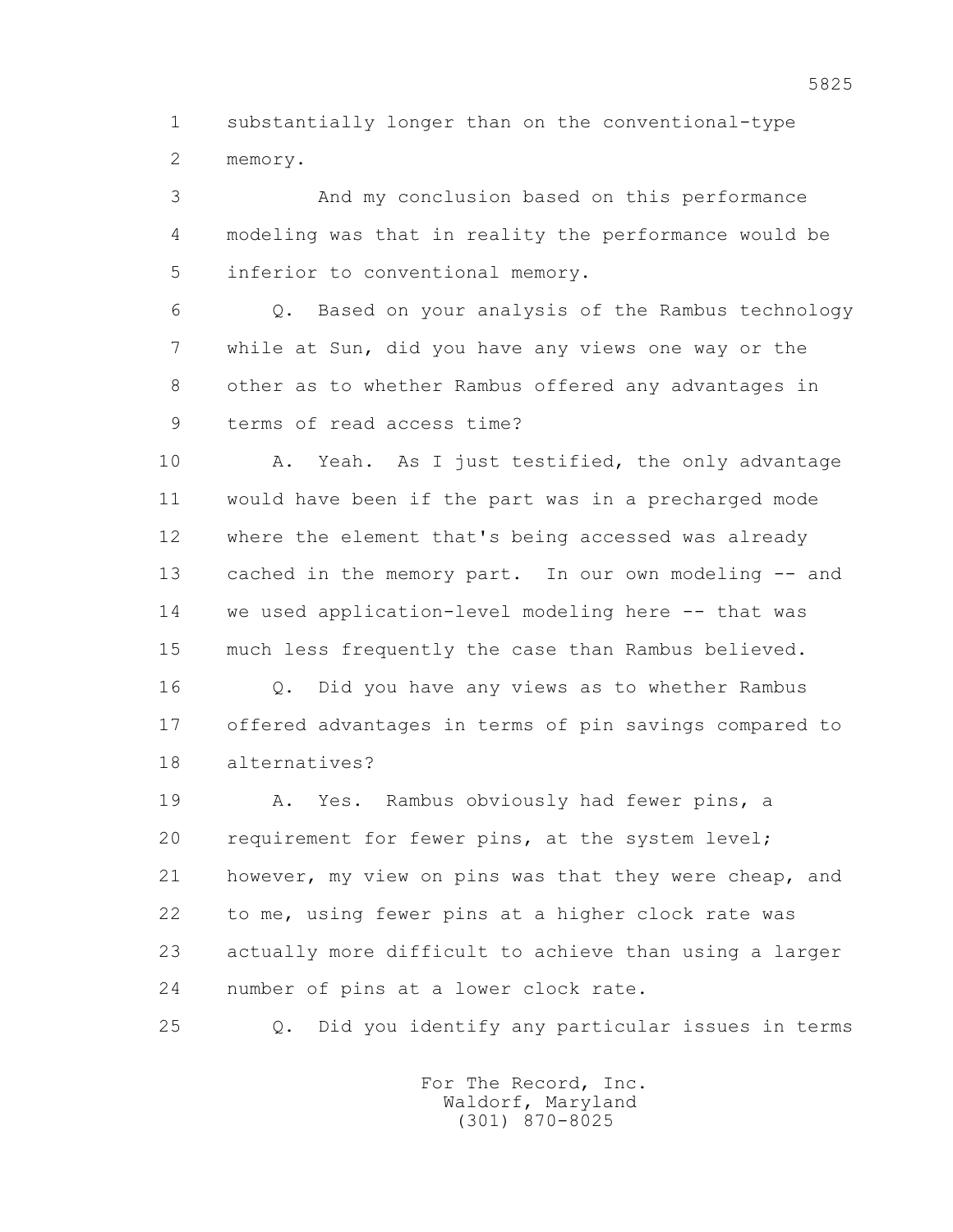1 substantially longer than on the conventional-type
2 memory.

3 And my conclusion based on this performance
4 modeling was that in reality the performance would be
5 inferior to conventional memory.

6 Q. Based on your analysis of the Rambus technology
7 while at Sun, did you have any views one way or the
8 other as to whether Rambus offered any advantages in
9 terms of read access time?

10 A. Yeah. As I just testified, the only advantage
11 would have been if the part was in a precharged mode
12 where the element that's being accessed was already
13 cached in the memory part. In our own modeling -- and
14 we used application-level modeling here -- that was
15 much less frequently the case than Rambus believed.

16 Q. Did you have any views as to whether Rambus
17 offered advantages in terms of pin savings compared to
18 alternatives?

19 A. Yes. Rambus obviously had fewer pins, a
20 requirement for fewer pins, at the system level;
21 however, my view on pins was that they were cheap, and
22 to me, using fewer pins at a higher clock rate was
23 actually more difficult to achieve than using a larger
24 number of pins at a lower clock rate.

25 Q. Did you identify any particular issues in terms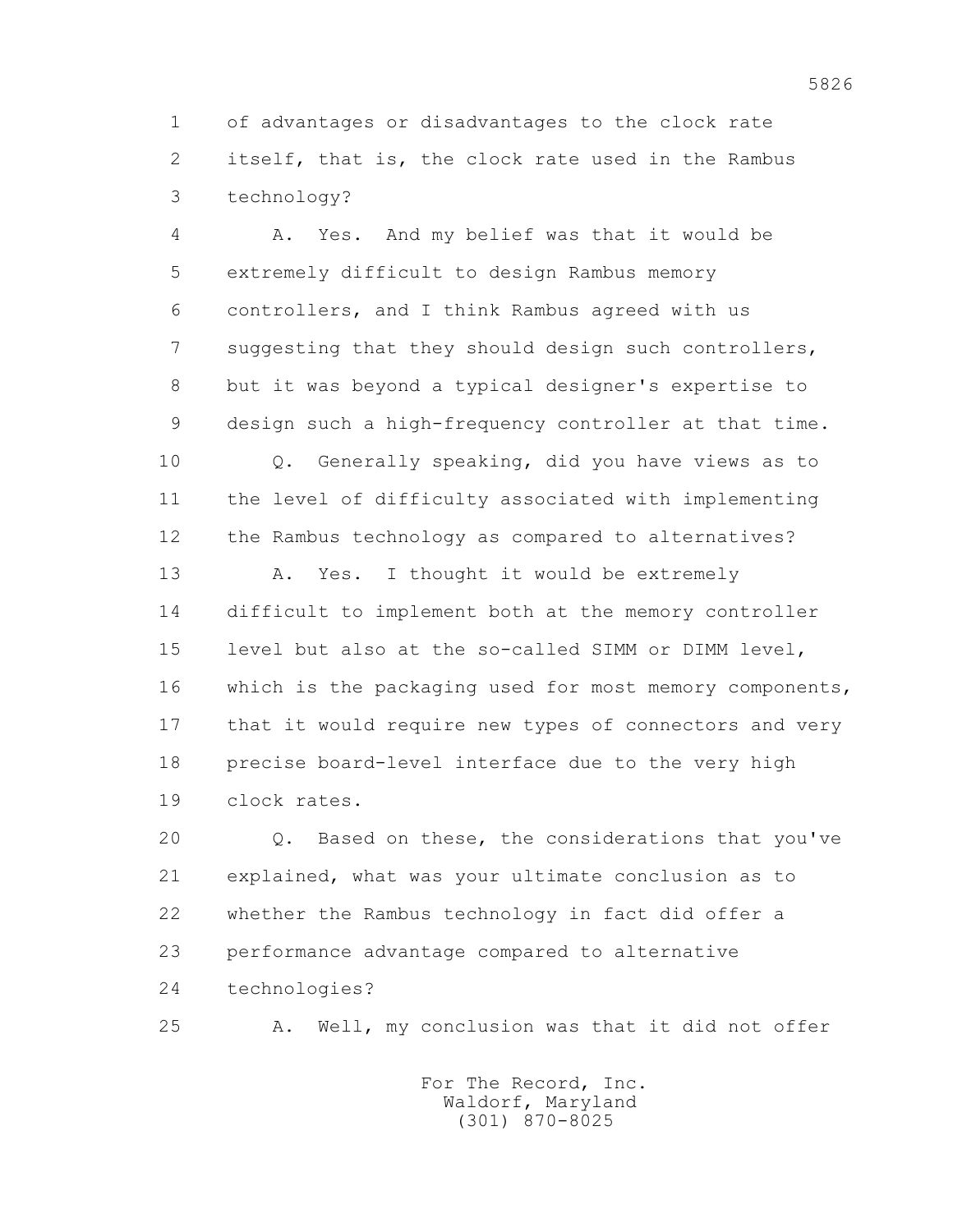1 of advantages or disadvantages to the clock rate
2 itself, that is, the clock rate used in the Rambus
3 technology?

4 A. Yes. And my belief was that it would be
5 extremely difficult to design Rambus memory
6 controllers, and I think Rambus agreed with us
7 suggesting that they should design such controllers,
8 but it was beyond a typical designer's expertise to
9 design such a high-frequency controller at that time.

10 Q. Generally speaking, did you have views as to
11 the level of difficulty associated with implementing
12 the Rambus technology as compared to alternatives?

13 A. Yes. I thought it would be extremely
14 difficult to implement both at the memory controller
15 level but also at the so-called SIMM or DIMM level,
16 which is the packaging used for most memory components,
17 that it would require new types of connectors and very
18 precise board-level interface due to the very high
19 clock rates.

20 Q. Based on these, the considerations that you've
21 explained, what was your ultimate conclusion as to
22 whether the Rambus technology in fact did offer a
23 performance advantage compared to alternative
24 technologies?

25 A. Well, my conclusion was that it did not offer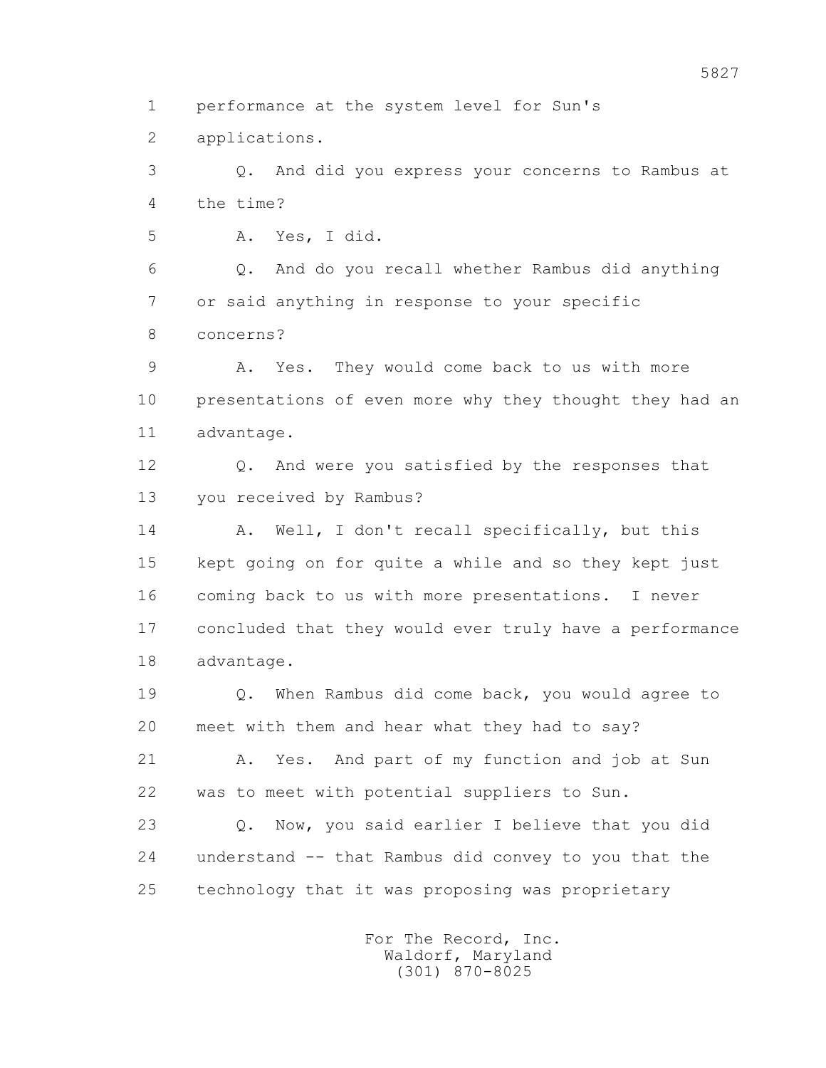1 performance at the system level for Sun's
2 applications.
3 Q. And did you express your concerns to Rambus at
4 the time?
5 A. Yes, I did.
6 Q. And do you recall whether Rambus did anything
7 or said anything in response to your specific
8 concerns?
9 A. Yes. They would come back to us with more
10 presentations of even more why they thought they had an
11 advantage.
12 Q. And were you satisfied by the responses that
13 you received by Rambus?
14 A. Well, I don't recall specifically, but this
15 kept going on for quite a while and so they kept just
16 coming back to us with more presentations. I never
17 concluded that they would ever truly have a performance
18 advantage.
19 Q. When Rambus did come back, you would agree to
20 meet with them and hear what they had to say?
21 A. Yes. And part of my function and job at Sun
22 was to meet with potential suppliers to Sun.
23 Q. Now, you said earlier I believe that you did
24 understand -- that Rambus did convey to you that the
25 technology that it was proposing was proprietary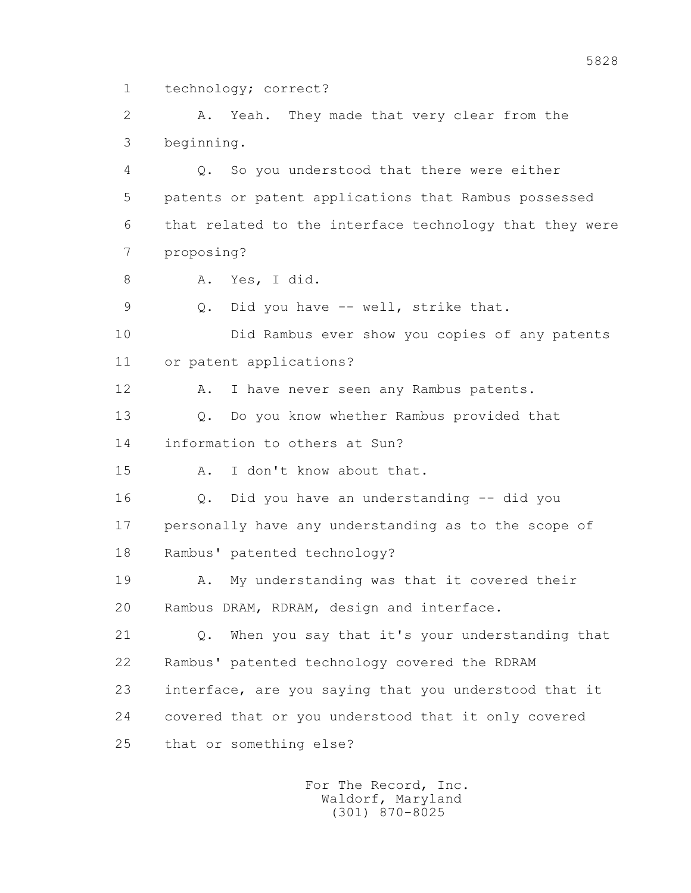1 technology; correct?

2 A. Yeah. They made that very clear from the

3 beginning.

4 Q. So you understood that there were either

5 patents or patent applications that Rambus possessed

6 that related to the interface technology that they were

7 proposing?

8 A. Yes, I did.

9 Q. Did you have -- well, strike that.

10 Did Rambus ever show you copies of any patents

11 or patent applications?

12 A. I have never seen any Rambus patents.

13 Q. Do you know whether Rambus provided that

14 information to others at Sun?

15 A. I don't know about that.

16 Q. Did you have an understanding -- did you

17 personally have any understanding as to the scope of

18 Rambus' patented technology?

19 A. My understanding was that it covered their

20 Rambus DRAM, RDRAM, design and interface.

21 Q. When you say that it's your understanding that

22 Rambus' patented technology covered the RDRAM

23 interface, are you saying that you understood that it

24 covered that or you understood that it only covered

25 that or something else?

For The Record, Inc.
Waldorf, Maryland
(301) 870-8025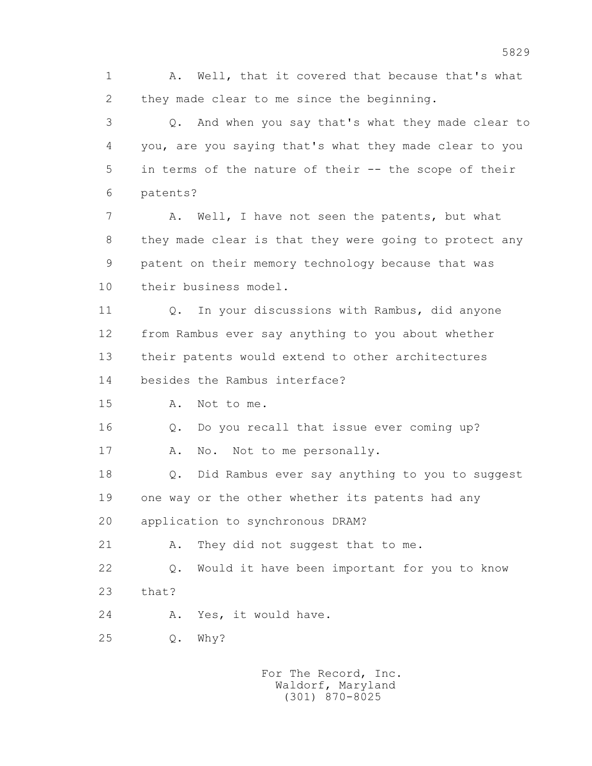1 A. Well, that it covered that because that's what
2 they made clear to me since the beginning.

3 Q. And when you say that's what they made clear to
4 you, are you saying that's what they made clear to you
5 in terms of the nature of their -- the scope of their
6 patents?

7 A. Well, I have not seen the patents, but what
8 they made clear is that they were going to protect any
9 patent on their memory technology because that was
10 their business model.

11 Q. In your discussions with Rambus, did anyone
12 from Rambus ever say anything to you about whether
13 their patents would extend to other architectures
14 besides the Rambus interface?

15 A. Not to me.

16 Q. Do you recall that issue ever coming up?

17 A. No. Not to me personally.

18 Q. Did Rambus ever say anything to you to suggest
19 one way or the other whether its patents had any
20 application to synchronous DRAM?

21 A. They did not suggest that to me.

22 Q. Would it have been important for you to know
23 that?

24 A. Yes, it would have.

25 Q. Why?

For The Record, Inc.
Waldorf, Maryland
(301) 870-8025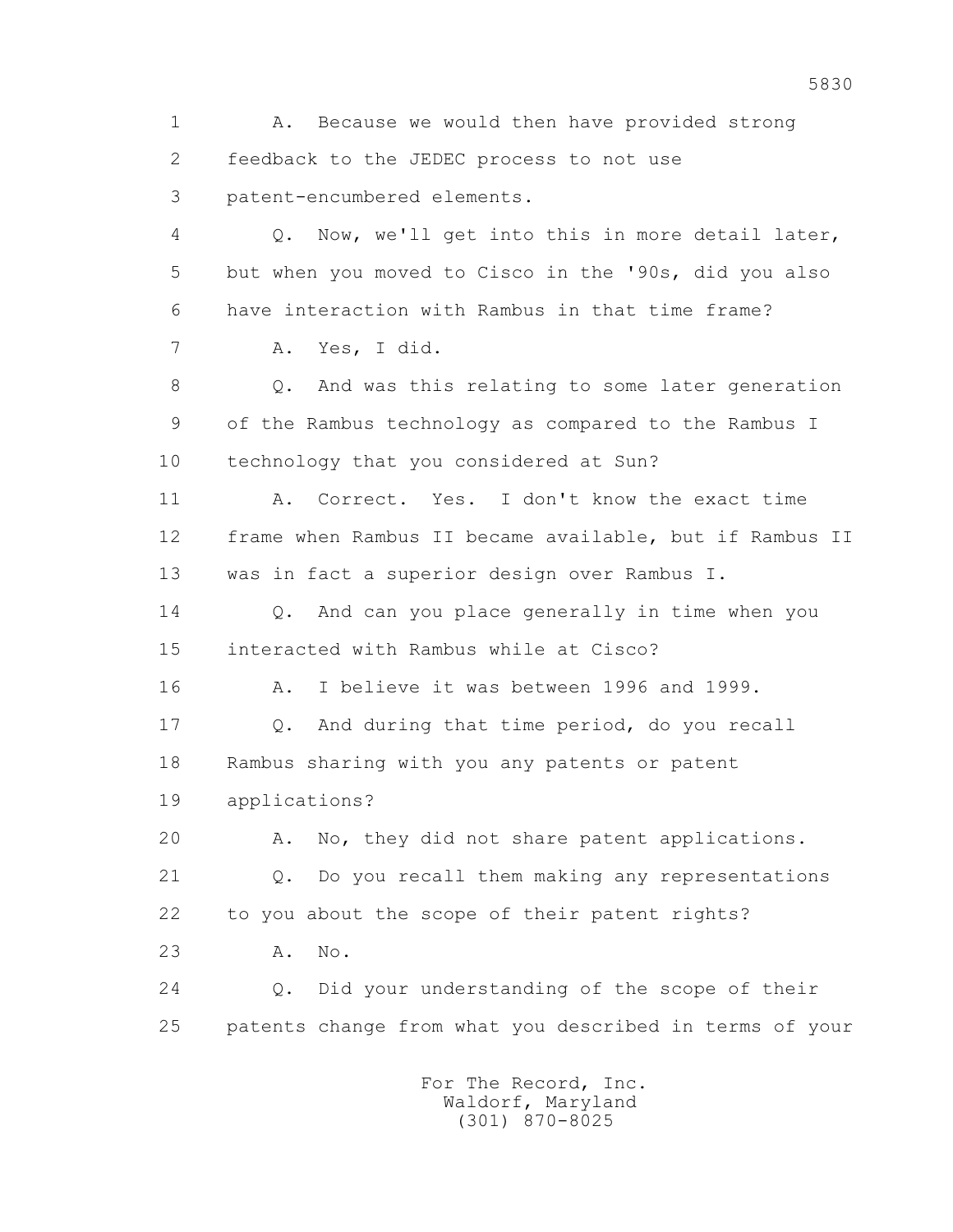1 A. Because we would then have provided strong
2 feedback to the JEDEC process to not use
3 patent-encumbered elements.
4 Q. Now, we'll get into this in more detail later,
5 but when you moved to Cisco in the '90s, did you also
6 have interaction with Rambus in that time frame?
7 A. Yes, I did.
8 Q. And was this relating to some later generation
9 of the Rambus technology as compared to the Rambus I
10 technology that you considered at Sun?
11 A. Correct. Yes. I don't know the exact time
12 frame when Rambus II became available, but if Rambus II
13 was in fact a superior design over Rambus I.
14 Q. And can you place generally in time when you
15 interacted with Rambus while at Cisco?
16 A. I believe it was between 1996 and 1999.
17 Q. And during that time period, do you recall
18 Rambus sharing with you any patents or patent
19 applications?
20 A. No, they did not share patent applications.
21 Q. Do you recall them making any representations
22 to you about the scope of their patent rights?
23 A. No.
24 Q. Did your understanding of the scope of their
25 patents change from what you described in terms of your

For The Record, Inc.
Waldorf, Maryland
(301) 870-8025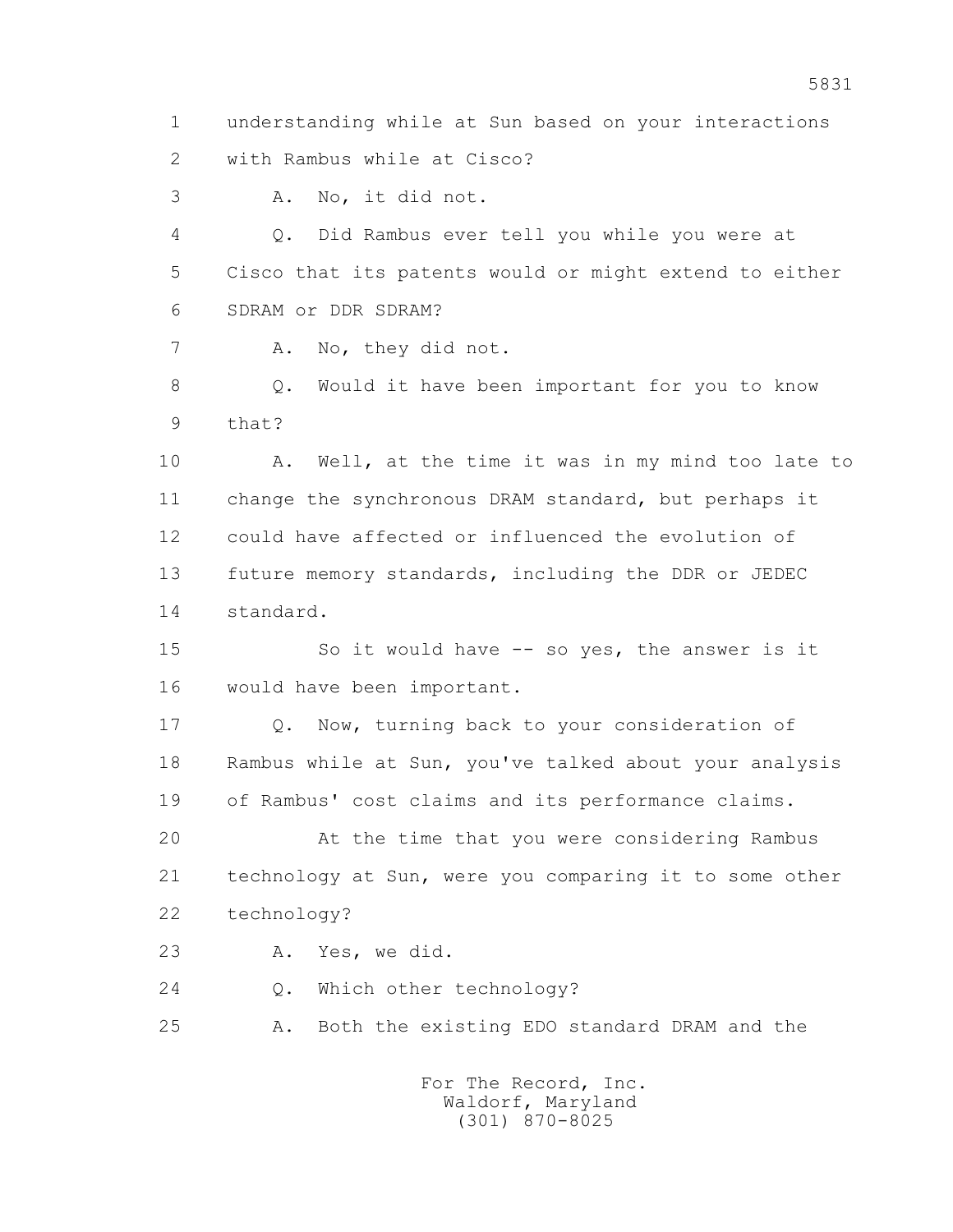1 understanding while at Sun based on your interactions
2 with Rambus while at Cisco?
3 A. No, it did not.
4 Q. Did Rambus ever tell you while you were at
5 Cisco that its patents would or might extend to either
6 SDRAM or DDR SDRAM?
7 A. No, they did not.
8 Q. Would it have been important for you to know
9 that?
10 A. Well, at the time it was in my mind too late to
11 change the synchronous DRAM standard, but perhaps it
12 could have affected or influenced the evolution of
13 future memory standards, including the DDR or JEDEC
14 standard.
15 So it would have -- so yes, the answer is it
16 would have been important.
17 Q. Now, turning back to your consideration of
18 Rambus while at Sun, you've talked about your analysis
19 of Rambus' cost claims and its performance claims.
20 At the time that you were considering Rambus
21 technology at Sun, were you comparing it to some other
22 technology?
23 A. Yes, we did.
24 Q. Which other technology?
25 A. Both the existing EDO standard DRAM and the

For The Record, Inc.
Waldorf, Maryland
(301) 870-8025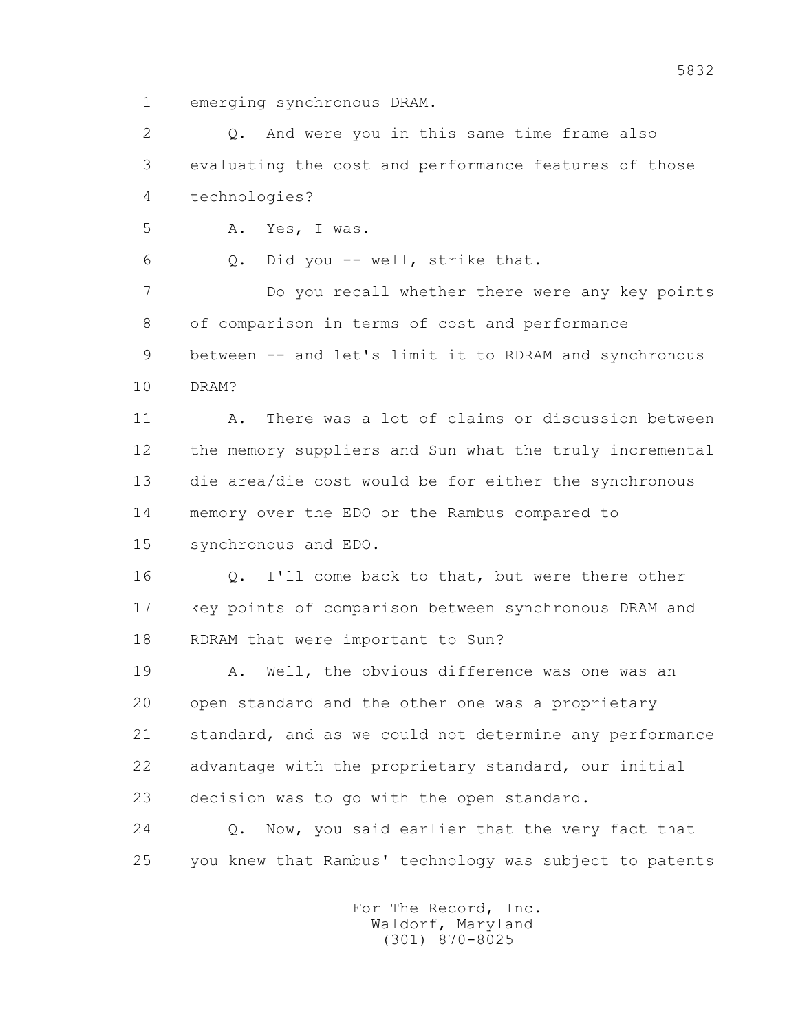1 emerging synchronous DRAM.

2 Q. And were you in this same time frame also
3 evaluating the cost and performance features of those
4 technologies?

5 A. Yes, I was.

6 Q. Did you -- well, strike that.

7 Do you recall whether there were any key points
8 of comparison in terms of cost and performance
9 between -- and let's limit it to RDRAM and synchronous
10 DRAM?

11 A. There was a lot of claims or discussion between
12 the memory suppliers and Sun what the truly incremental
13 die area/die cost would be for either the synchronous
14 memory over the EDO or the Rambus compared to
15 synchronous and EDO.

16 Q. I'll come back to that, but were there other
17 key points of comparison between synchronous DRAM and
18 RDRAM that were important to Sun?

19 A. Well, the obvious difference was one was an
20 open standard and the other one was a proprietary
21 standard, and as we could not determine any performance
22 advantage with the proprietary standard, our initial
23 decision was to go with the open standard.

24 Q. Now, you said earlier that the very fact that
25 you knew that Rambus' technology was subject to patents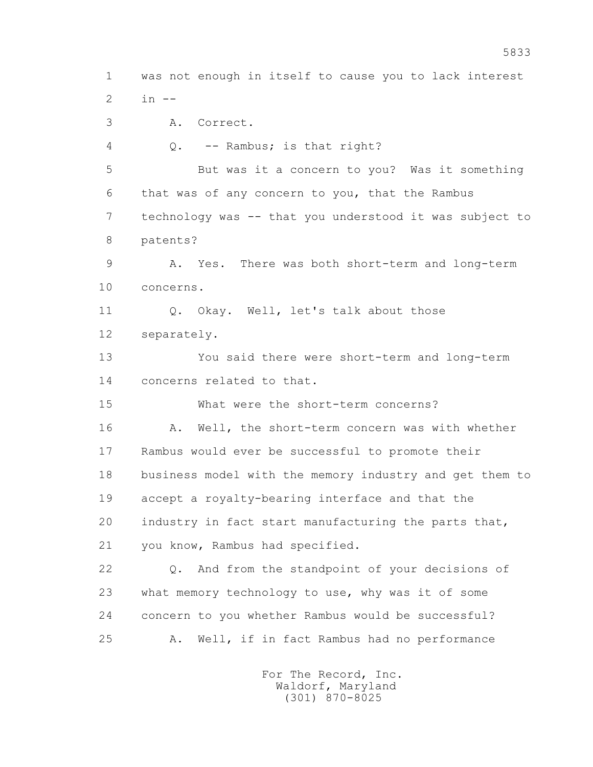1 was not enough in itself to cause you to lack interest
2 in --
3 A. Correct.
4 Q. -- Rambus; is that right?
5 But was it a concern to you? Was it something
6 that was of any concern to you, that the Rambus
7 technology was -- that you understood it was subject to
8 patents?
9 A. Yes. There was both short-term and long-term
10 concerns.
11 Q. Okay. Well, let's talk about those
12 separately.
13 You said there were short-term and long-term
14 concerns related to that.
15 What were the short-term concerns?
16 A. Well, the short-term concern was with whether
17 Rambus would ever be successful to promote their
18 business model with the memory industry and get them to
19 accept a royalty-bearing interface and that the
20 industry in fact start manufacturing the parts that,
21 you know, Rambus had specified.
22 Q. And from the standpoint of your decisions of
23 what memory technology to use, why was it of some
24 concern to you whether Rambus would be successful?
25 A. Well, if in fact Rambus had no performance

For The Record, Inc.
Waldorf, Maryland
(301) 870-8025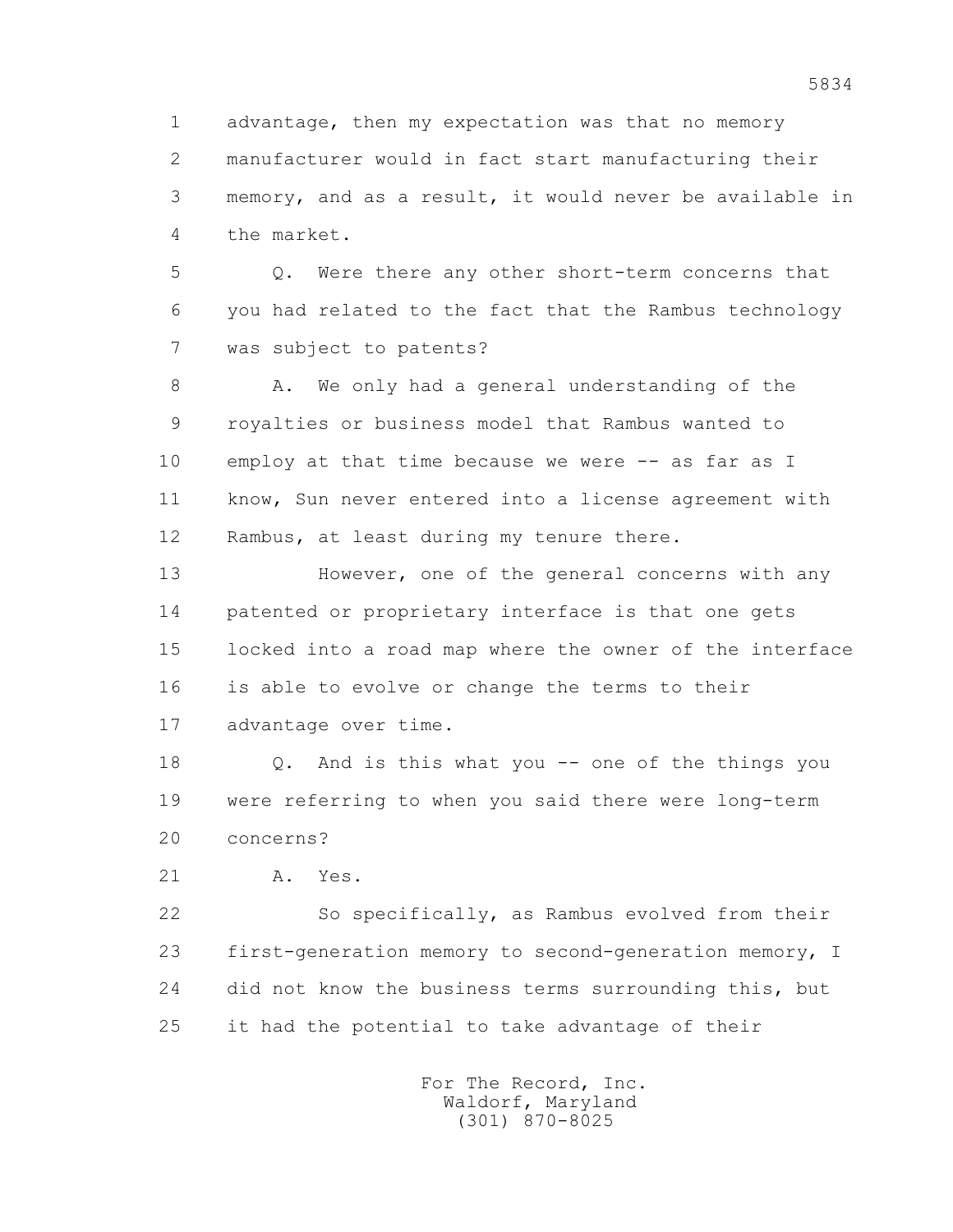advantage, then my expectation was that no memory manufacturer would in fact start manufacturing their memory, and as a result, it would never be available in the market.

Q. Were there any other short-term concerns that you had related to the fact that the Rambus technology was subject to patents?

A. We only had a general understanding of the royalties or business model that Rambus wanted to employ at that time because we were -- as far as I know, Sun never entered into a license agreement with Rambus, at least during my tenure there.

However, one of the general concerns with any patented or proprietary interface is that one gets locked into a road map where the owner of the interface is able to evolve or change the terms to their advantage over time.

Q. And is this what you -- one of the things you were referring to when you said there were long-term concerns?

A. Yes.

So specifically, as Rambus evolved from their first-generation memory to second-generation memory, I did not know the business terms surrounding this, but it had the potential to take advantage of their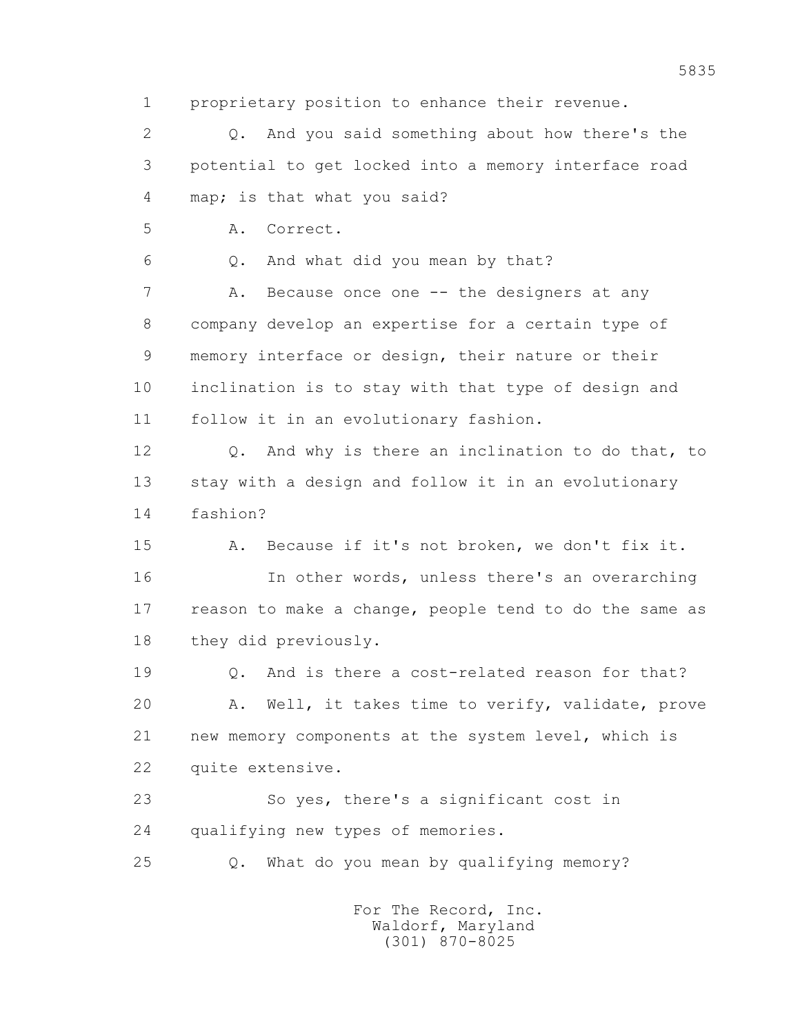1 proprietary position to enhance their revenue.

2 Q. And you said something about how there's the

3 potential to get locked into a memory interface road

4 map; is that what you said?

5 A. Correct.

6 Q. And what did you mean by that?

7 A. Because once one -- the designers at any

8 company develop an expertise for a certain type of

9 memory interface or design, their nature or their

10 inclination is to stay with that type of design and

11 follow it in an evolutionary fashion.

12 Q. And why is there an inclination to do that, to

13 stay with a design and follow it in an evolutionary

14 fashion?

15 A. Because if it's not broken, we don't fix it.

16 In other words, unless there's an overarching

17 reason to make a change, people tend to do the same as

18 they did previously.

19 Q. And is there a cost-related reason for that?

20 A. Well, it takes time to verify, validate, prove

21 new memory components at the system level, which is

22 quite extensive.

23 So yes, there's a significant cost in

24 qualifying new types of memories.

25 Q. What do you mean by qualifying memory?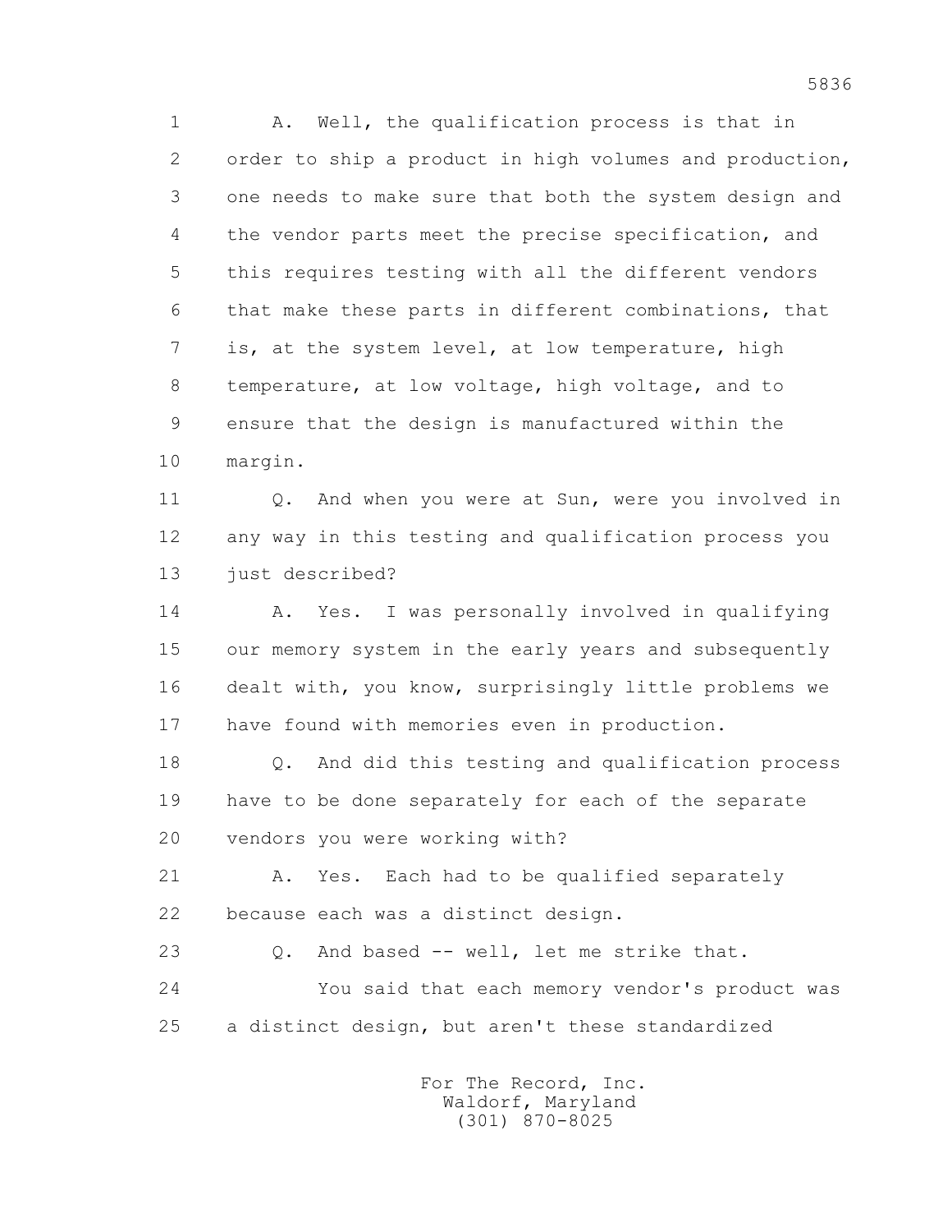A. Well, the qualification process is that in order to ship a product in high volumes and production, one needs to make sure that both the system design and the vendor parts meet the precise specification, and this requires testing with all the different vendors that make these parts in different combinations, that is, at the system level, at low temperature, high temperature, at low voltage, high voltage, and to ensure that the design is manufactured within the margin.

Q. And when you were at Sun, were you involved in any way in this testing and qualification process you just described?

A. Yes. I was personally involved in qualifying our memory system in the early years and subsequently dealt with, you know, surprisingly little problems we have found with memories even in production.

Q. And did this testing and qualification process have to be done separately for each of the separate vendors you were working with?

A. Yes. Each had to be qualified separately because each was a distinct design.

Q. And based -- well, let me strike that.

You said that each memory vendor's product was a distinct design, but aren't these standardized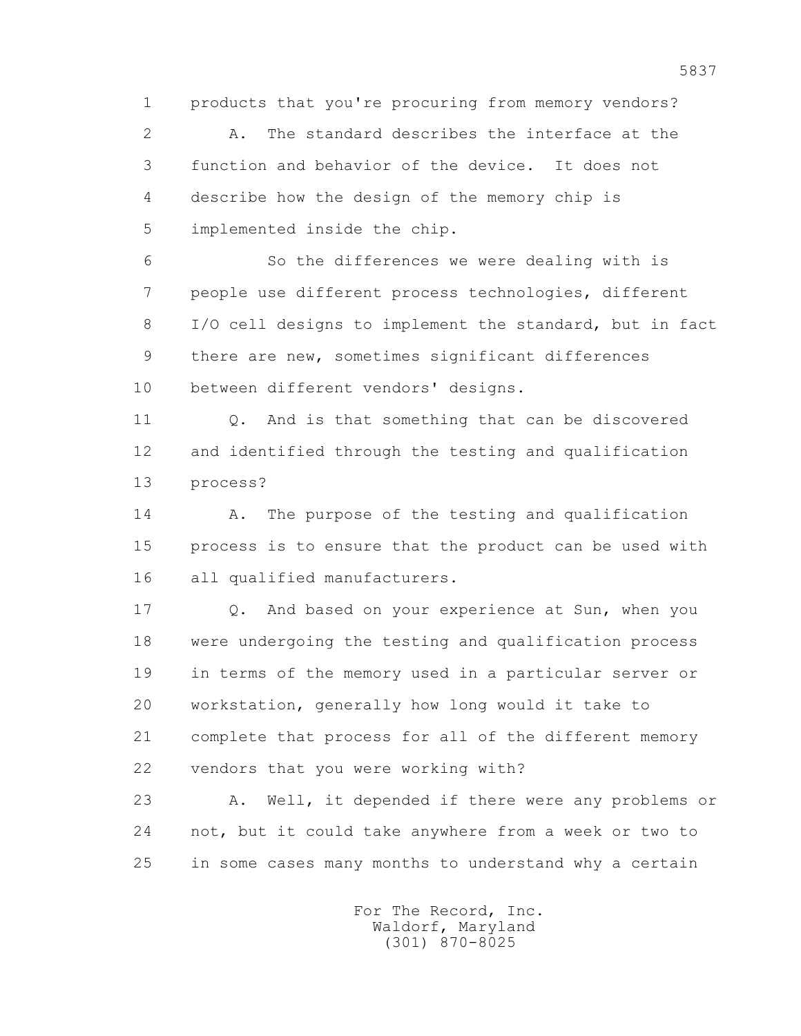1 products that you're procuring from memory vendors?

2 A. The standard describes the interface at the

3 function and behavior of the device. It does not

4 describe how the design of the memory chip is

5 implemented inside the chip.

6 So the differences we were dealing with is

7 people use different process technologies, different

8 I/O cell designs to implement the standard, but in fact

9 there are new, sometimes significant differences

10 between different vendors' designs.

11 Q. And is that something that can be discovered

12 and identified through the testing and qualification

13 process?

14 A. The purpose of the testing and qualification

15 process is to ensure that the product can be used with

16 all qualified manufacturers.

17 Q. And based on your experience at Sun, when you

18 were undergoing the testing and qualification process

19 in terms of the memory used in a particular server or

20 workstation, generally how long would it take to

21 complete that process for all of the different memory

22 vendors that you were working with?

23 A. Well, it depended if there were any problems or

24 not, but it could take anywhere from a week or two to

25 in some cases many months to understand why a certain

For The Record, Inc.
Waldorf, Maryland
(301) 870-8025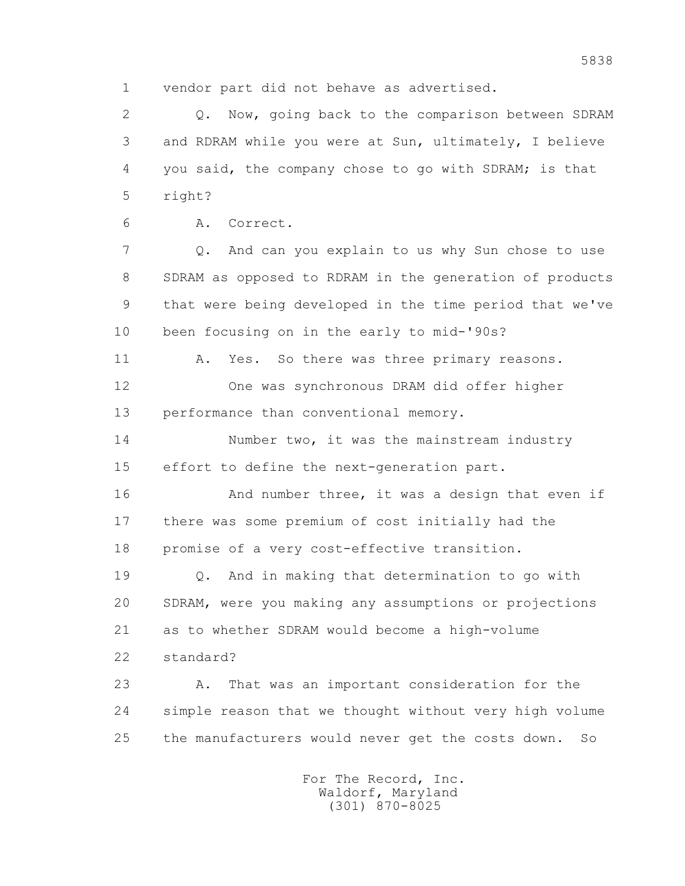vendor part did not behave as advertised.

Q. Now, going back to the comparison between SDRAM and RDRAM while you were at Sun, ultimately, I believe you said, the company chose to go with SDRAM; is that right?

A. Correct.

Q. And can you explain to us why Sun chose to use SDRAM as opposed to RDRAM in the generation of products that were being developed in the time period that we've been focusing on in the early to mid-'90s?

A. Yes. So there was three primary reasons.

One was synchronous DRAM did offer higher performance than conventional memory.

Number two, it was the mainstream industry effort to define the next-generation part.

And number three, it was a design that even if there was some premium of cost initially had the promise of a very cost-effective transition.

Q. And in making that determination to go with SDRAM, were you making any assumptions or projections as to whether SDRAM would become a high-volume standard?

A. That was an important consideration for the simple reason that we thought without very high volume the manufacturers would never get the costs down. So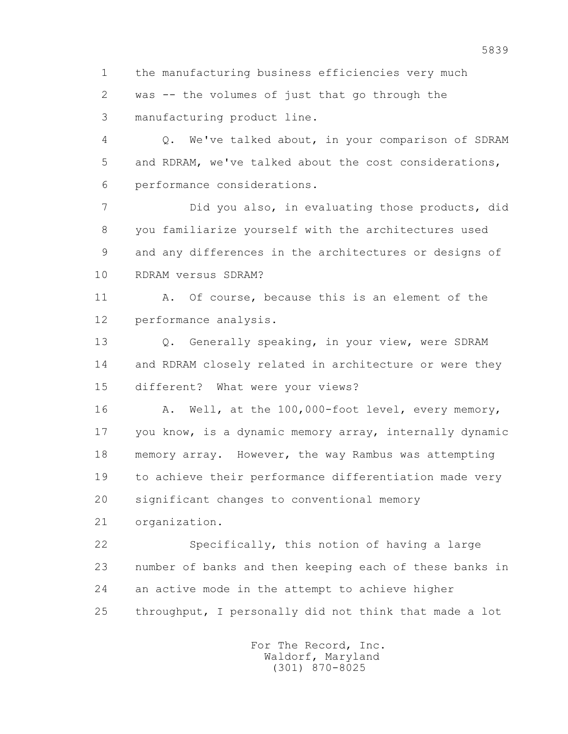1 the manufacturing business efficiencies very much
2 was -- the volumes of just that go through the
3 manufacturing product line.

4 Q. We've talked about, in your comparison of SDRAM
5 and RDRAM, we've talked about the cost considerations,
6 performance considerations.

7 Did you also, in evaluating those products, did
8 you familiarize yourself with the architectures used
9 and any differences in the architectures or designs of
10 RDRAM versus SDRAM?

11 A. Of course, because this is an element of the
12 performance analysis.

13 Q. Generally speaking, in your view, were SDRAM
14 and RDRAM closely related in architecture or were they
15 different? What were your views?

16 A. Well, at the 100,000-foot level, every memory,
17 you know, is a dynamic memory array, internally dynamic
18 memory array. However, the way Rambus was attempting
19 to achieve their performance differentiation made very
20 significant changes to conventional memory
21 organization.

22 Specifically, this notion of having a large
23 number of banks and then keeping each of these banks in
24 an active mode in the attempt to achieve higher
25 throughput, I personally did not think that made a lot

For The Record, Inc.
Waldorf, Maryland
(301) 870-8025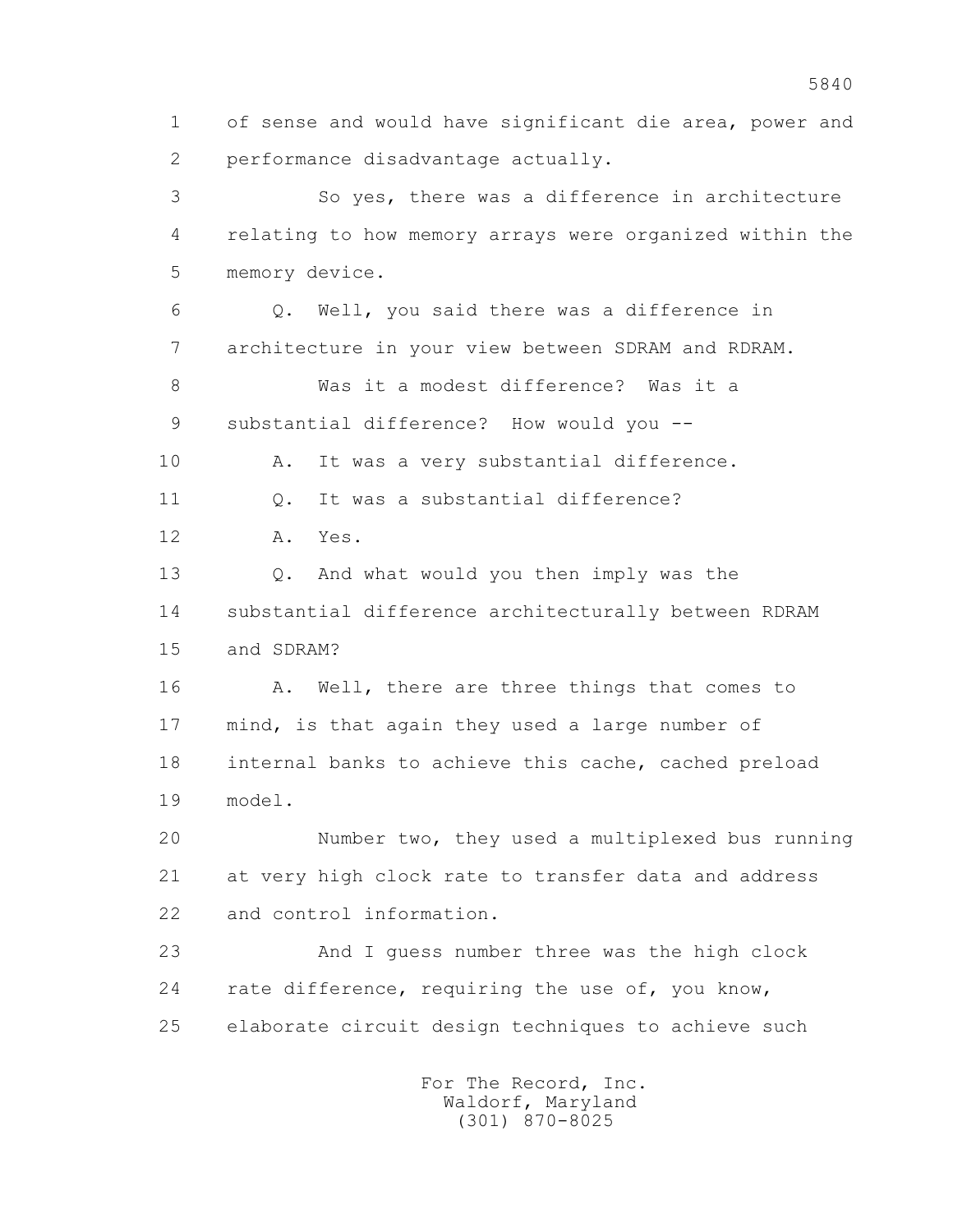1 of sense and would have significant die area, power and
2 performance disadvantage actually.

3 So yes, there was a difference in architecture
4 relating to how memory arrays were organized within the
5 memory device.

6 Q. Well, you said there was a difference in
7 architecture in your view between SDRAM and RDRAM.

8 Was it a modest difference? Was it a
9 substantial difference? How would you --

10 A. It was a very substantial difference.

11 Q. It was a substantial difference?

12 A. Yes.

13 Q. And what would you then imply was the
14 substantial difference architecturally between RDRAM
15 and SDRAM?

16 A. Well, there are three things that comes to
17 mind, is that again they used a large number of
18 internal banks to achieve this cache, cached preload
19 model.

20 Number two, they used a multiplexed bus running
21 at very high clock rate to transfer data and address
22 and control information.

23 And I guess number three was the high clock
24 rate difference, requiring the use of, you know,
25 elaborate circuit design techniques to achieve such

For The Record, Inc.
Waldorf, Maryland
(301) 870-8025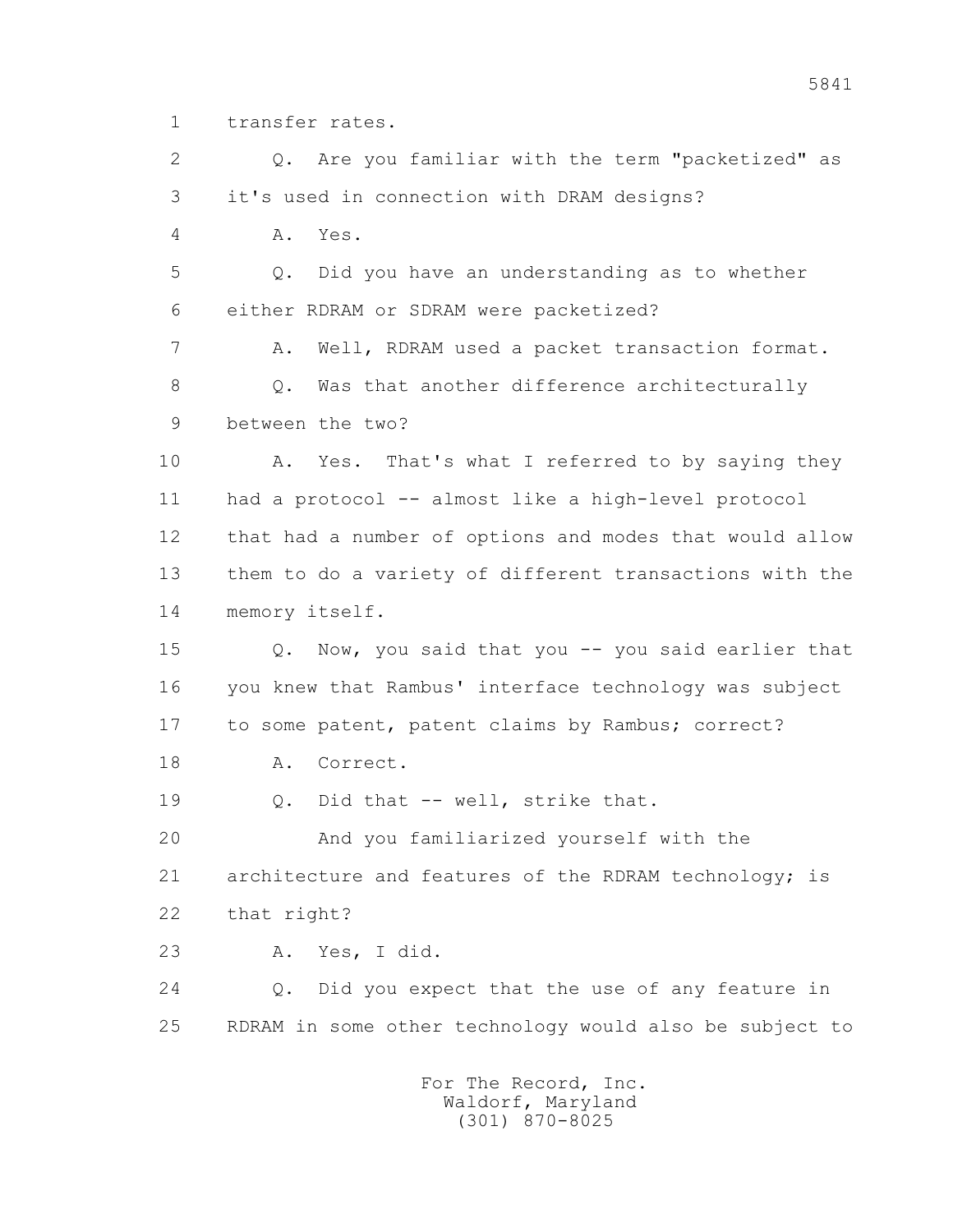1 transfer rates.

2 Q. Are you familiar with the term "packetized" as

3 it's used in connection with DRAM designs?

4 A. Yes.

5 Q. Did you have an understanding as to whether

6 either RDRAM or SDRAM were packetized?

7 A. Well, RDRAM used a packet transaction format.

8 Q. Was that another difference architecturally

9 between the two?

10 A. Yes. That's what I referred to by saying they

11 had a protocol -- almost like a high-level protocol

12 that had a number of options and modes that would allow

13 them to do a variety of different transactions with the

14 memory itself.

15 Q. Now, you said that you -- you said earlier that

16 you knew that Rambus' interface technology was subject

17 to some patent, patent claims by Rambus; correct?

18 A. Correct.

19 Q. Did that -- well, strike that.

20 And you familiarized yourself with the

21 architecture and features of the RDRAM technology; is

22 that right?

23 A. Yes, I did.

24 Q. Did you expect that the use of any feature in

25 RDRAM in some other technology would also be subject to

For The Record, Inc.
Waldorf, Maryland
(301) 870-8025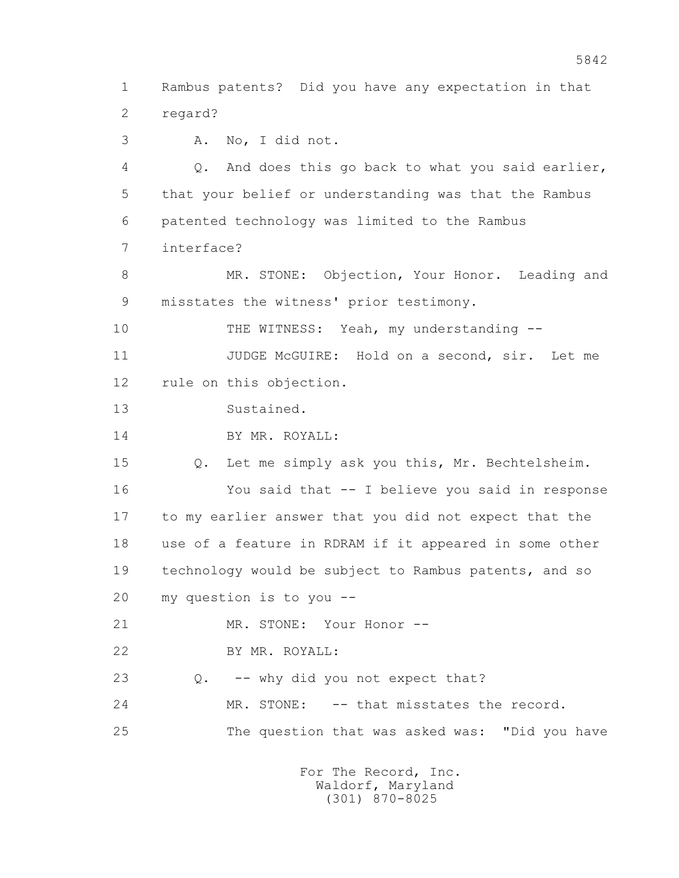1 Rambus patents? Did you have any expectation in that
2 regard?

3 A. No, I did not.

4 Q. And does this go back to what you said earlier,
5 that your belief or understanding was that the Rambus
6 patented technology was limited to the Rambus
7 interface?

8 MR. STONE: Objection, Your Honor. Leading and
9 misstates the witness' prior testimony.

10 THE WITNESS: Yeah, my understanding --

11 JUDGE McGUIRE: Hold on a second, sir. Let me
12 rule on this objection.

13 Sustained.

14 BY MR. ROYALL:

15 Q. Let me simply ask you this, Mr. Bechtelsheim.

16 You said that -- I believe you said in response
17 to my earlier answer that you did not expect that the
18 use of a feature in RDRAM if it appeared in some other
19 technology would be subject to Rambus patents, and so
20 my question is to you --

21 MR. STONE: Your Honor --

22 BY MR. ROYALL:

23 Q. -- why did you not expect that?

24 MR. STONE: -- that misstates the record.

25 The question that was asked was: "Did you have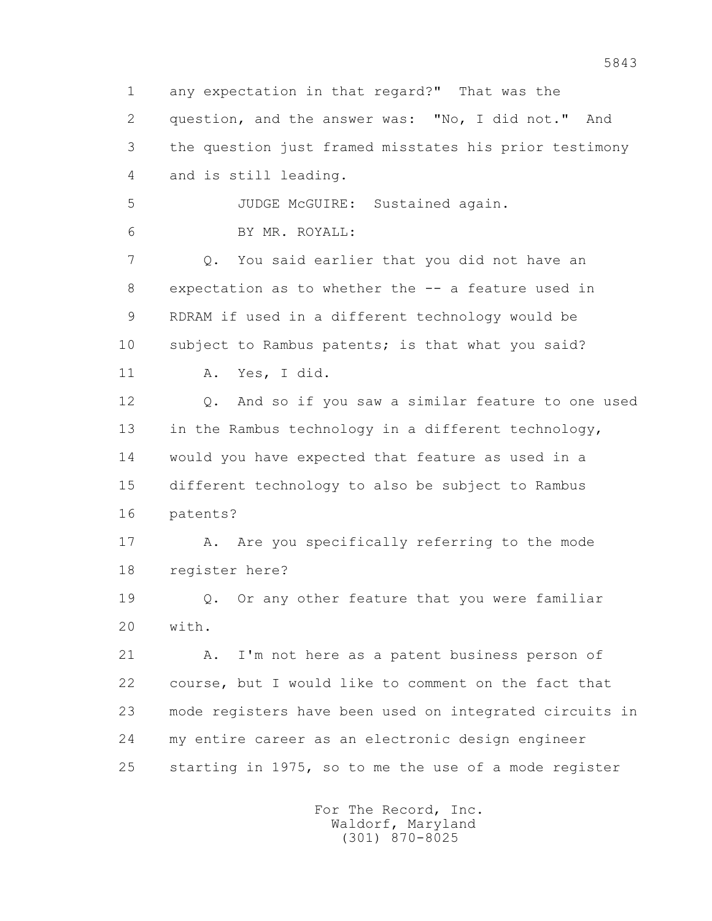1 any expectation in that regard?" That was the
2 question, and the answer was: "No, I did not." And
3 the question just framed misstates his prior testimony
4 and is still leading.

5 JUDGE McGUIRE: Sustained again.

6 BY MR. ROYALL:

7 Q. You said earlier that you did not have an
8 expectation as to whether the -- a feature used in
9 RDRAM if used in a different technology would be
10 subject to Rambus patents; is that what you said?

11 A. Yes, I did.

12 Q. And so if you saw a similar feature to one used
13 in the Rambus technology in a different technology,
14 would you have expected that feature as used in a
15 different technology to also be subject to Rambus
16 patents?

17 A. Are you specifically referring to the mode
18 register here?

19 Q. Or any other feature that you were familiar
20 with.

21 A. I'm not here as a patent business person of
22 course, but I would like to comment on the fact that
23 mode registers have been used on integrated circuits in
24 my entire career as an electronic design engineer
25 starting in 1975, so to me the use of a mode register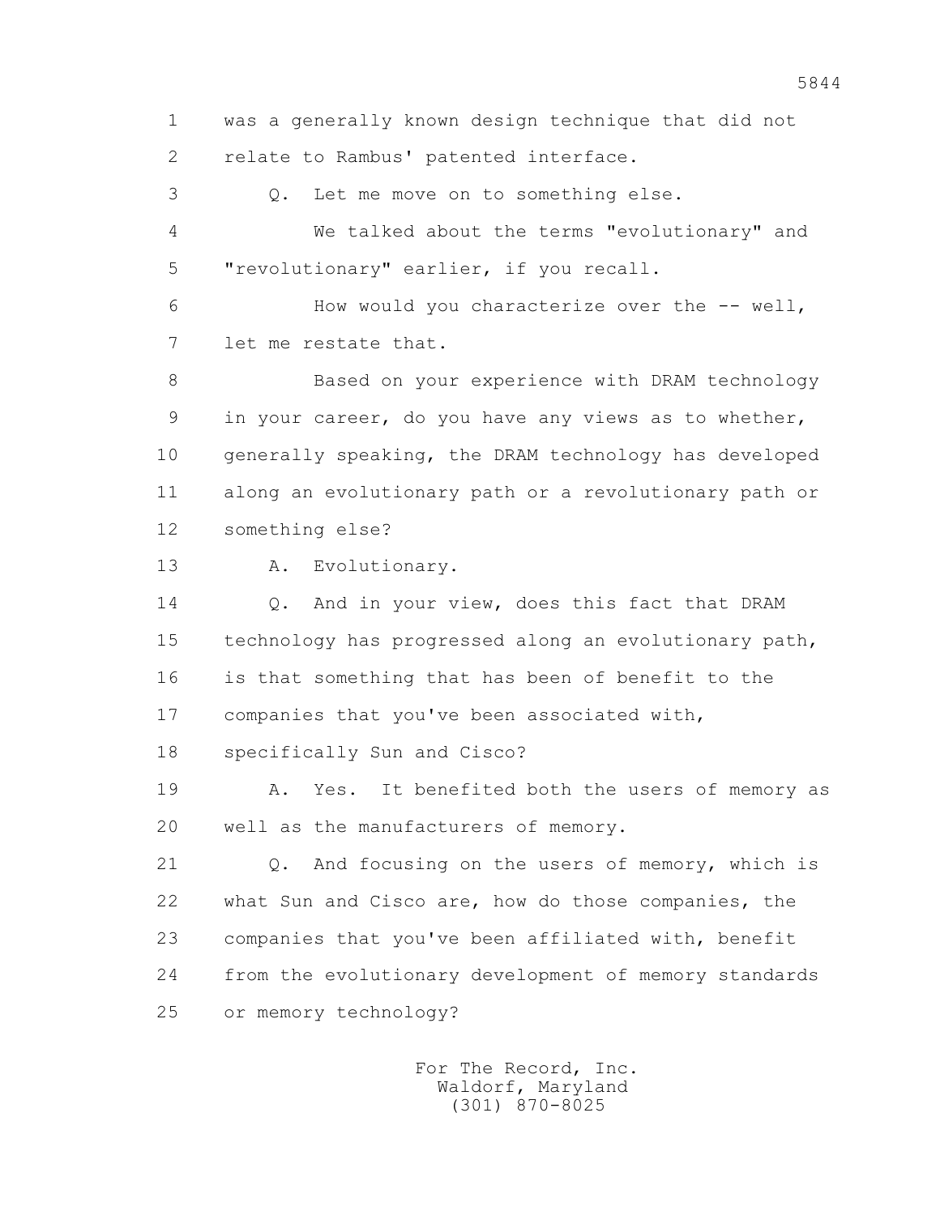1 was a generally known design technique that did not
2 relate to Rambus' patented interface.

3 Q. Let me move on to something else.

4 We talked about the terms "evolutionary" and
5 "revolutionary" earlier, if you recall.

6 How would you characterize over the -- well,
7 let me restate that.

8 Based on your experience with DRAM technology
9 in your career, do you have any views as to whether,
10 generally speaking, the DRAM technology has developed
11 along an evolutionary path or a revolutionary path or
12 something else?

13 A. Evolutionary.

14 Q. And in your view, does this fact that DRAM
15 technology has progressed along an evolutionary path,
16 is that something that has been of benefit to the
17 companies that you've been associated with,
18 specifically Sun and Cisco?

19 A. Yes. It benefited both the users of memory as
20 well as the manufacturers of memory.

21 Q. And focusing on the users of memory, which is
22 what Sun and Cisco are, how do those companies, the
23 companies that you've been affiliated with, benefit
24 from the evolutionary development of memory standards
25 or memory technology?

For The Record, Inc.
Waldorf, Maryland
(301) 870-8025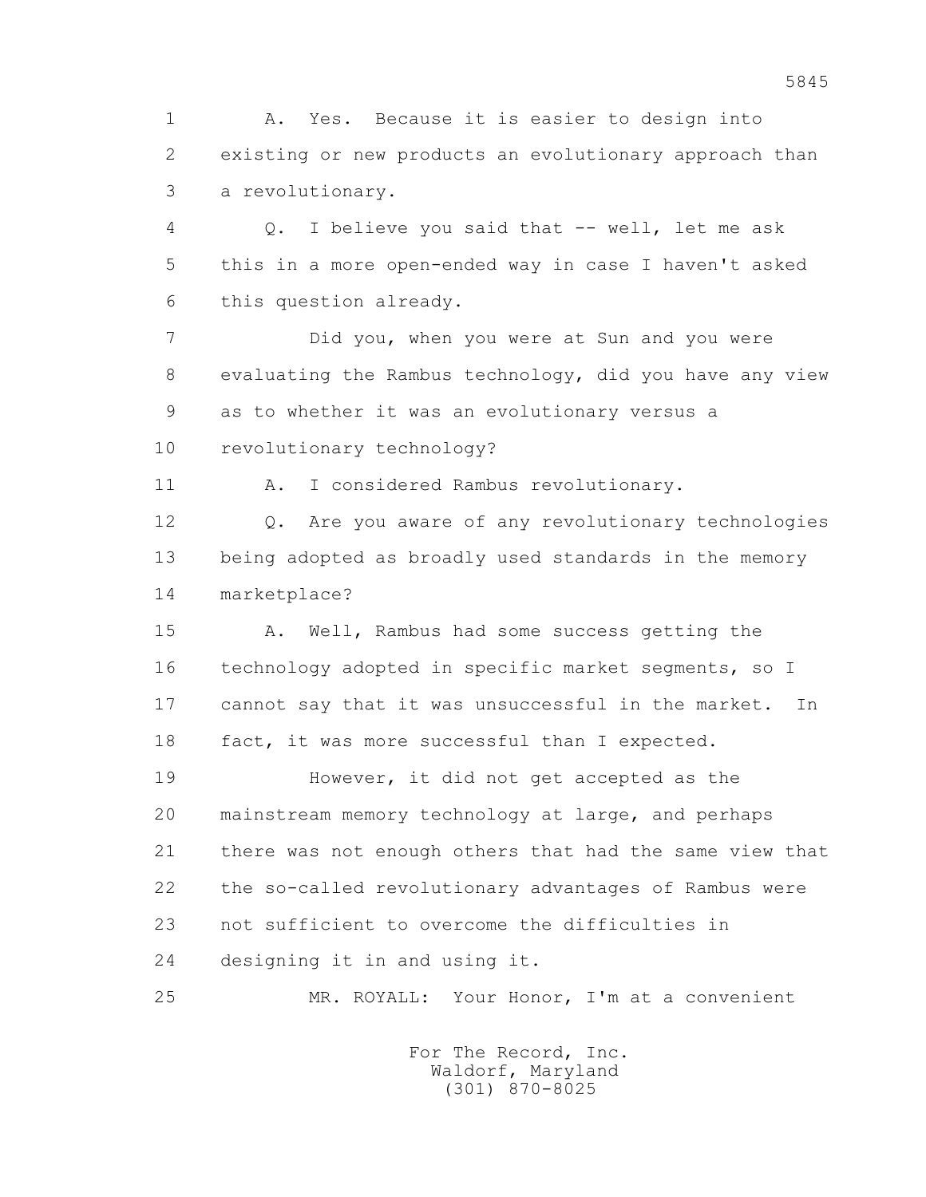A. Yes. Because it is easier to design into existing or new products an evolutionary approach than a revolutionary.

Q. I believe you said that -- well, let me ask this in a more open-ended way in case I haven't asked this question already.

Did you, when you were at Sun and you were evaluating the Rambus technology, did you have any view as to whether it was an evolutionary versus a revolutionary technology?

A. I considered Rambus revolutionary.

Q. Are you aware of any revolutionary technologies being adopted as broadly used standards in the memory marketplace?

A. Well, Rambus had some success getting the technology adopted in specific market segments, so I cannot say that it was unsuccessful in the market. In fact, it was more successful than I expected.

However, it did not get accepted as the mainstream memory technology at large, and perhaps there was not enough others that had the same view that the so-called revolutionary advantages of Rambus were not sufficient to overcome the difficulties in designing it in and using it.

MR. ROYALL: Your Honor, I'm at a convenient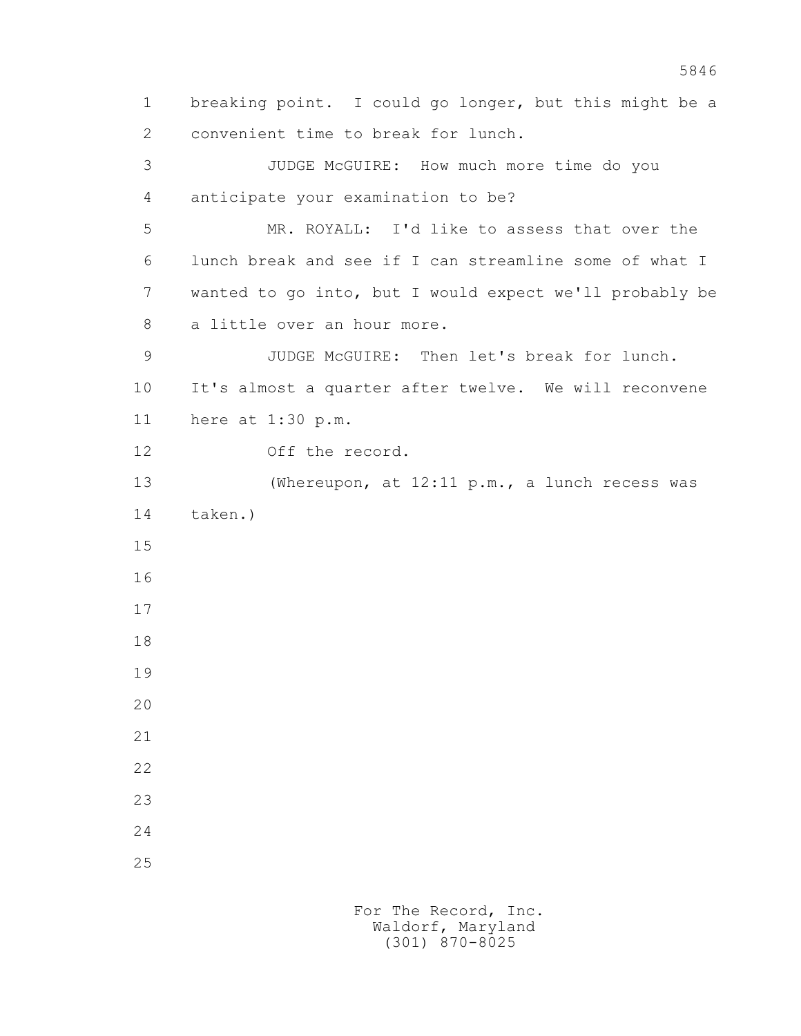breaking point. I could go longer, but this might be a convenient time to break for lunch.

JUDGE McGUIRE: How much more time do you anticipate your examination to be?

MR. ROYALL: I'd like to assess that over the lunch break and see if I can streamline some of what I wanted to go into, but I would expect we'll probably be a little over an hour more.

JUDGE McGUIRE: Then let's break for lunch. It's almost a quarter after twelve. We will reconvene here at 1:30 p.m.

Off the record.

(Whereupon, at 12:11 p.m., a lunch recess was taken.)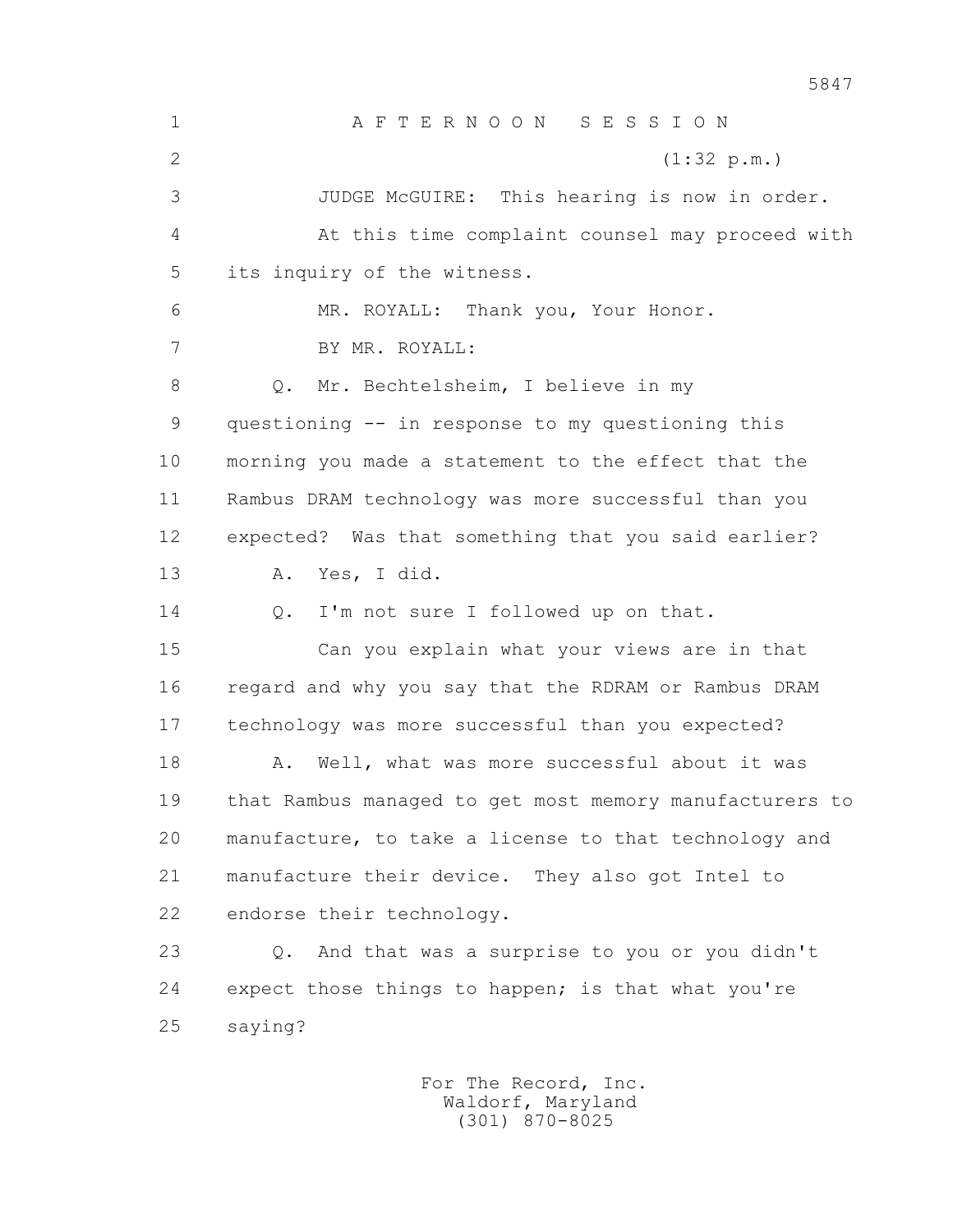AFTERNOON SESSION

(1:32 p.m.)

JUDGE McGUIRE: This hearing is now in order.

At this time complaint counsel may proceed with its inquiry of the witness.

MR. ROYALL: Thank you, Your Honor.

BY MR. ROYALL:

Q. Mr. Bechtelsheim, I believe in my questioning -- in response to my questioning this morning you made a statement to the effect that the Rambus DRAM technology was more successful than you expected? Was that something that you said earlier?

A. Yes, I did.

Q. I'm not sure I followed up on that.

Can you explain what your views are in that regard and why you say that the RDRAM or Rambus DRAM technology was more successful than you expected?

A. Well, what was more successful about it was that Rambus managed to get most memory manufacturers to manufacture, to take a license to that technology and manufacture their device. They also got Intel to endorse their technology.

Q. And that was a surprise to you or you didn't expect those things to happen; is that what you're saying?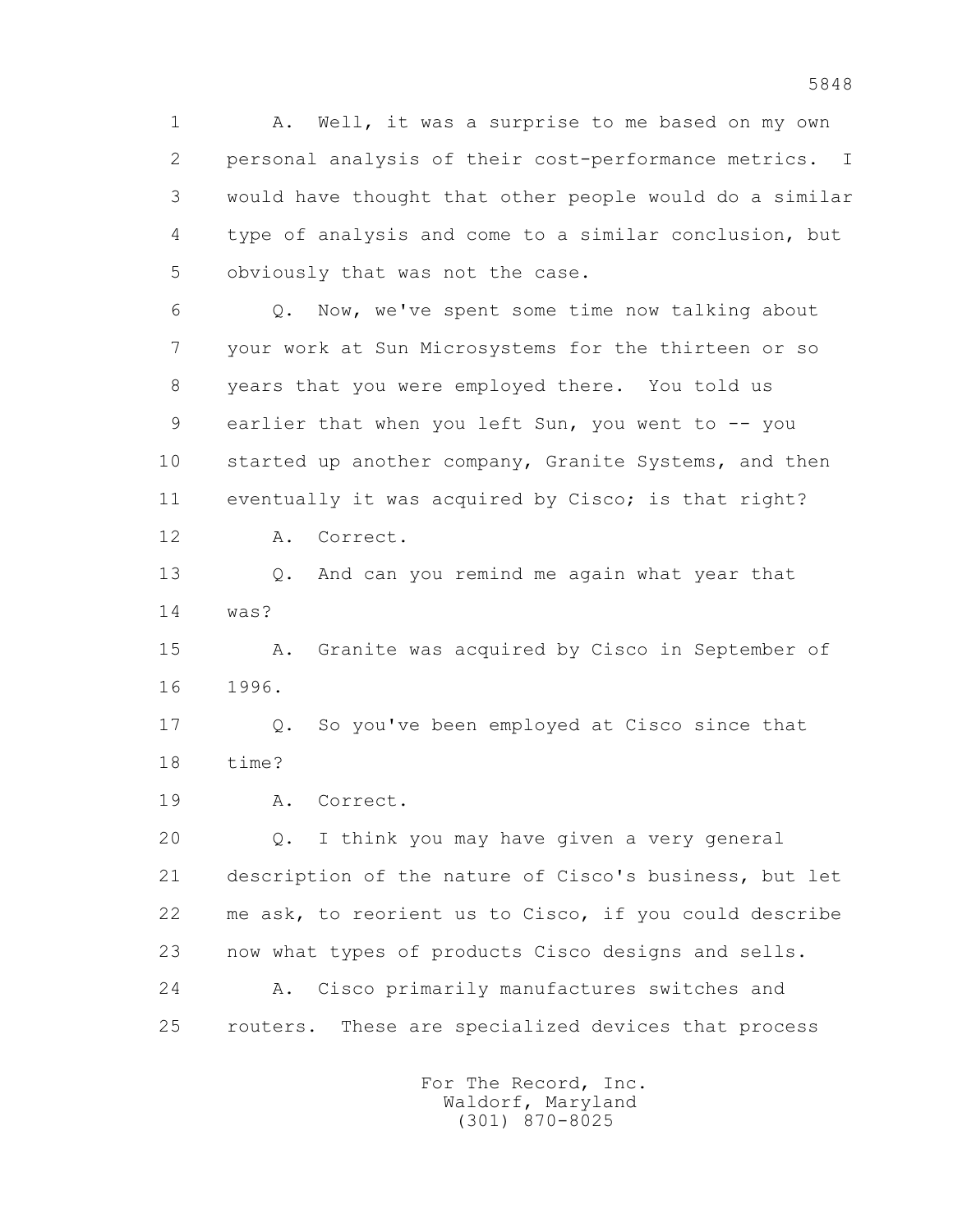1 A. Well, it was a surprise to me based on my own
2 personal analysis of their cost-performance metrics. I
3 would have thought that other people would do a similar
4 type of analysis and come to a similar conclusion, but
5 obviously that was not the case.

6 Q. Now, we've spent some time now talking about
7 your work at Sun Microsystems for the thirteen or so
8 years that you were employed there. You told us
9 earlier that when you left Sun, you went to -- you
10 started up another company, Granite Systems, and then
11 eventually it was acquired by Cisco; is that right?

12 A. Correct.

13 Q. And can you remind me again what year that
14 was?

15 A. Granite was acquired by Cisco in September of
16 1996.

17 Q. So you've been employed at Cisco since that
18 time?

19 A. Correct.

20 Q. I think you may have given a very general
21 description of the nature of Cisco's business, but let
22 me ask, to reorient us to Cisco, if you could describe
23 now what types of products Cisco designs and sells.

24 A. Cisco primarily manufactures switches and
25 routers. These are specialized devices that process

For The Record, Inc.
Waldorf, Maryland
(301) 870-8025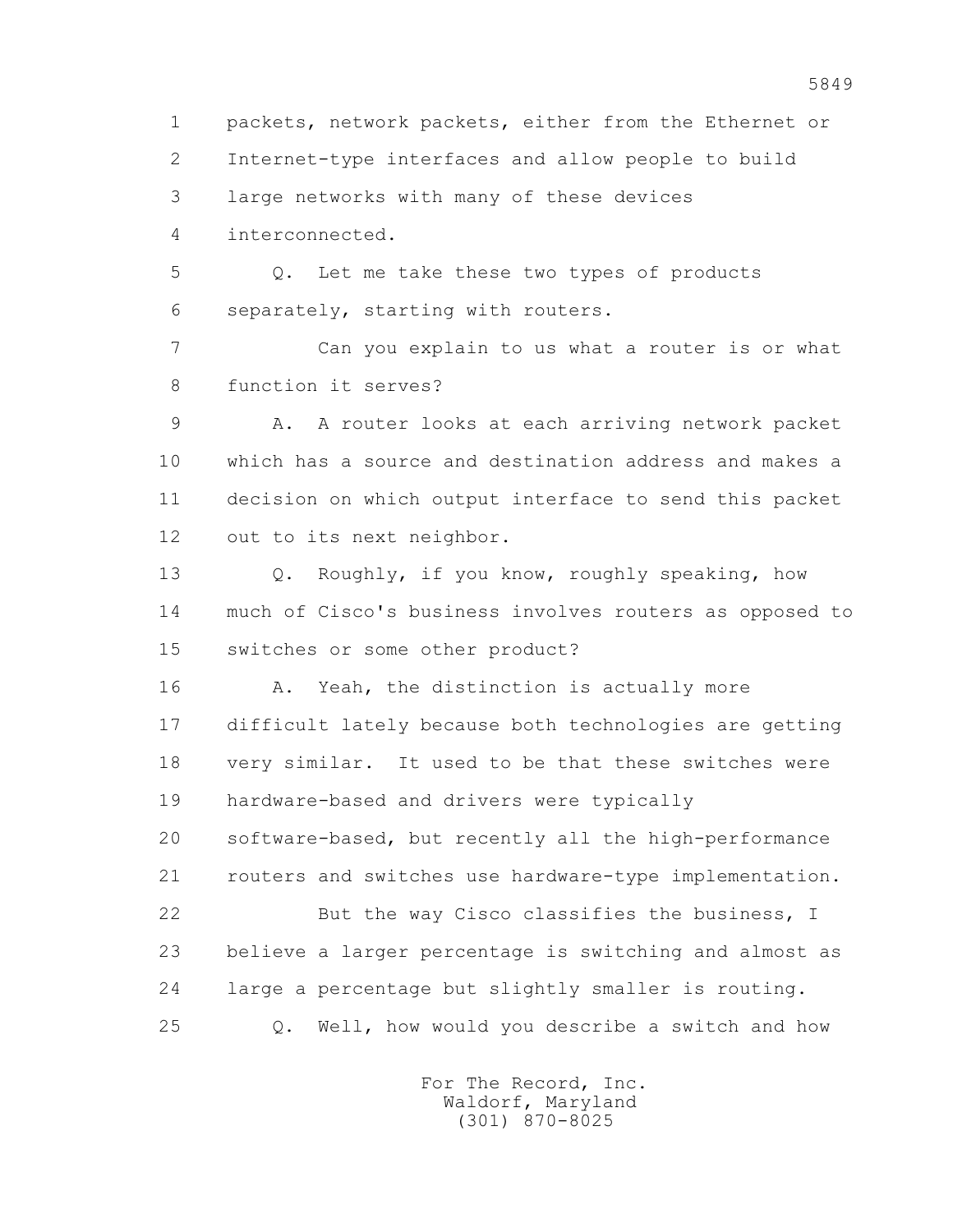1 packets, network packets, either from the Ethernet or
2 Internet-type interfaces and allow people to build
3 large networks with many of these devices
4 interconnected.

5 Q. Let me take these two types of products
6 separately, starting with routers.

7 Can you explain to us what a router is or what
8 function it serves?

9 A. A router looks at each arriving network packet
10 which has a source and destination address and makes a
11 decision on which output interface to send this packet
12 out to its next neighbor.

13 Q. Roughly, if you know, roughly speaking, how
14 much of Cisco's business involves routers as opposed to
15 switches or some other product?

16 A. Yeah, the distinction is actually more
17 difficult lately because both technologies are getting
18 very similar. It used to be that these switches were
19 hardware-based and drivers were typically
20 software-based, but recently all the high-performance
21 routers and switches use hardware-type implementation.

22 But the way Cisco classifies the business, I
23 believe a larger percentage is switching and almost as
24 large a percentage but slightly smaller is routing.

25 Q. Well, how would you describe a switch and how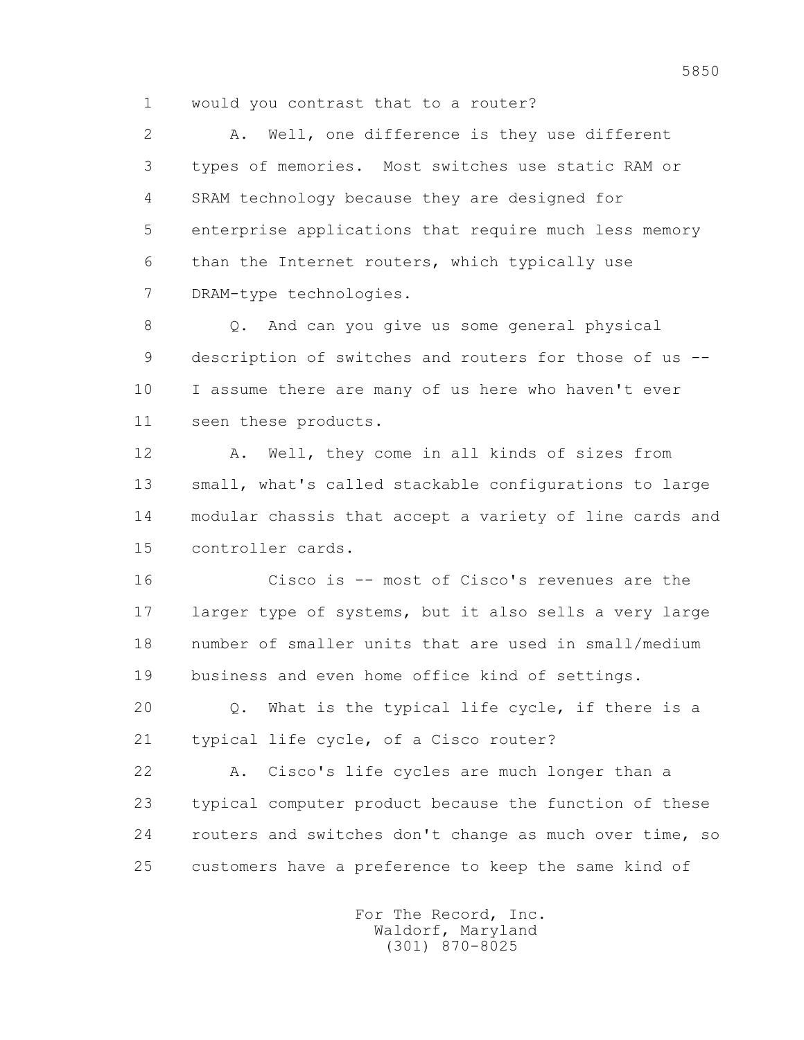1 would you contrast that to a router?

2 A. Well, one difference is they use different
3 types of memories. Most switches use static RAM or
4 SRAM technology because they are designed for
5 enterprise applications that require much less memory
6 than the Internet routers, which typically use
7 DRAM-type technologies.

8 Q. And can you give us some general physical
9 description of switches and routers for those of us --
10 I assume there are many of us here who haven't ever
11 seen these products.

12 A. Well, they come in all kinds of sizes from
13 small, what's called stackable configurations to large
14 modular chassis that accept a variety of line cards and
15 controller cards.

16 Cisco is -- most of Cisco's revenues are the
17 larger type of systems, but it also sells a very large
18 number of smaller units that are used in small/medium
19 business and even home office kind of settings.

20 Q. What is the typical life cycle, if there is a
21 typical life cycle, of a Cisco router?

22 A. Cisco's life cycles are much longer than a
23 typical computer product because the function of these
24 routers and switches don't change as much over time, so
25 customers have a preference to keep the same kind of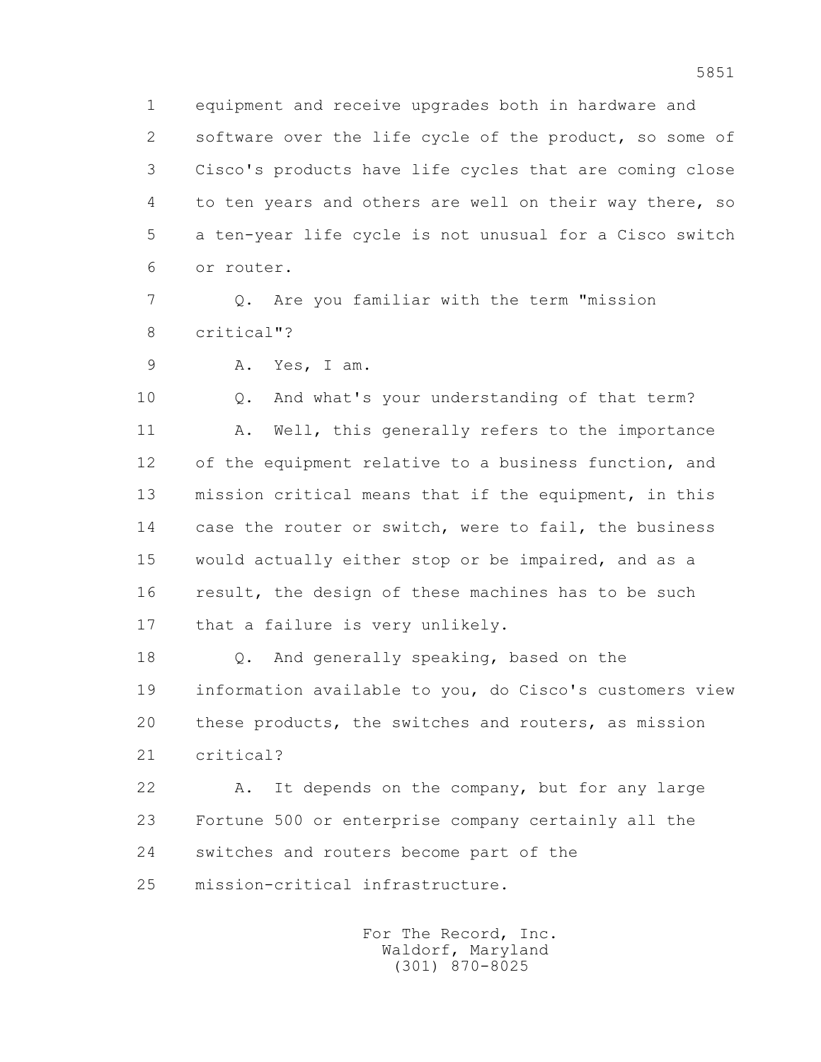1 equipment and receive upgrades both in hardware and
2 software over the life cycle of the product, so some of
3 Cisco's products have life cycles that are coming close
4 to ten years and others are well on their way there, so
5 a ten-year life cycle is not unusual for a Cisco switch
6 or router.

7 Q. Are you familiar with the term "mission
8 critical"?

9 A. Yes, I am.

10 Q. And what's your understanding of that term?

11 A. Well, this generally refers to the importance
12 of the equipment relative to a business function, and
13 mission critical means that if the equipment, in this
14 case the router or switch, were to fail, the business
15 would actually either stop or be impaired, and as a
16 result, the design of these machines has to be such
17 that a failure is very unlikely.

18 Q. And generally speaking, based on the
19 information available to you, do Cisco's customers view
20 these products, the switches and routers, as mission
21 critical?

22 A. It depends on the company, but for any large
23 Fortune 500 or enterprise company certainly all the
24 switches and routers become part of the
25 mission-critical infrastructure.

For The Record, Inc.
Waldorf, Maryland
(301) 870-8025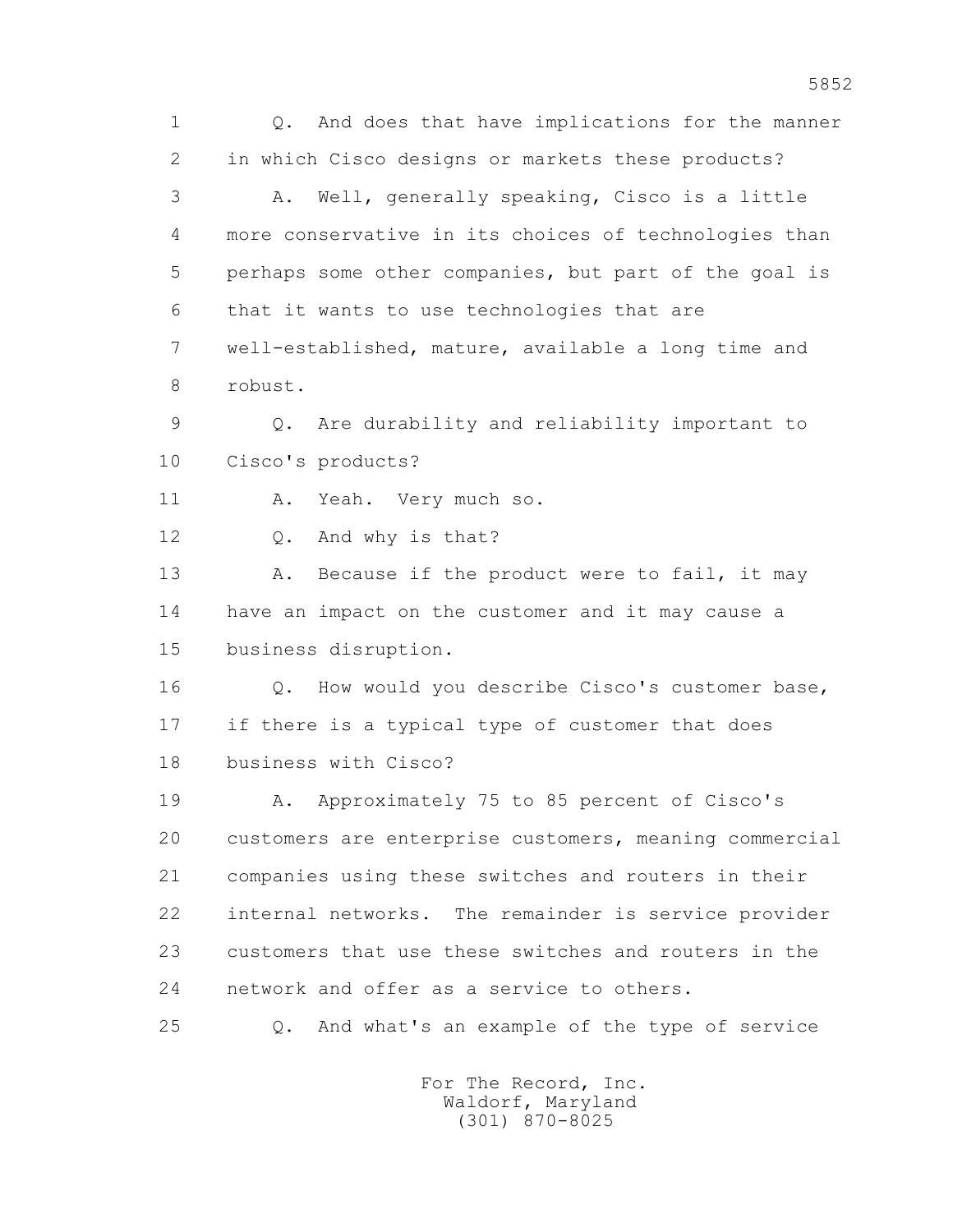Q. And does that have implications for the manner in which Cisco designs or markets these products?

A. Well, generally speaking, Cisco is a little more conservative in its choices of technologies than perhaps some other companies, but part of the goal is that it wants to use technologies that are well-established, mature, available a long time and robust.

Q. Are durability and reliability important to Cisco's products?

A. Yeah. Very much so.

Q. And why is that?

A. Because if the product were to fail, it may have an impact on the customer and it may cause a business disruption.

Q. How would you describe Cisco's customer base, if there is a typical type of customer that does business with Cisco?

A. Approximately 75 to 85 percent of Cisco's customers are enterprise customers, meaning commercial companies using these switches and routers in their internal networks. The remainder is service provider customers that use these switches and routers in the network and offer as a service to others.

Q. And what's an example of the type of service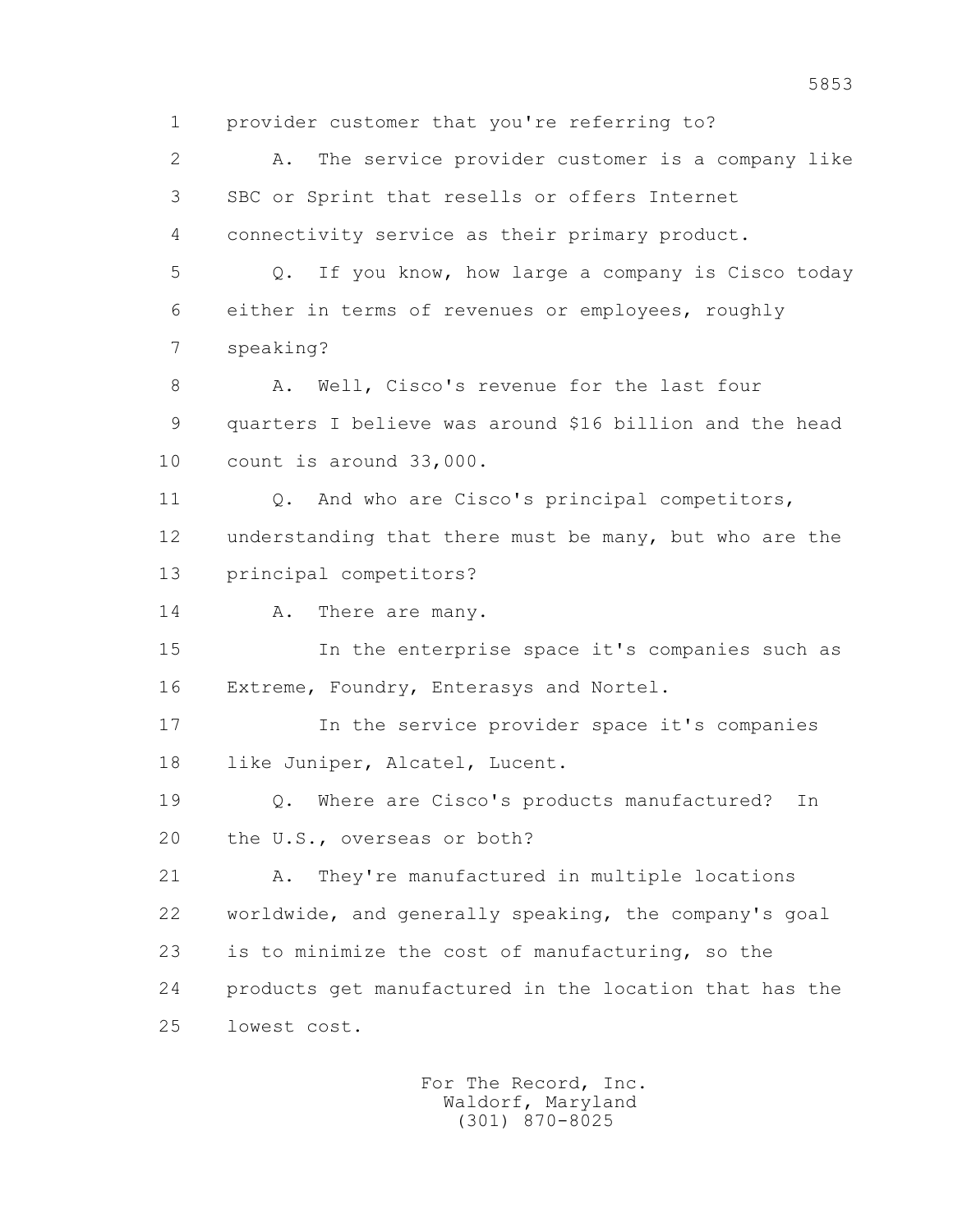1 provider customer that you're referring to?

2 A. The service provider customer is a company like

3 SBC or Sprint that resells or offers Internet

4 connectivity service as their primary product.

5 Q. If you know, how large a company is Cisco today

6 either in terms of revenues or employees, roughly

7 speaking?

8 A. Well, Cisco's revenue for the last four

9 quarters I believe was around $16 billion and the head

10 count is around 33,000.

11 Q. And who are Cisco's principal competitors,

12 understanding that there must be many, but who are the

13 principal competitors?

14 A. There are many.

15 In the enterprise space it's companies such as

16 Extreme, Foundry, Enterasys and Nortel.

17 In the service provider space it's companies

18 like Juniper, Alcatel, Lucent.

19 Q. Where are Cisco's products manufactured? In

20 the U.S., overseas or both?

21 A. They're manufactured in multiple locations

22 worldwide, and generally speaking, the company's goal

23 is to minimize the cost of manufacturing, so the

24 products get manufactured in the location that has the

25 lowest cost.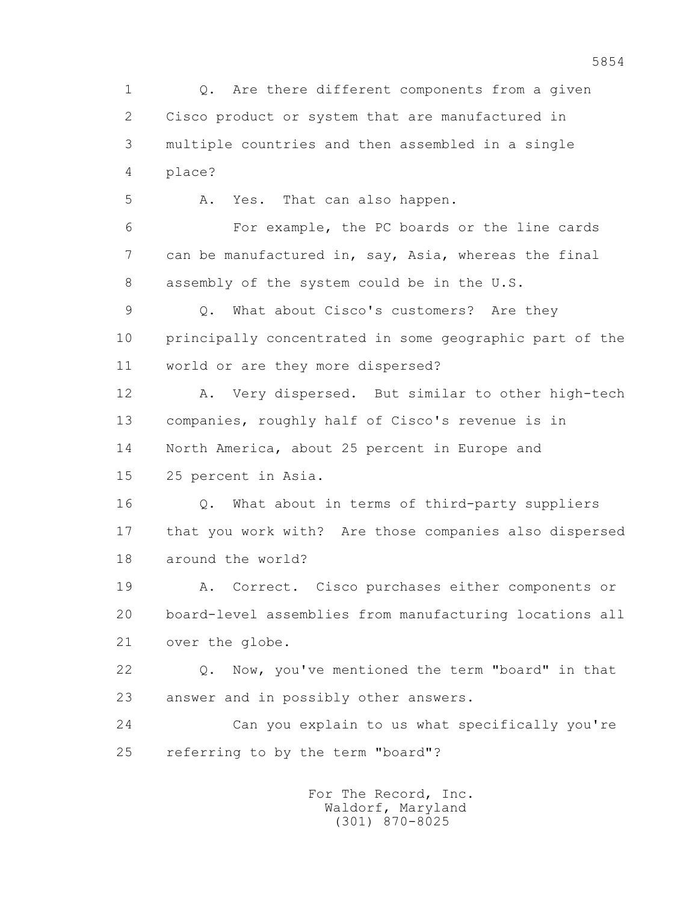1 Q. Are there different components from a given
2 Cisco product or system that are manufactured in
3 multiple countries and then assembled in a single
4 place?

5 A. Yes. That can also happen.

6 For example, the PC boards or the line cards
7 can be manufactured in, say, Asia, whereas the final
8 assembly of the system could be in the U.S.

9 Q. What about Cisco's customers? Are they
10 principally concentrated in some geographic part of the
11 world or are they more dispersed?

12 A. Very dispersed. But similar to other high-tech
13 companies, roughly half of Cisco's revenue is in
14 North America, about 25 percent in Europe and
15 25 percent in Asia.

16 Q. What about in terms of third-party suppliers
17 that you work with? Are those companies also dispersed
18 around the world?

19 A. Correct. Cisco purchases either components or
20 board-level assemblies from manufacturing locations all
21 over the globe.

22 Q. Now, you've mentioned the term "board" in that
23 answer and in possibly other answers.

24 Can you explain to us what specifically you're
25 referring to by the term "board"?

For The Record, Inc.
Waldorf, Maryland
(301) 870-8025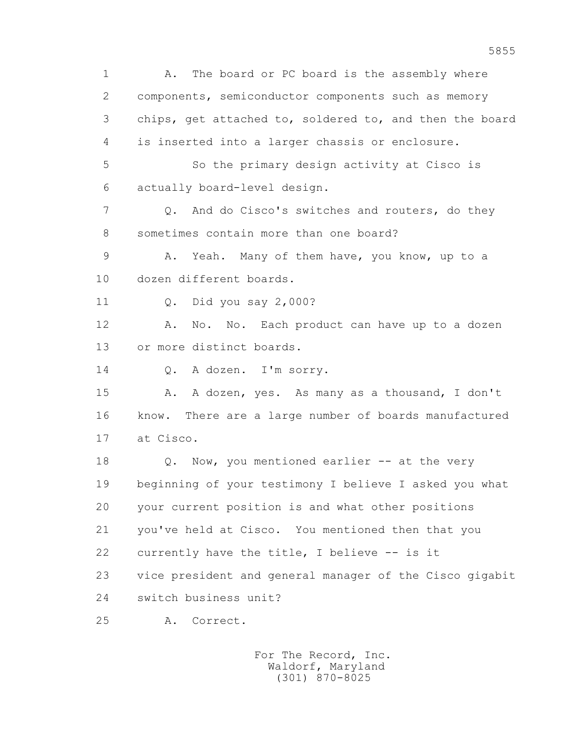1 A. The board or PC board is the assembly where
2 components, semiconductor components such as memory
3 chips, get attached to, soldered to, and then the board
4 is inserted into a larger chassis or enclosure.
5 So the primary design activity at Cisco is
6 actually board-level design.
7 Q. And do Cisco's switches and routers, do they
8 sometimes contain more than one board?
9 A. Yeah. Many of them have, you know, up to a
10 dozen different boards.
11 Q. Did you say 2,000?
12 A. No. No. Each product can have up to a dozen
13 or more distinct boards.
14 Q. A dozen. I'm sorry.
15 A. A dozen, yes. As many as a thousand, I don't
16 know. There are a large number of boards manufactured
17 at Cisco.
18 Q. Now, you mentioned earlier -- at the very
19 beginning of your testimony I believe I asked you what
20 your current position is and what other positions
21 you've held at Cisco. You mentioned then that you
22 currently have the title, I believe -- is it
23 vice president and general manager of the Cisco gigabit
24 switch business unit?
25 A. Correct.

For The Record, Inc.
Waldorf, Maryland
(301) 870-8025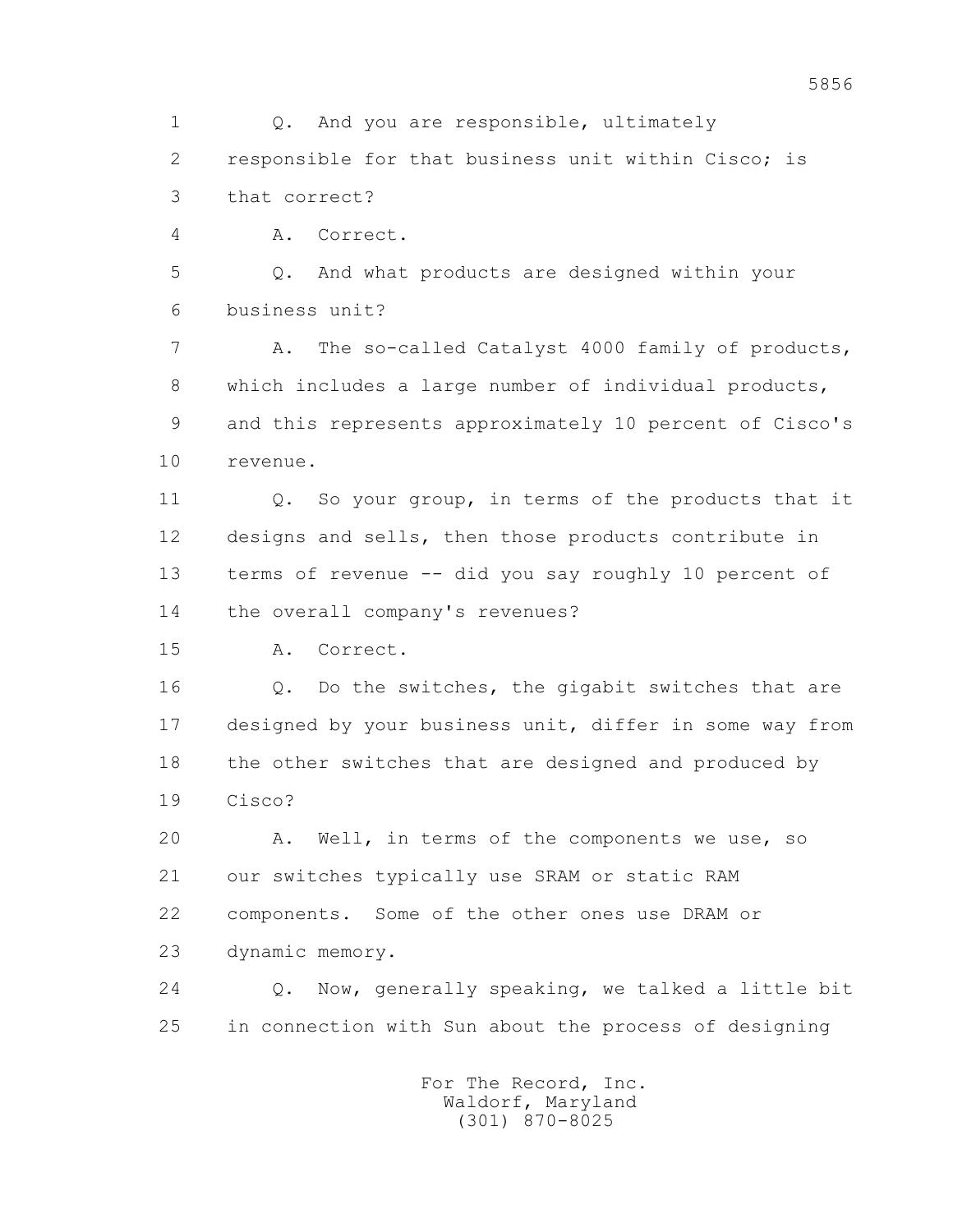1 Q. And you are responsible, ultimately
2 responsible for that business unit within Cisco; is
3 that correct?
4 A. Correct.
5 Q. And what products are designed within your
6 business unit?
7 A. The so-called Catalyst 4000 family of products,
8 which includes a large number of individual products,
9 and this represents approximately 10 percent of Cisco's
10 revenue.
11 Q. So your group, in terms of the products that it
12 designs and sells, then those products contribute in
13 terms of revenue -- did you say roughly 10 percent of
14 the overall company's revenues?
15 A. Correct.
16 Q. Do the switches, the gigabit switches that are
17 designed by your business unit, differ in some way from
18 the other switches that are designed and produced by
19 Cisco?
20 A. Well, in terms of the components we use, so
21 our switches typically use SRAM or static RAM
22 components. Some of the other ones use DRAM or
23 dynamic memory.
24 Q. Now, generally speaking, we talked a little bit
25 in connection with Sun about the process of designing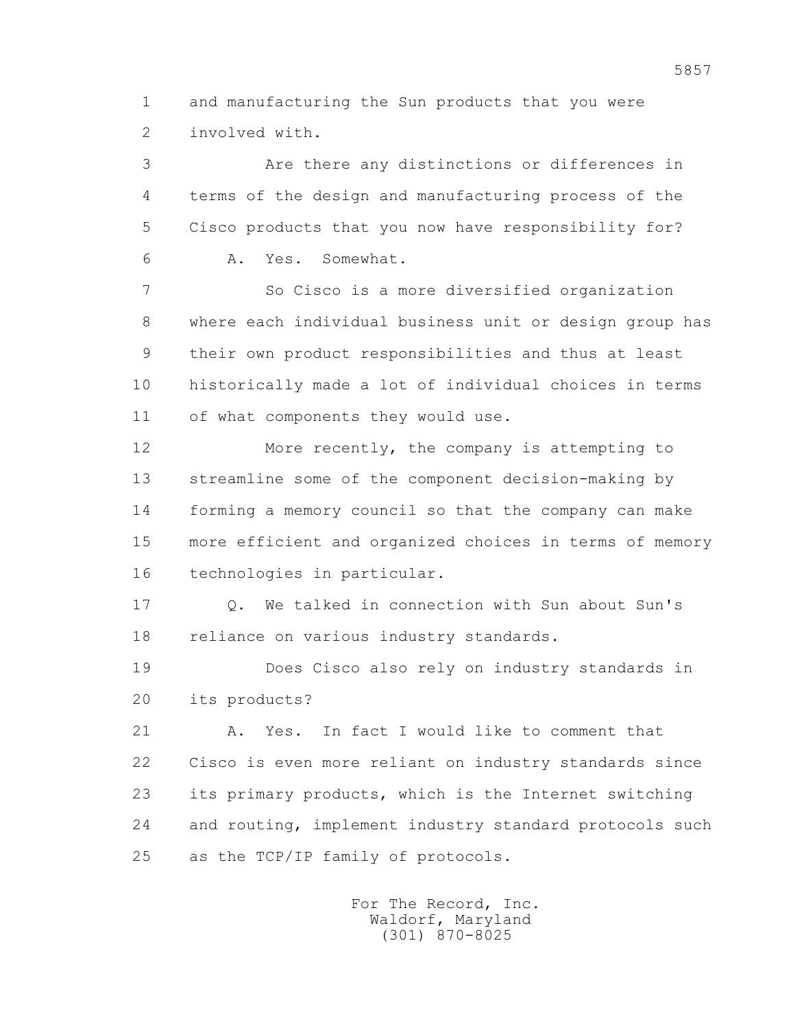1 and manufacturing the Sun products that you were
2 involved with.

3 Are there any distinctions or differences in
4 terms of the design and manufacturing process of the
5 Cisco products that you now have responsibility for?

6 A. Yes. Somewhat.

7 So Cisco is a more diversified organization
8 where each individual business unit or design group has
9 their own product responsibilities and thus at least
10 historically made a lot of individual choices in terms
11 of what components they would use.

12 More recently, the company is attempting to
13 streamline some of the component decision-making by
14 forming a memory council so that the company can make
15 more efficient and organized choices in terms of memory
16 technologies in particular.

17 Q. We talked in connection with Sun about Sun's
18 reliance on various industry standards.

19 Does Cisco also rely on industry standards in
20 its products?

21 A. Yes. In fact I would like to comment that
22 Cisco is even more reliant on industry standards since
23 its primary products, which is the Internet switching
24 and routing, implement industry standard protocols such
25 as the TCP/IP family of protocols.

For The Record, Inc.
Waldorf, Maryland
(301) 870-8025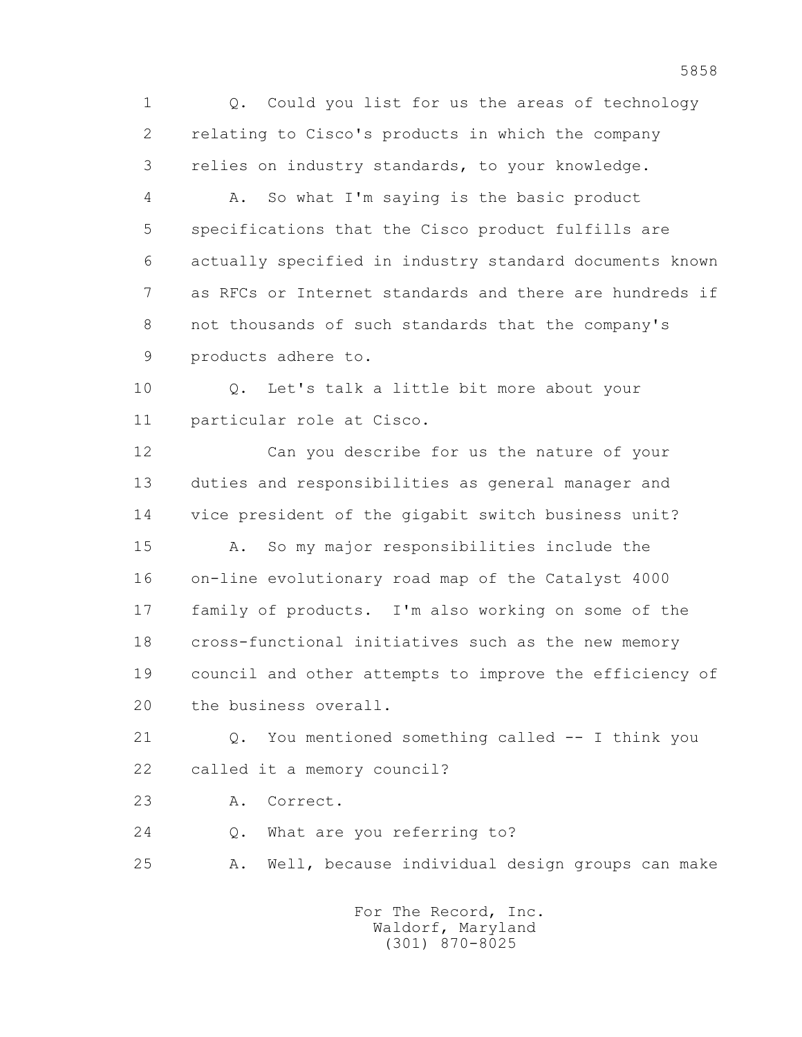Q. Could you list for us the areas of technology relating to Cisco's products in which the company relies on industry standards, to your knowledge.

A. So what I'm saying is the basic product specifications that the Cisco product fulfills are actually specified in industry standard documents known as RFCs or Internet standards and there are hundreds if not thousands of such standards that the company's products adhere to.

Q. Let's talk a little bit more about your particular role at Cisco.

Can you describe for us the nature of your duties and responsibilities as general manager and vice president of the gigabit switch business unit?

A. So my major responsibilities include the on-line evolutionary road map of the Catalyst 4000 family of products. I'm also working on some of the cross-functional initiatives such as the new memory council and other attempts to improve the efficiency of the business overall.

Q. You mentioned something called -- I think you called it a memory council?

A. Correct.

Q. What are you referring to?

A. Well, because individual design groups can make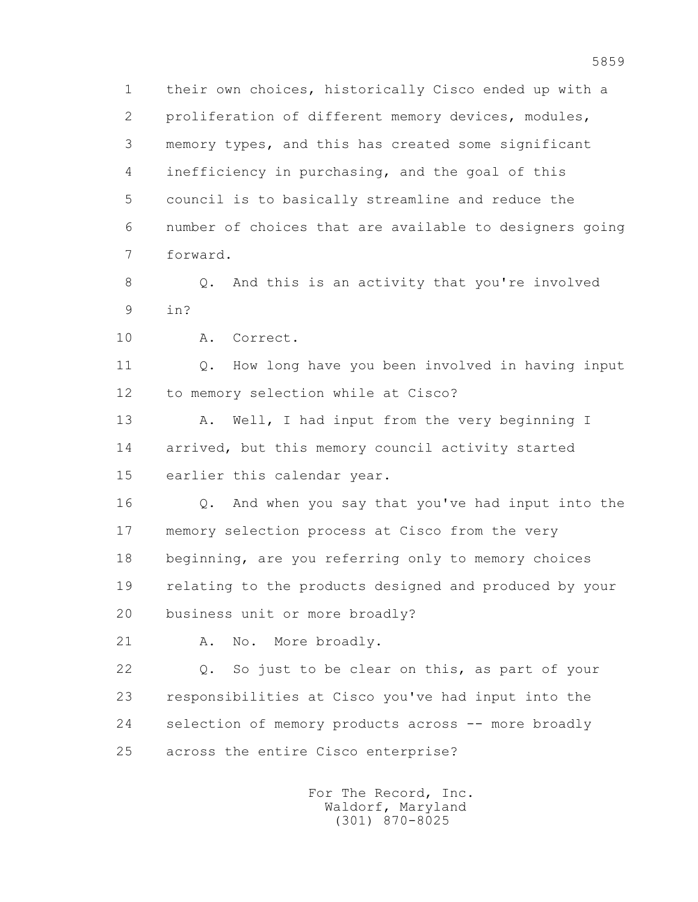1 their own choices, historically Cisco ended up with a
2 proliferation of different memory devices, modules,
3 memory types, and this has created some significant
4 inefficiency in purchasing, and the goal of this
5 council is to basically streamline and reduce the
6 number of choices that are available to designers going
7 forward.

8 Q. And this is an activity that you're involved
9 in?

10 A. Correct.

11 Q. How long have you been involved in having input
12 to memory selection while at Cisco?

13 A. Well, I had input from the very beginning I
14 arrived, but this memory council activity started
15 earlier this calendar year.

16 Q. And when you say that you've had input into the
17 memory selection process at Cisco from the very
18 beginning, are you referring only to memory choices
19 relating to the products designed and produced by your
20 business unit or more broadly?

21 A. No. More broadly.

22 Q. So just to be clear on this, as part of your
23 responsibilities at Cisco you've had input into the
24 selection of memory products across -- more broadly
25 across the entire Cisco enterprise?

For The Record, Inc.
Waldorf, Maryland
(301) 870-8025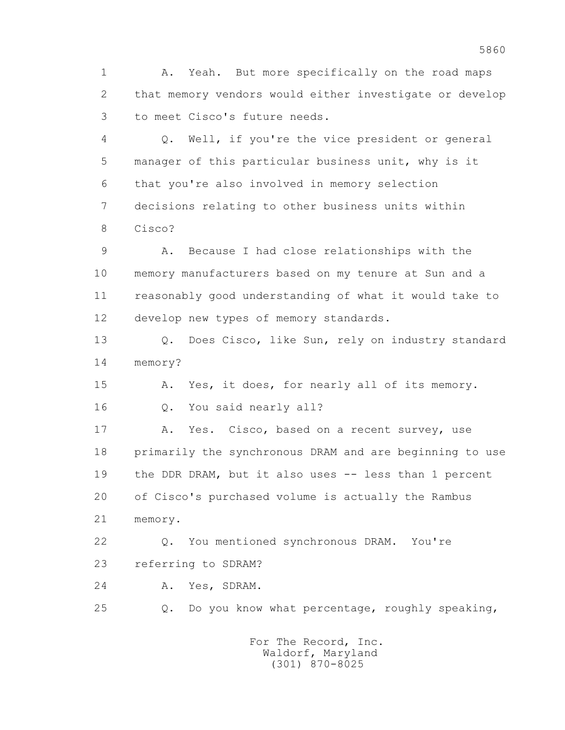1 A. Yeah. But more specifically on the road maps
2 that memory vendors would either investigate or develop
3 to meet Cisco's future needs.

4 Q. Well, if you're the vice president or general
5 manager of this particular business unit, why is it
6 that you're also involved in memory selection
7 decisions relating to other business units within
8 Cisco?

9 A. Because I had close relationships with the
10 memory manufacturers based on my tenure at Sun and a
11 reasonably good understanding of what it would take to
12 develop new types of memory standards.

13 Q. Does Cisco, like Sun, rely on industry standard
14 memory?

15 A. Yes, it does, for nearly all of its memory.

16 Q. You said nearly all?

17 A. Yes. Cisco, based on a recent survey, use
18 primarily the synchronous DRAM and are beginning to use
19 the DDR DRAM, but it also uses -- less than 1 percent
20 of Cisco's purchased volume is actually the Rambus
21 memory.

22 Q. You mentioned synchronous DRAM. You're
23 referring to SDRAM?

24 A. Yes, SDRAM.

25 Q. Do you know what percentage, roughly speaking,

For The Record, Inc.
Waldorf, Maryland
(301) 870-8025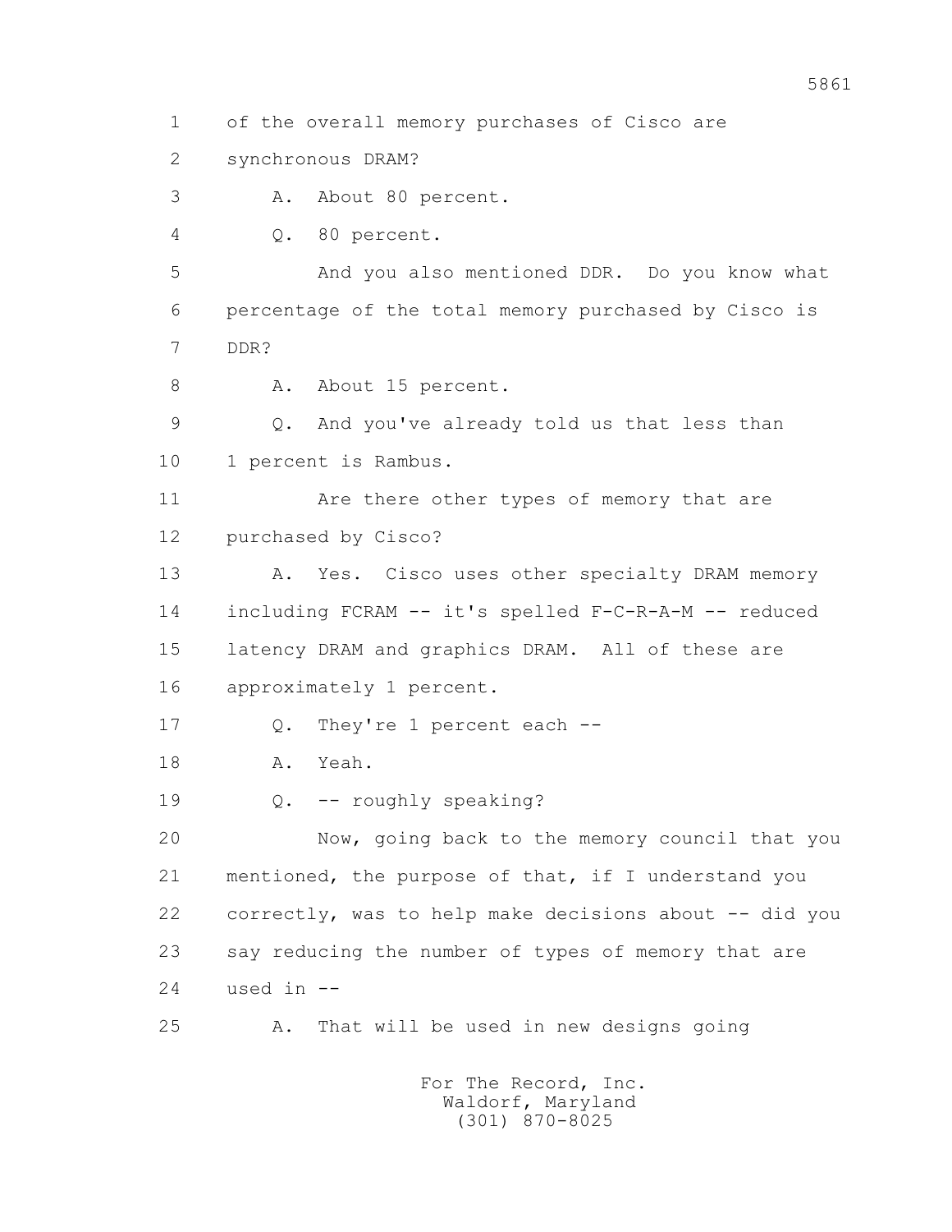1 of the overall memory purchases of Cisco are
2 synchronous DRAM?
3 A. About 80 percent.
4 Q. 80 percent.
5 And you also mentioned DDR. Do you know what
6 percentage of the total memory purchased by Cisco is
7 DDR?
8 A. About 15 percent.
9 Q. And you've already told us that less than
10 1 percent is Rambus.
11 Are there other types of memory that are
12 purchased by Cisco?
13 A. Yes. Cisco uses other specialty DRAM memory
14 including FCRAM -- it's spelled F-C-R-A-M -- reduced
15 latency DRAM and graphics DRAM. All of these are
16 approximately 1 percent.
17 Q. They're 1 percent each --
18 A. Yeah.
19 Q. -- roughly speaking?
20 Now, going back to the memory council that you
21 mentioned, the purpose of that, if I understand you
22 correctly, was to help make decisions about -- did you
23 say reducing the number of types of memory that are
24 used in --
25 A. That will be used in new designs going

For The Record, Inc.
Waldorf, Maryland
(301) 870-8025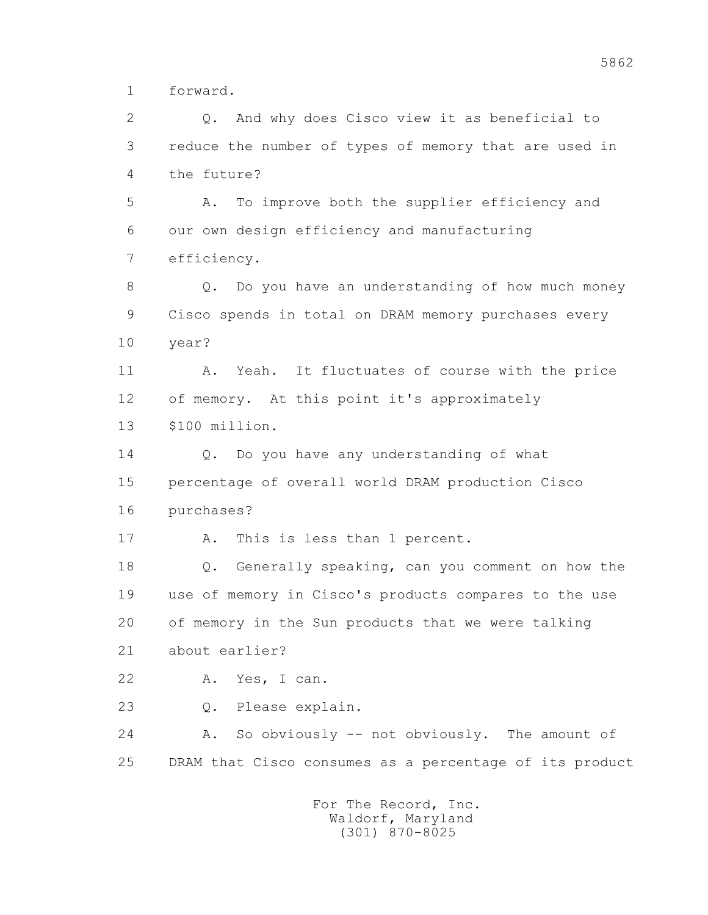1 forward.

2 Q. And why does Cisco view it as beneficial to

3 reduce the number of types of memory that are used in

4 the future?

5 A. To improve both the supplier efficiency and

6 our own design efficiency and manufacturing

7 efficiency.

8 Q. Do you have an understanding of how much money

9 Cisco spends in total on DRAM memory purchases every

10 year?

11 A. Yeah. It fluctuates of course with the price

12 of memory. At this point it's approximately

13 $100 million.

14 Q. Do you have any understanding of what

15 percentage of overall world DRAM production Cisco

16 purchases?

17 A. This is less than 1 percent.

18 Q. Generally speaking, can you comment on how the

19 use of memory in Cisco's products compares to the use

20 of memory in the Sun products that we were talking

21 about earlier?

22 A. Yes, I can.

23 Q. Please explain.

24 A. So obviously -- not obviously. The amount of

25 DRAM that Cisco consumes as a percentage of its product

For The Record, Inc.
Waldorf, Maryland
(301) 870-8025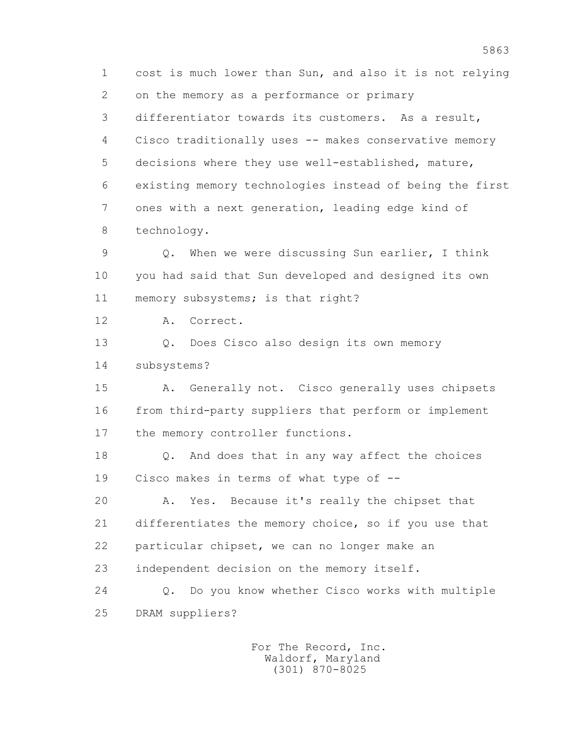1 cost is much lower than Sun, and also it is not relying
2 on the memory as a performance or primary
3 differentiator towards its customers. As a result,
4 Cisco traditionally uses -- makes conservative memory
5 decisions where they use well-established, mature,
6 existing memory technologies instead of being the first
7 ones with a next generation, leading edge kind of
8 technology.
9 Q. When we were discussing Sun earlier, I think
10 you had said that Sun developed and designed its own
11 memory subsystems; is that right?
12 A. Correct.
13 Q. Does Cisco also design its own memory
14 subsystems?
15 A. Generally not. Cisco generally uses chipsets
16 from third-party suppliers that perform or implement
17 the memory controller functions.
18 Q. And does that in any way affect the choices
19 Cisco makes in terms of what type of --
20 A. Yes. Because it's really the chipset that
21 differentiates the memory choice, so if you use that
22 particular chipset, we can no longer make an
23 independent decision on the memory itself.
24 Q. Do you know whether Cisco works with multiple
25 DRAM suppliers?

For The Record, Inc.
Waldorf, Maryland
(301) 870-8025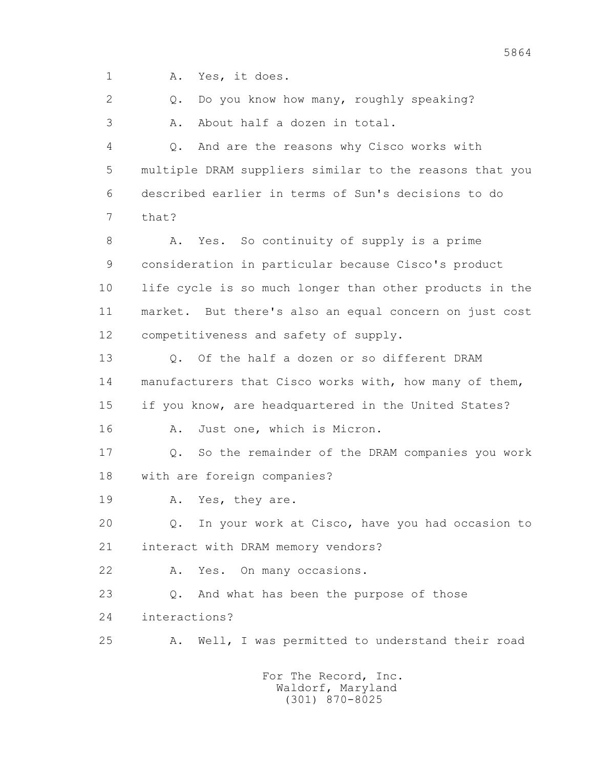1 A. Yes, it does.

2 Q. Do you know how many, roughly speaking?

3 A. About half a dozen in total.

4 Q. And are the reasons why Cisco works with

5 multiple DRAM suppliers similar to the reasons that you

6 described earlier in terms of Sun's decisions to do

7 that?

8 A. Yes. So continuity of supply is a prime

9 consideration in particular because Cisco's product

10 life cycle is so much longer than other products in the

11 market. But there's also an equal concern on just cost

12 competitiveness and safety of supply.

13 Q. Of the half a dozen or so different DRAM

14 manufacturers that Cisco works with, how many of them,

15 if you know, are headquartered in the United States?

16 A. Just one, which is Micron.

17 Q. So the remainder of the DRAM companies you work

18 with are foreign companies?

19 A. Yes, they are.

20 Q. In your work at Cisco, have you had occasion to

21 interact with DRAM memory vendors?

22 A. Yes. On many occasions.

23 Q. And what has been the purpose of those

24 interactions?

25 A. Well, I was permitted to understand their road

For The Record, Inc.
Waldorf, Maryland
(301) 870-8025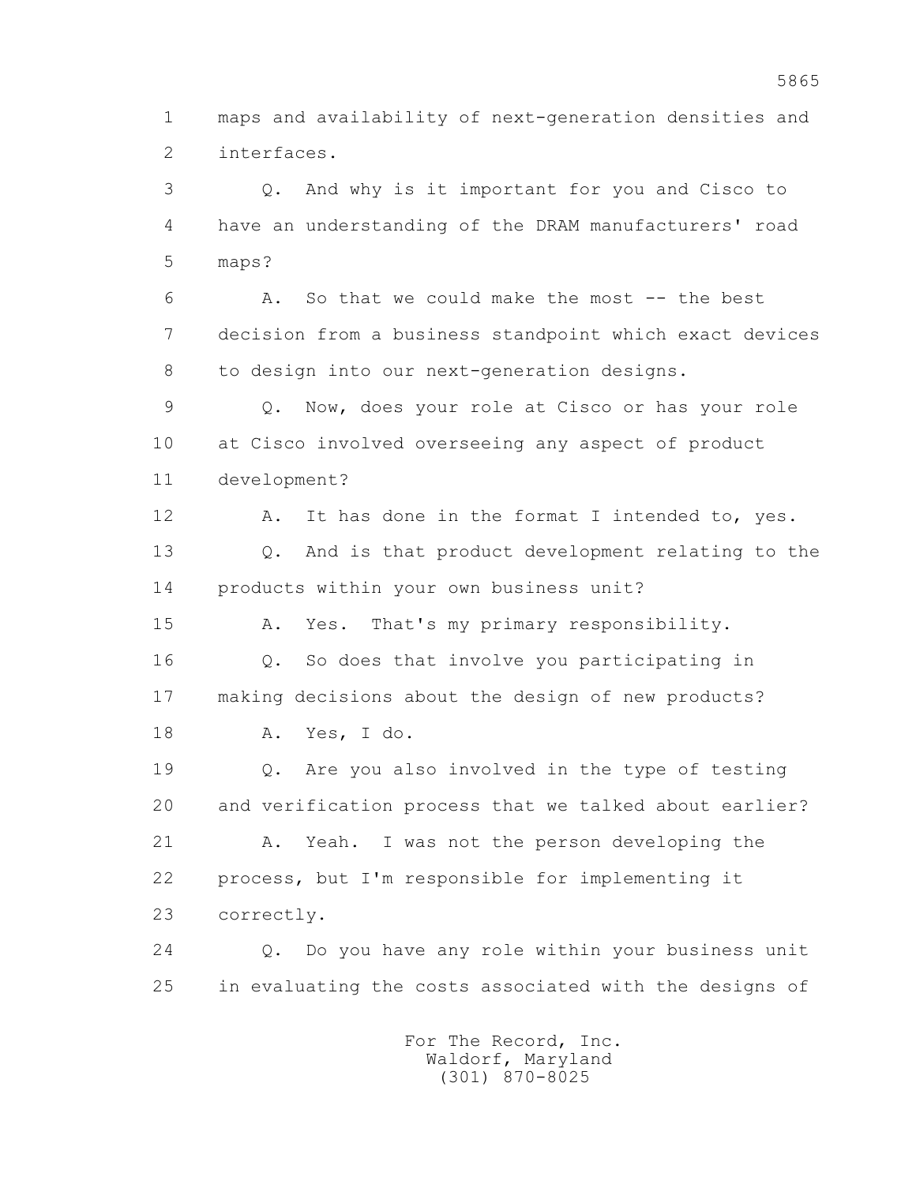1 maps and availability of next-generation densities and
2 interfaces.

3 Q. And why is it important for you and Cisco to
4 have an understanding of the DRAM manufacturers' road
5 maps?

6 A. So that we could make the most -- the best
7 decision from a business standpoint which exact devices
8 to design into our next-generation designs.

9 Q. Now, does your role at Cisco or has your role
10 at Cisco involved overseeing any aspect of product
11 development?

12 A. It has done in the format I intended to, yes.

13 Q. And is that product development relating to the
14 products within your own business unit?

15 A. Yes. That's my primary responsibility.

16 Q. So does that involve you participating in
17 making decisions about the design of new products?

18 A. Yes, I do.

19 Q. Are you also involved in the type of testing
20 and verification process that we talked about earlier?

21 A. Yeah. I was not the person developing the
22 process, but I'm responsible for implementing it
23 correctly.

24 Q. Do you have any role within your business unit
25 in evaluating the costs associated with the designs of

For The Record, Inc.
Waldorf, Maryland
(301) 870-8025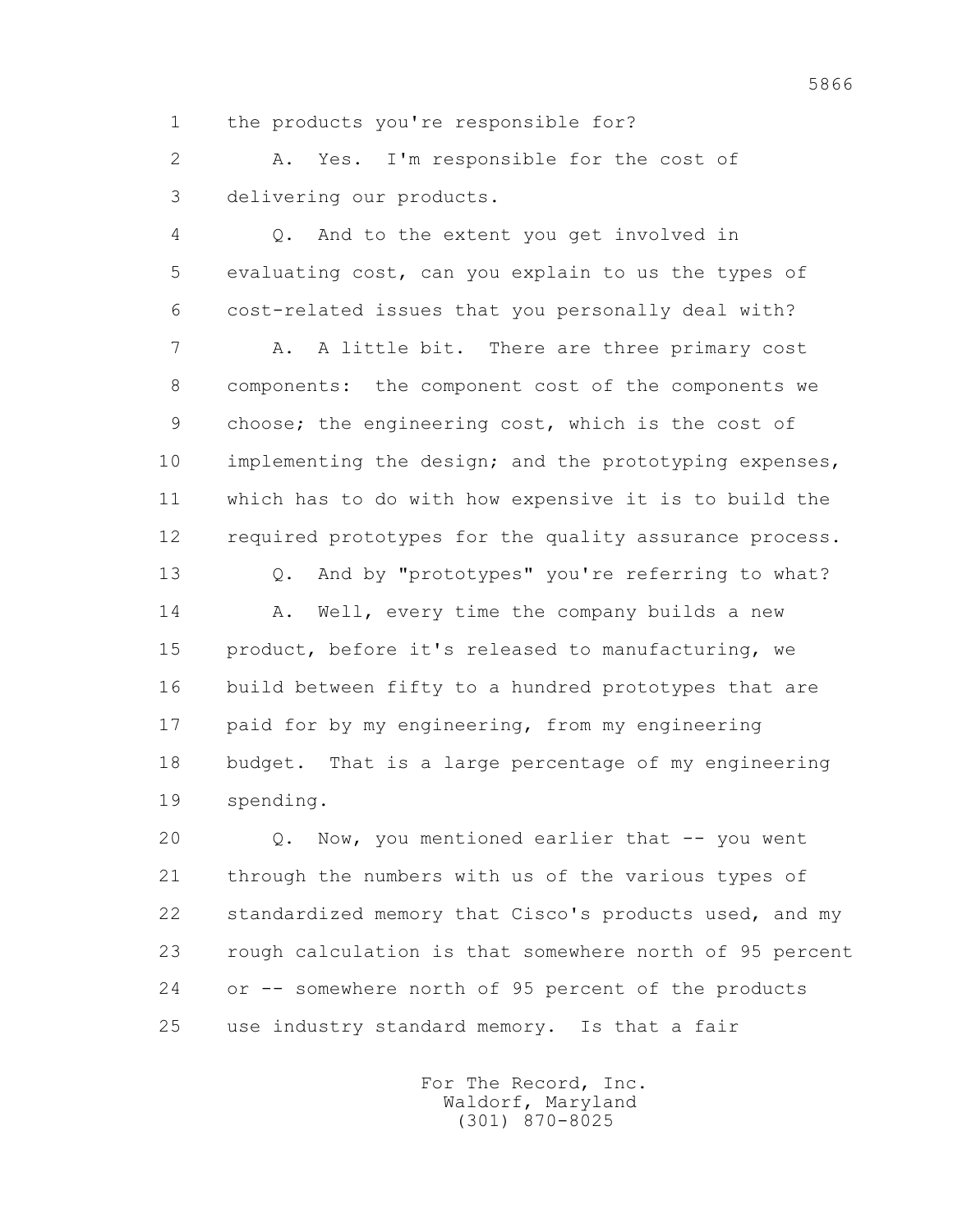1 the products you're responsible for?

2 A. Yes. I'm responsible for the cost of

3 delivering our products.

4 Q. And to the extent you get involved in

5 evaluating cost, can you explain to us the types of

6 cost-related issues that you personally deal with?

7 A. A little bit. There are three primary cost

8 components: the component cost of the components we

9 choose; the engineering cost, which is the cost of

10 implementing the design; and the prototyping expenses,

11 which has to do with how expensive it is to build the

12 required prototypes for the quality assurance process.

13 Q. And by "prototypes" you're referring to what?

14 A. Well, every time the company builds a new

15 product, before it's released to manufacturing, we

16 build between fifty to a hundred prototypes that are

17 paid for by my engineering, from my engineering

18 budget. That is a large percentage of my engineering

19 spending.

20 Q. Now, you mentioned earlier that -- you went

21 through the numbers with us of the various types of

22 standardized memory that Cisco's products used, and my

23 rough calculation is that somewhere north of 95 percent

24 or -- somewhere north of 95 percent of the products

25 use industry standard memory. Is that a fair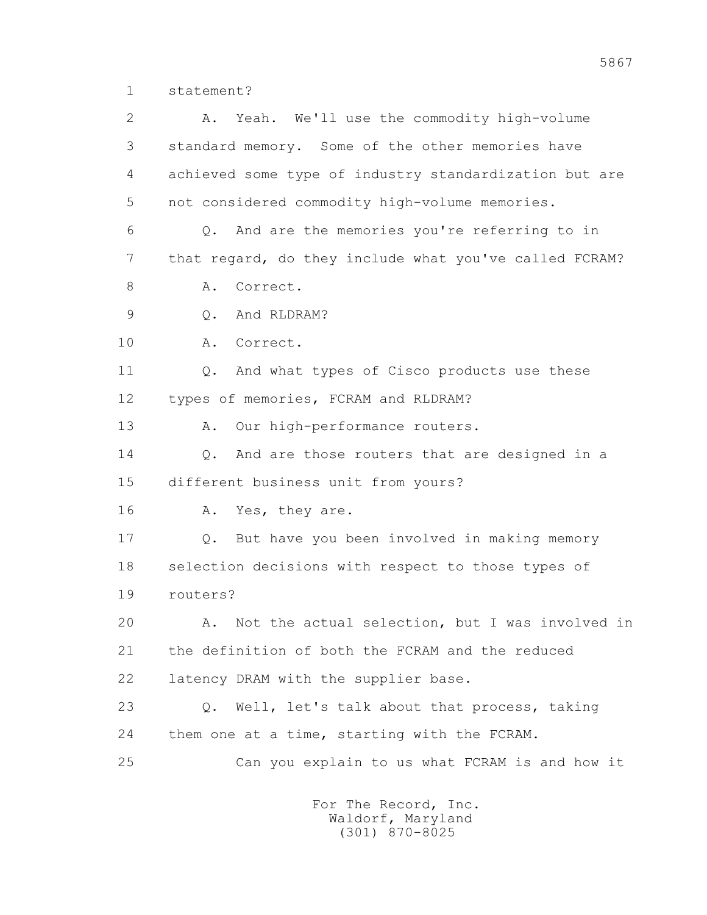1 statement?

2 A. Yeah. We'll use the commodity high-volume

3 standard memory. Some of the other memories have

4 achieved some type of industry standardization but are

5 not considered commodity high-volume memories.

6 Q. And are the memories you're referring to in

7 that regard, do they include what you've called FCRAM?

8 A. Correct.

9 Q. And RLDRAM?

10 A. Correct.

11 Q. And what types of Cisco products use these

12 types of memories, FCRAM and RLDRAM?

13 A. Our high-performance routers.

14 Q. And are those routers that are designed in a

15 different business unit from yours?

16 A. Yes, they are.

17 Q. But have you been involved in making memory

18 selection decisions with respect to those types of

19 routers?

20 A. Not the actual selection, but I was involved in

21 the definition of both the FCRAM and the reduced

22 latency DRAM with the supplier base.

23 Q. Well, let's talk about that process, taking

24 them one at a time, starting with the FCRAM.

25 Can you explain to us what FCRAM is and how it

For The Record, Inc.
Waldorf, Maryland
(301) 870-8025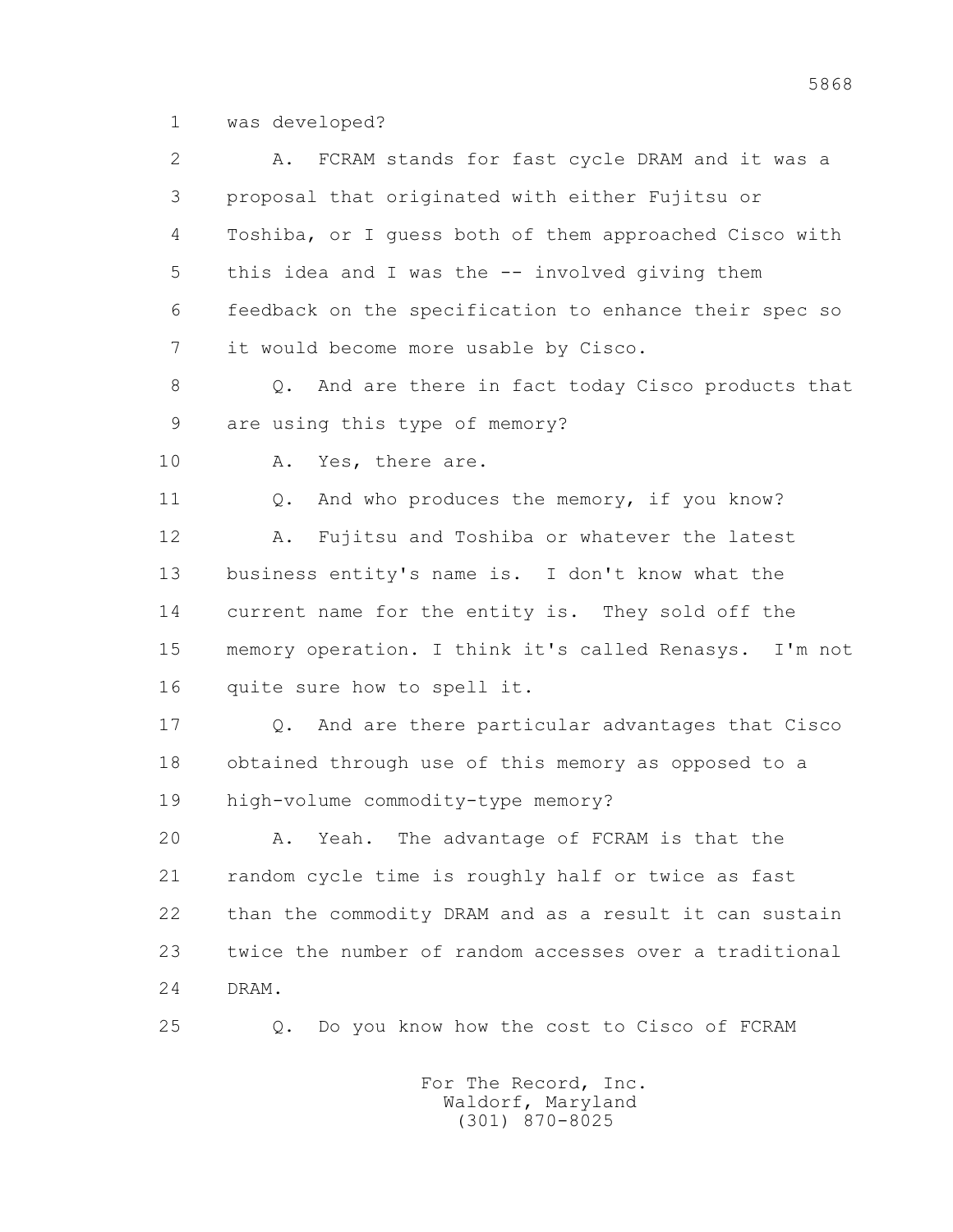1 was developed?

2 A. FCRAM stands for fast cycle DRAM and it was a
3 proposal that originated with either Fujitsu or
4 Toshiba, or I guess both of them approached Cisco with
5 this idea and I was the -- involved giving them
6 feedback on the specification to enhance their spec so
7 it would become more usable by Cisco.

8 Q. And are there in fact today Cisco products that
9 are using this type of memory?

10 A. Yes, there are.

11 Q. And who produces the memory, if you know?

12 A. Fujitsu and Toshiba or whatever the latest
13 business entity's name is. I don't know what the
14 current name for the entity is. They sold off the
15 memory operation. I think it's called Renasys. I'm not
16 quite sure how to spell it.

17 Q. And are there particular advantages that Cisco
18 obtained through use of this memory as opposed to a
19 high-volume commodity-type memory?

20 A. Yeah. The advantage of FCRAM is that the
21 random cycle time is roughly half or twice as fast
22 than the commodity DRAM and as a result it can sustain
23 twice the number of random accesses over a traditional
24 DRAM.

25 Q. Do you know how the cost to Cisco of FCRAM

For The Record, Inc.
Waldorf, Maryland
(301) 870-8025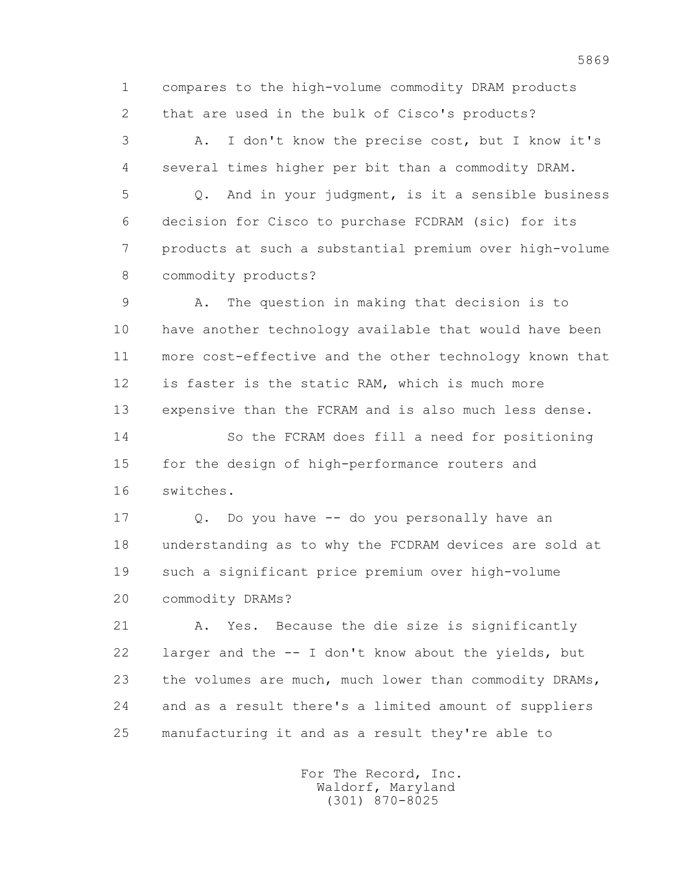1 compares to the high-volume commodity DRAM products
2 that are used in the bulk of Cisco's products?
3 A. I don't know the precise cost, but I know it's
4 several times higher per bit than a commodity DRAM.
5 Q. And in your judgment, is it a sensible business
6 decision for Cisco to purchase FCDRAM (sic) for its
7 products at such a substantial premium over high-volume
8 commodity products?
9 A. The question in making that decision is to
10 have another technology available that would have been
11 more cost-effective and the other technology known that
12 is faster is the static RAM, which is much more
13 expensive than the FCRAM and is also much less dense.
14 So the FCRAM does fill a need for positioning
15 for the design of high-performance routers and
16 switches.
17 Q. Do you have -- do you personally have an
18 understanding as to why the FCDRAM devices are sold at
19 such a significant price premium over high-volume
20 commodity DRAMs?
21 A. Yes. Because the die size is significantly
22 larger and the -- I don't know about the yields, but
23 the volumes are much, much lower than commodity DRAMs,
24 and as a result there's a limited amount of suppliers
25 manufacturing it and as a result they're able to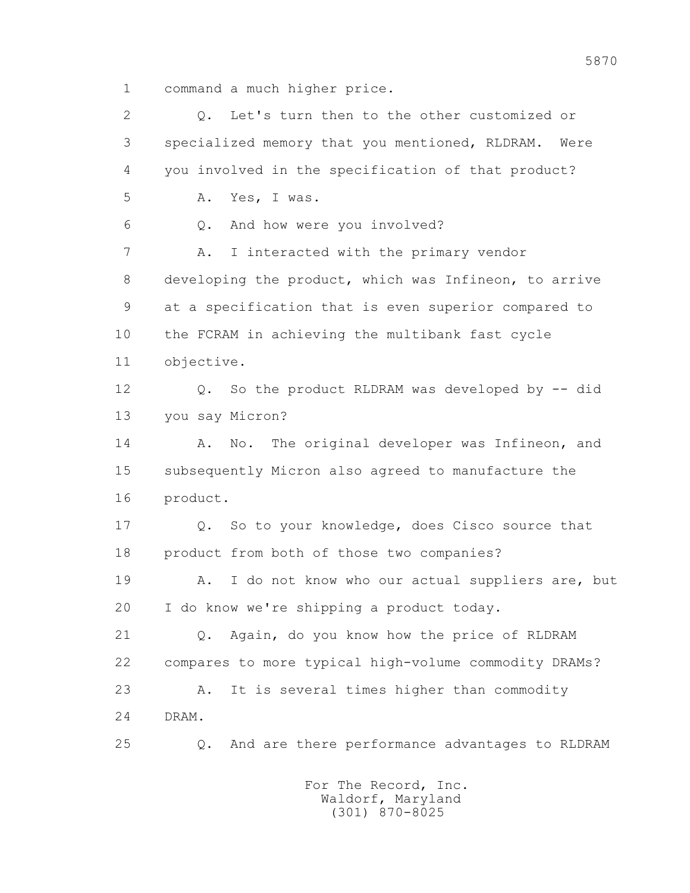1 command a much higher price.

2 Q. Let's turn then to the other customized or

3 specialized memory that you mentioned, RLDRAM. Were

4 you involved in the specification of that product?

5 A. Yes, I was.

6 Q. And how were you involved?

7 A. I interacted with the primary vendor

8 developing the product, which was Infineon, to arrive

9 at a specification that is even superior compared to

10 the FCRAM in achieving the multibank fast cycle

11 objective.

12 Q. So the product RLDRAM was developed by -- did

13 you say Micron?

14 A. No. The original developer was Infineon, and

15 subsequently Micron also agreed to manufacture the

16 product.

17 Q. So to your knowledge, does Cisco source that

18 product from both of those two companies?

19 A. I do not know who our actual suppliers are, but

20 I do know we're shipping a product today.

21 Q. Again, do you know how the price of RLDRAM

22 compares to more typical high-volume commodity DRAMs?

23 A. It is several times higher than commodity

24 DRAM.

25 Q. And are there performance advantages to RLDRAM

For The Record, Inc.
Waldorf, Maryland
(301) 870-8025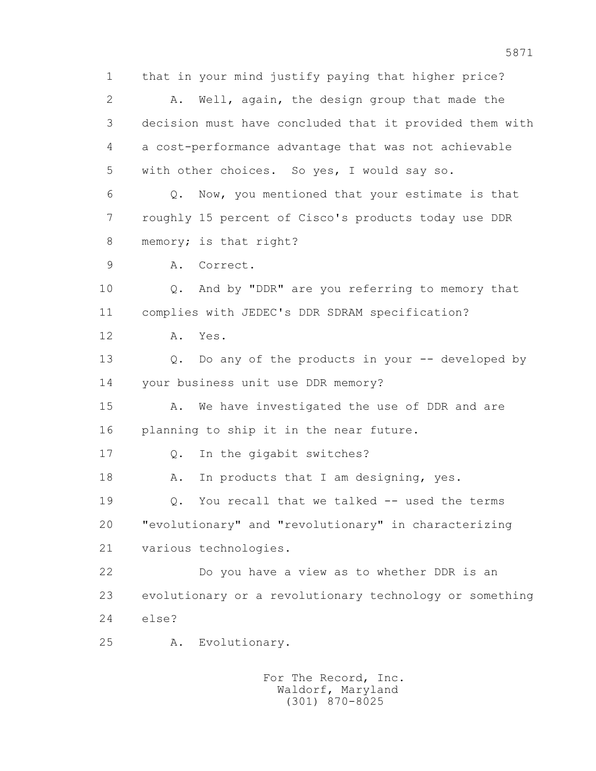1 that in your mind justify paying that higher price?

2 A. Well, again, the design group that made the

3 decision must have concluded that it provided them with

4 a cost-performance advantage that was not achievable

5 with other choices. So yes, I would say so.

6 Q. Now, you mentioned that your estimate is that

7 roughly 15 percent of Cisco's products today use DDR

8 memory; is that right?

9 A. Correct.

10 Q. And by "DDR" are you referring to memory that

11 complies with JEDEC's DDR SDRAM specification?

12 A. Yes.

13 Q. Do any of the products in your -- developed by

14 your business unit use DDR memory?

15 A. We have investigated the use of DDR and are

16 planning to ship it in the near future.

17 Q. In the gigabit switches?

18 A. In products that I am designing, yes.

19 Q. You recall that we talked -- used the terms

20 "evolutionary" and "revolutionary" in characterizing

21 various technologies.

22 Do you have a view as to whether DDR is an

23 evolutionary or a revolutionary technology or something

24 else?

25 A. Evolutionary.

For The Record, Inc.
Waldorf, Maryland
(301) 870-8025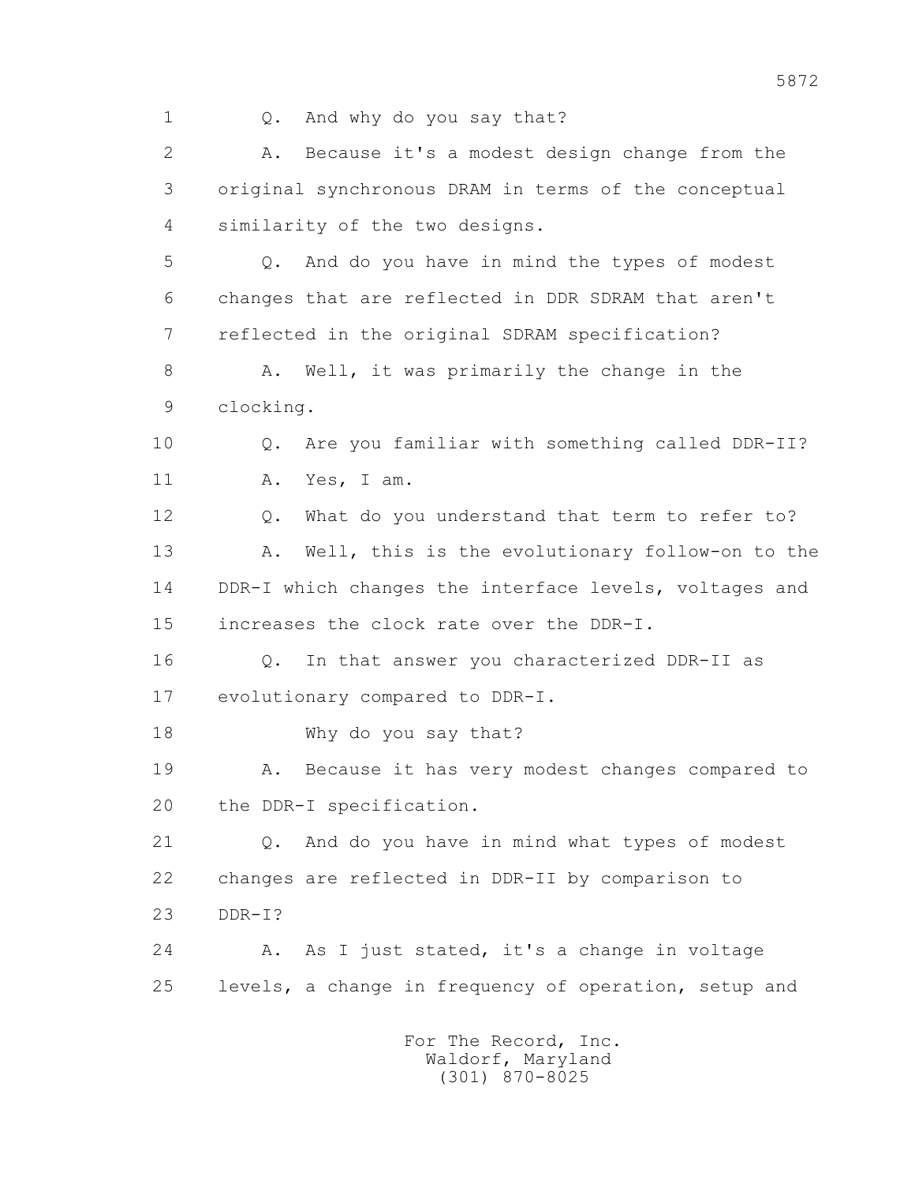1 Q. And why do you say that?

2 A. Because it's a modest design change from the

3 original synchronous DRAM in terms of the conceptual

4 similarity of the two designs.

5 Q. And do you have in mind the types of modest

6 changes that are reflected in DDR SDRAM that aren't

7 reflected in the original SDRAM specification?

8 A. Well, it was primarily the change in the

9 clocking.

10 Q. Are you familiar with something called DDR-II?

11 A. Yes, I am.

12 Q. What do you understand that term to refer to?

13 A. Well, this is the evolutionary follow-on to the

14 DDR-I which changes the interface levels, voltages and

15 increases the clock rate over the DDR-I.

16 Q. In that answer you characterized DDR-II as

17 evolutionary compared to DDR-I.

18 Why do you say that?

19 A. Because it has very modest changes compared to

20 the DDR-I specification.

21 Q. And do you have in mind what types of modest

22 changes are reflected in DDR-II by comparison to

23 DDR-I?

24 A. As I just stated, it's a change in voltage

25 levels, a change in frequency of operation, setup and

For The Record, Inc.
Waldorf, Maryland
(301) 870-8025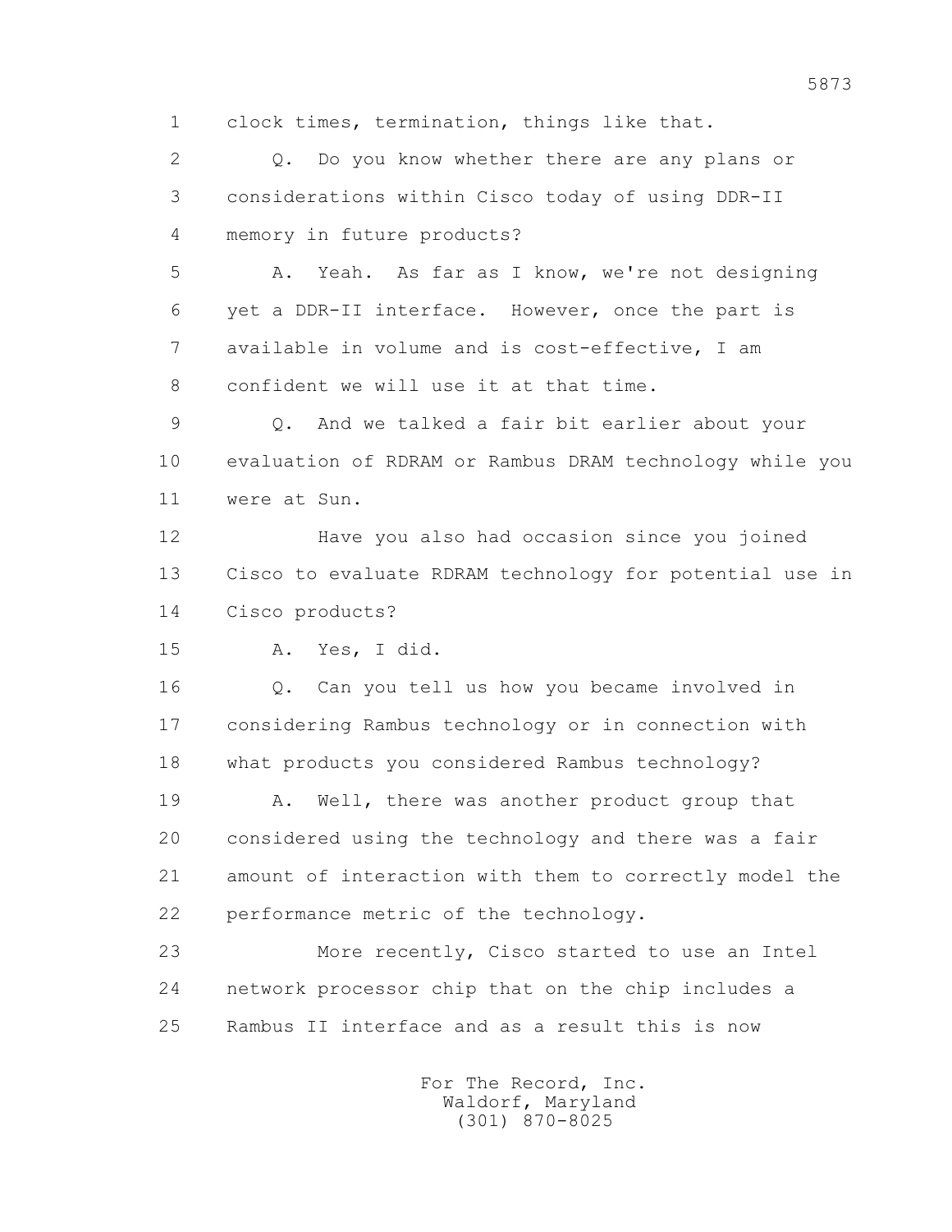1 clock times, termination, things like that.

2 Q. Do you know whether there are any plans or

3 considerations within Cisco today of using DDR-II

4 memory in future products?

5 A. Yeah. As far as I know, we're not designing

6 yet a DDR-II interface. However, once the part is

7 available in volume and is cost-effective, I am

8 confident we will use it at that time.

9 Q. And we talked a fair bit earlier about your

10 evaluation of RDRAM or Rambus DRAM technology while you

11 were at Sun.

12 Have you also had occasion since you joined

13 Cisco to evaluate RDRAM technology for potential use in

14 Cisco products?

15 A. Yes, I did.

16 Q. Can you tell us how you became involved in

17 considering Rambus technology or in connection with

18 what products you considered Rambus technology?

19 A. Well, there was another product group that

20 considered using the technology and there was a fair

21 amount of interaction with them to correctly model the

22 performance metric of the technology.

23 More recently, Cisco started to use an Intel

24 network processor chip that on the chip includes a

25 Rambus II interface and as a result this is now

For The Record, Inc.
Waldorf, Maryland
(301) 870-8025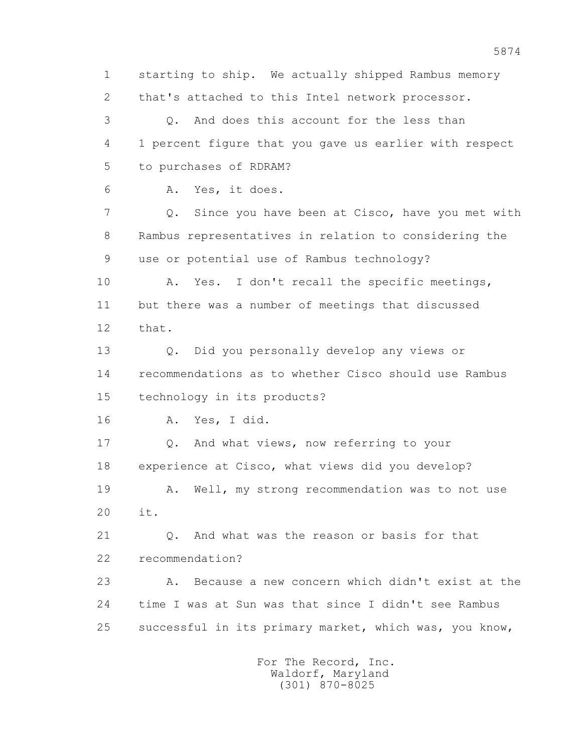starting to ship. We actually shipped Rambus memory that's attached to this Intel network processor.

Q. And does this account for the less than 1 percent figure that you gave us earlier with respect to purchases of RDRAM?

A. Yes, it does.

Q. Since you have been at Cisco, have you met with Rambus representatives in relation to considering the use or potential use of Rambus technology?

A. Yes. I don't recall the specific meetings, but there was a number of meetings that discussed that.

Q. Did you personally develop any views or recommendations as to whether Cisco should use Rambus technology in its products?

A. Yes, I did.

Q. And what views, now referring to your experience at Cisco, what views did you develop?

A. Well, my strong recommendation was to not use it.

Q. And what was the reason or basis for that recommendation?

A. Because a new concern which didn't exist at the time I was at Sun was that since I didn't see Rambus successful in its primary market, which was, you know,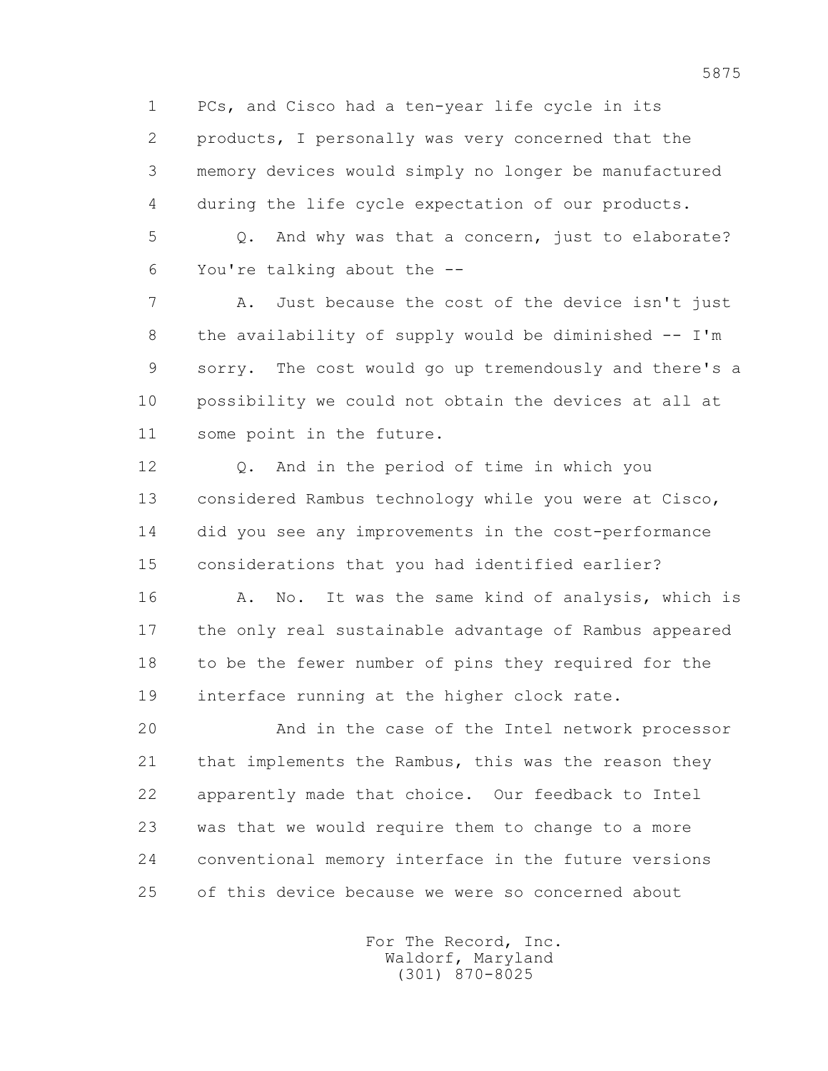PCs, and Cisco had a ten-year life cycle in its products, I personally was very concerned that the memory devices would simply no longer be manufactured during the life cycle expectation of our products.

Q. And why was that a concern, just to elaborate? You're talking about the --

A. Just because the cost of the device isn't just the availability of supply would be diminished -- I'm sorry. The cost would go up tremendously and there's a possibility we could not obtain the devices at all at some point in the future.

Q. And in the period of time in which you considered Rambus technology while you were at Cisco, did you see any improvements in the cost-performance considerations that you had identified earlier?

A. No. It was the same kind of analysis, which is the only real sustainable advantage of Rambus appeared to be the fewer number of pins they required for the interface running at the higher clock rate.

And in the case of the Intel network processor that implements the Rambus, this was the reason they apparently made that choice. Our feedback to Intel was that we would require them to change to a more conventional memory interface in the future versions of this device because we were so concerned about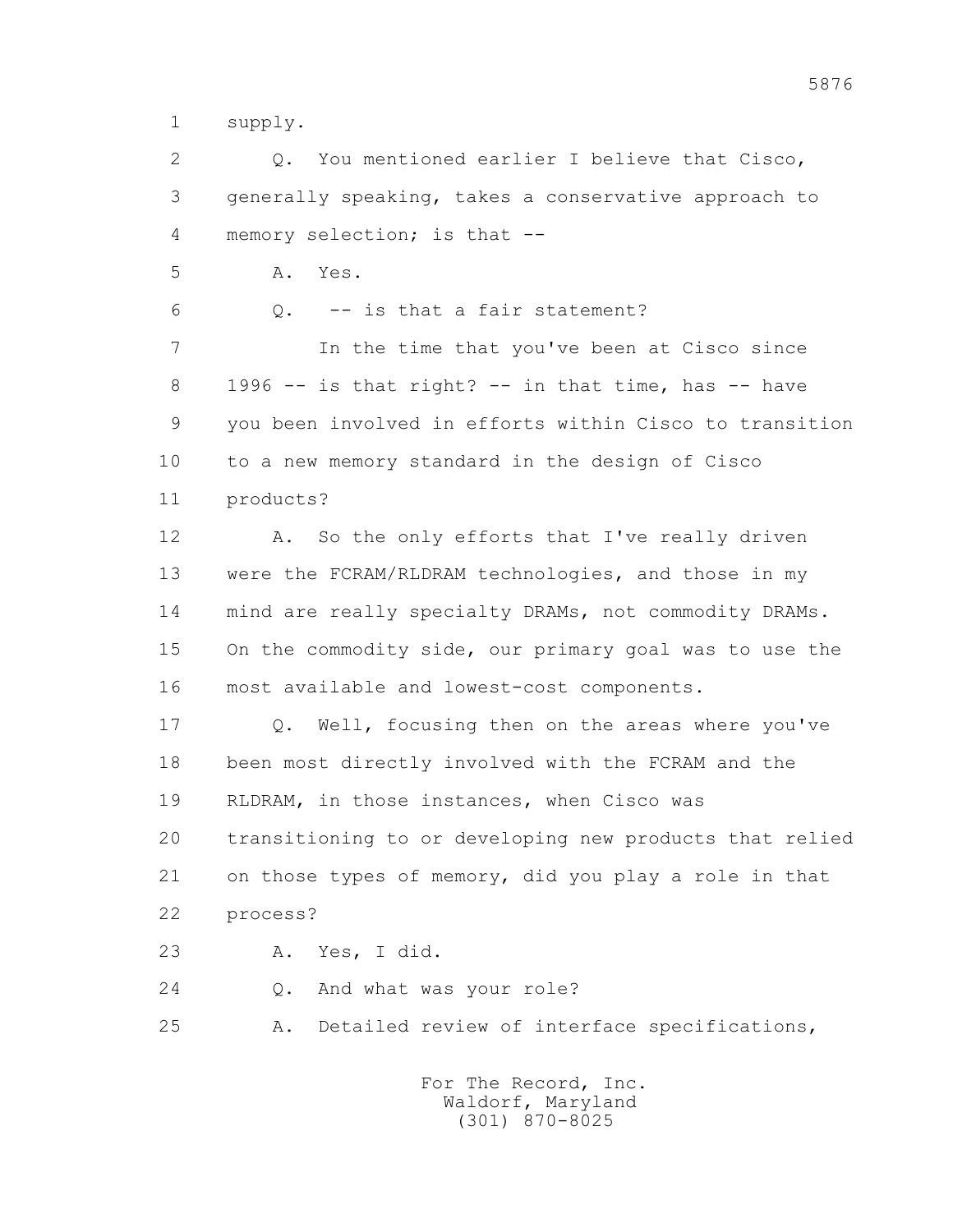1 supply.

2 Q. You mentioned earlier I believe that Cisco,

3 generally speaking, takes a conservative approach to

4 memory selection; is that --

5 A. Yes.

6 Q. -- is that a fair statement?

7 In the time that you've been at Cisco since

8 1996 -- is that right? -- in that time, has -- have

9 you been involved in efforts within Cisco to transition

10 to a new memory standard in the design of Cisco

11 products?

12 A. So the only efforts that I've really driven

13 were the FCRAM/RLDRAM technologies, and those in my

14 mind are really specialty DRAMs, not commodity DRAMs.

15 On the commodity side, our primary goal was to use the

16 most available and lowest-cost components.

17 Q. Well, focusing then on the areas where you've

18 been most directly involved with the FCRAM and the

19 RLDRAM, in those instances, when Cisco was

20 transitioning to or developing new products that relied

21 on those types of memory, did you play a role in that

22 process?

23 A. Yes, I did.

24 Q. And what was your role?

25 A. Detailed review of interface specifications,

For The Record, Inc.
Waldorf, Maryland
(301) 870-8025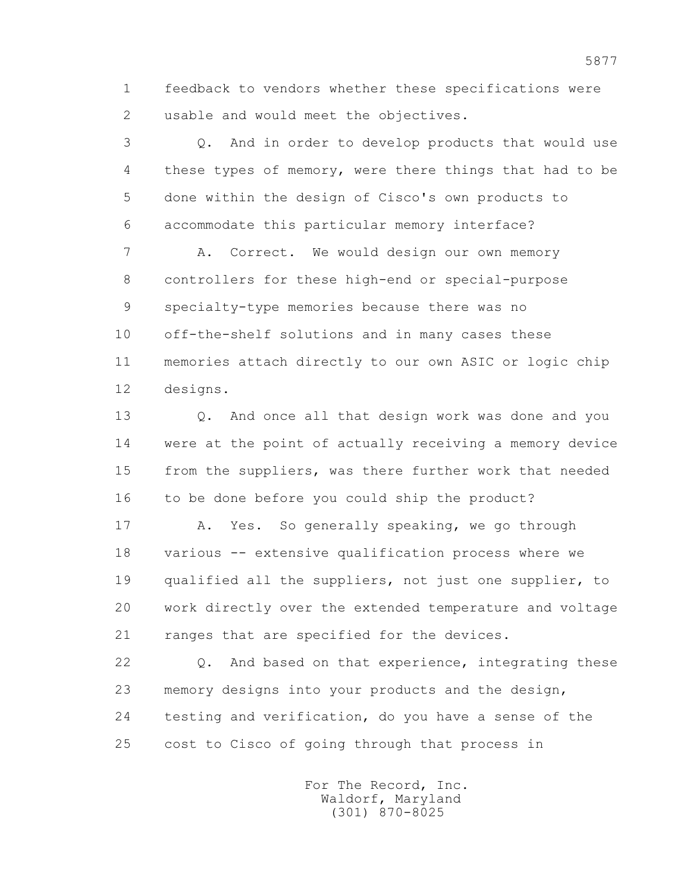1 feedback to vendors whether these specifications were
2 usable and would meet the objectives.

3 Q. And in order to develop products that would use
4 these types of memory, were there things that had to be
5 done within the design of Cisco's own products to
6 accommodate this particular memory interface?

7 A. Correct. We would design our own memory
8 controllers for these high-end or special-purpose
9 specialty-type memories because there was no
10 off-the-shelf solutions and in many cases these
11 memories attach directly to our own ASIC or logic chip
12 designs.

13 Q. And once all that design work was done and you
14 were at the point of actually receiving a memory device
15 from the suppliers, was there further work that needed
16 to be done before you could ship the product?

17 A. Yes. So generally speaking, we go through
18 various -- extensive qualification process where we
19 qualified all the suppliers, not just one supplier, to
20 work directly over the extended temperature and voltage
21 ranges that are specified for the devices.

22 Q. And based on that experience, integrating these
23 memory designs into your products and the design,
24 testing and verification, do you have a sense of the
25 cost to Cisco of going through that process in

For The Record, Inc.
Waldorf, Maryland
(301) 870-8025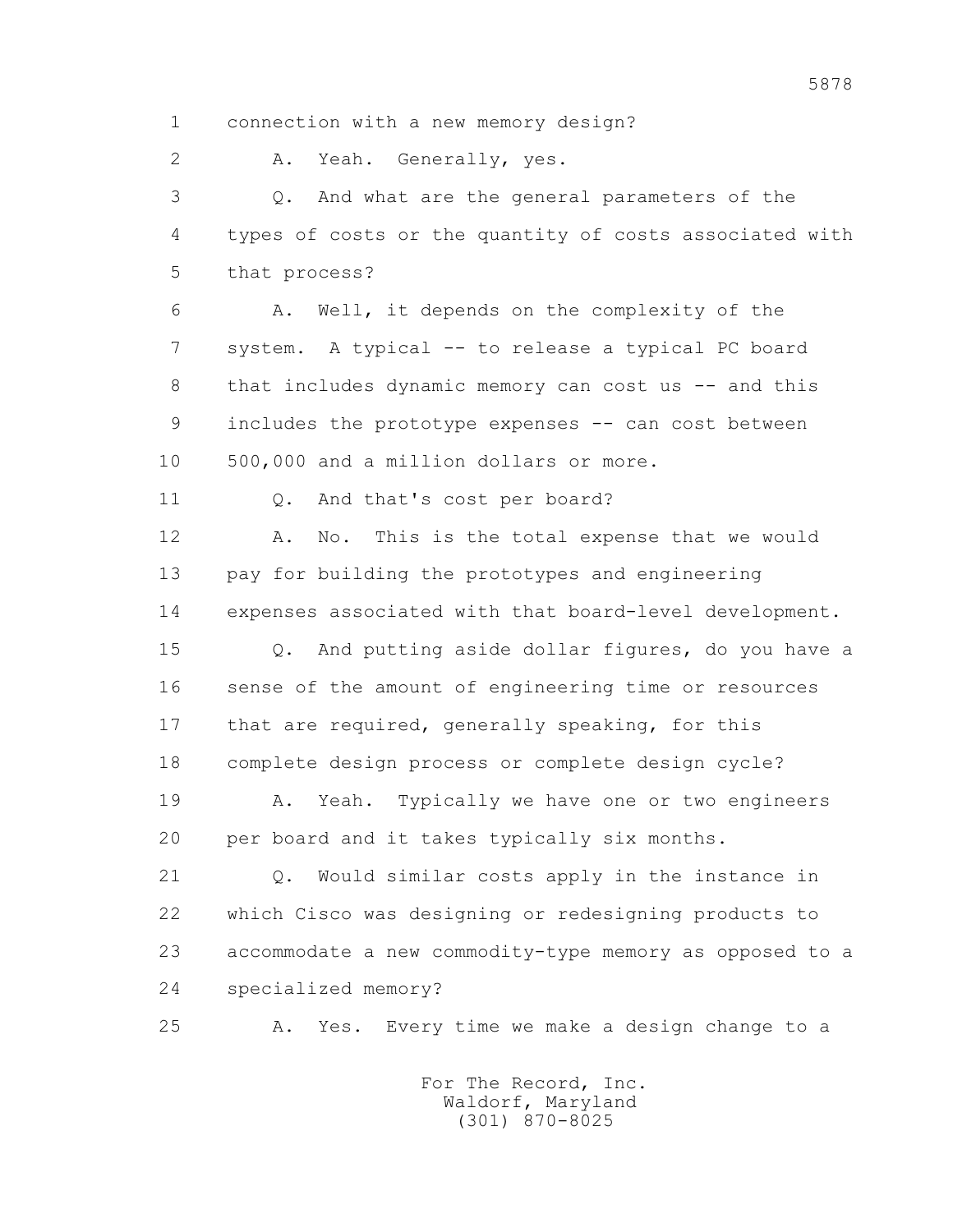1 connection with a new memory design?

2 A. Yeah. Generally, yes.

3 Q. And what are the general parameters of the

4 types of costs or the quantity of costs associated with

5 that process?

6 A. Well, it depends on the complexity of the

7 system. A typical -- to release a typical PC board

8 that includes dynamic memory can cost us -- and this

9 includes the prototype expenses -- can cost between

10 500,000 and a million dollars or more.

11 Q. And that's cost per board?

12 A. No. This is the total expense that we would

13 pay for building the prototypes and engineering

14 expenses associated with that board-level development.

15 Q. And putting aside dollar figures, do you have a

16 sense of the amount of engineering time or resources

17 that are required, generally speaking, for this

18 complete design process or complete design cycle?

19 A. Yeah. Typically we have one or two engineers

20 per board and it takes typically six months.

21 Q. Would similar costs apply in the instance in

22 which Cisco was designing or redesigning products to

23 accommodate a new commodity-type memory as opposed to a

24 specialized memory?

25 A. Yes. Every time we make a design change to a

For The Record, Inc.
Waldorf, Maryland
(301) 870-8025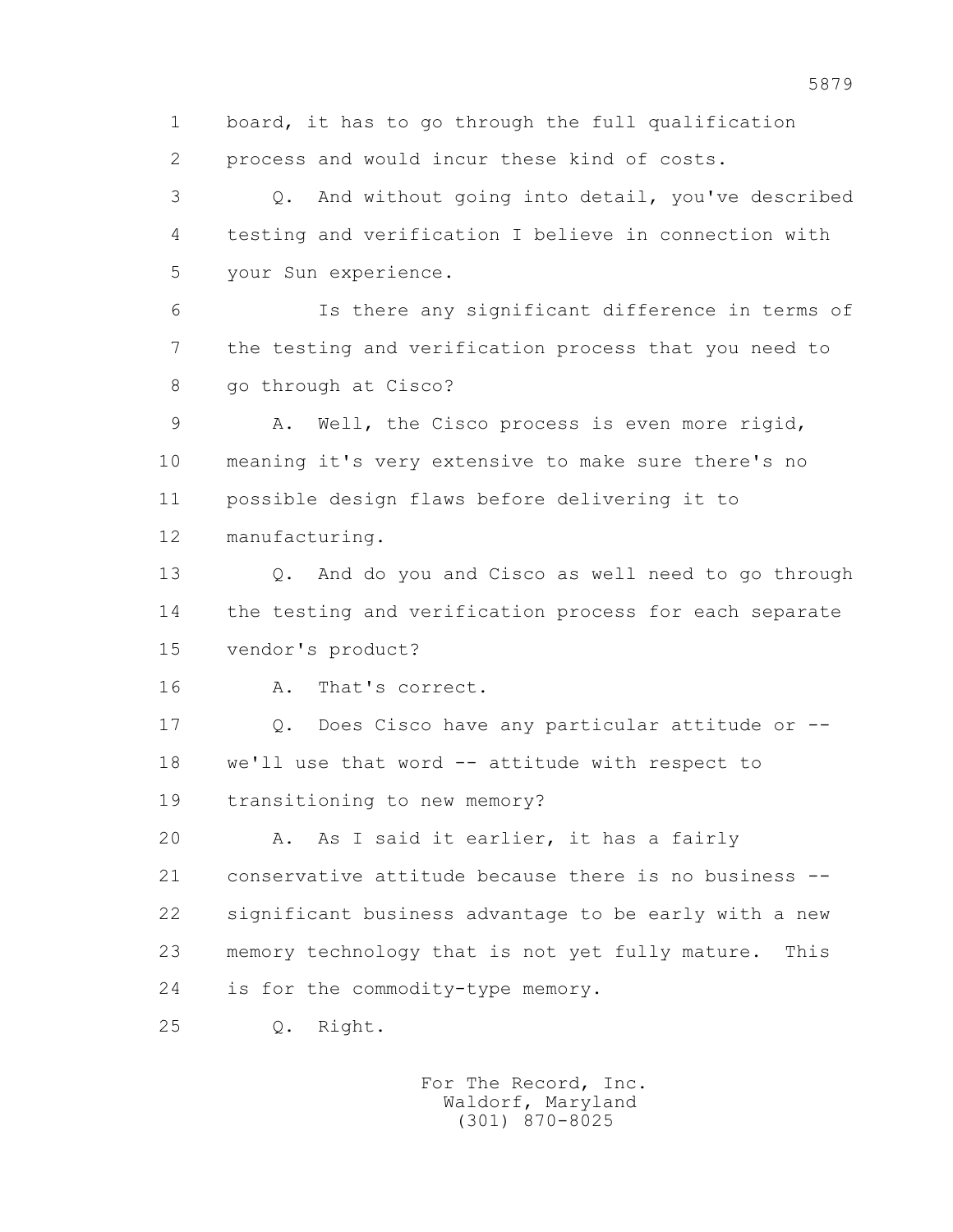board, it has to go through the full qualification process and would incur these kind of costs.

Q. And without going into detail, you've described testing and verification I believe in connection with your Sun experience.

Is there any significant difference in terms of the testing and verification process that you need to go through at Cisco?

A. Well, the Cisco process is even more rigid, meaning it's very extensive to make sure there's no possible design flaws before delivering it to manufacturing.

Q. And do you and Cisco as well need to go through the testing and verification process for each separate vendor's product?

A. That's correct.

Q. Does Cisco have any particular attitude or -- we'll use that word -- attitude with respect to transitioning to new memory?

A. As I said it earlier, it has a fairly conservative attitude because there is no business -- significant business advantage to be early with a new memory technology that is not yet fully mature. This is for the commodity-type memory.

Q. Right.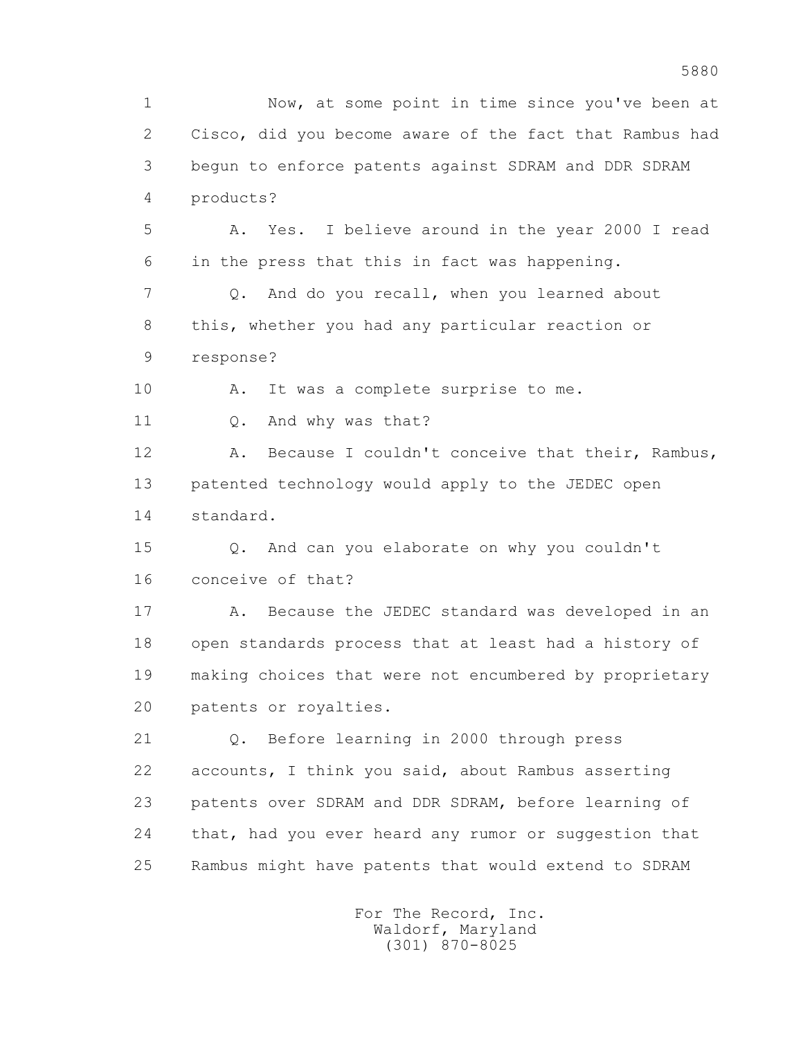1 Now, at some point in time since you've been at
2 Cisco, did you become aware of the fact that Rambus had
3 begun to enforce patents against SDRAM and DDR SDRAM
4 products?

5 A. Yes. I believe around in the year 2000 I read
6 in the press that this in fact was happening.

7 Q. And do you recall, when you learned about
8 this, whether you had any particular reaction or
9 response?

10 A. It was a complete surprise to me.

11 Q. And why was that?

12 A. Because I couldn't conceive that their, Rambus,
13 patented technology would apply to the JEDEC open
14 standard.

15 Q. And can you elaborate on why you couldn't
16 conceive of that?

17 A. Because the JEDEC standard was developed in an
18 open standards process that at least had a history of
19 making choices that were not encumbered by proprietary
20 patents or royalties.

21 Q. Before learning in 2000 through press
22 accounts, I think you said, about Rambus asserting
23 patents over SDRAM and DDR SDRAM, before learning of
24 that, had you ever heard any rumor or suggestion that
25 Rambus might have patents that would extend to SDRAM

For The Record, Inc.
Waldorf, Maryland
(301) 870-8025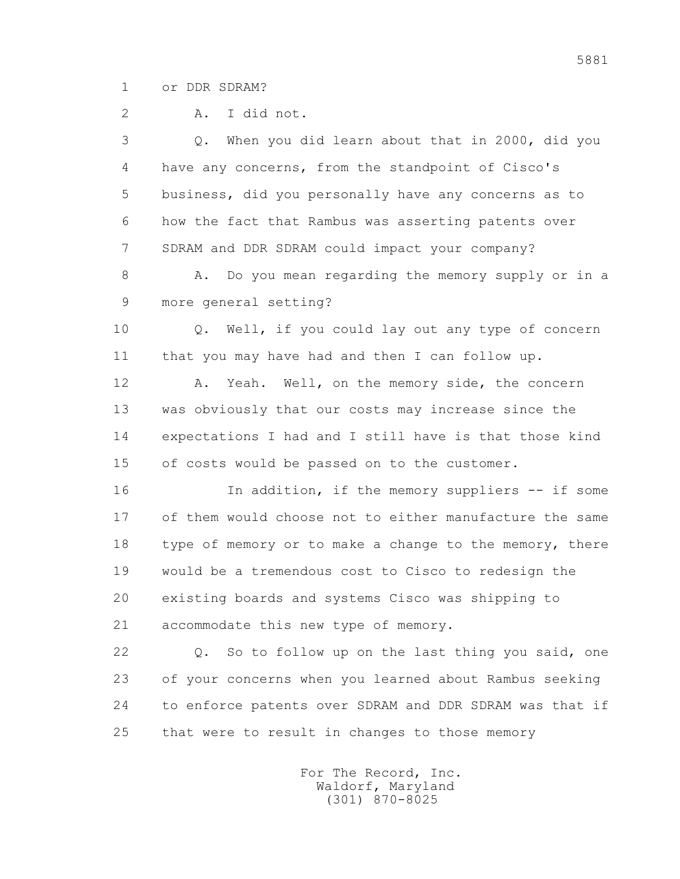1 or DDR SDRAM?

2 A. I did not.

3 Q. When you did learn about that in 2000, did you
4 have any concerns, from the standpoint of Cisco's
5 business, did you personally have any concerns as to
6 how the fact that Rambus was asserting patents over
7 SDRAM and DDR SDRAM could impact your company?

8 A. Do you mean regarding the memory supply or in a
9 more general setting?

10 Q. Well, if you could lay out any type of concern
11 that you may have had and then I can follow up.

12 A. Yeah. Well, on the memory side, the concern
13 was obviously that our costs may increase since the
14 expectations I had and I still have is that those kind
15 of costs would be passed on to the customer.

16 In addition, if the memory suppliers -- if some
17 of them would choose not to either manufacture the same
18 type of memory or to make a change to the memory, there
19 would be a tremendous cost to Cisco to redesign the
20 existing boards and systems Cisco was shipping to
21 accommodate this new type of memory.

22 Q. So to follow up on the last thing you said, one
23 of your concerns when you learned about Rambus seeking
24 to enforce patents over SDRAM and DDR SDRAM was that if
25 that were to result in changes to those memory

For The Record, Inc.
Waldorf, Maryland
(301) 870-8025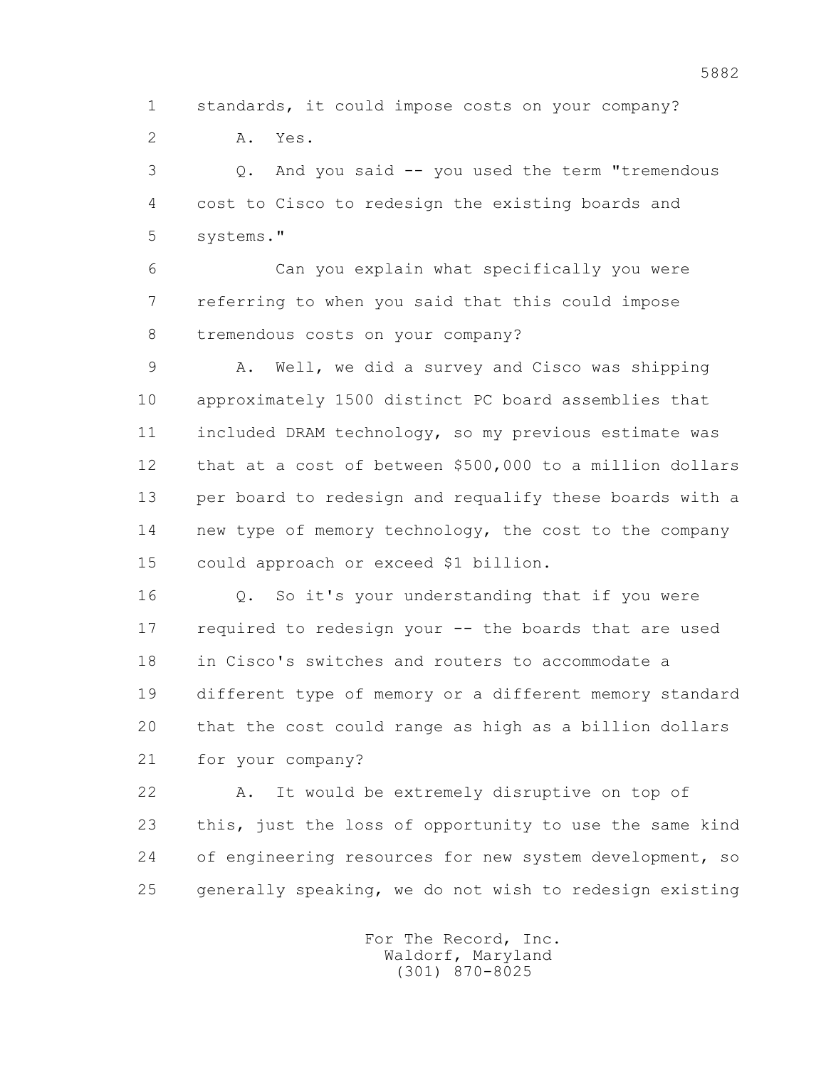1 standards, it could impose costs on your company?

2 A. Yes.

3 Q. And you said -- you used the term "tremendous

4 cost to Cisco to redesign the existing boards and

5 systems."

6 Can you explain what specifically you were

7 referring to when you said that this could impose

8 tremendous costs on your company?

9 A. Well, we did a survey and Cisco was shipping

10 approximately 1500 distinct PC board assemblies that

11 included DRAM technology, so my previous estimate was

12 that at a cost of between $500,000 to a million dollars

13 per board to redesign and requalify these boards with a

14 new type of memory technology, the cost to the company

15 could approach or exceed $1 billion.

16 Q. So it's your understanding that if you were

17 required to redesign your -- the boards that are used

18 in Cisco's switches and routers to accommodate a

19 different type of memory or a different memory standard

20 that the cost could range as high as a billion dollars

21 for your company?

22 A. It would be extremely disruptive on top of

23 this, just the loss of opportunity to use the same kind

24 of engineering resources for new system development, so

25 generally speaking, we do not wish to redesign existing

For The Record, Inc.
Waldorf, Maryland
(301) 870-8025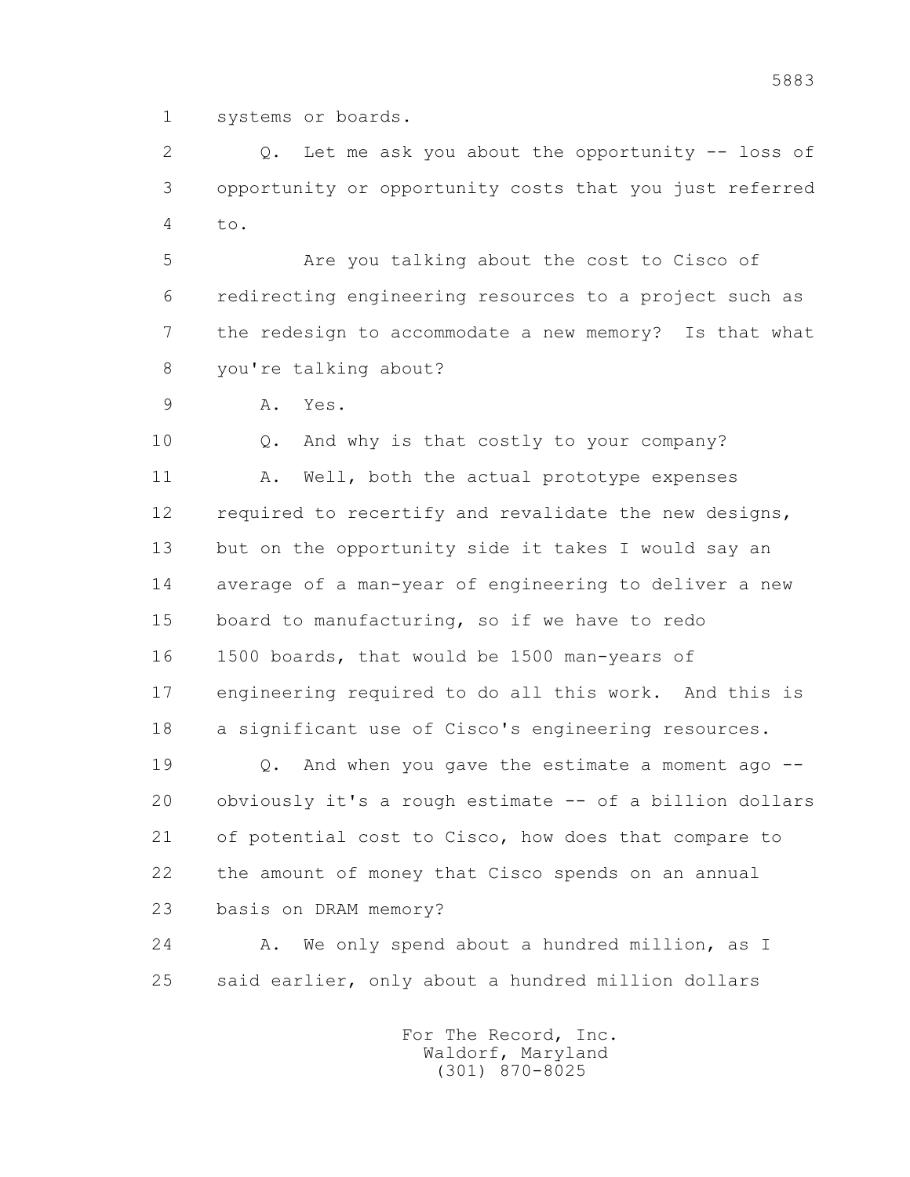1 systems or boards.

2 Q. Let me ask you about the opportunity -- loss of
3 opportunity or opportunity costs that you just referred
4 to.

5 Are you talking about the cost to Cisco of
6 redirecting engineering resources to a project such as
7 the redesign to accommodate a new memory? Is that what
8 you're talking about?

9 A. Yes.

10 Q. And why is that costly to your company?

11 A. Well, both the actual prototype expenses
12 required to recertify and revalidate the new designs,
13 but on the opportunity side it takes I would say an
14 average of a man-year of engineering to deliver a new
15 board to manufacturing, so if we have to redo
16 1500 boards, that would be 1500 man-years of
17 engineering required to do all this work. And this is
18 a significant use of Cisco's engineering resources.

19 Q. And when you gave the estimate a moment ago --
20 obviously it's a rough estimate -- of a billion dollars
21 of potential cost to Cisco, how does that compare to
22 the amount of money that Cisco spends on an annual
23 basis on DRAM memory?

24 A. We only spend about a hundred million, as I
25 said earlier, only about a hundred million dollars

For The Record, Inc.
Waldorf, Maryland
(301) 870-8025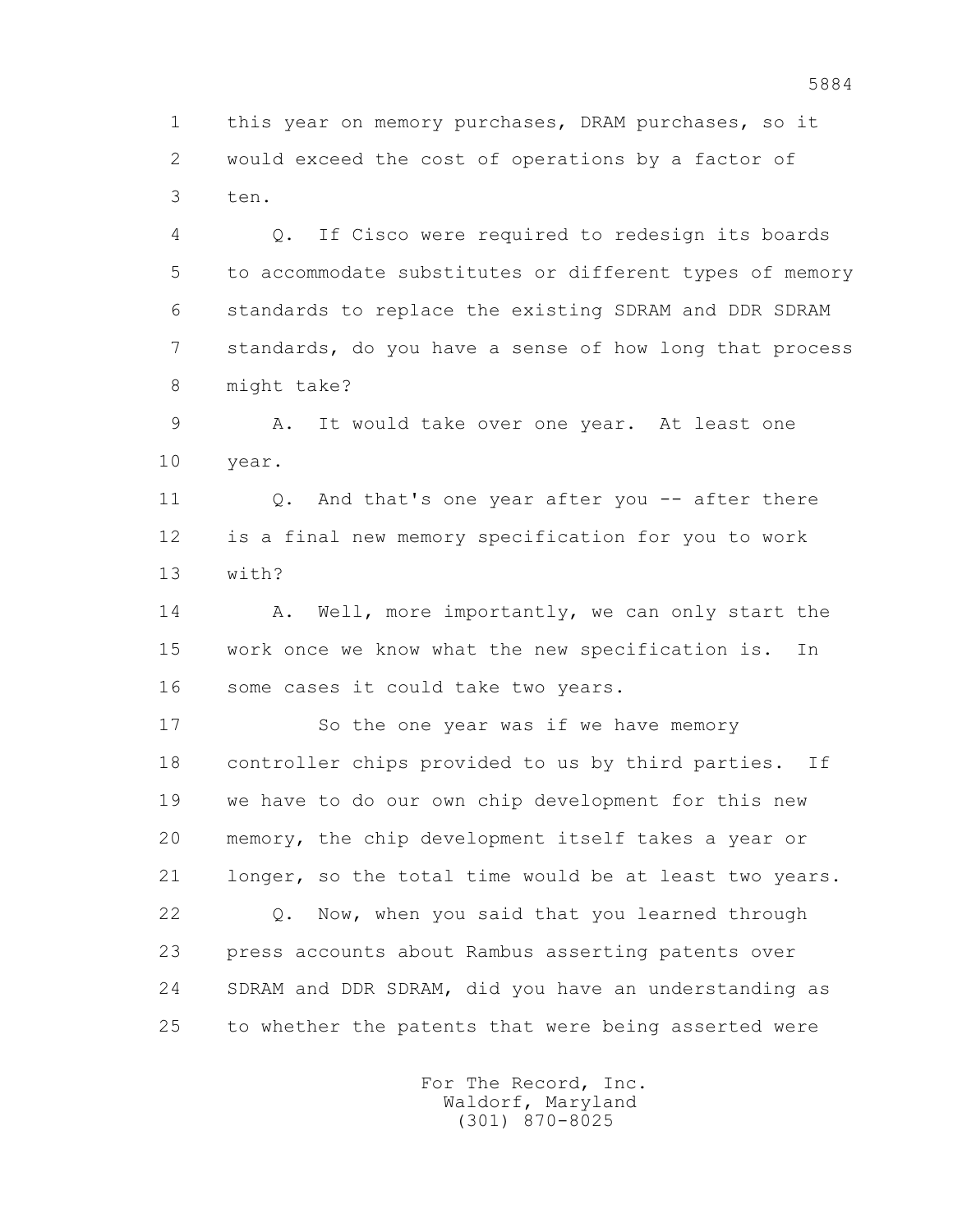this year on memory purchases, DRAM purchases, so it would exceed the cost of operations by a factor of ten.

Q. If Cisco were required to redesign its boards to accommodate substitutes or different types of memory standards to replace the existing SDRAM and DDR SDRAM standards, do you have a sense of how long that process might take?

A. It would take over one year. At least one year.

Q. And that's one year after you -- after there is a final new memory specification for you to work with?

A. Well, more importantly, we can only start the work once we know what the new specification is. In some cases it could take two years.

So the one year was if we have memory controller chips provided to us by third parties. If we have to do our own chip development for this new memory, the chip development itself takes a year or longer, so the total time would be at least two years.

Q. Now, when you said that you learned through press accounts about Rambus asserting patents over SDRAM and DDR SDRAM, did you have an understanding as to whether the patents that were being asserted were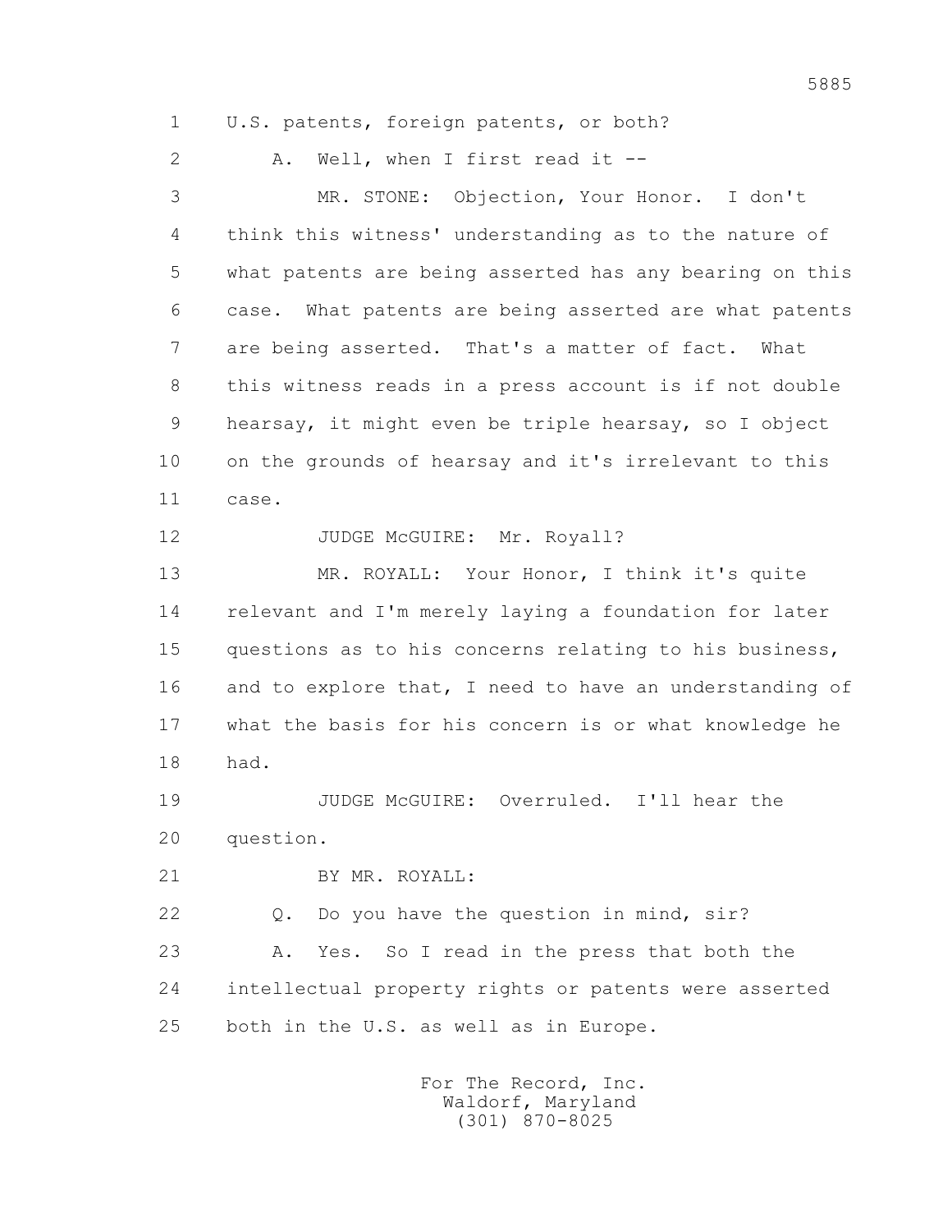1 U.S. patents, foreign patents, or both?

2 A. Well, when I first read it --

3 MR. STONE: Objection, Your Honor. I don't

4 think this witness' understanding as to the nature of

5 what patents are being asserted has any bearing on this

6 case. What patents are being asserted are what patents

7 are being asserted. That's a matter of fact. What

8 this witness reads in a press account is if not double

9 hearsay, it might even be triple hearsay, so I object

10 on the grounds of hearsay and it's irrelevant to this

11 case.

12 JUDGE McGUIRE: Mr. Royall?

13 MR. ROYALL: Your Honor, I think it's quite

14 relevant and I'm merely laying a foundation for later

15 questions as to his concerns relating to his business,

16 and to explore that, I need to have an understanding of

17 what the basis for his concern is or what knowledge he

18 had.

19 JUDGE McGUIRE: Overruled. I'll hear the

20 question.

21 BY MR. ROYALL:

22 Q. Do you have the question in mind, sir?

23 A. Yes. So I read in the press that both the

24 intellectual property rights or patents were asserted

25 both in the U.S. as well as in Europe.

For The Record, Inc.
Waldorf, Maryland
(301) 870-8025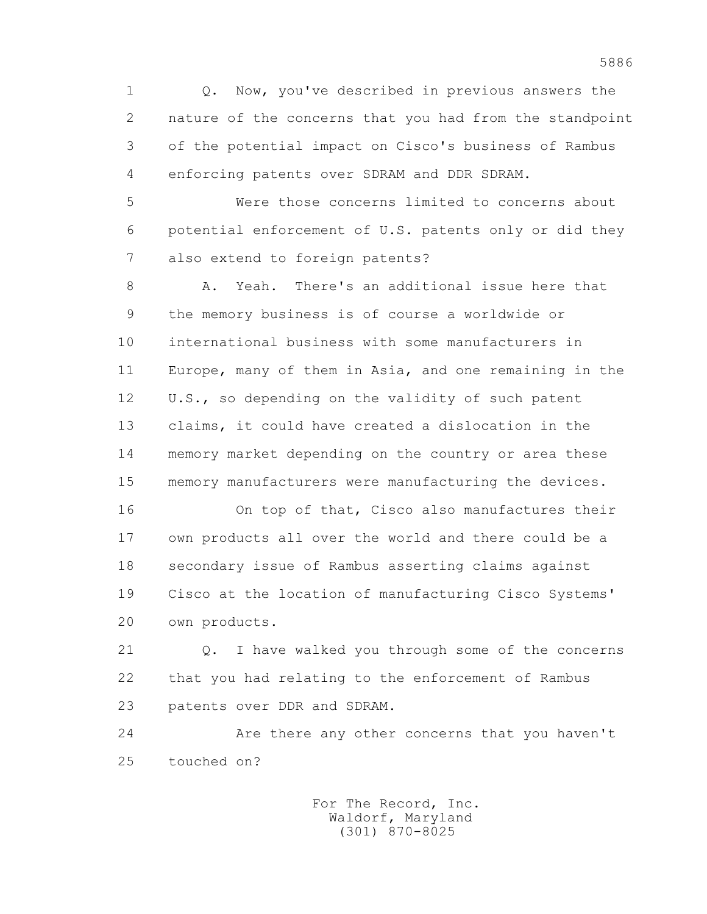Q. Now, you've described in previous answers the nature of the concerns that you had from the standpoint of the potential impact on Cisco's business of Rambus enforcing patents over SDRAM and DDR SDRAM.

Were those concerns limited to concerns about potential enforcement of U.S. patents only or did they also extend to foreign patents?

A. Yeah. There's an additional issue here that the memory business is of course a worldwide or international business with some manufacturers in Europe, many of them in Asia, and one remaining in the U.S., so depending on the validity of such patent claims, it could have created a dislocation in the memory market depending on the country or area these memory manufacturers were manufacturing the devices.

On top of that, Cisco also manufactures their own products all over the world and there could be a secondary issue of Rambus asserting claims against Cisco at the location of manufacturing Cisco Systems' own products.

Q. I have walked you through some of the concerns that you had relating to the enforcement of Rambus patents over DDR and SDRAM.

Are there any other concerns that you haven't touched on?

For The Record, Inc.
Waldorf, Maryland
(301) 870-8025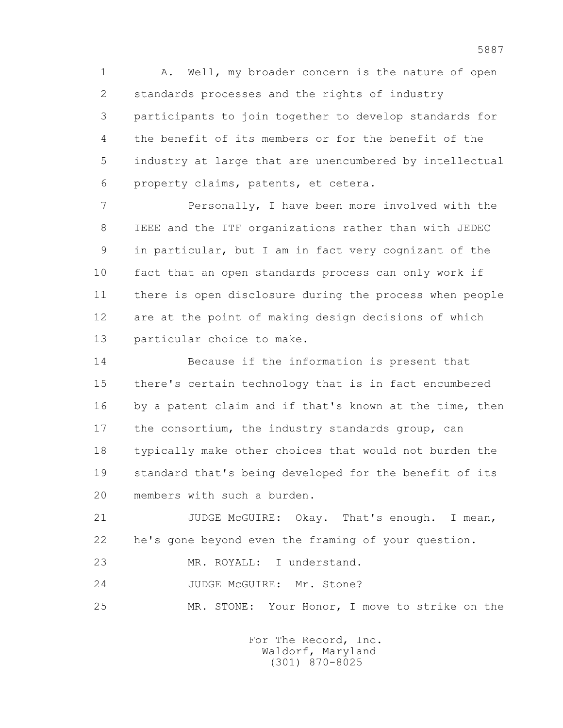A. Well, my broader concern is the nature of open standards processes and the rights of industry participants to join together to develop standards for the benefit of its members or for the benefit of the industry at large that are unencumbered by intellectual property claims, patents, et cetera.

Personally, I have been more involved with the IEEE and the ITF organizations rather than with JEDEC in particular, but I am in fact very cognizant of the fact that an open standards process can only work if there is open disclosure during the process when people are at the point of making design decisions of which particular choice to make.

Because if the information is present that there's certain technology that is in fact encumbered by a patent claim and if that's known at the time, then the consortium, the industry standards group, can typically make other choices that would not burden the standard that's being developed for the benefit of its members with such a burden.

JUDGE McGUIRE: Okay. That's enough. I mean, he's gone beyond even the framing of your question.

MR. ROYALL: I understand.

JUDGE McGUIRE: Mr. Stone?

MR. STONE: Your Honor, I move to strike on the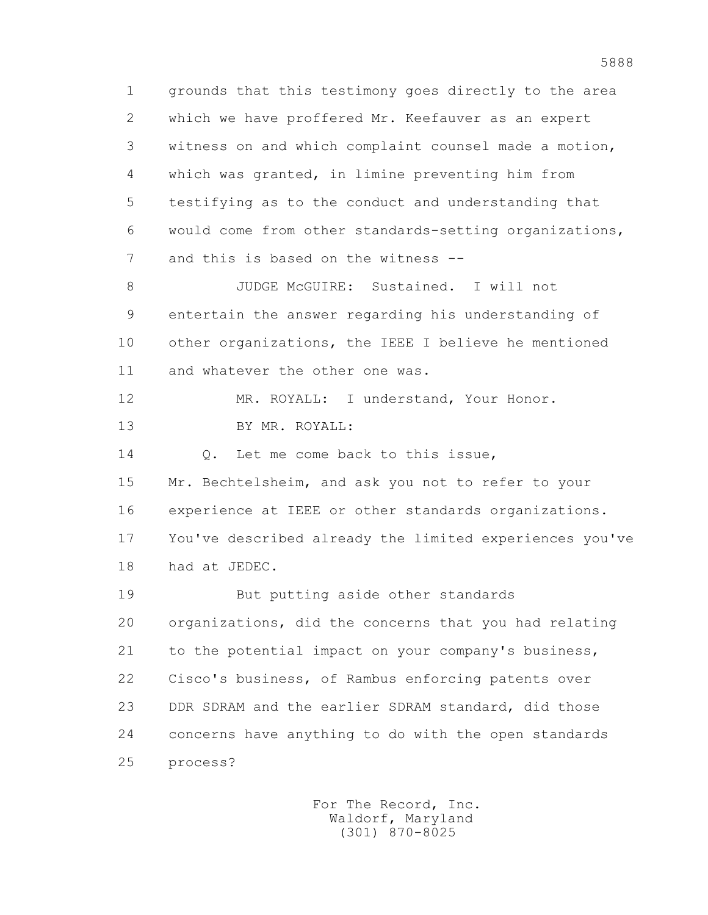grounds that this testimony goes directly to the area which we have proffered Mr. Keefauver as an expert witness on and which complaint counsel made a motion, which was granted, in limine preventing him from testifying as to the conduct and understanding that would come from other standards-setting organizations, and this is based on the witness --

JUDGE McGUIRE: Sustained. I will not entertain the answer regarding his understanding of other organizations, the IEEE I believe he mentioned and whatever the other one was.

MR. ROYALL: I understand, Your Honor.

BY MR. ROYALL:

Q. Let me come back to this issue, Mr. Bechtelsheim, and ask you not to refer to your experience at IEEE or other standards organizations. You've described already the limited experiences you've had at JEDEC.

But putting aside other standards organizations, did the concerns that you had relating to the potential impact on your company's business, Cisco's business, of Rambus enforcing patents over DDR SDRAM and the earlier SDRAM standard, did those concerns have anything to do with the open standards process?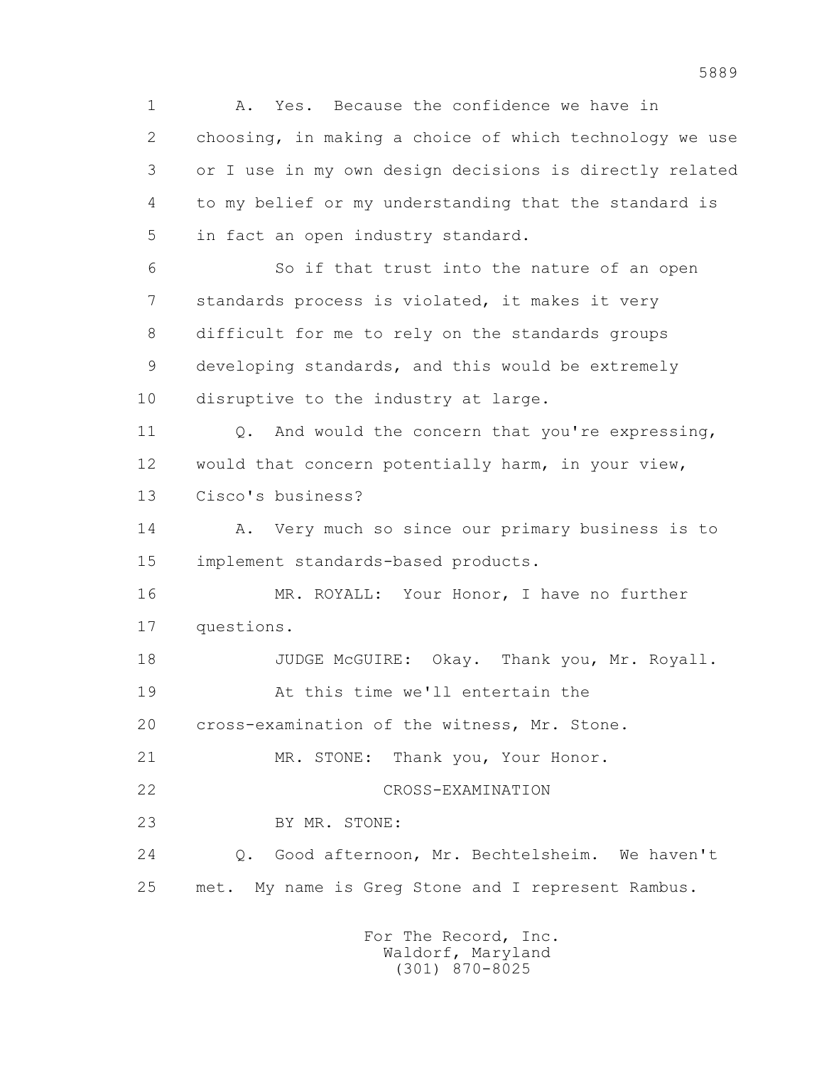A. Yes. Because the confidence we have in choosing, in making a choice of which technology we use or I use in my own design decisions is directly related to my belief or my understanding that the standard is in fact an open industry standard.

So if that trust into the nature of an open standards process is violated, it makes it very difficult for me to rely on the standards groups developing standards, and this would be extremely disruptive to the industry at large.

Q. And would the concern that you're expressing, would that concern potentially harm, in your view, Cisco's business?

A. Very much so since our primary business is to implement standards-based products.

MR. ROYALL: Your Honor, I have no further questions.

JUDGE McGUIRE: Okay. Thank you, Mr. Royall.

At this time we'll entertain the cross-examination of the witness, Mr. Stone.

MR. STONE: Thank you, Your Honor.

CROSS-EXAMINATION

BY MR. STONE:

Q. Good afternoon, Mr. Bechtelsheim. We haven't met. My name is Greg Stone and I represent Rambus.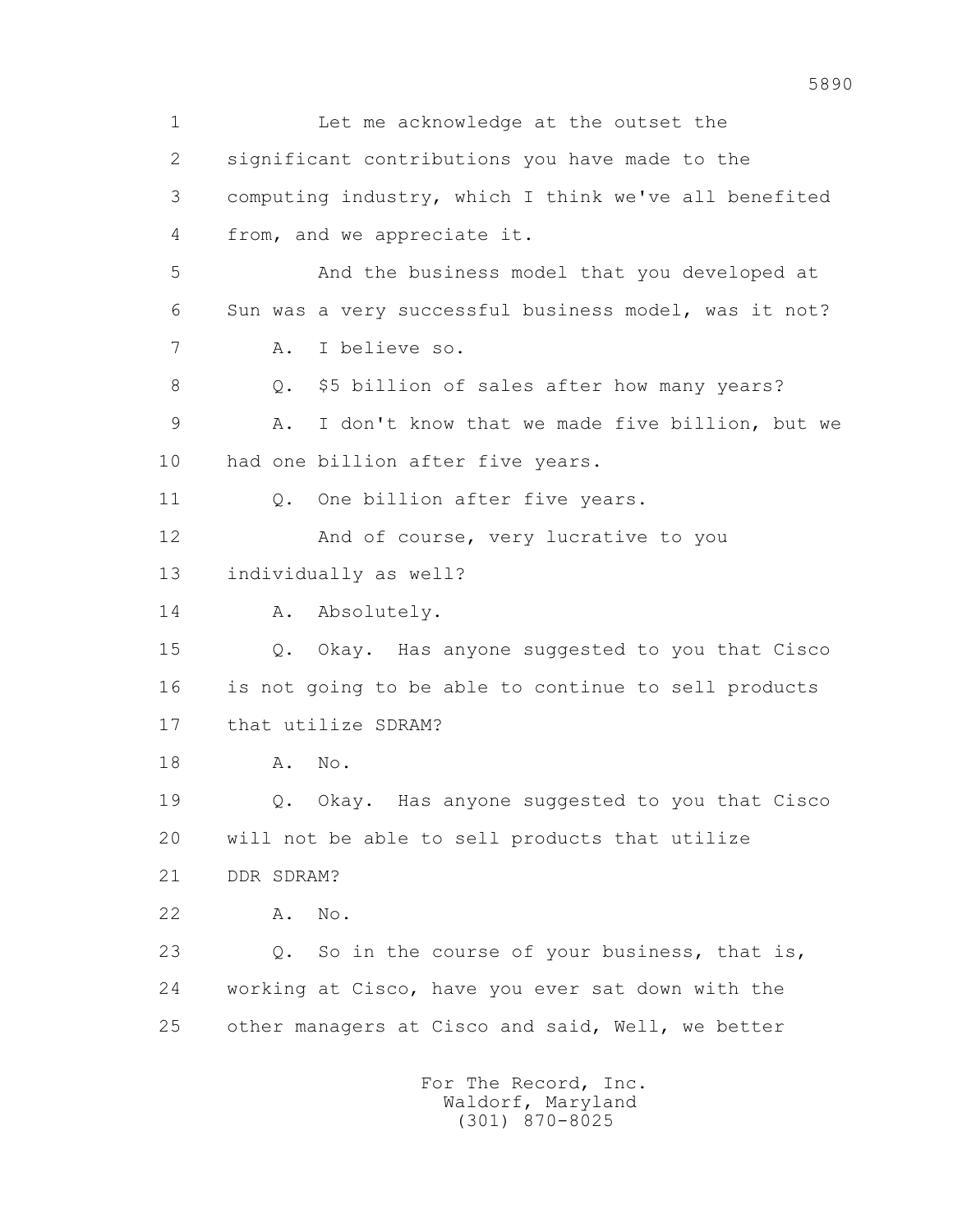1 Let me acknowledge at the outset the
2 significant contributions you have made to the
3 computing industry, which I think we've all benefited
4 from, and we appreciate it.
5 And the business model that you developed at
6 Sun was a very successful business model, was it not?
7 A. I believe so.
8 Q. $5 billion of sales after how many years?
9 A. I don't know that we made five billion, but we
10 had one billion after five years.
11 Q. One billion after five years.
12 And of course, very lucrative to you
13 individually as well?
14 A. Absolutely.
15 Q. Okay. Has anyone suggested to you that Cisco
16 is not going to be able to continue to sell products
17 that utilize SDRAM?
18 A. No.
19 Q. Okay. Has anyone suggested to you that Cisco
20 will not be able to sell products that utilize
21 DDR SDRAM?
22 A. No.
23 Q. So in the course of your business, that is,
24 working at Cisco, have you ever sat down with the
25 other managers at Cisco and said, Well, we better

For The Record, Inc.
Waldorf, Maryland
(301) 870-8025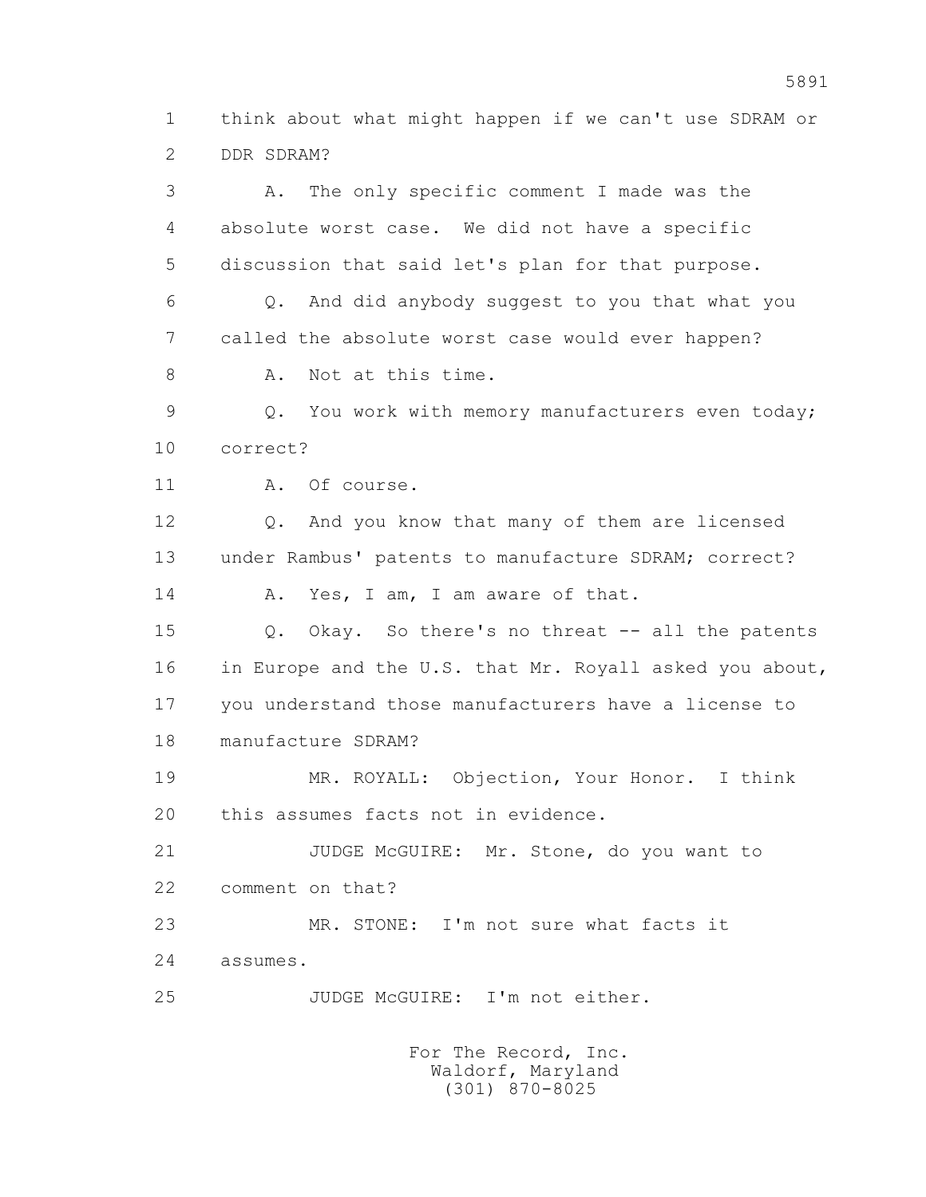think about what might happen if we can't use SDRAM or DDR SDRAM?

A. The only specific comment I made was the absolute worst case. We did not have a specific discussion that said let's plan for that purpose.

Q. And did anybody suggest to you that what you called the absolute worst case would ever happen?

A. Not at this time.

Q. You work with memory manufacturers even today; correct?

A. Of course.

Q. And you know that many of them are licensed under Rambus' patents to manufacture SDRAM; correct?

A. Yes, I am, I am aware of that.

Q. Okay. So there's no threat -- all the patents in Europe and the U.S. that Mr. Royall asked you about, you understand those manufacturers have a license to manufacture SDRAM?

MR. ROYALL: Objection, Your Honor. I think this assumes facts not in evidence.

JUDGE McGUIRE: Mr. Stone, do you want to comment on that?

MR. STONE: I'm not sure what facts it assumes.

JUDGE McGUIRE: I'm not either.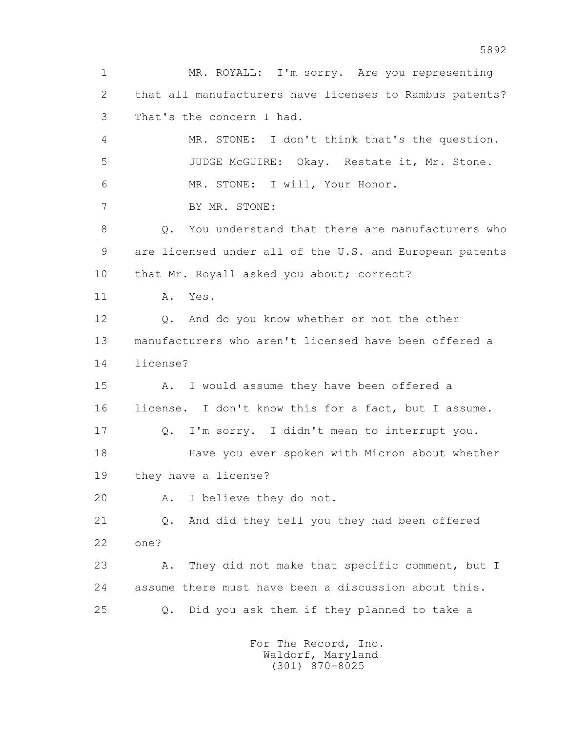1 MR. ROYALL: I'm sorry. Are you representing
2 that all manufacturers have licenses to Rambus patents?
3 That's the concern I had.
4 MR. STONE: I don't think that's the question.
5 JUDGE McGUIRE: Okay. Restate it, Mr. Stone.
6 MR. STONE: I will, Your Honor.
7 BY MR. STONE:
8 Q. You understand that there are manufacturers who
9 are licensed under all of the U.S. and European patents
10 that Mr. Royall asked you about; correct?
11 A. Yes.
12 Q. And do you know whether or not the other
13 manufacturers who aren't licensed have been offered a
14 license?
15 A. I would assume they have been offered a
16 license. I don't know this for a fact, but I assume.
17 Q. I'm sorry. I didn't mean to interrupt you.
18 Have you ever spoken with Micron about whether
19 they have a license?
20 A. I believe they do not.
21 Q. And did they tell you they had been offered
22 one?
23 A. They did not make that specific comment, but I
24 assume there must have been a discussion about this.
25 Q. Did you ask them if they planned to take a

For The Record, Inc.
Waldorf, Maryland
(301) 870-8025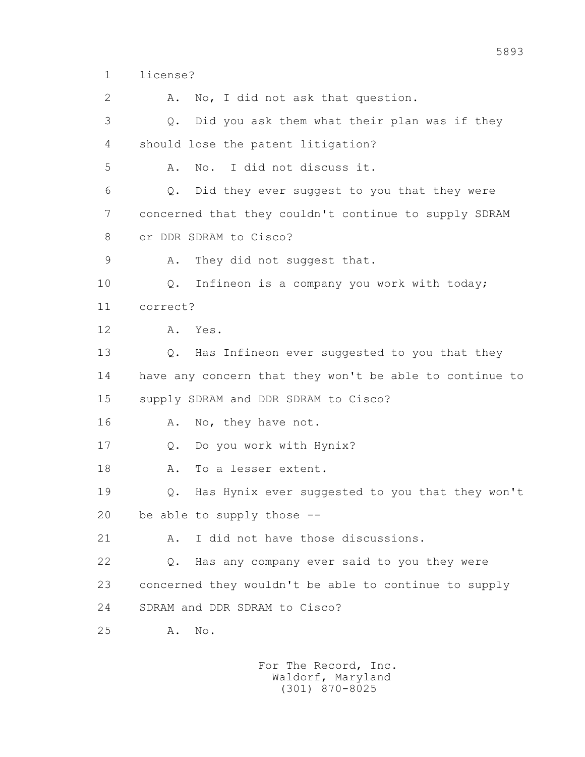1 license?

2 A. No, I did not ask that question.

3 Q. Did you ask them what their plan was if they

4 should lose the patent litigation?

5 A. No. I did not discuss it.

6 Q. Did they ever suggest to you that they were

7 concerned that they couldn't continue to supply SDRAM

8 or DDR SDRAM to Cisco?

9 A. They did not suggest that.

10 Q. Infineon is a company you work with today;

11 correct?

12 A. Yes.

13 Q. Has Infineon ever suggested to you that they

14 have any concern that they won't be able to continue to

15 supply SDRAM and DDR SDRAM to Cisco?

16 A. No, they have not.

17 Q. Do you work with Hynix?

18 A. To a lesser extent.

19 Q. Has Hynix ever suggested to you that they won't

20 be able to supply those --

21 A. I did not have those discussions.

22 Q. Has any company ever said to you they were

23 concerned they wouldn't be able to continue to supply

24 SDRAM and DDR SDRAM to Cisco?

25 A. No.

For The Record, Inc.
Waldorf, Maryland
(301) 870-8025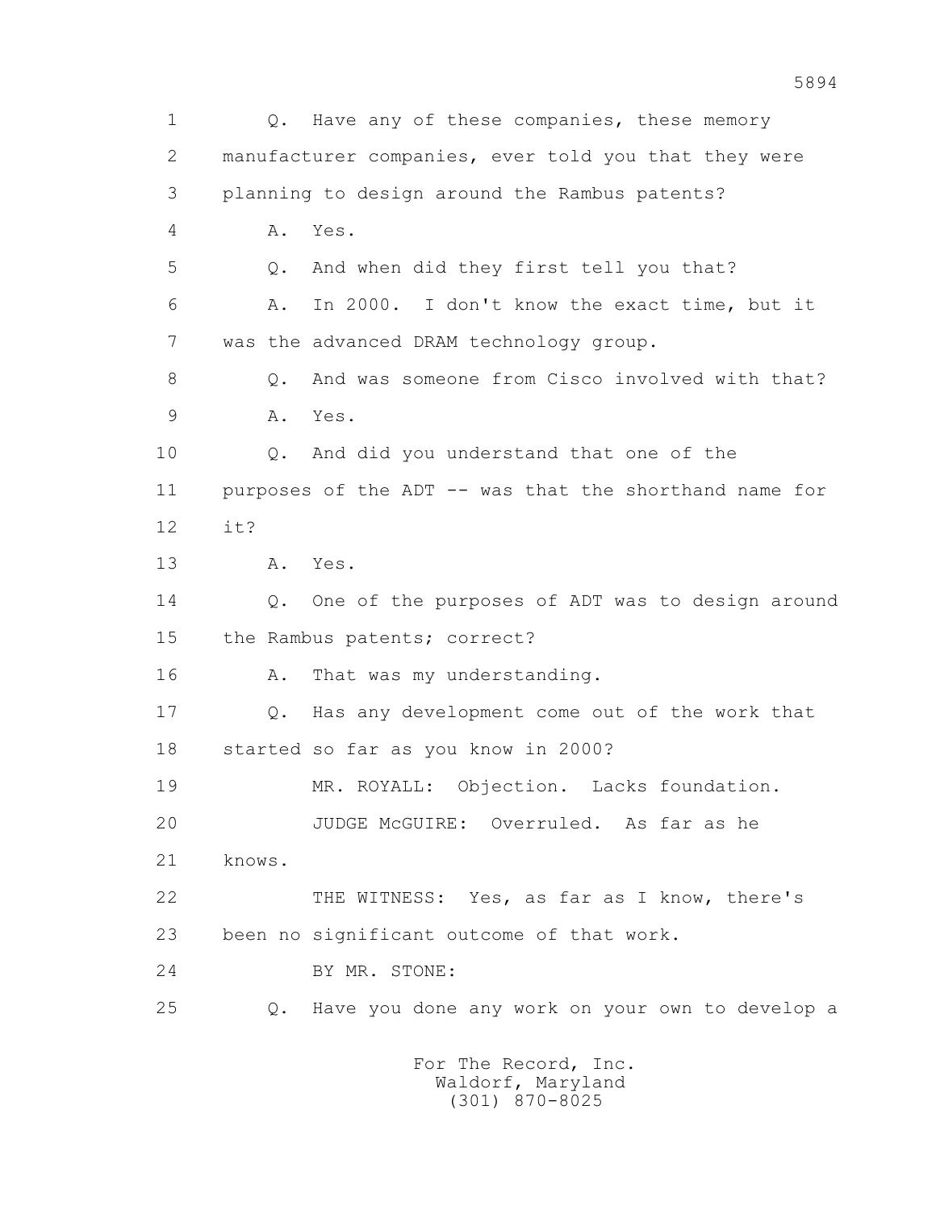1 Q. Have any of these companies, these memory
2 manufacturer companies, ever told you that they were
3 planning to design around the Rambus patents?
4 A. Yes.
5 Q. And when did they first tell you that?
6 A. In 2000. I don't know the exact time, but it
7 was the advanced DRAM technology group.
8 Q. And was someone from Cisco involved with that?
9 A. Yes.
10 Q. And did you understand that one of the
11 purposes of the ADT -- was that the shorthand name for
12 it?
13 A. Yes.
14 Q. One of the purposes of ADT was to design around
15 the Rambus patents; correct?
16 A. That was my understanding.
17 Q. Has any development come out of the work that
18 started so far as you know in 2000?
19 MR. ROYALL: Objection. Lacks foundation.
20 JUDGE McGUIRE: Overruled. As far as he
21 knows.
22 THE WITNESS: Yes, as far as I know, there's
23 been no significant outcome of that work.
24 BY MR. STONE:
25 Q. Have you done any work on your own to develop a

For The Record, Inc.
Waldorf, Maryland
(301) 870-8025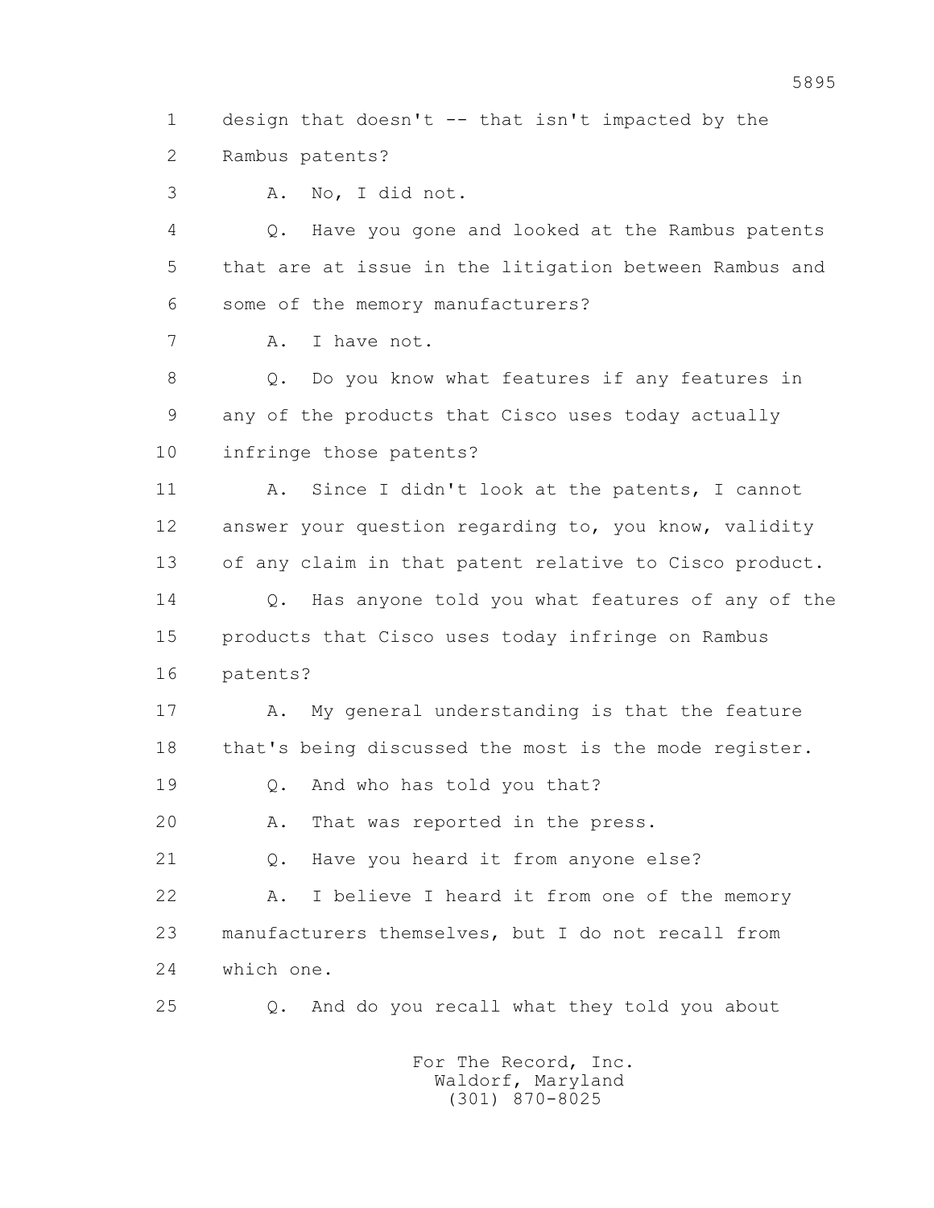1 design that doesn't -- that isn't impacted by the
2 Rambus patents?
3 A. No, I did not.
4 Q. Have you gone and looked at the Rambus patents
5 that are at issue in the litigation between Rambus and
6 some of the memory manufacturers?
7 A. I have not.
8 Q. Do you know what features if any features in
9 any of the products that Cisco uses today actually
10 infringe those patents?
11 A. Since I didn't look at the patents, I cannot
12 answer your question regarding to, you know, validity
13 of any claim in that patent relative to Cisco product.
14 Q. Has anyone told you what features of any of the
15 products that Cisco uses today infringe on Rambus
16 patents?
17 A. My general understanding is that the feature
18 that's being discussed the most is the mode register.
19 Q. And who has told you that?
20 A. That was reported in the press.
21 Q. Have you heard it from anyone else?
22 A. I believe I heard it from one of the memory
23 manufacturers themselves, but I do not recall from
24 which one.
25 Q. And do you recall what they told you about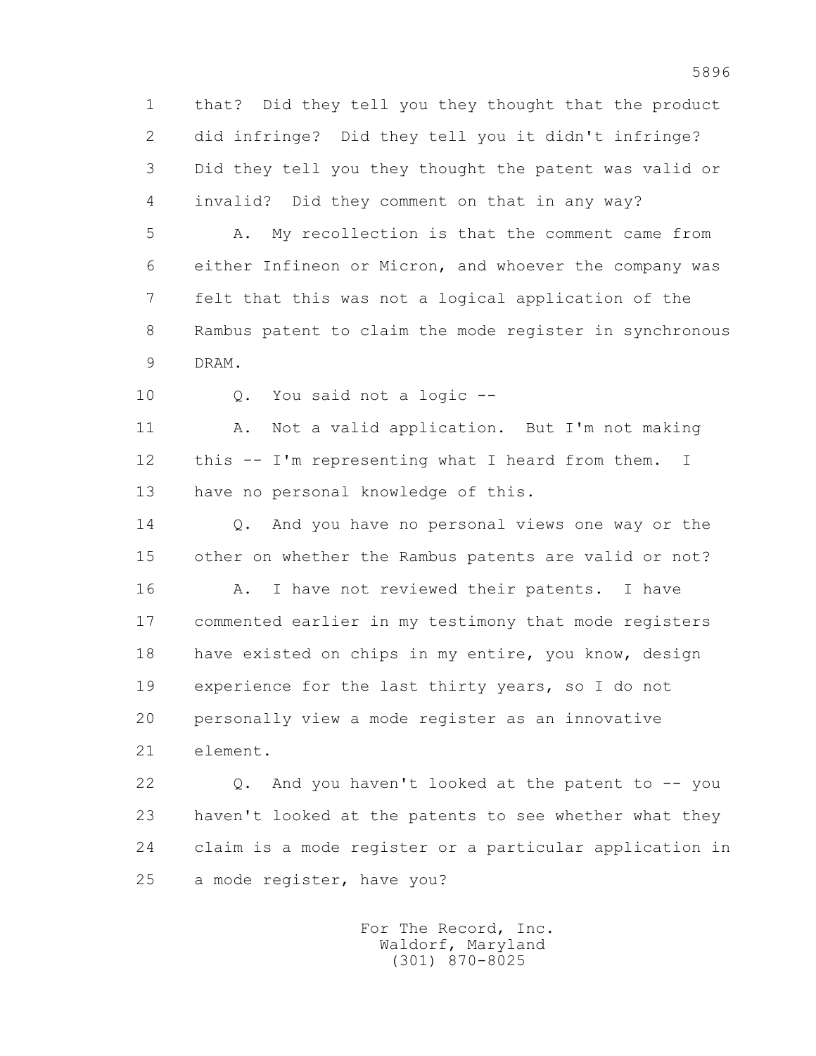1 that? Did they tell you they thought that the product
2 did infringe? Did they tell you it didn't infringe?
3 Did they tell you they thought the patent was valid or
4 invalid? Did they comment on that in any way?
5 A. My recollection is that the comment came from
6 either Infineon or Micron, and whoever the company was
7 felt that this was not a logical application of the
8 Rambus patent to claim the mode register in synchronous
9 DRAM.
10 Q. You said not a logic --
11 A. Not a valid application. But I'm not making
12 this -- I'm representing what I heard from them. I
13 have no personal knowledge of this.
14 Q. And you have no personal views one way or the
15 other on whether the Rambus patents are valid or not?
16 A. I have not reviewed their patents. I have
17 commented earlier in my testimony that mode registers
18 have existed on chips in my entire, you know, design
19 experience for the last thirty years, so I do not
20 personally view a mode register as an innovative
21 element.
22 Q. And you haven't looked at the patent to -- you
23 haven't looked at the patents to see whether what they
24 claim is a mode register or a particular application in
25 a mode register, have you?

For The Record, Inc.
Waldorf, Maryland
(301) 870-8025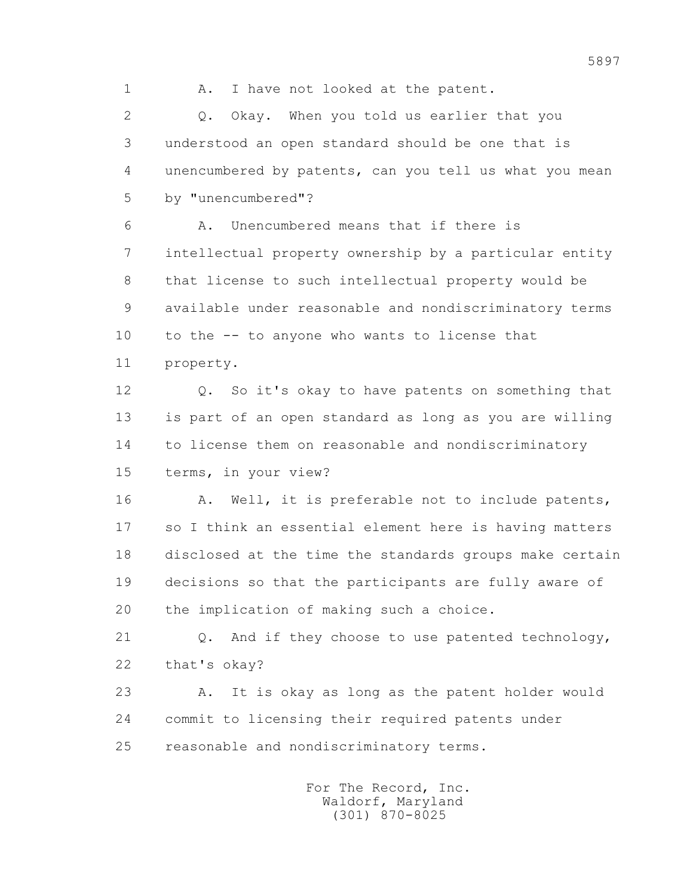A. I have not looked at the patent.

Q. Okay. When you told us earlier that you understood an open standard should be one that is unencumbered by patents, can you tell us what you mean by "unencumbered"?

A. Unencumbered means that if there is intellectual property ownership by a particular entity that license to such intellectual property would be available under reasonable and nondiscriminatory terms to the -- to anyone who wants to license that property.

Q. So it's okay to have patents on something that is part of an open standard as long as you are willing to license them on reasonable and nondiscriminatory terms, in your view?

A. Well, it is preferable not to include patents, so I think an essential element here is having matters disclosed at the time the standards groups make certain decisions so that the participants are fully aware of the implication of making such a choice.

Q. And if they choose to use patented technology, that's okay?

A. It is okay as long as the patent holder would commit to licensing their required patents under reasonable and nondiscriminatory terms.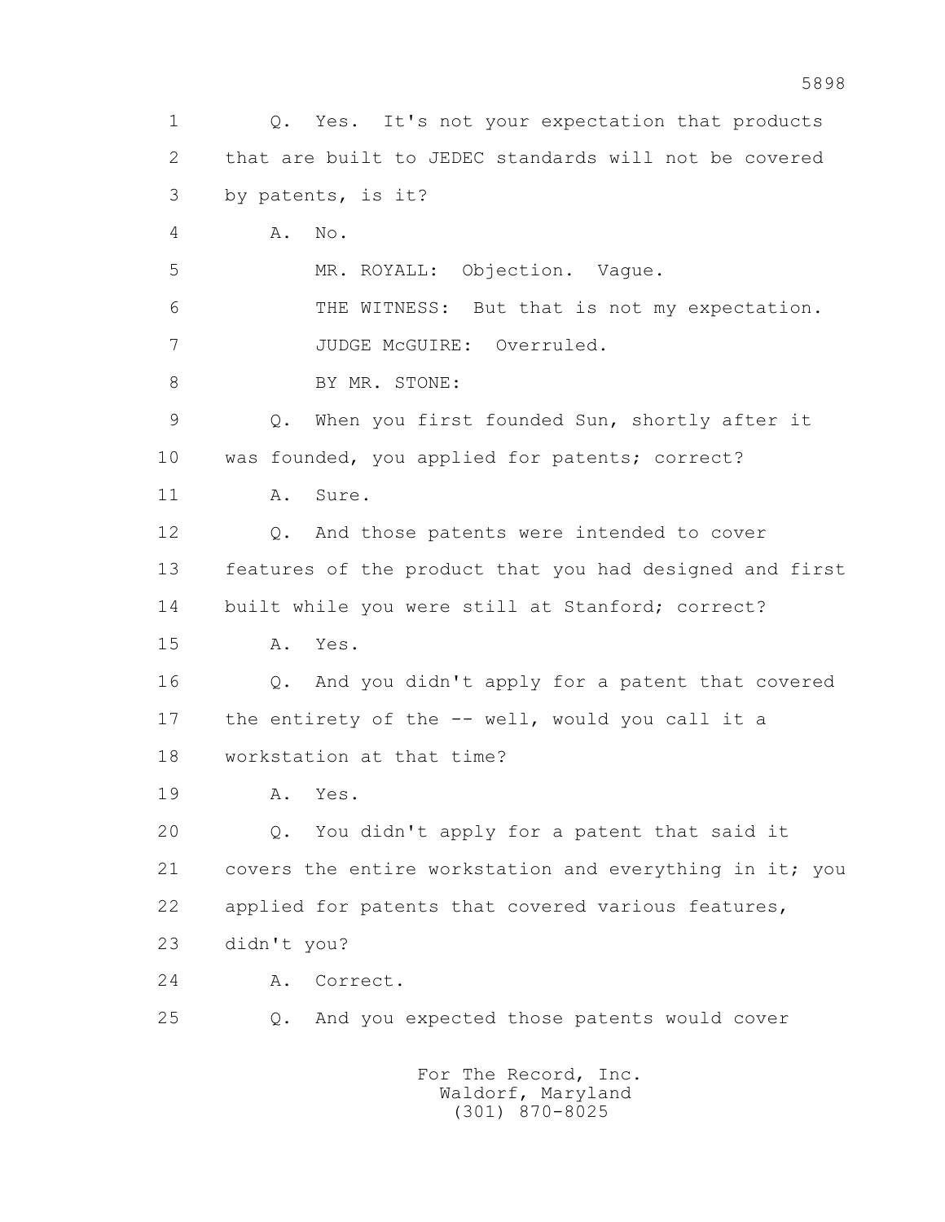1 Q. Yes. It's not your expectation that products
2 that are built to JEDEC standards will not be covered
3 by patents, is it?
4 A. No.
5 MR. ROYALL: Objection. Vague.
6 THE WITNESS: But that is not my expectation.
7 JUDGE McGUIRE: Overruled.
8 BY MR. STONE:
9 Q. When you first founded Sun, shortly after it
10 was founded, you applied for patents; correct?
11 A. Sure.
12 Q. And those patents were intended to cover
13 features of the product that you had designed and first
14 built while you were still at Stanford; correct?
15 A. Yes.
16 Q. And you didn't apply for a patent that covered
17 the entirety of the -- well, would you call it a
18 workstation at that time?
19 A. Yes.
20 Q. You didn't apply for a patent that said it
21 covers the entire workstation and everything in it; you
22 applied for patents that covered various features,
23 didn't you?
24 A. Correct.
25 Q. And you expected those patents would cover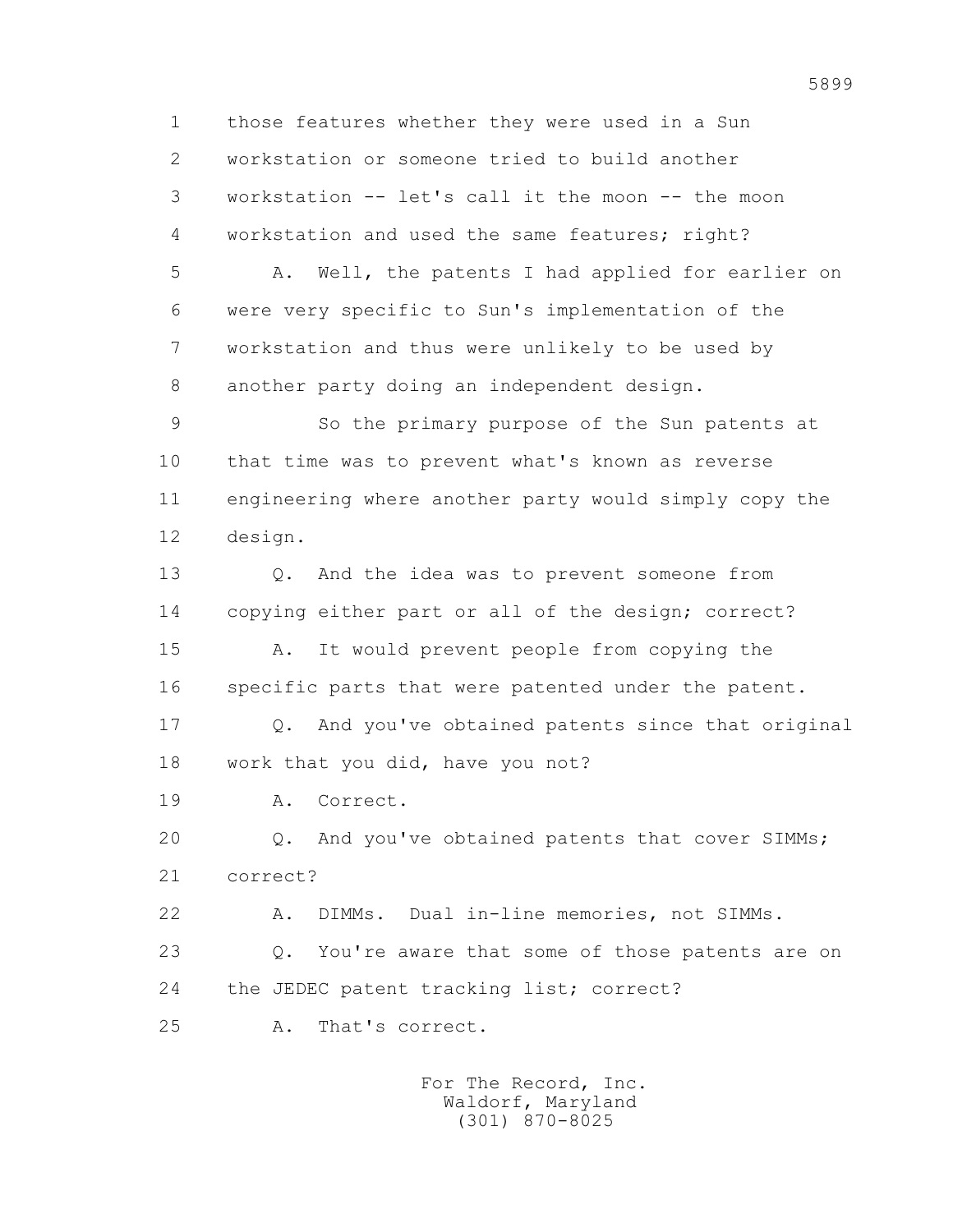1 those features whether they were used in a Sun
2 workstation or someone tried to build another
3 workstation -- let's call it the moon -- the moon
4 workstation and used the same features; right?
5 A. Well, the patents I had applied for earlier on
6 were very specific to Sun's implementation of the
7 workstation and thus were unlikely to be used by
8 another party doing an independent design.
9 So the primary purpose of the Sun patents at
10 that time was to prevent what's known as reverse
11 engineering where another party would simply copy the
12 design.
13 Q. And the idea was to prevent someone from
14 copying either part or all of the design; correct?
15 A. It would prevent people from copying the
16 specific parts that were patented under the patent.
17 Q. And you've obtained patents since that original
18 work that you did, have you not?
19 A. Correct.
20 Q. And you've obtained patents that cover SIMMs;
21 correct?
22 A. DIMMs. Dual in-line memories, not SIMMs.
23 Q. You're aware that some of those patents are on
24 the JEDEC patent tracking list; correct?
25 A. That's correct.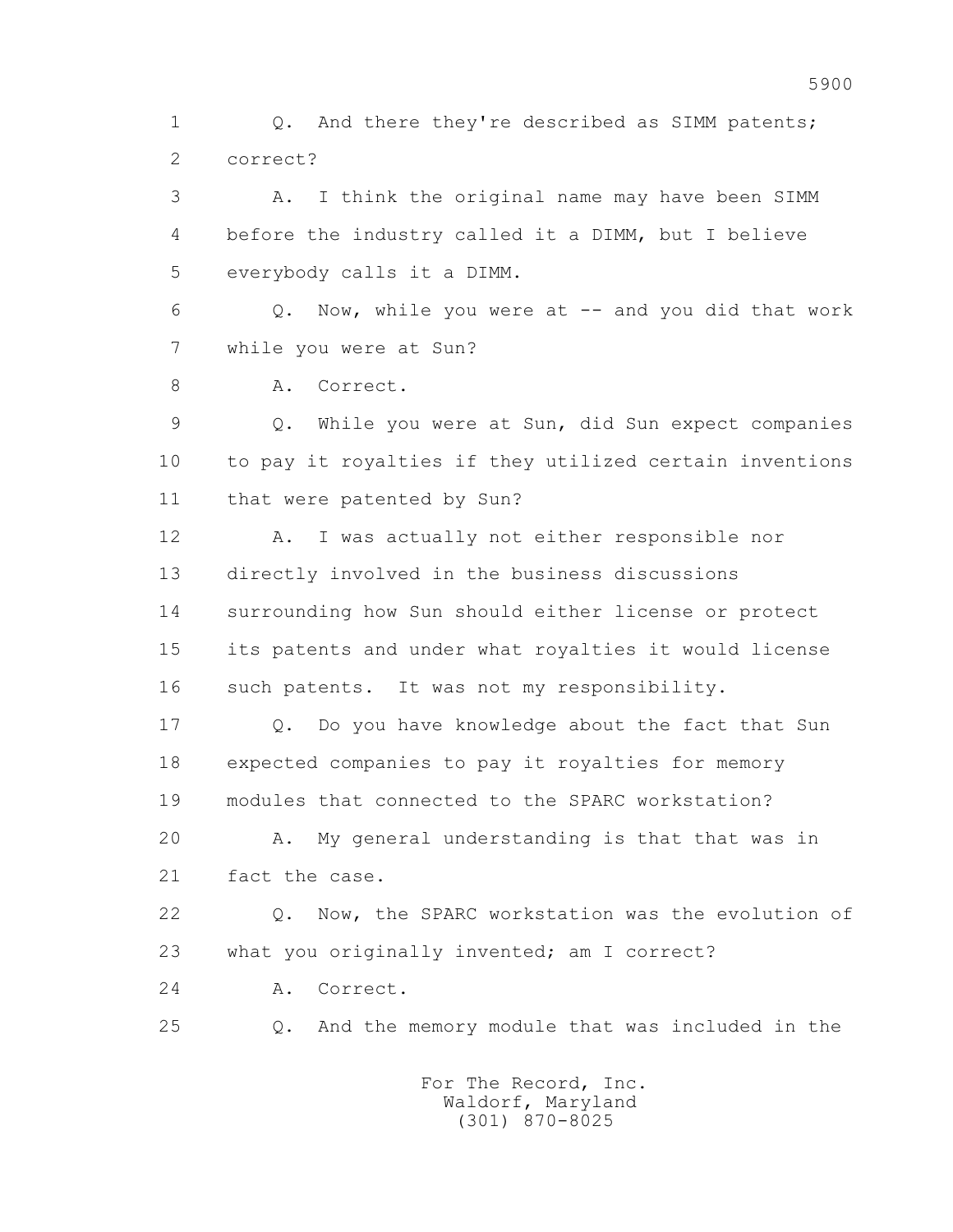1 Q. And there they're described as SIMM patents;
2 correct?
3 A. I think the original name may have been SIMM
4 before the industry called it a DIMM, but I believe
5 everybody calls it a DIMM.
6 Q. Now, while you were at -- and you did that work
7 while you were at Sun?
8 A. Correct.
9 Q. While you were at Sun, did Sun expect companies
10 to pay it royalties if they utilized certain inventions
11 that were patented by Sun?
12 A. I was actually not either responsible nor
13 directly involved in the business discussions
14 surrounding how Sun should either license or protect
15 its patents and under what royalties it would license
16 such patents. It was not my responsibility.
17 Q. Do you have knowledge about the fact that Sun
18 expected companies to pay it royalties for memory
19 modules that connected to the SPARC workstation?
20 A. My general understanding is that that was in
21 fact the case.
22 Q. Now, the SPARC workstation was the evolution of
23 what you originally invented; am I correct?
24 A. Correct.
25 Q. And the memory module that was included in the

For The Record, Inc.
Waldorf, Maryland
(301) 870-8025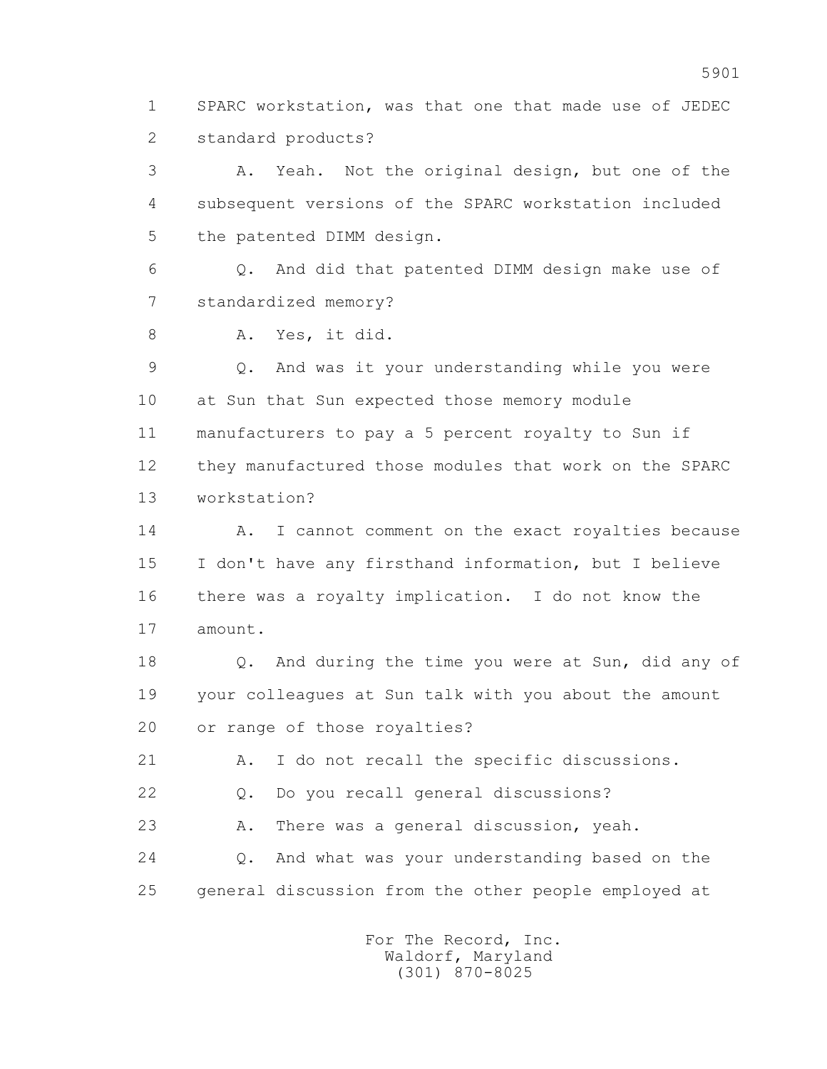1 SPARC workstation, was that one that made use of JEDEC
2 standard products?

3 A. Yeah. Not the original design, but one of the
4 subsequent versions of the SPARC workstation included
5 the patented DIMM design.

6 Q. And did that patented DIMM design make use of
7 standardized memory?

8 A. Yes, it did.

9 Q. And was it your understanding while you were
10 at Sun that Sun expected those memory module
11 manufacturers to pay a 5 percent royalty to Sun if
12 they manufactured those modules that work on the SPARC
13 workstation?

14 A. I cannot comment on the exact royalties because
15 I don't have any firsthand information, but I believe
16 there was a royalty implication. I do not know the
17 amount.

18 Q. And during the time you were at Sun, did any of
19 your colleagues at Sun talk with you about the amount
20 or range of those royalties?

21 A. I do not recall the specific discussions.

22 Q. Do you recall general discussions?

23 A. There was a general discussion, yeah.

24 Q. And what was your understanding based on the
25 general discussion from the other people employed at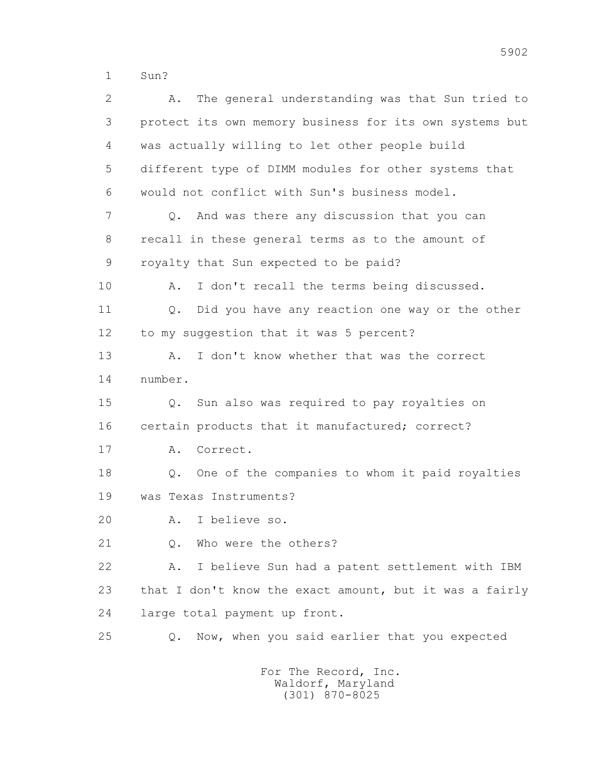1 Sun?

2 A. The general understanding was that Sun tried to
3 protect its own memory business for its own systems but
4 was actually willing to let other people build
5 different type of DIMM modules for other systems that
6 would not conflict with Sun's business model.

7 Q. And was there any discussion that you can
8 recall in these general terms as to the amount of
9 royalty that Sun expected to be paid?

10 A. I don't recall the terms being discussed.

11 Q. Did you have any reaction one way or the other
12 to my suggestion that it was 5 percent?

13 A. I don't know whether that was the correct
14 number.

15 Q. Sun also was required to pay royalties on
16 certain products that it manufactured; correct?

17 A. Correct.

18 Q. One of the companies to whom it paid royalties
19 was Texas Instruments?

20 A. I believe so.

21 Q. Who were the others?

22 A. I believe Sun had a patent settlement with IBM
23 that I don't know the exact amount, but it was a fairly
24 large total payment up front.

25 Q. Now, when you said earlier that you expected

For The Record, Inc.
Waldorf, Maryland
(301) 870-8025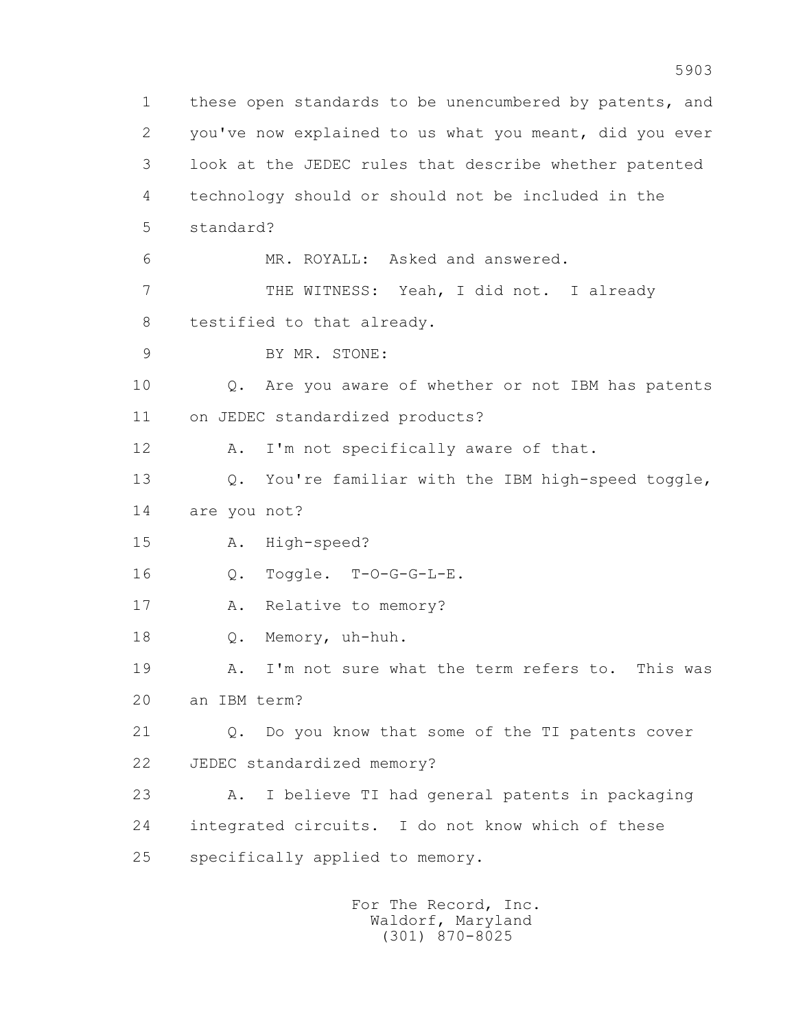1 these open standards to be unencumbered by patents, and
2 you've now explained to us what you meant, did you ever
3 look at the JEDEC rules that describe whether patented
4 technology should or should not be included in the
5 standard?

6 MR. ROYALL: Asked and answered.

7 THE WITNESS: Yeah, I did not. I already
8 testified to that already.

9 BY MR. STONE:

10 Q. Are you aware of whether or not IBM has patents
11 on JEDEC standardized products?

12 A. I'm not specifically aware of that.

13 Q. You're familiar with the IBM high-speed toggle,
14 are you not?

15 A. High-speed?

16 Q. Toggle. T-O-G-G-L-E.

17 A. Relative to memory?

18 Q. Memory, uh-huh.

19 A. I'm not sure what the term refers to. This was
20 an IBM term?

21 Q. Do you know that some of the TI patents cover
22 JEDEC standardized memory?

23 A. I believe TI had general patents in packaging
24 integrated circuits. I do not know which of these
25 specifically applied to memory.

For The Record, Inc.
Waldorf, Maryland
(301) 870-8025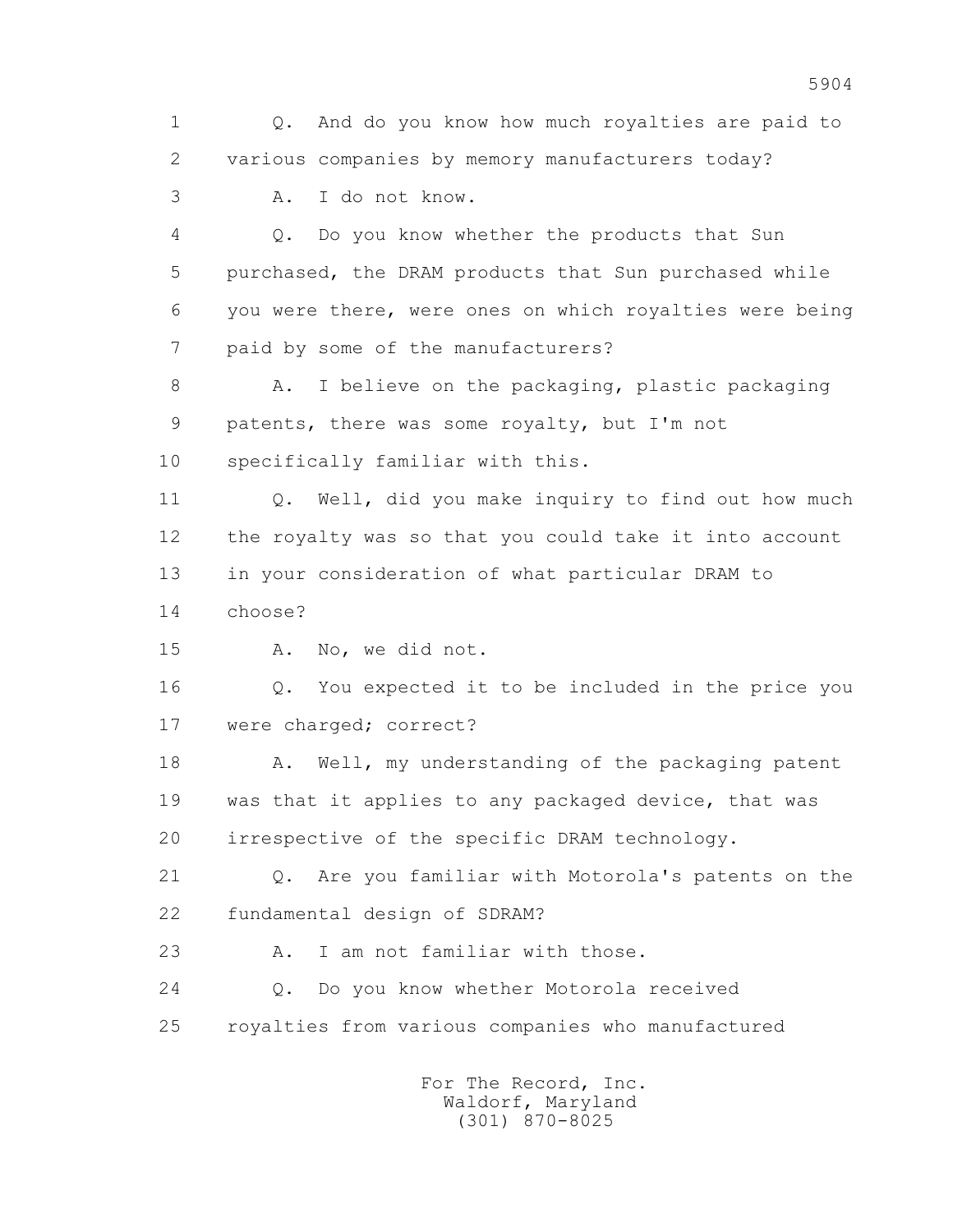1 Q. And do you know how much royalties are paid to
2 various companies by memory manufacturers today?
3 A. I do not know.
4 Q. Do you know whether the products that Sun
5 purchased, the DRAM products that Sun purchased while
6 you were there, were ones on which royalties were being
7 paid by some of the manufacturers?
8 A. I believe on the packaging, plastic packaging
9 patents, there was some royalty, but I'm not
10 specifically familiar with this.
11 Q. Well, did you make inquiry to find out how much
12 the royalty was so that you could take it into account
13 in your consideration of what particular DRAM to
14 choose?
15 A. No, we did not.
16 Q. You expected it to be included in the price you
17 were charged; correct?
18 A. Well, my understanding of the packaging patent
19 was that it applies to any packaged device, that was
20 irrespective of the specific DRAM technology.
21 Q. Are you familiar with Motorola's patents on the
22 fundamental design of SDRAM?
23 A. I am not familiar with those.
24 Q. Do you know whether Motorola received
25 royalties from various companies who manufactured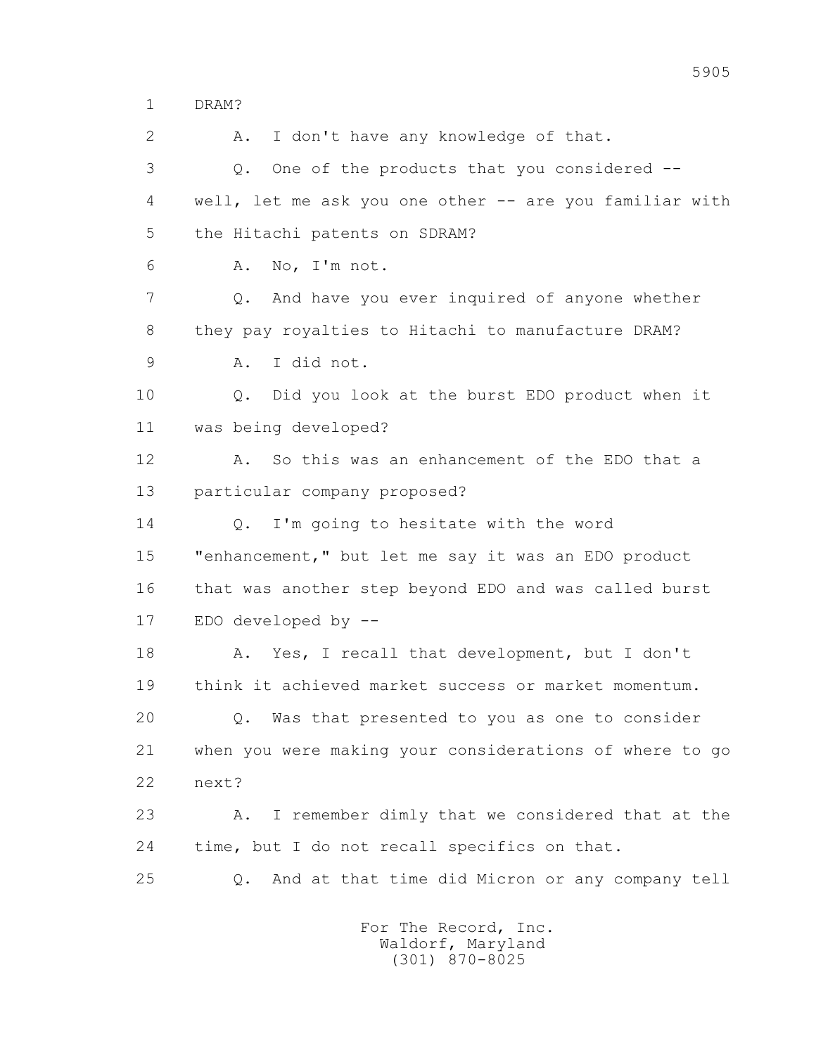1 DRAM?

2 A. I don't have any knowledge of that.

3 Q. One of the products that you considered --

4 well, let me ask you one other -- are you familiar with

5 the Hitachi patents on SDRAM?

6 A. No, I'm not.

7 Q. And have you ever inquired of anyone whether

8 they pay royalties to Hitachi to manufacture DRAM?

9 A. I did not.

10 Q. Did you look at the burst EDO product when it

11 was being developed?

12 A. So this was an enhancement of the EDO that a

13 particular company proposed?

14 Q. I'm going to hesitate with the word

15 "enhancement," but let me say it was an EDO product

16 that was another step beyond EDO and was called burst

17 EDO developed by --

18 A. Yes, I recall that development, but I don't

19 think it achieved market success or market momentum.

20 Q. Was that presented to you as one to consider

21 when you were making your considerations of where to go

22 next?

23 A. I remember dimly that we considered that at the

24 time, but I do not recall specifics on that.

25 Q. And at that time did Micron or any company tell

For The Record, Inc.
Waldorf, Maryland
(301) 870-8025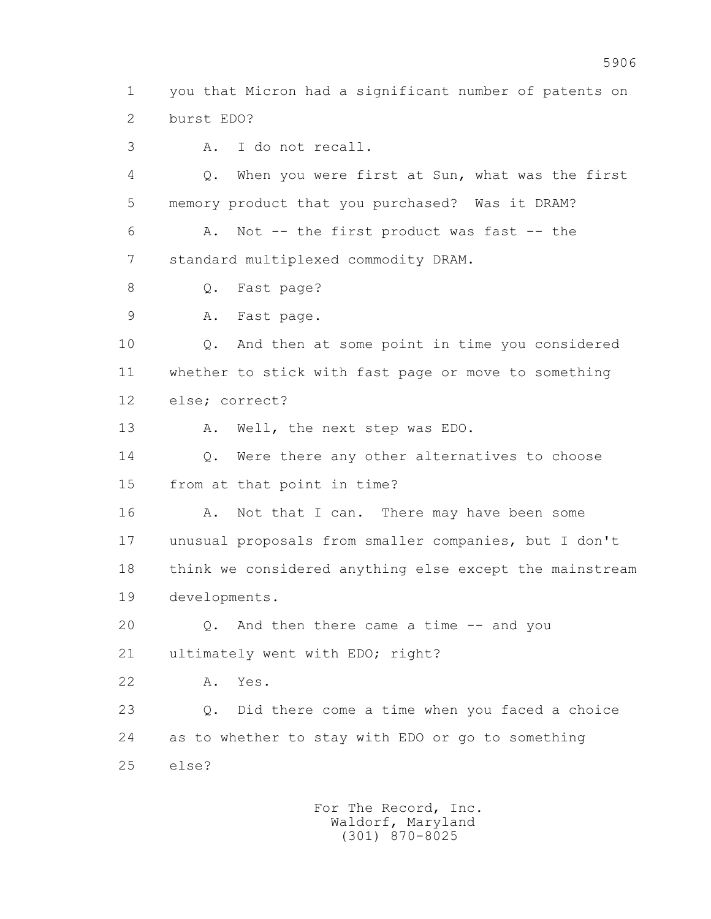1 you that Micron had a significant number of patents on
2 burst EDO?

3 A. I do not recall.

4 Q. When you were first at Sun, what was the first
5 memory product that you purchased? Was it DRAM?

6 A. Not -- the first product was fast -- the
7 standard multiplexed commodity DRAM.

8 Q. Fast page?

9 A. Fast page.

10 Q. And then at some point in time you considered
11 whether to stick with fast page or move to something
12 else; correct?

13 A. Well, the next step was EDO.

14 Q. Were there any other alternatives to choose
15 from at that point in time?

16 A. Not that I can. There may have been some
17 unusual proposals from smaller companies, but I don't
18 think we considered anything else except the mainstream
19 developments.

20 Q. And then there came a time -- and you
21 ultimately went with EDO; right?

22 A. Yes.

23 Q. Did there come a time when you faced a choice
24 as to whether to stay with EDO or go to something
25 else?

For The Record, Inc.
Waldorf, Maryland
(301) 870-8025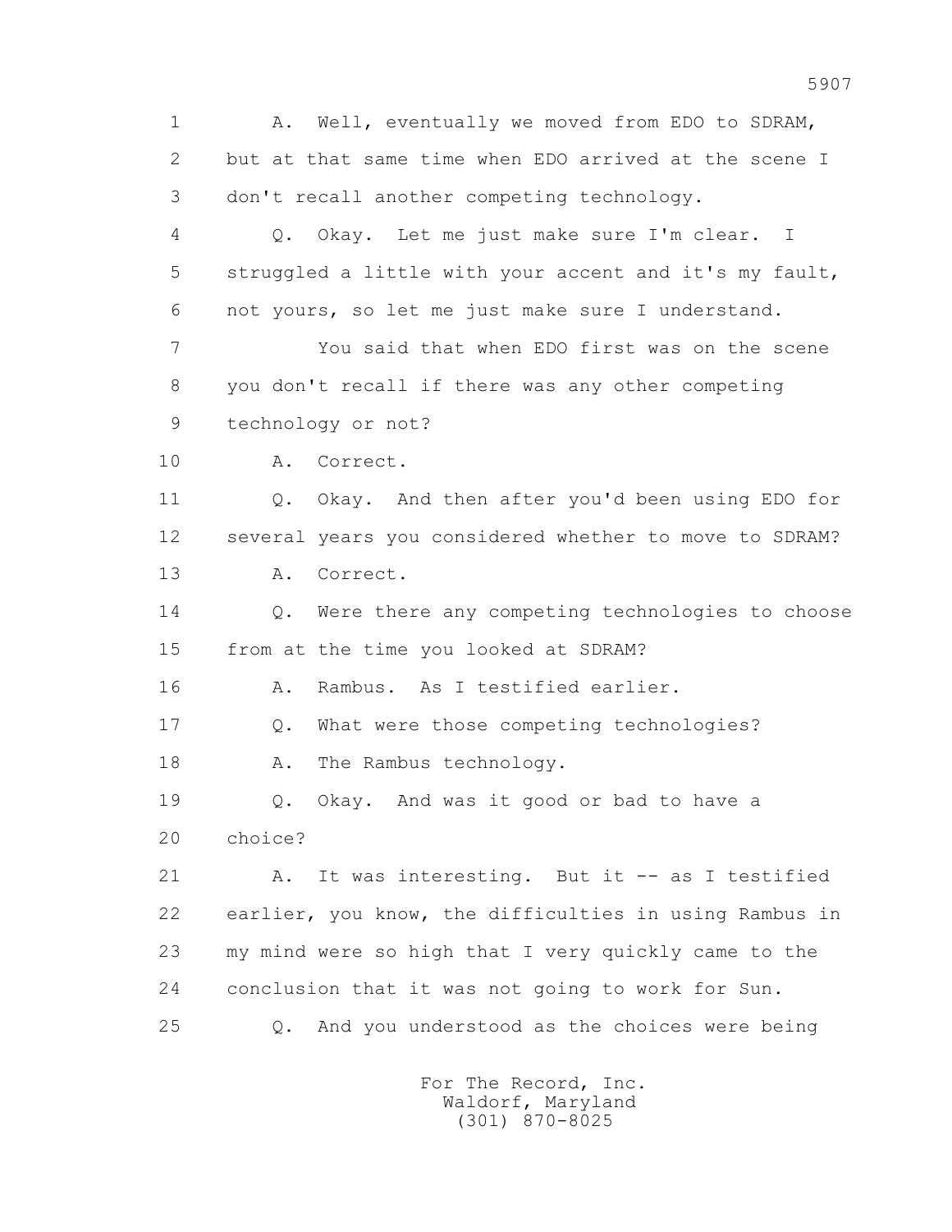A. Well, eventually we moved from EDO to SDRAM, but at that same time when EDO arrived at the scene I don't recall another competing technology.

Q. Okay. Let me just make sure I'm clear. I struggled a little with your accent and it's my fault, not yours, so let me just make sure I understand.

You said that when EDO first was on the scene you don't recall if there was any other competing technology or not?

A. Correct.

Q. Okay. And then after you'd been using EDO for several years you considered whether to move to SDRAM?

A. Correct.

Q. Were there any competing technologies to choose from at the time you looked at SDRAM?

A. Rambus. As I testified earlier.

Q. What were those competing technologies?

A. The Rambus technology.

Q. Okay. And was it good or bad to have a choice?

A. It was interesting. But it -- as I testified earlier, you know, the difficulties in using Rambus in my mind were so high that I very quickly came to the conclusion that it was not going to work for Sun.

Q. And you understood as the choices were being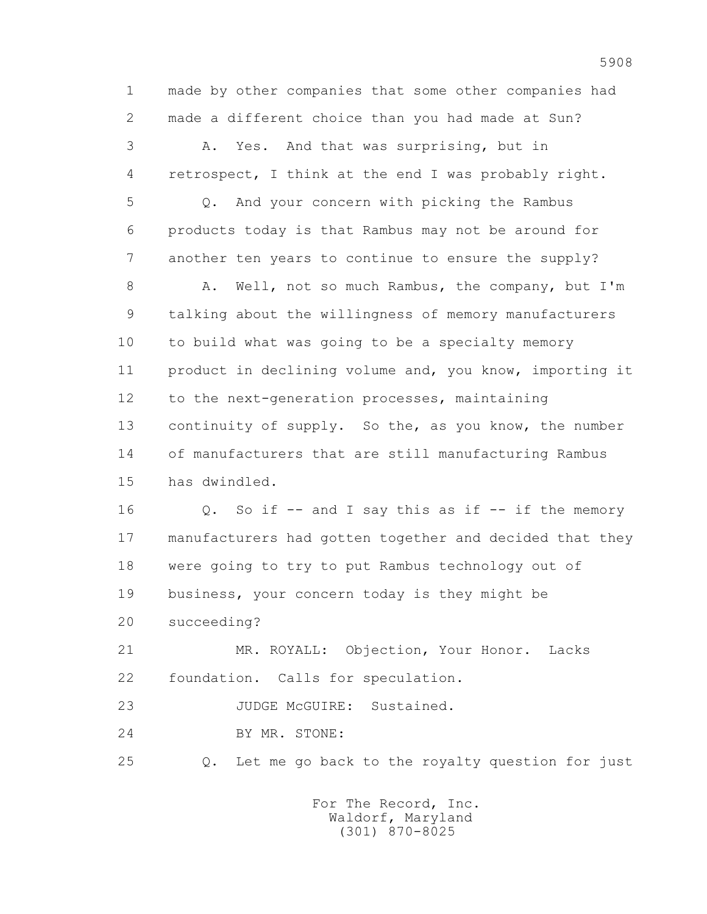1 made by other companies that some other companies had
2 made a different choice than you had made at Sun?

3 A. Yes. And that was surprising, but in
4 retrospect, I think at the end I was probably right.

5 Q. And your concern with picking the Rambus
6 products today is that Rambus may not be around for
7 another ten years to continue to ensure the supply?

8 A. Well, not so much Rambus, the company, but I'm
9 talking about the willingness of memory manufacturers
10 to build what was going to be a specialty memory
11 product in declining volume and, you know, importing it
12 to the next-generation processes, maintaining
13 continuity of supply. So the, as you know, the number
14 of manufacturers that are still manufacturing Rambus
15 has dwindled.

16 Q. So if -- and I say this as if -- if the memory
17 manufacturers had gotten together and decided that they
18 were going to try to put Rambus technology out of
19 business, your concern today is they might be
20 succeeding?

21 MR. ROYALL: Objection, Your Honor. Lacks
22 foundation. Calls for speculation.

23 JUDGE McGUIRE: Sustained.

24 BY MR. STONE:

25 Q. Let me go back to the royalty question for just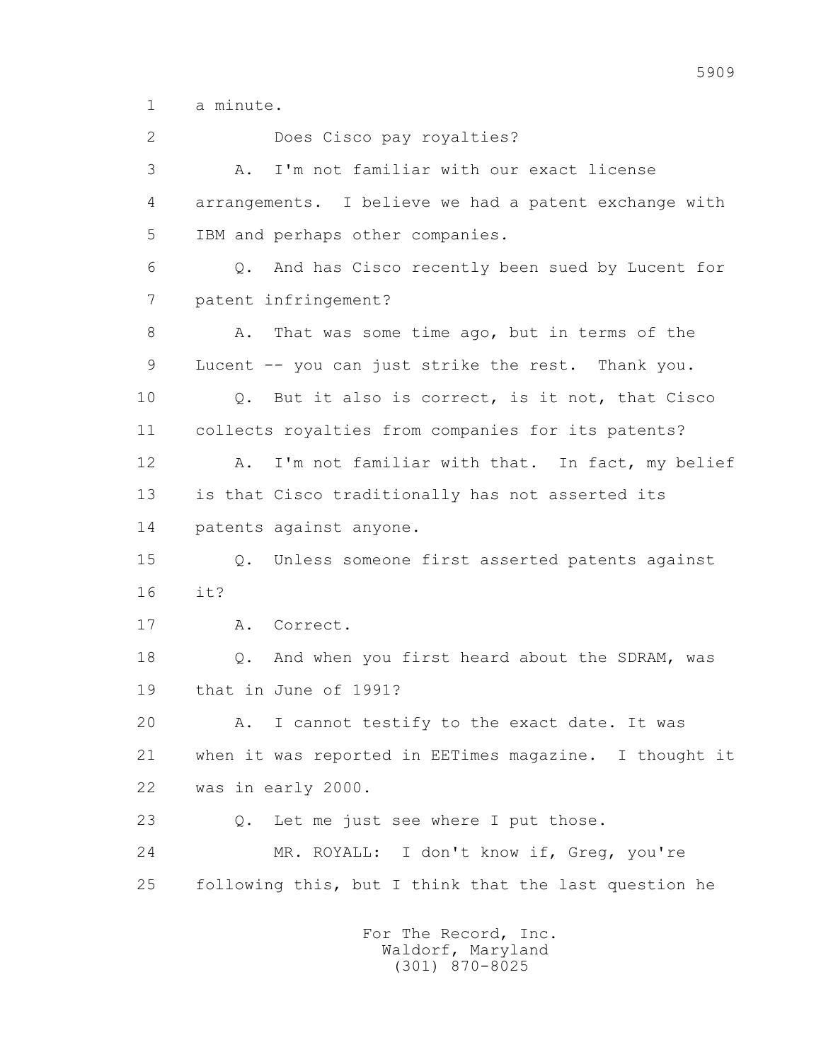1 a minute.

2 Does Cisco pay royalties?

3 A. I'm not familiar with our exact license

4 arrangements. I believe we had a patent exchange with

5 IBM and perhaps other companies.

6 Q. And has Cisco recently been sued by Lucent for

7 patent infringement?

8 A. That was some time ago, but in terms of the

9 Lucent -- you can just strike the rest. Thank you.

10 Q. But it also is correct, is it not, that Cisco

11 collects royalties from companies for its patents?

12 A. I'm not familiar with that. In fact, my belief

13 is that Cisco traditionally has not asserted its

14 patents against anyone.

15 Q. Unless someone first asserted patents against

16 it?

17 A. Correct.

18 Q. And when you first heard about the SDRAM, was

19 that in June of 1991?

20 A. I cannot testify to the exact date. It was

21 when it was reported in EETimes magazine. I thought it

22 was in early 2000.

23 Q. Let me just see where I put those.

24 MR. ROYALL: I don't know if, Greg, you're

25 following this, but I think that the last question he

For The Record, Inc.
Waldorf, Maryland
(301) 870-8025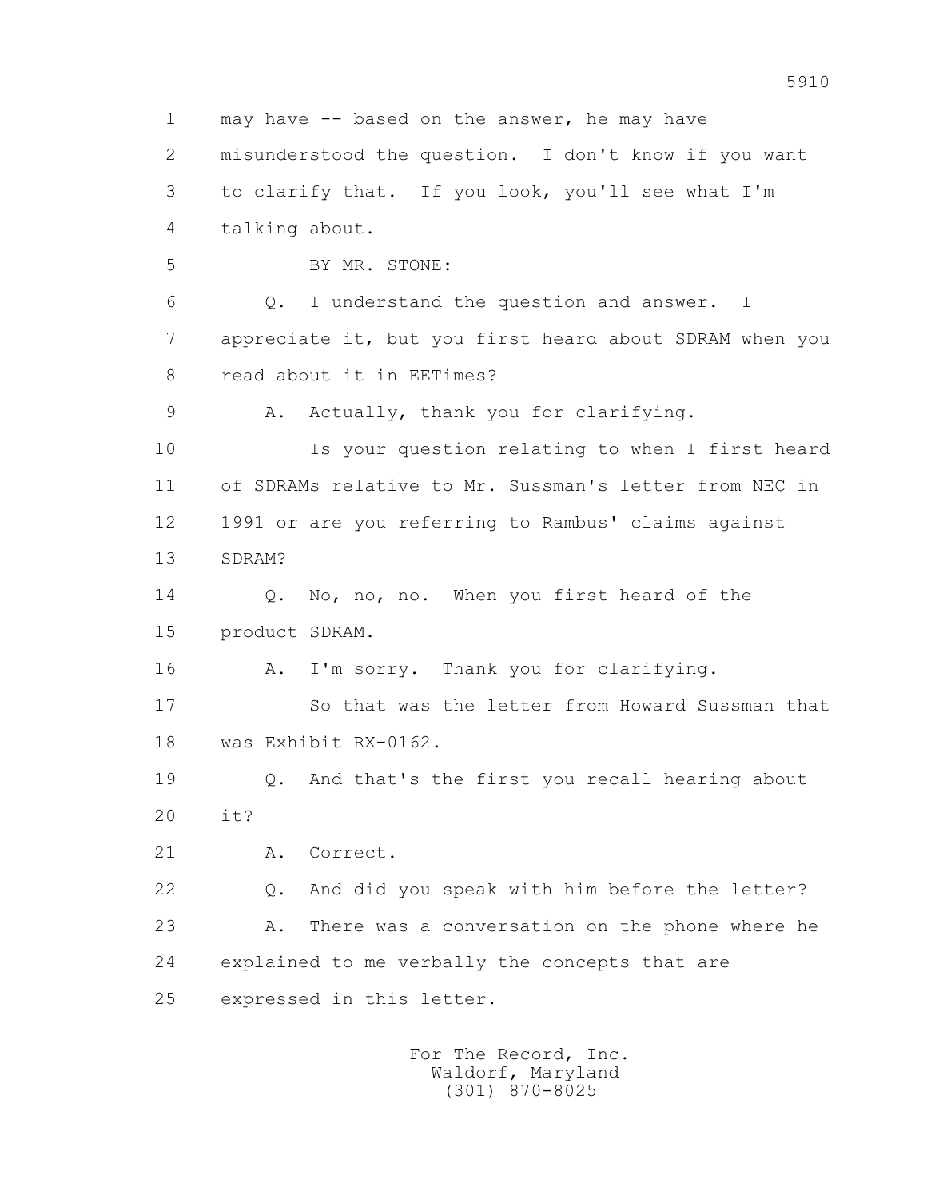1 may have -- based on the answer, he may have

2 misunderstood the question. I don't know if you want

3 to clarify that. If you look, you'll see what I'm

4 talking about.

5 BY MR. STONE:

6 Q. I understand the question and answer. I

7 appreciate it, but you first heard about SDRAM when you

8 read about it in EETimes?

9 A. Actually, thank you for clarifying.

10 Is your question relating to when I first heard

11 of SDRAMs relative to Mr. Sussman's letter from NEC in

12 1991 or are you referring to Rambus' claims against

13 SDRAM?

14 Q. No, no, no. When you first heard of the

15 product SDRAM.

16 A. I'm sorry. Thank you for clarifying.

17 So that was the letter from Howard Sussman that

18 was Exhibit RX-0162.

19 Q. And that's the first you recall hearing about

20 it?

21 A. Correct.

22 Q. And did you speak with him before the letter?

23 A. There was a conversation on the phone where he

24 explained to me verbally the concepts that are

25 expressed in this letter.

For The Record, Inc.
Waldorf, Maryland
(301) 870-8025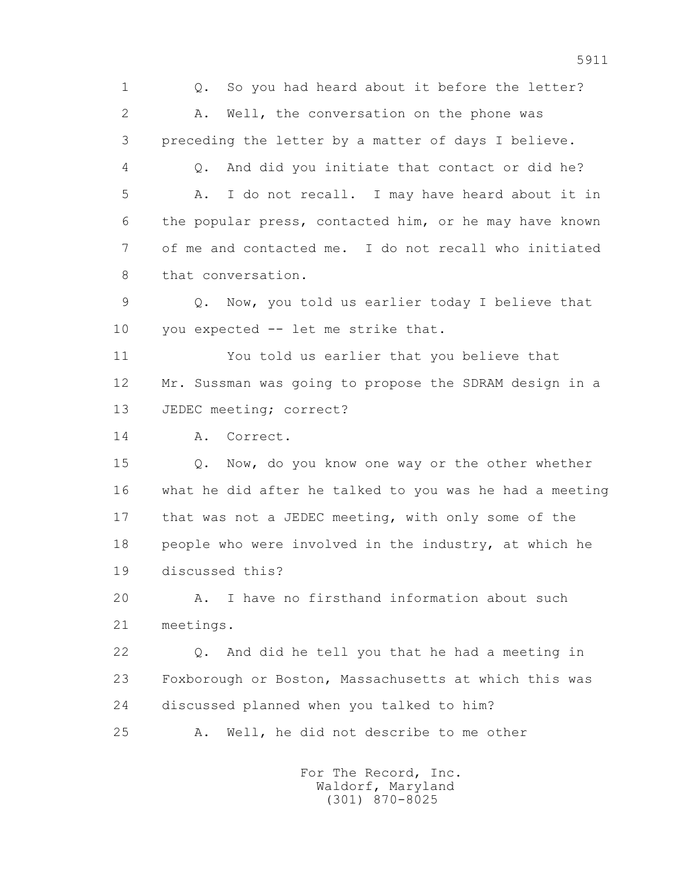1 Q. So you had heard about it before the letter?

2 A. Well, the conversation on the phone was

3 preceding the letter by a matter of days I believe.

4 Q. And did you initiate that contact or did he?

5 A. I do not recall. I may have heard about it in

6 the popular press, contacted him, or he may have known

7 of me and contacted me. I do not recall who initiated

8 that conversation.

9 Q. Now, you told us earlier today I believe that

10 you expected -- let me strike that.

11 You told us earlier that you believe that

12 Mr. Sussman was going to propose the SDRAM design in a

13 JEDEC meeting; correct?

14 A. Correct.

15 Q. Now, do you know one way or the other whether

16 what he did after he talked to you was he had a meeting

17 that was not a JEDEC meeting, with only some of the

18 people who were involved in the industry, at which he

19 discussed this?

20 A. I have no firsthand information about such

21 meetings.

22 Q. And did he tell you that he had a meeting in

23 Foxborough or Boston, Massachusetts at which this was

24 discussed planned when you talked to him?

25 A. Well, he did not describe to me other

For The Record, Inc.
Waldorf, Maryland
(301) 870-8025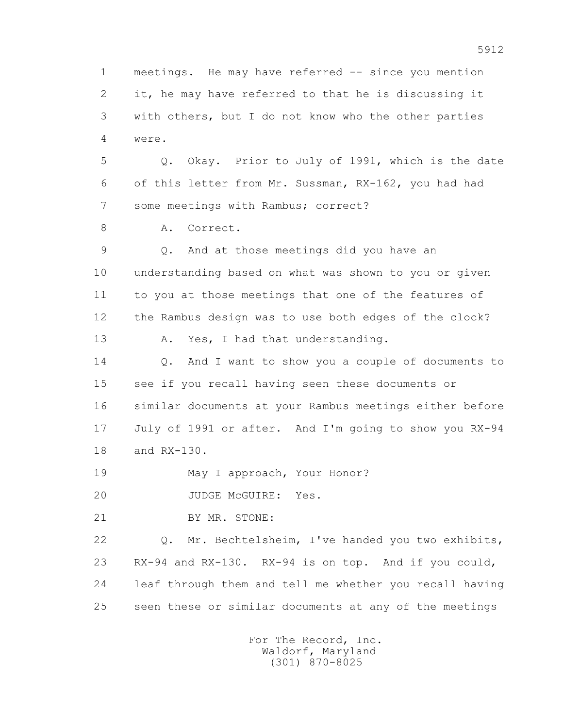1 meetings. He may have referred -- since you mention
2 it, he may have referred to that he is discussing it
3 with others, but I do not know who the other parties
4 were.

5 Q. Okay. Prior to July of 1991, which is the date
6 of this letter from Mr. Sussman, RX-162, you had had
7 some meetings with Rambus; correct?

8 A. Correct.

9 Q. And at those meetings did you have an
10 understanding based on what was shown to you or given
11 to you at those meetings that one of the features of
12 the Rambus design was to use both edges of the clock?

13 A. Yes, I had that understanding.

14 Q. And I want to show you a couple of documents to
15 see if you recall having seen these documents or
16 similar documents at your Rambus meetings either before
17 July of 1991 or after. And I'm going to show you RX-94
18 and RX-130.

19 May I approach, Your Honor?

20 JUDGE McGUIRE: Yes.

21 BY MR. STONE:

22 Q. Mr. Bechtelsheim, I've handed you two exhibits,
23 RX-94 and RX-130. RX-94 is on top. And if you could,
24 leaf through them and tell me whether you recall having
25 seen these or similar documents at any of the meetings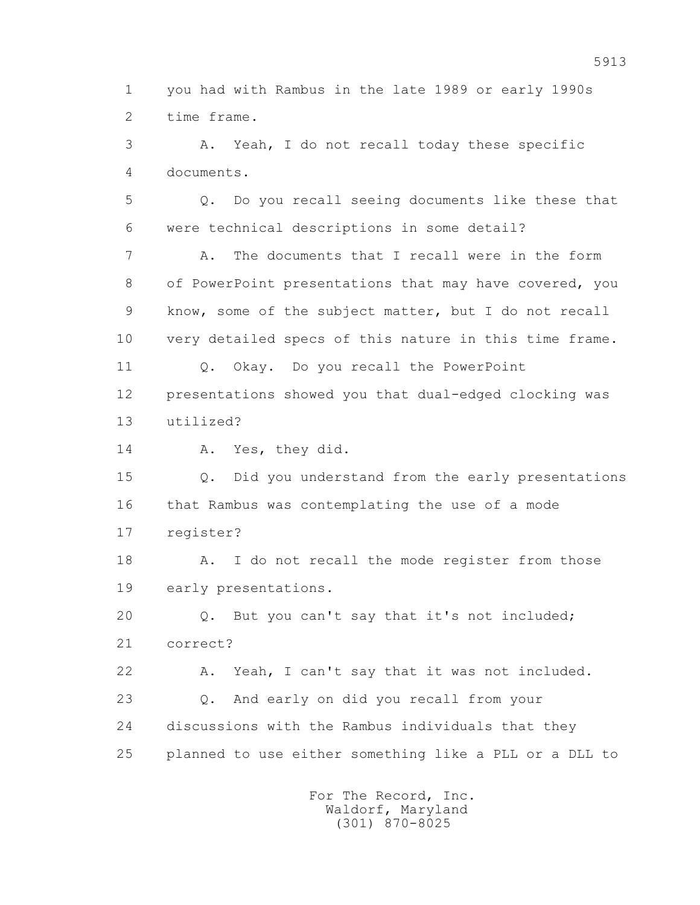1 you had with Rambus in the late 1989 or early 1990s
2 time frame.

3 A. Yeah, I do not recall today these specific
4 documents.

5 Q. Do you recall seeing documents like these that
6 were technical descriptions in some detail?

7 A. The documents that I recall were in the form
8 of PowerPoint presentations that may have covered, you
9 know, some of the subject matter, but I do not recall
10 very detailed specs of this nature in this time frame.

11 Q. Okay. Do you recall the PowerPoint
12 presentations showed you that dual-edged clocking was
13 utilized?

14 A. Yes, they did.

15 Q. Did you understand from the early presentations
16 that Rambus was contemplating the use of a mode
17 register?

18 A. I do not recall the mode register from those
19 early presentations.

20 Q. But you can't say that it's not included;
21 correct?

22 A. Yeah, I can't say that it was not included.

23 Q. And early on did you recall from your
24 discussions with the Rambus individuals that they
25 planned to use either something like a PLL or a DLL to

For The Record, Inc.
Waldorf, Maryland
(301) 870-8025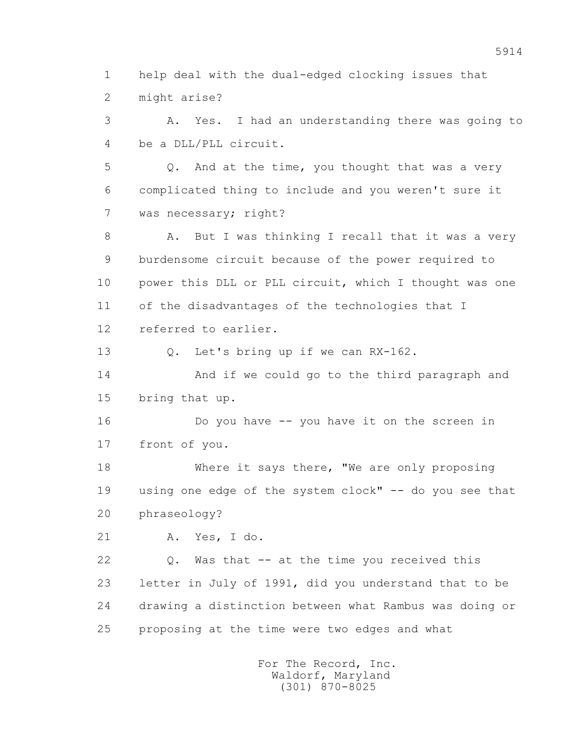1 help deal with the dual-edged clocking issues that
2 might arise?

3 A. Yes. I had an understanding there was going to
4 be a DLL/PLL circuit.

5 Q. And at the time, you thought that was a very
6 complicated thing to include and you weren't sure it
7 was necessary; right?

8 A. But I was thinking I recall that it was a very
9 burdensome circuit because of the power required to
10 power this DLL or PLL circuit, which I thought was one
11 of the disadvantages of the technologies that I
12 referred to earlier.

13 Q. Let's bring up if we can RX-162.

14 And if we could go to the third paragraph and
15 bring that up.

16 Do you have -- you have it on the screen in
17 front of you.

18 Where it says there, "We are only proposing
19 using one edge of the system clock" -- do you see that
20 phraseology?

21 A. Yes, I do.

22 Q. Was that -- at the time you received this
23 letter in July of 1991, did you understand that to be
24 drawing a distinction between what Rambus was doing or
25 proposing at the time were two edges and what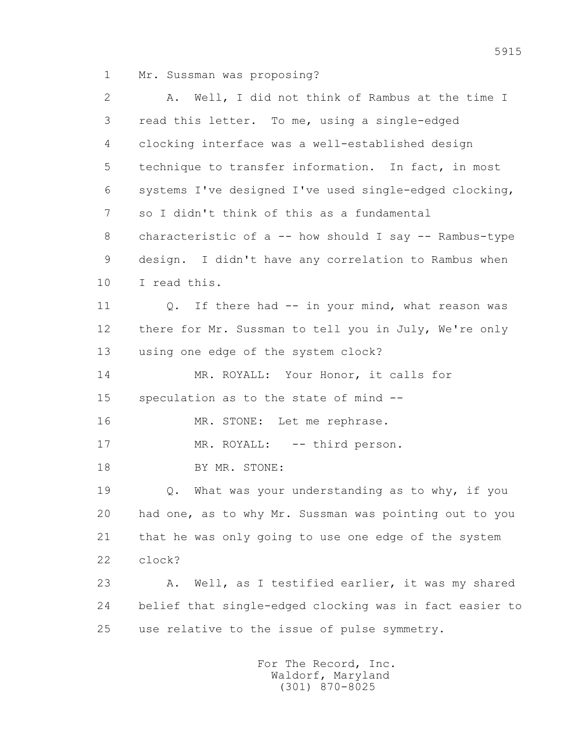1 Mr. Sussman was proposing?

2 A. Well, I did not think of Rambus at the time I

3 read this letter. To me, using a single-edged

4 clocking interface was a well-established design

5 technique to transfer information. In fact, in most

6 systems I've designed I've used single-edged clocking,

7 so I didn't think of this as a fundamental

8 characteristic of a -- how should I say -- Rambus-type

9 design. I didn't have any correlation to Rambus when

10 I read this.

11 Q. If there had -- in your mind, what reason was

12 there for Mr. Sussman to tell you in July, We're only

13 using one edge of the system clock?

14 MR. ROYALL: Your Honor, it calls for

15 speculation as to the state of mind --

16 MR. STONE: Let me rephrase.

17 MR. ROYALL: -- third person.

18 BY MR. STONE:

19 Q. What was your understanding as to why, if you

20 had one, as to why Mr. Sussman was pointing out to you

21 that he was only going to use one edge of the system

22 clock?

23 A. Well, as I testified earlier, it was my shared

24 belief that single-edged clocking was in fact easier to

25 use relative to the issue of pulse symmetry.

For The Record, Inc.
Waldorf, Maryland
(301) 870-8025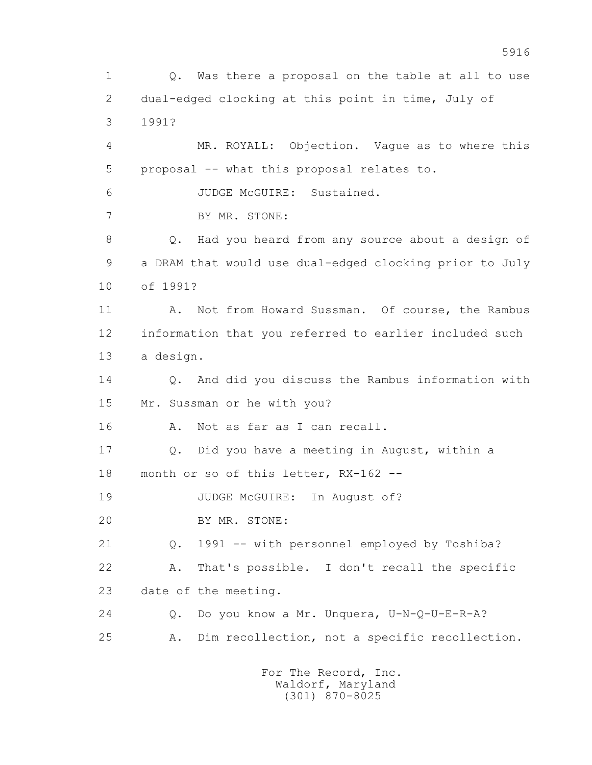1 Q. Was there a proposal on the table at all to use
2 dual-edged clocking at this point in time, July of
3 1991?
4 MR. ROYALL: Objection. Vague as to where this
5 proposal -- what this proposal relates to.
6 JUDGE McGUIRE: Sustained.
7 BY MR. STONE:
8 Q. Had you heard from any source about a design of
9 a DRAM that would use dual-edged clocking prior to July
10 of 1991?
11 A. Not from Howard Sussman. Of course, the Rambus
12 information that you referred to earlier included such
13 a design.
14 Q. And did you discuss the Rambus information with
15 Mr. Sussman or he with you?
16 A. Not as far as I can recall.
17 Q. Did you have a meeting in August, within a
18 month or so of this letter, RX-162 --
19 JUDGE McGUIRE: In August of?
20 BY MR. STONE:
21 Q. 1991 -- with personnel employed by Toshiba?
22 A. That's possible. I don't recall the specific
23 date of the meeting.
24 Q. Do you know a Mr. Unquera, U-N-Q-U-E-R-A?
25 A. Dim recollection, not a specific recollection.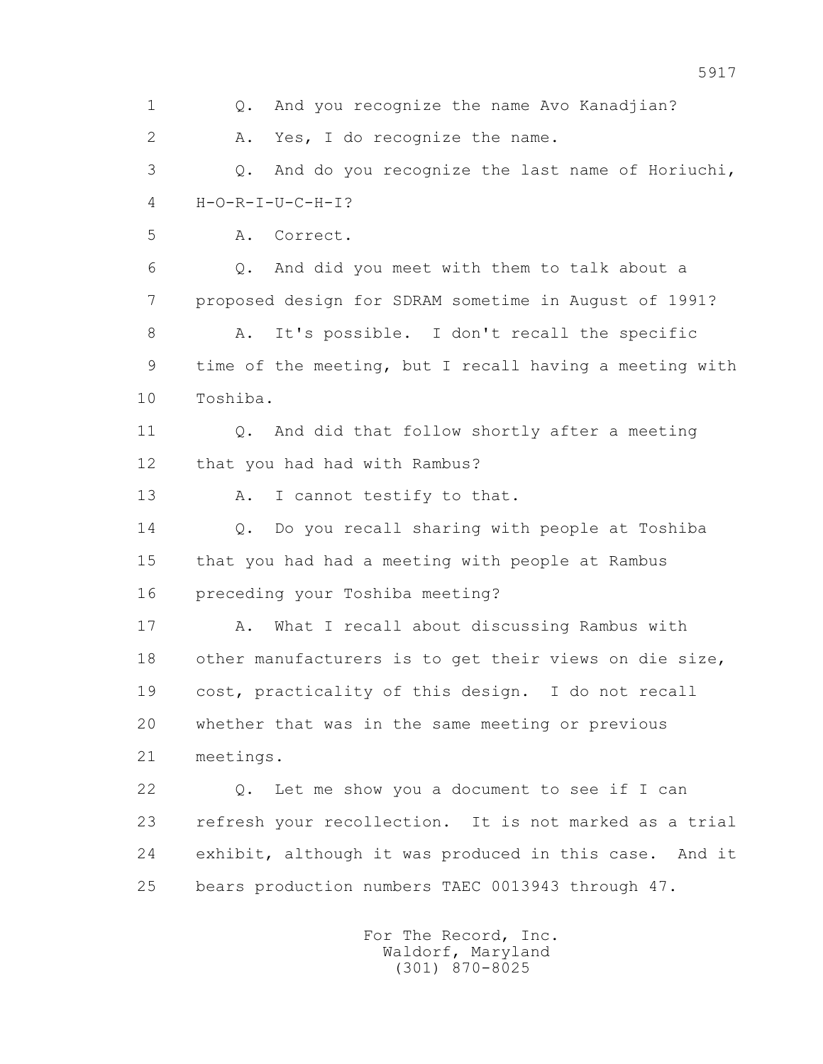1 Q. And you recognize the name Avo Kanadjian?

2 A. Yes, I do recognize the name.

3 Q. And do you recognize the last name of Horiuchi,

4 H-O-R-I-U-C-H-I?

5 A. Correct.

6 Q. And did you meet with them to talk about a

7 proposed design for SDRAM sometime in August of 1991?

8 A. It's possible. I don't recall the specific

9 time of the meeting, but I recall having a meeting with

10 Toshiba.

11 Q. And did that follow shortly after a meeting

12 that you had had with Rambus?

13 A. I cannot testify to that.

14 Q. Do you recall sharing with people at Toshiba

15 that you had had a meeting with people at Rambus

16 preceding your Toshiba meeting?

17 A. What I recall about discussing Rambus with

18 other manufacturers is to get their views on die size,

19 cost, practicality of this design. I do not recall

20 whether that was in the same meeting or previous

21 meetings.

22 Q. Let me show you a document to see if I can

23 refresh your recollection. It is not marked as a trial

24 exhibit, although it was produced in this case. And it

25 bears production numbers TAEC 0013943 through 47.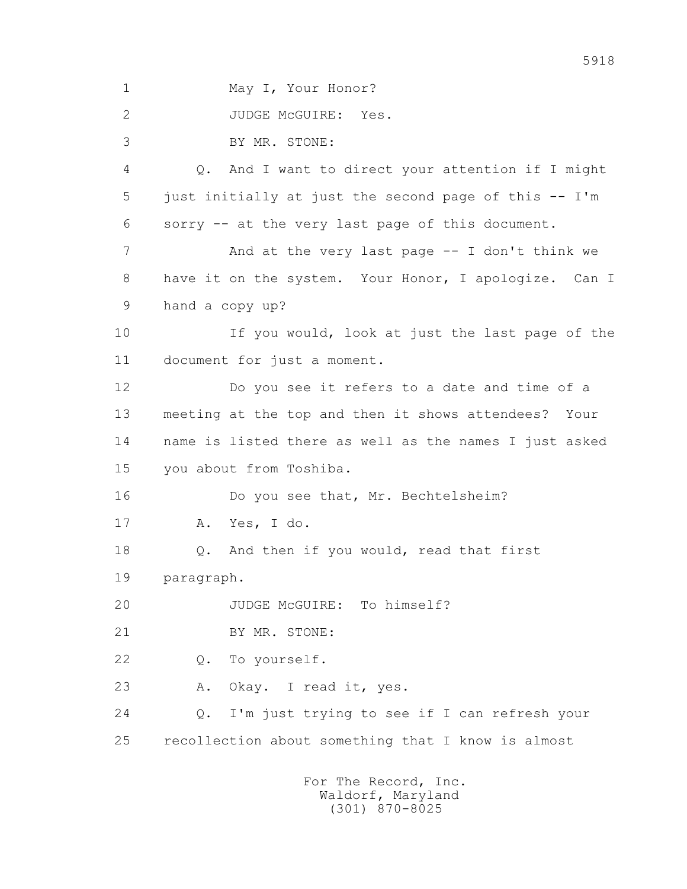1 May I, Your Honor?

2 JUDGE McGUIRE: Yes.

3 BY MR. STONE:

4 Q. And I want to direct your attention if I might

5 just initially at just the second page of this -- I'm

6 sorry -- at the very last page of this document.

7 And at the very last page -- I don't think we

8 have it on the system. Your Honor, I apologize. Can I

9 hand a copy up?

10 If you would, look at just the last page of the

11 document for just a moment.

12 Do you see it refers to a date and time of a

13 meeting at the top and then it shows attendees? Your

14 name is listed there as well as the names I just asked

15 you about from Toshiba.

16 Do you see that, Mr. Bechtelsheim?

17 A. Yes, I do.

18 Q. And then if you would, read that first

19 paragraph.

20 JUDGE McGUIRE: To himself?

21 BY MR. STONE:

22 Q. To yourself.

23 A. Okay. I read it, yes.

24 Q. I'm just trying to see if I can refresh your

25 recollection about something that I know is almost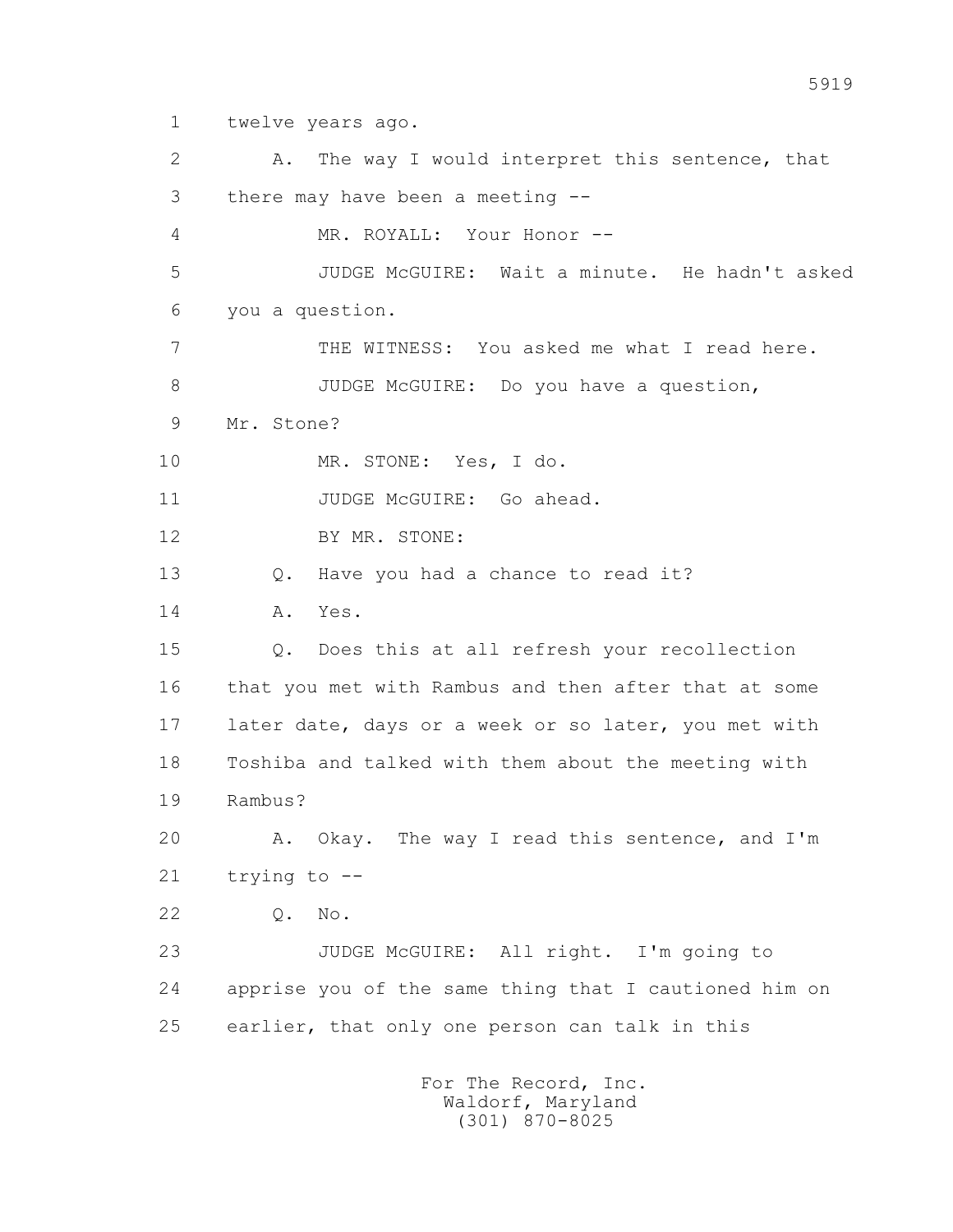1 twelve years ago.

2 A. The way I would interpret this sentence, that

3 there may have been a meeting --

4 MR. ROYALL: Your Honor --

5 JUDGE McGUIRE: Wait a minute. He hadn't asked

6 you a question.

7 THE WITNESS: You asked me what I read here.

8 JUDGE McGUIRE: Do you have a question,

9 Mr. Stone?

10 MR. STONE: Yes, I do.

11 JUDGE McGUIRE: Go ahead.

12 BY MR. STONE:

13 Q. Have you had a chance to read it?

14 A. Yes.

15 Q. Does this at all refresh your recollection

16 that you met with Rambus and then after that at some

17 later date, days or a week or so later, you met with

18 Toshiba and talked with them about the meeting with

19 Rambus?

20 A. Okay. The way I read this sentence, and I'm

21 trying to --

22 Q. No.

23 JUDGE McGUIRE: All right. I'm going to

24 apprise you of the same thing that I cautioned him on

25 earlier, that only one person can talk in this

For The Record, Inc.
Waldorf, Maryland
(301) 870-8025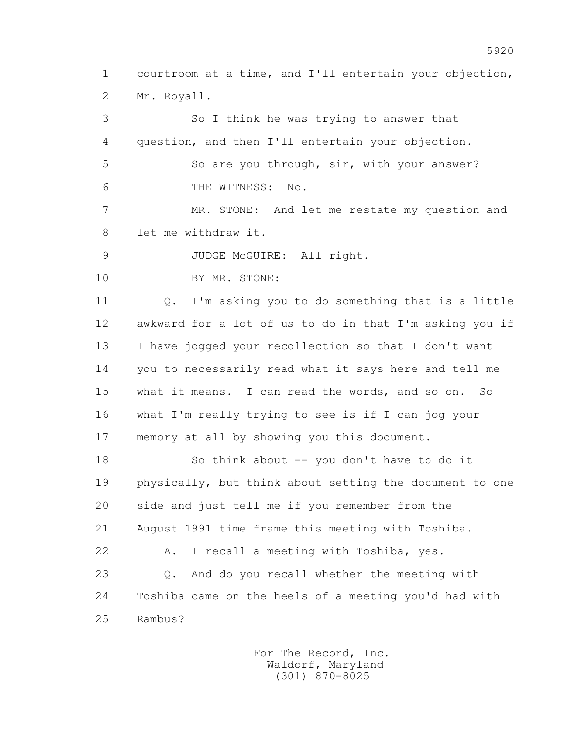1 courtroom at a time, and I'll entertain your objection,
2 Mr. Royall.

3 So I think he was trying to answer that
4 question, and then I'll entertain your objection.

5 So are you through, sir, with your answer?

6 THE WITNESS: No.

7 MR. STONE: And let me restate my question and
8 let me withdraw it.

9 JUDGE McGUIRE: All right.

10 BY MR. STONE:

11 Q. I'm asking you to do something that is a little
12 awkward for a lot of us to do in that I'm asking you if
13 I have jogged your recollection so that I don't want
14 you to necessarily read what it says here and tell me
15 what it means. I can read the words, and so on. So
16 what I'm really trying to see is if I can jog your
17 memory at all by showing you this document.

18 So think about -- you don't have to do it
19 physically, but think about setting the document to one
20 side and just tell me if you remember from the
21 August 1991 time frame this meeting with Toshiba.

22 A. I recall a meeting with Toshiba, yes.

23 Q. And do you recall whether the meeting with
24 Toshiba came on the heels of a meeting you'd had with
25 Rambus?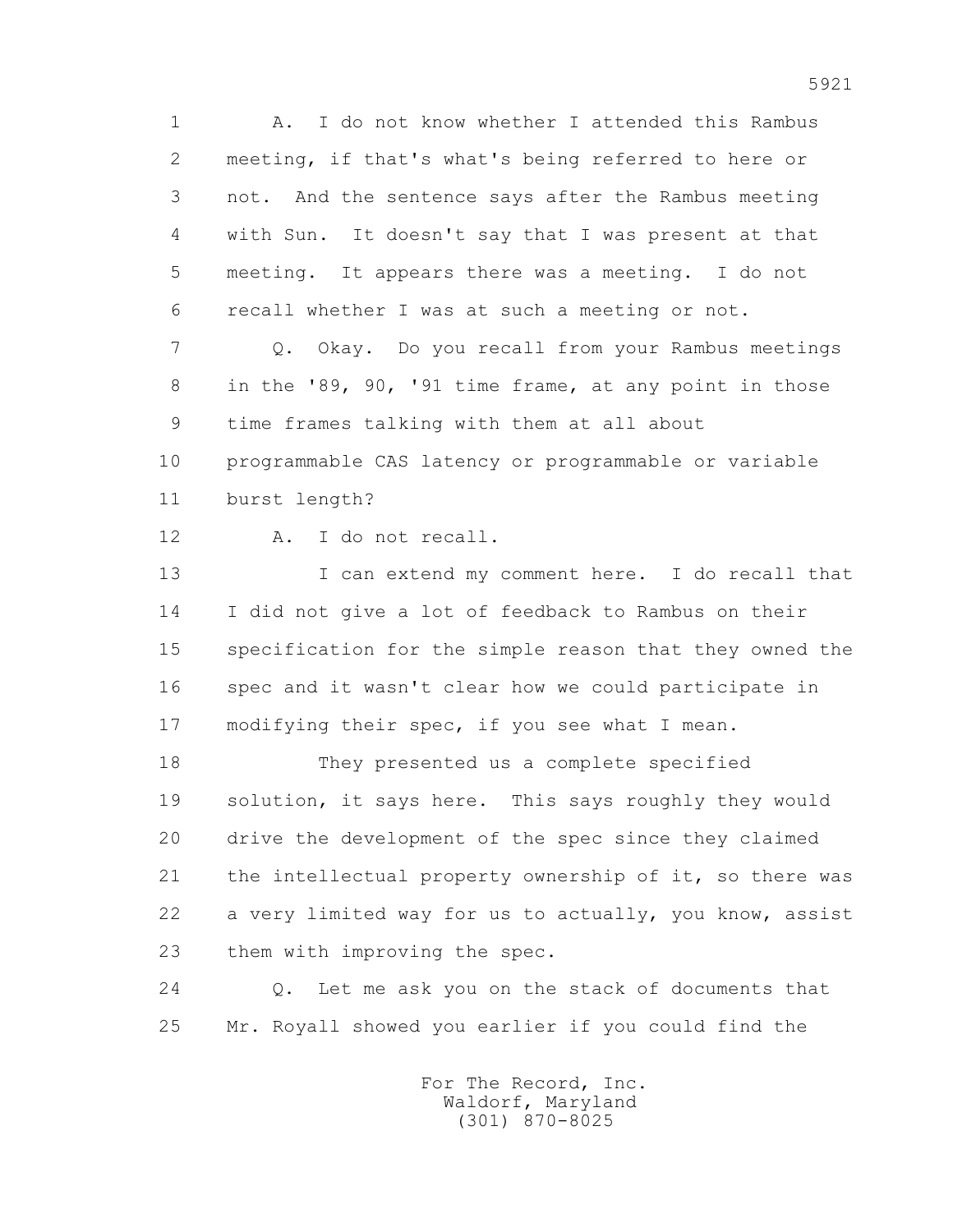1 A. I do not know whether I attended this Rambus
2 meeting, if that's what's being referred to here or
3 not. And the sentence says after the Rambus meeting
4 with Sun. It doesn't say that I was present at that
5 meeting. It appears there was a meeting. I do not
6 recall whether I was at such a meeting or not.

7 Q. Okay. Do you recall from your Rambus meetings
8 in the '89, 90, '91 time frame, at any point in those
9 time frames talking with them at all about
10 programmable CAS latency or programmable or variable
11 burst length?

12 A. I do not recall.

13 I can extend my comment here. I do recall that
14 I did not give a lot of feedback to Rambus on their
15 specification for the simple reason that they owned the
16 spec and it wasn't clear how we could participate in
17 modifying their spec, if you see what I mean.

18 They presented us a complete specified
19 solution, it says here. This says roughly they would
20 drive the development of the spec since they claimed
21 the intellectual property ownership of it, so there was
22 a very limited way for us to actually, you know, assist
23 them with improving the spec.

24 Q. Let me ask you on the stack of documents that
25 Mr. Royall showed you earlier if you could find the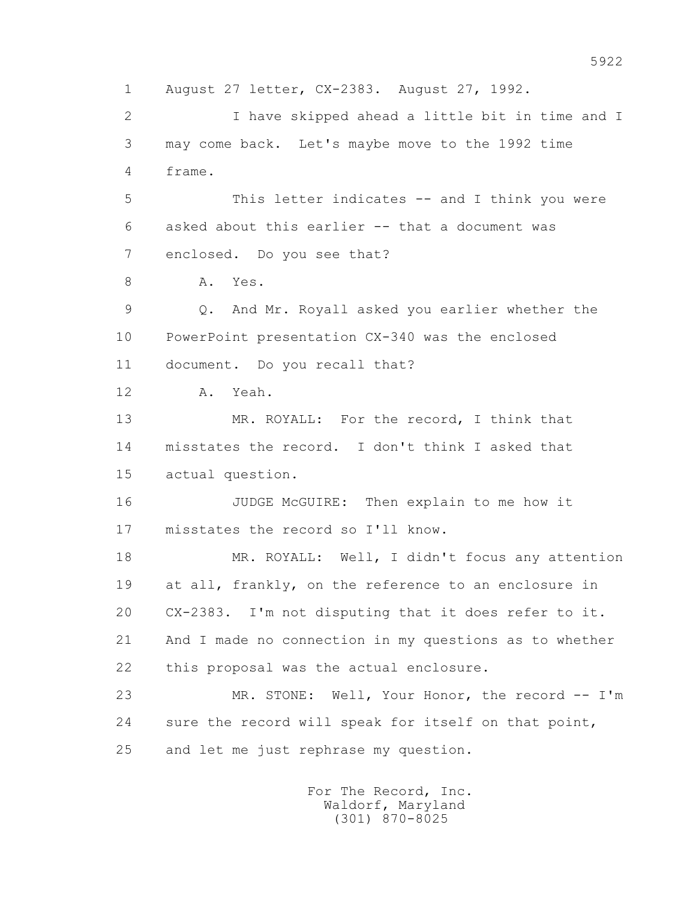1 August 27 letter, CX-2383. August 27, 1992.

2 I have skipped ahead a little bit in time and I

3 may come back. Let's maybe move to the 1992 time

4 frame.

5 This letter indicates -- and I think you were

6 asked about this earlier -- that a document was

7 enclosed. Do you see that?

8 A. Yes.

9 Q. And Mr. Royall asked you earlier whether the

10 PowerPoint presentation CX-340 was the enclosed

11 document. Do you recall that?

12 A. Yeah.

13 MR. ROYALL: For the record, I think that

14 misstates the record. I don't think I asked that

15 actual question.

16 JUDGE McGUIRE: Then explain to me how it

17 misstates the record so I'll know.

18 MR. ROYALL: Well, I didn't focus any attention

19 at all, frankly, on the reference to an enclosure in

20 CX-2383. I'm not disputing that it does refer to it.

21 And I made no connection in my questions as to whether

22 this proposal was the actual enclosure.

23 MR. STONE: Well, Your Honor, the record -- I'm

24 sure the record will speak for itself on that point,

25 and let me just rephrase my question.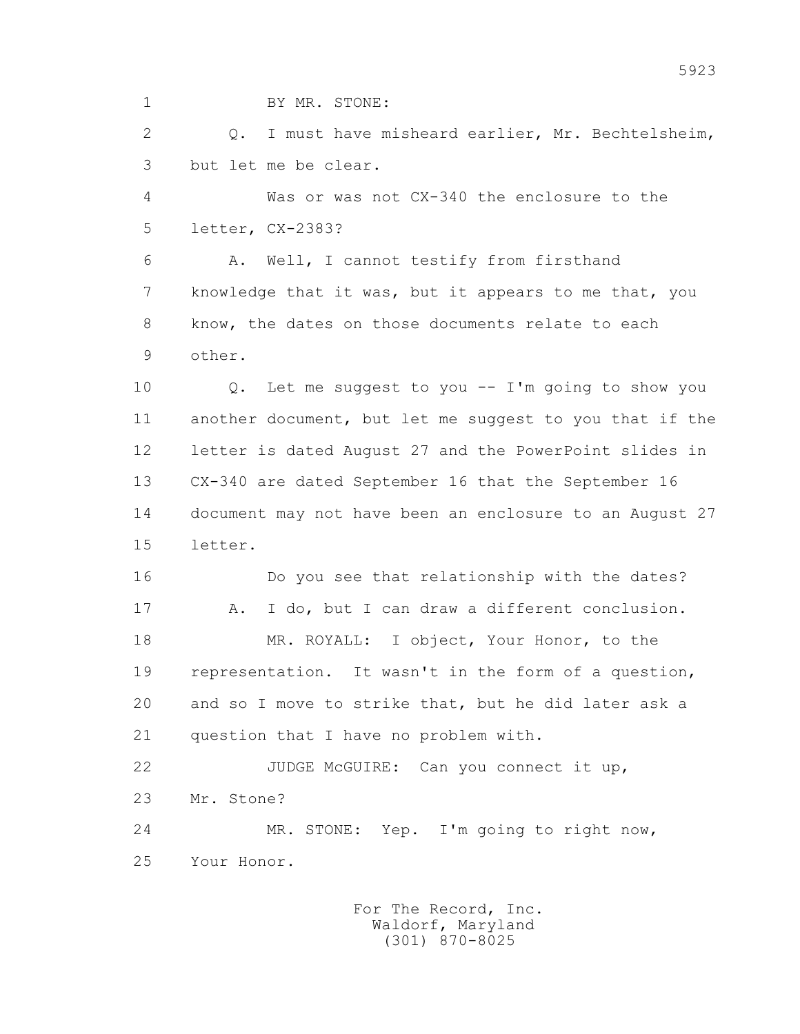BY MR. STONE:

Q. I must have misheard earlier, Mr. Bechtelsheim, but let me be clear.

Was or was not CX-340 the enclosure to the letter, CX-2383?

A. Well, I cannot testify from firsthand knowledge that it was, but it appears to me that, you know, the dates on those documents relate to each other.

Q. Let me suggest to you -- I'm going to show you another document, but let me suggest to you that if the letter is dated August 27 and the PowerPoint slides in CX-340 are dated September 16 that the September 16 document may not have been an enclosure to an August 27 letter.

Do you see that relationship with the dates?

A. I do, but I can draw a different conclusion.

MR. ROYALL: I object, Your Honor, to the representation. It wasn't in the form of a question, and so I move to strike that, but he did later ask a question that I have no problem with.

JUDGE McGUIRE: Can you connect it up, Mr. Stone?

MR. STONE: Yep. I'm going to right now, Your Honor.

For The Record, Inc.
Waldorf, Maryland
(301) 870-8025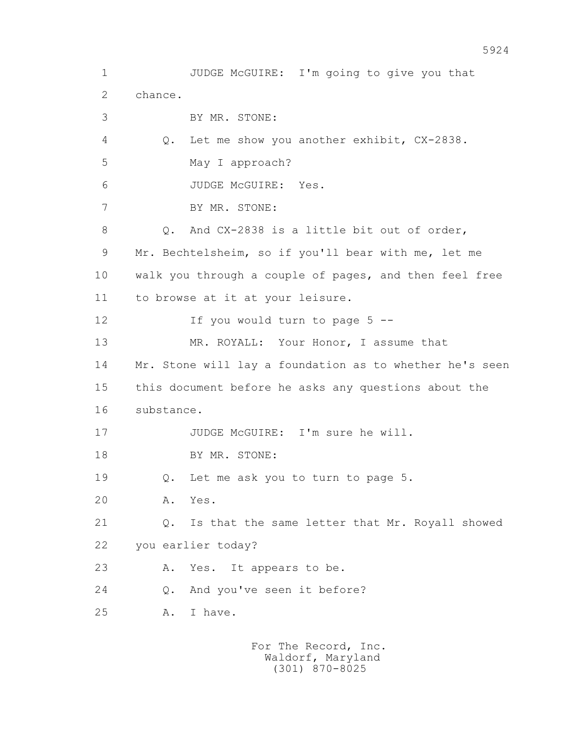1 JUDGE McGUIRE: I'm going to give you that
2 chance.
3 BY MR. STONE:
4 Q. Let me show you another exhibit, CX-2838.
5 May I approach?
6 JUDGE McGUIRE: Yes.
7 BY MR. STONE:
8 Q. And CX-2838 is a little bit out of order,
9 Mr. Bechtelsheim, so if you'll bear with me, let me
10 walk you through a couple of pages, and then feel free
11 to browse at it at your leisure.
12 If you would turn to page 5 --
13 MR. ROYALL: Your Honor, I assume that
14 Mr. Stone will lay a foundation as to whether he's seen
15 this document before he asks any questions about the
16 substance.
17 JUDGE McGUIRE: I'm sure he will.
18 BY MR. STONE:
19 Q. Let me ask you to turn to page 5.
20 A. Yes.
21 Q. Is that the same letter that Mr. Royall showed
22 you earlier today?
23 A. Yes. It appears to be.
24 Q. And you've seen it before?
25 A. I have.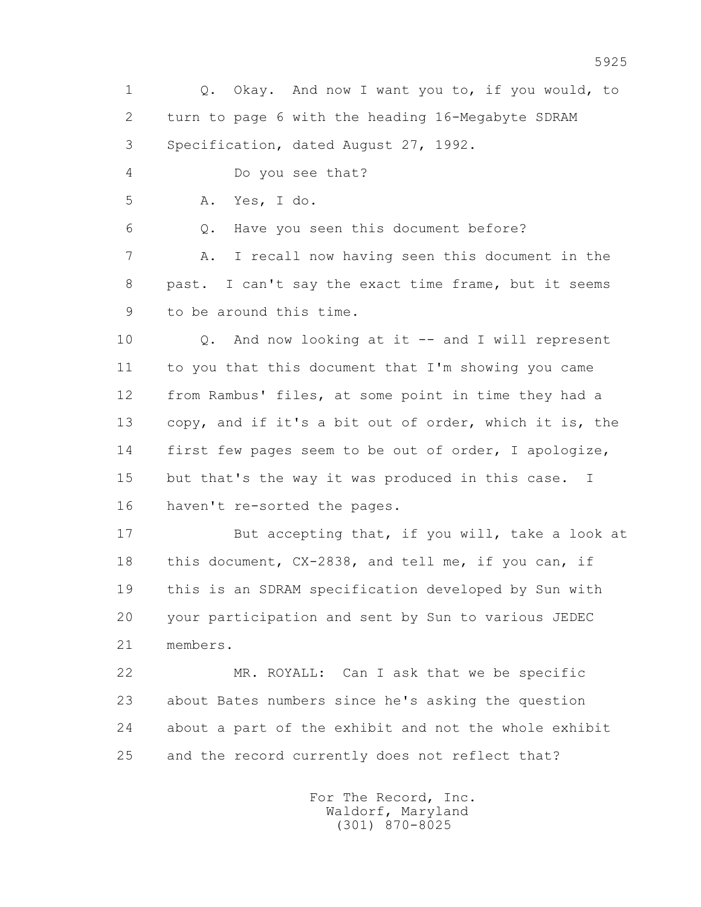1 Q. Okay. And now I want you to, if you would, to
2 turn to page 6 with the heading 16-Megabyte SDRAM
3 Specification, dated August 27, 1992.

4 Do you see that?

5 A. Yes, I do.

6 Q. Have you seen this document before?

7 A. I recall now having seen this document in the
8 past. I can't say the exact time frame, but it seems
9 to be around this time.

10 Q. And now looking at it -- and I will represent
11 to you that this document that I'm showing you came
12 from Rambus' files, at some point in time they had a
13 copy, and if it's a bit out of order, which it is, the
14 first few pages seem to be out of order, I apologize,
15 but that's the way it was produced in this case. I
16 haven't re-sorted the pages.

17 But accepting that, if you will, take a look at
18 this document, CX-2838, and tell me, if you can, if
19 this is an SDRAM specification developed by Sun with
20 your participation and sent by Sun to various JEDEC
21 members.

22 MR. ROYALL: Can I ask that we be specific
23 about Bates numbers since he's asking the question
24 about a part of the exhibit and not the whole exhibit
25 and the record currently does not reflect that?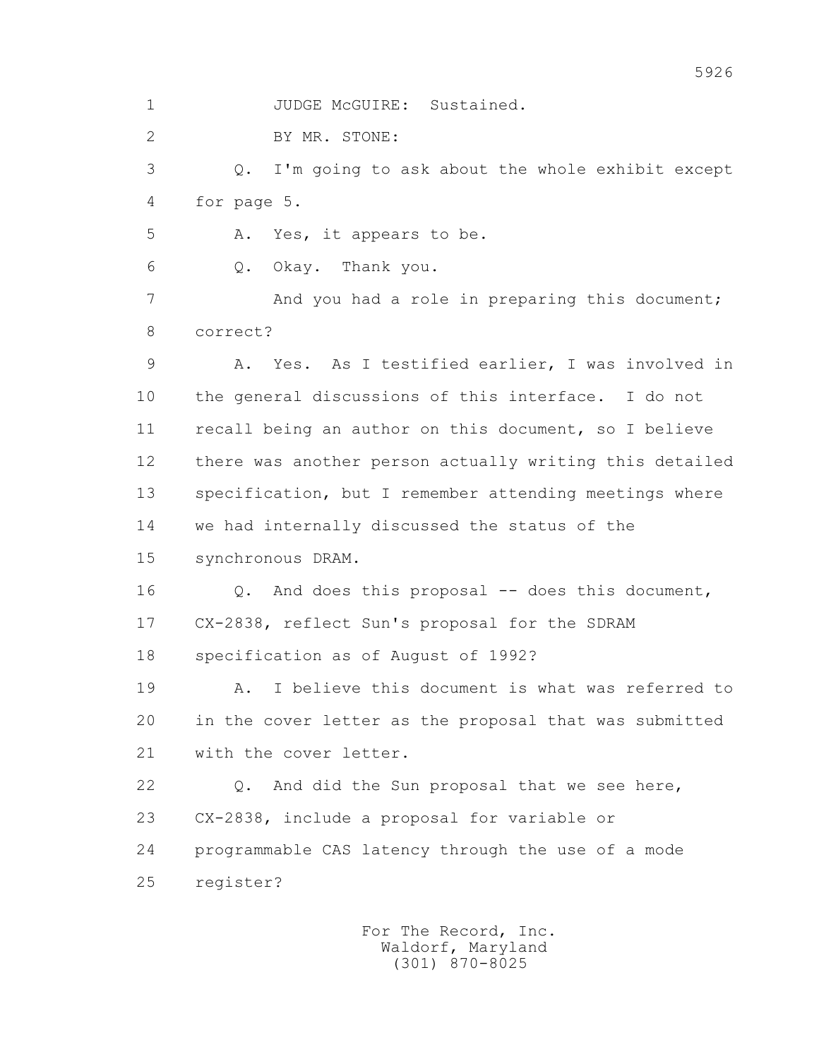1 JUDGE McGUIRE: Sustained.

2 BY MR. STONE:

3 Q. I'm going to ask about the whole exhibit except

4 for page 5.

5 A. Yes, it appears to be.

6 Q. Okay. Thank you.

7 And you had a role in preparing this document;

8 correct?

9 A. Yes. As I testified earlier, I was involved in

10 the general discussions of this interface. I do not

11 recall being an author on this document, so I believe

12 there was another person actually writing this detailed

13 specification, but I remember attending meetings where

14 we had internally discussed the status of the

15 synchronous DRAM.

16 Q. And does this proposal -- does this document,

17 CX-2838, reflect Sun's proposal for the SDRAM

18 specification as of August of 1992?

19 A. I believe this document is what was referred to

20 in the cover letter as the proposal that was submitted

21 with the cover letter.

22 Q. And did the Sun proposal that we see here,

23 CX-2838, include a proposal for variable or

24 programmable CAS latency through the use of a mode

25 register?

For The Record, Inc.
Waldorf, Maryland
(301) 870-8025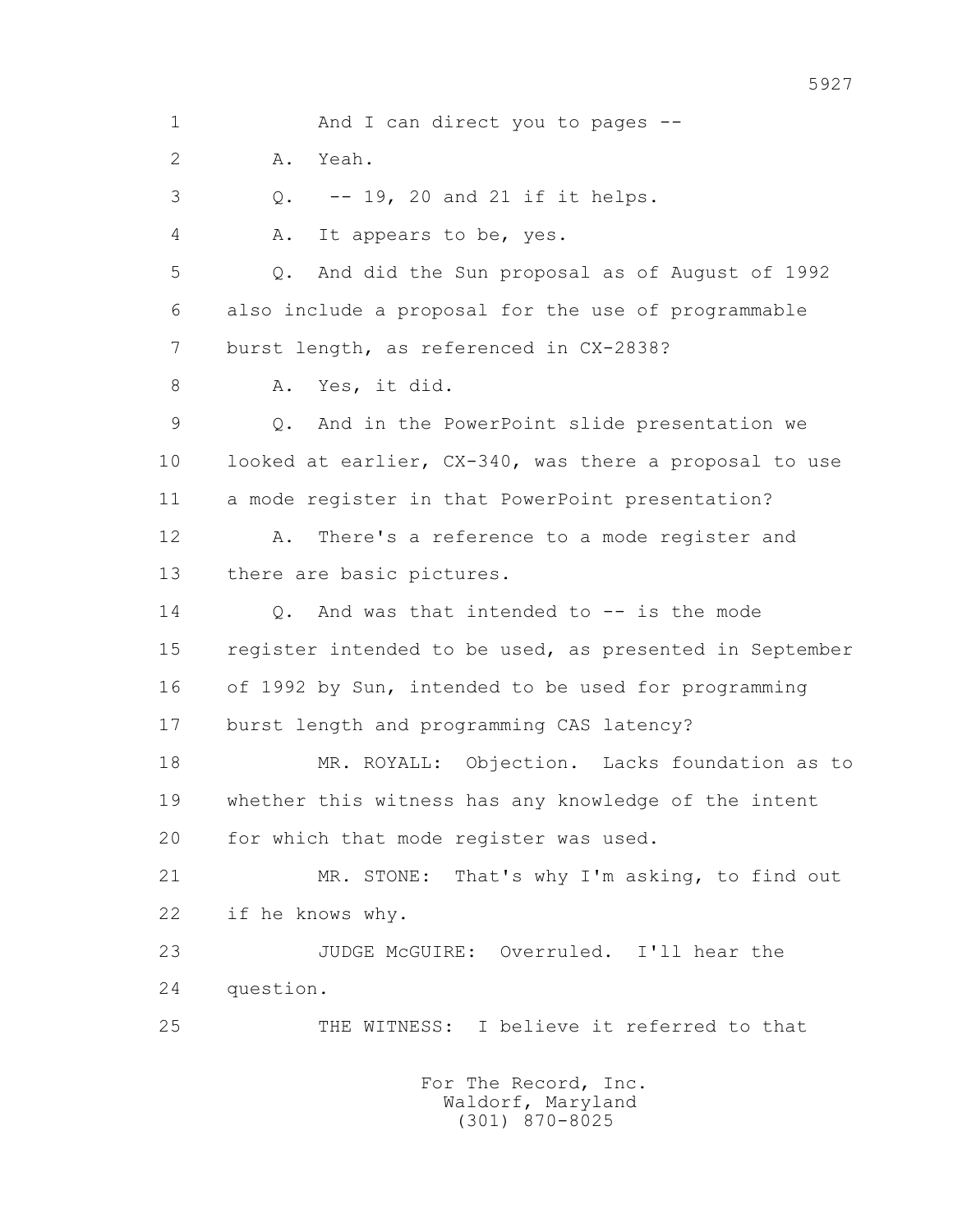1 And I can direct you to pages --

2 A. Yeah.

3 Q. -- 19, 20 and 21 if it helps.

4 A. It appears to be, yes.

5 Q. And did the Sun proposal as of August of 1992

6 also include a proposal for the use of programmable

7 burst length, as referenced in CX-2838?

8 A. Yes, it did.

9 Q. And in the PowerPoint slide presentation we

10 looked at earlier, CX-340, was there a proposal to use

11 a mode register in that PowerPoint presentation?

12 A. There's a reference to a mode register and

13 there are basic pictures.

14 Q. And was that intended to -- is the mode

15 register intended to be used, as presented in September

16 of 1992 by Sun, intended to be used for programming

17 burst length and programming CAS latency?

18 MR. ROYALL: Objection. Lacks foundation as to

19 whether this witness has any knowledge of the intent

20 for which that mode register was used.

21 MR. STONE: That's why I'm asking, to find out

22 if he knows why.

23 JUDGE McGUIRE: Overruled. I'll hear the

24 question.

25 THE WITNESS: I believe it referred to that

For The Record, Inc.
Waldorf, Maryland
(301) 870-8025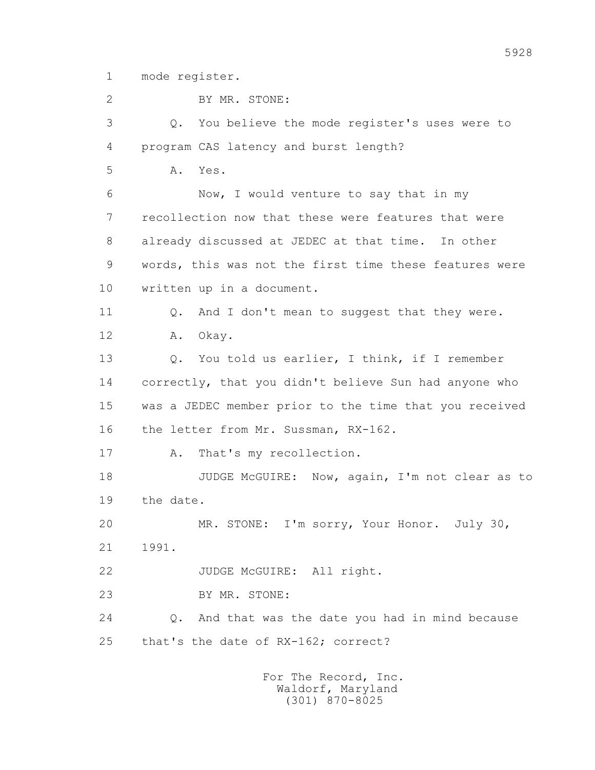mode register.

BY MR. STONE:

Q. You believe the mode register's uses were to program CAS latency and burst length?

A. Yes.

Now, I would venture to say that in my recollection now that these were features that were already discussed at JEDEC at that time. In other words, this was not the first time these features were written up in a document.

Q. And I don't mean to suggest that they were.

A. Okay.

Q. You told us earlier, I think, if I remember correctly, that you didn't believe Sun had anyone who was a JEDEC member prior to the time that you received the letter from Mr. Sussman, RX-162.

A. That's my recollection.

JUDGE McGUIRE: Now, again, I'm not clear as to the date.

MR. STONE: I'm sorry, Your Honor. July 30, 1991.

JUDGE McGUIRE: All right.

BY MR. STONE:

Q. And that was the date you had in mind because that's the date of RX-162; correct?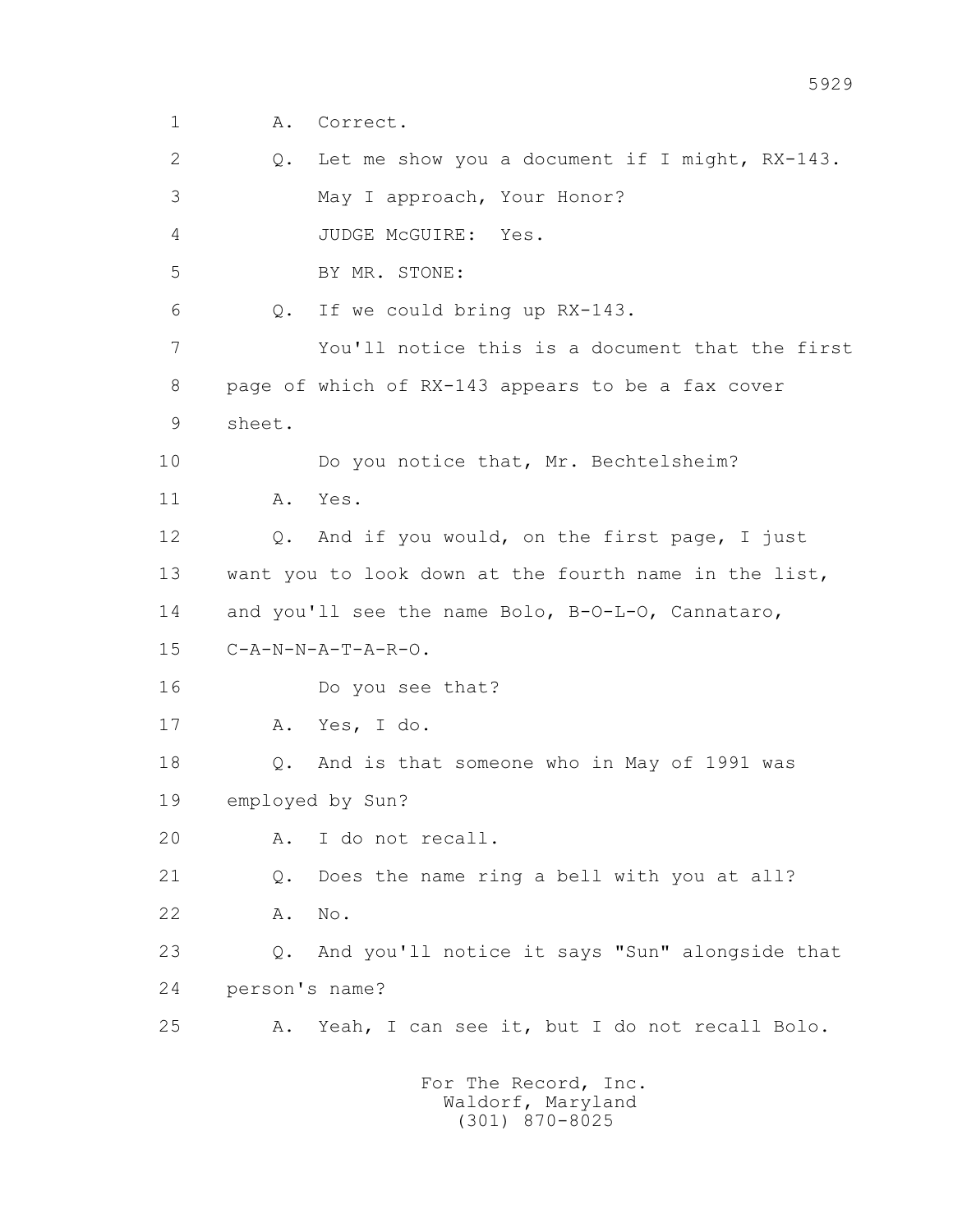1 A. Correct.

2 Q. Let me show you a document if I might, RX-143.

3 May I approach, Your Honor?

4 JUDGE McGUIRE: Yes.

5 BY MR. STONE:

6 Q. If we could bring up RX-143.

7 You'll notice this is a document that the first

8 page of which of RX-143 appears to be a fax cover

9 sheet.

10 Do you notice that, Mr. Bechtelsheim?

11 A. Yes.

12 Q. And if you would, on the first page, I just

13 want you to look down at the fourth name in the list,

14 and you'll see the name Bolo, B-O-L-O, Cannataro,

15 C-A-N-N-A-T-A-R-O.

16 Do you see that?

17 A. Yes, I do.

18 Q. And is that someone who in May of 1991 was

19 employed by Sun?

20 A. I do not recall.

21 Q. Does the name ring a bell with you at all?

22 A. No.

23 Q. And you'll notice it says "Sun" alongside that

24 person's name?

25 A. Yeah, I can see it, but I do not recall Bolo.

For The Record, Inc.
Waldorf, Maryland
(301) 870-8025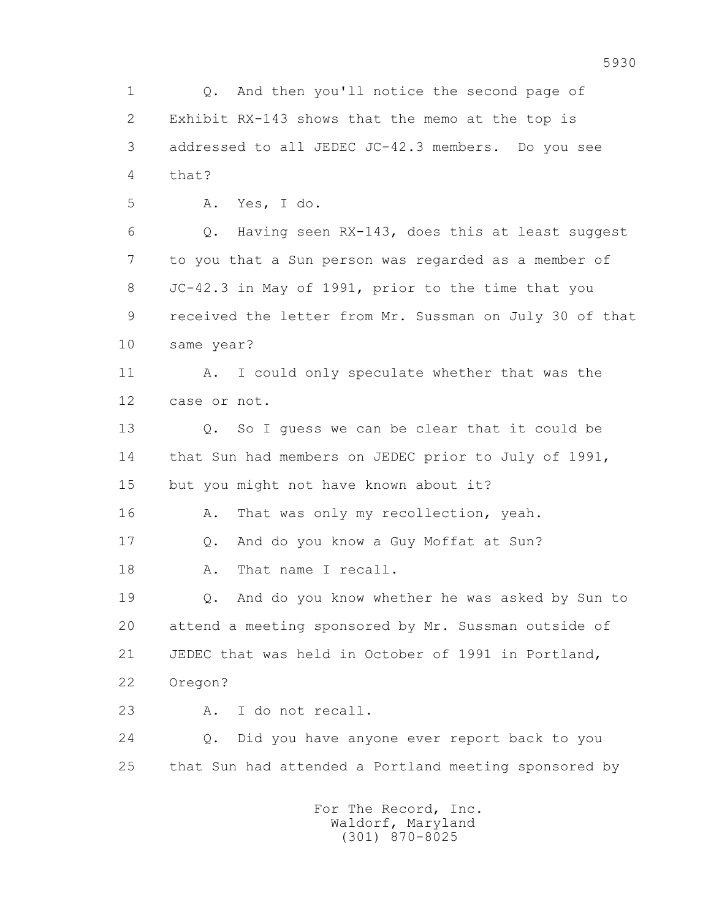1 Q. And then you'll notice the second page of
2 Exhibit RX-143 shows that the memo at the top is
3 addressed to all JEDEC JC-42.3 members. Do you see
4 that?
5 A. Yes, I do.
6 Q. Having seen RX-143, does this at least suggest
7 to you that a Sun person was regarded as a member of
8 JC-42.3 in May of 1991, prior to the time that you
9 received the letter from Mr. Sussman on July 30 of that
10 same year?
11 A. I could only speculate whether that was the
12 case or not.
13 Q. So I guess we can be clear that it could be
14 that Sun had members on JEDEC prior to July of 1991,
15 but you might not have known about it?
16 A. That was only my recollection, yeah.
17 Q. And do you know a Guy Moffat at Sun?
18 A. That name I recall.
19 Q. And do you know whether he was asked by Sun to
20 attend a meeting sponsored by Mr. Sussman outside of
21 JEDEC that was held in October of 1991 in Portland,
22 Oregon?
23 A. I do not recall.
24 Q. Did you have anyone ever report back to you
25 that Sun had attended a Portland meeting sponsored by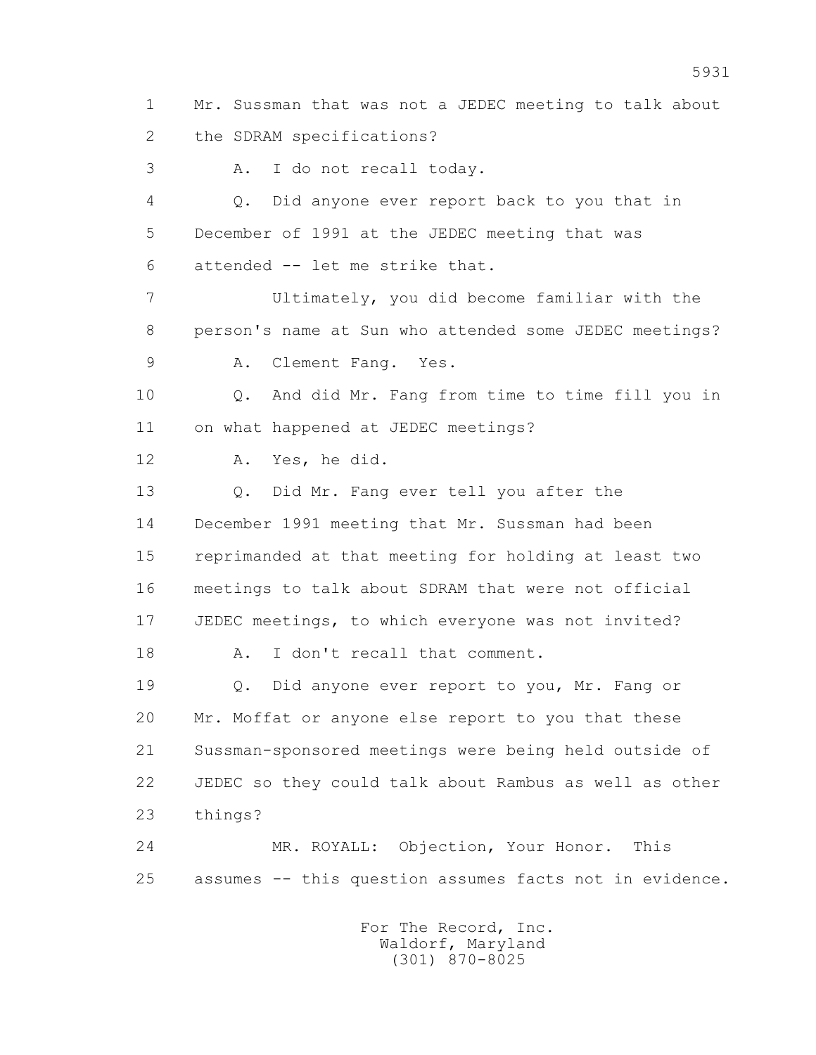1 Mr. Sussman that was not a JEDEC meeting to talk about
2 the SDRAM specifications?
3 A. I do not recall today.
4 Q. Did anyone ever report back to you that in
5 December of 1991 at the JEDEC meeting that was
6 attended -- let me strike that.
7 Ultimately, you did become familiar with the
8 person's name at Sun who attended some JEDEC meetings?
9 A. Clement Fang. Yes.
10 Q. And did Mr. Fang from time to time fill you in
11 on what happened at JEDEC meetings?
12 A. Yes, he did.
13 Q. Did Mr. Fang ever tell you after the
14 December 1991 meeting that Mr. Sussman had been
15 reprimanded at that meeting for holding at least two
16 meetings to talk about SDRAM that were not official
17 JEDEC meetings, to which everyone was not invited?
18 A. I don't recall that comment.
19 Q. Did anyone ever report to you, Mr. Fang or
20 Mr. Moffat or anyone else report to you that these
21 Sussman-sponsored meetings were being held outside of
22 JEDEC so they could talk about Rambus as well as other
23 things?
24 MR. ROYALL: Objection, Your Honor. This
25 assumes -- this question assumes facts not in evidence.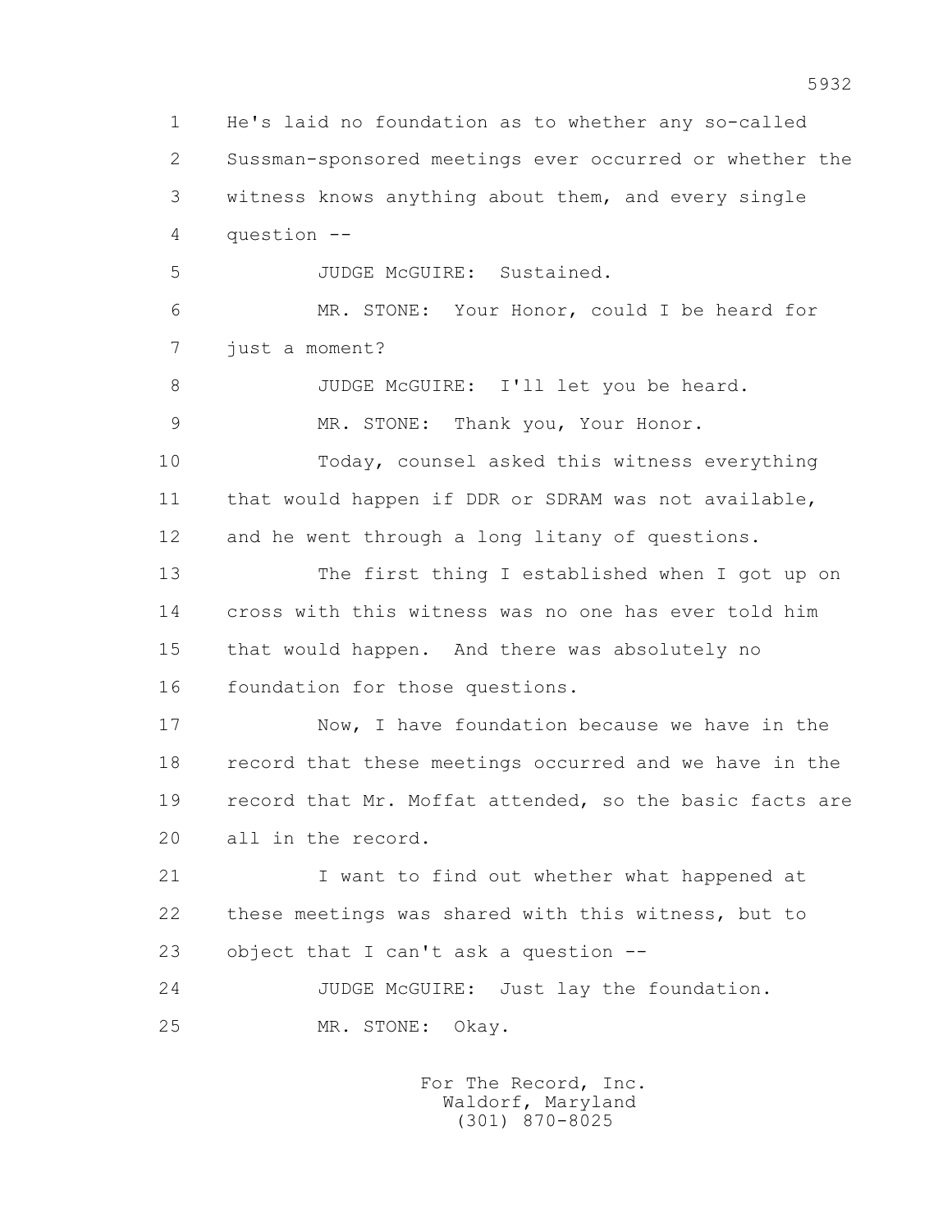1 He's laid no foundation as to whether any so-called
2 Sussman-sponsored meetings ever occurred or whether the
3 witness knows anything about them, and every single
4 question --

5 JUDGE McGUIRE: Sustained.

6 MR. STONE: Your Honor, could I be heard for
7 just a moment?

8 JUDGE McGUIRE: I'll let you be heard.

9 MR. STONE: Thank you, Your Honor.

10 Today, counsel asked this witness everything
11 that would happen if DDR or SDRAM was not available,
12 and he went through a long litany of questions.

13 The first thing I established when I got up on
14 cross with this witness was no one has ever told him
15 that would happen. And there was absolutely no
16 foundation for those questions.

17 Now, I have foundation because we have in the
18 record that these meetings occurred and we have in the
19 record that Mr. Moffat attended, so the basic facts are
20 all in the record.

21 I want to find out whether what happened at
22 these meetings was shared with this witness, but to
23 object that I can't ask a question --

24 JUDGE McGUIRE: Just lay the foundation.

25 MR. STONE: Okay.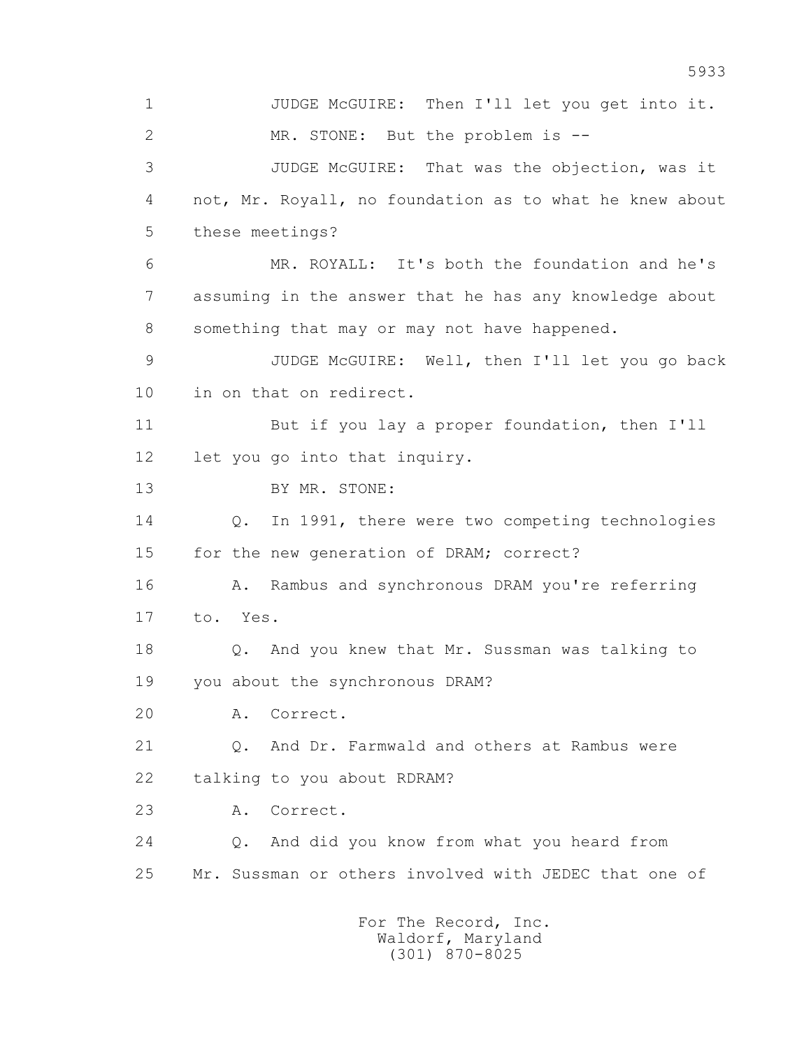JUDGE McGUIRE: Then I'll let you get into it.

MR. STONE: But the problem is --

JUDGE McGUIRE: That was the objection, was it not, Mr. Royall, no foundation as to what he knew about these meetings?

MR. ROYALL: It's both the foundation and he's assuming in the answer that he has any knowledge about something that may or may not have happened.

JUDGE McGUIRE: Well, then I'll let you go back in on that on redirect.

But if you lay a proper foundation, then I'll let you go into that inquiry.

BY MR. STONE:

Q. In 1991, there were two competing technologies for the new generation of DRAM; correct?

A. Rambus and synchronous DRAM you're referring to. Yes.

Q. And you knew that Mr. Sussman was talking to you about the synchronous DRAM?

A. Correct.

Q. And Dr. Farmwald and others at Rambus were talking to you about RDRAM?

A. Correct.

Q. And did you know from what you heard from Mr. Sussman or others involved with JEDEC that one of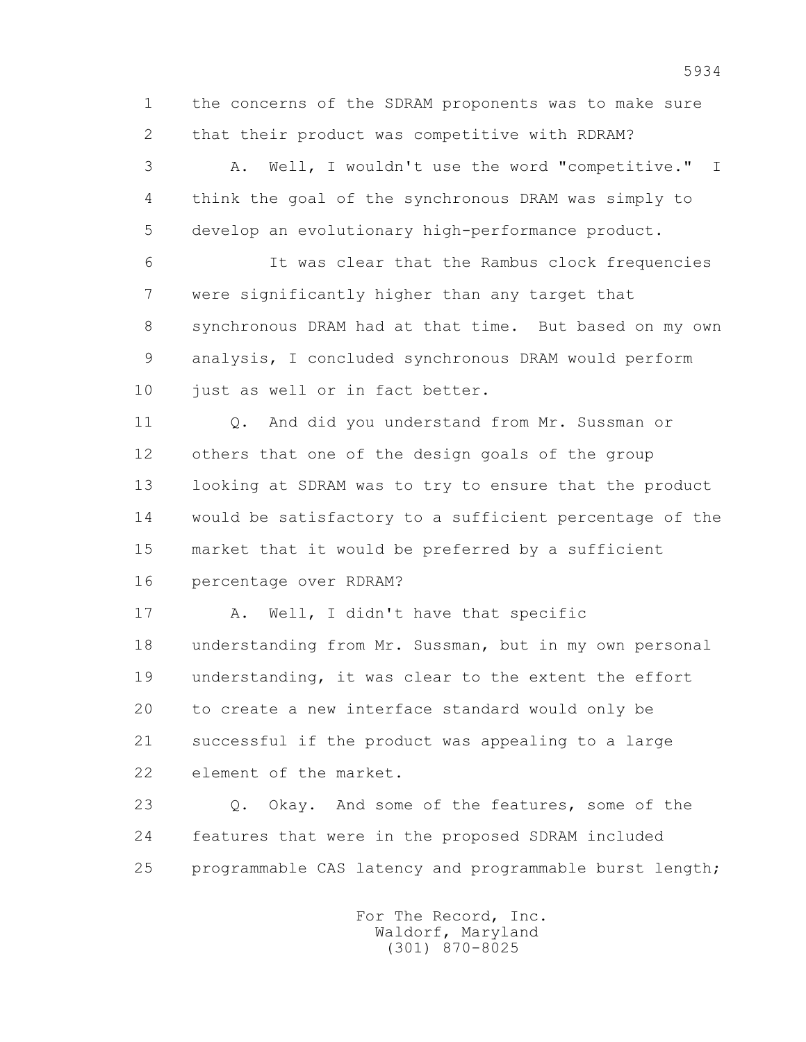1 the concerns of the SDRAM proponents was to make sure
2 that their product was competitive with RDRAM?
3 A. Well, I wouldn't use the word "competitive." I
4 think the goal of the synchronous DRAM was simply to
5 develop an evolutionary high-performance product.
6 It was clear that the Rambus clock frequencies
7 were significantly higher than any target that
8 synchronous DRAM had at that time. But based on my own
9 analysis, I concluded synchronous DRAM would perform
10 just as well or in fact better.
11 Q. And did you understand from Mr. Sussman or
12 others that one of the design goals of the group
13 looking at SDRAM was to try to ensure that the product
14 would be satisfactory to a sufficient percentage of the
15 market that it would be preferred by a sufficient
16 percentage over RDRAM?
17 A. Well, I didn't have that specific
18 understanding from Mr. Sussman, but in my own personal
19 understanding, it was clear to the extent the effort
20 to create a new interface standard would only be
21 successful if the product was appealing to a large
22 element of the market.
23 Q. Okay. And some of the features, some of the
24 features that were in the proposed SDRAM included
25 programmable CAS latency and programmable burst length;

For The Record, Inc.
Waldorf, Maryland
(301) 870-8025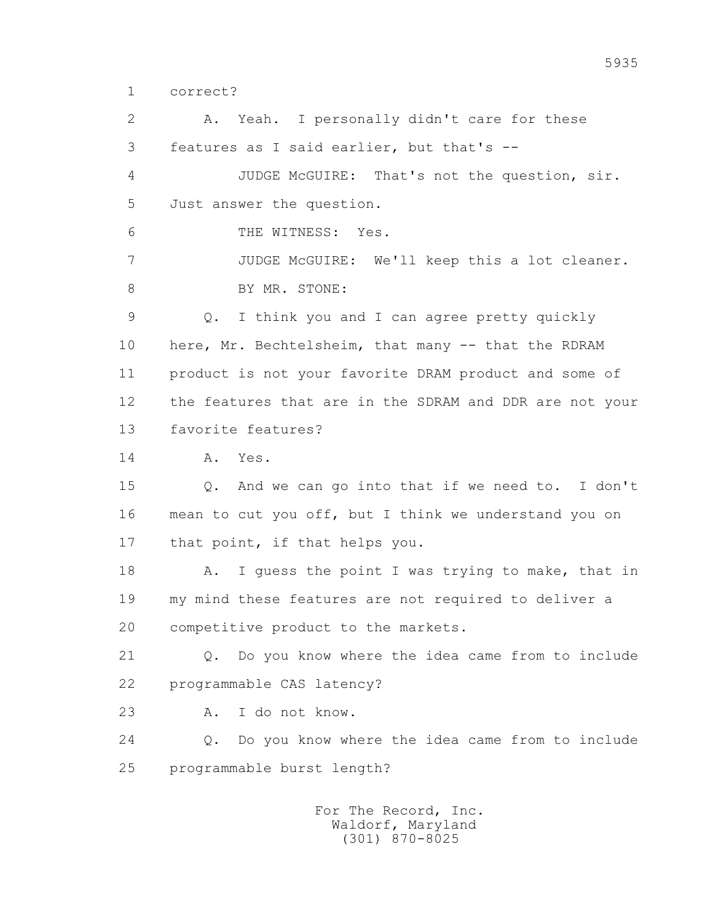1 correct?

2 A. Yeah. I personally didn't care for these

3 features as I said earlier, but that's --

4 JUDGE McGUIRE: That's not the question, sir.

5 Just answer the question.

6 THE WITNESS: Yes.

7 JUDGE McGUIRE: We'll keep this a lot cleaner.

8 BY MR. STONE:

9 Q. I think you and I can agree pretty quickly

10 here, Mr. Bechtelsheim, that many -- that the RDRAM

11 product is not your favorite DRAM product and some of

12 the features that are in the SDRAM and DDR are not your

13 favorite features?

14 A. Yes.

15 Q. And we can go into that if we need to. I don't

16 mean to cut you off, but I think we understand you on

17 that point, if that helps you.

18 A. I guess the point I was trying to make, that in

19 my mind these features are not required to deliver a

20 competitive product to the markets.

21 Q. Do you know where the idea came from to include

22 programmable CAS latency?

23 A. I do not know.

24 Q. Do you know where the idea came from to include

25 programmable burst length?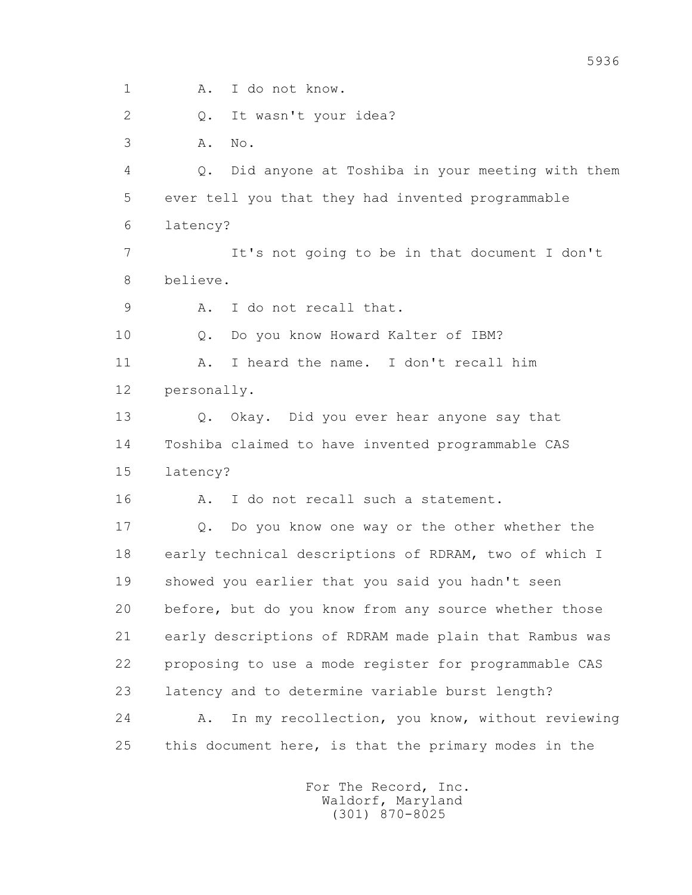1 A. I do not know.

2 Q. It wasn't your idea?

3 A. No.

4 Q. Did anyone at Toshiba in your meeting with them

5 ever tell you that they had invented programmable

6 latency?

7 It's not going to be in that document I don't

8 believe.

9 A. I do not recall that.

10 Q. Do you know Howard Kalter of IBM?

11 A. I heard the name. I don't recall him

12 personally.

13 Q. Okay. Did you ever hear anyone say that

14 Toshiba claimed to have invented programmable CAS

15 latency?

16 A. I do not recall such a statement.

17 Q. Do you know one way or the other whether the

18 early technical descriptions of RDRAM, two of which I

19 showed you earlier that you said you hadn't seen

20 before, but do you know from any source whether those

21 early descriptions of RDRAM made plain that Rambus was

22 proposing to use a mode register for programmable CAS

23 latency and to determine variable burst length?

24 A. In my recollection, you know, without reviewing

25 this document here, is that the primary modes in the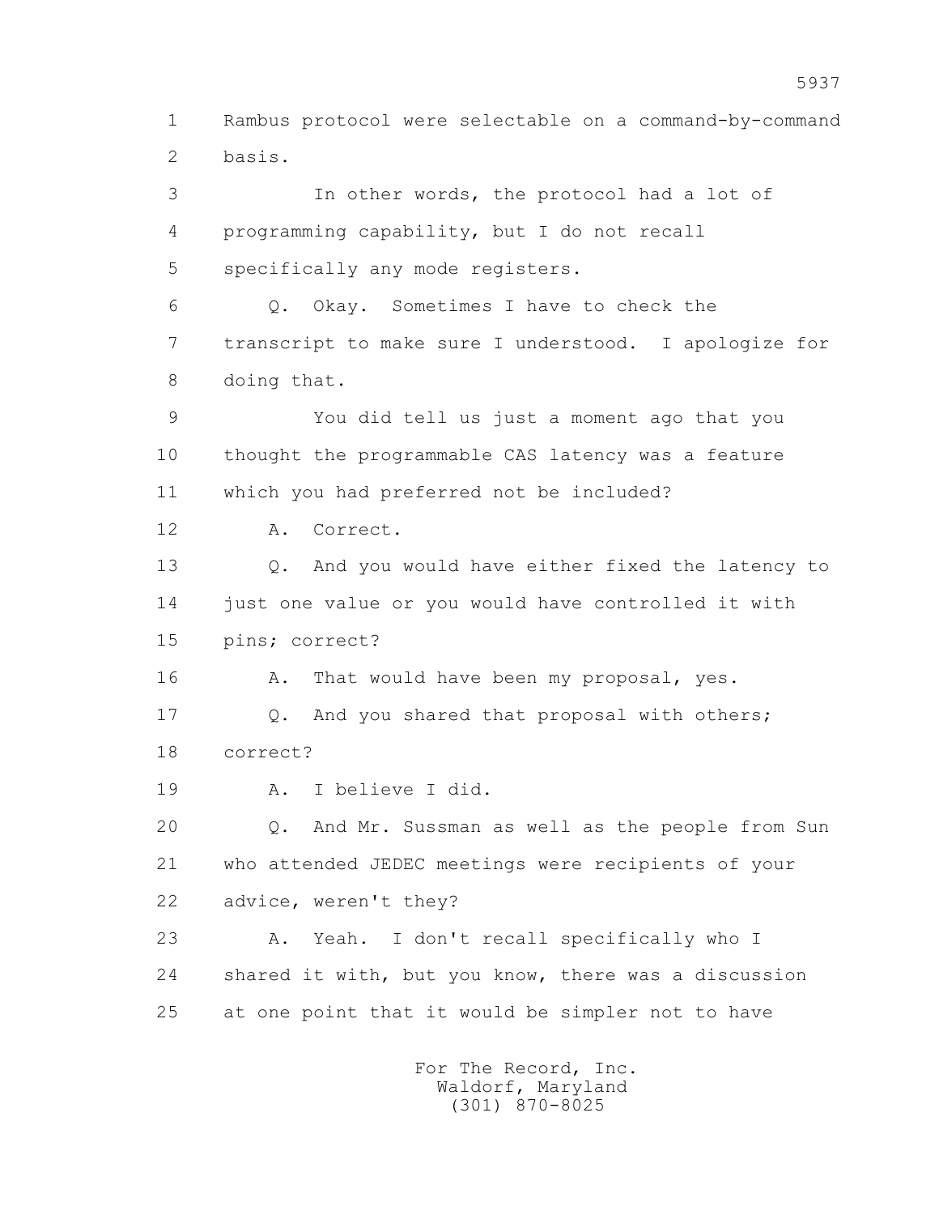Rambus protocol were selectable on a command-by-command basis.

In other words, the protocol had a lot of programming capability, but I do not recall specifically any mode registers.

Q. Okay. Sometimes I have to check the transcript to make sure I understood. I apologize for doing that.

You did tell us just a moment ago that you thought the programmable CAS latency was a feature which you had preferred not be included?

A. Correct.

Q. And you would have either fixed the latency to just one value or you would have controlled it with pins; correct?

A. That would have been my proposal, yes.

Q. And you shared that proposal with others; correct?

A. I believe I did.

Q. And Mr. Sussman as well as the people from Sun who attended JEDEC meetings were recipients of your advice, weren't they?

A. Yeah. I don't recall specifically who I shared it with, but you know, there was a discussion at one point that it would be simpler not to have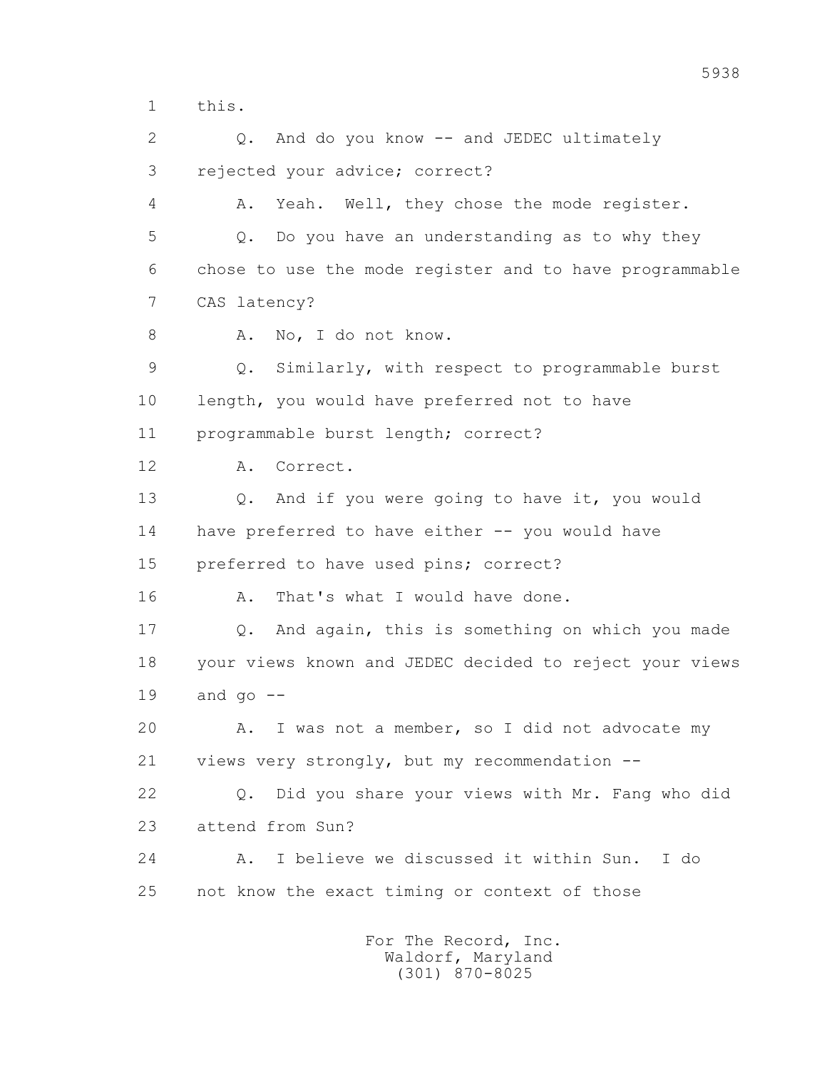1 this.

2 Q. And do you know -- and JEDEC ultimately

3 rejected your advice; correct?

4 A. Yeah. Well, they chose the mode register.

5 Q. Do you have an understanding as to why they

6 chose to use the mode register and to have programmable

7 CAS latency?

8 A. No, I do not know.

9 Q. Similarly, with respect to programmable burst

10 length, you would have preferred not to have

11 programmable burst length; correct?

12 A. Correct.

13 Q. And if you were going to have it, you would

14 have preferred to have either -- you would have

15 preferred to have used pins; correct?

16 A. That's what I would have done.

17 Q. And again, this is something on which you made

18 your views known and JEDEC decided to reject your views

19 and go --

20 A. I was not a member, so I did not advocate my

21 views very strongly, but my recommendation --

22 Q. Did you share your views with Mr. Fang who did

23 attend from Sun?

24 A. I believe we discussed it within Sun. I do

25 not know the exact timing or context of those

For The Record, Inc.
Waldorf, Maryland
(301) 870-8025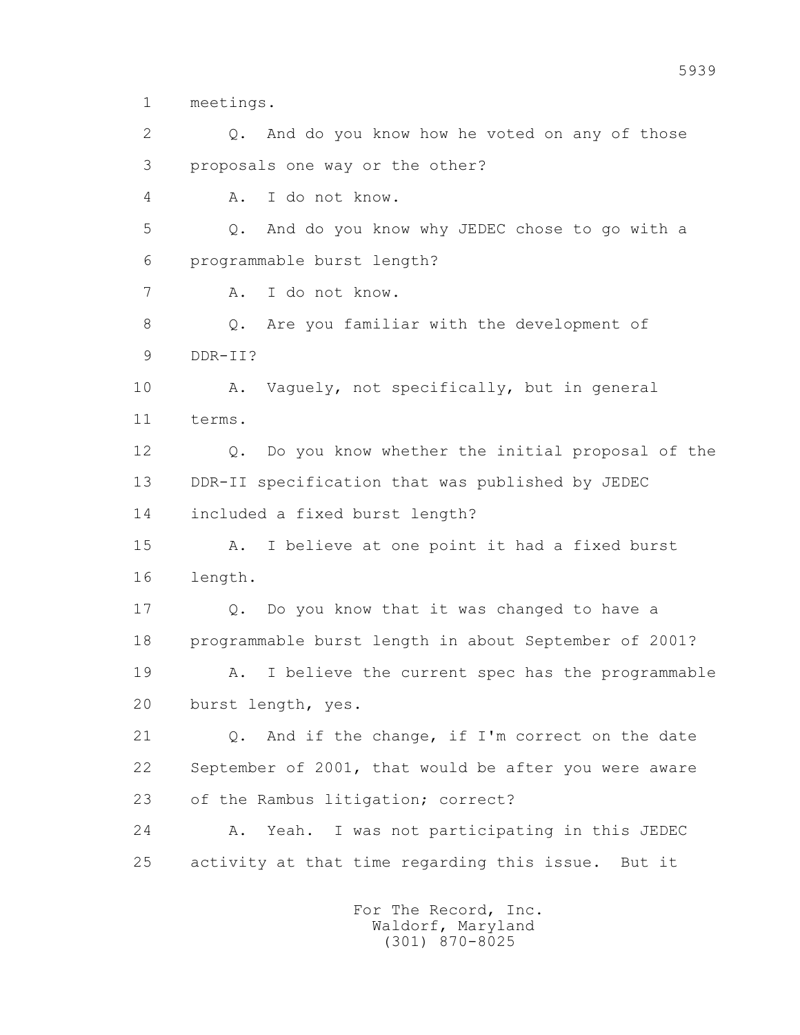1 meetings.

2 Q. And do you know how he voted on any of those

3 proposals one way or the other?

4 A. I do not know.

5 Q. And do you know why JEDEC chose to go with a

6 programmable burst length?

7 A. I do not know.

8 Q. Are you familiar with the development of

9 DDR-II?

10 A. Vaguely, not specifically, but in general

11 terms.

12 Q. Do you know whether the initial proposal of the

13 DDR-II specification that was published by JEDEC

14 included a fixed burst length?

15 A. I believe at one point it had a fixed burst

16 length.

17 Q. Do you know that it was changed to have a

18 programmable burst length in about September of 2001?

19 A. I believe the current spec has the programmable

20 burst length, yes.

21 Q. And if the change, if I'm correct on the date

22 September of 2001, that would be after you were aware

23 of the Rambus litigation; correct?

24 A. Yeah. I was not participating in this JEDEC

25 activity at that time regarding this issue. But it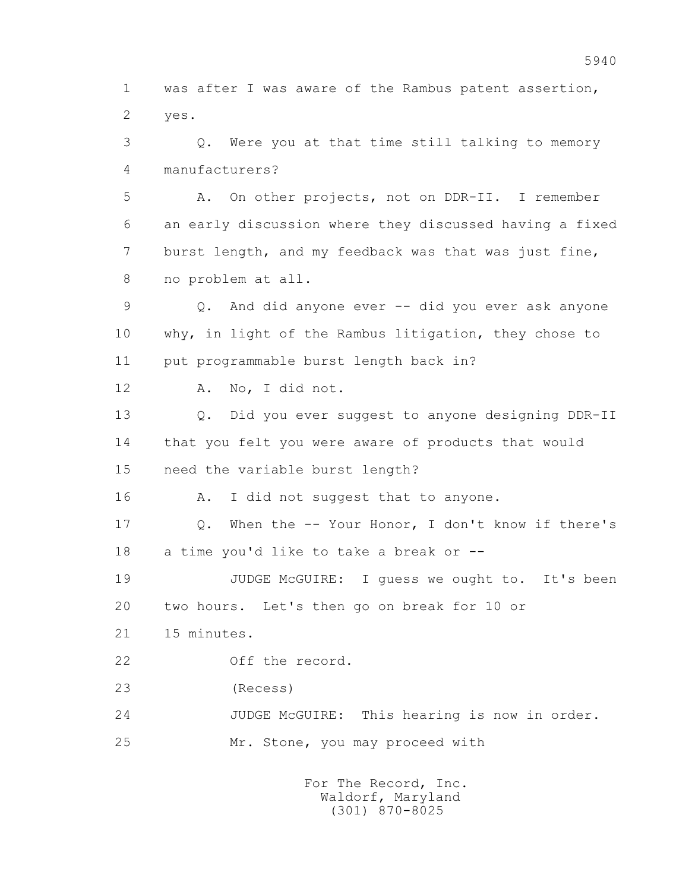1 was after I was aware of the Rambus patent assertion,
2 yes.

3 Q. Were you at that time still talking to memory
4 manufacturers?

5 A. On other projects, not on DDR-II. I remember
6 an early discussion where they discussed having a fixed
7 burst length, and my feedback was that was just fine,
8 no problem at all.

9 Q. And did anyone ever -- did you ever ask anyone
10 why, in light of the Rambus litigation, they chose to
11 put programmable burst length back in?

12 A. No, I did not.

13 Q. Did you ever suggest to anyone designing DDR-II
14 that you felt you were aware of products that would
15 need the variable burst length?

16 A. I did not suggest that to anyone.

17 Q. When the -- Your Honor, I don't know if there's
18 a time you'd like to take a break or --

19 JUDGE McGUIRE: I guess we ought to. It's been
20 two hours. Let's then go on break for 10 or
21 15 minutes.

22 Off the record.

23 (Recess)

24 JUDGE McGUIRE: This hearing is now in order.

25 Mr. Stone, you may proceed with

For The Record, Inc.
Waldorf, Maryland
(301) 870-8025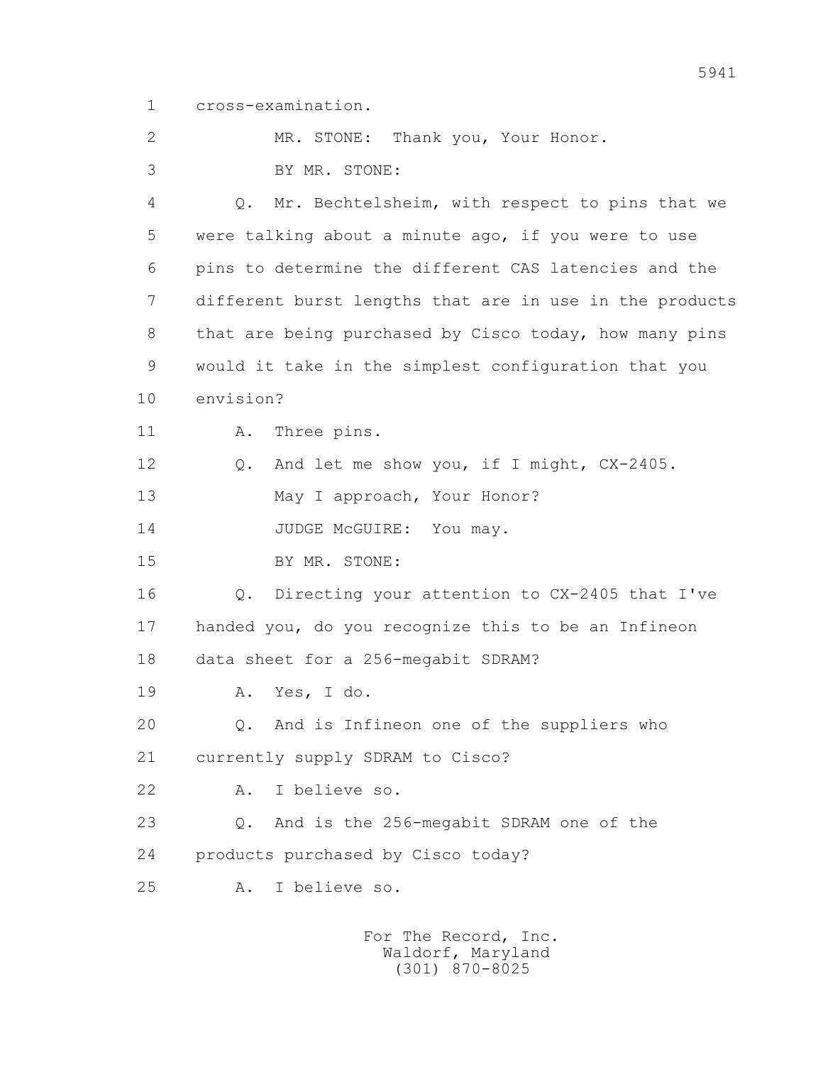1 cross-examination.

2 MR. STONE: Thank you, Your Honor.

3 BY MR. STONE:

4 Q. Mr. Bechtelsheim, with respect to pins that we

5 were talking about a minute ago, if you were to use

6 pins to determine the different CAS latencies and the

7 different burst lengths that are in use in the products

8 that are being purchased by Cisco today, how many pins

9 would it take in the simplest configuration that you

10 envision?

11 A. Three pins.

12 Q. And let me show you, if I might, CX-2405.

13 May I approach, Your Honor?

14 JUDGE McGUIRE: You may.

15 BY MR. STONE:

16 Q. Directing your attention to CX-2405 that I've

17 handed you, do you recognize this to be an Infineon

18 data sheet for a 256-megabit SDRAM?

19 A. Yes, I do.

20 Q. And is Infineon one of the suppliers who

21 currently supply SDRAM to Cisco?

22 A. I believe so.

23 Q. And is the 256-megabit SDRAM one of the

24 products purchased by Cisco today?

25 A. I believe so.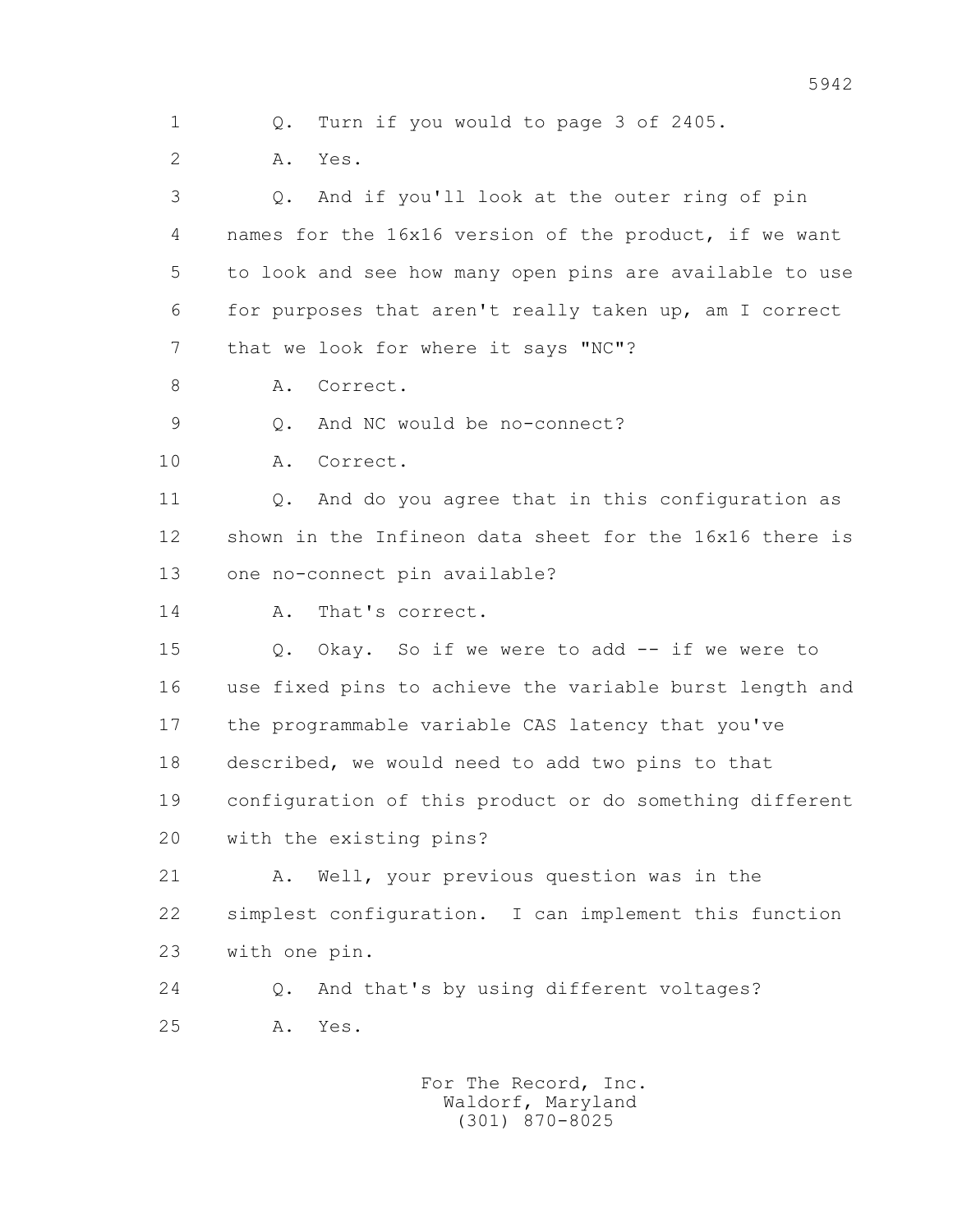1 Q. Turn if you would to page 3 of 2405.

2 A. Yes.

3 Q. And if you'll look at the outer ring of pin

4 names for the 16x16 version of the product, if we want

5 to look and see how many open pins are available to use

6 for purposes that aren't really taken up, am I correct

7 that we look for where it says "NC"?

8 A. Correct.

9 Q. And NC would be no-connect?

10 A. Correct.

11 Q. And do you agree that in this configuration as

12 shown in the Infineon data sheet for the 16x16 there is

13 one no-connect pin available?

14 A. That's correct.

15 Q. Okay. So if we were to add -- if we were to

16 use fixed pins to achieve the variable burst length and

17 the programmable variable CAS latency that you've

18 described, we would need to add two pins to that

19 configuration of this product or do something different

20 with the existing pins?

21 A. Well, your previous question was in the

22 simplest configuration. I can implement this function

23 with one pin.

24 Q. And that's by using different voltages?

25 A. Yes.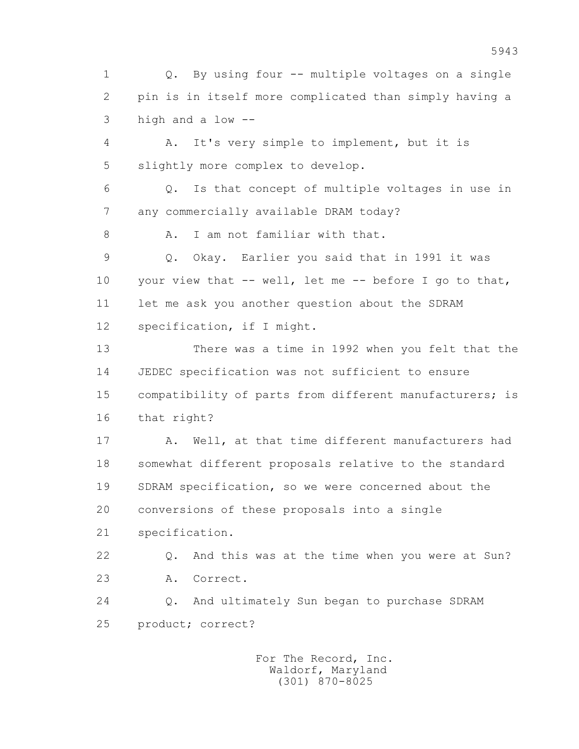1 Q. By using four -- multiple voltages on a single
2 pin is in itself more complicated than simply having a
3 high and a low --
4 A. It's very simple to implement, but it is
5 slightly more complex to develop.
6 Q. Is that concept of multiple voltages in use in
7 any commercially available DRAM today?
8 A. I am not familiar with that.
9 Q. Okay. Earlier you said that in 1991 it was
10 your view that -- well, let me -- before I go to that,
11 let me ask you another question about the SDRAM
12 specification, if I might.
13 There was a time in 1992 when you felt that the
14 JEDEC specification was not sufficient to ensure
15 compatibility of parts from different manufacturers; is
16 that right?
17 A. Well, at that time different manufacturers had
18 somewhat different proposals relative to the standard
19 SDRAM specification, so we were concerned about the
20 conversions of these proposals into a single
21 specification.
22 Q. And this was at the time when you were at Sun?
23 A. Correct.
24 Q. And ultimately Sun began to purchase SDRAM
25 product; correct?

For The Record, Inc.
Waldorf, Maryland
(301) 870-8025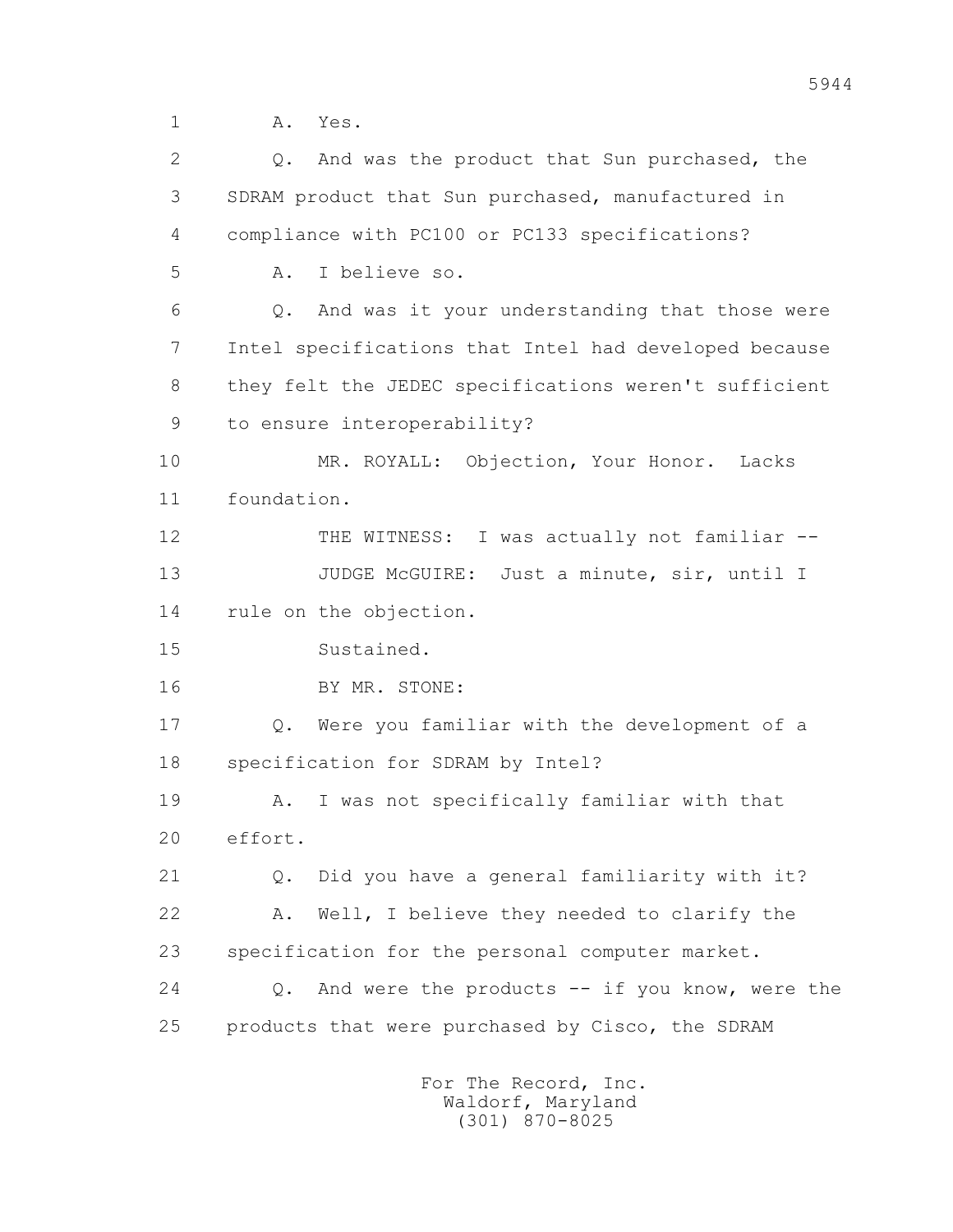1 A. Yes.

2 Q. And was the product that Sun purchased, the

3 SDRAM product that Sun purchased, manufactured in

4 compliance with PC100 or PC133 specifications?

5 A. I believe so.

6 Q. And was it your understanding that those were

7 Intel specifications that Intel had developed because

8 they felt the JEDEC specifications weren't sufficient

9 to ensure interoperability?

10 MR. ROYALL: Objection, Your Honor. Lacks

11 foundation.

12 THE WITNESS: I was actually not familiar --

13 JUDGE McGUIRE: Just a minute, sir, until I

14 rule on the objection.

15 Sustained.

16 BY MR. STONE:

17 Q. Were you familiar with the development of a

18 specification for SDRAM by Intel?

19 A. I was not specifically familiar with that

20 effort.

21 Q. Did you have a general familiarity with it?

22 A. Well, I believe they needed to clarify the

23 specification for the personal computer market.

24 Q. And were the products -- if you know, were the

25 products that were purchased by Cisco, the SDRAM

For The Record, Inc.
Waldorf, Maryland
(301) 870-8025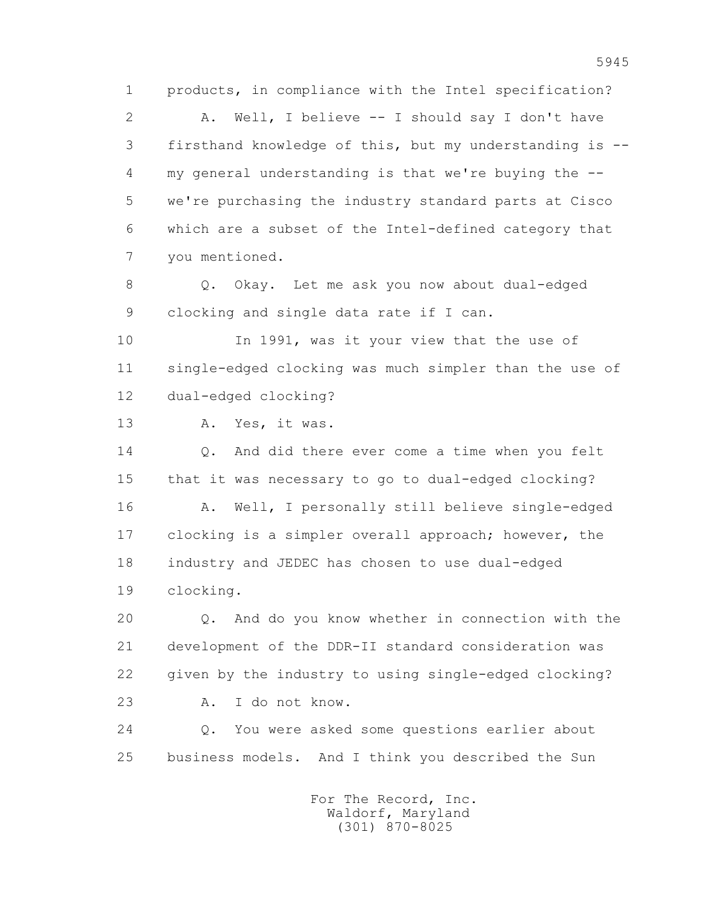1 products, in compliance with the Intel specification?

2 A. Well, I believe -- I should say I don't have

3 firsthand knowledge of this, but my understanding is --

4 my general understanding is that we're buying the --

5 we're purchasing the industry standard parts at Cisco

6 which are a subset of the Intel-defined category that

7 you mentioned.

8 Q. Okay. Let me ask you now about dual-edged

9 clocking and single data rate if I can.

10 In 1991, was it your view that the use of

11 single-edged clocking was much simpler than the use of

12 dual-edged clocking?

13 A. Yes, it was.

14 Q. And did there ever come a time when you felt

15 that it was necessary to go to dual-edged clocking?

16 A. Well, I personally still believe single-edged

17 clocking is a simpler overall approach; however, the

18 industry and JEDEC has chosen to use dual-edged

19 clocking.

20 Q. And do you know whether in connection with the

21 development of the DDR-II standard consideration was

22 given by the industry to using single-edged clocking?

23 A. I do not know.

24 Q. You were asked some questions earlier about

25 business models. And I think you described the Sun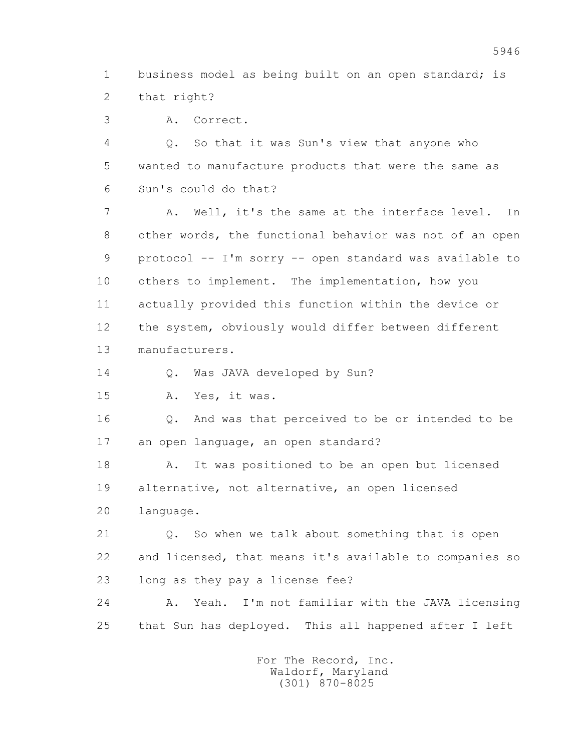1 business model as being built on an open standard; is
2 that right?

3 A. Correct.

4 Q. So that it was Sun's view that anyone who
5 wanted to manufacture products that were the same as
6 Sun's could do that?

7 A. Well, it's the same at the interface level. In
8 other words, the functional behavior was not of an open
9 protocol -- I'm sorry -- open standard was available to
10 others to implement. The implementation, how you
11 actually provided this function within the device or
12 the system, obviously would differ between different
13 manufacturers.

14 Q. Was JAVA developed by Sun?

15 A. Yes, it was.

16 Q. And was that perceived to be or intended to be
17 an open language, an open standard?

18 A. It was positioned to be an open but licensed
19 alternative, not alternative, an open licensed
20 language.

21 Q. So when we talk about something that is open
22 and licensed, that means it's available to companies so
23 long as they pay a license fee?

24 A. Yeah. I'm not familiar with the JAVA licensing
25 that Sun has deployed. This all happened after I left

For The Record, Inc.
Waldorf, Maryland
(301) 870-8025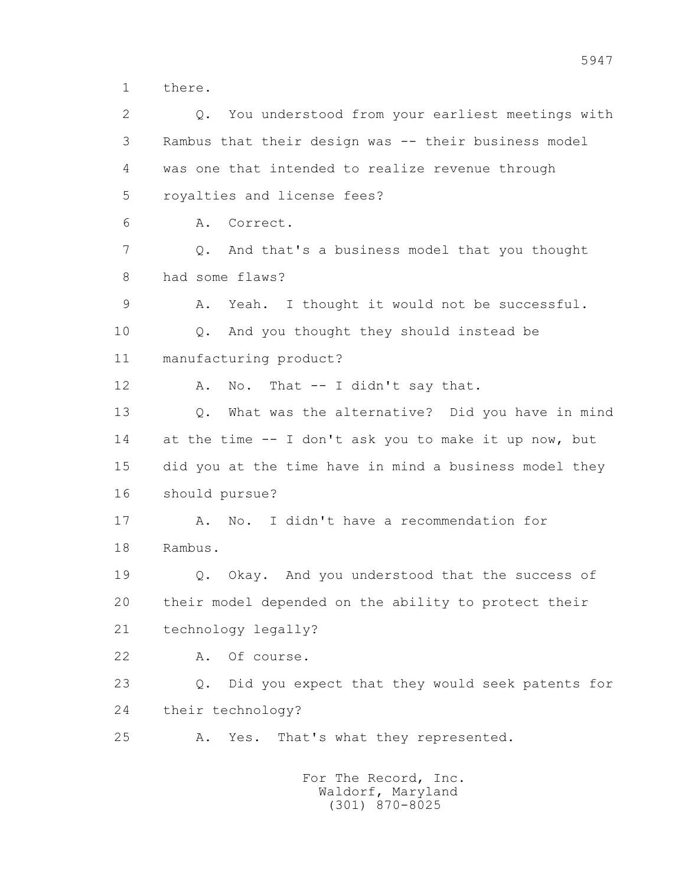1 there.

2 Q. You understood from your earliest meetings with

3 Rambus that their design was -- their business model

4 was one that intended to realize revenue through

5 royalties and license fees?

6 A. Correct.

7 Q. And that's a business model that you thought

8 had some flaws?

9 A. Yeah. I thought it would not be successful.

10 Q. And you thought they should instead be

11 manufacturing product?

12 A. No. That -- I didn't say that.

13 Q. What was the alternative? Did you have in mind

14 at the time -- I don't ask you to make it up now, but

15 did you at the time have in mind a business model they

16 should pursue?

17 A. No. I didn't have a recommendation for

18 Rambus.

19 Q. Okay. And you understood that the success of

20 their model depended on the ability to protect their

21 technology legally?

22 A. Of course.

23 Q. Did you expect that they would seek patents for

24 their technology?

25 A. Yes. That's what they represented.

For The Record, Inc.
Waldorf, Maryland
(301) 870-8025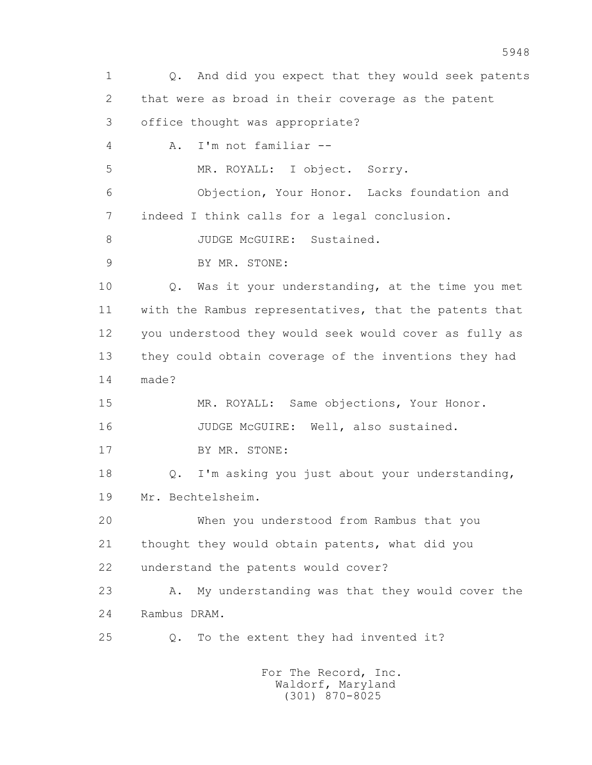1 Q. And did you expect that they would seek patents
2 that were as broad in their coverage as the patent
3 office thought was appropriate?
4 A. I'm not familiar --
5 MR. ROYALL: I object. Sorry.
6 Objection, Your Honor. Lacks foundation and
7 indeed I think calls for a legal conclusion.
8 JUDGE McGUIRE: Sustained.
9 BY MR. STONE:
10 Q. Was it your understanding, at the time you met
11 with the Rambus representatives, that the patents that
12 you understood they would seek would cover as fully as
13 they could obtain coverage of the inventions they had
14 made?
15 MR. ROYALL: Same objections, Your Honor.
16 JUDGE McGUIRE: Well, also sustained.
17 BY MR. STONE:
18 Q. I'm asking you just about your understanding,
19 Mr. Bechtelsheim.
20 When you understood from Rambus that you
21 thought they would obtain patents, what did you
22 understand the patents would cover?
23 A. My understanding was that they would cover the
24 Rambus DRAM.
25 Q. To the extent they had invented it?

For The Record, Inc.
Waldorf, Maryland
(301) 870-8025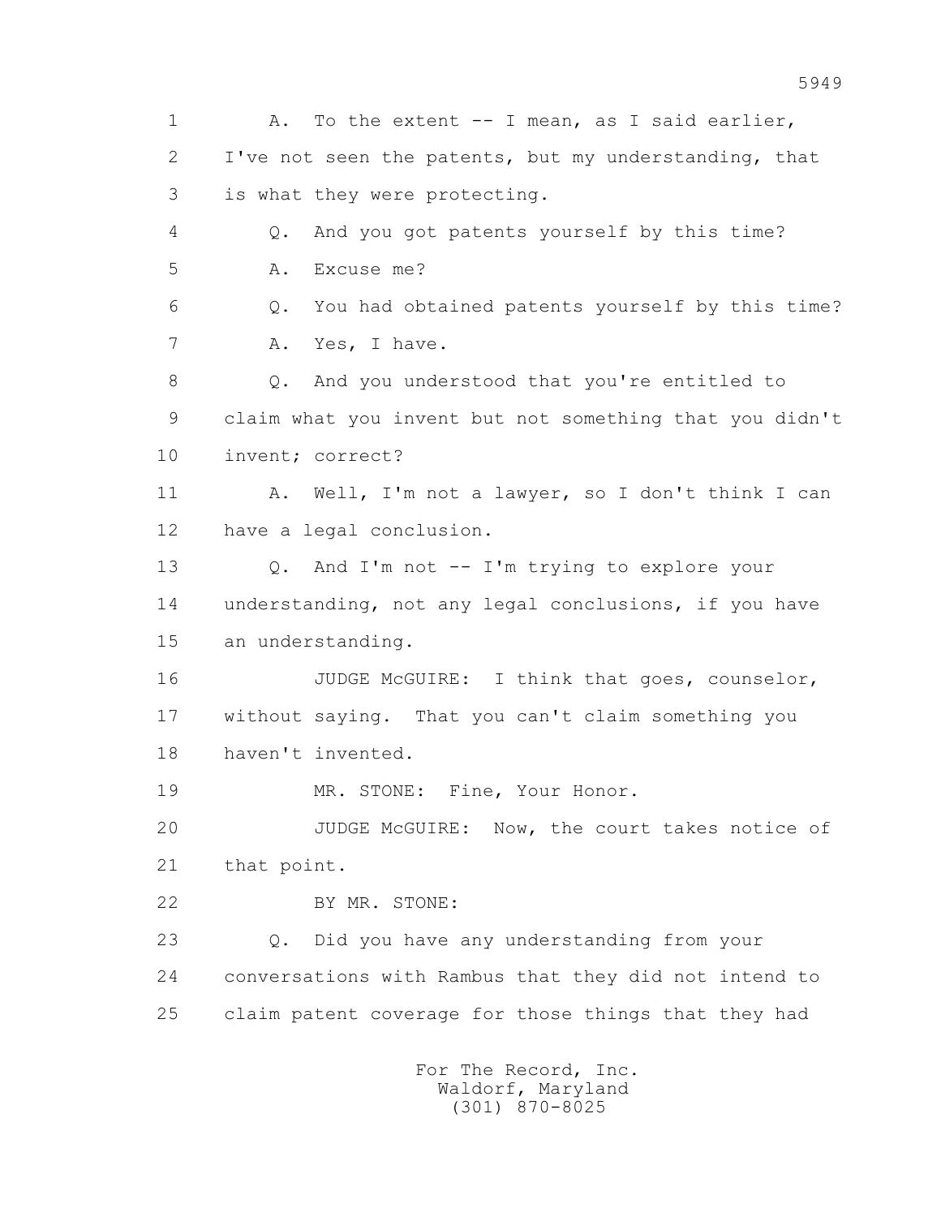1 A. To the extent -- I mean, as I said earlier,

2 I've not seen the patents, but my understanding, that

3 is what they were protecting.

4 Q. And you got patents yourself by this time?

5 A. Excuse me?

6 Q. You had obtained patents yourself by this time?

7 A. Yes, I have.

8 Q. And you understood that you're entitled to

9 claim what you invent but not something that you didn't

10 invent; correct?

11 A. Well, I'm not a lawyer, so I don't think I can

12 have a legal conclusion.

13 Q. And I'm not -- I'm trying to explore your

14 understanding, not any legal conclusions, if you have

15 an understanding.

16 JUDGE McGUIRE: I think that goes, counselor,

17 without saying. That you can't claim something you

18 haven't invented.

19 MR. STONE: Fine, Your Honor.

20 JUDGE McGUIRE: Now, the court takes notice of

21 that point.

22 BY MR. STONE:

23 Q. Did you have any understanding from your

24 conversations with Rambus that they did not intend to

25 claim patent coverage for those things that they had

For The Record, Inc.
Waldorf, Maryland
(301) 870-8025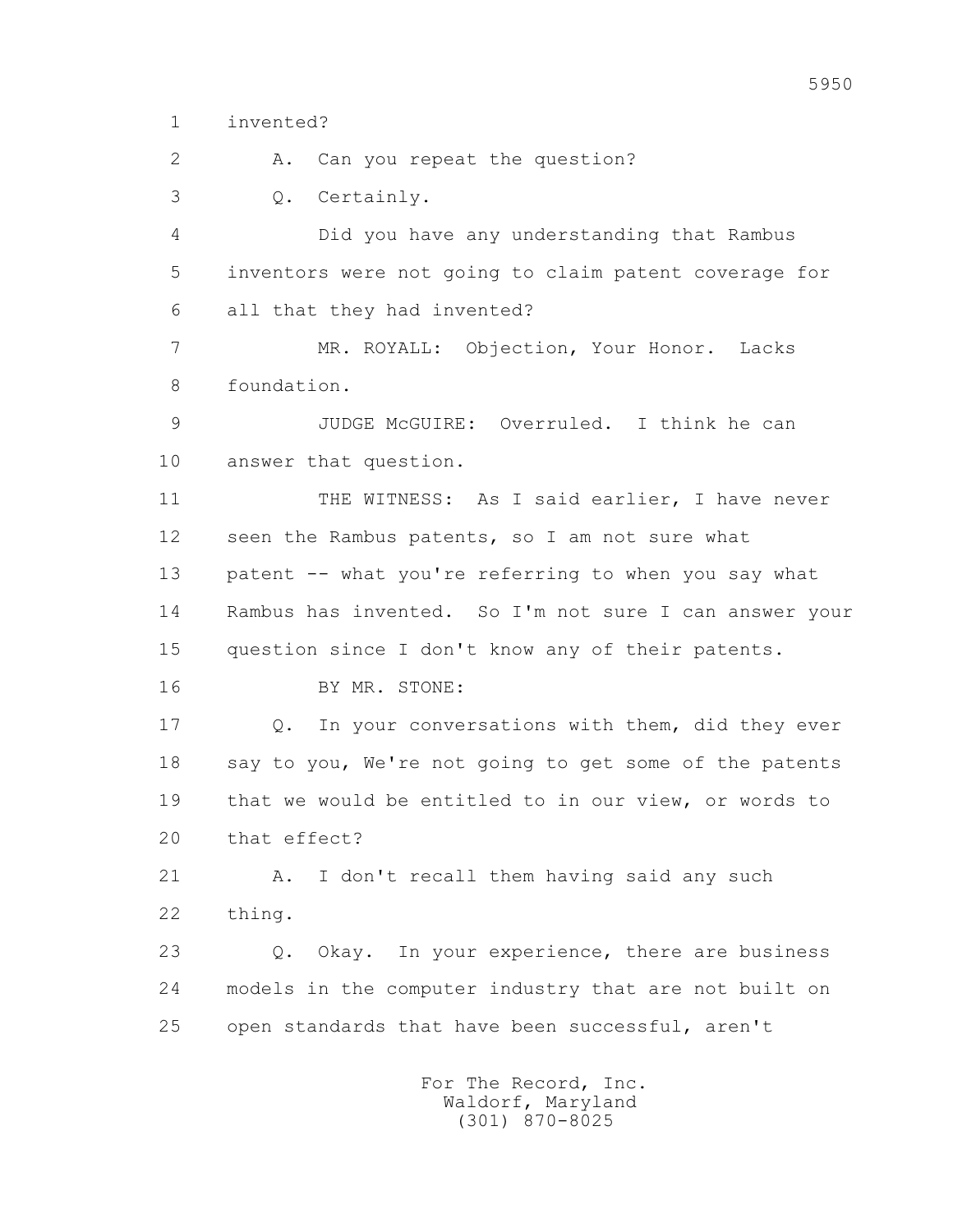1 invented?

2 A. Can you repeat the question?

3 Q. Certainly.

4 Did you have any understanding that Rambus

5 inventors were not going to claim patent coverage for

6 all that they had invented?

7 MR. ROYALL: Objection, Your Honor. Lacks

8 foundation.

9 JUDGE McGUIRE: Overruled. I think he can

10 answer that question.

11 THE WITNESS: As I said earlier, I have never

12 seen the Rambus patents, so I am not sure what

13 patent -- what you're referring to when you say what

14 Rambus has invented. So I'm not sure I can answer your

15 question since I don't know any of their patents.

16 BY MR. STONE:

17 Q. In your conversations with them, did they ever

18 say to you, We're not going to get some of the patents

19 that we would be entitled to in our view, or words to

20 that effect?

21 A. I don't recall them having said any such

22 thing.

23 Q. Okay. In your experience, there are business

24 models in the computer industry that are not built on

25 open standards that have been successful, aren't

For The Record, Inc.
Waldorf, Maryland
(301) 870-8025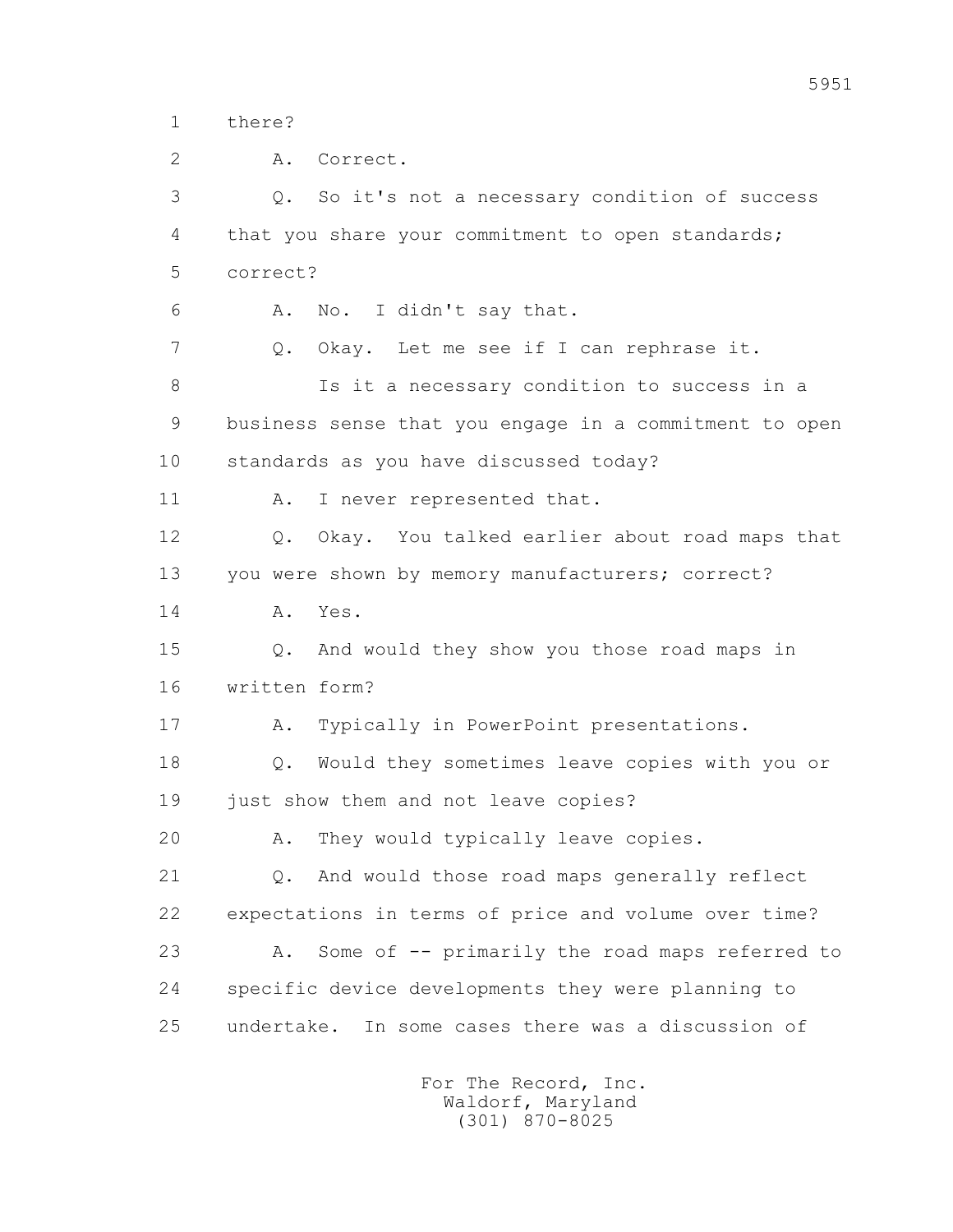1 there?

2 A. Correct.

3 Q. So it's not a necessary condition of success

4 that you share your commitment to open standards;

5 correct?

6 A. No. I didn't say that.

7 Q. Okay. Let me see if I can rephrase it.

8 Is it a necessary condition to success in a

9 business sense that you engage in a commitment to open

10 standards as you have discussed today?

11 A. I never represented that.

12 Q. Okay. You talked earlier about road maps that

13 you were shown by memory manufacturers; correct?

14 A. Yes.

15 Q. And would they show you those road maps in

16 written form?

17 A. Typically in PowerPoint presentations.

18 Q. Would they sometimes leave copies with you or

19 just show them and not leave copies?

20 A. They would typically leave copies.

21 Q. And would those road maps generally reflect

22 expectations in terms of price and volume over time?

23 A. Some of -- primarily the road maps referred to

24 specific device developments they were planning to

25 undertake. In some cases there was a discussion of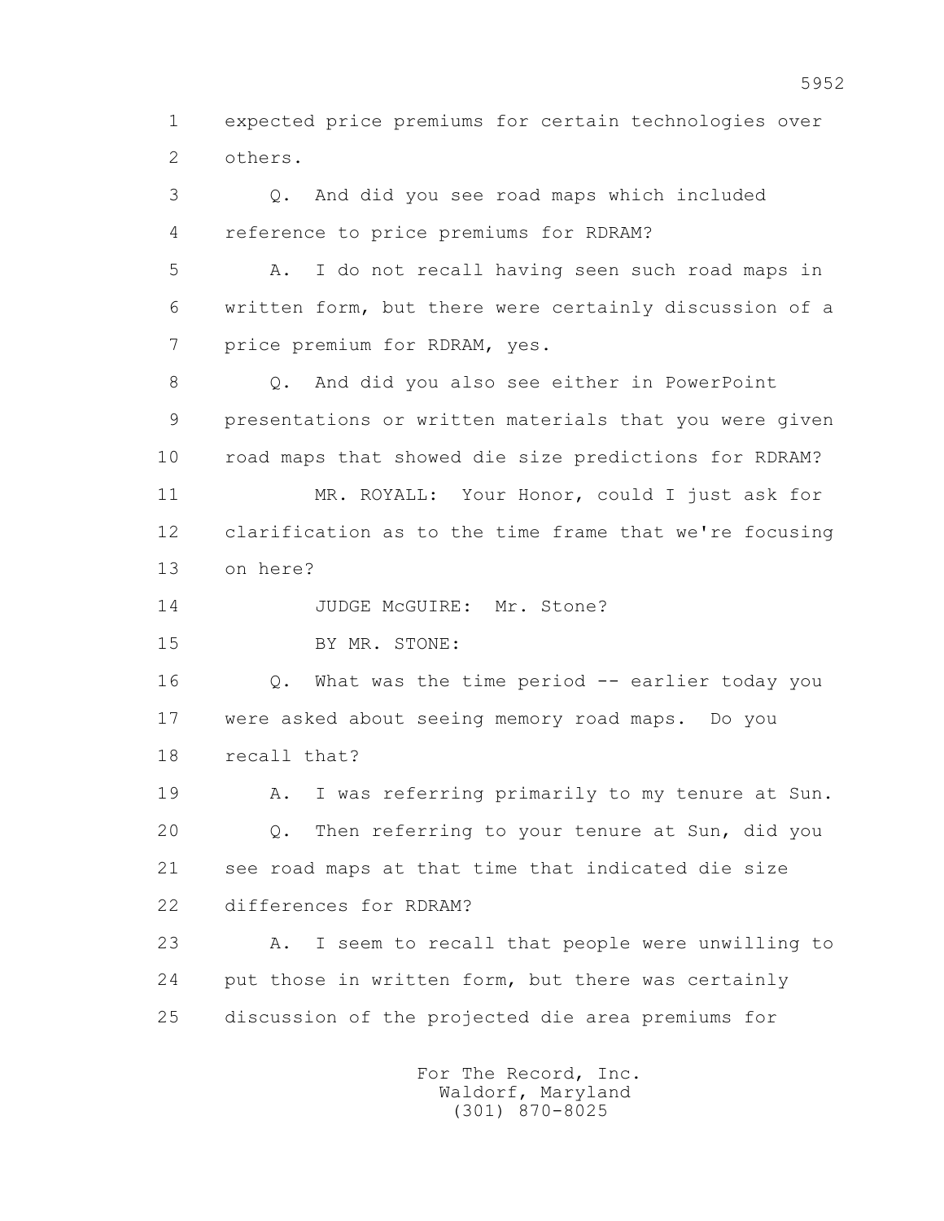1 expected price premiums for certain technologies over
2 others.

3 Q. And did you see road maps which included
4 reference to price premiums for RDRAM?

5 A. I do not recall having seen such road maps in
6 written form, but there were certainly discussion of a
7 price premium for RDRAM, yes.

8 Q. And did you also see either in PowerPoint
9 presentations or written materials that you were given
10 road maps that showed die size predictions for RDRAM?

11 MR. ROYALL: Your Honor, could I just ask for
12 clarification as to the time frame that we're focusing
13 on here?

14 JUDGE McGUIRE: Mr. Stone?

15 BY MR. STONE:

16 Q. What was the time period -- earlier today you
17 were asked about seeing memory road maps. Do you
18 recall that?

19 A. I was referring primarily to my tenure at Sun.

20 Q. Then referring to your tenure at Sun, did you
21 see road maps at that time that indicated die size
22 differences for RDRAM?

23 A. I seem to recall that people were unwilling to
24 put those in written form, but there was certainly
25 discussion of the projected die area premiums for

For The Record, Inc.
Waldorf, Maryland
(301) 870-8025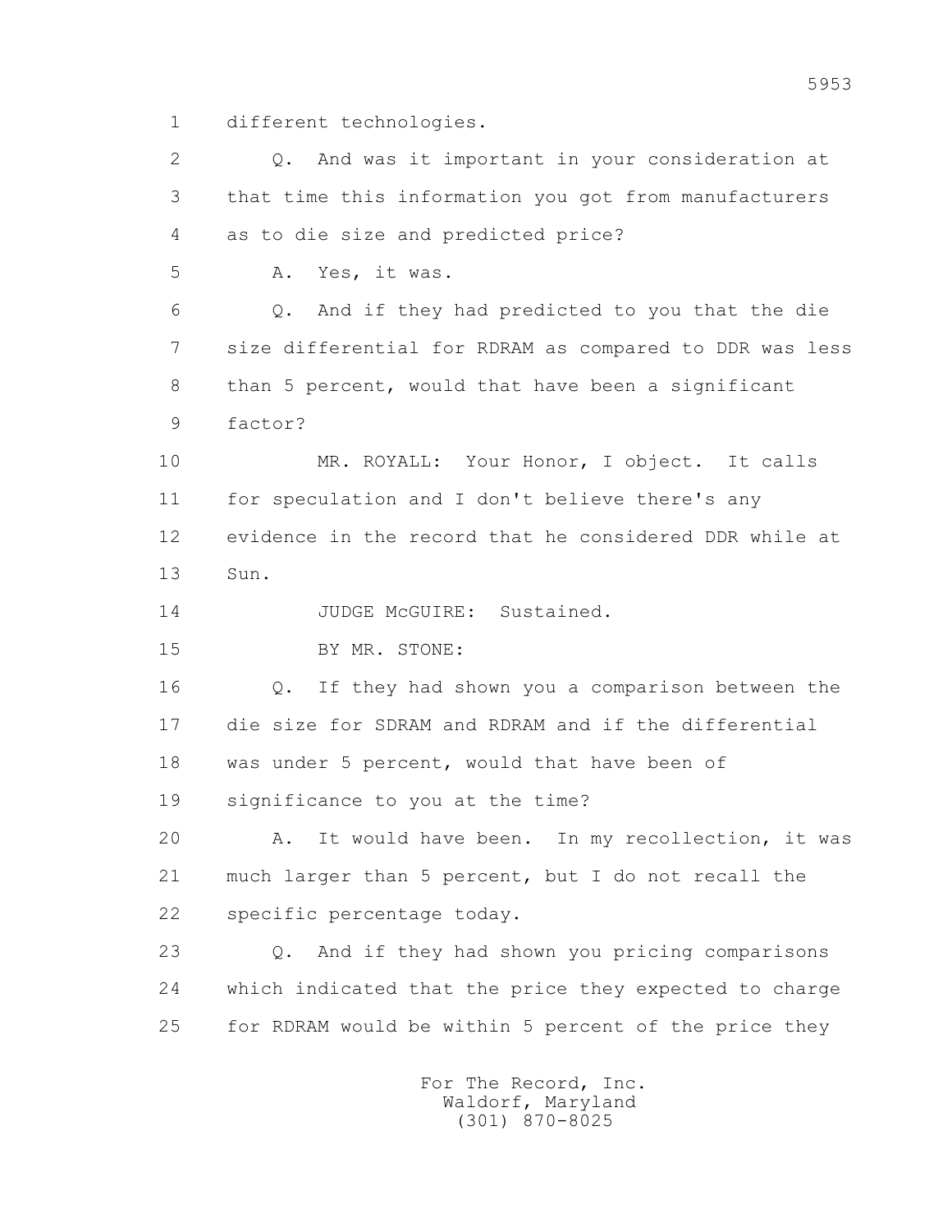1 different technologies.

2 Q. And was it important in your consideration at

3 that time this information you got from manufacturers

4 as to die size and predicted price?

5 A. Yes, it was.

6 Q. And if they had predicted to you that the die

7 size differential for RDRAM as compared to DDR was less

8 than 5 percent, would that have been a significant

9 factor?

10 MR. ROYALL: Your Honor, I object. It calls

11 for speculation and I don't believe there's any

12 evidence in the record that he considered DDR while at

13 Sun.

14 JUDGE McGUIRE: Sustained.

15 BY MR. STONE:

16 Q. If they had shown you a comparison between the

17 die size for SDRAM and RDRAM and if the differential

18 was under 5 percent, would that have been of

19 significance to you at the time?

20 A. It would have been. In my recollection, it was

21 much larger than 5 percent, but I do not recall the

22 specific percentage today.

23 Q. And if they had shown you pricing comparisons

24 which indicated that the price they expected to charge

25 for RDRAM would be within 5 percent of the price they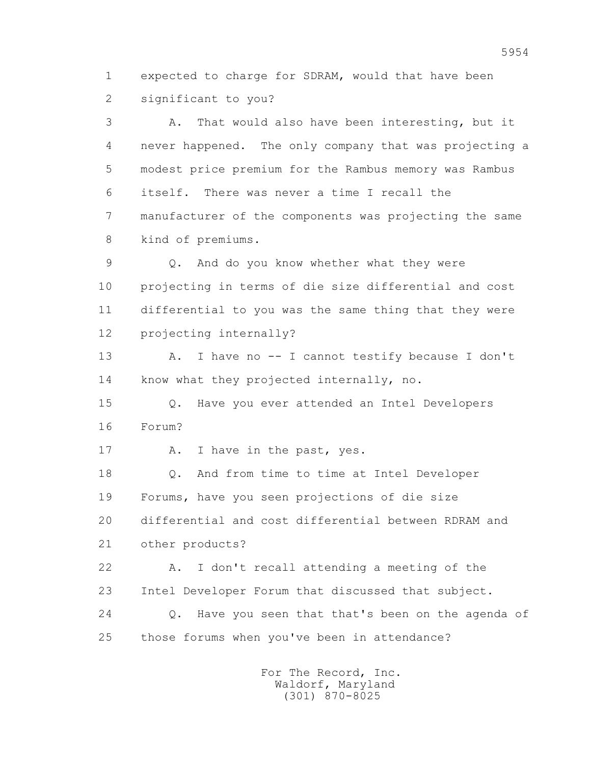1 expected to charge for SDRAM, would that have been
2 significant to you?

3 A. That would also have been interesting, but it
4 never happened. The only company that was projecting a
5 modest price premium for the Rambus memory was Rambus
6 itself. There was never a time I recall the
7 manufacturer of the components was projecting the same
8 kind of premiums.

9 Q. And do you know whether what they were
10 projecting in terms of die size differential and cost
11 differential to you was the same thing that they were
12 projecting internally?

13 A. I have no -- I cannot testify because I don't
14 know what they projected internally, no.

15 Q. Have you ever attended an Intel Developers
16 Forum?

17 A. I have in the past, yes.

18 Q. And from time to time at Intel Developer
19 Forums, have you seen projections of die size
20 differential and cost differential between RDRAM and
21 other products?

22 A. I don't recall attending a meeting of the
23 Intel Developer Forum that discussed that subject.

24 Q. Have you seen that that's been on the agenda of
25 those forums when you've been in attendance?

For The Record, Inc.
Waldorf, Maryland
(301) 870-8025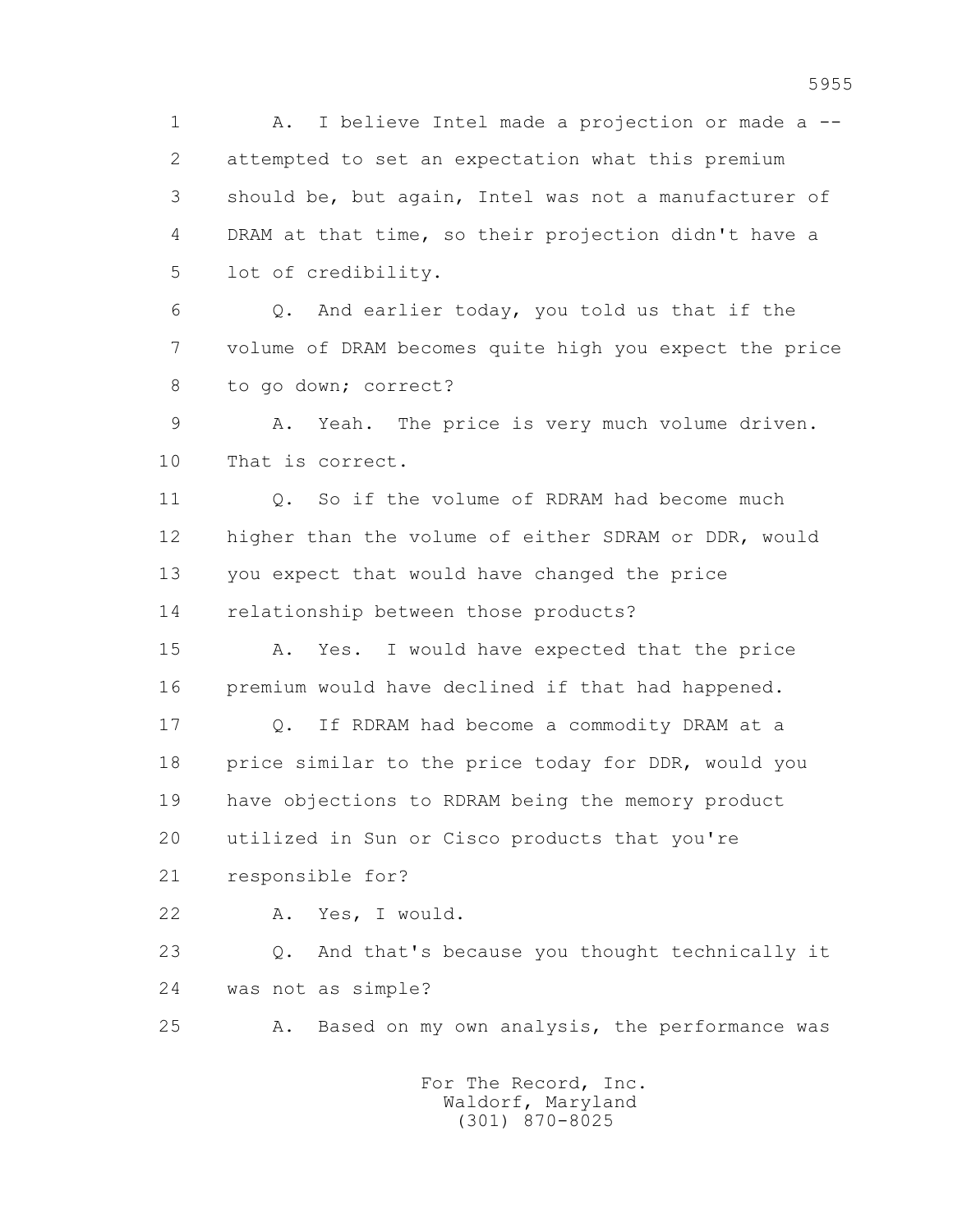1 A. I believe Intel made a projection or made a --
2 attempted to set an expectation what this premium
3 should be, but again, Intel was not a manufacturer of
4 DRAM at that time, so their projection didn't have a
5 lot of credibility.

6 Q. And earlier today, you told us that if the
7 volume of DRAM becomes quite high you expect the price
8 to go down; correct?

9 A. Yeah. The price is very much volume driven.
10 That is correct.

11 Q. So if the volume of RDRAM had become much
12 higher than the volume of either SDRAM or DDR, would
13 you expect that would have changed the price
14 relationship between those products?

15 A. Yes. I would have expected that the price
16 premium would have declined if that had happened.

17 Q. If RDRAM had become a commodity DRAM at a
18 price similar to the price today for DDR, would you
19 have objections to RDRAM being the memory product
20 utilized in Sun or Cisco products that you're
21 responsible for?

22 A. Yes, I would.

23 Q. And that's because you thought technically it
24 was not as simple?

25 A. Based on my own analysis, the performance was

For The Record, Inc.
Waldorf, Maryland
(301) 870-8025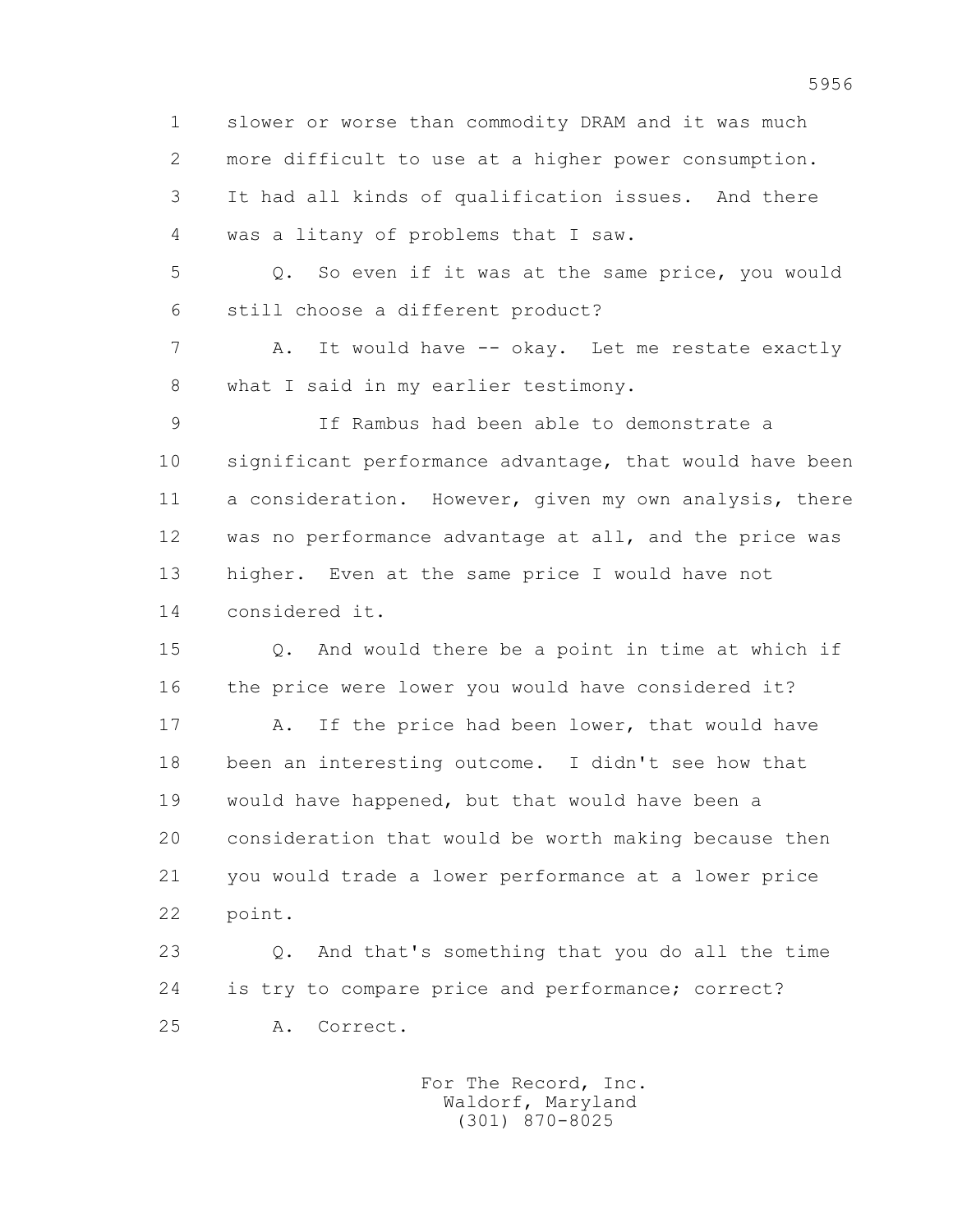1 slower or worse than commodity DRAM and it was much
2 more difficult to use at a higher power consumption.
3 It had all kinds of qualification issues. And there
4 was a litany of problems that I saw.

5 Q. So even if it was at the same price, you would
6 still choose a different product?

7 A. It would have -- okay. Let me restate exactly
8 what I said in my earlier testimony.

9 If Rambus had been able to demonstrate a
10 significant performance advantage, that would have been
11 a consideration. However, given my own analysis, there
12 was no performance advantage at all, and the price was
13 higher. Even at the same price I would have not
14 considered it.

15 Q. And would there be a point in time at which if
16 the price were lower you would have considered it?

17 A. If the price had been lower, that would have
18 been an interesting outcome. I didn't see how that
19 would have happened, but that would have been a
20 consideration that would be worth making because then
21 you would trade a lower performance at a lower price
22 point.

23 Q. And that's something that you do all the time
24 is try to compare price and performance; correct?

25 A. Correct.

For The Record, Inc.
Waldorf, Maryland
(301) 870-8025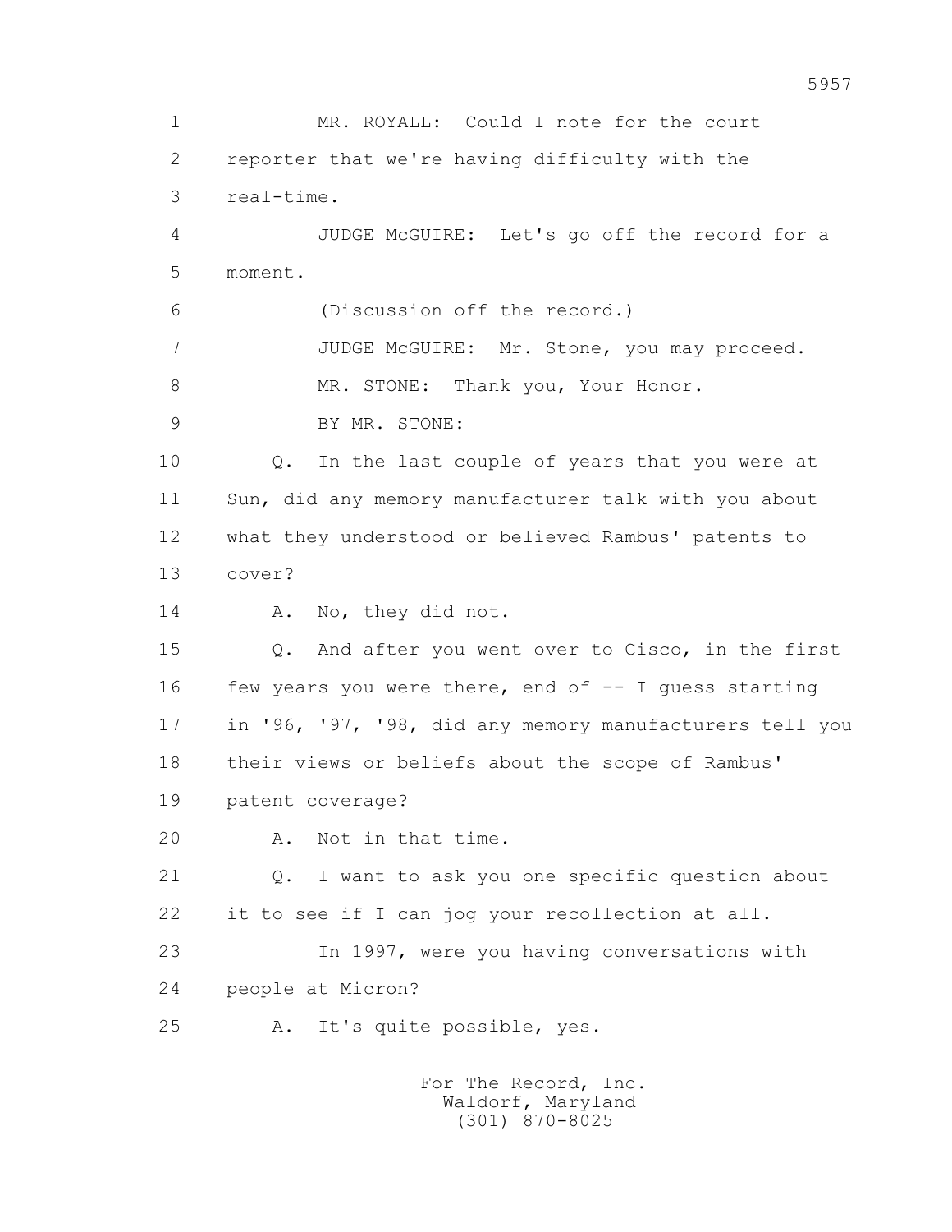1 MR. ROYALL: Could I note for the court
2 reporter that we're having difficulty with the
3 real-time.
4 JUDGE McGUIRE: Let's go off the record for a
5 moment.
6 (Discussion off the record.)
7 JUDGE McGUIRE: Mr. Stone, you may proceed.
8 MR. STONE: Thank you, Your Honor.
9 BY MR. STONE:
10 Q. In the last couple of years that you were at
11 Sun, did any memory manufacturer talk with you about
12 what they understood or believed Rambus' patents to
13 cover?
14 A. No, they did not.
15 Q. And after you went over to Cisco, in the first
16 few years you were there, end of -- I guess starting
17 in '96, '97, '98, did any memory manufacturers tell you
18 their views or beliefs about the scope of Rambus'
19 patent coverage?
20 A. Not in that time.
21 Q. I want to ask you one specific question about
22 it to see if I can jog your recollection at all.
23 In 1997, were you having conversations with
24 people at Micron?
25 A. It's quite possible, yes.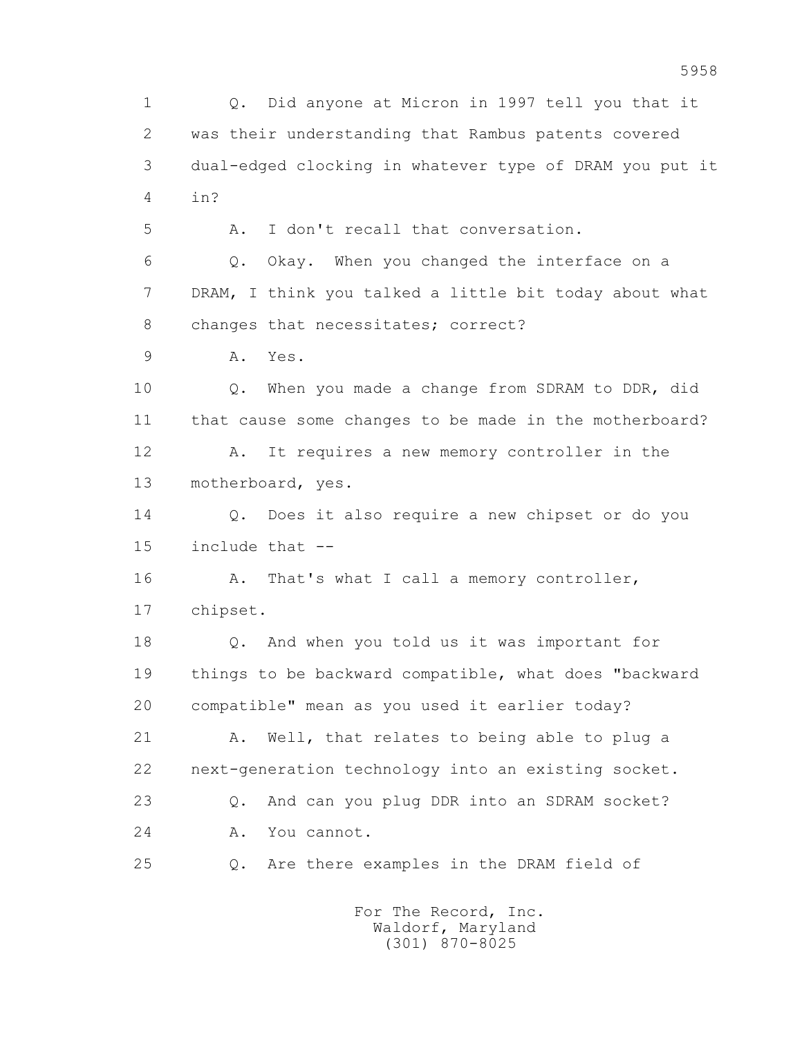1 Q. Did anyone at Micron in 1997 tell you that it
2 was their understanding that Rambus patents covered
3 dual-edged clocking in whatever type of DRAM you put it
4 in?

5 A. I don't recall that conversation.

6 Q. Okay. When you changed the interface on a
7 DRAM, I think you talked a little bit today about what
8 changes that necessitates; correct?

9 A. Yes.

10 Q. When you made a change from SDRAM to DDR, did
11 that cause some changes to be made in the motherboard?

12 A. It requires a new memory controller in the
13 motherboard, yes.

14 Q. Does it also require a new chipset or do you
15 include that --

16 A. That's what I call a memory controller,
17 chipset.

18 Q. And when you told us it was important for
19 things to be backward compatible, what does "backward
20 compatible" mean as you used it earlier today?

21 A. Well, that relates to being able to plug a
22 next-generation technology into an existing socket.

23 Q. And can you plug DDR into an SDRAM socket?

24 A. You cannot.

25 Q. Are there examples in the DRAM field of

For The Record, Inc.
Waldorf, Maryland
(301) 870-8025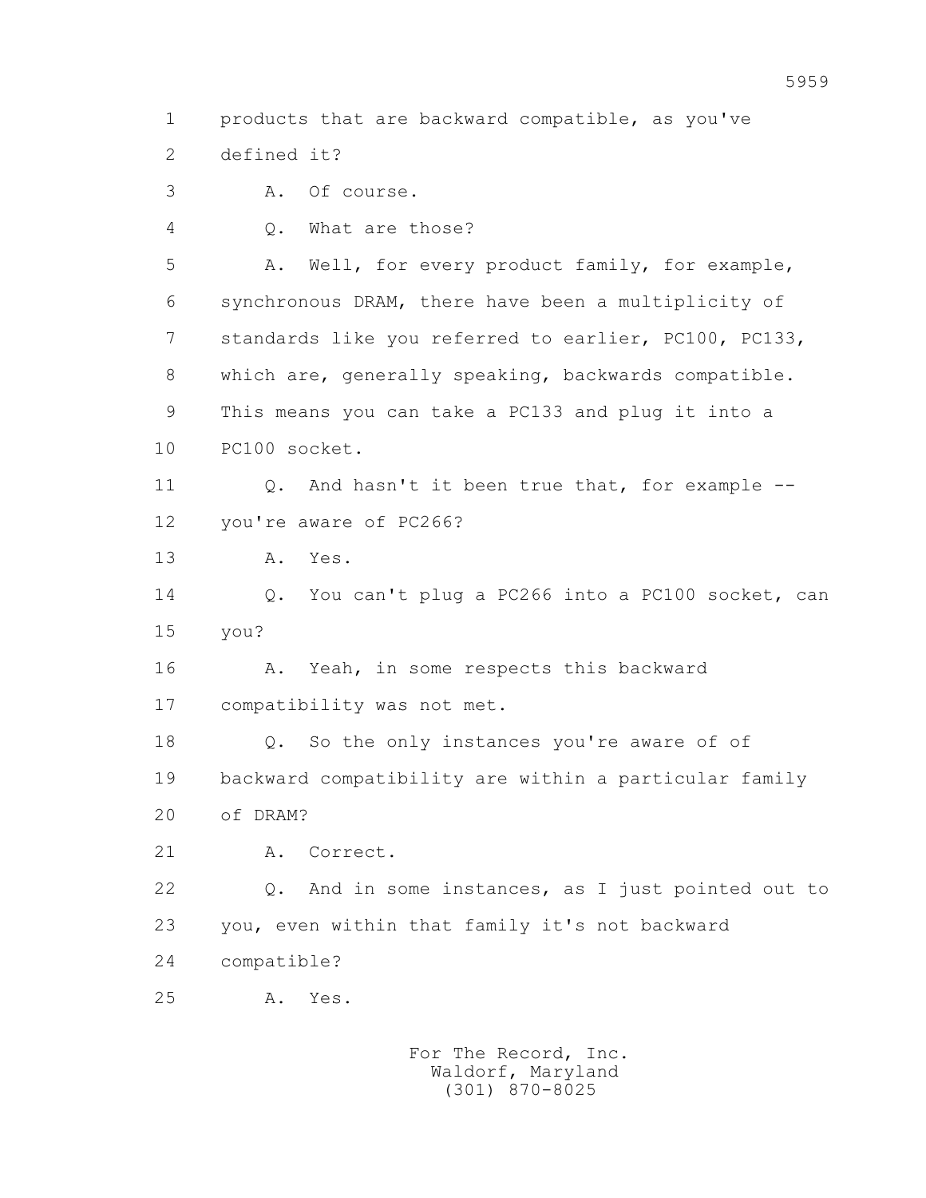1 products that are backward compatible, as you've
2 defined it?
3 A. Of course.
4 Q. What are those?
5 A. Well, for every product family, for example,
6 synchronous DRAM, there have been a multiplicity of
7 standards like you referred to earlier, PC100, PC133,
8 which are, generally speaking, backwards compatible.
9 This means you can take a PC133 and plug it into a
10 PC100 socket.
11 Q. And hasn't it been true that, for example --
12 you're aware of PC266?
13 A. Yes.
14 Q. You can't plug a PC266 into a PC100 socket, can
15 you?
16 A. Yeah, in some respects this backward
17 compatibility was not met.
18 Q. So the only instances you're aware of of
19 backward compatibility are within a particular family
20 of DRAM?
21 A. Correct.
22 Q. And in some instances, as I just pointed out to
23 you, even within that family it's not backward
24 compatible?
25 A. Yes.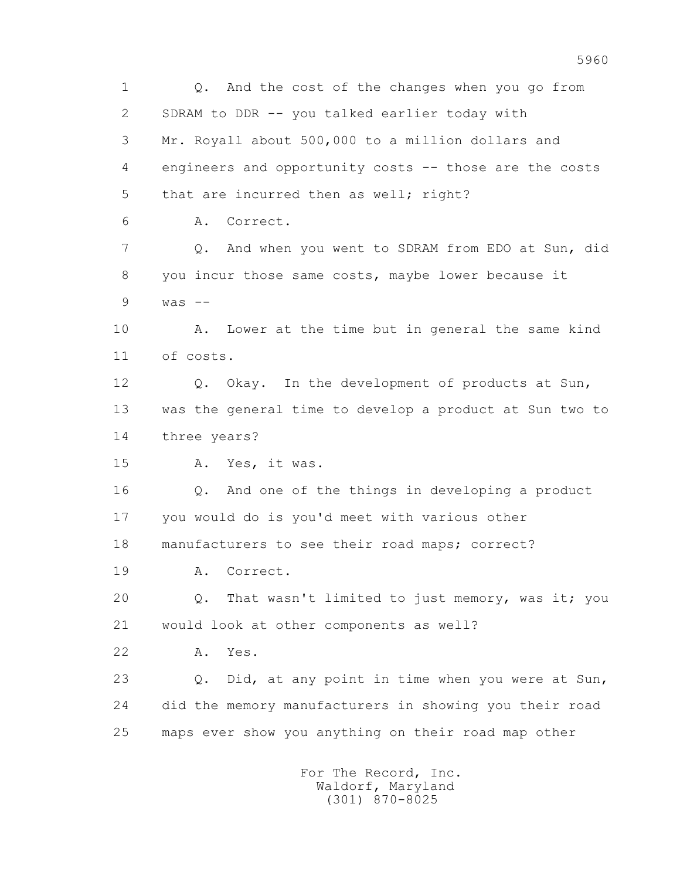1 Q. And the cost of the changes when you go from
2 SDRAM to DDR -- you talked earlier today with
3 Mr. Royall about 500,000 to a million dollars and
4 engineers and opportunity costs -- those are the costs
5 that are incurred then as well; right?
6 A. Correct.
7 Q. And when you went to SDRAM from EDO at Sun, did
8 you incur those same costs, maybe lower because it
9 was --
10 A. Lower at the time but in general the same kind
11 of costs.
12 Q. Okay. In the development of products at Sun,
13 was the general time to develop a product at Sun two to
14 three years?
15 A. Yes, it was.
16 Q. And one of the things in developing a product
17 you would do is you'd meet with various other
18 manufacturers to see their road maps; correct?
19 A. Correct.
20 Q. That wasn't limited to just memory, was it; you
21 would look at other components as well?
22 A. Yes.
23 Q. Did, at any point in time when you were at Sun,
24 did the memory manufacturers in showing you their road
25 maps ever show you anything on their road map other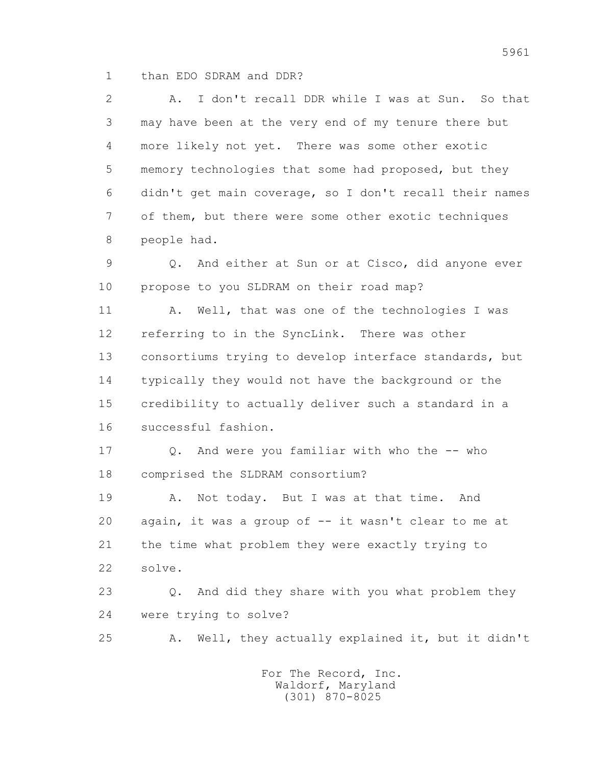1 than EDO SDRAM and DDR?

2 A. I don't recall DDR while I was at Sun. So that

3 may have been at the very end of my tenure there but

4 more likely not yet. There was some other exotic

5 memory technologies that some had proposed, but they

6 didn't get main coverage, so I don't recall their names

7 of them, but there were some other exotic techniques

8 people had.

9 Q. And either at Sun or at Cisco, did anyone ever

10 propose to you SLDRAM on their road map?

11 A. Well, that was one of the technologies I was

12 referring to in the SyncLink. There was other

13 consortiums trying to develop interface standards, but

14 typically they would not have the background or the

15 credibility to actually deliver such a standard in a

16 successful fashion.

17 Q. And were you familiar with who the -- who

18 comprised the SLDRAM consortium?

19 A. Not today. But I was at that time. And

20 again, it was a group of -- it wasn't clear to me at

21 the time what problem they were exactly trying to

22 solve.

23 Q. And did they share with you what problem they

24 were trying to solve?

25 A. Well, they actually explained it, but it didn't

For The Record, Inc.
Waldorf, Maryland
(301) 870-8025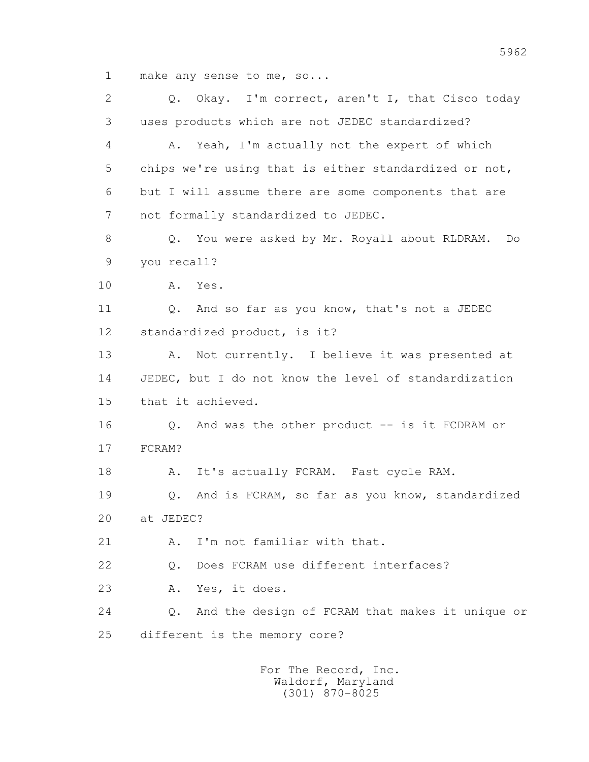1 make any sense to me, so...

2 Q. Okay. I'm correct, aren't I, that Cisco today

3 uses products which are not JEDEC standardized?

4 A. Yeah, I'm actually not the expert of which

5 chips we're using that is either standardized or not,

6 but I will assume there are some components that are

7 not formally standardized to JEDEC.

8 Q. You were asked by Mr. Royall about RLDRAM. Do

9 you recall?

10 A. Yes.

11 Q. And so far as you know, that's not a JEDEC

12 standardized product, is it?

13 A. Not currently. I believe it was presented at

14 JEDEC, but I do not know the level of standardization

15 that it achieved.

16 Q. And was the other product -- is it FCDRAM or

17 FCRAM?

18 A. It's actually FCRAM. Fast cycle RAM.

19 Q. And is FCRAM, so far as you know, standardized

20 at JEDEC?

21 A. I'm not familiar with that.

22 Q. Does FCRAM use different interfaces?

23 A. Yes, it does.

24 Q. And the design of FCRAM that makes it unique or

25 different is the memory core?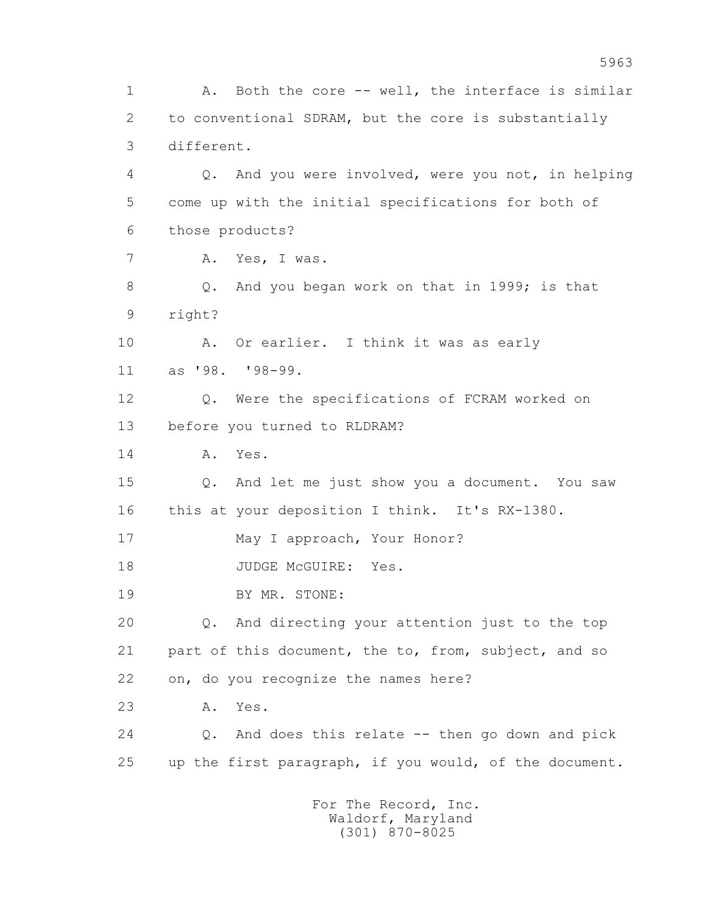1 A. Both the core -- well, the interface is similar
2 to conventional SDRAM, but the core is substantially
3 different.
4 Q. And you were involved, were you not, in helping
5 come up with the initial specifications for both of
6 those products?
7 A. Yes, I was.
8 Q. And you began work on that in 1999; is that
9 right?
10 A. Or earlier. I think it was as early
11 as '98. '98-99.
12 Q. Were the specifications of FCRAM worked on
13 before you turned to RLDRAM?
14 A. Yes.
15 Q. And let me just show you a document. You saw
16 this at your deposition I think. It's RX-1380.
17 May I approach, Your Honor?
18 JUDGE McGUIRE: Yes.
19 BY MR. STONE:
20 Q. And directing your attention just to the top
21 part of this document, the to, from, subject, and so
22 on, do you recognize the names here?
23 A. Yes.
24 Q. And does this relate -- then go down and pick
25 up the first paragraph, if you would, of the document.

For The Record, Inc.
Waldorf, Maryland
(301) 870-8025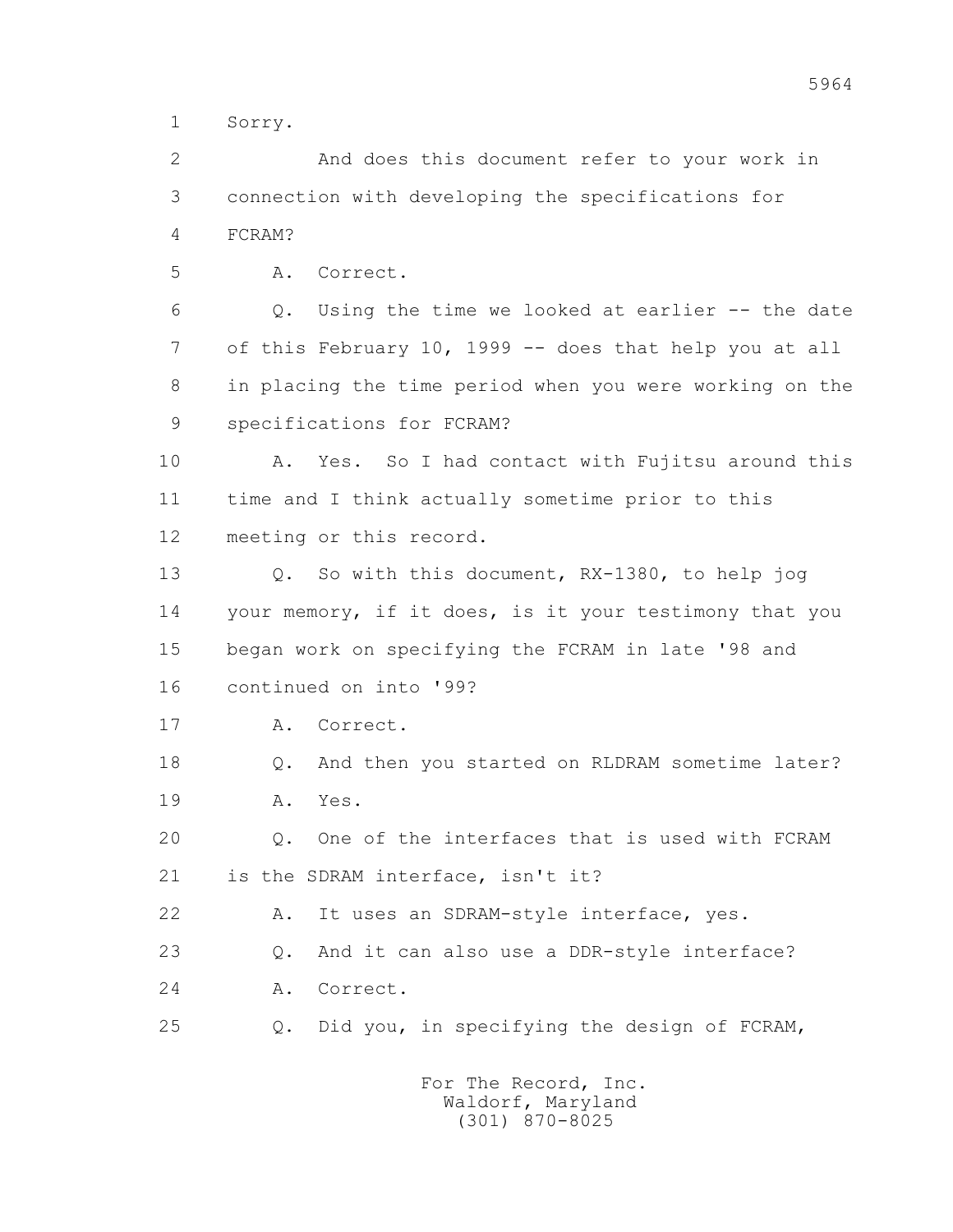1 Sorry.

2 And does this document refer to your work in

3 connection with developing the specifications for

4 FCRAM?

5 A. Correct.

6 Q. Using the time we looked at earlier -- the date

7 of this February 10, 1999 -- does that help you at all

8 in placing the time period when you were working on the

9 specifications for FCRAM?

10 A. Yes. So I had contact with Fujitsu around this

11 time and I think actually sometime prior to this

12 meeting or this record.

13 Q. So with this document, RX-1380, to help jog

14 your memory, if it does, is it your testimony that you

15 began work on specifying the FCRAM in late '98 and

16 continued on into '99?

17 A. Correct.

18 Q. And then you started on RLDRAM sometime later?

19 A. Yes.

20 Q. One of the interfaces that is used with FCRAM

21 is the SDRAM interface, isn't it?

22 A. It uses an SDRAM-style interface, yes.

23 Q. And it can also use a DDR-style interface?

24 A. Correct.

25 Q. Did you, in specifying the design of FCRAM,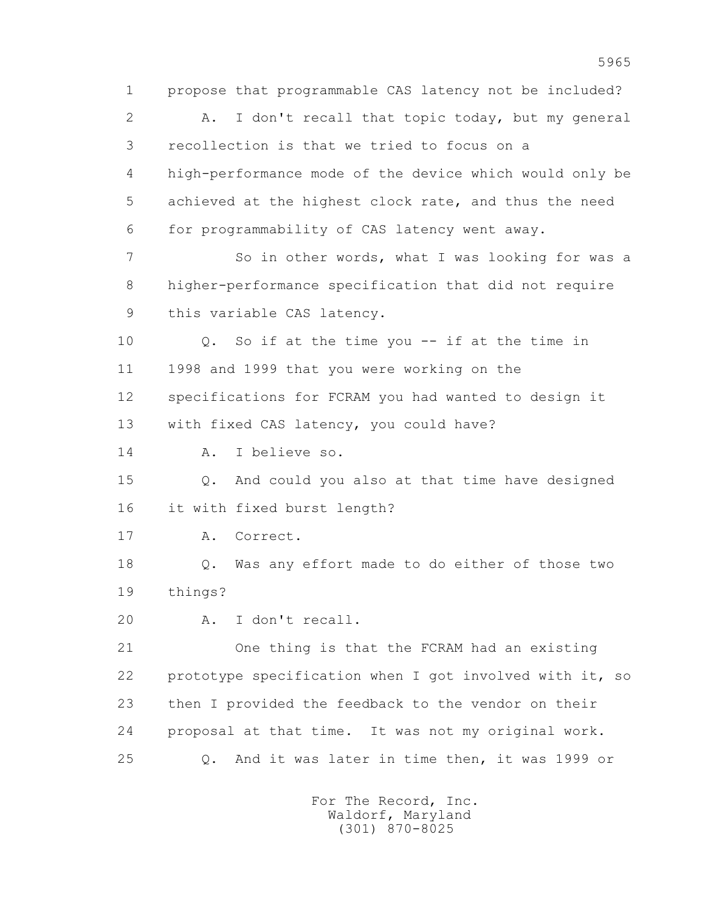1 propose that programmable CAS latency not be included?

2 A. I don't recall that topic today, but my general

3 recollection is that we tried to focus on a

4 high-performance mode of the device which would only be

5 achieved at the highest clock rate, and thus the need

6 for programmability of CAS latency went away.

7 So in other words, what I was looking for was a

8 higher-performance specification that did not require

9 this variable CAS latency.

10 Q. So if at the time you -- if at the time in

11 1998 and 1999 that you were working on the

12 specifications for FCRAM you had wanted to design it

13 with fixed CAS latency, you could have?

14 A. I believe so.

15 Q. And could you also at that time have designed

16 it with fixed burst length?

17 A. Correct.

18 Q. Was any effort made to do either of those two

19 things?

20 A. I don't recall.

21 One thing is that the FCRAM had an existing

22 prototype specification when I got involved with it, so

23 then I provided the feedback to the vendor on their

24 proposal at that time. It was not my original work.

25 Q. And it was later in time then, it was 1999 or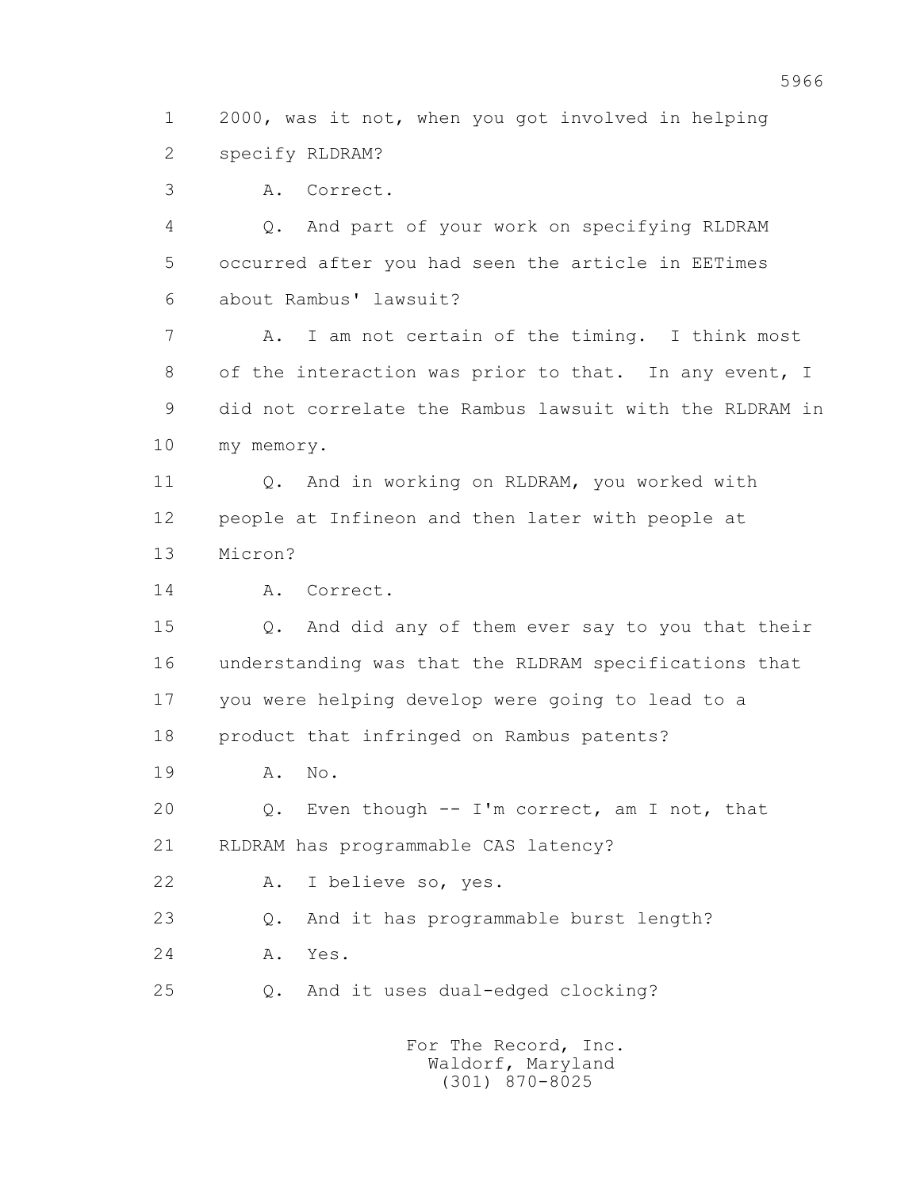1 2000, was it not, when you got involved in helping
2 specify RLDRAM?
3 A. Correct.
4 Q. And part of your work on specifying RLDRAM
5 occurred after you had seen the article in EETimes
6 about Rambus' lawsuit?
7 A. I am not certain of the timing. I think most
8 of the interaction was prior to that. In any event, I
9 did not correlate the Rambus lawsuit with the RLDRAM in
10 my memory.
11 Q. And in working on RLDRAM, you worked with
12 people at Infineon and then later with people at
13 Micron?
14 A. Correct.
15 Q. And did any of them ever say to you that their
16 understanding was that the RLDRAM specifications that
17 you were helping develop were going to lead to a
18 product that infringed on Rambus patents?
19 A. No.
20 Q. Even though -- I'm correct, am I not, that
21 RLDRAM has programmable CAS latency?
22 A. I believe so, yes.
23 Q. And it has programmable burst length?
24 A. Yes.
25 Q. And it uses dual-edged clocking?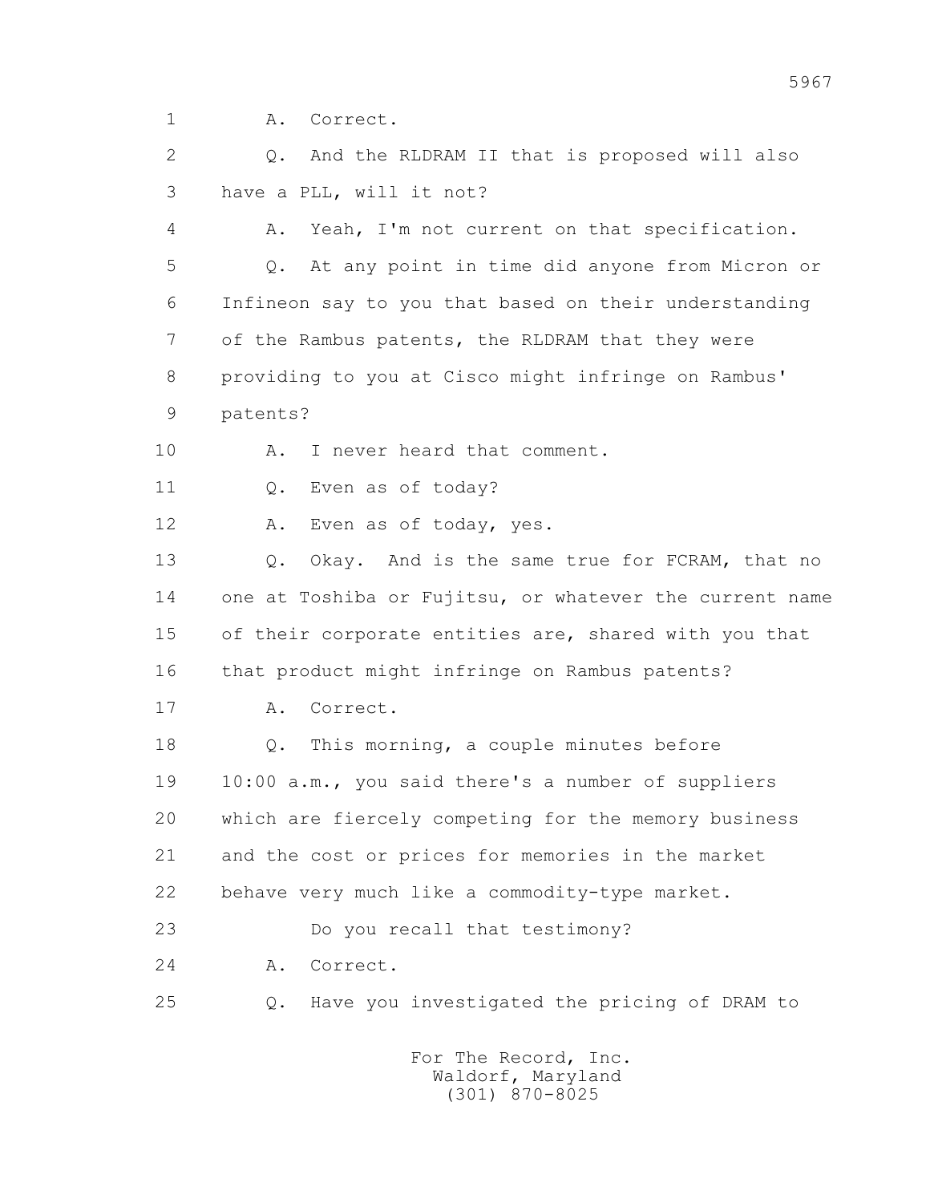1 A. Correct.

2 Q. And the RLDRAM II that is proposed will also

3 have a PLL, will it not?

4 A. Yeah, I'm not current on that specification.

5 Q. At any point in time did anyone from Micron or

6 Infineon say to you that based on their understanding

7 of the Rambus patents, the RLDRAM that they were

8 providing to you at Cisco might infringe on Rambus'

9 patents?

10 A. I never heard that comment.

11 Q. Even as of today?

12 A. Even as of today, yes.

13 Q. Okay. And is the same true for FCRAM, that no

14 one at Toshiba or Fujitsu, or whatever the current name

15 of their corporate entities are, shared with you that

16 that product might infringe on Rambus patents?

17 A. Correct.

18 Q. This morning, a couple minutes before

19 10:00 a.m., you said there's a number of suppliers

20 which are fiercely competing for the memory business

21 and the cost or prices for memories in the market

22 behave very much like a commodity-type market.

23 Do you recall that testimony?

24 A. Correct.

25 Q. Have you investigated the pricing of DRAM to

For The Record, Inc.
Waldorf, Maryland
(301) 870-8025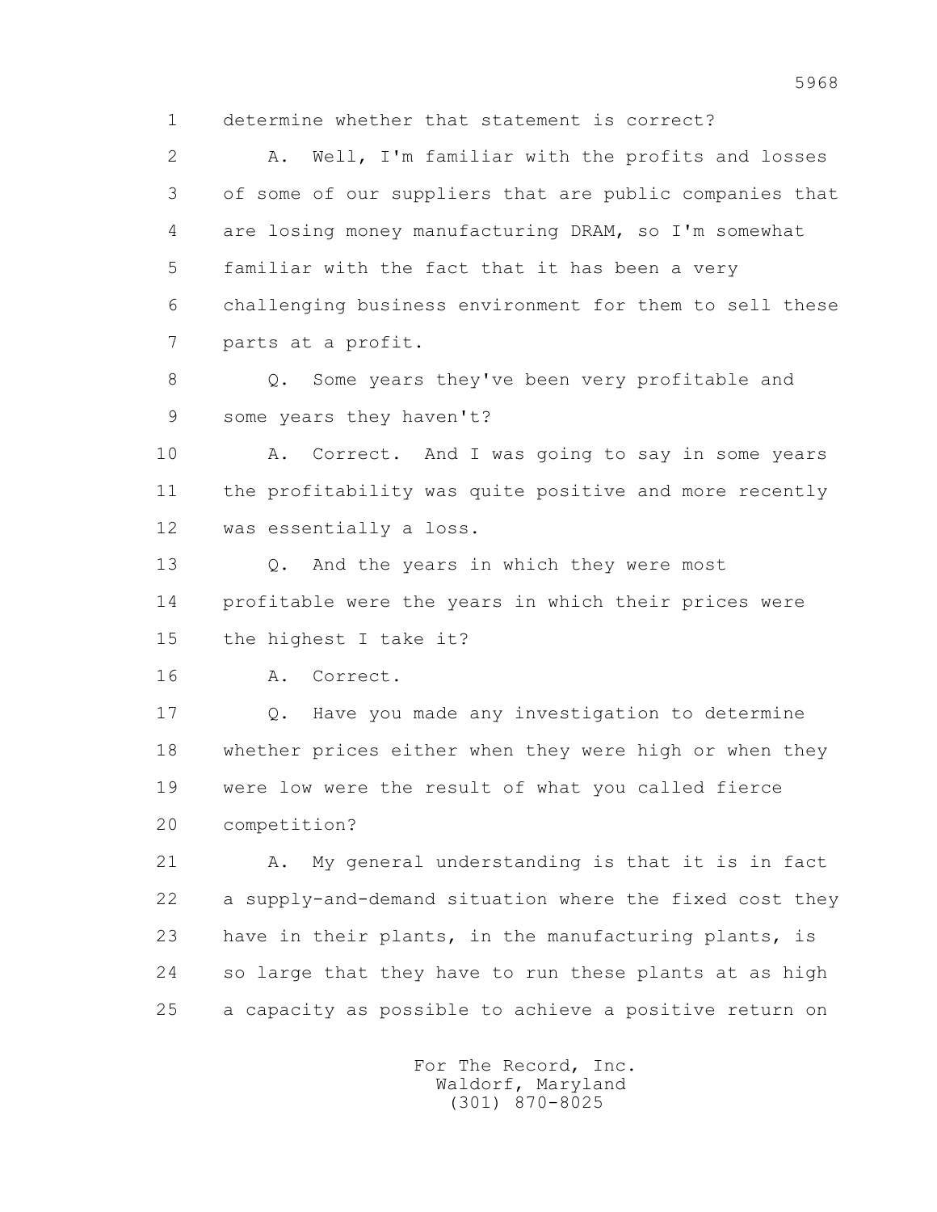determine whether that statement is correct?

A. Well, I'm familiar with the profits and losses of some of our suppliers that are public companies that are losing money manufacturing DRAM, so I'm somewhat familiar with the fact that it has been a very challenging business environment for them to sell these parts at a profit.

Q. Some years they've been very profitable and some years they haven't?

A. Correct. And I was going to say in some years the profitability was quite positive and more recently was essentially a loss.

Q. And the years in which they were most profitable were the years in which their prices were the highest I take it?

A. Correct.

Q. Have you made any investigation to determine whether prices either when they were high or when they were low were the result of what you called fierce competition?

A. My general understanding is that it is in fact a supply-and-demand situation where the fixed cost they have in their plants, in the manufacturing plants, is so large that they have to run these plants at as high a capacity as possible to achieve a positive return on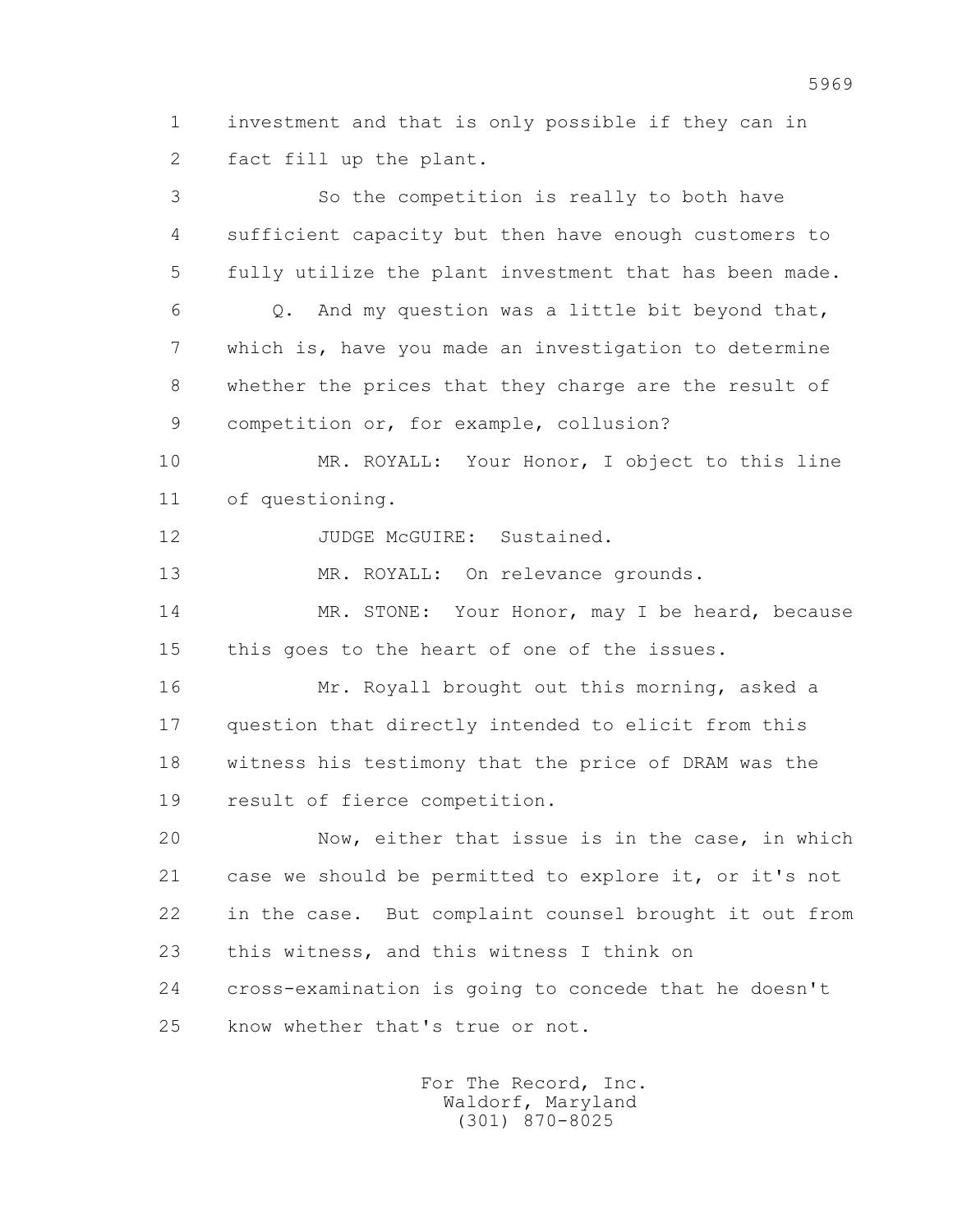investment and that is only possible if they can in fact fill up the plant.

So the competition is really to both have sufficient capacity but then have enough customers to fully utilize the plant investment that has been made.

Q. And my question was a little bit beyond that, which is, have you made an investigation to determine whether the prices that they charge are the result of competition or, for example, collusion?

MR. ROYALL: Your Honor, I object to this line of questioning.

JUDGE McGUIRE: Sustained.

MR. ROYALL: On relevance grounds.

MR. STONE: Your Honor, may I be heard, because this goes to the heart of one of the issues.

Mr. Royall brought out this morning, asked a question that directly intended to elicit from this witness his testimony that the price of DRAM was the result of fierce competition.

Now, either that issue is in the case, in which case we should be permitted to explore it, or it's not in the case. But complaint counsel brought it out from this witness, and this witness I think on cross-examination is going to concede that he doesn't know whether that's true or not.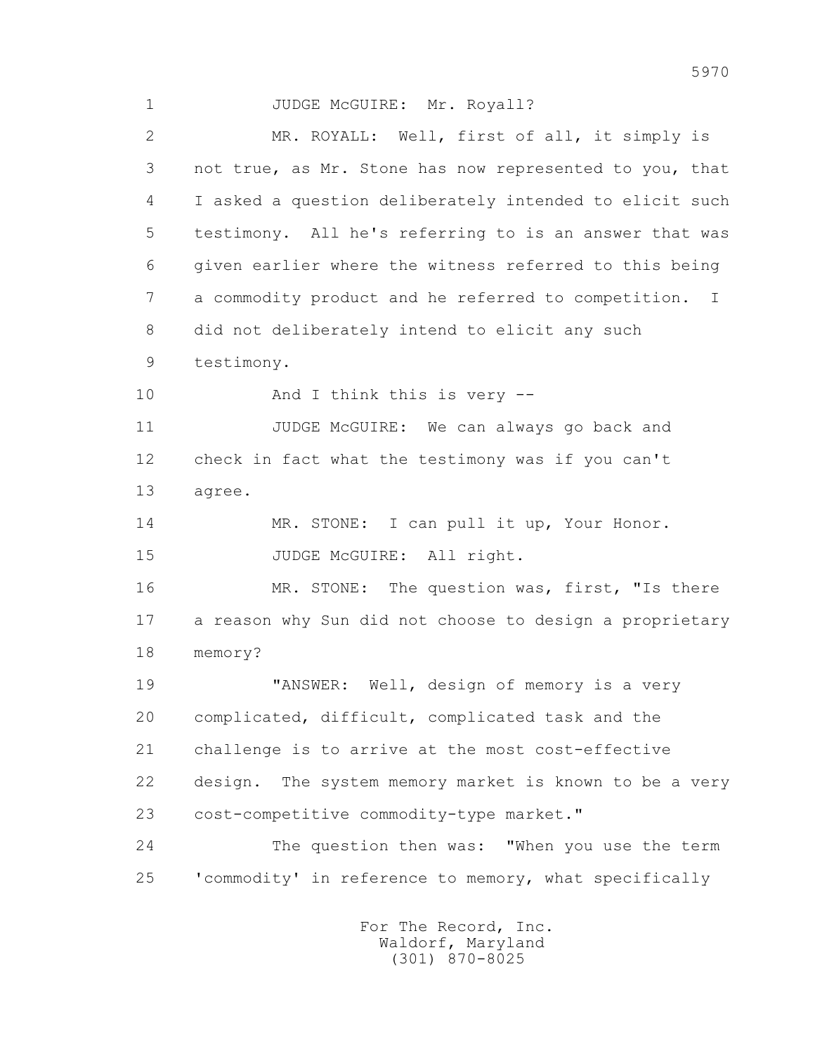JUDGE McGUIRE: Mr. Royall?

MR. ROYALL: Well, first of all, it simply is not true, as Mr. Stone has now represented to you, that I asked a question deliberately intended to elicit such testimony. All he's referring to is an answer that was given earlier where the witness referred to this being a commodity product and he referred to competition. I did not deliberately intend to elicit any such testimony.

And I think this is very --

JUDGE McGUIRE: We can always go back and check in fact what the testimony was if you can't agree.

MR. STONE: I can pull it up, Your Honor.

JUDGE McGUIRE: All right.

MR. STONE: The question was, first, "Is there a reason why Sun did not choose to design a proprietary memory?

"ANSWER: Well, design of memory is a very complicated, difficult, complicated task and the challenge is to arrive at the most cost-effective design. The system memory market is known to be a very cost-competitive commodity-type market."

The question then was: "When you use the term 'commodity' in reference to memory, what specifically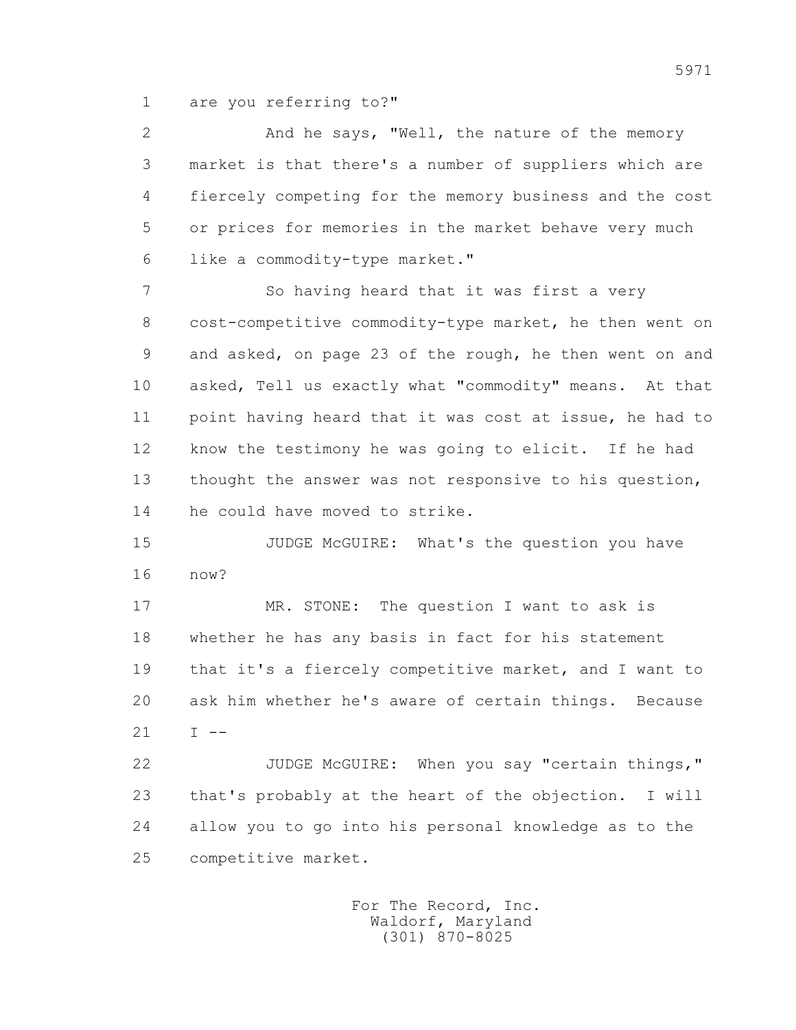1 are you referring to?"

2 And he says, "Well, the nature of the memory

3 market is that there's a number of suppliers which are

4 fiercely competing for the memory business and the cost

5 or prices for memories in the market behave very much

6 like a commodity-type market."

7 So having heard that it was first a very

8 cost-competitive commodity-type market, he then went on

9 and asked, on page 23 of the rough, he then went on and

10 asked, Tell us exactly what "commodity" means. At that

11 point having heard that it was cost at issue, he had to

12 know the testimony he was going to elicit. If he had

13 thought the answer was not responsive to his question,

14 he could have moved to strike.

15 JUDGE McGUIRE: What's the question you have

16 now?

17 MR. STONE: The question I want to ask is

18 whether he has any basis in fact for his statement

19 that it's a fiercely competitive market, and I want to

20 ask him whether he's aware of certain things. Because

21 I --

22 JUDGE McGUIRE: When you say "certain things,"

23 that's probably at the heart of the objection. I will

24 allow you to go into his personal knowledge as to the

25 competitive market.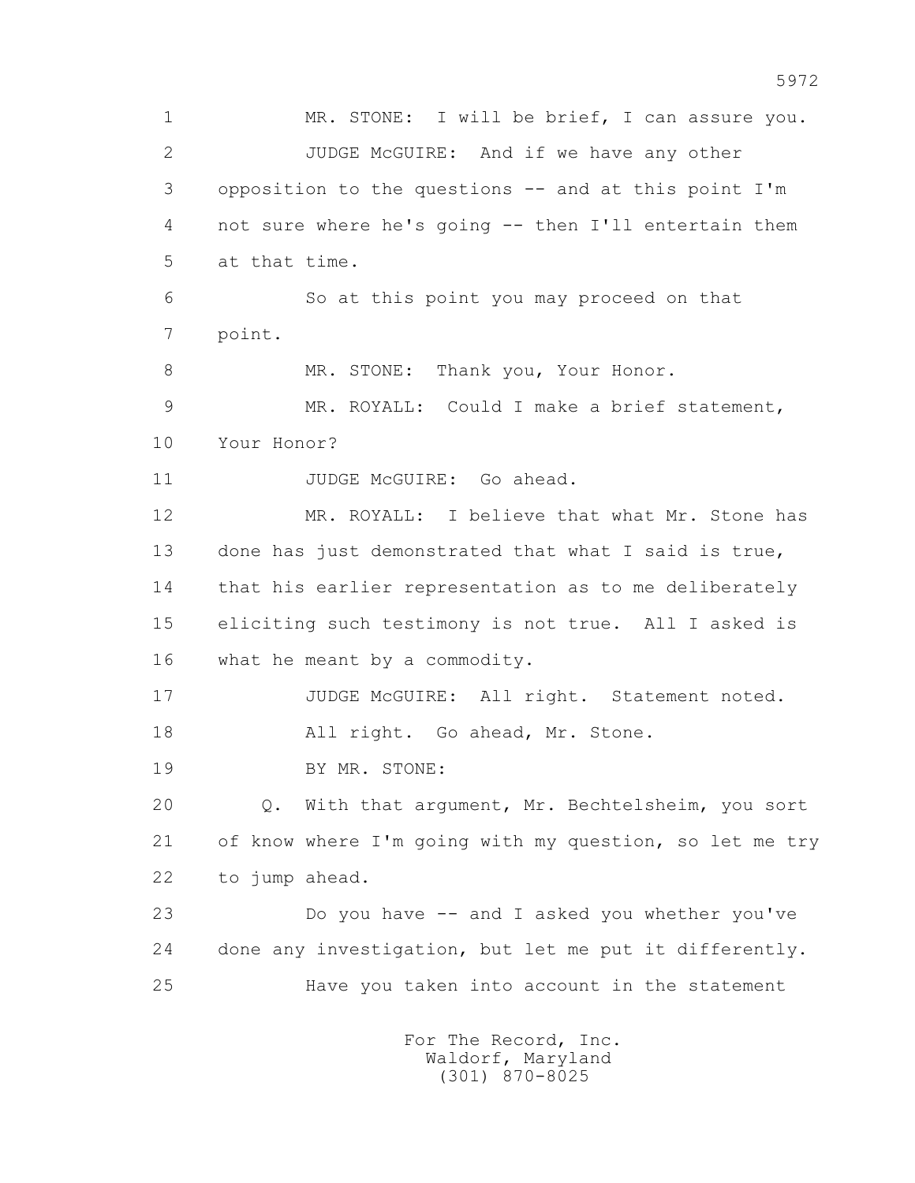1 MR. STONE: I will be brief, I can assure you.

2 JUDGE McGUIRE: And if we have any other

3 opposition to the questions -- and at this point I'm

4 not sure where he's going -- then I'll entertain them

5 at that time.

6 So at this point you may proceed on that

7 point.

8 MR. STONE: Thank you, Your Honor.

9 MR. ROYALL: Could I make a brief statement,

10 Your Honor?

11 JUDGE McGUIRE: Go ahead.

12 MR. ROYALL: I believe that what Mr. Stone has

13 done has just demonstrated that what I said is true,

14 that his earlier representation as to me deliberately

15 eliciting such testimony is not true. All I asked is

16 what he meant by a commodity.

17 JUDGE McGUIRE: All right. Statement noted.

18 All right. Go ahead, Mr. Stone.

19 BY MR. STONE:

20 Q. With that argument, Mr. Bechtelsheim, you sort

21 of know where I'm going with my question, so let me try

22 to jump ahead.

23 Do you have -- and I asked you whether you've

24 done any investigation, but let me put it differently.

25 Have you taken into account in the statement

For The Record, Inc.
Waldorf, Maryland
(301) 870-8025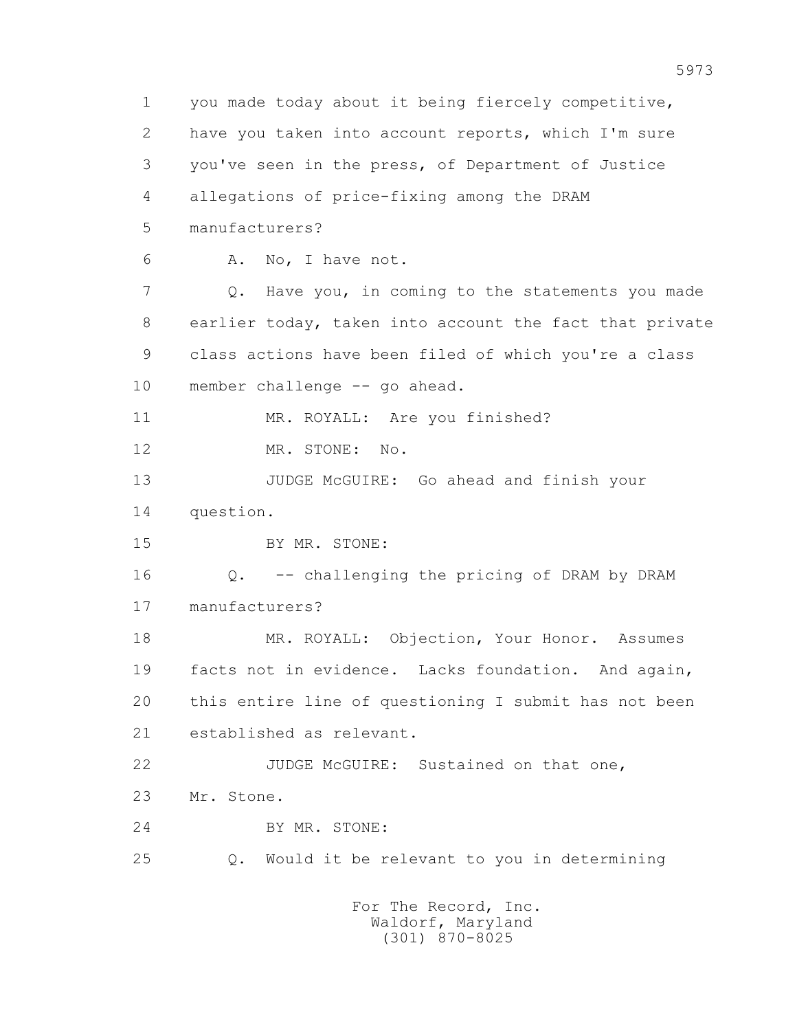1 you made today about it being fiercely competitive,
2 have you taken into account reports, which I'm sure
3 you've seen in the press, of Department of Justice
4 allegations of price-fixing among the DRAM
5 manufacturers?

6 A. No, I have not.

7 Q. Have you, in coming to the statements you made
8 earlier today, taken into account the fact that private
9 class actions have been filed of which you're a class
10 member challenge -- go ahead.

11 MR. ROYALL: Are you finished?

12 MR. STONE: No.

13 JUDGE McGUIRE: Go ahead and finish your
14 question.

15 BY MR. STONE:

16 Q. -- challenging the pricing of DRAM by DRAM
17 manufacturers?

18 MR. ROYALL: Objection, Your Honor. Assumes
19 facts not in evidence. Lacks foundation. And again,
20 this entire line of questioning I submit has not been
21 established as relevant.

22 JUDGE McGUIRE: Sustained on that one,
23 Mr. Stone.

24 BY MR. STONE:

25 Q. Would it be relevant to you in determining

For The Record, Inc.
Waldorf, Maryland
(301) 870-8025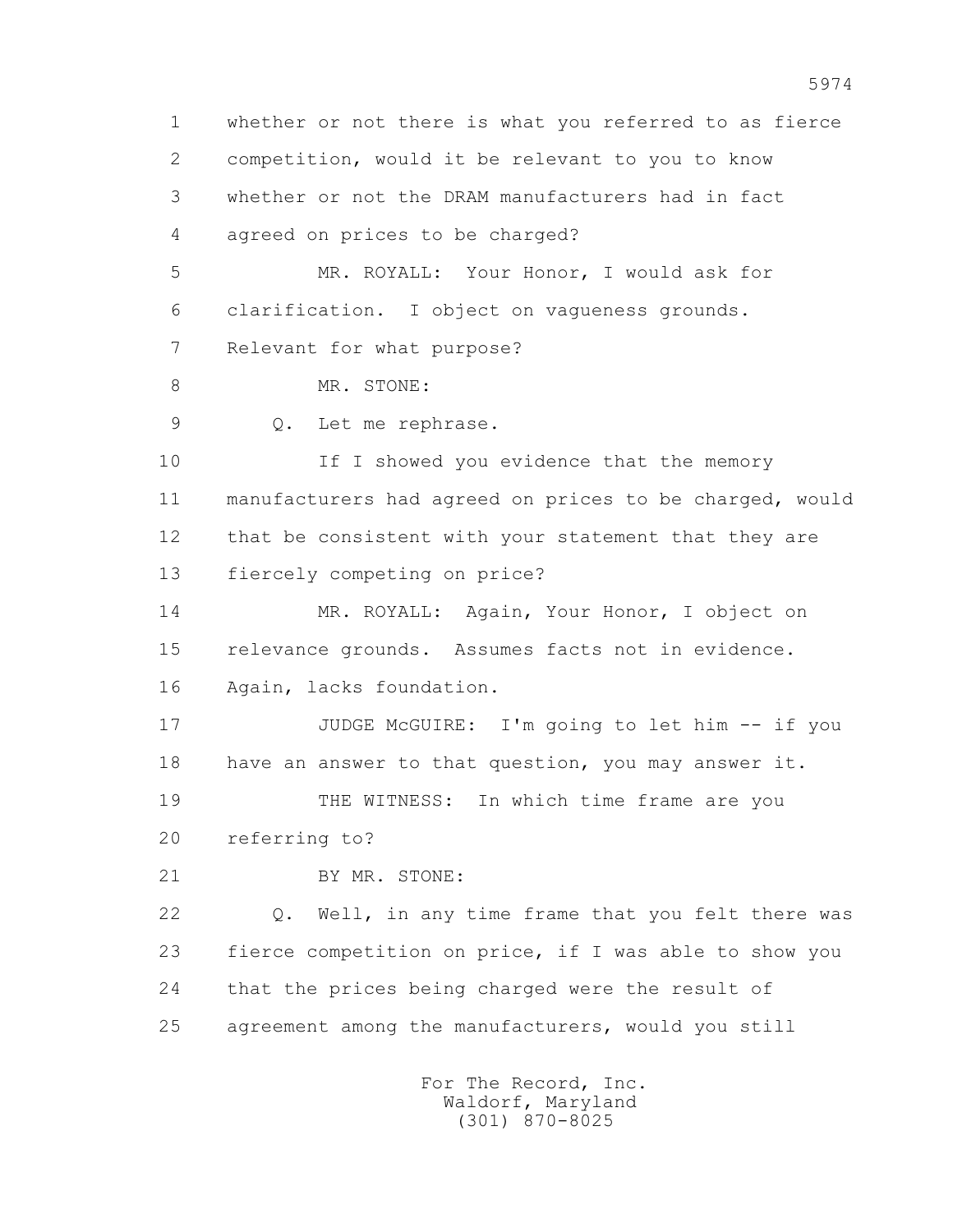1 whether or not there is what you referred to as fierce
2 competition, would it be relevant to you to know
3 whether or not the DRAM manufacturers had in fact
4 agreed on prices to be charged?
5 MR. ROYALL: Your Honor, I would ask for
6 clarification. I object on vagueness grounds.
7 Relevant for what purpose?
8 MR. STONE:
9 Q. Let me rephrase.
10 If I showed you evidence that the memory
11 manufacturers had agreed on prices to be charged, would
12 that be consistent with your statement that they are
13 fiercely competing on price?
14 MR. ROYALL: Again, Your Honor, I object on
15 relevance grounds. Assumes facts not in evidence.
16 Again, lacks foundation.
17 JUDGE McGUIRE: I'm going to let him -- if you
18 have an answer to that question, you may answer it.
19 THE WITNESS: In which time frame are you
20 referring to?
21 BY MR. STONE:
22 Q. Well, in any time frame that you felt there was
23 fierce competition on price, if I was able to show you
24 that the prices being charged were the result of
25 agreement among the manufacturers, would you still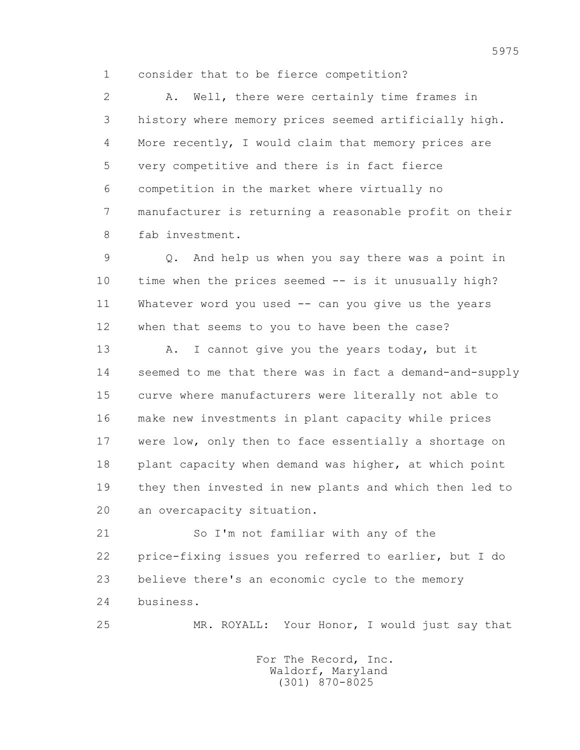1 consider that to be fierce competition?

2 A. Well, there were certainly time frames in

3 history where memory prices seemed artificially high.

4 More recently, I would claim that memory prices are

5 very competitive and there is in fact fierce

6 competition in the market where virtually no

7 manufacturer is returning a reasonable profit on their

8 fab investment.

9 Q. And help us when you say there was a point in

10 time when the prices seemed -- is it unusually high?

11 Whatever word you used -- can you give us the years

12 when that seems to you to have been the case?

13 A. I cannot give you the years today, but it

14 seemed to me that there was in fact a demand-and-supply

15 curve where manufacturers were literally not able to

16 make new investments in plant capacity while prices

17 were low, only then to face essentially a shortage on

18 plant capacity when demand was higher, at which point

19 they then invested in new plants and which then led to

20 an overcapacity situation.

21 So I'm not familiar with any of the

22 price-fixing issues you referred to earlier, but I do

23 believe there's an economic cycle to the memory

24 business.

25 MR. ROYALL: Your Honor, I would just say that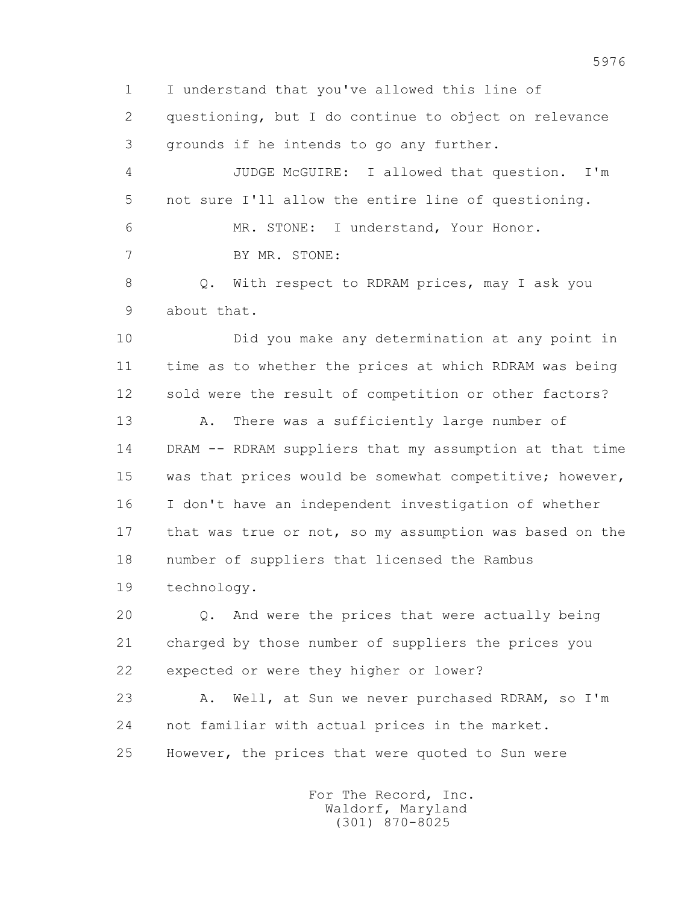I understand that you've allowed this line of questioning, but I do continue to object on relevance grounds if he intends to go any further.

JUDGE McGUIRE: I allowed that question. I'm not sure I'll allow the entire line of questioning.

MR. STONE: I understand, Your Honor.

BY MR. STONE:

Q. With respect to RDRAM prices, may I ask you about that.

Did you make any determination at any point in time as to whether the prices at which RDRAM was being sold were the result of competition or other factors?

A. There was a sufficiently large number of DRAM -- RDRAM suppliers that my assumption at that time was that prices would be somewhat competitive; however, I don't have an independent investigation of whether that was true or not, so my assumption was based on the number of suppliers that licensed the Rambus technology.

Q. And were the prices that were actually being charged by those number of suppliers the prices you expected or were they higher or lower?

A. Well, at Sun we never purchased RDRAM, so I'm not familiar with actual prices in the market. However, the prices that were quoted to Sun were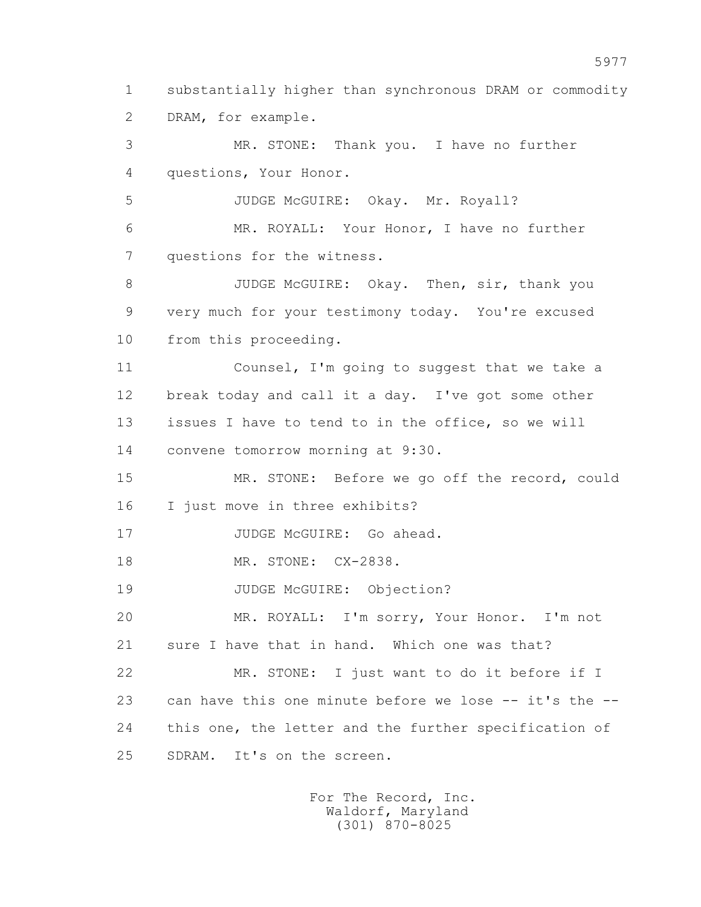1 substantially higher than synchronous DRAM or commodity
2 DRAM, for example.

3 MR. STONE: Thank you. I have no further
4 questions, Your Honor.

5 JUDGE McGUIRE: Okay. Mr. Royall?

6 MR. ROYALL: Your Honor, I have no further
7 questions for the witness.

8 JUDGE McGUIRE: Okay. Then, sir, thank you
9 very much for your testimony today. You're excused
10 from this proceeding.

11 Counsel, I'm going to suggest that we take a
12 break today and call it a day. I've got some other
13 issues I have to tend to in the office, so we will
14 convene tomorrow morning at 9:30.

15 MR. STONE: Before we go off the record, could
16 I just move in three exhibits?

17 JUDGE McGUIRE: Go ahead.

18 MR. STONE: CX-2838.

19 JUDGE McGUIRE: Objection?

20 MR. ROYALL: I'm sorry, Your Honor. I'm not
21 sure I have that in hand. Which one was that?

22 MR. STONE: I just want to do it before if I
23 can have this one minute before we lose -- it's the --
24 this one, the letter and the further specification of
25 SDRAM. It's on the screen.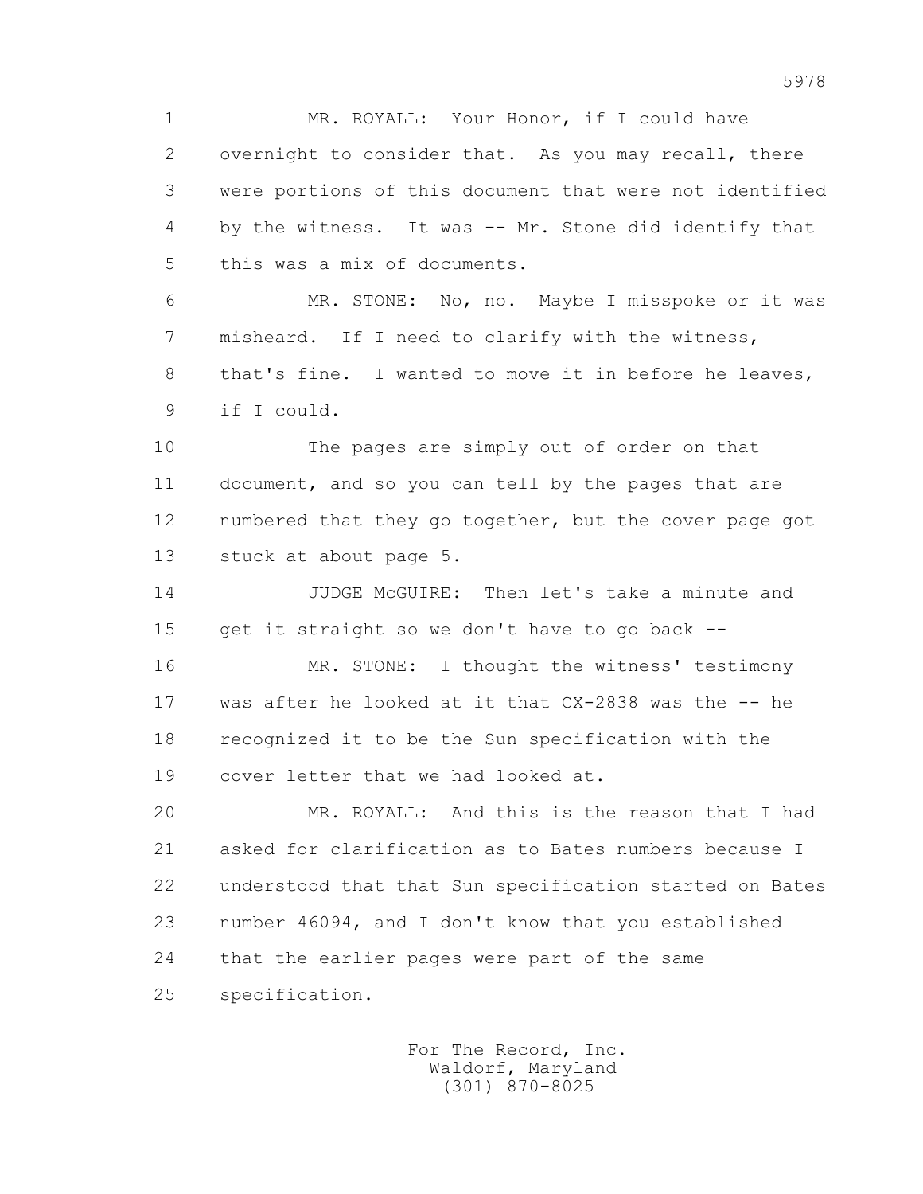MR. ROYALL: Your Honor, if I could have overnight to consider that. As you may recall, there were portions of this document that were not identified by the witness. It was -- Mr. Stone did identify that this was a mix of documents.

MR. STONE: No, no. Maybe I misspoke or it was misheard. If I need to clarify with the witness, that's fine. I wanted to move it in before he leaves, if I could.

The pages are simply out of order on that document, and so you can tell by the pages that are numbered that they go together, but the cover page got stuck at about page 5.

JUDGE McGUIRE: Then let's take a minute and get it straight so we don't have to go back --

MR. STONE: I thought the witness' testimony was after he looked at it that CX-2838 was the -- he recognized it to be the Sun specification with the cover letter that we had looked at.

MR. ROYALL: And this is the reason that I had asked for clarification as to Bates numbers because I understood that that Sun specification started on Bates number 46094, and I don't know that you established that the earlier pages were part of the same specification.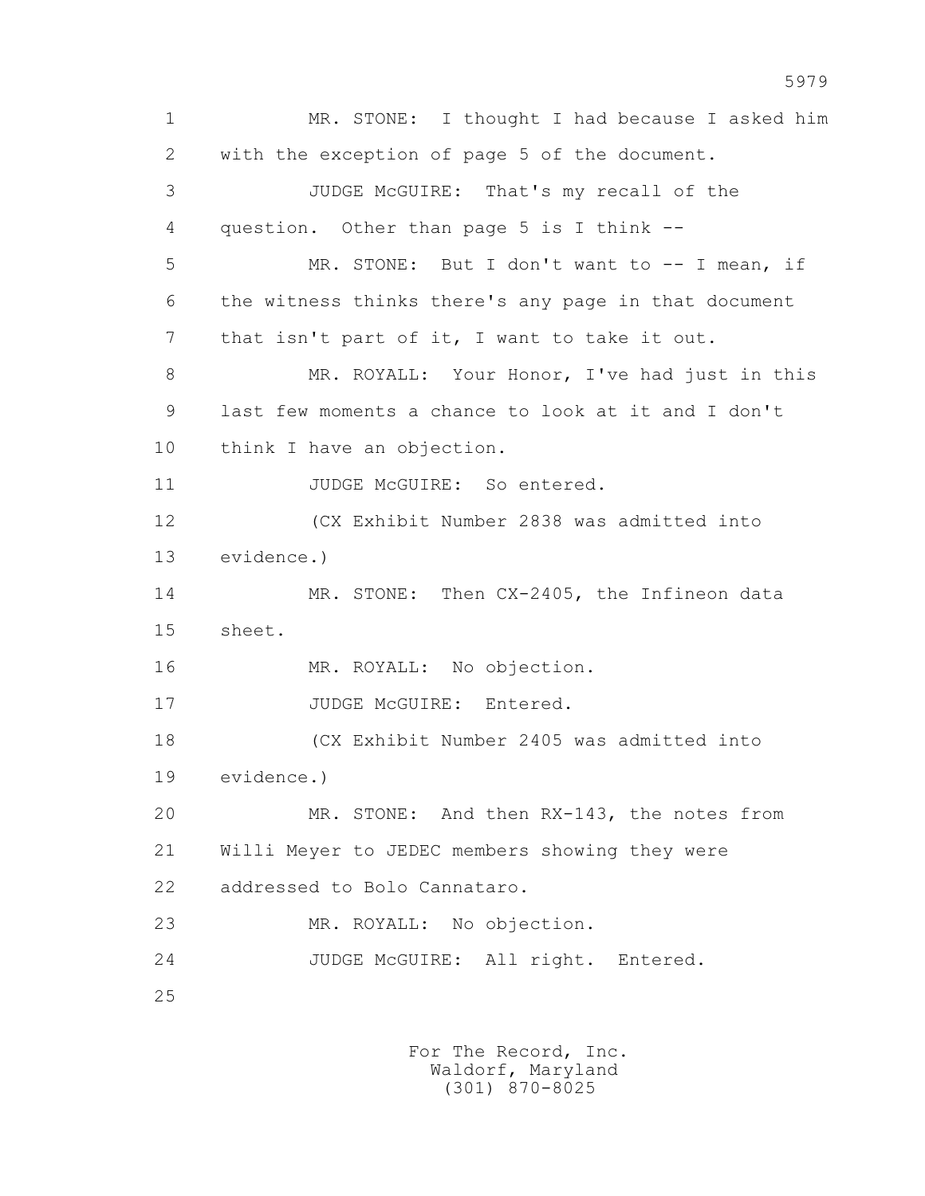1 MR. STONE: I thought I had because I asked him
2 with the exception of page 5 of the document.
3 JUDGE McGUIRE: That's my recall of the
4 question. Other than page 5 is I think --
5 MR. STONE: But I don't want to -- I mean, if
6 the witness thinks there's any page in that document
7 that isn't part of it, I want to take it out.
8 MR. ROYALL: Your Honor, I've had just in this
9 last few moments a chance to look at it and I don't
10 think I have an objection.
11 JUDGE McGUIRE: So entered.
12 (CX Exhibit Number 2838 was admitted into
13 evidence.)
14 MR. STONE: Then CX-2405, the Infineon data
15 sheet.
16 MR. ROYALL: No objection.
17 JUDGE McGUIRE: Entered.
18 (CX Exhibit Number 2405 was admitted into
19 evidence.)
20 MR. STONE: And then RX-143, the notes from
21 Willi Meyer to JEDEC members showing they were
22 addressed to Bolo Cannataro.
23 MR. ROYALL: No objection.
24 JUDGE McGUIRE: All right. Entered.
25

For The Record, Inc.
Waldorf, Maryland
(301) 870-8025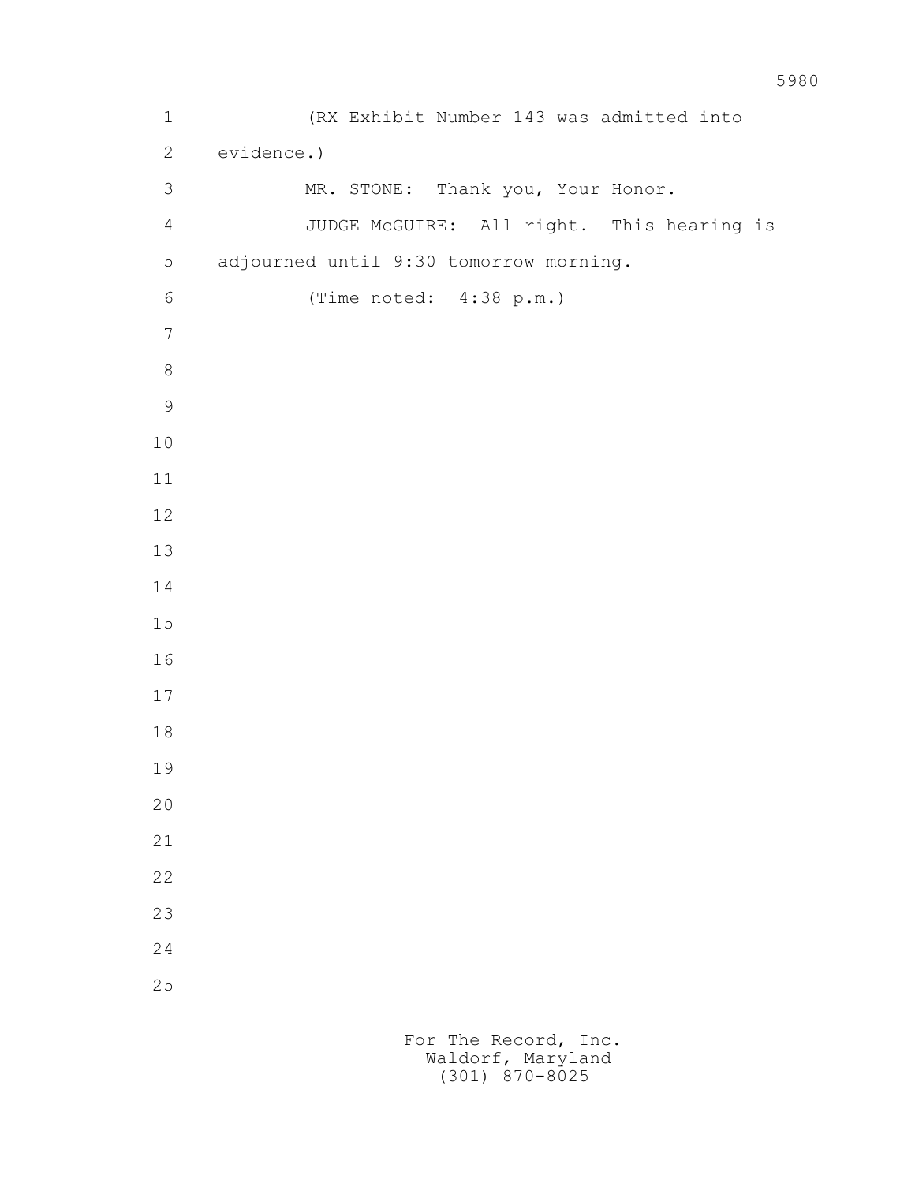(RX Exhibit Number 143 was admitted into evidence.)

MR. STONE: Thank you, Your Honor.

JUDGE McGUIRE: All right. This hearing is adjourned until 9:30 tomorrow morning.

(Time noted: 4:38 p.m.)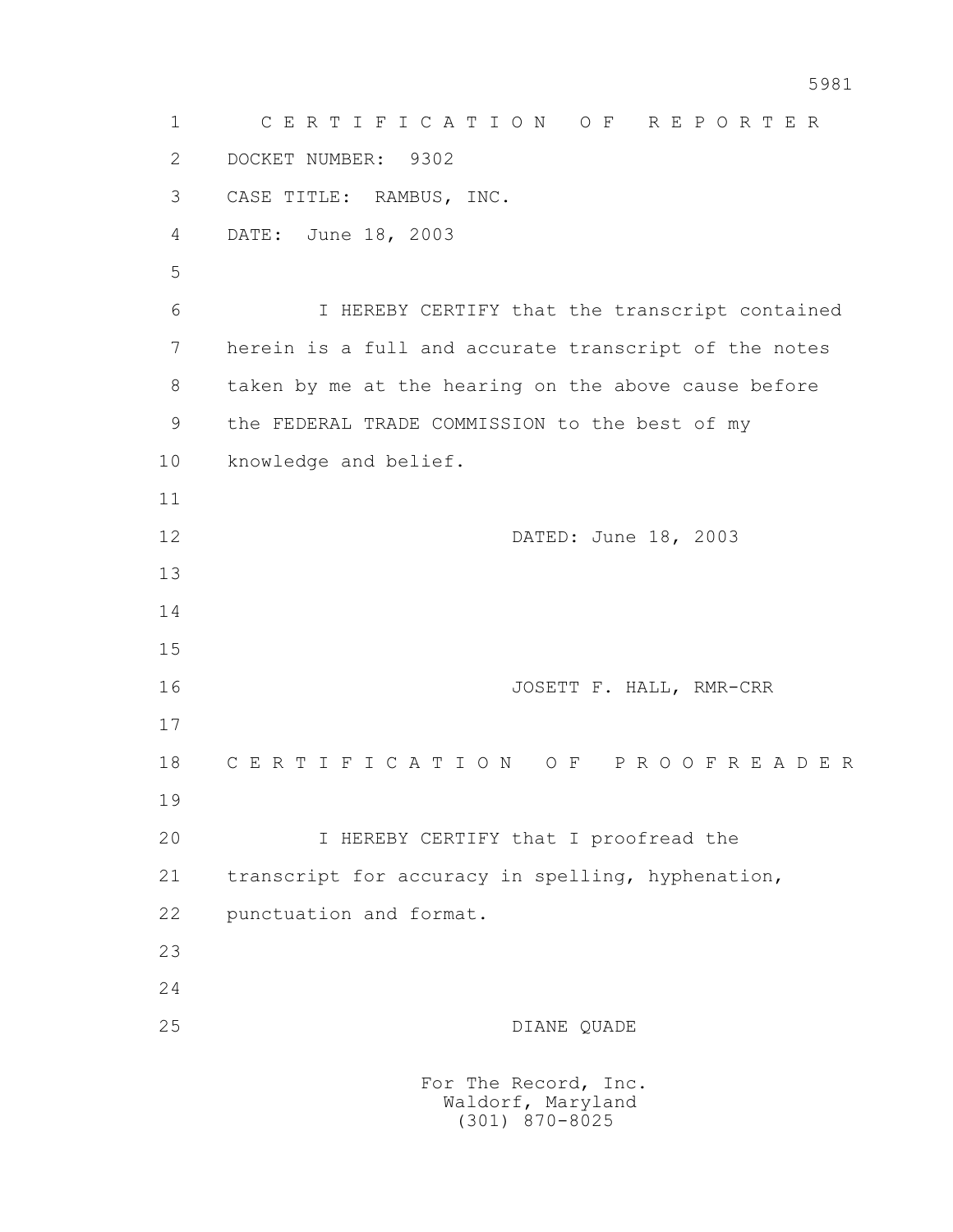# C E R T I F I C A T I O N   O F   R E P O R T E R

DOCKET NUMBER: 9302

CASE TITLE: RAMBUS, INC.

DATE: June 18, 2003

I HEREBY CERTIFY that the transcript contained herein is a full and accurate transcript of the notes taken by me at the hearing on the above cause before the FEDERAL TRADE COMMISSION to the best of my knowledge and belief.

DATED: June 18, 2003

JOSETT F. HALL, RMR-CRR

# C E R T I F I C A T I O N   O F   P R O O F R E A D E R

I HEREBY CERTIFY that I proofread the transcript for accuracy in spelling, hyphenation, punctuation and format.

DIANE QUADE